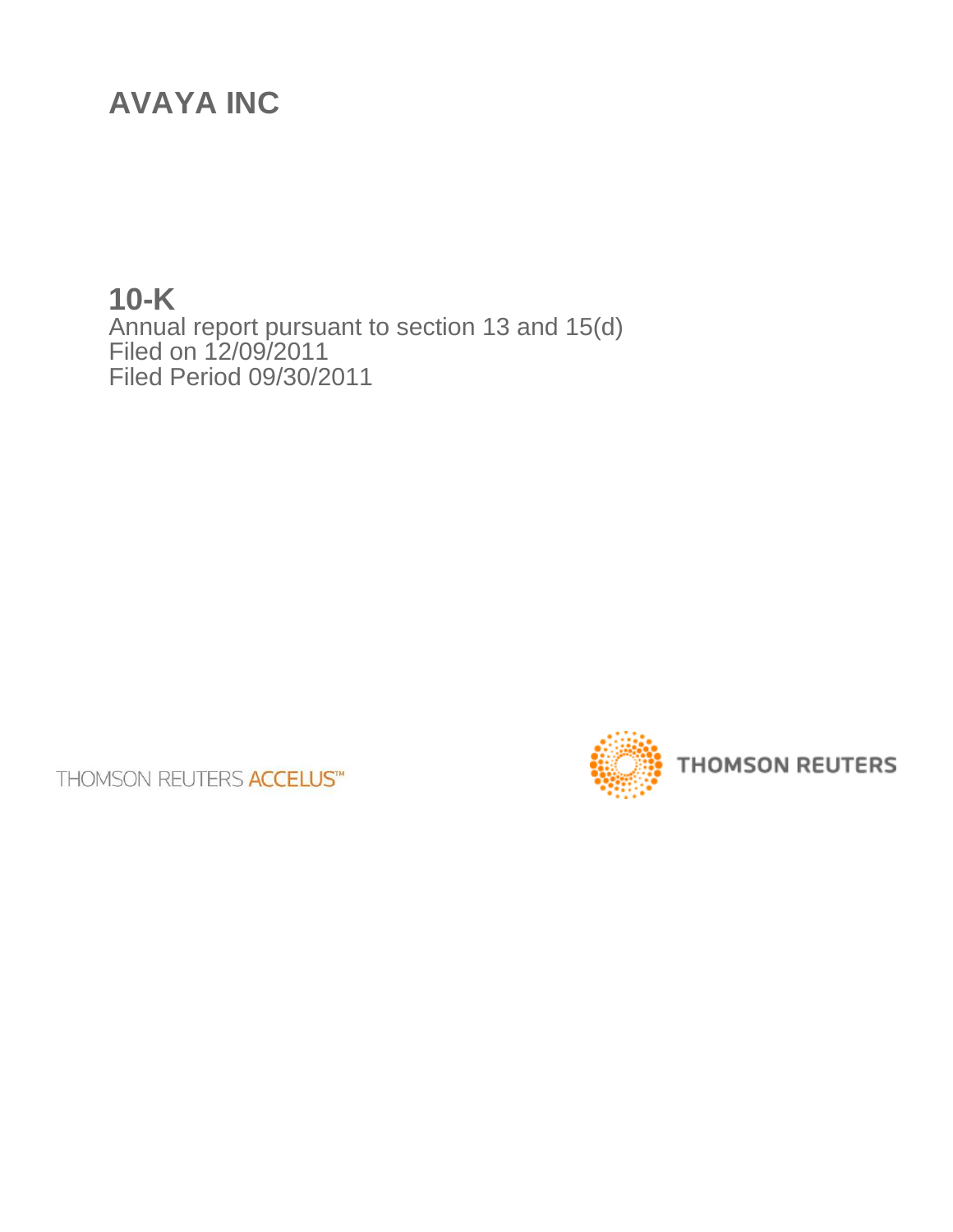# AVAYA INC

## 10-K

Annual report pursuant to section 13 and 15(d)
Filed on 12/09/2011
Filed Period 09/30/2011

THOMSON REUTERS ACCELUS™

THOMSON REUTERS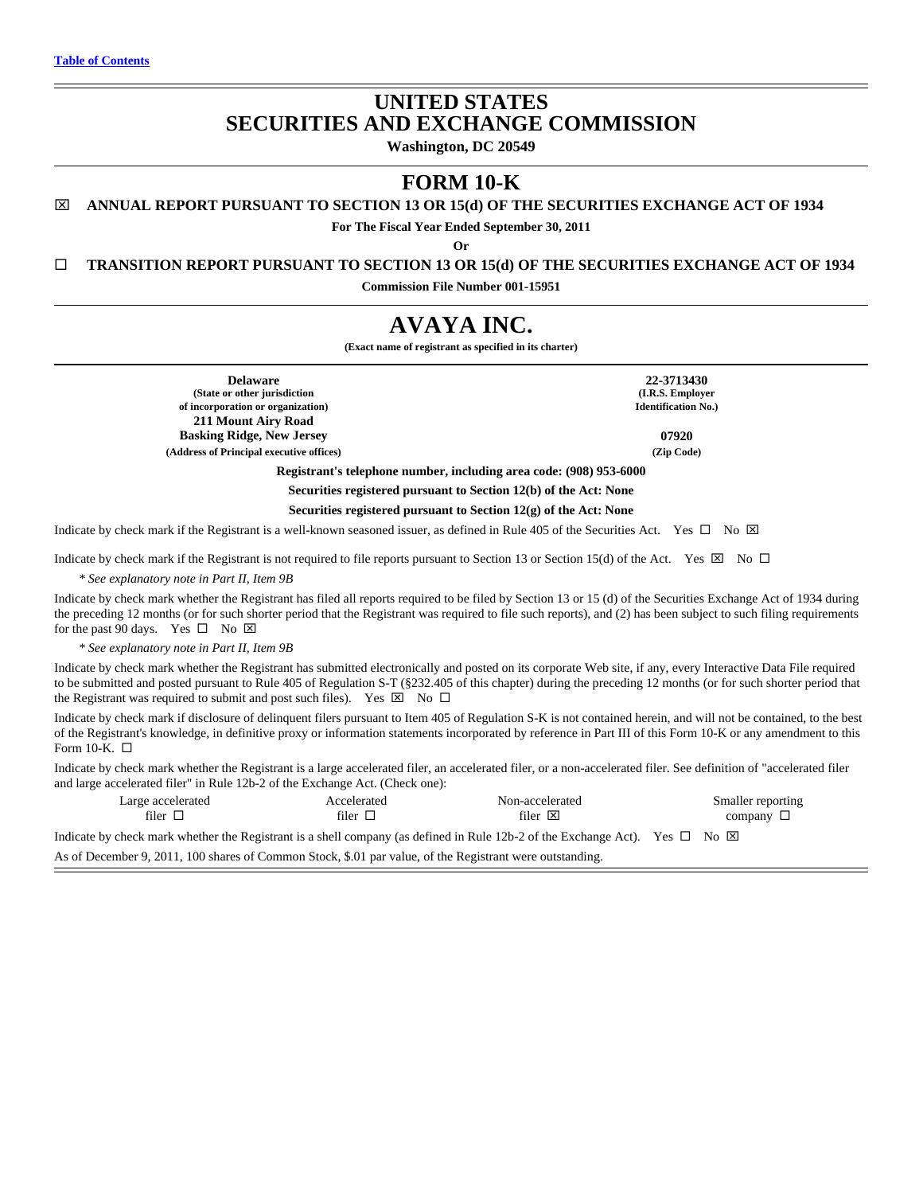Table of Contents

# UNITED STATES
# SECURITIES AND EXCHANGE COMMISSION

**Washington, DC 20549**

# FORM 10-K

☒ **ANNUAL REPORT PURSUANT TO SECTION 13 OR 15(d) OF THE SECURITIES EXCHANGE ACT OF 1934**

**For The Fiscal Year Ended September 30, 2011**

**Or**

☐ **TRANSITION REPORT PURSUANT TO SECTION 13 OR 15(d) OF THE SECURITIES EXCHANGE ACT OF 1934**

**Commission File Number 001-15951**

# AVAYA INC.

**(Exact name of registrant as specified in its charter)**

| | |
|---|---|
| **Delaware**<br>**(State or other jurisdiction of incorporation or organization)** | **22-3713430**<br>**(I.R.S. Employer Identification No.)** |
| **211 Mount Airy Road**<br>**Basking Ridge, New Jersey**<br>**(Address of Principal executive offices)** | **07920**<br>**(Zip Code)** |

**Registrant's telephone number, including area code: (908) 953-6000**

**Securities registered pursuant to Section 12(b) of the Act: None**

**Securities registered pursuant to Section 12(g) of the Act: None**

Indicate by check mark if the Registrant is a well-known seasoned issuer, as defined in Rule 405 of the Securities Act. Yes ☐ No ☒

Indicate by check mark if the Registrant is not required to file reports pursuant to Section 13 or Section 15(d) of the Act. Yes ☒ No ☐

*\* See explanatory note in Part II, Item 9B*

Indicate by check mark whether the Registrant has filed all reports required to be filed by Section 13 or 15 (d) of the Securities Exchange Act of 1934 during the preceding 12 months (or for such shorter period that the Registrant was required to file such reports), and (2) has been subject to such filing requirements for the past 90 days. Yes ☐ No ☒

*\* See explanatory note in Part II, Item 9B*

Indicate by check mark whether the Registrant has submitted electronically and posted on its corporate Web site, if any, every Interactive Data File required to be submitted and posted pursuant to Rule 405 of Regulation S-T (§232.405 of this chapter) during the preceding 12 months (or for such shorter period that the Registrant was required to submit and post such files). Yes ☒ No ☐

Indicate by check mark if disclosure of delinquent filers pursuant to Item 405 of Regulation S-K is not contained herein, and will not be contained, to the best of the Registrant's knowledge, in definitive proxy or information statements incorporated by reference in Part III of this Form 10-K or any amendment to this Form 10-K. ☐

Indicate by check mark whether the Registrant is a large accelerated filer, an accelerated filer, or a non-accelerated filer. See definition of "accelerated filer and large accelerated filer" in Rule 12b-2 of the Exchange Act. (Check one):

| Large accelerated filer ☐ | Accelerated filer ☐ | Non-accelerated filer ☒ | Smaller reporting company ☐ |
|---|---|---|---|

Indicate by check mark whether the Registrant is a shell company (as defined in Rule 12b-2 of the Exchange Act). Yes ☐ No ☒

As of December 9, 2011, 100 shares of Common Stock, $.01 par value, of the Registrant were outstanding.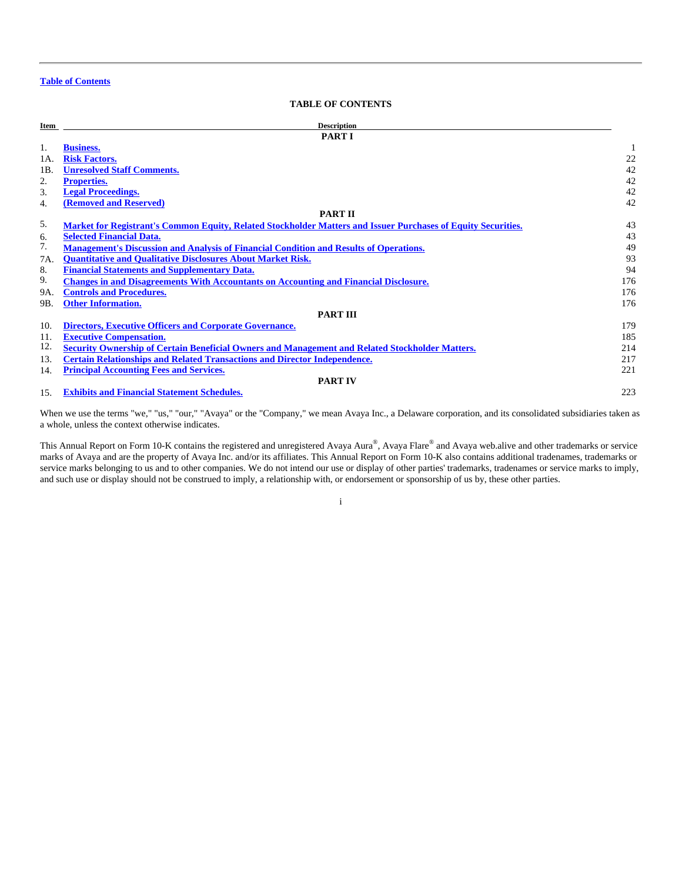Table of Contents

## TABLE OF CONTENTS

| Item | Description | |
|---|---|---|
| | **PART I** | |
| 1. | **Business.** | 1 |
| 1A. | **Risk Factors.** | 22 |
| 1B. | **Unresolved Staff Comments.** | 42 |
| 2. | **Properties.** | 42 |
| 3. | **Legal Proceedings.** | 42 |
| 4. | **(Removed and Reserved)** | 42 |
| | **PART II** | |
| 5. | **Market for Registrant's Common Equity, Related Stockholder Matters and Issuer Purchases of Equity Securities.** | 43 |
| 6. | **Selected Financial Data.** | 43 |
| 7. | **Management's Discussion and Analysis of Financial Condition and Results of Operations.** | 49 |
| 7A. | **Quantitative and Qualitative Disclosures About Market Risk.** | 93 |
| 8. | **Financial Statements and Supplementary Data.** | 94 |
| 9. | **Changes in and Disagreements With Accountants on Accounting and Financial Disclosure.** | 176 |
| 9A. | **Controls and Procedures.** | 176 |
| 9B. | **Other Information.** | 176 |
| | **PART III** | |
| 10. | **Directors, Executive Officers and Corporate Governance.** | 179 |
| 11. | **Executive Compensation.** | 185 |
| 12. | **Security Ownership of Certain Beneficial Owners and Management and Related Stockholder Matters.** | 214 |
| 13. | **Certain Relationships and Related Transactions and Director Independence.** | 217 |
| 14. | **Principal Accounting Fees and Services.** | 221 |
| | **PART IV** | |
| 15. | **Exhibits and Financial Statement Schedules.** | 223 |

When we use the terms "we," "us," "our," "Avaya" or the "Company," we mean Avaya Inc., a Delaware corporation, and its consolidated subsidiaries taken as a whole, unless the context otherwise indicates.

This Annual Report on Form 10-K contains the registered and unregistered Avaya Aura®, Avaya Flare® and Avaya web.alive and other trademarks or service marks of Avaya and are the property of Avaya Inc. and/or its affiliates. This Annual Report on Form 10-K also contains additional tradenames, trademarks or service marks belonging to us and to other companies. We do not intend our use or display of other parties' trademarks, tradenames or service marks to imply, and such use or display should not be construed to imply, a relationship with, or endorsement or sponsorship of us by, these other parties.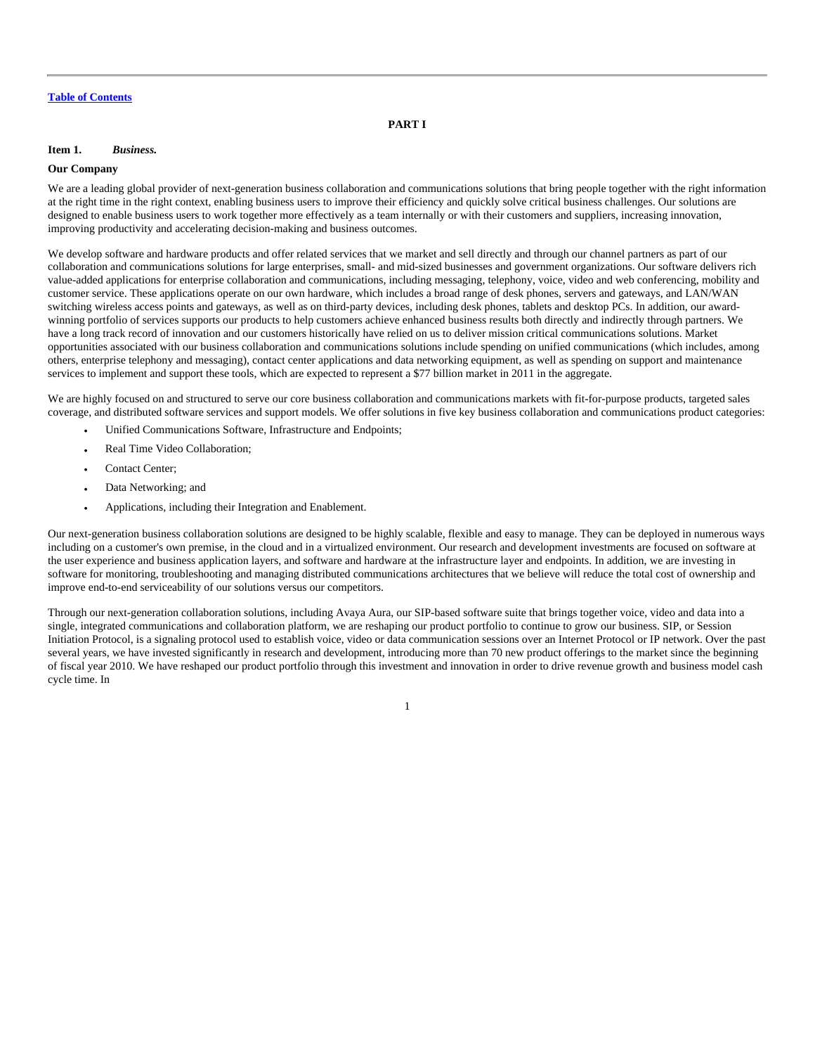# PART I

## Item 1. *Business.*

### Our Company

We are a leading global provider of next-generation business collaboration and communications solutions that bring people together with the right information at the right time in the right context, enabling business users to improve their efficiency and quickly solve critical business challenges. Our solutions are designed to enable business users to work together more effectively as a team internally or with their customers and suppliers, increasing innovation, improving productivity and accelerating decision-making and business outcomes.

We develop software and hardware products and offer related services that we market and sell directly and through our channel partners as part of our collaboration and communications solutions for large enterprises, small- and mid-sized businesses and government organizations. Our software delivers rich value-added applications for enterprise collaboration and communications, including messaging, telephony, voice, video and web conferencing, mobility and customer service. These applications operate on our own hardware, which includes a broad range of desk phones, servers and gateways, and LAN/WAN switching wireless access points and gateways, as well as on third-party devices, including desk phones, tablets and desktop PCs. In addition, our award-winning portfolio of services supports our products to help customers achieve enhanced business results both directly and indirectly through partners. We have a long track record of innovation and our customers historically have relied on us to deliver mission critical communications solutions. Market opportunities associated with our business collaboration and communications solutions include spending on unified communications (which includes, among others, enterprise telephony and messaging), contact center applications and data networking equipment, as well as spending on support and maintenance services to implement and support these tools, which are expected to represent a $77 billion market in 2011 in the aggregate.

We are highly focused on and structured to serve our core business collaboration and communications markets with fit-for-purpose products, targeted sales coverage, and distributed software services and support models. We offer solutions in five key business collaboration and communications product categories:

- Unified Communications Software, Infrastructure and Endpoints;
- Real Time Video Collaboration;
- Contact Center;
- Data Networking; and
- Applications, including their Integration and Enablement.

Our next-generation business collaboration solutions are designed to be highly scalable, flexible and easy to manage. They can be deployed in numerous ways including on a customer's own premise, in the cloud and in a virtualized environment. Our research and development investments are focused on software at the user experience and business application layers, and software and hardware at the infrastructure layer and endpoints. In addition, we are investing in software for monitoring, troubleshooting and managing distributed communications architectures that we believe will reduce the total cost of ownership and improve end-to-end serviceability of our solutions versus our competitors.

Through our next-generation collaboration solutions, including Avaya Aura, our SIP-based software suite that brings together voice, video and data into a single, integrated communications and collaboration platform, we are reshaping our product portfolio to continue to grow our business. SIP, or Session Initiation Protocol, is a signaling protocol used to establish voice, video or data communication sessions over an Internet Protocol or IP network. Over the past several years, we have invested significantly in research and development, introducing more than 70 new product offerings to the market since the beginning of fiscal year 2010. We have reshaped our product portfolio through this investment and innovation in order to drive revenue growth and business model cash cycle time. In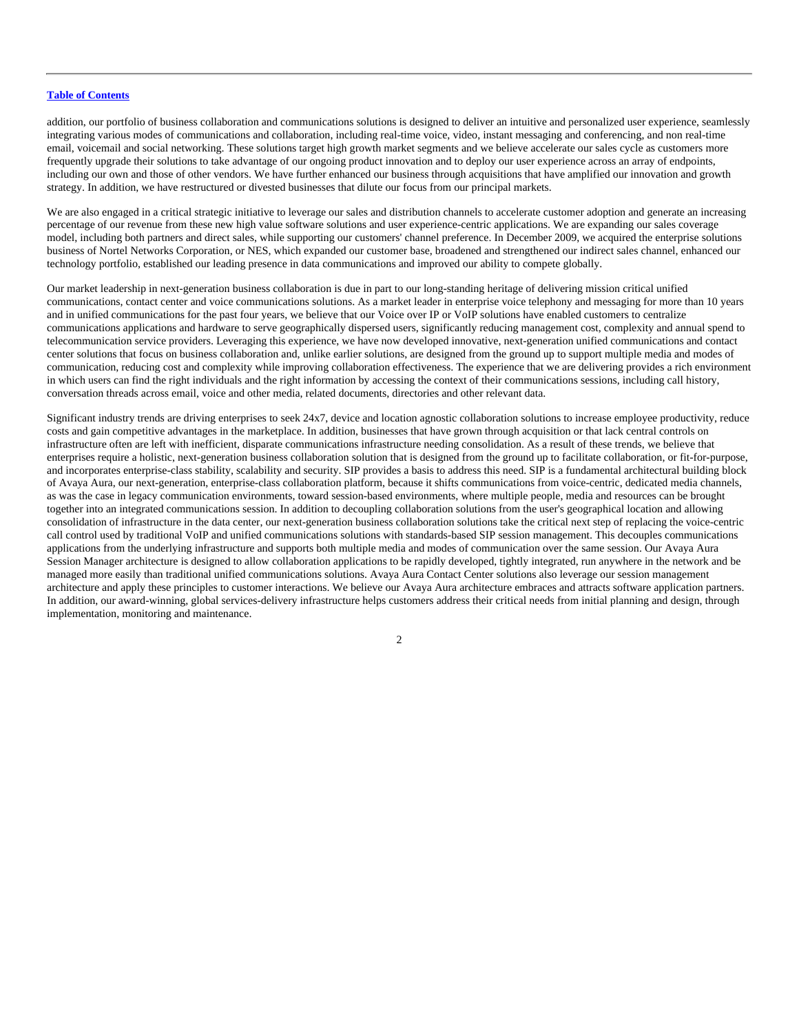addition, our portfolio of business collaboration and communications solutions is designed to deliver an intuitive and personalized user experience, seamlessly integrating various modes of communications and collaboration, including real-time voice, video, instant messaging and conferencing, and non real-time email, voicemail and social networking. These solutions target high growth market segments and we believe accelerate our sales cycle as customers more frequently upgrade their solutions to take advantage of our ongoing product innovation and to deploy our user experience across an array of endpoints, including our own and those of other vendors. We have further enhanced our business through acquisitions that have amplified our innovation and growth strategy. In addition, we have restructured or divested businesses that dilute our focus from our principal markets.

We are also engaged in a critical strategic initiative to leverage our sales and distribution channels to accelerate customer adoption and generate an increasing percentage of our revenue from these new high value software solutions and user experience-centric applications. We are expanding our sales coverage model, including both partners and direct sales, while supporting our customers' channel preference. In December 2009, we acquired the enterprise solutions business of Nortel Networks Corporation, or NES, which expanded our customer base, broadened and strengthened our indirect sales channel, enhanced our technology portfolio, established our leading presence in data communications and improved our ability to compete globally.

Our market leadership in next-generation business collaboration is due in part to our long-standing heritage of delivering mission critical unified communications, contact center and voice communications solutions. As a market leader in enterprise voice telephony and messaging for more than 10 years and in unified communications for the past four years, we believe that our Voice over IP or VoIP solutions have enabled customers to centralize communications applications and hardware to serve geographically dispersed users, significantly reducing management cost, complexity and annual spend to telecommunication service providers. Leveraging this experience, we have now developed innovative, next-generation unified communications and contact center solutions that focus on business collaboration and, unlike earlier solutions, are designed from the ground up to support multiple media and modes of communication, reducing cost and complexity while improving collaboration effectiveness. The experience that we are delivering provides a rich environment in which users can find the right individuals and the right information by accessing the context of their communications sessions, including call history, conversation threads across email, voice and other media, related documents, directories and other relevant data.

Significant industry trends are driving enterprises to seek 24x7, device and location agnostic collaboration solutions to increase employee productivity, reduce costs and gain competitive advantages in the marketplace. In addition, businesses that have grown through acquisition or that lack central controls on infrastructure often are left with inefficient, disparate communications infrastructure needing consolidation. As a result of these trends, we believe that enterprises require a holistic, next-generation business collaboration solution that is designed from the ground up to facilitate collaboration, or fit-for-purpose, and incorporates enterprise-class stability, scalability and security. SIP provides a basis to address this need. SIP is a fundamental architectural building block of Avaya Aura, our next-generation, enterprise-class collaboration platform, because it shifts communications from voice-centric, dedicated media channels, as was the case in legacy communication environments, toward session-based environments, where multiple people, media and resources can be brought together into an integrated communications session. In addition to decoupling collaboration solutions from the user's geographical location and allowing consolidation of infrastructure in the data center, our next-generation business collaboration solutions take the critical next step of replacing the voice-centric call control used by traditional VoIP and unified communications solutions with standards-based SIP session management. This decouples communications applications from the underlying infrastructure and supports both multiple media and modes of communication over the same session. Our Avaya Aura Session Manager architecture is designed to allow collaboration applications to be rapidly developed, tightly integrated, run anywhere in the network and be managed more easily than traditional unified communications solutions. Avaya Aura Contact Center solutions also leverage our session management architecture and apply these principles to customer interactions. We believe our Avaya Aura architecture embraces and attracts software application partners. In addition, our award-winning, global services-delivery infrastructure helps customers address their critical needs from initial planning and design, through implementation, monitoring and maintenance.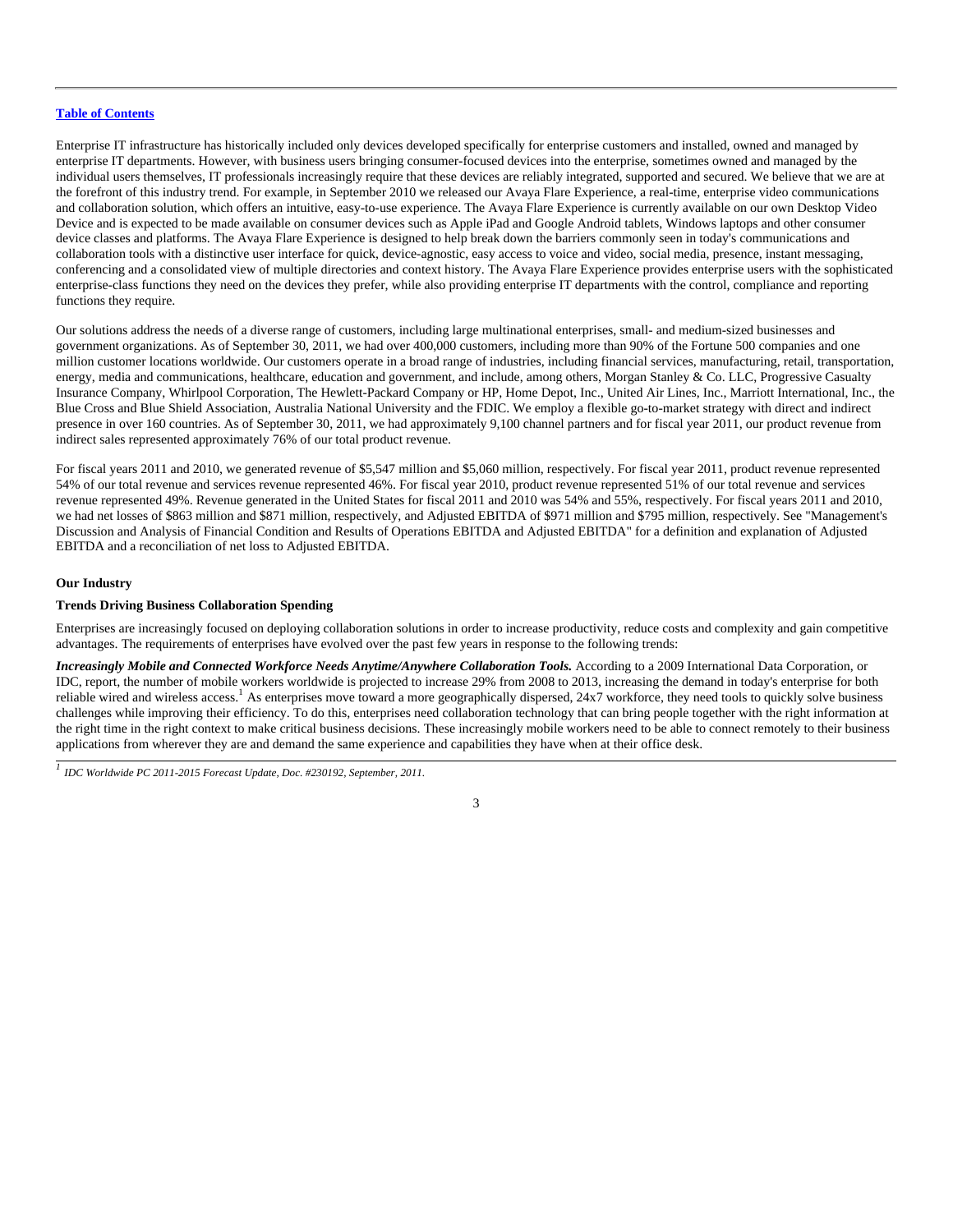Table of Contents

Enterprise IT infrastructure has historically included only devices developed specifically for enterprise customers and installed, owned and managed by enterprise IT departments. However, with business users bringing consumer-focused devices into the enterprise, sometimes owned and managed by the individual users themselves, IT professionals increasingly require that these devices are reliably integrated, supported and secured. We believe that we are at the forefront of this industry trend. For example, in September 2010 we released our Avaya Flare Experience, a real-time, enterprise video communications and collaboration solution, which offers an intuitive, easy-to-use experience. The Avaya Flare Experience is currently available on our own Desktop Video Device and is expected to be made available on consumer devices such as Apple iPad and Google Android tablets, Windows laptops and other consumer device classes and platforms. The Avaya Flare Experience is designed to help break down the barriers commonly seen in today's communications and collaboration tools with a distinctive user interface for quick, device-agnostic, easy access to voice and video, social media, presence, instant messaging, conferencing and a consolidated view of multiple directories and context history. The Avaya Flare Experience provides enterprise users with the sophisticated enterprise-class functions they need on the devices they prefer, while also providing enterprise IT departments with the control, compliance and reporting functions they require.

Our solutions address the needs of a diverse range of customers, including large multinational enterprises, small- and medium-sized businesses and government organizations. As of September 30, 2011, we had over 400,000 customers, including more than 90% of the Fortune 500 companies and one million customer locations worldwide. Our customers operate in a broad range of industries, including financial services, manufacturing, retail, transportation, energy, media and communications, healthcare, education and government, and include, among others, Morgan Stanley & Co. LLC, Progressive Casualty Insurance Company, Whirlpool Corporation, The Hewlett-Packard Company or HP, Home Depot, Inc., United Air Lines, Inc., Marriott International, Inc., the Blue Cross and Blue Shield Association, Australia National University and the FDIC. We employ a flexible go-to-market strategy with direct and indirect presence in over 160 countries. As of September 30, 2011, we had approximately 9,100 channel partners and for fiscal year 2011, our product revenue from indirect sales represented approximately 76% of our total product revenue.

For fiscal years 2011 and 2010, we generated revenue of $5,547 million and $5,060 million, respectively. For fiscal year 2011, product revenue represented 54% of our total revenue and services revenue represented 46%. For fiscal year 2010, product revenue represented 51% of our total revenue and services revenue represented 49%. Revenue generated in the United States for fiscal 2011 and 2010 was 54% and 55%, respectively. For fiscal years 2011 and 2010, we had net losses of $863 million and $871 million, respectively, and Adjusted EBITDA of $971 million and $795 million, respectively. See "Management's Discussion and Analysis of Financial Condition and Results of Operations EBITDA and Adjusted EBITDA" for a definition and explanation of Adjusted EBITDA and a reconciliation of net loss to Adjusted EBITDA.

## Our Industry

### Trends Driving Business Collaboration Spending

Enterprises are increasingly focused on deploying collaboration solutions in order to increase productivity, reduce costs and complexity and gain competitive advantages. The requirements of enterprises have evolved over the past few years in response to the following trends:

***Increasingly Mobile and Connected Workforce Needs Anytime/Anywhere Collaboration Tools.*** According to a 2009 International Data Corporation, or IDC, report, the number of mobile workers worldwide is projected to increase 29% from 2008 to 2013, increasing the demand in today's enterprise for both reliable wired and wireless access.[1] As enterprises move toward a more geographically dispersed, 24x7 workforce, they need tools to quickly solve business challenges while improving their efficiency. To do this, enterprises need collaboration technology that can bring people together with the right information at the right time in the right context to make critical business decisions. These increasingly mobile workers need to be able to connect remotely to their business applications from wherever they are and demand the same experience and capabilities they have when at their office desk.

[1] *IDC Worldwide PC 2011-2015 Forecast Update, Doc. #230192, September, 2011.*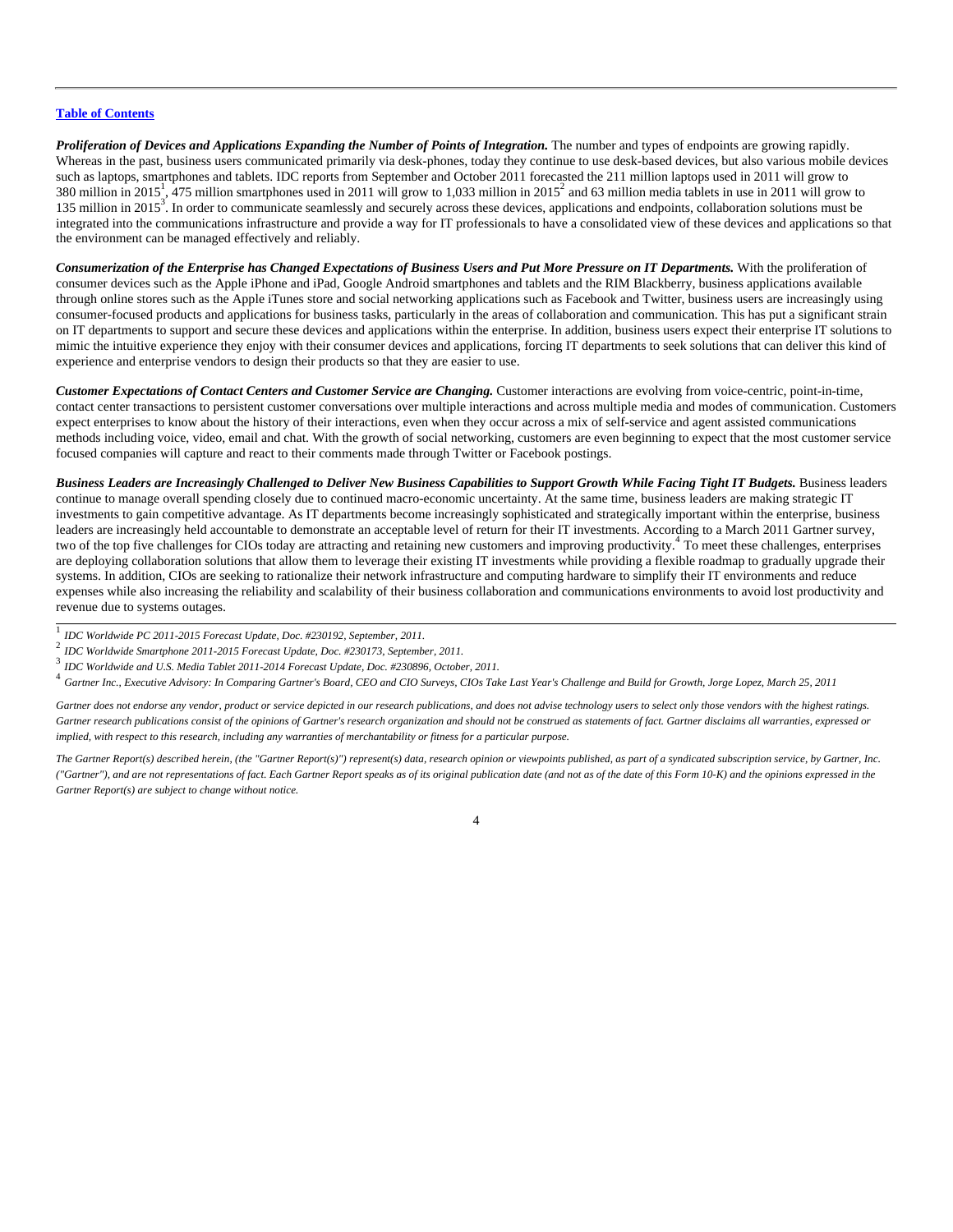[Table of Contents](#)

***Proliferation of Devices and Applications Expanding the Number of Points of Integration.*** The number and types of endpoints are growing rapidly. Whereas in the past, business users communicated primarily via desk-phones, today they continue to use desk-based devices, but also various mobile devices such as laptops, smartphones and tablets. IDC reports from September and October 2011 forecasted the 211 million laptops used in 2011 will grow to 380 million in 2015[1], 475 million smartphones used in 2011 will grow to 1,033 million in 2015[2] and 63 million media tablets in use in 2011 will grow to 135 million in 2015[3]. In order to communicate seamlessly and securely across these devices, applications and endpoints, collaboration solutions must be integrated into the communications infrastructure and provide a way for IT professionals to have a consolidated view of these devices and applications so that the environment can be managed effectively and reliably.

***Consumerization of the Enterprise has Changed Expectations of Business Users and Put More Pressure on IT Departments.*** With the proliferation of consumer devices such as the Apple iPhone and iPad, Google Android smartphones and tablets and the RIM Blackberry, business applications available through online stores such as the Apple iTunes store and social networking applications such as Facebook and Twitter, business users are increasingly using consumer-focused products and applications for business tasks, particularly in the areas of collaboration and communication. This has put a significant strain on IT departments to support and secure these devices and applications within the enterprise. In addition, business users expect their enterprise IT solutions to mimic the intuitive experience they enjoy with their consumer devices and applications, forcing IT departments to seek solutions that can deliver this kind of experience and enterprise vendors to design their products so that they are easier to use.

***Customer Expectations of Contact Centers and Customer Service are Changing.*** Customer interactions are evolving from voice-centric, point-in-time, contact center transactions to persistent customer conversations over multiple interactions and across multiple media and modes of communication. Customers expect enterprises to know about the history of their interactions, even when they occur across a mix of self-service and agent assisted communications methods including voice, video, email and chat. With the growth of social networking, customers are even beginning to expect that the most customer service focused companies will capture and react to their comments made through Twitter or Facebook postings.

***Business Leaders are Increasingly Challenged to Deliver New Business Capabilities to Support Growth While Facing Tight IT Budgets.*** Business leaders continue to manage overall spending closely due to continued macro-economic uncertainty. At the same time, business leaders are making strategic IT investments to gain competitive advantage. As IT departments become increasingly sophisticated and strategically important within the enterprise, business leaders are increasingly held accountable to demonstrate an acceptable level of return for their IT investments. According to a March 2011 Gartner survey, two of the top five challenges for CIOs today are attracting and retaining new customers and improving productivity.[4] To meet these challenges, enterprises are deploying collaboration solutions that allow them to leverage their existing IT investments while providing a flexible roadmap to gradually upgrade their systems. In addition, CIOs are seeking to rationalize their network infrastructure and computing hardware to simplify their IT environments and reduce expenses while also increasing the reliability and scalability of their business collaboration and communications environments to avoid lost productivity and revenue due to systems outages.

---

[1] *IDC Worldwide PC 2011-2015 Forecast Update, Doc. #230192, September, 2011.*

[2] *IDC Worldwide Smartphone 2011-2015 Forecast Update, Doc. #230173, September, 2011.*

[3] *IDC Worldwide and U.S. Media Tablet 2011-2014 Forecast Update, Doc. #230896, October, 2011.*

[4] *Gartner Inc., Executive Advisory: In Comparing Gartner's Board, CEO and CIO Surveys, CIOs Take Last Year's Challenge and Build for Growth, Jorge Lopez, March 25, 2011*

*Gartner does not endorse any vendor, product or service depicted in our research publications, and does not advise technology users to select only those vendors with the highest ratings. Gartner research publications consist of the opinions of Gartner's research organization and should not be construed as statements of fact. Gartner disclaims all warranties, expressed or implied, with respect to this research, including any warranties of merchantability or fitness for a particular purpose.*

*The Gartner Report(s) described herein, (the "Gartner Report(s)") represent(s) data, research opinion or viewpoints published, as part of a syndicated subscription service, by Gartner, Inc. ("Gartner"), and are not representations of fact. Each Gartner Report speaks as of its original publication date (and not as of the date of this Form 10-K) and the opinions expressed in the Gartner Report(s) are subject to change without notice.*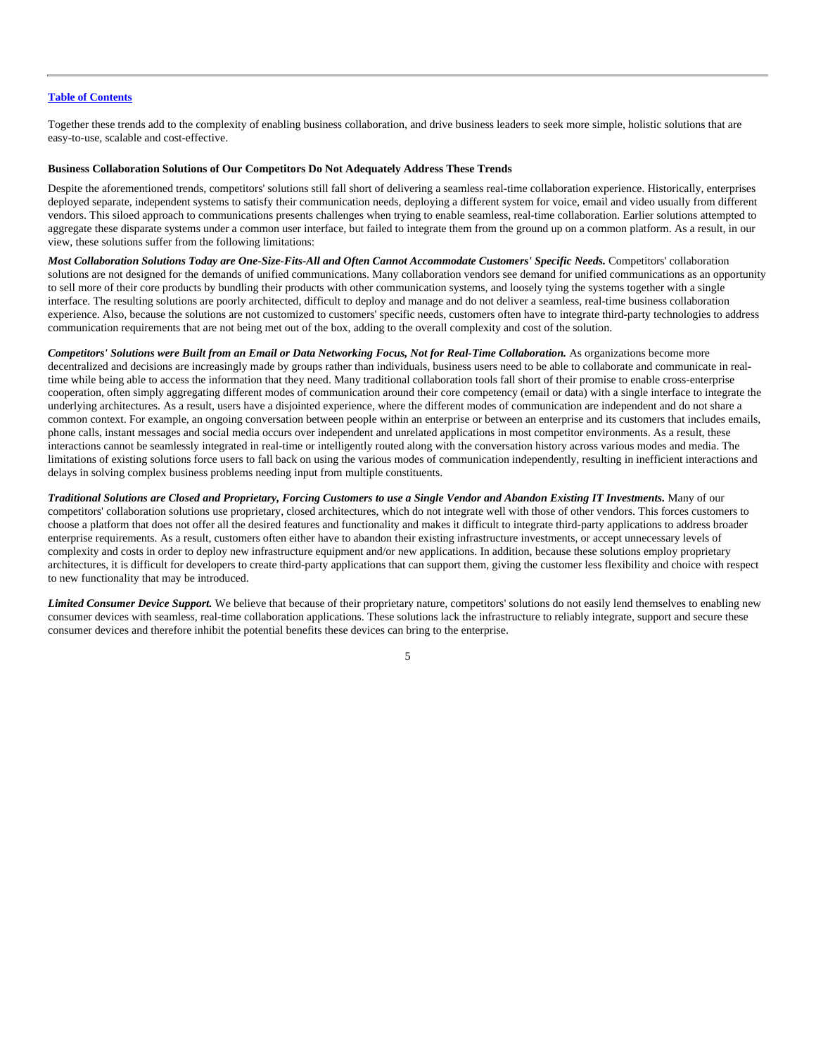Together these trends add to the complexity of enabling business collaboration, and drive business leaders to seek more simple, holistic solutions that are easy-to-use, scalable and cost-effective.

**Business Collaboration Solutions of Our Competitors Do Not Adequately Address These Trends**

Despite the aforementioned trends, competitors' solutions still fall short of delivering a seamless real-time collaboration experience. Historically, enterprises deployed separate, independent systems to satisfy their communication needs, deploying a different system for voice, email and video usually from different vendors. This siloed approach to communications presents challenges when trying to enable seamless, real-time collaboration. Earlier solutions attempted to aggregate these disparate systems under a common user interface, but failed to integrate them from the ground up on a common platform. As a result, in our view, these solutions suffer from the following limitations:

***Most Collaboration Solutions Today are One-Size-Fits-All and Often Cannot Accommodate Customers' Specific Needs.*** Competitors' collaboration solutions are not designed for the demands of unified communications. Many collaboration vendors see demand for unified communications as an opportunity to sell more of their core products by bundling their products with other communication systems, and loosely tying the systems together with a single interface. The resulting solutions are poorly architected, difficult to deploy and manage and do not deliver a seamless, real-time business collaboration experience. Also, because the solutions are not customized to customers' specific needs, customers often have to integrate third-party technologies to address communication requirements that are not being met out of the box, adding to the overall complexity and cost of the solution.

***Competitors' Solutions were Built from an Email or Data Networking Focus, Not for Real-Time Collaboration.*** As organizations become more decentralized and decisions are increasingly made by groups rather than individuals, business users need to be able to collaborate and communicate in real-time while being able to access the information that they need. Many traditional collaboration tools fall short of their promise to enable cross-enterprise cooperation, often simply aggregating different modes of communication around their core competency (email or data) with a single interface to integrate the underlying architectures. As a result, users have a disjointed experience, where the different modes of communication are independent and do not share a common context. For example, an ongoing conversation between people within an enterprise or between an enterprise and its customers that includes emails, phone calls, instant messages and social media occurs over independent and unrelated applications in most competitor environments. As a result, these interactions cannot be seamlessly integrated in real-time or intelligently routed along with the conversation history across various modes and media. The limitations of existing solutions force users to fall back on using the various modes of communication independently, resulting in inefficient interactions and delays in solving complex business problems needing input from multiple constituents.

***Traditional Solutions are Closed and Proprietary, Forcing Customers to use a Single Vendor and Abandon Existing IT Investments.*** Many of our competitors' collaboration solutions use proprietary, closed architectures, which do not integrate well with those of other vendors. This forces customers to choose a platform that does not offer all the desired features and functionality and makes it difficult to integrate third-party applications to address broader enterprise requirements. As a result, customers often either have to abandon their existing infrastructure investments, or accept unnecessary levels of complexity and costs in order to deploy new infrastructure equipment and/or new applications. In addition, because these solutions employ proprietary architectures, it is difficult for developers to create third-party applications that can support them, giving the customer less flexibility and choice with respect to new functionality that may be introduced.

***Limited Consumer Device Support.*** We believe that because of their proprietary nature, competitors' solutions do not easily lend themselves to enabling new consumer devices with seamless, real-time collaboration applications. These solutions lack the infrastructure to reliably integrate, support and secure these consumer devices and therefore inhibit the potential benefits these devices can bring to the enterprise.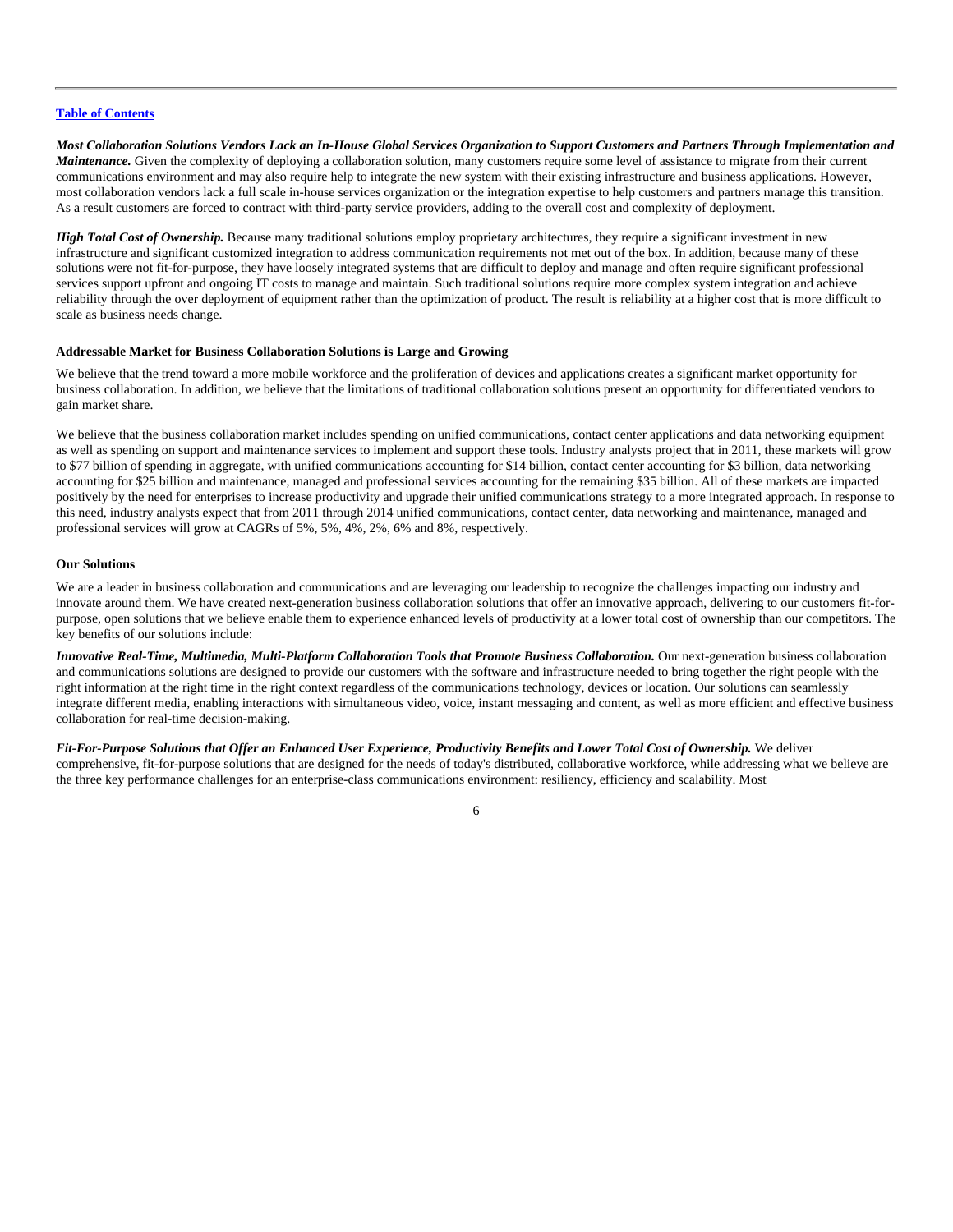[Table of Contents](#)

***Most Collaboration Solutions Vendors Lack an In-House Global Services Organization to Support Customers and Partners Through Implementation and Maintenance.*** Given the complexity of deploying a collaboration solution, many customers require some level of assistance to migrate from their current communications environment and may also require help to integrate the new system with their existing infrastructure and business applications. However, most collaboration vendors lack a full scale in-house services organization or the integration expertise to help customers and partners manage this transition. As a result customers are forced to contract with third-party service providers, adding to the overall cost and complexity of deployment.

***High Total Cost of Ownership.*** Because many traditional solutions employ proprietary architectures, they require a significant investment in new infrastructure and significant customized integration to address communication requirements not met out of the box. In addition, because many of these solutions were not fit-for-purpose, they have loosely integrated systems that are difficult to deploy and manage and often require significant professional services support upfront and ongoing IT costs to manage and maintain. Such traditional solutions require more complex system integration and achieve reliability through the over deployment of equipment rather than the optimization of product. The result is reliability at a higher cost that is more difficult to scale as business needs change.

**Addressable Market for Business Collaboration Solutions is Large and Growing**

We believe that the trend toward a more mobile workforce and the proliferation of devices and applications creates a significant market opportunity for business collaboration. In addition, we believe that the limitations of traditional collaboration solutions present an opportunity for differentiated vendors to gain market share.

We believe that the business collaboration market includes spending on unified communications, contact center applications and data networking equipment as well as spending on support and maintenance services to implement and support these tools. Industry analysts project that in 2011, these markets will grow to $77 billion of spending in aggregate, with unified communications accounting for $14 billion, contact center accounting for $3 billion, data networking accounting for $25 billion and maintenance, managed and professional services accounting for the remaining $35 billion. All of these markets are impacted positively by the need for enterprises to increase productivity and upgrade their unified communications strategy to a more integrated approach. In response to this need, industry analysts expect that from 2011 through 2014 unified communications, contact center, data networking and maintenance, managed and professional services will grow at CAGRs of 5%, 5%, 4%, 2%, 6% and 8%, respectively.

**Our Solutions**

We are a leader in business collaboration and communications and are leveraging our leadership to recognize the challenges impacting our industry and innovate around them. We have created next-generation business collaboration solutions that offer an innovative approach, delivering to our customers fit-for-purpose, open solutions that we believe enable them to experience enhanced levels of productivity at a lower total cost of ownership than our competitors. The key benefits of our solutions include:

***Innovative Real-Time, Multimedia, Multi-Platform Collaboration Tools that Promote Business Collaboration.*** Our next-generation business collaboration and communications solutions are designed to provide our customers with the software and infrastructure needed to bring together the right people with the right information at the right time in the right context regardless of the communications technology, devices or location. Our solutions can seamlessly integrate different media, enabling interactions with simultaneous video, voice, instant messaging and content, as well as more efficient and effective business collaboration for real-time decision-making.

***Fit-For-Purpose Solutions that Offer an Enhanced User Experience, Productivity Benefits and Lower Total Cost of Ownership.*** We deliver comprehensive, fit-for-purpose solutions that are designed for the needs of today's distributed, collaborative workforce, while addressing what we believe are the three key performance challenges for an enterprise-class communications environment: resiliency, efficiency and scalability. Most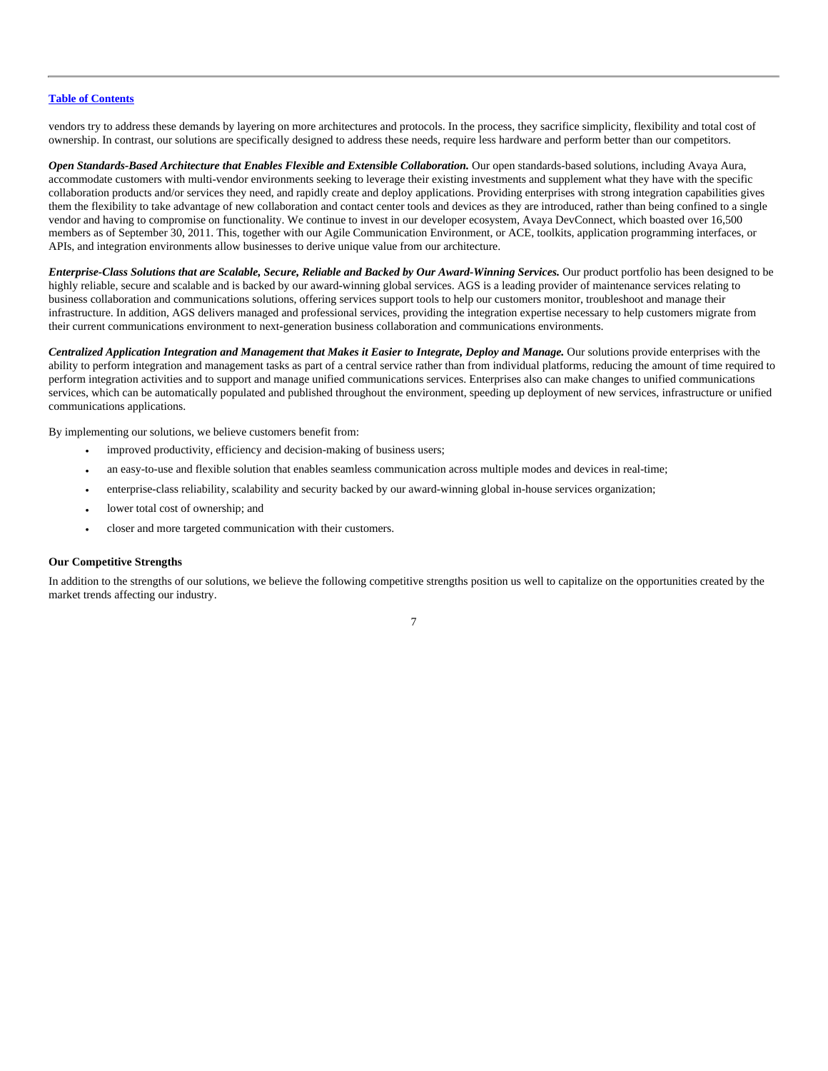vendors try to address these demands by layering on more architectures and protocols. In the process, they sacrifice simplicity, flexibility and total cost of ownership. In contrast, our solutions are specifically designed to address these needs, require less hardware and perform better than our competitors.

***Open Standards-Based Architecture that Enables Flexible and Extensible Collaboration.*** Our open standards-based solutions, including Avaya Aura, accommodate customers with multi-vendor environments seeking to leverage their existing investments and supplement what they have with the specific collaboration products and/or services they need, and rapidly create and deploy applications. Providing enterprises with strong integration capabilities gives them the flexibility to take advantage of new collaboration and contact center tools and devices as they are introduced, rather than being confined to a single vendor and having to compromise on functionality. We continue to invest in our developer ecosystem, Avaya DevConnect, which boasted over 16,500 members as of September 30, 2011. This, together with our Agile Communication Environment, or ACE, toolkits, application programming interfaces, or APIs, and integration environments allow businesses to derive unique value from our architecture.

***Enterprise-Class Solutions that are Scalable, Secure, Reliable and Backed by Our Award-Winning Services.*** Our product portfolio has been designed to be highly reliable, secure and scalable and is backed by our award-winning global services. AGS is a leading provider of maintenance services relating to business collaboration and communications solutions, offering services support tools to help our customers monitor, troubleshoot and manage their infrastructure. In addition, AGS delivers managed and professional services, providing the integration expertise necessary to help customers migrate from their current communications environment to next-generation business collaboration and communications environments.

***Centralized Application Integration and Management that Makes it Easier to Integrate, Deploy and Manage.*** Our solutions provide enterprises with the ability to perform integration and management tasks as part of a central service rather than from individual platforms, reducing the amount of time required to perform integration activities and to support and manage unified communications services. Enterprises also can make changes to unified communications services, which can be automatically populated and published throughout the environment, speeding up deployment of new services, infrastructure or unified communications applications.

By implementing our solutions, we believe customers benefit from:

- improved productivity, efficiency and decision-making of business users;
- an easy-to-use and flexible solution that enables seamless communication across multiple modes and devices in real-time;
- enterprise-class reliability, scalability and security backed by our award-winning global in-house services organization;
- lower total cost of ownership; and
- closer and more targeted communication with their customers.

**Our Competitive Strengths**

In addition to the strengths of our solutions, we believe the following competitive strengths position us well to capitalize on the opportunities created by the market trends affecting our industry.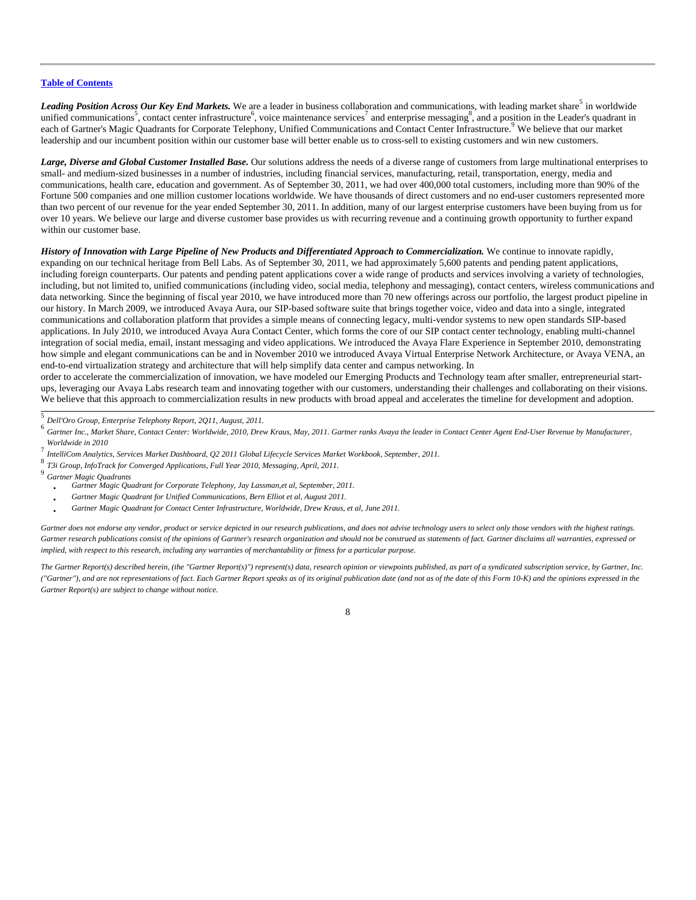**Table of Contents**

***Leading Position Across Our Key End Markets.*** We are a leader in business collaboration and communications, with leading market share[5] in worldwide unified communications[5], contact center infrastructure[6], voice maintenance services[7] and enterprise messaging[8], and a position in the Leader's quadrant in each of Gartner's Magic Quadrants for Corporate Telephony, Unified Communications and Contact Center Infrastructure.[9] We believe that our market leadership and our incumbent position within our customer base will better enable us to cross-sell to existing customers and win new customers.

***Large, Diverse and Global Customer Installed Base.*** Our solutions address the needs of a diverse range of customers from large multinational enterprises to small- and medium-sized businesses in a number of industries, including financial services, manufacturing, retail, transportation, energy, media and communications, health care, education and government. As of September 30, 2011, we had over 400,000 total customers, including more than 90% of the Fortune 500 companies and one million customer locations worldwide. We have thousands of direct customers and no end-user customers represented more than two percent of our revenue for the year ended September 30, 2011. In addition, many of our largest enterprise customers have been buying from us for over 10 years. We believe our large and diverse customer base provides us with recurring revenue and a continuing growth opportunity to further expand within our customer base.

***History of Innovation with Large Pipeline of New Products and Differentiated Approach to Commercialization.*** We continue to innovate rapidly, expanding on our technical heritage from Bell Labs. As of September 30, 2011, we had approximately 5,600 patents and pending patent applications, including foreign counterparts. Our patents and pending patent applications cover a wide range of products and services involving a variety of technologies, including, but not limited to, unified communications (including video, social media, telephony and messaging), contact centers, wireless communications and data networking. Since the beginning of fiscal year 2010, we have introduced more than 70 new offerings across our portfolio, the largest product pipeline in our history. In March 2009, we introduced Avaya Aura, our SIP-based software suite that brings together voice, video and data into a single, integrated communications and collaboration platform that provides a simple means of connecting legacy, multi-vendor systems to new open standards SIP-based applications. In July 2010, we introduced Avaya Aura Contact Center, which forms the core of our SIP contact center technology, enabling multi-channel integration of social media, email, instant messaging and video applications. We introduced the Avaya Flare Experience in September 2010, demonstrating how simple and elegant communications can be and in November 2010 we introduced Avaya Virtual Enterprise Network Architecture, or Avaya VENA, an end-to-end virtualization strategy and architecture that will help simplify data center and campus networking. In order to accelerate the commercialization of innovation, we have modeled our Emerging Products and Technology team after smaller, entrepreneurial start-ups, leveraging our Avaya Labs research team and innovating together with our customers, understanding their challenges and collaborating on their visions. We believe that this approach to commercialization results in new products with broad appeal and accelerates the timeline for development and adoption.

---

[5] *Dell'Oro Group, Enterprise Telephony Report, 2Q11, August, 2011.*

[6] *Gartner Inc., Market Share, Contact Center: Worldwide, 2010, Drew Kraus, May, 2011. Gartner ranks Avaya the leader in Contact Center Agent End-User Revenue by Manufacturer, Worldwide in 2010*

[7] *IntelliCom Analytics, Services Market Dashboard, Q2 2011 Global Lifecycle Services Market Workbook, September, 2011.*

[8] *T3i Group, InfoTrack for Converged Applications, Full Year 2010, Messaging, April, 2011.*

[9] *Gartner Magic Quadrants*

- *Gartner Magic Quadrant for Corporate Telephony, Jay Lassman,et al, September, 2011.*
- *Gartner Magic Quadrant for Unified Communications, Bern Elliot et al, August 2011.*
- *Gartner Magic Quadrant for Contact Center Infrastructure, Worldwide, Drew Kraus, et al, June 2011.*

*Gartner does not endorse any vendor, product or service depicted in our research publications, and does not advise technology users to select only those vendors with the highest ratings. Gartner research publications consist of the opinions of Gartner's research organization and should not be construed as statements of fact. Gartner disclaims all warranties, expressed or implied, with respect to this research, including any warranties of merchantability or fitness for a particular purpose.*

*The Gartner Report(s) described herein, (the "Gartner Report(s)") represent(s) data, research opinion or viewpoints published, as part of a syndicated subscription service, by Gartner, Inc. ("Gartner"), and are not representations of fact. Each Gartner Report speaks as of its original publication date (and not as of the date of this Form 10-K) and the opinions expressed in the Gartner Report(s) are subject to change without notice.*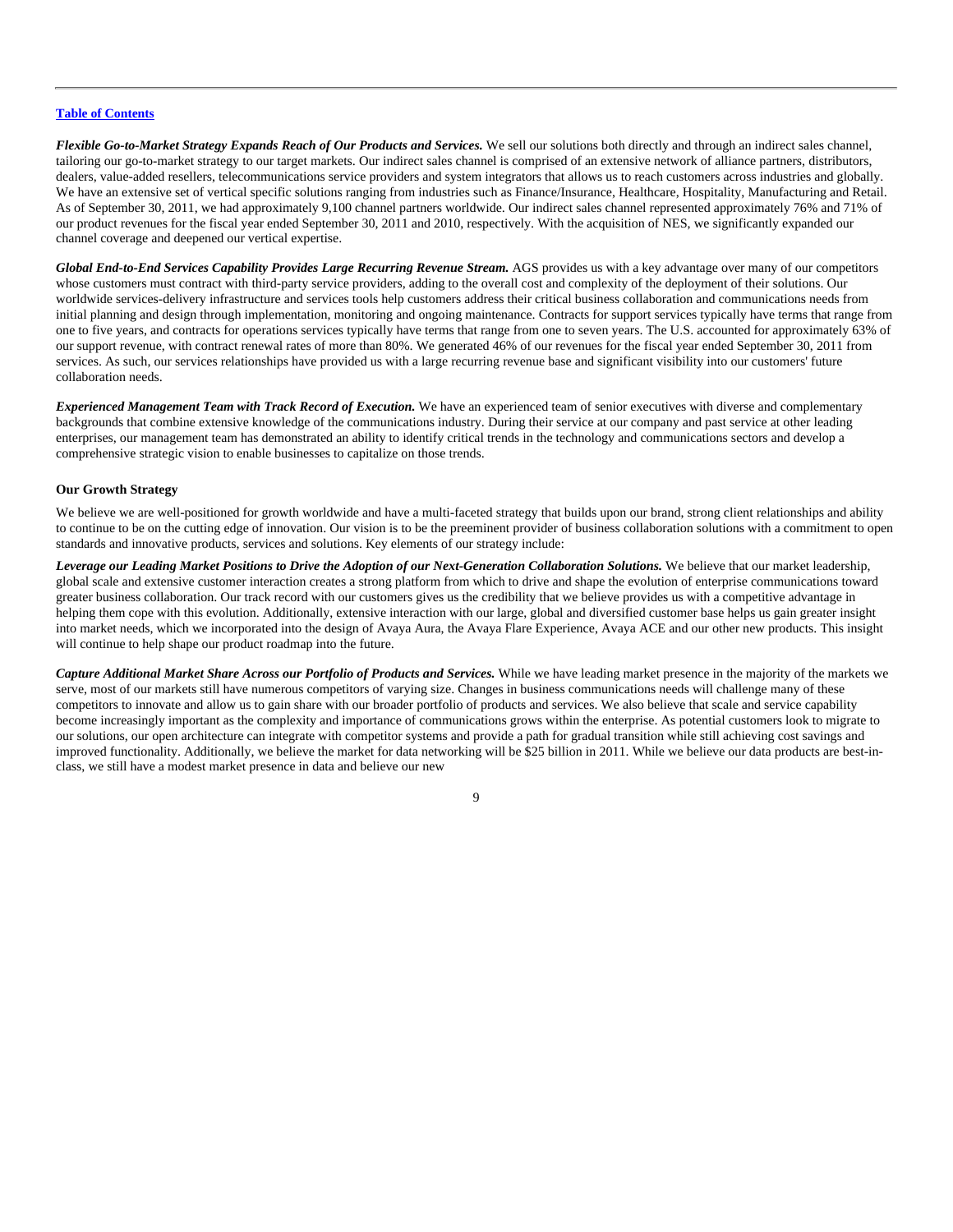***Flexible Go-to-Market Strategy Expands Reach of Our Products and Services.*** We sell our solutions both directly and through an indirect sales channel, tailoring our go-to-market strategy to our target markets. Our indirect sales channel is comprised of an extensive network of alliance partners, distributors, dealers, value-added resellers, telecommunications service providers and system integrators that allows us to reach customers across industries and globally. We have an extensive set of vertical specific solutions ranging from industries such as Finance/Insurance, Healthcare, Hospitality, Manufacturing and Retail. As of September 30, 2011, we had approximately 9,100 channel partners worldwide. Our indirect sales channel represented approximately 76% and 71% of our product revenues for the fiscal year ended September 30, 2011 and 2010, respectively. With the acquisition of NES, we significantly expanded our channel coverage and deepened our vertical expertise.

***Global End-to-End Services Capability Provides Large Recurring Revenue Stream.*** AGS provides us with a key advantage over many of our competitors whose customers must contract with third-party service providers, adding to the overall cost and complexity of the deployment of their solutions. Our worldwide services-delivery infrastructure and services tools help customers address their critical business collaboration and communications needs from initial planning and design through implementation, monitoring and ongoing maintenance. Contracts for support services typically have terms that range from one to five years, and contracts for operations services typically have terms that range from one to seven years. The U.S. accounted for approximately 63% of our support revenue, with contract renewal rates of more than 80%. We generated 46% of our revenues for the fiscal year ended September 30, 2011 from services. As such, our services relationships have provided us with a large recurring revenue base and significant visibility into our customers' future collaboration needs.

***Experienced Management Team with Track Record of Execution.*** We have an experienced team of senior executives with diverse and complementary backgrounds that combine extensive knowledge of the communications industry. During their service at our company and past service at other leading enterprises, our management team has demonstrated an ability to identify critical trends in the technology and communications sectors and develop a comprehensive strategic vision to enable businesses to capitalize on those trends.

**Our Growth Strategy**

We believe we are well-positioned for growth worldwide and have a multi-faceted strategy that builds upon our brand, strong client relationships and ability to continue to be on the cutting edge of innovation. Our vision is to be the preeminent provider of business collaboration solutions with a commitment to open standards and innovative products, services and solutions. Key elements of our strategy include:

***Leverage our Leading Market Positions to Drive the Adoption of our Next-Generation Collaboration Solutions.*** We believe that our market leadership, global scale and extensive customer interaction creates a strong platform from which to drive and shape the evolution of enterprise communications toward greater business collaboration. Our track record with our customers gives us the credibility that we believe provides us with a competitive advantage in helping them cope with this evolution. Additionally, extensive interaction with our large, global and diversified customer base helps us gain greater insight into market needs, which we incorporated into the design of Avaya Aura, the Avaya Flare Experience, Avaya ACE and our other new products. This insight will continue to help shape our product roadmap into the future.

***Capture Additional Market Share Across our Portfolio of Products and Services.*** While we have leading market presence in the majority of the markets we serve, most of our markets still have numerous competitors of varying size. Changes in business communications needs will challenge many of these competitors to innovate and allow us to gain share with our broader portfolio of products and services. We also believe that scale and service capability become increasingly important as the complexity and importance of communications grows within the enterprise. As potential customers look to migrate to our solutions, our open architecture can integrate with competitor systems and provide a path for gradual transition while still achieving cost savings and improved functionality. Additionally, we believe the market for data networking will be $25 billion in 2011. While we believe our data products are best-in-class, we still have a modest market presence in data and believe our new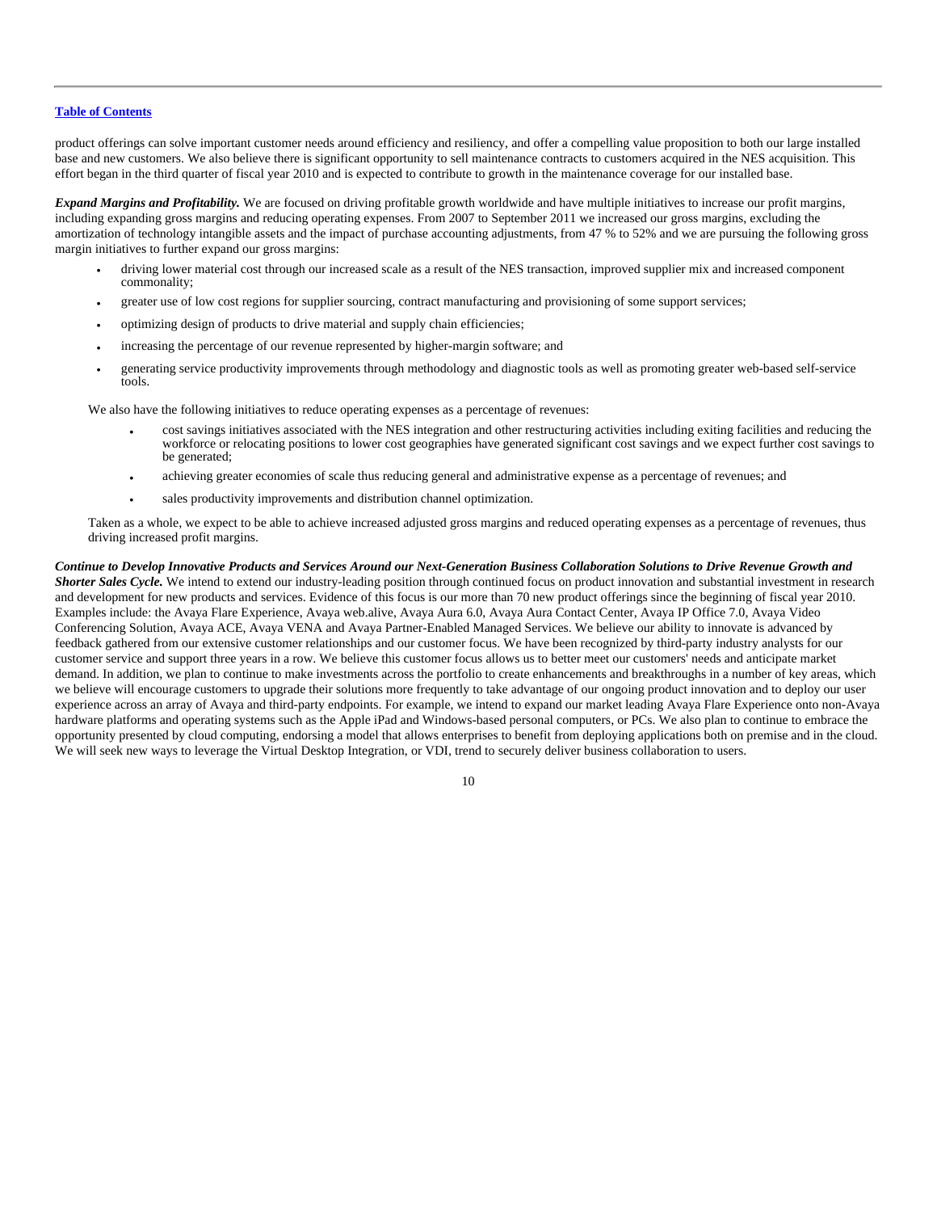product offerings can solve important customer needs around efficiency and resiliency, and offer a compelling value proposition to both our large installed base and new customers. We also believe there is significant opportunity to sell maintenance contracts to customers acquired in the NES acquisition. This effort began in the third quarter of fiscal year 2010 and is expected to contribute to growth in the maintenance coverage for our installed base.

***Expand Margins and Profitability.*** We are focused on driving profitable growth worldwide and have multiple initiatives to increase our profit margins, including expanding gross margins and reducing operating expenses. From 2007 to September 2011 we increased our gross margins, excluding the amortization of technology intangible assets and the impact of purchase accounting adjustments, from 47 % to 52% and we are pursuing the following gross margin initiatives to further expand our gross margins:

- driving lower material cost through our increased scale as a result of the NES transaction, improved supplier mix and increased component commonality;
- greater use of low cost regions for supplier sourcing, contract manufacturing and provisioning of some support services;
- optimizing design of products to drive material and supply chain efficiencies;
- increasing the percentage of our revenue represented by higher-margin software; and
- generating service productivity improvements through methodology and diagnostic tools as well as promoting greater web-based self-service tools.

We also have the following initiatives to reduce operating expenses as a percentage of revenues:

- cost savings initiatives associated with the NES integration and other restructuring activities including exiting facilities and reducing the workforce or relocating positions to lower cost geographies have generated significant cost savings and we expect further cost savings to be generated;
- achieving greater economies of scale thus reducing general and administrative expense as a percentage of revenues; and
- sales productivity improvements and distribution channel optimization.

Taken as a whole, we expect to be able to achieve increased adjusted gross margins and reduced operating expenses as a percentage of revenues, thus driving increased profit margins.

***Continue to Develop Innovative Products and Services Around our Next-Generation Business Collaboration Solutions to Drive Revenue Growth and Shorter Sales Cycle.*** We intend to extend our industry-leading position through continued focus on product innovation and substantial investment in research and development for new products and services. Evidence of this focus is our more than 70 new product offerings since the beginning of fiscal year 2010. Examples include: the Avaya Flare Experience, Avaya web.alive, Avaya Aura 6.0, Avaya Aura Contact Center, Avaya IP Office 7.0, Avaya Video Conferencing Solution, Avaya ACE, Avaya VENA and Avaya Partner-Enabled Managed Services. We believe our ability to innovate is advanced by feedback gathered from our extensive customer relationships and our customer focus. We have been recognized by third-party industry analysts for our customer service and support three years in a row. We believe this customer focus allows us to better meet our customers' needs and anticipate market demand. In addition, we plan to continue to make investments across the portfolio to create enhancements and breakthroughs in a number of key areas, which we believe will encourage customers to upgrade their solutions more frequently to take advantage of our ongoing product innovation and to deploy our user experience across an array of Avaya and third-party endpoints. For example, we intend to expand our market leading Avaya Flare Experience onto non-Avaya hardware platforms and operating systems such as the Apple iPad and Windows-based personal computers, or PCs. We also plan to continue to embrace the opportunity presented by cloud computing, endorsing a model that allows enterprises to benefit from deploying applications both on premise and in the cloud. We will seek new ways to leverage the Virtual Desktop Integration, or VDI, trend to securely deliver business collaboration to users.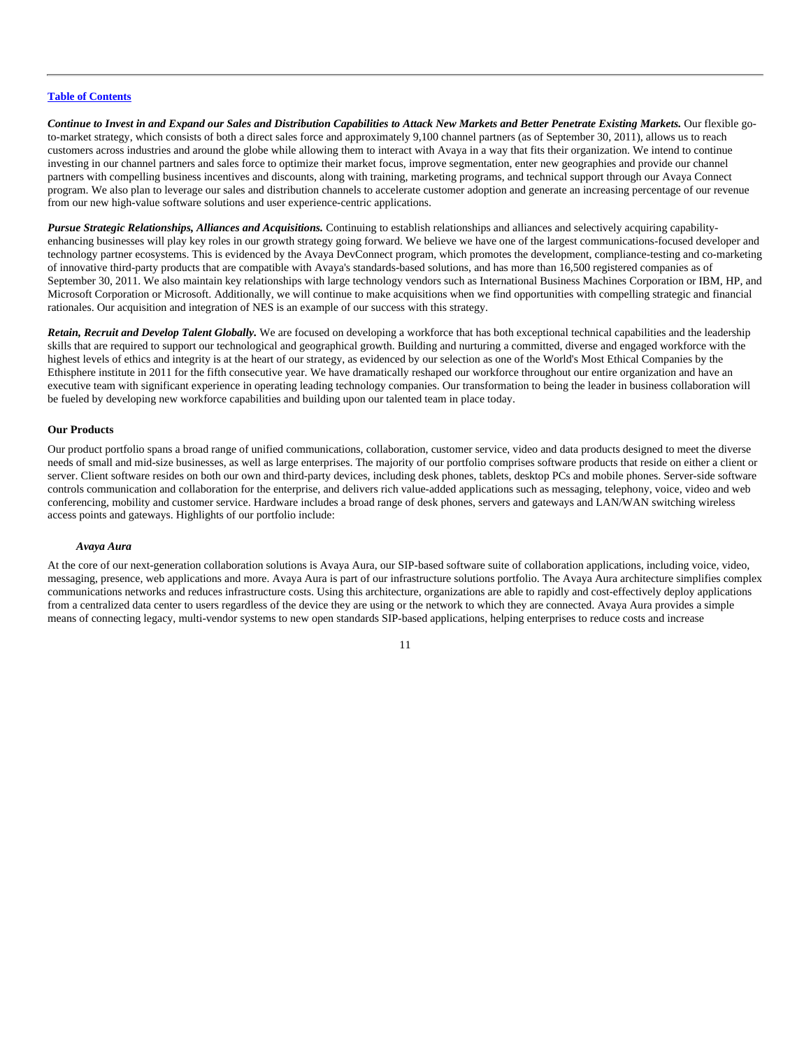***Continue to Invest in and Expand our Sales and Distribution Capabilities to Attack New Markets and Better Penetrate Existing Markets.*** Our flexible go-to-market strategy, which consists of both a direct sales force and approximately 9,100 channel partners (as of September 30, 2011), allows us to reach customers across industries and around the globe while allowing them to interact with Avaya in a way that fits their organization. We intend to continue investing in our channel partners and sales force to optimize their market focus, improve segmentation, enter new geographies and provide our channel partners with compelling business incentives and discounts, along with training, marketing programs, and technical support through our Avaya Connect program. We also plan to leverage our sales and distribution channels to accelerate customer adoption and generate an increasing percentage of our revenue from our new high-value software solutions and user experience-centric applications.

***Pursue Strategic Relationships, Alliances and Acquisitions.*** Continuing to establish relationships and alliances and selectively acquiring capability-enhancing businesses will play key roles in our growth strategy going forward. We believe we have one of the largest communications-focused developer and technology partner ecosystems. This is evidenced by the Avaya DevConnect program, which promotes the development, compliance-testing and co-marketing of innovative third-party products that are compatible with Avaya's standards-based solutions, and has more than 16,500 registered companies as of September 30, 2011. We also maintain key relationships with large technology vendors such as International Business Machines Corporation or IBM, HP, and Microsoft Corporation or Microsoft. Additionally, we will continue to make acquisitions when we find opportunities with compelling strategic and financial rationales. Our acquisition and integration of NES is an example of our success with this strategy.

***Retain, Recruit and Develop Talent Globally.*** We are focused on developing a workforce that has both exceptional technical capabilities and the leadership skills that are required to support our technological and geographical growth. Building and nurturing a committed, diverse and engaged workforce with the highest levels of ethics and integrity is at the heart of our strategy, as evidenced by our selection as one of the World's Most Ethical Companies by the Ethisphere institute in 2011 for the fifth consecutive year. We have dramatically reshaped our workforce throughout our entire organization and have an executive team with significant experience in operating leading technology companies. Our transformation to being the leader in business collaboration will be fueled by developing new workforce capabilities and building upon our talented team in place today.

**Our Products**

Our product portfolio spans a broad range of unified communications, collaboration, customer service, video and data products designed to meet the diverse needs of small and mid-size businesses, as well as large enterprises. The majority of our portfolio comprises software products that reside on either a client or server. Client software resides on both our own and third-party devices, including desk phones, tablets, desktop PCs and mobile phones. Server-side software controls communication and collaboration for the enterprise, and delivers rich value-added applications such as messaging, telephony, voice, video and web conferencing, mobility and customer service. Hardware includes a broad range of desk phones, servers and gateways and LAN/WAN switching wireless access points and gateways. Highlights of our portfolio include:

***Avaya Aura***

At the core of our next-generation collaboration solutions is Avaya Aura, our SIP-based software suite of collaboration applications, including voice, video, messaging, presence, web applications and more. Avaya Aura is part of our infrastructure solutions portfolio. The Avaya Aura architecture simplifies complex communications networks and reduces infrastructure costs. Using this architecture, organizations are able to rapidly and cost-effectively deploy applications from a centralized data center to users regardless of the device they are using or the network to which they are connected. Avaya Aura provides a simple means of connecting legacy, multi-vendor systems to new open standards SIP-based applications, helping enterprises to reduce costs and increase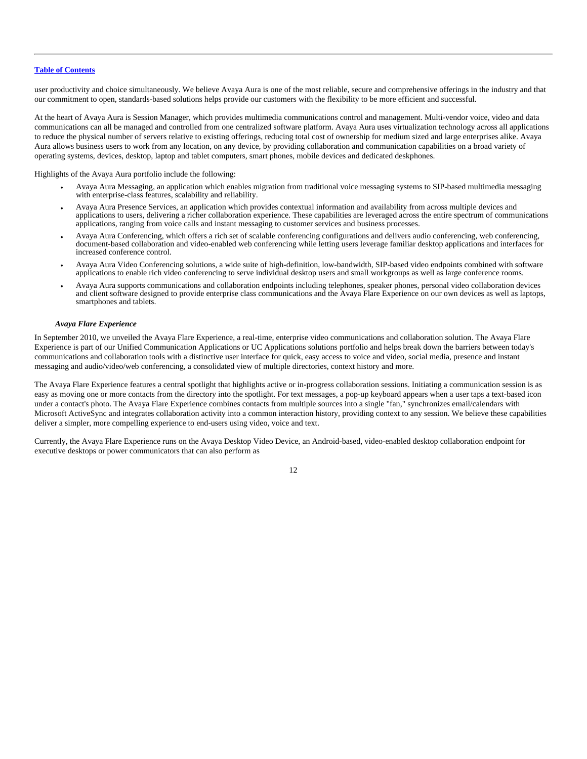user productivity and choice simultaneously. We believe Avaya Aura is one of the most reliable, secure and comprehensive offerings in the industry and that our commitment to open, standards-based solutions helps provide our customers with the flexibility to be more efficient and successful.

At the heart of Avaya Aura is Session Manager, which provides multimedia communications control and management. Multi-vendor voice, video and data communications can all be managed and controlled from one centralized software platform. Avaya Aura uses virtualization technology across all applications to reduce the physical number of servers relative to existing offerings, reducing total cost of ownership for medium sized and large enterprises alike. Avaya Aura allows business users to work from any location, on any device, by providing collaboration and communication capabilities on a broad variety of operating systems, devices, desktop, laptop and tablet computers, smart phones, mobile devices and dedicated deskphones.

Highlights of the Avaya Aura portfolio include the following:

- Avaya Aura Messaging, an application which enables migration from traditional voice messaging systems to SIP-based multimedia messaging with enterprise-class features, scalability and reliability.
- Avaya Aura Presence Services, an application which provides contextual information and availability from across multiple devices and applications to users, delivering a richer collaboration experience. These capabilities are leveraged across the entire spectrum of communications applications, ranging from voice calls and instant messaging to customer services and business processes.
- Avaya Aura Conferencing, which offers a rich set of scalable conferencing configurations and delivers audio conferencing, web conferencing, document-based collaboration and video-enabled web conferencing while letting users leverage familiar desktop applications and interfaces for increased conference control.
- Avaya Aura Video Conferencing solutions, a wide suite of high-definition, low-bandwidth, SIP-based video endpoints combined with software applications to enable rich video conferencing to serve individual desktop users and small workgroups as well as large conference rooms.
- Avaya Aura supports communications and collaboration endpoints including telephones, speaker phones, personal video collaboration devices and client software designed to provide enterprise class communications and the Avaya Flare Experience on our own devices as well as laptops, smartphones and tablets.

***Avaya Flare Experience***

In September 2010, we unveiled the Avaya Flare Experience, a real-time, enterprise video communications and collaboration solution. The Avaya Flare Experience is part of our Unified Communication Applications or UC Applications solutions portfolio and helps break down the barriers between today's communications and collaboration tools with a distinctive user interface for quick, easy access to voice and video, social media, presence and instant messaging and audio/video/web conferencing, a consolidated view of multiple directories, context history and more.

The Avaya Flare Experience features a central spotlight that highlights active or in-progress collaboration sessions. Initiating a communication session is as easy as moving one or more contacts from the directory into the spotlight. For text messages, a pop-up keyboard appears when a user taps a text-based icon under a contact's photo. The Avaya Flare Experience combines contacts from multiple sources into a single "fan," synchronizes email/calendars with Microsoft ActiveSync and integrates collaboration activity into a common interaction history, providing context to any session. We believe these capabilities deliver a simpler, more compelling experience to end-users using video, voice and text.

Currently, the Avaya Flare Experience runs on the Avaya Desktop Video Device, an Android-based, video-enabled desktop collaboration endpoint for executive desktops or power communicators that can also perform as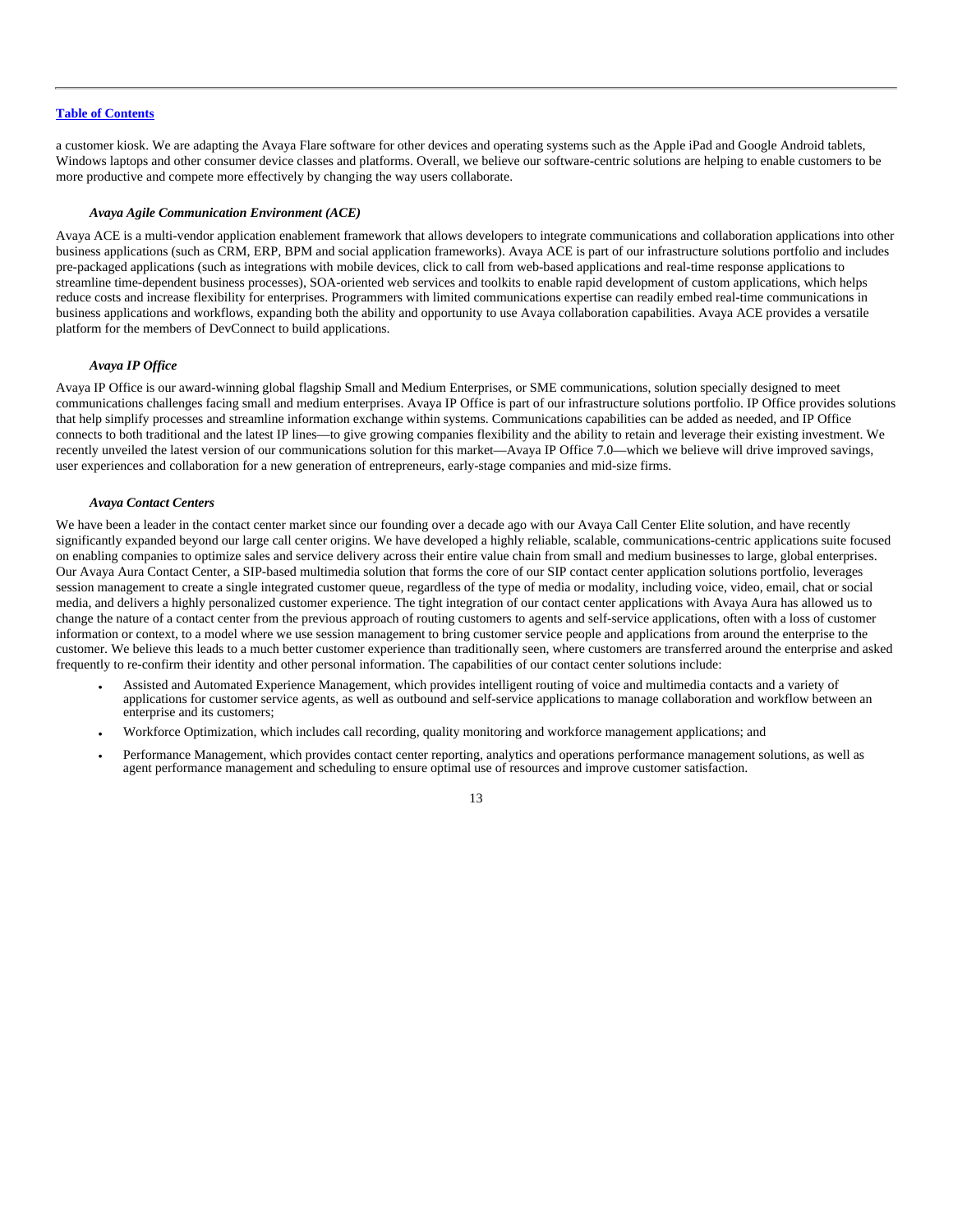a customer kiosk. We are adapting the Avaya Flare software for other devices and operating systems such as the Apple iPad and Google Android tablets, Windows laptops and other consumer device classes and platforms. Overall, we believe our software-centric solutions are helping to enable customers to be more productive and compete more effectively by changing the way users collaborate.

***Avaya Agile Communication Environment (ACE)***

Avaya ACE is a multi-vendor application enablement framework that allows developers to integrate communications and collaboration applications into other business applications (such as CRM, ERP, BPM and social application frameworks). Avaya ACE is part of our infrastructure solutions portfolio and includes pre-packaged applications (such as integrations with mobile devices, click to call from web-based applications and real-time response applications to streamline time-dependent business processes), SOA-oriented web services and toolkits to enable rapid development of custom applications, which helps reduce costs and increase flexibility for enterprises. Programmers with limited communications expertise can readily embed real-time communications in business applications and workflows, expanding both the ability and opportunity to use Avaya collaboration capabilities. Avaya ACE provides a versatile platform for the members of DevConnect to build applications.

***Avaya IP Office***

Avaya IP Office is our award-winning global flagship Small and Medium Enterprises, or SME communications, solution specially designed to meet communications challenges facing small and medium enterprises. Avaya IP Office is part of our infrastructure solutions portfolio. IP Office provides solutions that help simplify processes and streamline information exchange within systems. Communications capabilities can be added as needed, and IP Office connects to both traditional and the latest IP lines—to give growing companies flexibility and the ability to retain and leverage their existing investment. We recently unveiled the latest version of our communications solution for this market—Avaya IP Office 7.0—which we believe will drive improved savings, user experiences and collaboration for a new generation of entrepreneurs, early-stage companies and mid-size firms.

***Avaya Contact Centers***

We have been a leader in the contact center market since our founding over a decade ago with our Avaya Call Center Elite solution, and have recently significantly expanded beyond our large call center origins. We have developed a highly reliable, scalable, communications-centric applications suite focused on enabling companies to optimize sales and service delivery across their entire value chain from small and medium businesses to large, global enterprises. Our Avaya Aura Contact Center, a SIP-based multimedia solution that forms the core of our SIP contact center application solutions portfolio, leverages session management to create a single integrated customer queue, regardless of the type of media or modality, including voice, video, email, chat or social media, and delivers a highly personalized customer experience. The tight integration of our contact center applications with Avaya Aura has allowed us to change the nature of a contact center from the previous approach of routing customers to agents and self-service applications, often with a loss of customer information or context, to a model where we use session management to bring customer service people and applications from around the enterprise to the customer. We believe this leads to a much better customer experience than traditionally seen, where customers are transferred around the enterprise and asked frequently to re-confirm their identity and other personal information. The capabilities of our contact center solutions include:

- Assisted and Automated Experience Management, which provides intelligent routing of voice and multimedia contacts and a variety of applications for customer service agents, as well as outbound and self-service applications to manage collaboration and workflow between an enterprise and its customers;
- Workforce Optimization, which includes call recording, quality monitoring and workforce management applications; and
- Performance Management, which provides contact center reporting, analytics and operations performance management solutions, as well as agent performance management and scheduling to ensure optimal use of resources and improve customer satisfaction.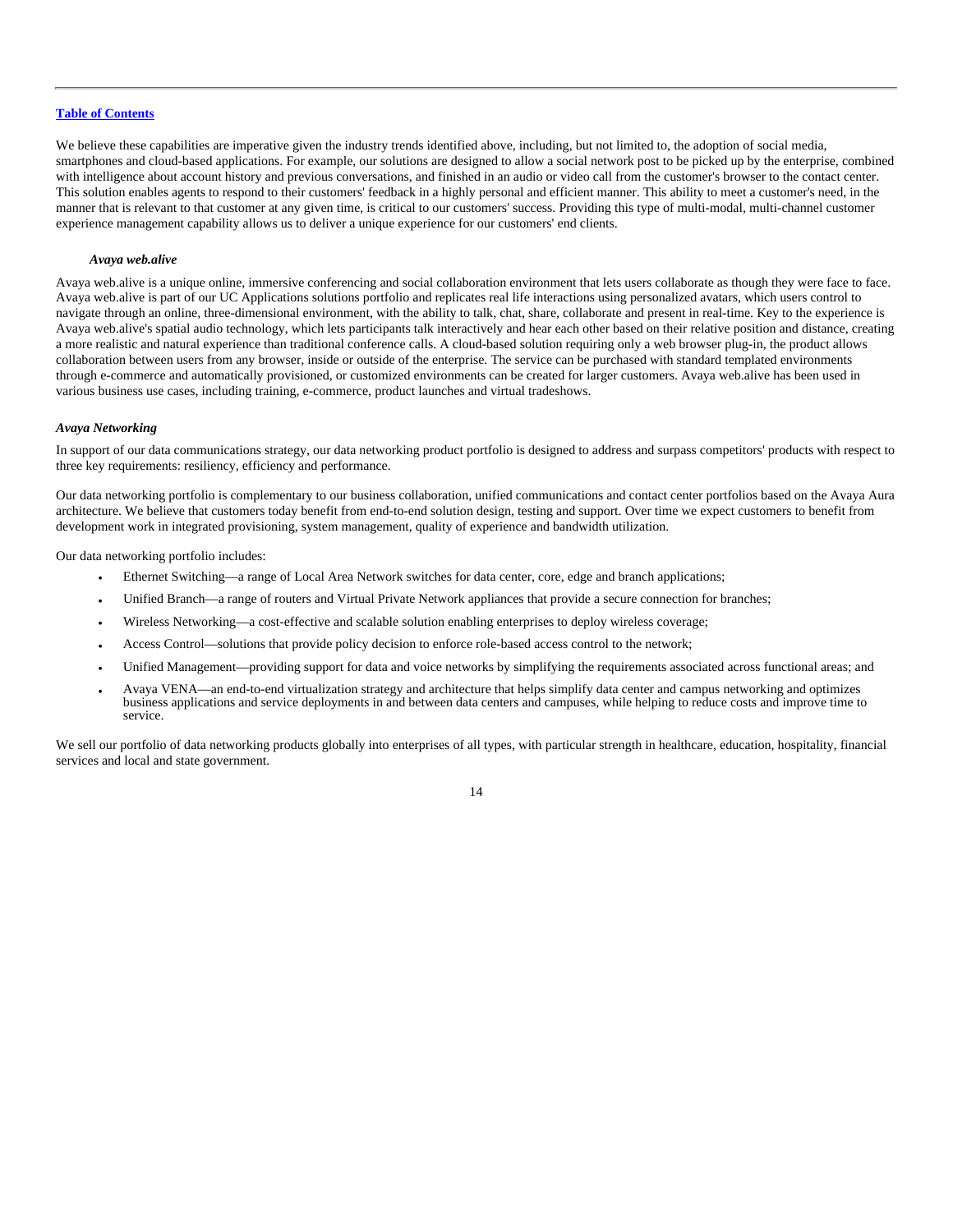We believe these capabilities are imperative given the industry trends identified above, including, but not limited to, the adoption of social media, smartphones and cloud-based applications. For example, our solutions are designed to allow a social network post to be picked up by the enterprise, combined with intelligence about account history and previous conversations, and finished in an audio or video call from the customer's browser to the contact center. This solution enables agents to respond to their customers' feedback in a highly personal and efficient manner. This ability to meet a customer's need, in the manner that is relevant to that customer at any given time, is critical to our customers' success. Providing this type of multi-modal, multi-channel customer experience management capability allows us to deliver a unique experience for our customers' end clients.

#### *Avaya web.alive*

Avaya web.alive is a unique online, immersive conferencing and social collaboration environment that lets users collaborate as though they were face to face. Avaya web.alive is part of our UC Applications solutions portfolio and replicates real life interactions using personalized avatars, which users control to navigate through an online, three-dimensional environment, with the ability to talk, chat, share, collaborate and present in real-time. Key to the experience is Avaya web.alive's spatial audio technology, which lets participants talk interactively and hear each other based on their relative position and distance, creating a more realistic and natural experience than traditional conference calls. A cloud-based solution requiring only a web browser plug-in, the product allows collaboration between users from any browser, inside or outside of the enterprise. The service can be purchased with standard templated environments through e-commerce and automatically provisioned, or customized environments can be created for larger customers. Avaya web.alive has been used in various business use cases, including training, e-commerce, product launches and virtual tradeshows.

### *Avaya Networking*

In support of our data communications strategy, our data networking product portfolio is designed to address and surpass competitors' products with respect to three key requirements: resiliency, efficiency and performance.

Our data networking portfolio is complementary to our business collaboration, unified communications and contact center portfolios based on the Avaya Aura architecture. We believe that customers today benefit from end-to-end solution design, testing and support. Over time we expect customers to benefit from development work in integrated provisioning, system management, quality of experience and bandwidth utilization.

Our data networking portfolio includes:

- Ethernet Switching—a range of Local Area Network switches for data center, core, edge and branch applications;
- Unified Branch—a range of routers and Virtual Private Network appliances that provide a secure connection for branches;
- Wireless Networking—a cost-effective and scalable solution enabling enterprises to deploy wireless coverage;
- Access Control—solutions that provide policy decision to enforce role-based access control to the network;
- Unified Management—providing support for data and voice networks by simplifying the requirements associated across functional areas; and
- Avaya VENA—an end-to-end virtualization strategy and architecture that helps simplify data center and campus networking and optimizes business applications and service deployments in and between data centers and campuses, while helping to reduce costs and improve time to service.

We sell our portfolio of data networking products globally into enterprises of all types, with particular strength in healthcare, education, hospitality, financial services and local and state government.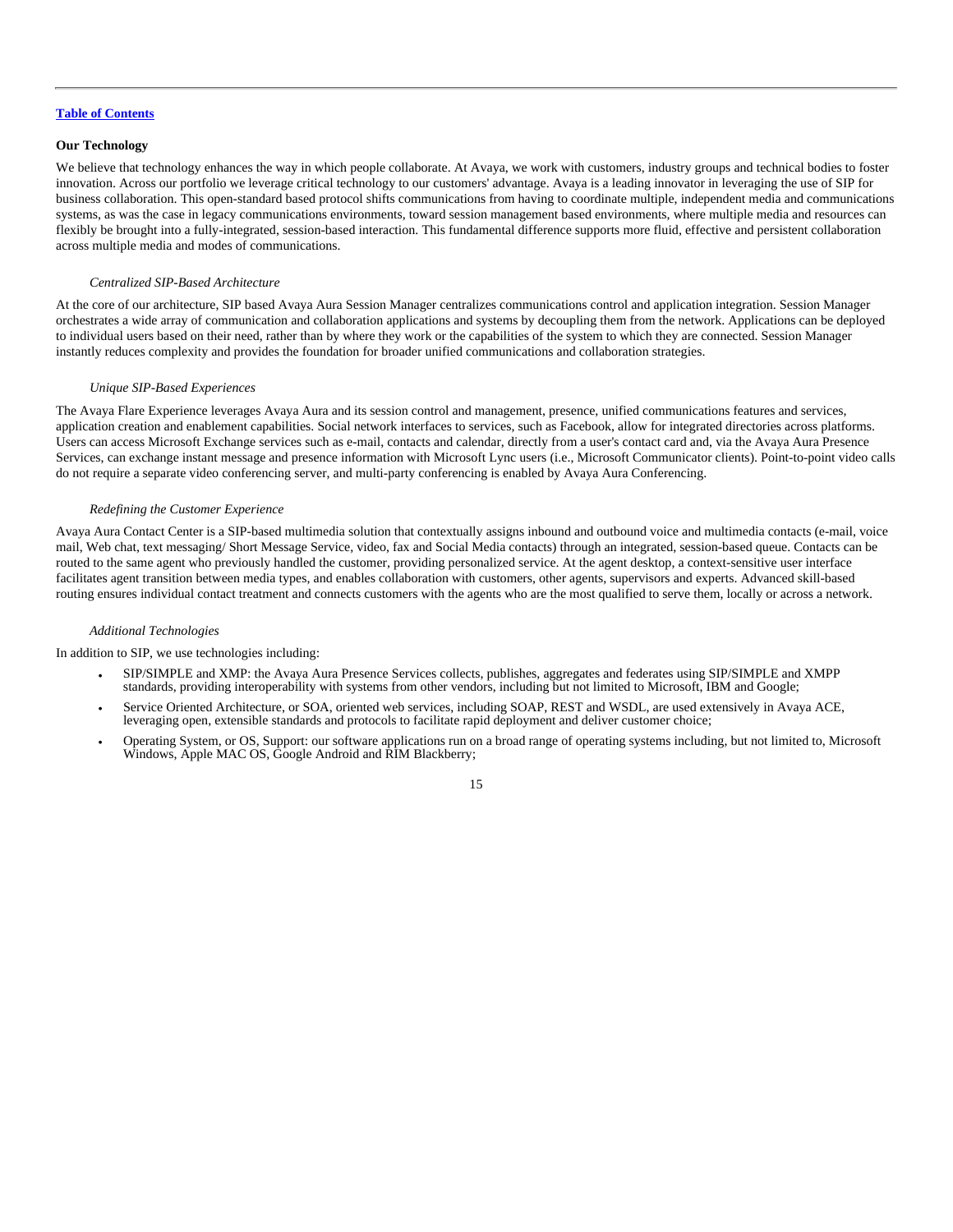**Our Technology**

We believe that technology enhances the way in which people collaborate. At Avaya, we work with customers, industry groups and technical bodies to foster innovation. Across our portfolio we leverage critical technology to our customers' advantage. Avaya is a leading innovator in leveraging the use of SIP for business collaboration. This open-standard based protocol shifts communications from having to coordinate multiple, independent media and communications systems, as was the case in legacy communications environments, toward session management based environments, where multiple media and resources can flexibly be brought into a fully-integrated, session-based interaction. This fundamental difference supports more fluid, effective and persistent collaboration across multiple media and modes of communications.

*Centralized SIP-Based Architecture*

At the core of our architecture, SIP based Avaya Aura Session Manager centralizes communications control and application integration. Session Manager orchestrates a wide array of communication and collaboration applications and systems by decoupling them from the network. Applications can be deployed to individual users based on their need, rather than by where they work or the capabilities of the system to which they are connected. Session Manager instantly reduces complexity and provides the foundation for broader unified communications and collaboration strategies.

*Unique SIP-Based Experiences*

The Avaya Flare Experience leverages Avaya Aura and its session control and management, presence, unified communications features and services, application creation and enablement capabilities. Social network interfaces to services, such as Facebook, allow for integrated directories across platforms. Users can access Microsoft Exchange services such as e-mail, contacts and calendar, directly from a user's contact card and, via the Avaya Aura Presence Services, can exchange instant message and presence information with Microsoft Lync users (i.e., Microsoft Communicator clients). Point-to-point video calls do not require a separate video conferencing server, and multi-party conferencing is enabled by Avaya Aura Conferencing.

*Redefining the Customer Experience*

Avaya Aura Contact Center is a SIP-based multimedia solution that contextually assigns inbound and outbound voice and multimedia contacts (e-mail, voice mail, Web chat, text messaging/ Short Message Service, video, fax and Social Media contacts) through an integrated, session-based queue. Contacts can be routed to the same agent who previously handled the customer, providing personalized service. At the agent desktop, a context-sensitive user interface facilitates agent transition between media types, and enables collaboration with customers, other agents, supervisors and experts. Advanced skill-based routing ensures individual contact treatment and connects customers with the agents who are the most qualified to serve them, locally or across a network.

*Additional Technologies*

In addition to SIP, we use technologies including:

- SIP/SIMPLE and XMP: the Avaya Aura Presence Services collects, publishes, aggregates and federates using SIP/SIMPLE and XMPP standards, providing interoperability with systems from other vendors, including but not limited to Microsoft, IBM and Google;
- Service Oriented Architecture, or SOA, oriented web services, including SOAP, REST and WSDL, are used extensively in Avaya ACE, leveraging open, extensible standards and protocols to facilitate rapid deployment and deliver customer choice;
- Operating System, or OS, Support: our software applications run on a broad range of operating systems including, but not limited to, Microsoft Windows, Apple MAC OS, Google Android and RIM Blackberry;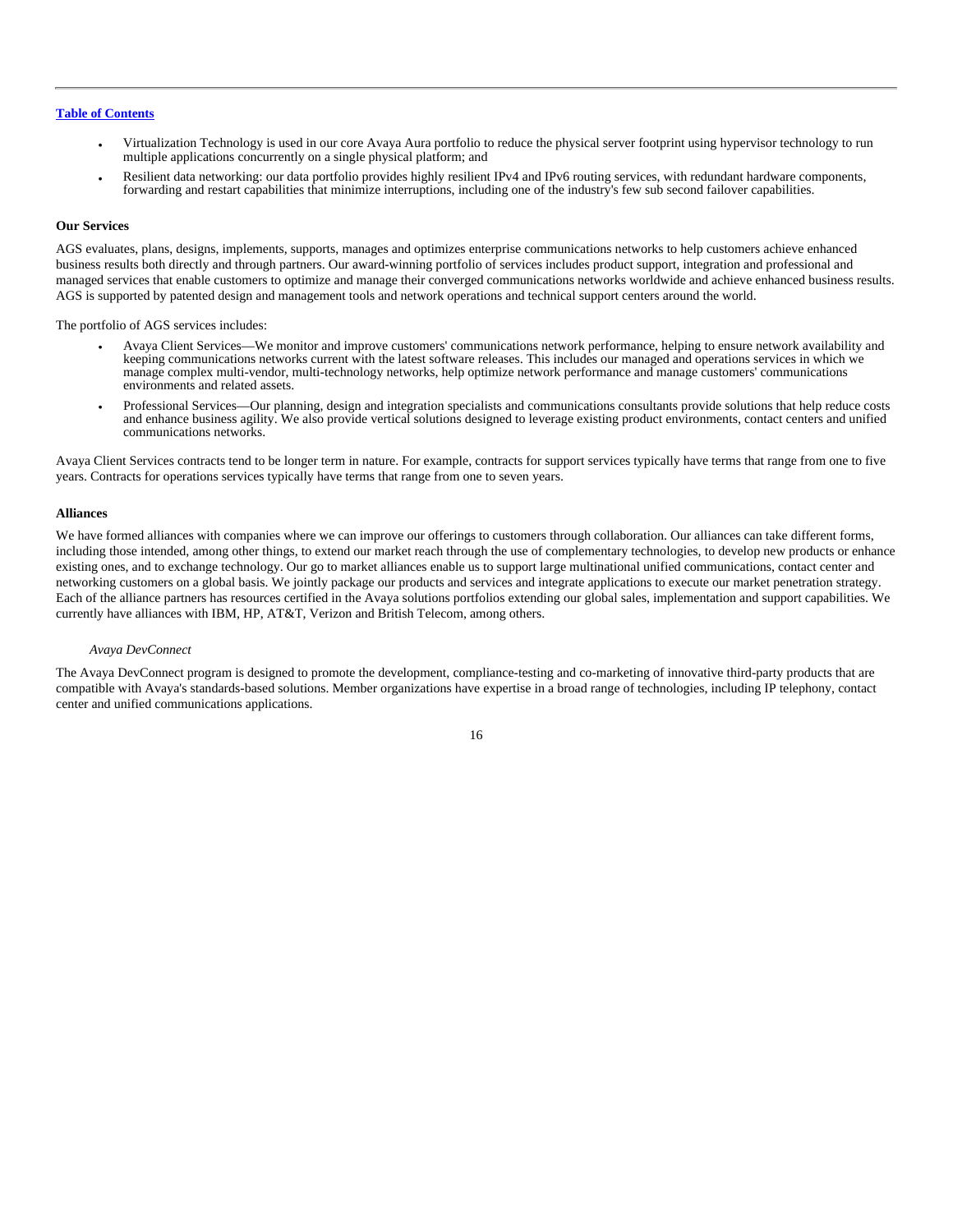- Virtualization Technology is used in our core Avaya Aura portfolio to reduce the physical server footprint using hypervisor technology to run multiple applications concurrently on a single physical platform; and
- Resilient data networking: our data portfolio provides highly resilient IPv4 and IPv6 routing services, with redundant hardware components, forwarding and restart capabilities that minimize interruptions, including one of the industry's few sub second failover capabilities.

**Our Services**

AGS evaluates, plans, designs, implements, supports, manages and optimizes enterprise communications networks to help customers achieve enhanced business results both directly and through partners. Our award-winning portfolio of services includes product support, integration and professional and managed services that enable customers to optimize and manage their converged communications networks worldwide and achieve enhanced business results. AGS is supported by patented design and management tools and network operations and technical support centers around the world.

The portfolio of AGS services includes:

- Avaya Client Services—We monitor and improve customers' communications network performance, helping to ensure network availability and keeping communications networks current with the latest software releases. This includes our managed and operations services in which we manage complex multi-vendor, multi-technology networks, help optimize network performance and manage customers' communications environments and related assets.
- Professional Services—Our planning, design and integration specialists and communications consultants provide solutions that help reduce costs and enhance business agility. We also provide vertical solutions designed to leverage existing product environments, contact centers and unified communications networks.

Avaya Client Services contracts tend to be longer term in nature. For example, contracts for support services typically have terms that range from one to five years. Contracts for operations services typically have terms that range from one to seven years.

**Alliances**

We have formed alliances with companies where we can improve our offerings to customers through collaboration. Our alliances can take different forms, including those intended, among other things, to extend our market reach through the use of complementary technologies, to develop new products or enhance existing ones, and to exchange technology. Our go to market alliances enable us to support large multinational unified communications, contact center and networking customers on a global basis. We jointly package our products and services and integrate applications to execute our market penetration strategy. Each of the alliance partners has resources certified in the Avaya solutions portfolios extending our global sales, implementation and support capabilities. We currently have alliances with IBM, HP, AT&T, Verizon and British Telecom, among others.

*Avaya DevConnect*

The Avaya DevConnect program is designed to promote the development, compliance-testing and co-marketing of innovative third-party products that are compatible with Avaya's standards-based solutions. Member organizations have expertise in a broad range of technologies, including IP telephony, contact center and unified communications applications.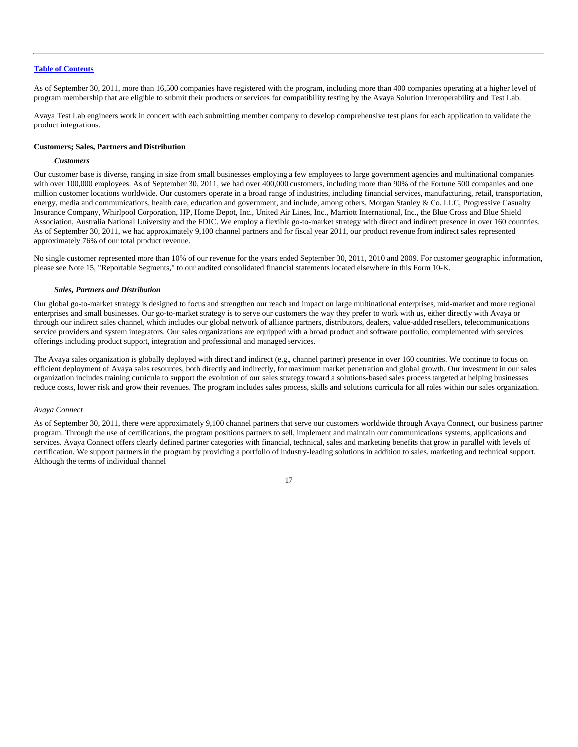As of September 30, 2011, more than 16,500 companies have registered with the program, including more than 400 companies operating at a higher level of program membership that are eligible to submit their products or services for compatibility testing by the Avaya Solution Interoperability and Test Lab.

Avaya Test Lab engineers work in concert with each submitting member company to develop comprehensive test plans for each application to validate the product integrations.

**Customers; Sales, Partners and Distribution**

***Customers***

Our customer base is diverse, ranging in size from small businesses employing a few employees to large government agencies and multinational companies with over 100,000 employees. As of September 30, 2011, we had over 400,000 customers, including more than 90% of the Fortune 500 companies and one million customer locations worldwide. Our customers operate in a broad range of industries, including financial services, manufacturing, retail, transportation, energy, media and communications, health care, education and government, and include, among others, Morgan Stanley & Co. LLC, Progressive Casualty Insurance Company, Whirlpool Corporation, HP, Home Depot, Inc., United Air Lines, Inc., Marriott International, Inc., the Blue Cross and Blue Shield Association, Australia National University and the FDIC. We employ a flexible go-to-market strategy with direct and indirect presence in over 160 countries. As of September 30, 2011, we had approximately 9,100 channel partners and for fiscal year 2011, our product revenue from indirect sales represented approximately 76% of our total product revenue.

No single customer represented more than 10% of our revenue for the years ended September 30, 2011, 2010 and 2009. For customer geographic information, please see Note 15, "Reportable Segments," to our audited consolidated financial statements located elsewhere in this Form 10-K.

***Sales, Partners and Distribution***

Our global go-to-market strategy is designed to focus and strengthen our reach and impact on large multinational enterprises, mid-market and more regional enterprises and small businesses. Our go-to-market strategy is to serve our customers the way they prefer to work with us, either directly with Avaya or through our indirect sales channel, which includes our global network of alliance partners, distributors, dealers, value-added resellers, telecommunications service providers and system integrators. Our sales organizations are equipped with a broad product and software portfolio, complemented with services offerings including product support, integration and professional and managed services.

The Avaya sales organization is globally deployed with direct and indirect (e.g., channel partner) presence in over 160 countries. We continue to focus on efficient deployment of Avaya sales resources, both directly and indirectly, for maximum market penetration and global growth. Our investment in our sales organization includes training curricula to support the evolution of our sales strategy toward a solutions-based sales process targeted at helping businesses reduce costs, lower risk and grow their revenues. The program includes sales process, skills and solutions curricula for all roles within our sales organization.

*Avaya Connect*

As of September 30, 2011, there were approximately 9,100 channel partners that serve our customers worldwide through Avaya Connect, our business partner program. Through the use of certifications, the program positions partners to sell, implement and maintain our communications systems, applications and services. Avaya Connect offers clearly defined partner categories with financial, technical, sales and marketing benefits that grow in parallel with levels of certification. We support partners in the program by providing a portfolio of industry-leading solutions in addition to sales, marketing and technical support. Although the terms of individual channel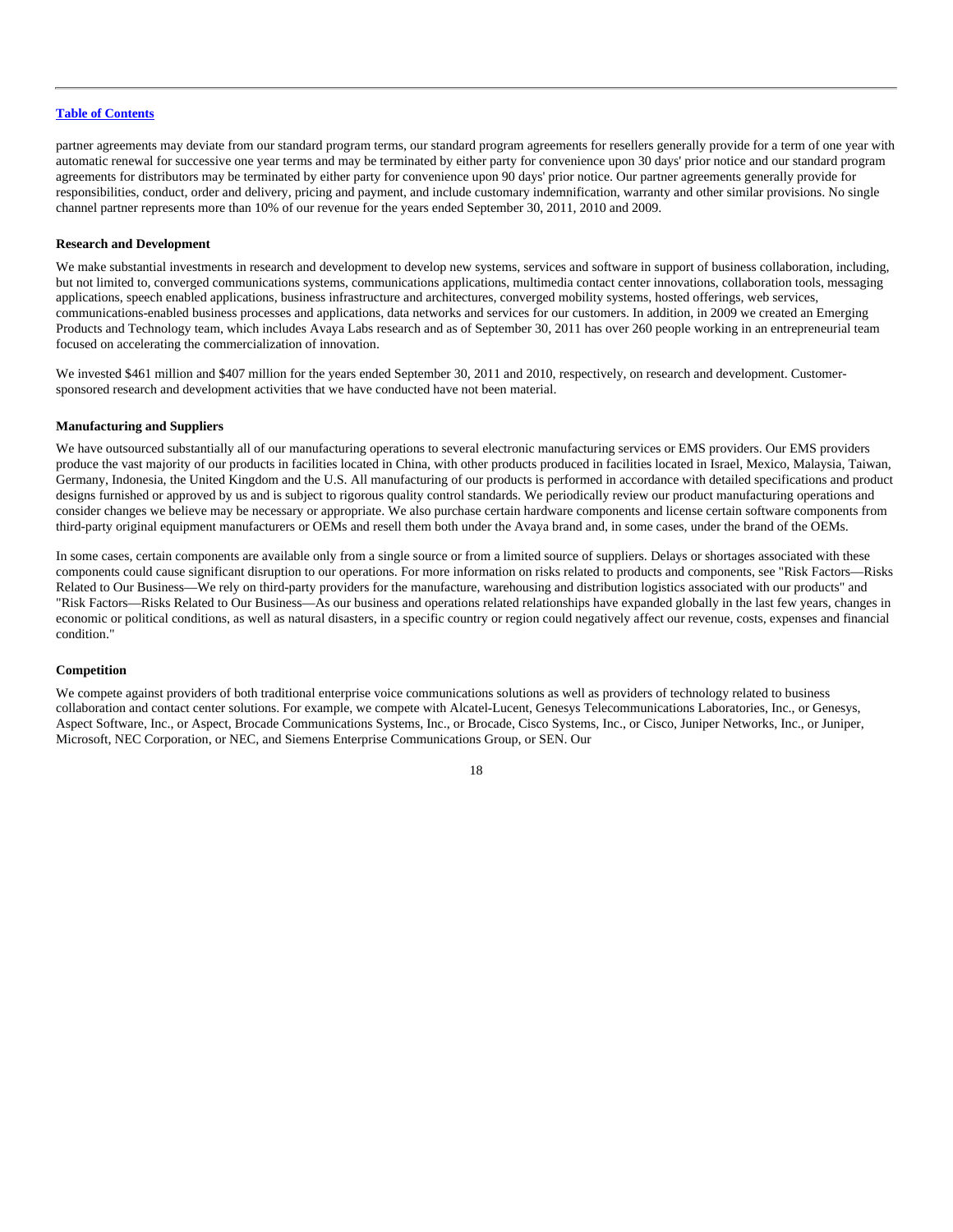partner agreements may deviate from our standard program terms, our standard program agreements for resellers generally provide for a term of one year with automatic renewal for successive one year terms and may be terminated by either party for convenience upon 30 days' prior notice and our standard program agreements for distributors may be terminated by either party for convenience upon 90 days' prior notice. Our partner agreements generally provide for responsibilities, conduct, order and delivery, pricing and payment, and include customary indemnification, warranty and other similar provisions. No single channel partner represents more than 10% of our revenue for the years ended September 30, 2011, 2010 and 2009.

**Research and Development**

We make substantial investments in research and development to develop new systems, services and software in support of business collaboration, including, but not limited to, converged communications systems, communications applications, multimedia contact center innovations, collaboration tools, messaging applications, speech enabled applications, business infrastructure and architectures, converged mobility systems, hosted offerings, web services, communications-enabled business processes and applications, data networks and services for our customers. In addition, in 2009 we created an Emerging Products and Technology team, which includes Avaya Labs research and as of September 30, 2011 has over 260 people working in an entrepreneurial team focused on accelerating the commercialization of innovation.

We invested $461 million and $407 million for the years ended September 30, 2011 and 2010, respectively, on research and development. Customer-sponsored research and development activities that we have conducted have not been material.

**Manufacturing and Suppliers**

We have outsourced substantially all of our manufacturing operations to several electronic manufacturing services or EMS providers. Our EMS providers produce the vast majority of our products in facilities located in China, with other products produced in facilities located in Israel, Mexico, Malaysia, Taiwan, Germany, Indonesia, the United Kingdom and the U.S. All manufacturing of our products is performed in accordance with detailed specifications and product designs furnished or approved by us and is subject to rigorous quality control standards. We periodically review our product manufacturing operations and consider changes we believe may be necessary or appropriate. We also purchase certain hardware components and license certain software components from third-party original equipment manufacturers or OEMs and resell them both under the Avaya brand and, in some cases, under the brand of the OEMs.

In some cases, certain components are available only from a single source or from a limited source of suppliers. Delays or shortages associated with these components could cause significant disruption to our operations. For more information on risks related to products and components, see "Risk Factors—Risks Related to Our Business—We rely on third-party providers for the manufacture, warehousing and distribution logistics associated with our products" and "Risk Factors—Risks Related to Our Business—As our business and operations related relationships have expanded globally in the last few years, changes in economic or political conditions, as well as natural disasters, in a specific country or region could negatively affect our revenue, costs, expenses and financial condition."

**Competition**

We compete against providers of both traditional enterprise voice communications solutions as well as providers of technology related to business collaboration and contact center solutions. For example, we compete with Alcatel-Lucent, Genesys Telecommunications Laboratories, Inc., or Genesys, Aspect Software, Inc., or Aspect, Brocade Communications Systems, Inc., or Brocade, Cisco Systems, Inc., or Cisco, Juniper Networks, Inc., or Juniper, Microsoft, NEC Corporation, or NEC, and Siemens Enterprise Communications Group, or SEN. Our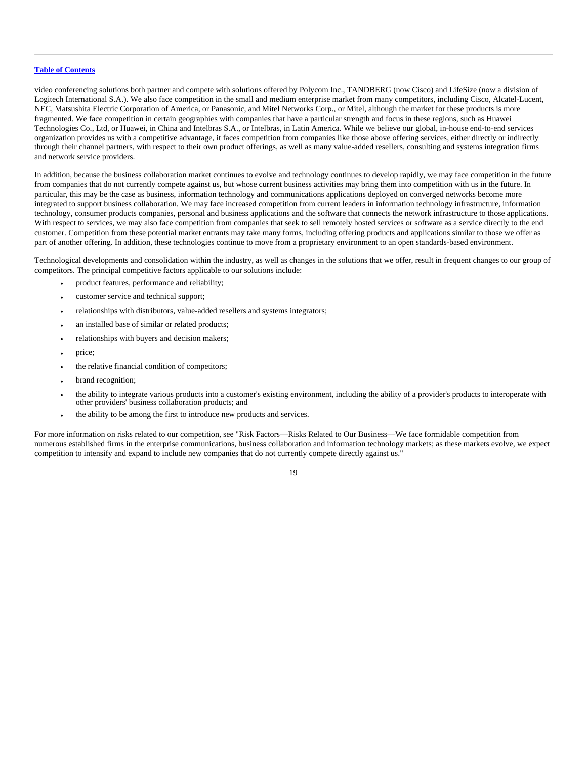video conferencing solutions both partner and compete with solutions offered by Polycom Inc., TANDBERG (now Cisco) and LifeSize (now a division of Logitech International S.A.). We also face competition in the small and medium enterprise market from many competitors, including Cisco, Alcatel-Lucent, NEC, Matsushita Electric Corporation of America, or Panasonic, and Mitel Networks Corp., or Mitel, although the market for these products is more fragmented. We face competition in certain geographies with companies that have a particular strength and focus in these regions, such as Huawei Technologies Co., Ltd, or Huawei, in China and Intelbras S.A., or Intelbras, in Latin America. While we believe our global, in-house end-to-end services organization provides us with a competitive advantage, it faces competition from companies like those above offering services, either directly or indirectly through their channel partners, with respect to their own product offerings, as well as many value-added resellers, consulting and systems integration firms and network service providers.

In addition, because the business collaboration market continues to evolve and technology continues to develop rapidly, we may face competition in the future from companies that do not currently compete against us, but whose current business activities may bring them into competition with us in the future. In particular, this may be the case as business, information technology and communications applications deployed on converged networks become more integrated to support business collaboration. We may face increased competition from current leaders in information technology infrastructure, information technology, consumer products companies, personal and business applications and the software that connects the network infrastructure to those applications. With respect to services, we may also face competition from companies that seek to sell remotely hosted services or software as a service directly to the end customer. Competition from these potential market entrants may take many forms, including offering products and applications similar to those we offer as part of another offering. In addition, these technologies continue to move from a proprietary environment to an open standards-based environment.

Technological developments and consolidation within the industry, as well as changes in the solutions that we offer, result in frequent changes to our group of competitors. The principal competitive factors applicable to our solutions include:

- product features, performance and reliability;
- customer service and technical support;
- relationships with distributors, value-added resellers and systems integrators;
- an installed base of similar or related products;
- relationships with buyers and decision makers;
- price;
- the relative financial condition of competitors;
- brand recognition;
- the ability to integrate various products into a customer's existing environment, including the ability of a provider's products to interoperate with other providers' business collaboration products; and
- the ability to be among the first to introduce new products and services.

For more information on risks related to our competition, see "Risk Factors—Risks Related to Our Business—We face formidable competition from numerous established firms in the enterprise communications, business collaboration and information technology markets; as these markets evolve, we expect competition to intensify and expand to include new companies that do not currently compete directly against us."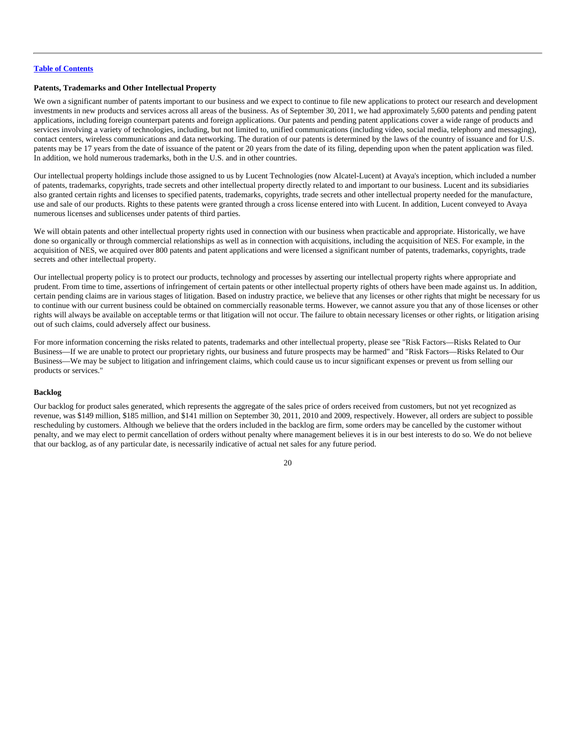[Table of Contents](#)

**Patents, Trademarks and Other Intellectual Property**

We own a significant number of patents important to our business and we expect to continue to file new applications to protect our research and development investments in new products and services across all areas of the business. As of September 30, 2011, we had approximately 5,600 patents and pending patent applications, including foreign counterpart patents and foreign applications. Our patents and pending patent applications cover a wide range of products and services involving a variety of technologies, including, but not limited to, unified communications (including video, social media, telephony and messaging), contact centers, wireless communications and data networking. The duration of our patents is determined by the laws of the country of issuance and for U.S. patents may be 17 years from the date of issuance of the patent or 20 years from the date of its filing, depending upon when the patent application was filed. In addition, we hold numerous trademarks, both in the U.S. and in other countries.

Our intellectual property holdings include those assigned to us by Lucent Technologies (now Alcatel-Lucent) at Avaya's inception, which included a number of patents, trademarks, copyrights, trade secrets and other intellectual property directly related to and important to our business. Lucent and its subsidiaries also granted certain rights and licenses to specified patents, trademarks, copyrights, trade secrets and other intellectual property needed for the manufacture, use and sale of our products. Rights to these patents were granted through a cross license entered into with Lucent. In addition, Lucent conveyed to Avaya numerous licenses and sublicenses under patents of third parties.

We will obtain patents and other intellectual property rights used in connection with our business when practicable and appropriate. Historically, we have done so organically or through commercial relationships as well as in connection with acquisitions, including the acquisition of NES. For example, in the acquisition of NES, we acquired over 800 patents and patent applications and were licensed a significant number of patents, trademarks, copyrights, trade secrets and other intellectual property.

Our intellectual property policy is to protect our products, technology and processes by asserting our intellectual property rights where appropriate and prudent. From time to time, assertions of infringement of certain patents or other intellectual property rights of others have been made against us. In addition, certain pending claims are in various stages of litigation. Based on industry practice, we believe that any licenses or other rights that might be necessary for us to continue with our current business could be obtained on commercially reasonable terms. However, we cannot assure you that any of those licenses or other rights will always be available on acceptable terms or that litigation will not occur. The failure to obtain necessary licenses or other rights, or litigation arising out of such claims, could adversely affect our business.

For more information concerning the risks related to patents, trademarks and other intellectual property, please see "Risk Factors—Risks Related to Our Business—If we are unable to protect our proprietary rights, our business and future prospects may be harmed" and "Risk Factors—Risks Related to Our Business—We may be subject to litigation and infringement claims, which could cause us to incur significant expenses or prevent us from selling our products or services."

**Backlog**

Our backlog for product sales generated, which represents the aggregate of the sales price of orders received from customers, but not yet recognized as revenue, was $149 million, $185 million, and $141 million on September 30, 2011, 2010 and 2009, respectively. However, all orders are subject to possible rescheduling by customers. Although we believe that the orders included in the backlog are firm, some orders may be cancelled by the customer without penalty, and we may elect to permit cancellation of orders without penalty where management believes it is in our best interests to do so. We do not believe that our backlog, as of any particular date, is necessarily indicative of actual net sales for any future period.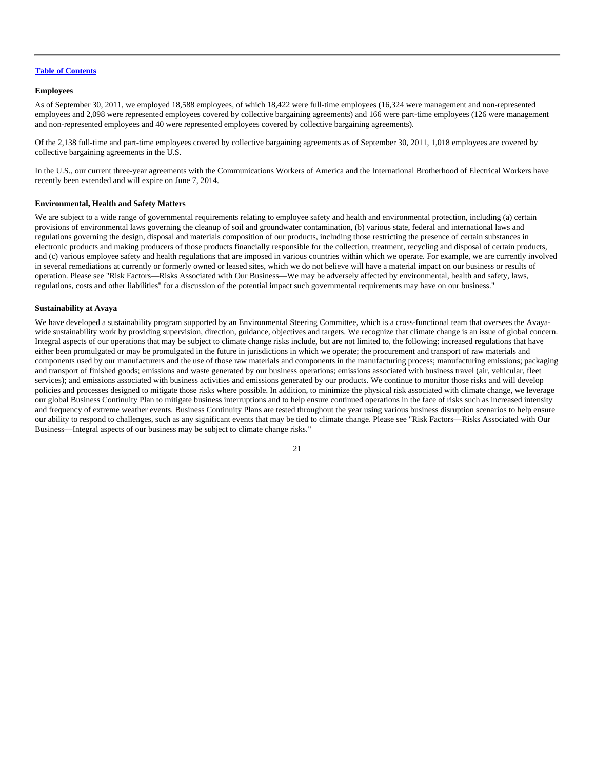**Employees**

As of September 30, 2011, we employed 18,588 employees, of which 18,422 were full-time employees (16,324 were management and non-represented employees and 2,098 were represented employees covered by collective bargaining agreements) and 166 were part-time employees (126 were management and non-represented employees and 40 were represented employees covered by collective bargaining agreements).

Of the 2,138 full-time and part-time employees covered by collective bargaining agreements as of September 30, 2011, 1,018 employees are covered by collective bargaining agreements in the U.S.

In the U.S., our current three-year agreements with the Communications Workers of America and the International Brotherhood of Electrical Workers have recently been extended and will expire on June 7, 2014.

**Environmental, Health and Safety Matters**

We are subject to a wide range of governmental requirements relating to employee safety and health and environmental protection, including (a) certain provisions of environmental laws governing the cleanup of soil and groundwater contamination, (b) various state, federal and international laws and regulations governing the design, disposal and materials composition of our products, including those restricting the presence of certain substances in electronic products and making producers of those products financially responsible for the collection, treatment, recycling and disposal of certain products, and (c) various employee safety and health regulations that are imposed in various countries within which we operate. For example, we are currently involved in several remediations at currently or formerly owned or leased sites, which we do not believe will have a material impact on our business or results of operation. Please see "Risk Factors—Risks Associated with Our Business—We may be adversely affected by environmental, health and safety, laws, regulations, costs and other liabilities" for a discussion of the potential impact such governmental requirements may have on our business."

**Sustainability at Avaya**

We have developed a sustainability program supported by an Environmental Steering Committee, which is a cross-functional team that oversees the Avaya-wide sustainability work by providing supervision, direction, guidance, objectives and targets. We recognize that climate change is an issue of global concern. Integral aspects of our operations that may be subject to climate change risks include, but are not limited to, the following: increased regulations that have either been promulgated or may be promulgated in the future in jurisdictions in which we operate; the procurement and transport of raw materials and components used by our manufacturers and the use of those raw materials and components in the manufacturing process; manufacturing emissions; packaging and transport of finished goods; emissions and waste generated by our business operations; emissions associated with business travel (air, vehicular, fleet services); and emissions associated with business activities and emissions generated by our products. We continue to monitor those risks and will develop policies and processes designed to mitigate those risks where possible. In addition, to minimize the physical risk associated with climate change, we leverage our global Business Continuity Plan to mitigate business interruptions and to help ensure continued operations in the face of risks such as increased intensity and frequency of extreme weather events. Business Continuity Plans are tested throughout the year using various business disruption scenarios to help ensure our ability to respond to challenges, such as any significant events that may be tied to climate change. Please see "Risk Factors—Risks Associated with Our Business—Integral aspects of our business may be subject to climate change risks."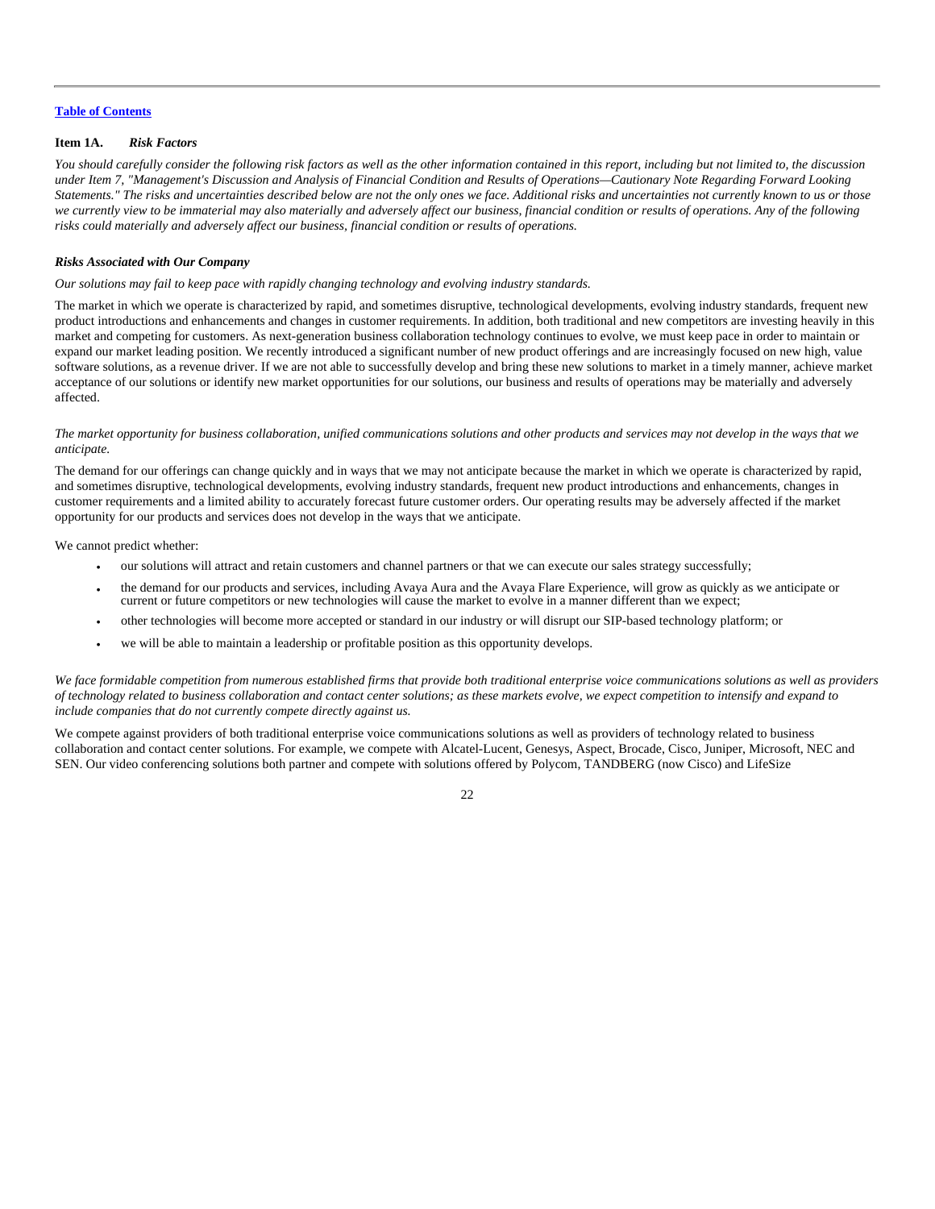[Table of Contents](#)

### Item 1A. *Risk Factors*

*You should carefully consider the following risk factors as well as the other information contained in this report, including but not limited to, the discussion under Item 7, "Management's Discussion and Analysis of Financial Condition and Results of Operations—Cautionary Note Regarding Forward Looking Statements." The risks and uncertainties described below are not the only ones we face. Additional risks and uncertainties not currently known to us or those we currently view to be immaterial may also materially and adversely affect our business, financial condition or results of operations. Any of the following risks could materially and adversely affect our business, financial condition or results of operations.*

#### *Risks Associated with Our Company*

*Our solutions may fail to keep pace with rapidly changing technology and evolving industry standards.*

The market in which we operate is characterized by rapid, and sometimes disruptive, technological developments, evolving industry standards, frequent new product introductions and enhancements and changes in customer requirements. In addition, both traditional and new competitors are investing heavily in this market and competing for customers. As next-generation business collaboration technology continues to evolve, we must keep pace in order to maintain or expand our market leading position. We recently introduced a significant number of new product offerings and are increasingly focused on new high, value software solutions, as a revenue driver. If we are not able to successfully develop and bring these new solutions to market in a timely manner, achieve market acceptance of our solutions or identify new market opportunities for our solutions, our business and results of operations may be materially and adversely affected.

*The market opportunity for business collaboration, unified communications solutions and other products and services may not develop in the ways that we anticipate.*

The demand for our offerings can change quickly and in ways that we may not anticipate because the market in which we operate is characterized by rapid, and sometimes disruptive, technological developments, evolving industry standards, frequent new product introductions and enhancements, changes in customer requirements and a limited ability to accurately forecast future customer orders. Our operating results may be adversely affected if the market opportunity for our products and services does not develop in the ways that we anticipate.

We cannot predict whether:

- our solutions will attract and retain customers and channel partners or that we can execute our sales strategy successfully;
- the demand for our products and services, including Avaya Aura and the Avaya Flare Experience, will grow as quickly as we anticipate or current or future competitors or new technologies will cause the market to evolve in a manner different than we expect;
- other technologies will become more accepted or standard in our industry or will disrupt our SIP-based technology platform; or
- we will be able to maintain a leadership or profitable position as this opportunity develops.

*We face formidable competition from numerous established firms that provide both traditional enterprise voice communications solutions as well as providers of technology related to business collaboration and contact center solutions; as these markets evolve, we expect competition to intensify and expand to include companies that do not currently compete directly against us.*

We compete against providers of both traditional enterprise voice communications solutions as well as providers of technology related to business collaboration and contact center solutions. For example, we compete with Alcatel-Lucent, Genesys, Aspect, Brocade, Cisco, Juniper, Microsoft, NEC and SEN. Our video conferencing solutions both partner and compete with solutions offered by Polycom, TANDBERG (now Cisco) and LifeSize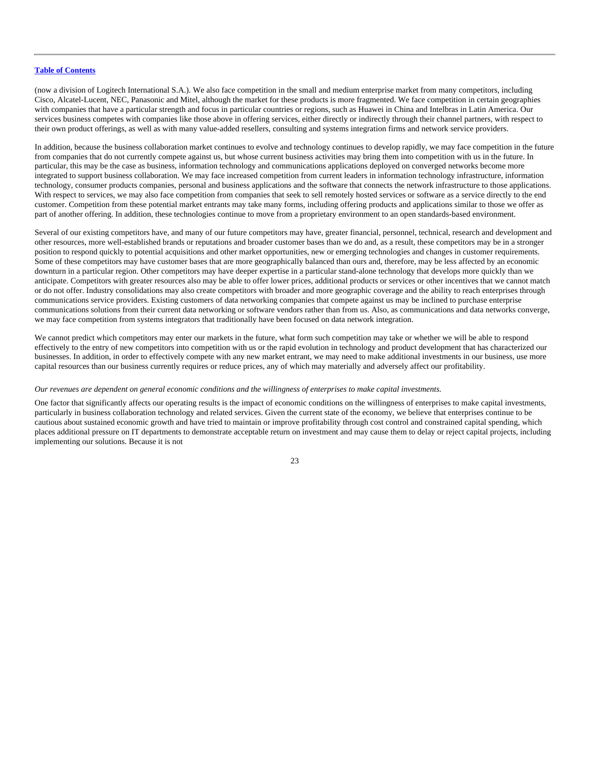(now a division of Logitech International S.A.). We also face competition in the small and medium enterprise market from many competitors, including Cisco, Alcatel-Lucent, NEC, Panasonic and Mitel, although the market for these products is more fragmented. We face competition in certain geographies with companies that have a particular strength and focus in particular countries or regions, such as Huawei in China and Intelbras in Latin America. Our services business competes with companies like those above in offering services, either directly or indirectly through their channel partners, with respect to their own product offerings, as well as with many value-added resellers, consulting and systems integration firms and network service providers.

In addition, because the business collaboration market continues to evolve and technology continues to develop rapidly, we may face competition in the future from companies that do not currently compete against us, but whose current business activities may bring them into competition with us in the future. In particular, this may be the case as business, information technology and communications applications deployed on converged networks become more integrated to support business collaboration. We may face increased competition from current leaders in information technology infrastructure, information technology, consumer products companies, personal and business applications and the software that connects the network infrastructure to those applications. With respect to services, we may also face competition from companies that seek to sell remotely hosted services or software as a service directly to the end customer. Competition from these potential market entrants may take many forms, including offering products and applications similar to those we offer as part of another offering. In addition, these technologies continue to move from a proprietary environment to an open standards-based environment.

Several of our existing competitors have, and many of our future competitors may have, greater financial, personnel, technical, research and development and other resources, more well-established brands or reputations and broader customer bases than we do and, as a result, these competitors may be in a stronger position to respond quickly to potential acquisitions and other market opportunities, new or emerging technologies and changes in customer requirements. Some of these competitors may have customer bases that are more geographically balanced than ours and, therefore, may be less affected by an economic downturn in a particular region. Other competitors may have deeper expertise in a particular stand-alone technology that develops more quickly than we anticipate. Competitors with greater resources also may be able to offer lower prices, additional products or services or other incentives that we cannot match or do not offer. Industry consolidations may also create competitors with broader and more geographic coverage and the ability to reach enterprises through communications service providers. Existing customers of data networking companies that compete against us may be inclined to purchase enterprise communications solutions from their current data networking or software vendors rather than from us. Also, as communications and data networks converge, we may face competition from systems integrators that traditionally have been focused on data network integration.

We cannot predict which competitors may enter our markets in the future, what form such competition may take or whether we will be able to respond effectively to the entry of new competitors into competition with us or the rapid evolution in technology and product development that has characterized our businesses. In addition, in order to effectively compete with any new market entrant, we may need to make additional investments in our business, use more capital resources than our business currently requires or reduce prices, any of which may materially and adversely affect our profitability.

*Our revenues are dependent on general economic conditions and the willingness of enterprises to make capital investments.*

One factor that significantly affects our operating results is the impact of economic conditions on the willingness of enterprises to make capital investments, particularly in business collaboration technology and related services. Given the current state of the economy, we believe that enterprises continue to be cautious about sustained economic growth and have tried to maintain or improve profitability through cost control and constrained capital spending, which places additional pressure on IT departments to demonstrate acceptable return on investment and may cause them to delay or reject capital projects, including implementing our solutions. Because it is not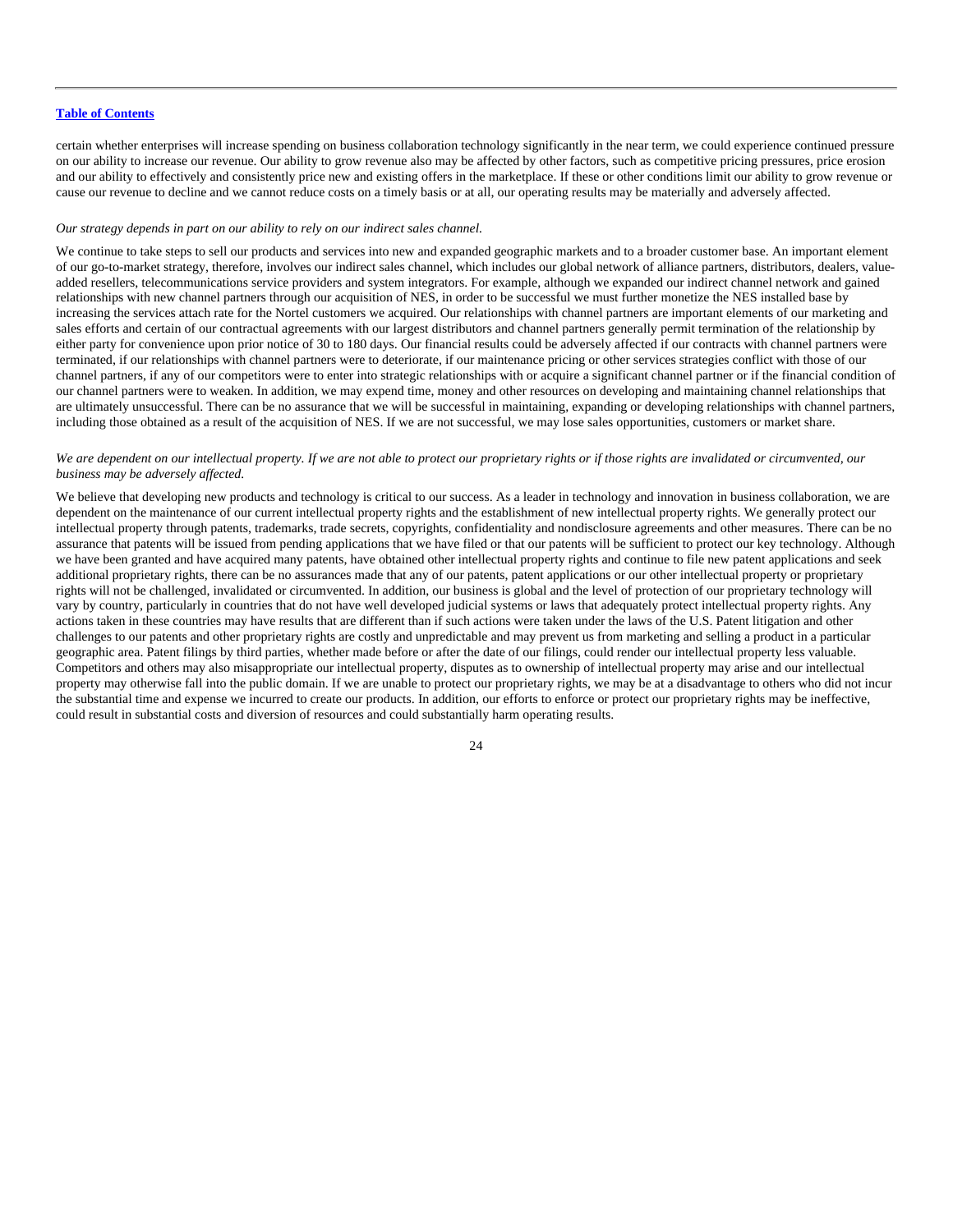certain whether enterprises will increase spending on business collaboration technology significantly in the near term, we could experience continued pressure on our ability to increase our revenue. Our ability to grow revenue also may be affected by other factors, such as competitive pricing pressures, price erosion and our ability to effectively and consistently price new and existing offers in the marketplace. If these or other conditions limit our ability to grow revenue or cause our revenue to decline and we cannot reduce costs on a timely basis or at all, our operating results may be materially and adversely affected.

*Our strategy depends in part on our ability to rely on our indirect sales channel.*

We continue to take steps to sell our products and services into new and expanded geographic markets and to a broader customer base. An important element of our go-to-market strategy, therefore, involves our indirect sales channel, which includes our global network of alliance partners, distributors, dealers, value-added resellers, telecommunications service providers and system integrators. For example, although we expanded our indirect channel network and gained relationships with new channel partners through our acquisition of NES, in order to be successful we must further monetize the NES installed base by increasing the services attach rate for the Nortel customers we acquired. Our relationships with channel partners are important elements of our marketing and sales efforts and certain of our contractual agreements with our largest distributors and channel partners generally permit termination of the relationship by either party for convenience upon prior notice of 30 to 180 days. Our financial results could be adversely affected if our contracts with channel partners were terminated, if our relationships with channel partners were to deteriorate, if our maintenance pricing or other services strategies conflict with those of our channel partners, if any of our competitors were to enter into strategic relationships with or acquire a significant channel partner or if the financial condition of our channel partners were to weaken. In addition, we may expend time, money and other resources on developing and maintaining channel relationships that are ultimately unsuccessful. There can be no assurance that we will be successful in maintaining, expanding or developing relationships with channel partners, including those obtained as a result of the acquisition of NES. If we are not successful, we may lose sales opportunities, customers or market share.

*We are dependent on our intellectual property. If we are not able to protect our proprietary rights or if those rights are invalidated or circumvented, our business may be adversely affected.*

We believe that developing new products and technology is critical to our success. As a leader in technology and innovation in business collaboration, we are dependent on the maintenance of our current intellectual property rights and the establishment of new intellectual property rights. We generally protect our intellectual property through patents, trademarks, trade secrets, copyrights, confidentiality and nondisclosure agreements and other measures. There can be no assurance that patents will be issued from pending applications that we have filed or that our patents will be sufficient to protect our key technology. Although we have been granted and have acquired many patents, have obtained other intellectual property rights and continue to file new patent applications and seek additional proprietary rights, there can be no assurances made that any of our patents, patent applications or our other intellectual property or proprietary rights will not be challenged, invalidated or circumvented. In addition, our business is global and the level of protection of our proprietary technology will vary by country, particularly in countries that do not have well developed judicial systems or laws that adequately protect intellectual property rights. Any actions taken in these countries may have results that are different than if such actions were taken under the laws of the U.S. Patent litigation and other challenges to our patents and other proprietary rights are costly and unpredictable and may prevent us from marketing and selling a product in a particular geographic area. Patent filings by third parties, whether made before or after the date of our filings, could render our intellectual property less valuable. Competitors and others may also misappropriate our intellectual property, disputes as to ownership of intellectual property may arise and our intellectual property may otherwise fall into the public domain. If we are unable to protect our proprietary rights, we may be at a disadvantage to others who did not incur the substantial time and expense we incurred to create our products. In addition, our efforts to enforce or protect our proprietary rights may be ineffective, could result in substantial costs and diversion of resources and could substantially harm operating results.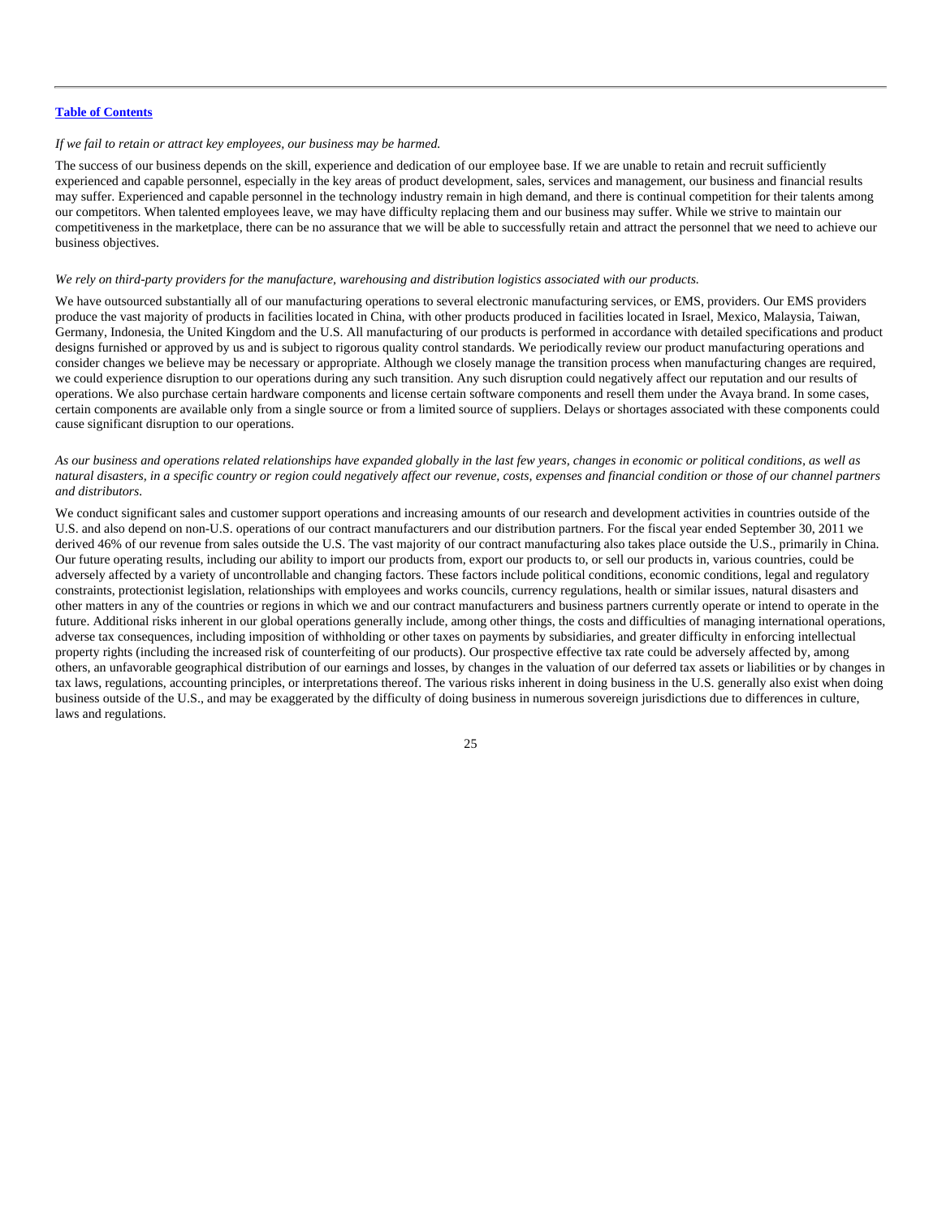[Table of Contents](#)

*If we fail to retain or attract key employees, our business may be harmed.*

The success of our business depends on the skill, experience and dedication of our employee base. If we are unable to retain and recruit sufficiently experienced and capable personnel, especially in the key areas of product development, sales, services and management, our business and financial results may suffer. Experienced and capable personnel in the technology industry remain in high demand, and there is continual competition for their talents among our competitors. When talented employees leave, we may have difficulty replacing them and our business may suffer. While we strive to maintain our competitiveness in the marketplace, there can be no assurance that we will be able to successfully retain and attract the personnel that we need to achieve our business objectives.

*We rely on third-party providers for the manufacture, warehousing and distribution logistics associated with our products.*

We have outsourced substantially all of our manufacturing operations to several electronic manufacturing services, or EMS, providers. Our EMS providers produce the vast majority of products in facilities located in China, with other products produced in facilities located in Israel, Mexico, Malaysia, Taiwan, Germany, Indonesia, the United Kingdom and the U.S. All manufacturing of our products is performed in accordance with detailed specifications and product designs furnished or approved by us and is subject to rigorous quality control standards. We periodically review our product manufacturing operations and consider changes we believe may be necessary or appropriate. Although we closely manage the transition process when manufacturing changes are required, we could experience disruption to our operations during any such transition. Any such disruption could negatively affect our reputation and our results of operations. We also purchase certain hardware components and license certain software components and resell them under the Avaya brand. In some cases, certain components are available only from a single source or from a limited source of suppliers. Delays or shortages associated with these components could cause significant disruption to our operations.

*As our business and operations related relationships have expanded globally in the last few years, changes in economic or political conditions, as well as natural disasters, in a specific country or region could negatively affect our revenue, costs, expenses and financial condition or those of our channel partners and distributors.*

We conduct significant sales and customer support operations and increasing amounts of our research and development activities in countries outside of the U.S. and also depend on non-U.S. operations of our contract manufacturers and our distribution partners. For the fiscal year ended September 30, 2011 we derived 46% of our revenue from sales outside the U.S. The vast majority of our contract manufacturing also takes place outside the U.S., primarily in China. Our future operating results, including our ability to import our products from, export our products to, or sell our products in, various countries, could be adversely affected by a variety of uncontrollable and changing factors. These factors include political conditions, economic conditions, legal and regulatory constraints, protectionist legislation, relationships with employees and works councils, currency regulations, health or similar issues, natural disasters and other matters in any of the countries or regions in which we and our contract manufacturers and business partners currently operate or intend to operate in the future. Additional risks inherent in our global operations generally include, among other things, the costs and difficulties of managing international operations, adverse tax consequences, including imposition of withholding or other taxes on payments by subsidiaries, and greater difficulty in enforcing intellectual property rights (including the increased risk of counterfeiting of our products). Our prospective effective tax rate could be adversely affected by, among others, an unfavorable geographical distribution of our earnings and losses, by changes in the valuation of our deferred tax assets or liabilities or by changes in tax laws, regulations, accounting principles, or interpretations thereof. The various risks inherent in doing business in the U.S. generally also exist when doing business outside of the U.S., and may be exaggerated by the difficulty of doing business in numerous sovereign jurisdictions due to differences in culture, laws and regulations.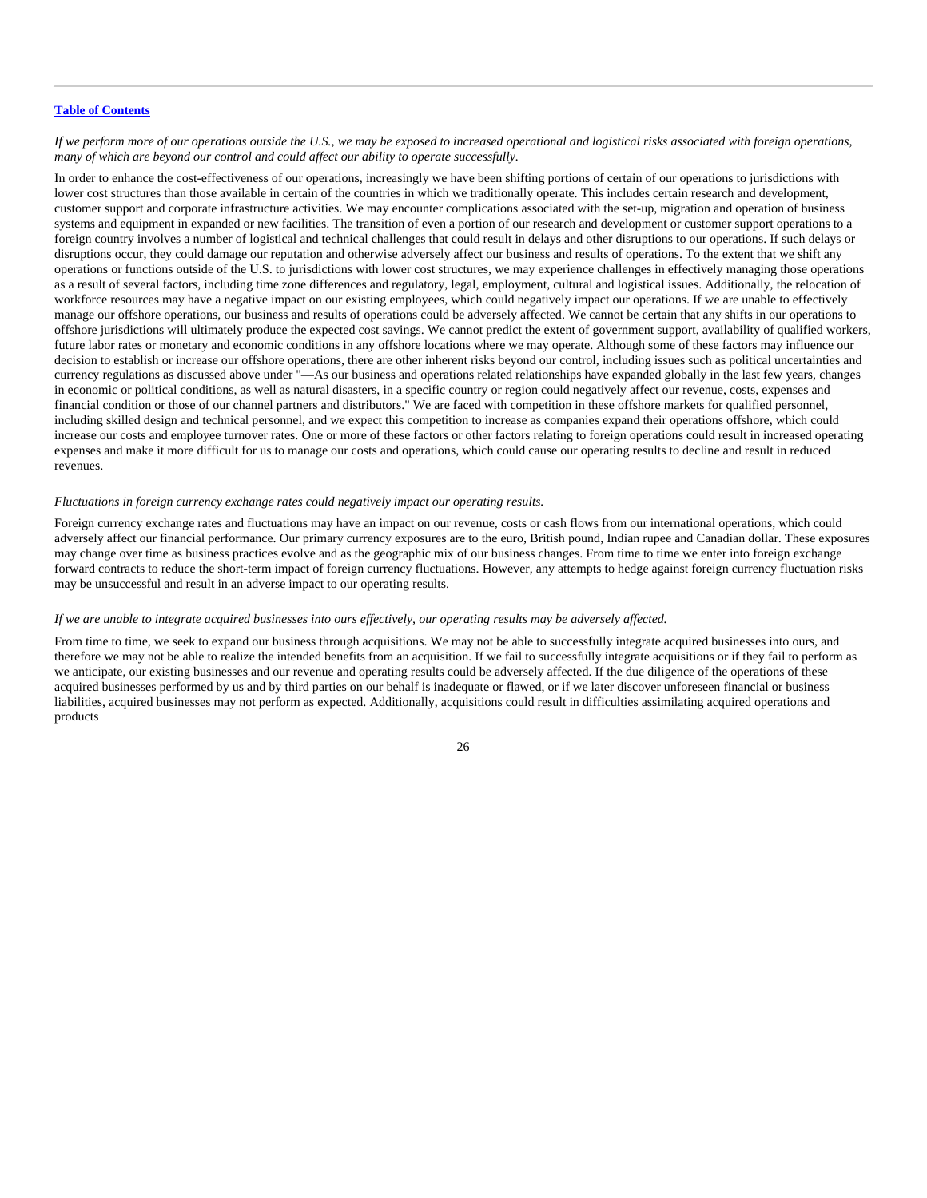*If we perform more of our operations outside the U.S., we may be exposed to increased operational and logistical risks associated with foreign operations, many of which are beyond our control and could affect our ability to operate successfully.*

In order to enhance the cost-effectiveness of our operations, increasingly we have been shifting portions of certain of our operations to jurisdictions with lower cost structures than those available in certain of the countries in which we traditionally operate. This includes certain research and development, customer support and corporate infrastructure activities. We may encounter complications associated with the set-up, migration and operation of business systems and equipment in expanded or new facilities. The transition of even a portion of our research and development or customer support operations to a foreign country involves a number of logistical and technical challenges that could result in delays and other disruptions to our operations. If such delays or disruptions occur, they could damage our reputation and otherwise adversely affect our business and results of operations. To the extent that we shift any operations or functions outside of the U.S. to jurisdictions with lower cost structures, we may experience challenges in effectively managing those operations as a result of several factors, including time zone differences and regulatory, legal, employment, cultural and logistical issues. Additionally, the relocation of workforce resources may have a negative impact on our existing employees, which could negatively impact our operations. If we are unable to effectively manage our offshore operations, our business and results of operations could be adversely affected. We cannot be certain that any shifts in our operations to offshore jurisdictions will ultimately produce the expected cost savings. We cannot predict the extent of government support, availability of qualified workers, future labor rates or monetary and economic conditions in any offshore locations where we may operate. Although some of these factors may influence our decision to establish or increase our offshore operations, there are other inherent risks beyond our control, including issues such as political uncertainties and currency regulations as discussed above under "—As our business and operations related relationships have expanded globally in the last few years, changes in economic or political conditions, as well as natural disasters, in a specific country or region could negatively affect our revenue, costs, expenses and financial condition or those of our channel partners and distributors." We are faced with competition in these offshore markets for qualified personnel, including skilled design and technical personnel, and we expect this competition to increase as companies expand their operations offshore, which could increase our costs and employee turnover rates. One or more of these factors or other factors relating to foreign operations could result in increased operating expenses and make it more difficult for us to manage our costs and operations, which could cause our operating results to decline and result in reduced revenues.

*Fluctuations in foreign currency exchange rates could negatively impact our operating results.*

Foreign currency exchange rates and fluctuations may have an impact on our revenue, costs or cash flows from our international operations, which could adversely affect our financial performance. Our primary currency exposures are to the euro, British pound, Indian rupee and Canadian dollar. These exposures may change over time as business practices evolve and as the geographic mix of our business changes. From time to time we enter into foreign exchange forward contracts to reduce the short-term impact of foreign currency fluctuations. However, any attempts to hedge against foreign currency fluctuation risks may be unsuccessful and result in an adverse impact to our operating results.

*If we are unable to integrate acquired businesses into ours effectively, our operating results may be adversely affected.*

From time to time, we seek to expand our business through acquisitions. We may not be able to successfully integrate acquired businesses into ours, and therefore we may not be able to realize the intended benefits from an acquisition. If we fail to successfully integrate acquisitions or if they fail to perform as we anticipate, our existing businesses and our revenue and operating results could be adversely affected. If the due diligence of the operations of these acquired businesses performed by us and by third parties on our behalf is inadequate or flawed, or if we later discover unforeseen financial or business liabilities, acquired businesses may not perform as expected. Additionally, acquisitions could result in difficulties assimilating acquired operations and products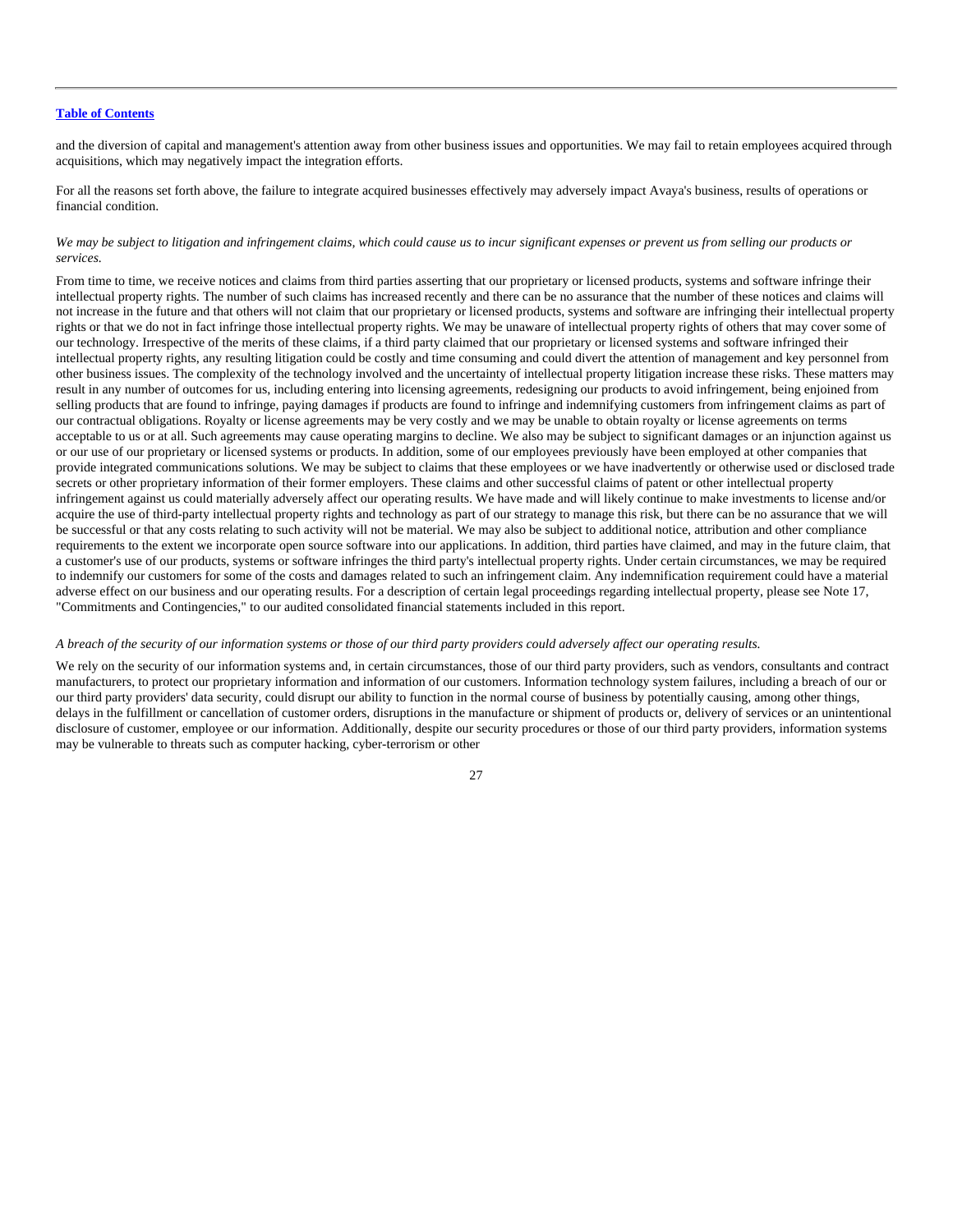and the diversion of capital and management's attention away from other business issues and opportunities. We may fail to retain employees acquired through acquisitions, which may negatively impact the integration efforts.

For all the reasons set forth above, the failure to integrate acquired businesses effectively may adversely impact Avaya's business, results of operations or financial condition.

*We may be subject to litigation and infringement claims, which could cause us to incur significant expenses or prevent us from selling our products or services.*

From time to time, we receive notices and claims from third parties asserting that our proprietary or licensed products, systems and software infringe their intellectual property rights. The number of such claims has increased recently and there can be no assurance that the number of these notices and claims will not increase in the future and that others will not claim that our proprietary or licensed products, systems and software are infringing their intellectual property rights or that we do not in fact infringe those intellectual property rights. We may be unaware of intellectual property rights of others that may cover some of our technology. Irrespective of the merits of these claims, if a third party claimed that our proprietary or licensed systems and software infringed their intellectual property rights, any resulting litigation could be costly and time consuming and could divert the attention of management and key personnel from other business issues. The complexity of the technology involved and the uncertainty of intellectual property litigation increase these risks. These matters may result in any number of outcomes for us, including entering into licensing agreements, redesigning our products to avoid infringement, being enjoined from selling products that are found to infringe, paying damages if products are found to infringe and indemnifying customers from infringement claims as part of our contractual obligations. Royalty or license agreements may be very costly and we may be unable to obtain royalty or license agreements on terms acceptable to us or at all. Such agreements may cause operating margins to decline. We also may be subject to significant damages or an injunction against us or our use of our proprietary or licensed systems or products. In addition, some of our employees previously have been employed at other companies that provide integrated communications solutions. We may be subject to claims that these employees or we have inadvertently or otherwise used or disclosed trade secrets or other proprietary information of their former employers. These claims and other successful claims of patent or other intellectual property infringement against us could materially adversely affect our operating results. We have made and will likely continue to make investments to license and/or acquire the use of third-party intellectual property rights and technology as part of our strategy to manage this risk, but there can be no assurance that we will be successful or that any costs relating to such activity will not be material. We may also be subject to additional notice, attribution and other compliance requirements to the extent we incorporate open source software into our applications. In addition, third parties have claimed, and may in the future claim, that a customer's use of our products, systems or software infringes the third party's intellectual property rights. Under certain circumstances, we may be required to indemnify our customers for some of the costs and damages related to such an infringement claim. Any indemnification requirement could have a material adverse effect on our business and our operating results. For a description of certain legal proceedings regarding intellectual property, please see Note 17, "Commitments and Contingencies," to our audited consolidated financial statements included in this report.

*A breach of the security of our information systems or those of our third party providers could adversely affect our operating results.*

We rely on the security of our information systems and, in certain circumstances, those of our third party providers, such as vendors, consultants and contract manufacturers, to protect our proprietary information and information of our customers. Information technology system failures, including a breach of our or our third party providers' data security, could disrupt our ability to function in the normal course of business by potentially causing, among other things, delays in the fulfillment or cancellation of customer orders, disruptions in the manufacture or shipment of products or, delivery of services or an unintentional disclosure of customer, employee or our information. Additionally, despite our security procedures or those of our third party providers, information systems may be vulnerable to threats such as computer hacking, cyber-terrorism or other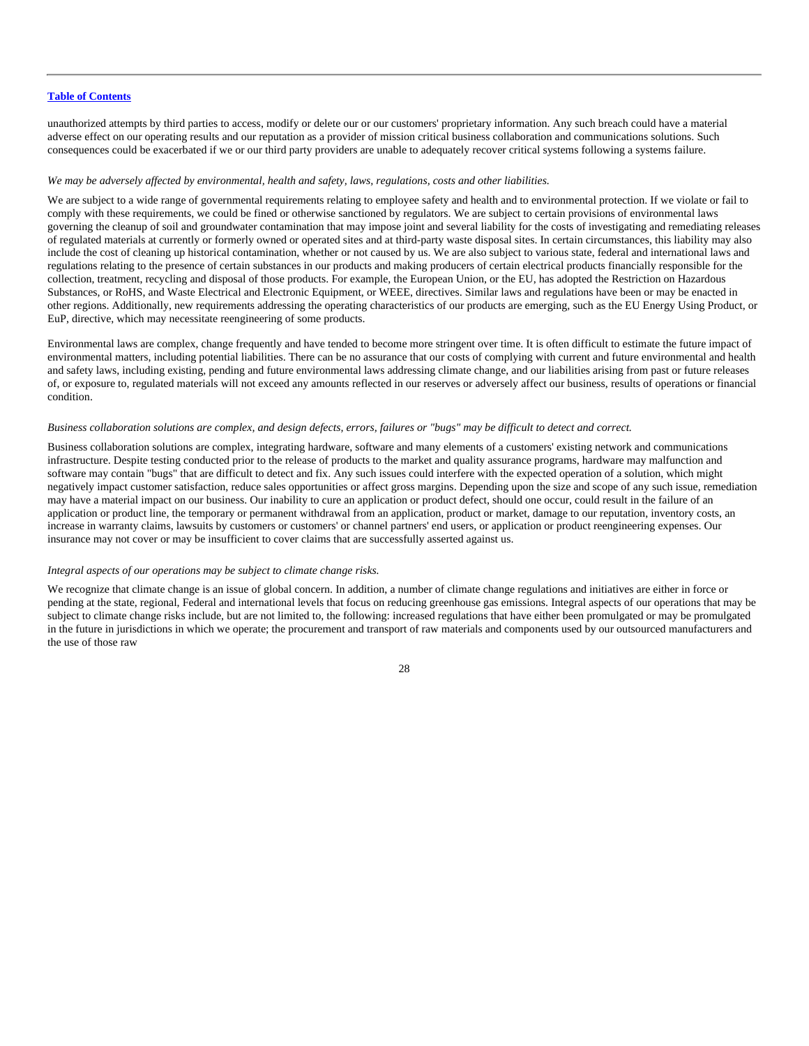unauthorized attempts by third parties to access, modify or delete our or our customers' proprietary information. Any such breach could have a material adverse effect on our operating results and our reputation as a provider of mission critical business collaboration and communications solutions. Such consequences could be exacerbated if we or our third party providers are unable to adequately recover critical systems following a systems failure.

*We may be adversely affected by environmental, health and safety, laws, regulations, costs and other liabilities.*

We are subject to a wide range of governmental requirements relating to employee safety and health and to environmental protection. If we violate or fail to comply with these requirements, we could be fined or otherwise sanctioned by regulators. We are subject to certain provisions of environmental laws governing the cleanup of soil and groundwater contamination that may impose joint and several liability for the costs of investigating and remediating releases of regulated materials at currently or formerly owned or operated sites and at third-party waste disposal sites. In certain circumstances, this liability may also include the cost of cleaning up historical contamination, whether or not caused by us. We are also subject to various state, federal and international laws and regulations relating to the presence of certain substances in our products and making producers of certain electrical products financially responsible for the collection, treatment, recycling and disposal of those products. For example, the European Union, or the EU, has adopted the Restriction on Hazardous Substances, or RoHS, and Waste Electrical and Electronic Equipment, or WEEE, directives. Similar laws and regulations have been or may be enacted in other regions. Additionally, new requirements addressing the operating characteristics of our products are emerging, such as the EU Energy Using Product, or EuP, directive, which may necessitate reengineering of some products.

Environmental laws are complex, change frequently and have tended to become more stringent over time. It is often difficult to estimate the future impact of environmental matters, including potential liabilities. There can be no assurance that our costs of complying with current and future environmental and health and safety laws, including existing, pending and future environmental laws addressing climate change, and our liabilities arising from past or future releases of, or exposure to, regulated materials will not exceed any amounts reflected in our reserves or adversely affect our business, results of operations or financial condition.

*Business collaboration solutions are complex, and design defects, errors, failures or "bugs" may be difficult to detect and correct.*

Business collaboration solutions are complex, integrating hardware, software and many elements of a customers' existing network and communications infrastructure. Despite testing conducted prior to the release of products to the market and quality assurance programs, hardware may malfunction and software may contain "bugs" that are difficult to detect and fix. Any such issues could interfere with the expected operation of a solution, which might negatively impact customer satisfaction, reduce sales opportunities or affect gross margins. Depending upon the size and scope of any such issue, remediation may have a material impact on our business. Our inability to cure an application or product defect, should one occur, could result in the failure of an application or product line, the temporary or permanent withdrawal from an application, product or market, damage to our reputation, inventory costs, an increase in warranty claims, lawsuits by customers or customers' or channel partners' end users, or application or product reengineering expenses. Our insurance may not cover or may be insufficient to cover claims that are successfully asserted against us.

*Integral aspects of our operations may be subject to climate change risks.*

We recognize that climate change is an issue of global concern. In addition, a number of climate change regulations and initiatives are either in force or pending at the state, regional, Federal and international levels that focus on reducing greenhouse gas emissions. Integral aspects of our operations that may be subject to climate change risks include, but are not limited to, the following: increased regulations that have either been promulgated or may be promulgated in the future in jurisdictions in which we operate; the procurement and transport of raw materials and components used by our outsourced manufacturers and the use of those raw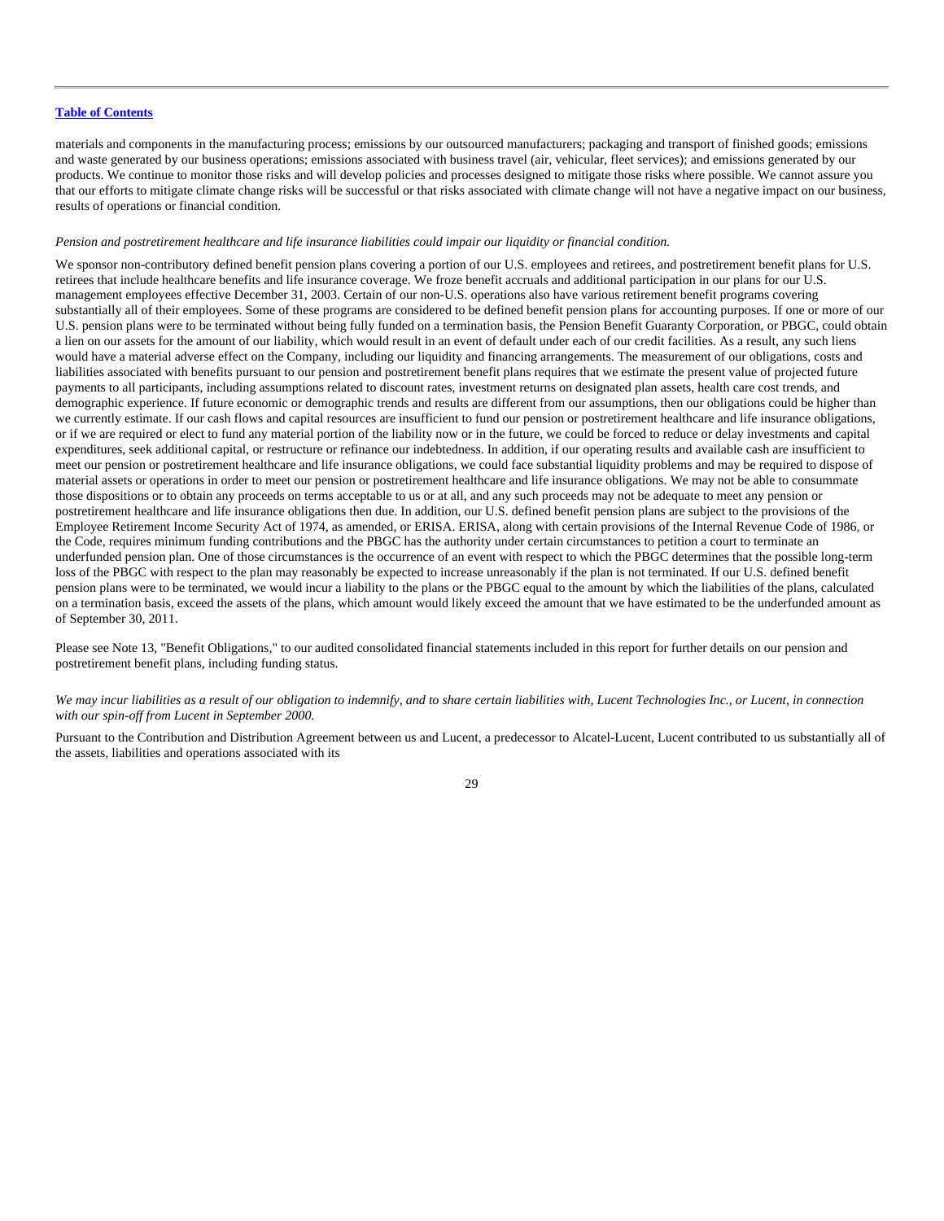materials and components in the manufacturing process; emissions by our outsourced manufacturers; packaging and transport of finished goods; emissions and waste generated by our business operations; emissions associated with business travel (air, vehicular, fleet services); and emissions generated by our products. We continue to monitor those risks and will develop policies and processes designed to mitigate those risks where possible. We cannot assure you that our efforts to mitigate climate change risks will be successful or that risks associated with climate change will not have a negative impact on our business, results of operations or financial condition.

*Pension and postretirement healthcare and life insurance liabilities could impair our liquidity or financial condition.*

We sponsor non-contributory defined benefit pension plans covering a portion of our U.S. employees and retirees, and postretirement benefit plans for U.S. retirees that include healthcare benefits and life insurance coverage. We froze benefit accruals and additional participation in our plans for our U.S. management employees effective December 31, 2003. Certain of our non-U.S. operations also have various retirement benefit programs covering substantially all of their employees. Some of these programs are considered to be defined benefit pension plans for accounting purposes. If one or more of our U.S. pension plans were to be terminated without being fully funded on a termination basis, the Pension Benefit Guaranty Corporation, or PBGC, could obtain a lien on our assets for the amount of our liability, which would result in an event of default under each of our credit facilities. As a result, any such liens would have a material adverse effect on the Company, including our liquidity and financing arrangements. The measurement of our obligations, costs and liabilities associated with benefits pursuant to our pension and postretirement benefit plans requires that we estimate the present value of projected future payments to all participants, including assumptions related to discount rates, investment returns on designated plan assets, health care cost trends, and demographic experience. If future economic or demographic trends and results are different from our assumptions, then our obligations could be higher than we currently estimate. If our cash flows and capital resources are insufficient to fund our pension or postretirement healthcare and life insurance obligations, or if we are required or elect to fund any material portion of the liability now or in the future, we could be forced to reduce or delay investments and capital expenditures, seek additional capital, or restructure or refinance our indebtedness. In addition, if our operating results and available cash are insufficient to meet our pension or postretirement healthcare and life insurance obligations, we could face substantial liquidity problems and may be required to dispose of material assets or operations in order to meet our pension or postretirement healthcare and life insurance obligations. We may not be able to consummate those dispositions or to obtain any proceeds on terms acceptable to us or at all, and any such proceeds may not be adequate to meet any pension or postretirement healthcare and life insurance obligations then due. In addition, our U.S. defined benefit pension plans are subject to the provisions of the Employee Retirement Income Security Act of 1974, as amended, or ERISA. ERISA, along with certain provisions of the Internal Revenue Code of 1986, or the Code, requires minimum funding contributions and the PBGC has the authority under certain circumstances to petition a court to terminate an underfunded pension plan. One of those circumstances is the occurrence of an event with respect to which the PBGC determines that the possible long-term loss of the PBGC with respect to the plan may reasonably be expected to increase unreasonably if the plan is not terminated. If our U.S. defined benefit pension plans were to be terminated, we would incur a liability to the plans or the PBGC equal to the amount by which the liabilities of the plans, calculated on a termination basis, exceed the assets of the plans, which amount would likely exceed the amount that we have estimated to be the underfunded amount as of September 30, 2011.

Please see Note 13, "Benefit Obligations," to our audited consolidated financial statements included in this report for further details on our pension and postretirement benefit plans, including funding status.

*We may incur liabilities as a result of our obligation to indemnify, and to share certain liabilities with, Lucent Technologies Inc., or Lucent, in connection with our spin-off from Lucent in September 2000.*

Pursuant to the Contribution and Distribution Agreement between us and Lucent, a predecessor to Alcatel-Lucent, Lucent contributed to us substantially all of the assets, liabilities and operations associated with its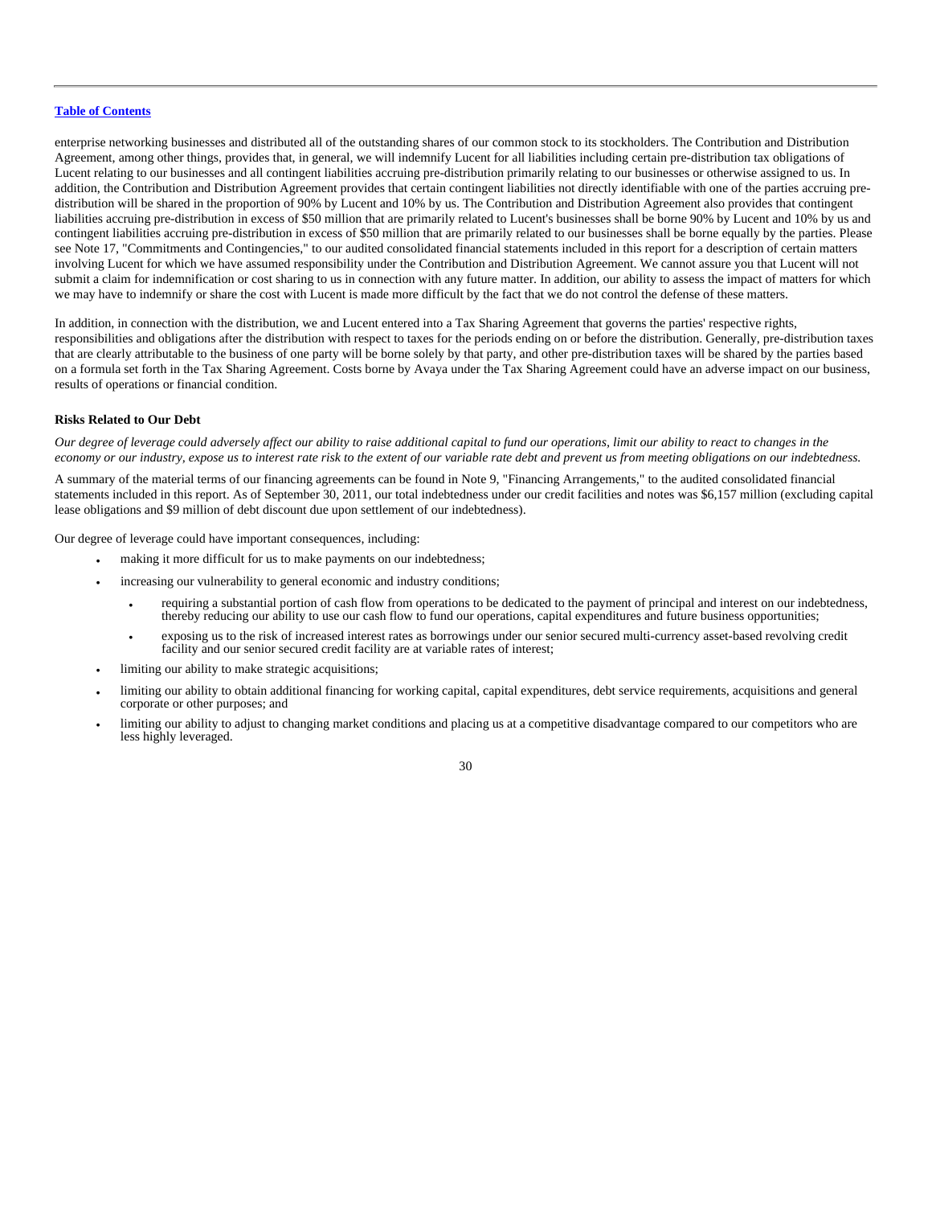enterprise networking businesses and distributed all of the outstanding shares of our common stock to its stockholders. The Contribution and Distribution Agreement, among other things, provides that, in general, we will indemnify Lucent for all liabilities including certain pre-distribution tax obligations of Lucent relating to our businesses and all contingent liabilities accruing pre-distribution primarily relating to our businesses or otherwise assigned to us. In addition, the Contribution and Distribution Agreement provides that certain contingent liabilities not directly identifiable with one of the parties accruing pre-distribution will be shared in the proportion of 90% by Lucent and 10% by us. The Contribution and Distribution Agreement also provides that contingent liabilities accruing pre-distribution in excess of $50 million that are primarily related to Lucent's businesses shall be borne 90% by Lucent and 10% by us and contingent liabilities accruing pre-distribution in excess of $50 million that are primarily related to our businesses shall be borne equally by the parties. Please see Note 17, "Commitments and Contingencies," to our audited consolidated financial statements included in this report for a description of certain matters involving Lucent for which we have assumed responsibility under the Contribution and Distribution Agreement. We cannot assure you that Lucent will not submit a claim for indemnification or cost sharing to us in connection with any future matter. In addition, our ability to assess the impact of matters for which we may have to indemnify or share the cost with Lucent is made more difficult by the fact that we do not control the defense of these matters.

In addition, in connection with the distribution, we and Lucent entered into a Tax Sharing Agreement that governs the parties' respective rights, responsibilities and obligations after the distribution with respect to taxes for the periods ending on or before the distribution. Generally, pre-distribution taxes that are clearly attributable to the business of one party will be borne solely by that party, and other pre-distribution taxes will be shared by the parties based on a formula set forth in the Tax Sharing Agreement. Costs borne by Avaya under the Tax Sharing Agreement could have an adverse impact on our business, results of operations or financial condition.

**Risks Related to Our Debt**

*Our degree of leverage could adversely affect our ability to raise additional capital to fund our operations, limit our ability to react to changes in the economy or our industry, expose us to interest rate risk to the extent of our variable rate debt and prevent us from meeting obligations on our indebtedness.*

A summary of the material terms of our financing agreements can be found in Note 9, "Financing Arrangements," to the audited consolidated financial statements included in this report. As of September 30, 2011, our total indebtedness under our credit facilities and notes was $6,157 million (excluding capital lease obligations and $9 million of debt discount due upon settlement of our indebtedness).

Our degree of leverage could have important consequences, including:

- making it more difficult for us to make payments on our indebtedness;
- increasing our vulnerability to general economic and industry conditions;
  - requiring a substantial portion of cash flow from operations to be dedicated to the payment of principal and interest on our indebtedness, thereby reducing our ability to use our cash flow to fund our operations, capital expenditures and future business opportunities;
  - exposing us to the risk of increased interest rates as borrowings under our senior secured multi-currency asset-based revolving credit facility and our senior secured credit facility are at variable rates of interest;
- limiting our ability to make strategic acquisitions;
- limiting our ability to obtain additional financing for working capital, capital expenditures, debt service requirements, acquisitions and general corporate or other purposes; and
- limiting our ability to adjust to changing market conditions and placing us at a competitive disadvantage compared to our competitors who are less highly leveraged.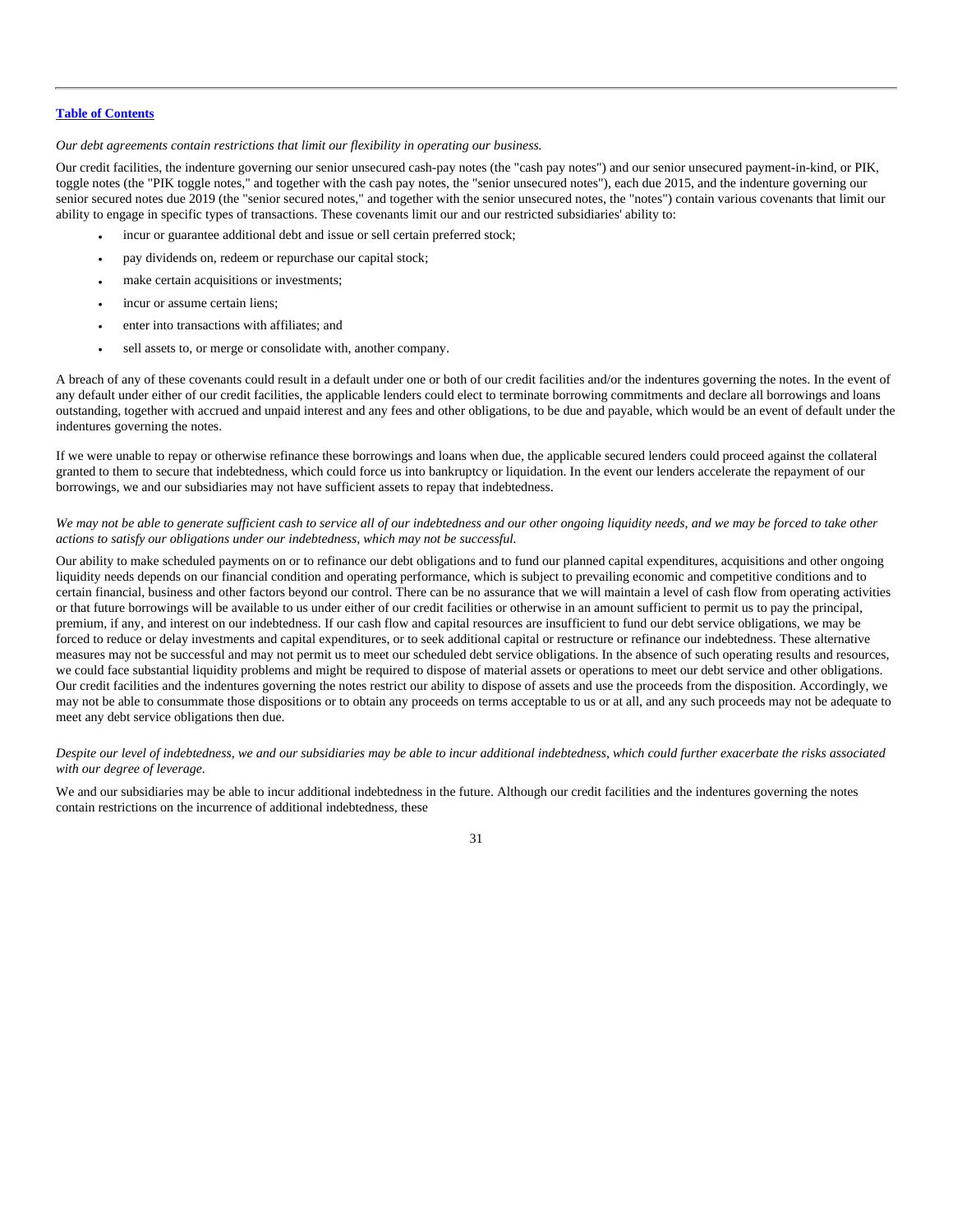[Table of Contents](#)

*Our debt agreements contain restrictions that limit our flexibility in operating our business.*

Our credit facilities, the indenture governing our senior unsecured cash-pay notes (the "cash pay notes") and our senior unsecured payment-in-kind, or PIK, toggle notes (the "PIK toggle notes," and together with the cash pay notes, the "senior unsecured notes"), each due 2015, and the indenture governing our senior secured notes due 2019 (the "senior secured notes," and together with the senior unsecured notes, the "notes") contain various covenants that limit our ability to engage in specific types of transactions. These covenants limit our and our restricted subsidiaries' ability to:

- incur or guarantee additional debt and issue or sell certain preferred stock;
- pay dividends on, redeem or repurchase our capital stock;
- make certain acquisitions or investments;
- incur or assume certain liens;
- enter into transactions with affiliates; and
- sell assets to, or merge or consolidate with, another company.

A breach of any of these covenants could result in a default under one or both of our credit facilities and/or the indentures governing the notes. In the event of any default under either of our credit facilities, the applicable lenders could elect to terminate borrowing commitments and declare all borrowings and loans outstanding, together with accrued and unpaid interest and any fees and other obligations, to be due and payable, which would be an event of default under the indentures governing the notes.

If we were unable to repay or otherwise refinance these borrowings and loans when due, the applicable secured lenders could proceed against the collateral granted to them to secure that indebtedness, which could force us into bankruptcy or liquidation. In the event our lenders accelerate the repayment of our borrowings, we and our subsidiaries may not have sufficient assets to repay that indebtedness.

*We may not be able to generate sufficient cash to service all of our indebtedness and our other ongoing liquidity needs, and we may be forced to take other actions to satisfy our obligations under our indebtedness, which may not be successful.*

Our ability to make scheduled payments on or to refinance our debt obligations and to fund our planned capital expenditures, acquisitions and other ongoing liquidity needs depends on our financial condition and operating performance, which is subject to prevailing economic and competitive conditions and to certain financial, business and other factors beyond our control. There can be no assurance that we will maintain a level of cash flow from operating activities or that future borrowings will be available to us under either of our credit facilities or otherwise in an amount sufficient to permit us to pay the principal, premium, if any, and interest on our indebtedness. If our cash flow and capital resources are insufficient to fund our debt service obligations, we may be forced to reduce or delay investments and capital expenditures, or to seek additional capital or restructure or refinance our indebtedness. These alternative measures may not be successful and may not permit us to meet our scheduled debt service obligations. In the absence of such operating results and resources, we could face substantial liquidity problems and might be required to dispose of material assets or operations to meet our debt service and other obligations. Our credit facilities and the indentures governing the notes restrict our ability to dispose of assets and use the proceeds from the disposition. Accordingly, we may not be able to consummate those dispositions or to obtain any proceeds on terms acceptable to us or at all, and any such proceeds may not be adequate to meet any debt service obligations then due.

*Despite our level of indebtedness, we and our subsidiaries may be able to incur additional indebtedness, which could further exacerbate the risks associated with our degree of leverage.*

We and our subsidiaries may be able to incur additional indebtedness in the future. Although our credit facilities and the indentures governing the notes contain restrictions on the incurrence of additional indebtedness, these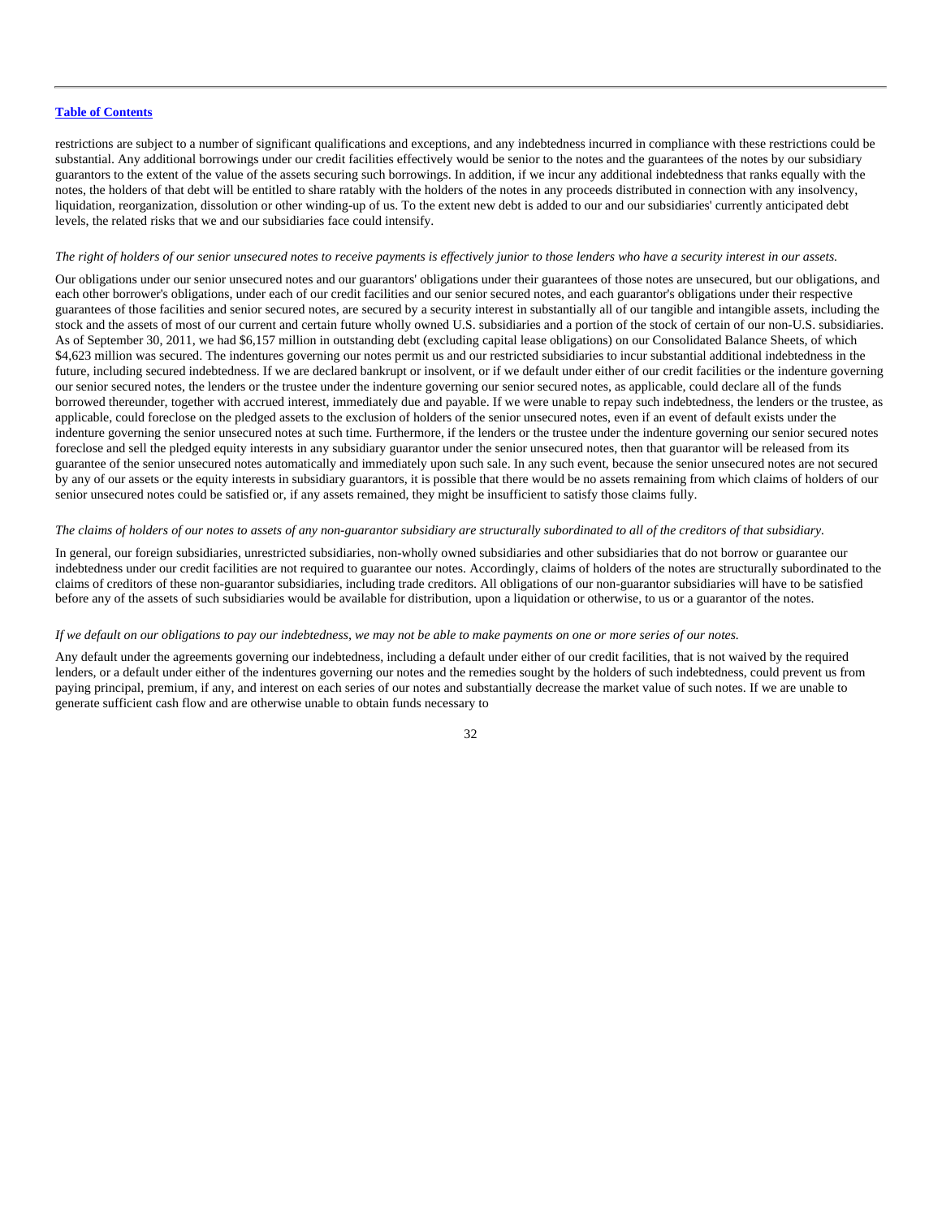restrictions are subject to a number of significant qualifications and exceptions, and any indebtedness incurred in compliance with these restrictions could be substantial. Any additional borrowings under our credit facilities effectively would be senior to the notes and the guarantees of the notes by our subsidiary guarantors to the extent of the value of the assets securing such borrowings. In addition, if we incur any additional indebtedness that ranks equally with the notes, the holders of that debt will be entitled to share ratably with the holders of the notes in any proceeds distributed in connection with any insolvency, liquidation, reorganization, dissolution or other winding-up of us. To the extent new debt is added to our and our subsidiaries' currently anticipated debt levels, the related risks that we and our subsidiaries face could intensify.

*The right of holders of our senior unsecured notes to receive payments is effectively junior to those lenders who have a security interest in our assets.*

Our obligations under our senior unsecured notes and our guarantors' obligations under their guarantees of those notes are unsecured, but our obligations, and each other borrower's obligations, under each of our credit facilities and our senior secured notes, and each guarantor's obligations under their respective guarantees of those facilities and senior secured notes, are secured by a security interest in substantially all of our tangible and intangible assets, including the stock and the assets of most of our current and certain future wholly owned U.S. subsidiaries and a portion of the stock of certain of our non-U.S. subsidiaries. As of September 30, 2011, we had $6,157 million in outstanding debt (excluding capital lease obligations) on our Consolidated Balance Sheets, of which $4,623 million was secured. The indentures governing our notes permit us and our restricted subsidiaries to incur substantial additional indebtedness in the future, including secured indebtedness. If we are declared bankrupt or insolvent, or if we default under either of our credit facilities or the indenture governing our senior secured notes, the lenders or the trustee under the indenture governing our senior secured notes, as applicable, could declare all of the funds borrowed thereunder, together with accrued interest, immediately due and payable. If we were unable to repay such indebtedness, the lenders or the trustee, as applicable, could foreclose on the pledged assets to the exclusion of holders of the senior unsecured notes, even if an event of default exists under the indenture governing the senior unsecured notes at such time. Furthermore, if the lenders or the trustee under the indenture governing our senior secured notes foreclose and sell the pledged equity interests in any subsidiary guarantor under the senior unsecured notes, then that guarantor will be released from its guarantee of the senior unsecured notes automatically and immediately upon such sale. In any such event, because the senior unsecured notes are not secured by any of our assets or the equity interests in subsidiary guarantors, it is possible that there would be no assets remaining from which claims of holders of our senior unsecured notes could be satisfied or, if any assets remained, they might be insufficient to satisfy those claims fully.

*The claims of holders of our notes to assets of any non-guarantor subsidiary are structurally subordinated to all of the creditors of that subsidiary.*

In general, our foreign subsidiaries, unrestricted subsidiaries, non-wholly owned subsidiaries and other subsidiaries that do not borrow or guarantee our indebtedness under our credit facilities are not required to guarantee our notes. Accordingly, claims of holders of the notes are structurally subordinated to the claims of creditors of these non-guarantor subsidiaries, including trade creditors. All obligations of our non-guarantor subsidiaries will have to be satisfied before any of the assets of such subsidiaries would be available for distribution, upon a liquidation or otherwise, to us or a guarantor of the notes.

*If we default on our obligations to pay our indebtedness, we may not be able to make payments on one or more series of our notes.*

Any default under the agreements governing our indebtedness, including a default under either of our credit facilities, that is not waived by the required lenders, or a default under either of the indentures governing our notes and the remedies sought by the holders of such indebtedness, could prevent us from paying principal, premium, if any, and interest on each series of our notes and substantially decrease the market value of such notes. If we are unable to generate sufficient cash flow and are otherwise unable to obtain funds necessary to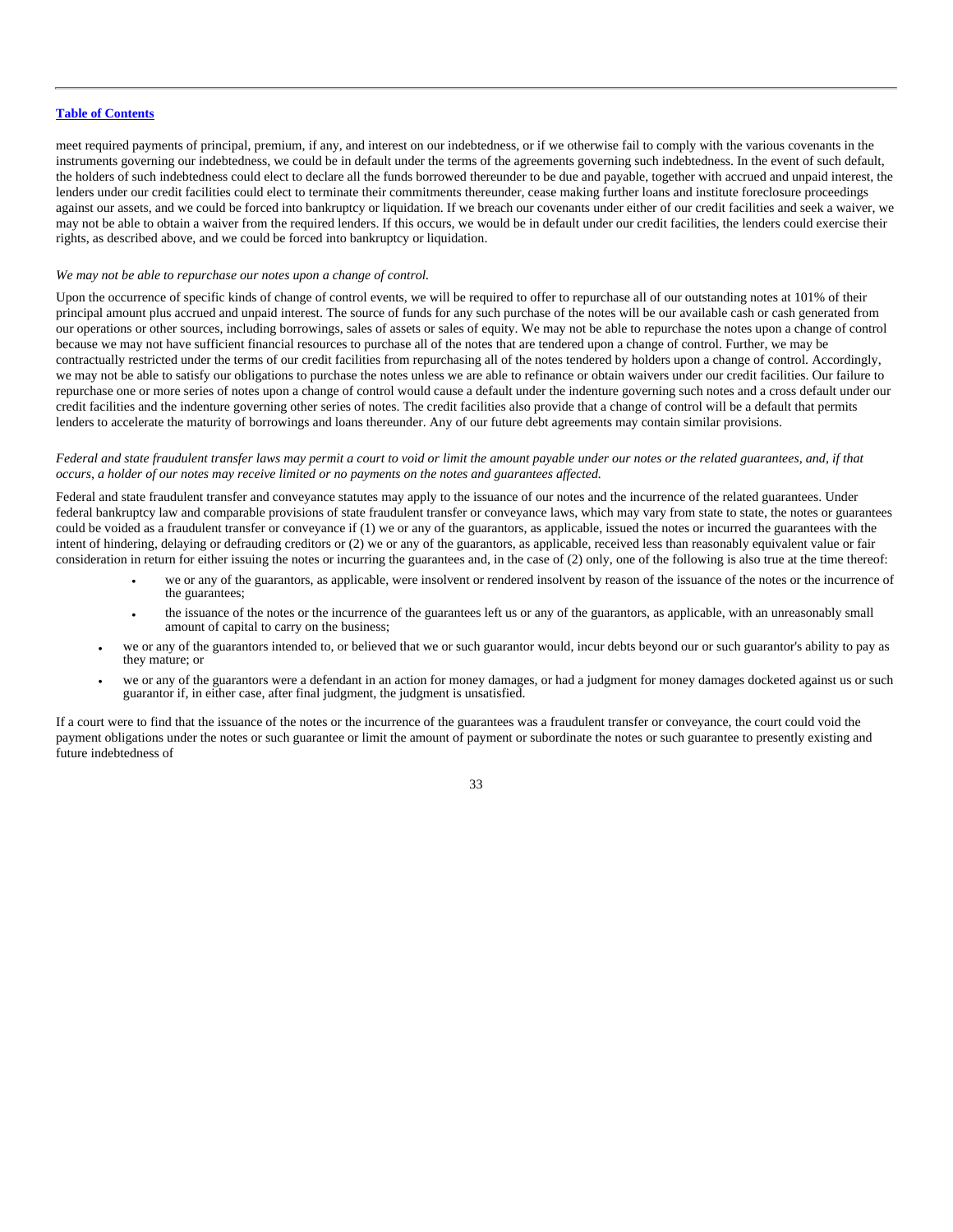meet required payments of principal, premium, if any, and interest on our indebtedness, or if we otherwise fail to comply with the various covenants in the instruments governing our indebtedness, we could be in default under the terms of the agreements governing such indebtedness. In the event of such default, the holders of such indebtedness could elect to declare all the funds borrowed thereunder to be due and payable, together with accrued and unpaid interest, the lenders under our credit facilities could elect to terminate their commitments thereunder, cease making further loans and institute foreclosure proceedings against our assets, and we could be forced into bankruptcy or liquidation. If we breach our covenants under either of our credit facilities and seek a waiver, we may not be able to obtain a waiver from the required lenders. If this occurs, we would be in default under our credit facilities, the lenders could exercise their rights, as described above, and we could be forced into bankruptcy or liquidation.

*We may not be able to repurchase our notes upon a change of control.*

Upon the occurrence of specific kinds of change of control events, we will be required to offer to repurchase all of our outstanding notes at 101% of their principal amount plus accrued and unpaid interest. The source of funds for any such purchase of the notes will be our available cash or cash generated from our operations or other sources, including borrowings, sales of assets or sales of equity. We may not be able to repurchase the notes upon a change of control because we may not have sufficient financial resources to purchase all of the notes that are tendered upon a change of control. Further, we may be contractually restricted under the terms of our credit facilities from repurchasing all of the notes tendered by holders upon a change of control. Accordingly, we may not be able to satisfy our obligations to purchase the notes unless we are able to refinance or obtain waivers under our credit facilities. Our failure to repurchase one or more series of notes upon a change of control would cause a default under the indenture governing such notes and a cross default under our credit facilities and the indenture governing other series of notes. The credit facilities also provide that a change of control will be a default that permits lenders to accelerate the maturity of borrowings and loans thereunder. Any of our future debt agreements may contain similar provisions.

*Federal and state fraudulent transfer laws may permit a court to void or limit the amount payable under our notes or the related guarantees, and, if that occurs, a holder of our notes may receive limited or no payments on the notes and guarantees affected.*

Federal and state fraudulent transfer and conveyance statutes may apply to the issuance of our notes and the incurrence of the related guarantees. Under federal bankruptcy law and comparable provisions of state fraudulent transfer or conveyance laws, which may vary from state to state, the notes or guarantees could be voided as a fraudulent transfer or conveyance if (1) we or any of the guarantors, as applicable, issued the notes or incurred the guarantees with the intent of hindering, delaying or defrauding creditors or (2) we or any of the guarantors, as applicable, received less than reasonably equivalent value or fair consideration in return for either issuing the notes or incurring the guarantees and, in the case of (2) only, one of the following is also true at the time thereof:

- we or any of the guarantors, as applicable, were insolvent or rendered insolvent by reason of the issuance of the notes or the incurrence of the guarantees;
- the issuance of the notes or the incurrence of the guarantees left us or any of the guarantors, as applicable, with an unreasonably small amount of capital to carry on the business;
- we or any of the guarantors intended to, or believed that we or such guarantor would, incur debts beyond our or such guarantor's ability to pay as they mature; or
- we or any of the guarantors were a defendant in an action for money damages, or had a judgment for money damages docketed against us or such guarantor if, in either case, after final judgment, the judgment is unsatisfied.

If a court were to find that the issuance of the notes or the incurrence of the guarantees was a fraudulent transfer or conveyance, the court could void the payment obligations under the notes or such guarantee or limit the amount of payment or subordinate the notes or such guarantee to presently existing and future indebtedness of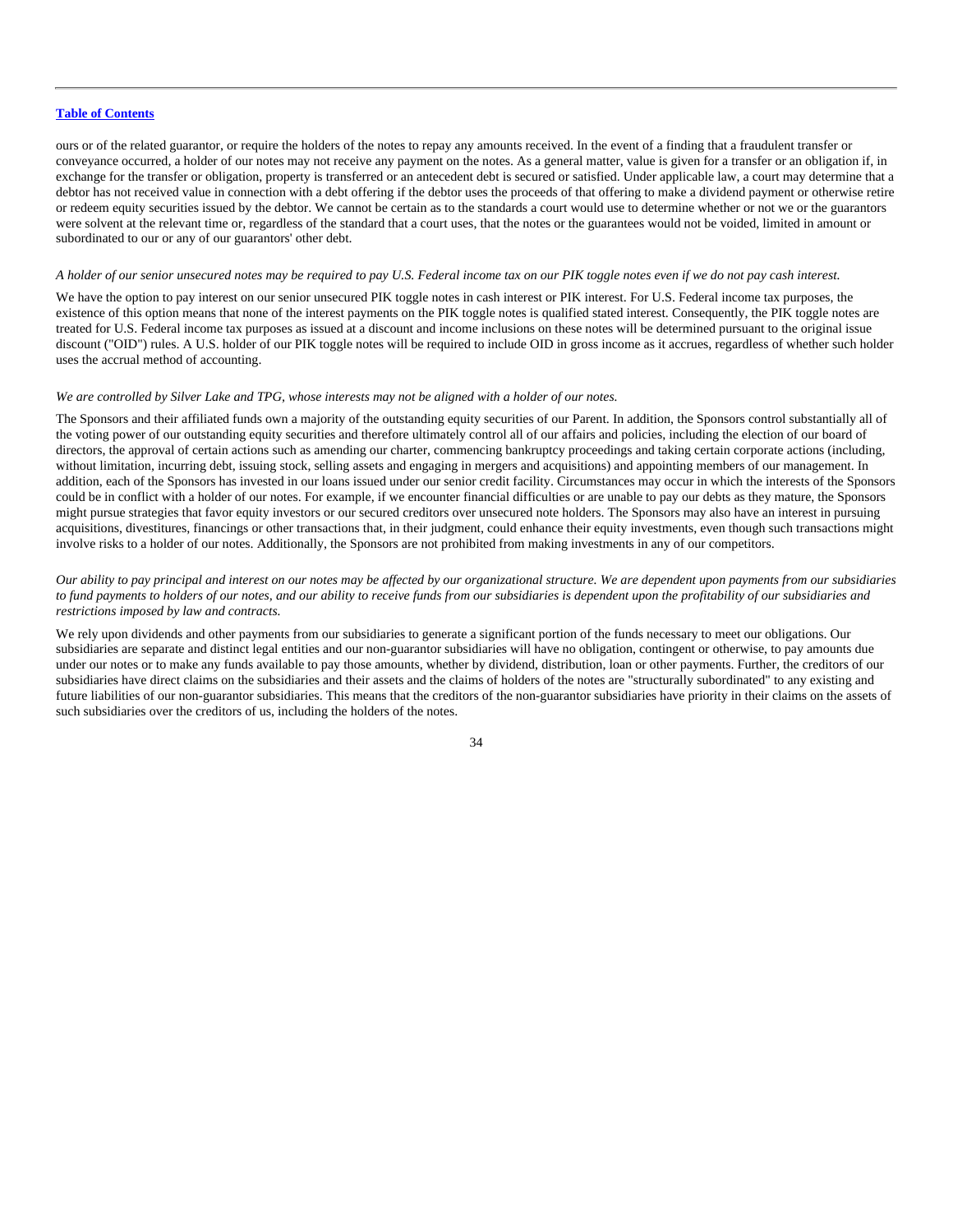ours or of the related guarantor, or require the holders of the notes to repay any amounts received. In the event of a finding that a fraudulent transfer or conveyance occurred, a holder of our notes may not receive any payment on the notes. As a general matter, value is given for a transfer or an obligation if, in exchange for the transfer or obligation, property is transferred or an antecedent debt is secured or satisfied. Under applicable law, a court may determine that a debtor has not received value in connection with a debt offering if the debtor uses the proceeds of that offering to make a dividend payment or otherwise retire or redeem equity securities issued by the debtor. We cannot be certain as to the standards a court would use to determine whether or not we or the guarantors were solvent at the relevant time or, regardless of the standard that a court uses, that the notes or the guarantees would not be voided, limited in amount or subordinated to our or any of our guarantors' other debt.

*A holder of our senior unsecured notes may be required to pay U.S. Federal income tax on our PIK toggle notes even if we do not pay cash interest.*

We have the option to pay interest on our senior unsecured PIK toggle notes in cash interest or PIK interest. For U.S. Federal income tax purposes, the existence of this option means that none of the interest payments on the PIK toggle notes is qualified stated interest. Consequently, the PIK toggle notes are treated for U.S. Federal income tax purposes as issued at a discount and income inclusions on these notes will be determined pursuant to the original issue discount ("OID") rules. A U.S. holder of our PIK toggle notes will be required to include OID in gross income as it accrues, regardless of whether such holder uses the accrual method of accounting.

*We are controlled by Silver Lake and TPG, whose interests may not be aligned with a holder of our notes.*

The Sponsors and their affiliated funds own a majority of the outstanding equity securities of our Parent. In addition, the Sponsors control substantially all of the voting power of our outstanding equity securities and therefore ultimately control all of our affairs and policies, including the election of our board of directors, the approval of certain actions such as amending our charter, commencing bankruptcy proceedings and taking certain corporate actions (including, without limitation, incurring debt, issuing stock, selling assets and engaging in mergers and acquisitions) and appointing members of our management. In addition, each of the Sponsors has invested in our loans issued under our senior credit facility. Circumstances may occur in which the interests of the Sponsors could be in conflict with a holder of our notes. For example, if we encounter financial difficulties or are unable to pay our debts as they mature, the Sponsors might pursue strategies that favor equity investors or our secured creditors over unsecured note holders. The Sponsors may also have an interest in pursuing acquisitions, divestitures, financings or other transactions that, in their judgment, could enhance their equity investments, even though such transactions might involve risks to a holder of our notes. Additionally, the Sponsors are not prohibited from making investments in any of our competitors.

*Our ability to pay principal and interest on our notes may be affected by our organizational structure. We are dependent upon payments from our subsidiaries to fund payments to holders of our notes, and our ability to receive funds from our subsidiaries is dependent upon the profitability of our subsidiaries and restrictions imposed by law and contracts.*

We rely upon dividends and other payments from our subsidiaries to generate a significant portion of the funds necessary to meet our obligations. Our subsidiaries are separate and distinct legal entities and our non-guarantor subsidiaries will have no obligation, contingent or otherwise, to pay amounts due under our notes or to make any funds available to pay those amounts, whether by dividend, distribution, loan or other payments. Further, the creditors of our subsidiaries have direct claims on the subsidiaries and their assets and the claims of holders of the notes are "structurally subordinated" to any existing and future liabilities of our non-guarantor subsidiaries. This means that the creditors of the non-guarantor subsidiaries have priority in their claims on the assets of such subsidiaries over the creditors of us, including the holders of the notes.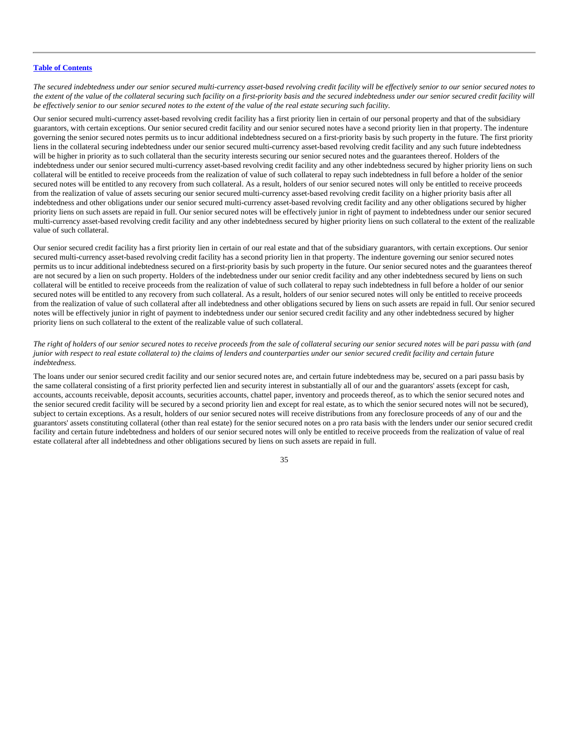[Table of Contents](#)

*The secured indebtedness under our senior secured multi-currency asset-based revolving credit facility will be effectively senior to our senior secured notes to the extent of the value of the collateral securing such facility on a first-priority basis and the secured indebtedness under our senior secured credit facility will be effectively senior to our senior secured notes to the extent of the value of the real estate securing such facility.*

Our senior secured multi-currency asset-based revolving credit facility has a first priority lien in certain of our personal property and that of the subsidiary guarantors, with certain exceptions. Our senior secured credit facility and our senior secured notes have a second priority lien in that property. The indenture governing the senior secured notes permits us to incur additional indebtedness secured on a first-priority basis by such property in the future. The first priority liens in the collateral securing indebtedness under our senior secured multi-currency asset-based revolving credit facility and any such future indebtedness will be higher in priority as to such collateral than the security interests securing our senior secured notes and the guarantees thereof. Holders of the indebtedness under our senior secured multi-currency asset-based revolving credit facility and any other indebtedness secured by higher priority liens on such collateral will be entitled to receive proceeds from the realization of value of such collateral to repay such indebtedness in full before a holder of the senior secured notes will be entitled to any recovery from such collateral. As a result, holders of our senior secured notes will only be entitled to receive proceeds from the realization of value of assets securing our senior secured multi-currency asset-based revolving credit facility on a higher priority basis after all indebtedness and other obligations under our senior secured multi-currency asset-based revolving credit facility and any other obligations secured by higher priority liens on such assets are repaid in full. Our senior secured notes will be effectively junior in right of payment to indebtedness under our senior secured multi-currency asset-based revolving credit facility and any other indebtedness secured by higher priority liens on such collateral to the extent of the realizable value of such collateral.

Our senior secured credit facility has a first priority lien in certain of our real estate and that of the subsidiary guarantors, with certain exceptions. Our senior secured multi-currency asset-based revolving credit facility has a second priority lien in that property. The indenture governing our senior secured notes permits us to incur additional indebtedness secured on a first-priority basis by such property in the future. Our senior secured notes and the guarantees thereof are not secured by a lien on such property. Holders of the indebtedness under our senior secured credit facility and any other indebtedness secured by liens on such collateral will be entitled to receive proceeds from the realization of value of such collateral to repay such indebtedness in full before a holder of our senior secured notes will be entitled to any recovery from such collateral. As a result, holders of our senior secured notes will only be entitled to receive proceeds from the realization of value of such collateral after all indebtedness and other obligations secured by liens on such assets are repaid in full. Our senior secured notes will be effectively junior in right of payment to indebtedness under our senior secured credit facility and any other indebtedness secured by higher priority liens on such collateral to the extent of the realizable value of such collateral.

*The right of holders of our senior secured notes to receive proceeds from the sale of collateral securing our senior secured notes will be pari passu with (and junior with respect to real estate collateral to) the claims of lenders and counterparties under our senior secured credit facility and certain future indebtedness.*

The loans under our senior secured credit facility and our senior secured notes are, and certain future indebtedness may be, secured on a pari passu basis by the same collateral consisting of a first priority perfected lien and security interest in substantially all of our and the guarantors' assets (except for cash, accounts, accounts receivable, deposit accounts, securities accounts, chattel paper, inventory and proceeds thereof, as to which the senior secured notes and the senior secured credit facility will be secured by a second priority lien and except for real estate, as to which the senior secured notes will not be secured), subject to certain exceptions. As a result, holders of our senior secured notes will receive distributions from any foreclosure proceeds of any of our and the guarantors' assets constituting collateral (other than real estate) for the senior secured notes on a pro rata basis with the lenders under our senior secured credit facility and certain future indebtedness and holders of our senior secured notes will only be entitled to receive proceeds from the realization of value of real estate collateral after all indebtedness and other obligations secured by liens on such assets are repaid in full.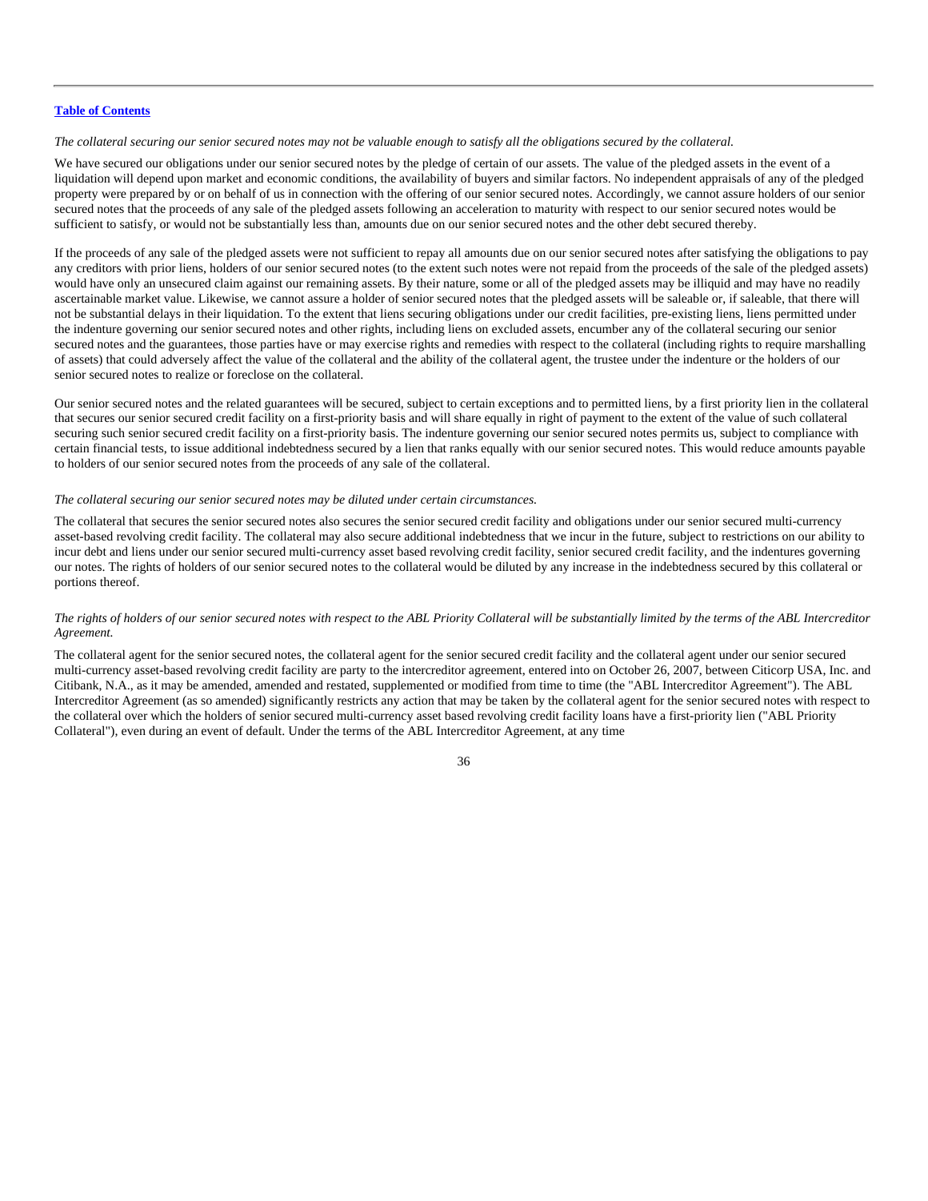*The collateral securing our senior secured notes may not be valuable enough to satisfy all the obligations secured by the collateral.*

We have secured our obligations under our senior secured notes by the pledge of certain of our assets. The value of the pledged assets in the event of a liquidation will depend upon market and economic conditions, the availability of buyers and similar factors. No independent appraisals of any of the pledged property were prepared by or on behalf of us in connection with the offering of our senior secured notes. Accordingly, we cannot assure holders of our senior secured notes that the proceeds of any sale of the pledged assets following an acceleration to maturity with respect to our senior secured notes would be sufficient to satisfy, or would not be substantially less than, amounts due on our senior secured notes and the other debt secured thereby.

If the proceeds of any sale of the pledged assets were not sufficient to repay all amounts due on our senior secured notes after satisfying the obligations to pay any creditors with prior liens, holders of our senior secured notes (to the extent such notes were not repaid from the proceeds of the sale of the pledged assets) would have only an unsecured claim against our remaining assets. By their nature, some or all of the pledged assets may be illiquid and may have no readily ascertainable market value. Likewise, we cannot assure a holder of senior secured notes that the pledged assets will be saleable or, if saleable, that there will not be substantial delays in their liquidation. To the extent that liens securing obligations under our credit facilities, pre-existing liens, liens permitted under the indenture governing our senior secured notes and other rights, including liens on excluded assets, encumber any of the collateral securing our senior secured notes and the guarantees, those parties have or may exercise rights and remedies with respect to the collateral (including rights to require marshalling of assets) that could adversely affect the value of the collateral and the ability of the collateral agent, the trustee under the indenture or the holders of our senior secured notes to realize or foreclose on the collateral.

Our senior secured notes and the related guarantees will be secured, subject to certain exceptions and to permitted liens, by a first priority lien in the collateral that secures our senior secured credit facility on a first-priority basis and will share equally in right of payment to the extent of the value of such collateral securing such senior secured credit facility on a first-priority basis. The indenture governing our senior secured notes permits us, subject to compliance with certain financial tests, to issue additional indebtedness secured by a lien that ranks equally with our senior secured notes. This would reduce amounts payable to holders of our senior secured notes from the proceeds of any sale of the collateral.

*The collateral securing our senior secured notes may be diluted under certain circumstances.*

The collateral that secures the senior secured notes also secures the senior secured credit facility and obligations under our senior secured multi-currency asset-based revolving credit facility. The collateral may also secure additional indebtedness that we incur in the future, subject to restrictions on our ability to incur debt and liens under our senior secured multi-currency asset based revolving credit facility, senior secured credit facility, and the indentures governing our notes. The rights of holders of our senior secured notes to the collateral would be diluted by any increase in the indebtedness secured by this collateral or portions thereof.

*The rights of holders of our senior secured notes with respect to the ABL Priority Collateral will be substantially limited by the terms of the ABL Intercreditor Agreement.*

The collateral agent for the senior secured notes, the collateral agent for the senior secured credit facility and the collateral agent under our senior secured multi-currency asset-based revolving credit facility are party to the intercreditor agreement, entered into on October 26, 2007, between Citicorp USA, Inc. and Citibank, N.A., as it may be amended, amended and restated, supplemented or modified from time to time (the "ABL Intercreditor Agreement"). The ABL Intercreditor Agreement (as so amended) significantly restricts any action that may be taken by the collateral agent for the senior secured notes with respect to the collateral over which the holders of senior secured multi-currency asset based revolving credit facility loans have a first-priority lien ("ABL Priority Collateral"), even during an event of default. Under the terms of the ABL Intercreditor Agreement, at any time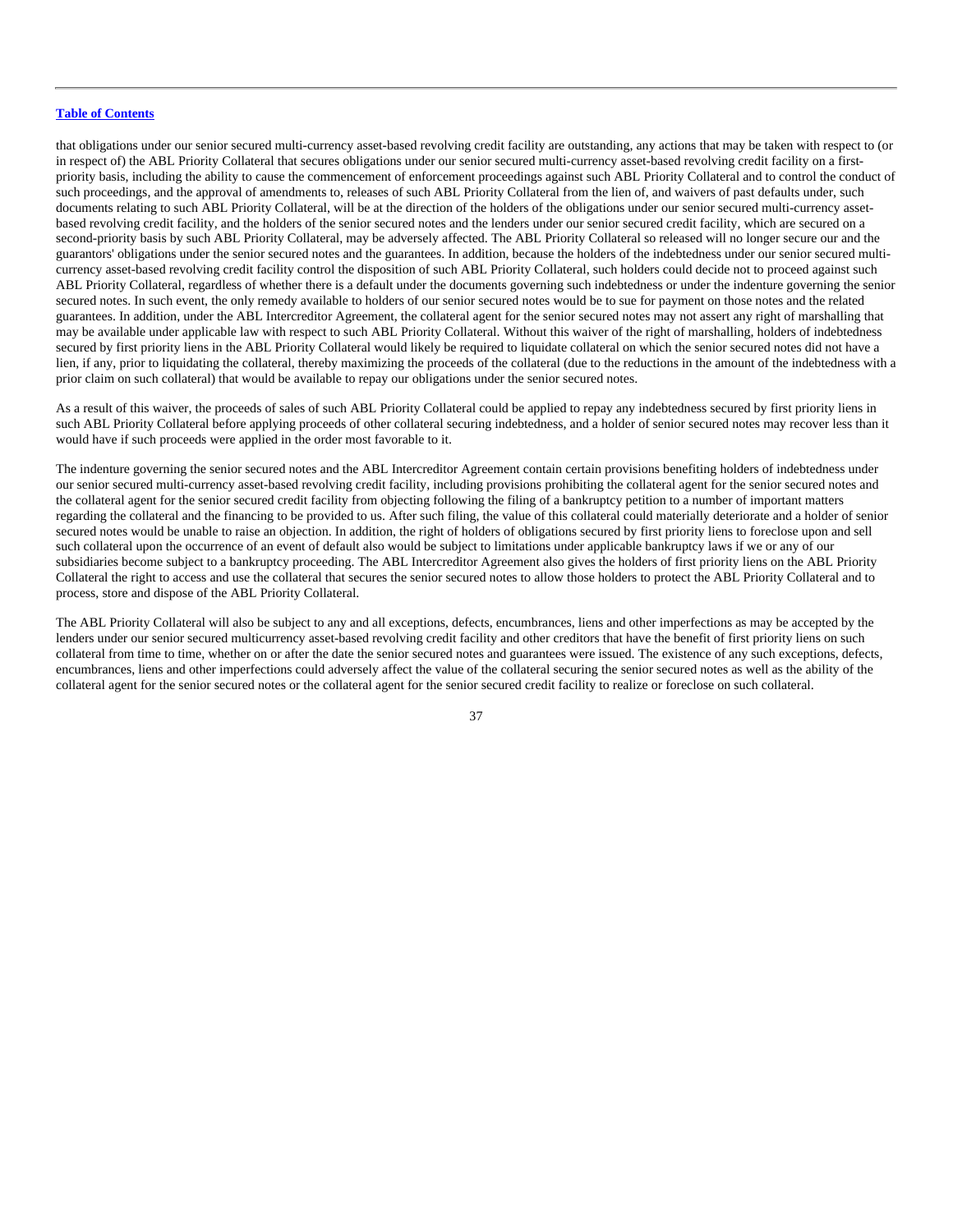that obligations under our senior secured multi-currency asset-based revolving credit facility are outstanding, any actions that may be taken with respect to (or in respect of) the ABL Priority Collateral that secures obligations under our senior secured multi-currency asset-based revolving credit facility on a first-priority basis, including the ability to cause the commencement of enforcement proceedings against such ABL Priority Collateral and to control the conduct of such proceedings, and the approval of amendments to, releases of such ABL Priority Collateral from the lien of, and waivers of past defaults under, such documents relating to such ABL Priority Collateral, will be at the direction of the holders of the obligations under our senior secured multi-currency asset-based revolving credit facility, and the holders of the senior secured notes and the lenders under our senior secured credit facility, which are secured on a second-priority basis by such ABL Priority Collateral, may be adversely affected. The ABL Priority Collateral so released will no longer secure our and the guarantors' obligations under the senior secured notes and the guarantees. In addition, because the holders of the indebtedness under our senior secured multi-currency asset-based revolving credit facility control the disposition of such ABL Priority Collateral, such holders could decide not to proceed against such ABL Priority Collateral, regardless of whether there is a default under the documents governing such indebtedness or under the indenture governing the senior secured notes. In such event, the only remedy available to holders of our senior secured notes would be to sue for payment on those notes and the related guarantees. In addition, under the ABL Intercreditor Agreement, the collateral agent for the senior secured notes may not assert any right of marshalling that may be available under applicable law with respect to such ABL Priority Collateral. Without this waiver of the right of marshalling, holders of indebtedness secured by first priority liens in the ABL Priority Collateral would likely be required to liquidate collateral on which the senior secured notes did not have a lien, if any, prior to liquidating the collateral, thereby maximizing the proceeds of the collateral (due to the reductions in the amount of the indebtedness with a prior claim on such collateral) that would be available to repay our obligations under the senior secured notes.

As a result of this waiver, the proceeds of sales of such ABL Priority Collateral could be applied to repay any indebtedness secured by first priority liens in such ABL Priority Collateral before applying proceeds of other collateral securing indebtedness, and a holder of senior secured notes may recover less than it would have if such proceeds were applied in the order most favorable to it.

The indenture governing the senior secured notes and the ABL Intercreditor Agreement contain certain provisions benefiting holders of indebtedness under our senior secured multi-currency asset-based revolving credit facility, including provisions prohibiting the collateral agent for the senior secured notes and the collateral agent for the senior secured credit facility from objecting following the filing of a bankruptcy petition to a number of important matters regarding the collateral and the financing to be provided to us. After such filing, the value of this collateral could materially deteriorate and a holder of senior secured notes would be unable to raise an objection. In addition, the right of holders of obligations secured by first priority liens to foreclose upon and sell such collateral upon the occurrence of an event of default also would be subject to limitations under applicable bankruptcy laws if we or any of our subsidiaries become subject to a bankruptcy proceeding. The ABL Intercreditor Agreement also gives the holders of first priority liens on the ABL Priority Collateral the right to access and use the collateral that secures the senior secured notes to allow those holders to protect the ABL Priority Collateral and to process, store and dispose of the ABL Priority Collateral.

The ABL Priority Collateral will also be subject to any and all exceptions, defects, encumbrances, liens and other imperfections as may be accepted by the lenders under our senior secured multicurrency asset-based revolving credit facility and other creditors that have the benefit of first priority liens on such collateral from time to time, whether on or after the date the senior secured notes and guarantees were issued. The existence of any such exceptions, defects, encumbrances, liens and other imperfections could adversely affect the value of the collateral securing the senior secured notes as well as the ability of the collateral agent for the senior secured notes or the collateral agent for the senior secured credit facility to realize or foreclose on such collateral.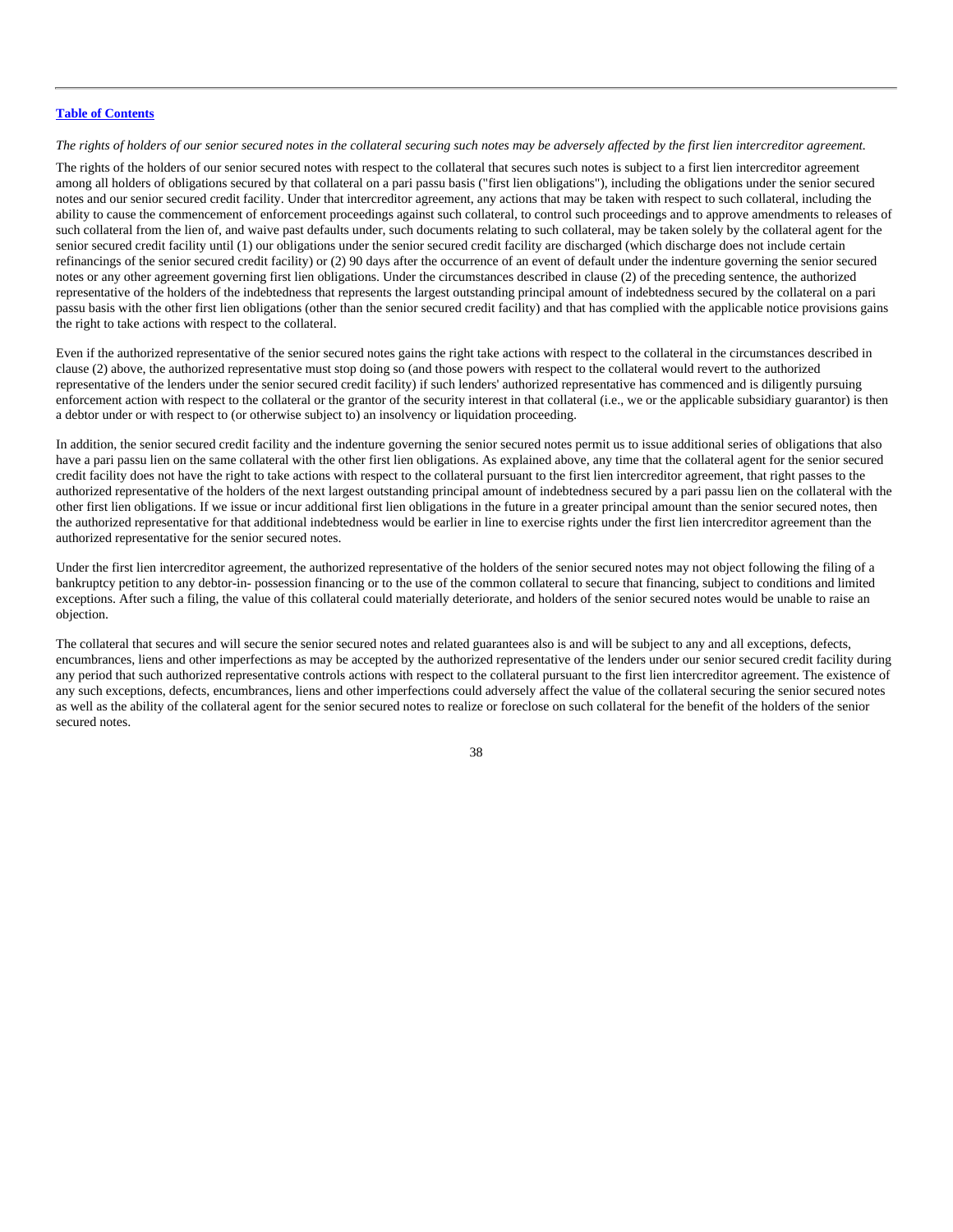[Table of Contents](#)

*The rights of holders of our senior secured notes in the collateral securing such notes may be adversely affected by the first lien intercreditor agreement.*

The rights of the holders of our senior secured notes with respect to the collateral that secures such notes is subject to a first lien intercreditor agreement among all holders of obligations secured by that collateral on a pari passu basis ("first lien obligations"), including the obligations under the senior secured notes and our senior secured credit facility. Under that intercreditor agreement, any actions that may be taken with respect to such collateral, including the ability to cause the commencement of enforcement proceedings against such collateral, to control such proceedings and to approve amendments to releases of such collateral from the lien of, and waive past defaults under, such documents relating to such collateral, may be taken solely by the collateral agent for the senior secured credit facility until (1) our obligations under the senior secured credit facility are discharged (which discharge does not include certain refinancings of the senior secured credit facility) or (2) 90 days after the occurrence of an event of default under the indenture governing the senior secured notes or any other agreement governing first lien obligations. Under the circumstances described in clause (2) of the preceding sentence, the authorized representative of the holders of the indebtedness that represents the largest outstanding principal amount of indebtedness secured by the collateral on a pari passu basis with the other first lien obligations (other than the senior secured credit facility) and that has complied with the applicable notice provisions gains the right to take actions with respect to the collateral.

Even if the authorized representative of the senior secured notes gains the right take actions with respect to the collateral in the circumstances described in clause (2) above, the authorized representative must stop doing so (and those powers with respect to the collateral would revert to the authorized representative of the lenders under the senior secured credit facility) if such lenders' authorized representative has commenced and is diligently pursuing enforcement action with respect to the collateral or the grantor of the security interest in that collateral (i.e., we or the applicable subsidiary guarantor) is then a debtor under or with respect to (or otherwise subject to) an insolvency or liquidation proceeding.

In addition, the senior secured credit facility and the indenture governing the senior secured notes permit us to issue additional series of obligations that also have a pari passu lien on the same collateral with the other first lien obligations. As explained above, any time that the collateral agent for the senior secured credit facility does not have the right to take actions with respect to the collateral pursuant to the first lien intercreditor agreement, that right passes to the authorized representative of the holders of the next largest outstanding principal amount of indebtedness secured by a pari passu lien on the collateral with the other first lien obligations. If we issue or incur additional first lien obligations in the future in a greater principal amount than the senior secured notes, then the authorized representative for that additional indebtedness would be earlier in line to exercise rights under the first lien intercreditor agreement than the authorized representative for the senior secured notes.

Under the first lien intercreditor agreement, the authorized representative of the holders of the senior secured notes may not object following the filing of a bankruptcy petition to any debtor-in- possession financing or to the use of the common collateral to secure that financing, subject to conditions and limited exceptions. After such a filing, the value of this collateral could materially deteriorate, and holders of the senior secured notes would be unable to raise an objection.

The collateral that secures and will secure the senior secured notes and related guarantees also is and will be subject to any and all exceptions, defects, encumbrances, liens and other imperfections as may be accepted by the authorized representative of the lenders under our senior secured credit facility during any period that such authorized representative controls actions with respect to the collateral pursuant to the first lien intercreditor agreement. The existence of any such exceptions, defects, encumbrances, liens and other imperfections could adversely affect the value of the collateral securing the senior secured notes as well as the ability of the collateral agent for the senior secured notes to realize or foreclose on such collateral for the benefit of the holders of the senior secured notes.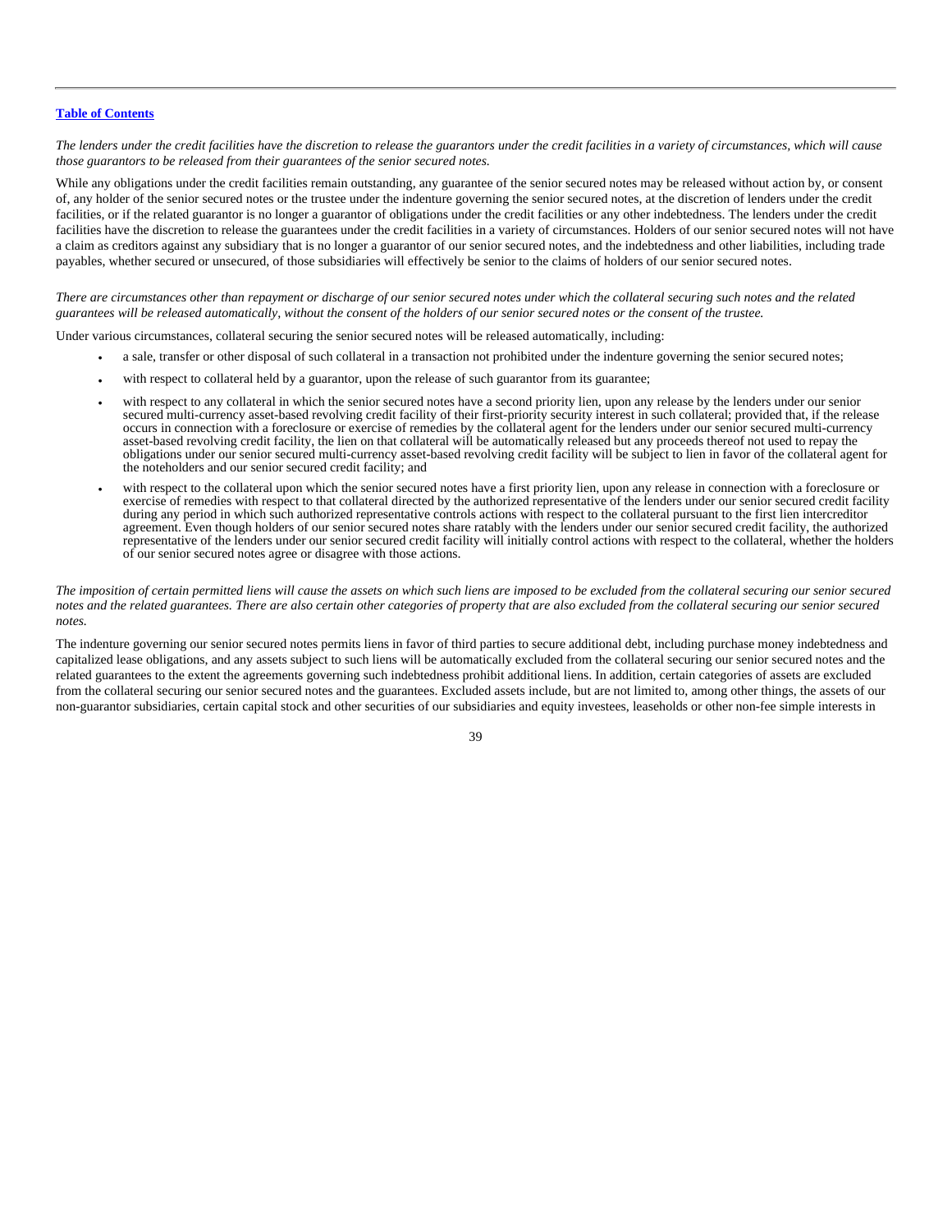[Table of Contents](#)

*The lenders under the credit facilities have the discretion to release the guarantors under the credit facilities in a variety of circumstances, which will cause those guarantors to be released from their guarantees of the senior secured notes.*

While any obligations under the credit facilities remain outstanding, any guarantee of the senior secured notes may be released without action by, or consent of, any holder of the senior secured notes or the trustee under the indenture governing the senior secured notes, at the discretion of lenders under the credit facilities, or if the related guarantor is no longer a guarantor of obligations under the credit facilities or any other indebtedness. The lenders under the credit facilities have the discretion to release the guarantees under the credit facilities in a variety of circumstances. Holders of our senior secured notes will not have a claim as creditors against any subsidiary that is no longer a guarantor of our senior secured notes, and the indebtedness and other liabilities, including trade payables, whether secured or unsecured, of those subsidiaries will effectively be senior to the claims of holders of our senior secured notes.

*There are circumstances other than repayment or discharge of our senior secured notes under which the collateral securing such notes and the related guarantees will be released automatically, without the consent of the holders of our senior secured notes or the consent of the trustee.*

Under various circumstances, collateral securing the senior secured notes will be released automatically, including:

- a sale, transfer or other disposal of such collateral in a transaction not prohibited under the indenture governing the senior secured notes;
- with respect to collateral held by a guarantor, upon the release of such guarantor from its guarantee;
- with respect to any collateral in which the senior secured notes have a second priority lien, upon any release by the lenders under our senior secured multi-currency asset-based revolving credit facility of their first-priority security interest in such collateral; provided that, if the release occurs in connection with a foreclosure or exercise of remedies by the collateral agent for the lenders under our senior secured multi-currency asset-based revolving credit facility, the lien on that collateral will be automatically released but any proceeds thereof not used to repay the obligations under our senior secured multi-currency asset-based revolving credit facility will be subject to lien in favor of the collateral agent for the noteholders and our senior secured credit facility; and
- with respect to the collateral upon which the senior secured notes have a first priority lien, upon any release in connection with a foreclosure or exercise of remedies with respect to that collateral directed by the authorized representative of the lenders under our senior secured credit facility during any period in which such authorized representative controls actions with respect to the collateral pursuant to the first lien intercreditor agreement. Even though holders of our senior secured notes share ratably with the lenders under our senior secured credit facility, the authorized representative of the lenders under our senior secured credit facility will initially control actions with respect to the collateral, whether the holders of our senior secured notes agree or disagree with those actions.

*The imposition of certain permitted liens will cause the assets on which such liens are imposed to be excluded from the collateral securing our senior secured notes and the related guarantees. There are also certain other categories of property that are also excluded from the collateral securing our senior secured notes.*

The indenture governing our senior secured notes permits liens in favor of third parties to secure additional debt, including purchase money indebtedness and capitalized lease obligations, and any assets subject to such liens will be automatically excluded from the collateral securing our senior secured notes and the related guarantees to the extent the agreements governing such indebtedness prohibit additional liens. In addition, certain categories of assets are excluded from the collateral securing our senior secured notes and the guarantees. Excluded assets include, but are not limited to, among other things, the assets of our non-guarantor subsidiaries, certain capital stock and other securities of our subsidiaries and equity investees, leaseholds or other non-fee simple interests in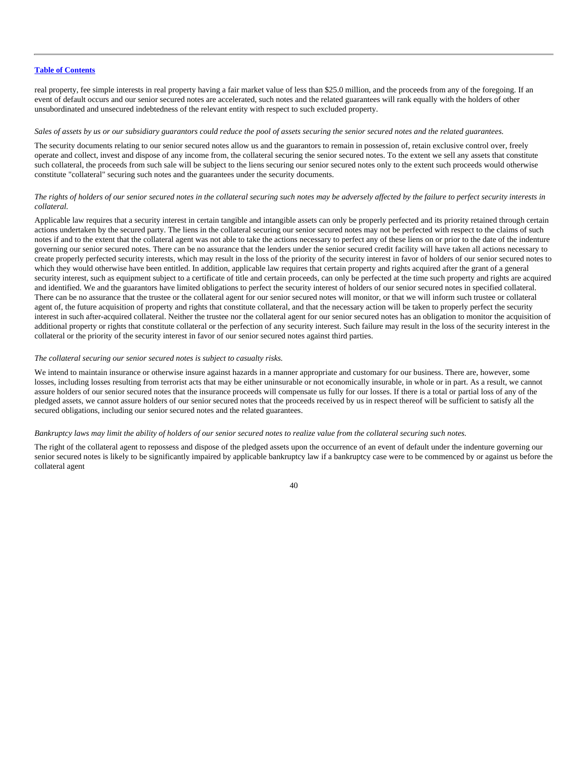real property, fee simple interests in real property having a fair market value of less than $25.0 million, and the proceeds from any of the foregoing. If an event of default occurs and our senior secured notes are accelerated, such notes and the related guarantees will rank equally with the holders of other unsubordinated and unsecured indebtedness of the relevant entity with respect to such excluded property.

*Sales of assets by us or our subsidiary guarantors could reduce the pool of assets securing the senior secured notes and the related guarantees.*

The security documents relating to our senior secured notes allow us and the guarantors to remain in possession of, retain exclusive control over, freely operate and collect, invest and dispose of any income from, the collateral securing the senior secured notes. To the extent we sell any assets that constitute such collateral, the proceeds from such sale will be subject to the liens securing our senior secured notes only to the extent such proceeds would otherwise constitute "collateral" securing such notes and the guarantees under the security documents.

*The rights of holders of our senior secured notes in the collateral securing such notes may be adversely affected by the failure to perfect security interests in collateral.*

Applicable law requires that a security interest in certain tangible and intangible assets can only be properly perfected and its priority retained through certain actions undertaken by the secured party. The liens in the collateral securing our senior secured notes may not be perfected with respect to the claims of such notes if and to the extent that the collateral agent was not able to take the actions necessary to perfect any of these liens on or prior to the date of the indenture governing our senior secured notes. There can be no assurance that the lenders under the senior secured credit facility will have taken all actions necessary to create properly perfected security interests, which may result in the loss of the priority of the security interest in favor of holders of our senior secured notes to which they would otherwise have been entitled. In addition, applicable law requires that certain property and rights acquired after the grant of a general security interest, such as equipment subject to a certificate of title and certain proceeds, can only be perfected at the time such property and rights are acquired and identified. We and the guarantors have limited obligations to perfect the security interest of holders of our senior secured notes in specified collateral. There can be no assurance that the trustee or the collateral agent for our senior secured notes will monitor, or that we will inform such trustee or collateral agent of, the future acquisition of property and rights that constitute collateral, and that the necessary action will be taken to properly perfect the security interest in such after-acquired collateral. Neither the trustee nor the collateral agent for our senior secured notes has an obligation to monitor the acquisition of additional property or rights that constitute collateral or the perfection of any security interest. Such failure may result in the loss of the security interest in the collateral or the priority of the security interest in favor of our senior secured notes against third parties.

*The collateral securing our senior secured notes is subject to casualty risks.*

We intend to maintain insurance or otherwise insure against hazards in a manner appropriate and customary for our business. There are, however, some losses, including losses resulting from terrorist acts that may be either uninsurable or not economically insurable, in whole or in part. As a result, we cannot assure holders of our senior secured notes that the insurance proceeds will compensate us fully for our losses. If there is a total or partial loss of any of the pledged assets, we cannot assure holders of our senior secured notes that the proceeds received by us in respect thereof will be sufficient to satisfy all the secured obligations, including our senior secured notes and the related guarantees.

*Bankruptcy laws may limit the ability of holders of our senior secured notes to realize value from the collateral securing such notes.*

The right of the collateral agent to repossess and dispose of the pledged assets upon the occurrence of an event of default under the indenture governing our senior secured notes is likely to be significantly impaired by applicable bankruptcy law if a bankruptcy case were to be commenced by or against us before the collateral agent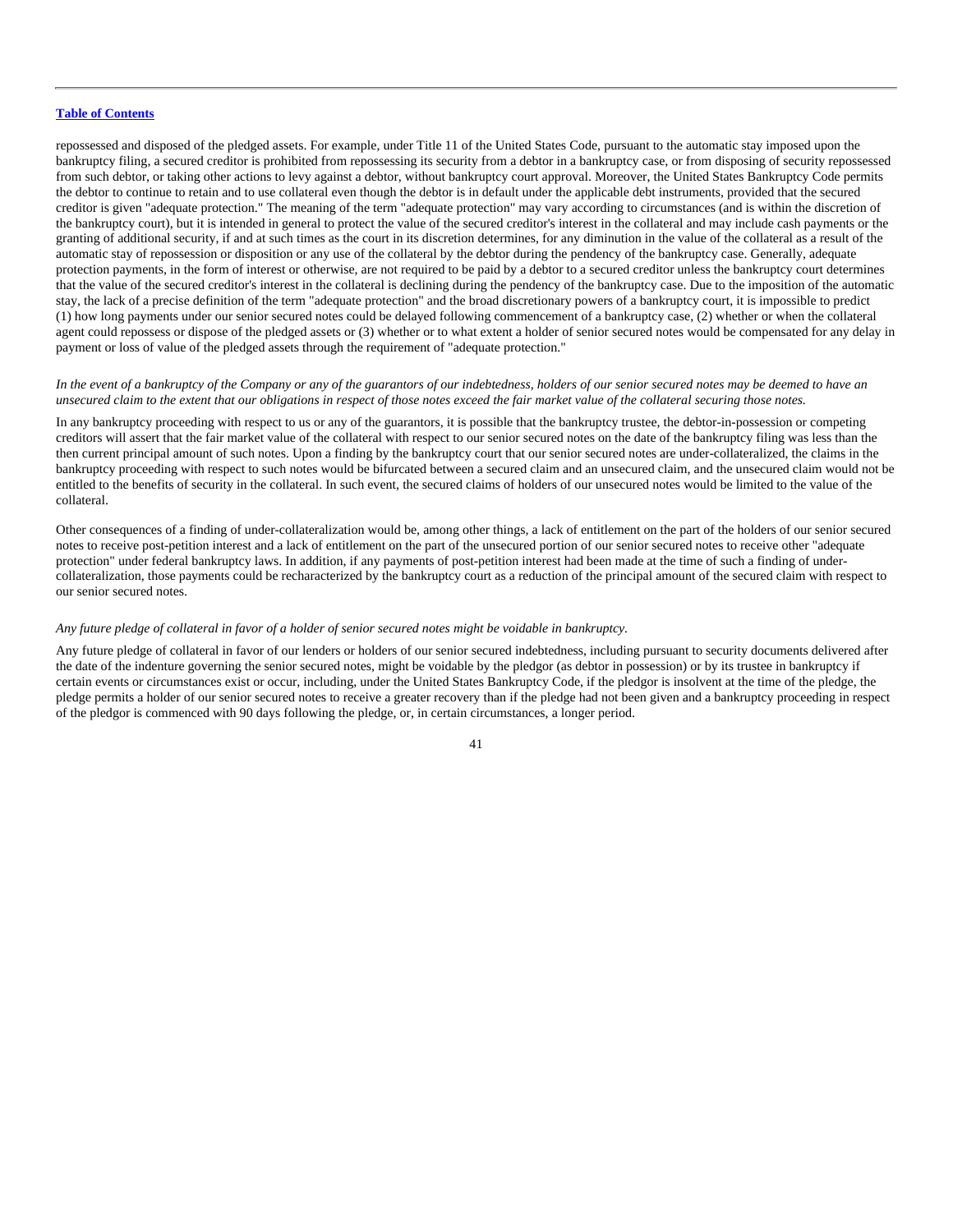repossessed and disposed of the pledged assets. For example, under Title 11 of the United States Code, pursuant to the automatic stay imposed upon the bankruptcy filing, a secured creditor is prohibited from repossessing its security from a debtor in a bankruptcy case, or from disposing of security repossessed from such debtor, or taking other actions to levy against a debtor, without bankruptcy court approval. Moreover, the United States Bankruptcy Code permits the debtor to continue to retain and to use collateral even though the debtor is in default under the applicable debt instruments, provided that the secured creditor is given "adequate protection." The meaning of the term "adequate protection" may vary according to circumstances (and is within the discretion of the bankruptcy court), but it is intended in general to protect the value of the secured creditor's interest in the collateral and may include cash payments or the granting of additional security, if and at such times as the court in its discretion determines, for any diminution in the value of the collateral as a result of the automatic stay of repossession or disposition or any use of the collateral by the debtor during the pendency of the bankruptcy case. Generally, adequate protection payments, in the form of interest or otherwise, are not required to be paid by a debtor to a secured creditor unless the bankruptcy court determines that the value of the secured creditor's interest in the collateral is declining during the pendency of the bankruptcy case. Due to the imposition of the automatic stay, the lack of a precise definition of the term "adequate protection" and the broad discretionary powers of a bankruptcy court, it is impossible to predict (1) how long payments under our senior secured notes could be delayed following commencement of a bankruptcy case, (2) whether or when the collateral agent could repossess or dispose of the pledged assets or (3) whether or to what extent a holder of senior secured notes would be compensated for any delay in payment or loss of value of the pledged assets through the requirement of "adequate protection."

*In the event of a bankruptcy of the Company or any of the guarantors of our indebtedness, holders of our senior secured notes may be deemed to have an unsecured claim to the extent that our obligations in respect of those notes exceed the fair market value of the collateral securing those notes.*

In any bankruptcy proceeding with respect to us or any of the guarantors, it is possible that the bankruptcy trustee, the debtor-in-possession or competing creditors will assert that the fair market value of the collateral with respect to our senior secured notes on the date of the bankruptcy filing was less than the then current principal amount of such notes. Upon a finding by the bankruptcy court that our senior secured notes are under-collateralized, the claims in the bankruptcy proceeding with respect to such notes would be bifurcated between a secured claim and an unsecured claim, and the unsecured claim would not be entitled to the benefits of security in the collateral. In such event, the secured claims of holders of our unsecured notes would be limited to the value of the collateral.

Other consequences of a finding of under-collateralization would be, among other things, a lack of entitlement on the part of the holders of our senior secured notes to receive post-petition interest and a lack of entitlement on the part of the unsecured portion of our senior secured notes to receive other "adequate protection" under federal bankruptcy laws. In addition, if any payments of post-petition interest had been made at the time of such a finding of under-collateralization, those payments could be recharacterized by the bankruptcy court as a reduction of the principal amount of the secured claim with respect to our senior secured notes.

*Any future pledge of collateral in favor of a holder of senior secured notes might be voidable in bankruptcy.*

Any future pledge of collateral in favor of our lenders or holders of our senior secured indebtedness, including pursuant to security documents delivered after the date of the indenture governing the senior secured notes, might be voidable by the pledgor (as debtor in possession) or by its trustee in bankruptcy if certain events or circumstances exist or occur, including, under the United States Bankruptcy Code, if the pledgor is insolvent at the time of the pledge, the pledge permits a holder of our senior secured notes to receive a greater recovery than if the pledge had not been given and a bankruptcy proceeding in respect of the pledgor is commenced with 90 days following the pledge, or, in certain circumstances, a longer period.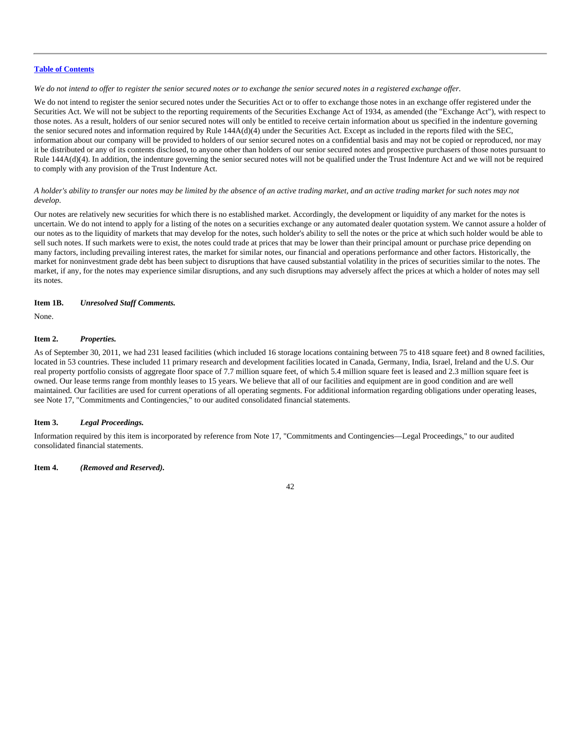*We do not intend to offer to register the senior secured notes or to exchange the senior secured notes in a registered exchange offer.*

We do not intend to register the senior secured notes under the Securities Act or to offer to exchange those notes in an exchange offer registered under the Securities Act. We will not be subject to the reporting requirements of the Securities Exchange Act of 1934, as amended (the "Exchange Act"), with respect to those notes. As a result, holders of our senior secured notes will only be entitled to receive certain information about us specified in the indenture governing the senior secured notes and information required by Rule 144A(d)(4) under the Securities Act. Except as included in the reports filed with the SEC, information about our company will be provided to holders of our senior secured notes on a confidential basis and may not be copied or reproduced, nor may it be distributed or any of its contents disclosed, to anyone other than holders of our senior secured notes and prospective purchasers of those notes pursuant to Rule 144A(d)(4). In addition, the indenture governing the senior secured notes will not be qualified under the Trust Indenture Act and we will not be required to comply with any provision of the Trust Indenture Act.

*A holder's ability to transfer our notes may be limited by the absence of an active trading market, and an active trading market for such notes may not develop.*

Our notes are relatively new securities for which there is no established market. Accordingly, the development or liquidity of any market for the notes is uncertain. We do not intend to apply for a listing of the notes on a securities exchange or any automated dealer quotation system. We cannot assure a holder of our notes as to the liquidity of markets that may develop for the notes, such holder's ability to sell the notes or the price at which such holder would be able to sell such notes. If such markets were to exist, the notes could trade at prices that may be lower than their principal amount or purchase price depending on many factors, including prevailing interest rates, the market for similar notes, our financial and operations performance and other factors. Historically, the market for noninvestment grade debt has been subject to disruptions that have caused substantial volatility in the prices of securities similar to the notes. The market, if any, for the notes may experience similar disruptions, and any such disruptions may adversely affect the prices at which a holder of notes may sell its notes.

## Item 1B. *Unresolved Staff Comments.*

None.

## Item 2. *Properties.*

As of September 30, 2011, we had 231 leased facilities (which included 16 storage locations containing between 75 to 418 square feet) and 8 owned facilities, located in 53 countries. These included 11 primary research and development facilities located in Canada, Germany, India, Israel, Ireland and the U.S. Our real property portfolio consists of aggregate floor space of 7.7 million square feet, of which 5.4 million square feet is leased and 2.3 million square feet is owned. Our lease terms range from monthly leases to 15 years. We believe that all of our facilities and equipment are in good condition and are well maintained. Our facilities are used for current operations of all operating segments. For additional information regarding obligations under operating leases, see Note 17, "Commitments and Contingencies," to our audited consolidated financial statements.

## Item 3. *Legal Proceedings.*

Information required by this item is incorporated by reference from Note 17, "Commitments and Contingencies—Legal Proceedings," to our audited consolidated financial statements.

## Item 4. *(Removed and Reserved).*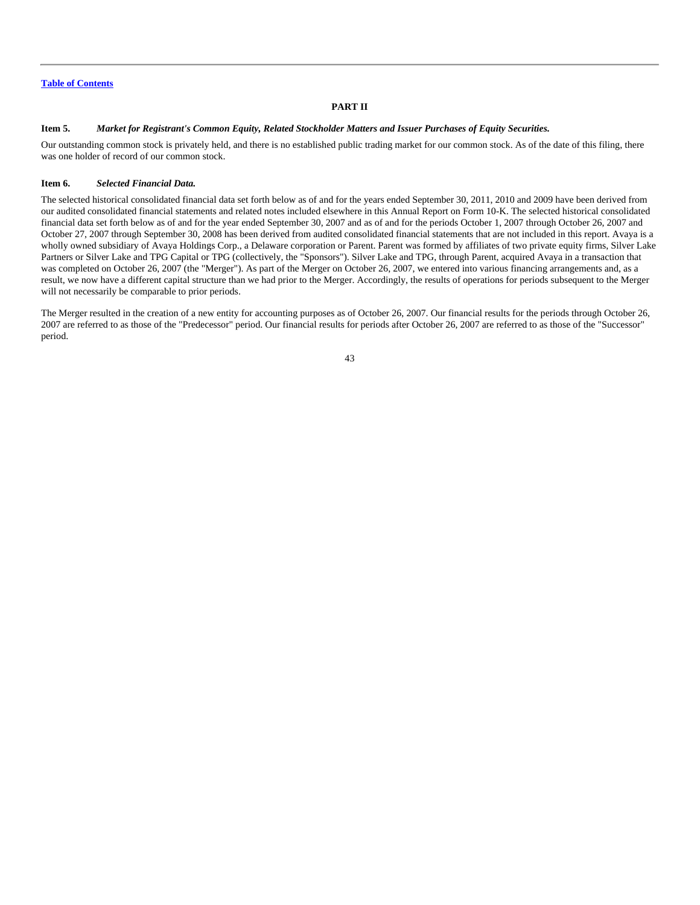[Table of Contents](#)

## PART II

### Item 5. *Market for Registrant's Common Equity, Related Stockholder Matters and Issuer Purchases of Equity Securities.*

Our outstanding common stock is privately held, and there is no established public trading market for our common stock. As of the date of this filing, there was one holder of record of our common stock.

### Item 6. *Selected Financial Data.*

The selected historical consolidated financial data set forth below as of and for the years ended September 30, 2011, 2010 and 2009 have been derived from our audited consolidated financial statements and related notes included elsewhere in this Annual Report on Form 10-K. The selected historical consolidated financial data set forth below as of and for the year ended September 30, 2007 and as of and for the periods October 1, 2007 through October 26, 2007 and October 27, 2007 through September 30, 2008 has been derived from audited consolidated financial statements that are not included in this report. Avaya is a wholly owned subsidiary of Avaya Holdings Corp., a Delaware corporation or Parent. Parent was formed by affiliates of two private equity firms, Silver Lake Partners or Silver Lake and TPG Capital or TPG (collectively, the "Sponsors"). Silver Lake and TPG, through Parent, acquired Avaya in a transaction that was completed on October 26, 2007 (the "Merger"). As part of the Merger on October 26, 2007, we entered into various financing arrangements and, as a result, we now have a different capital structure than we had prior to the Merger. Accordingly, the results of operations for periods subsequent to the Merger will not necessarily be comparable to prior periods.

The Merger resulted in the creation of a new entity for accounting purposes as of October 26, 2007. Our financial results for the periods through October 26, 2007 are referred to as those of the "Predecessor" period. Our financial results for periods after October 26, 2007 are referred to as those of the "Successor" period.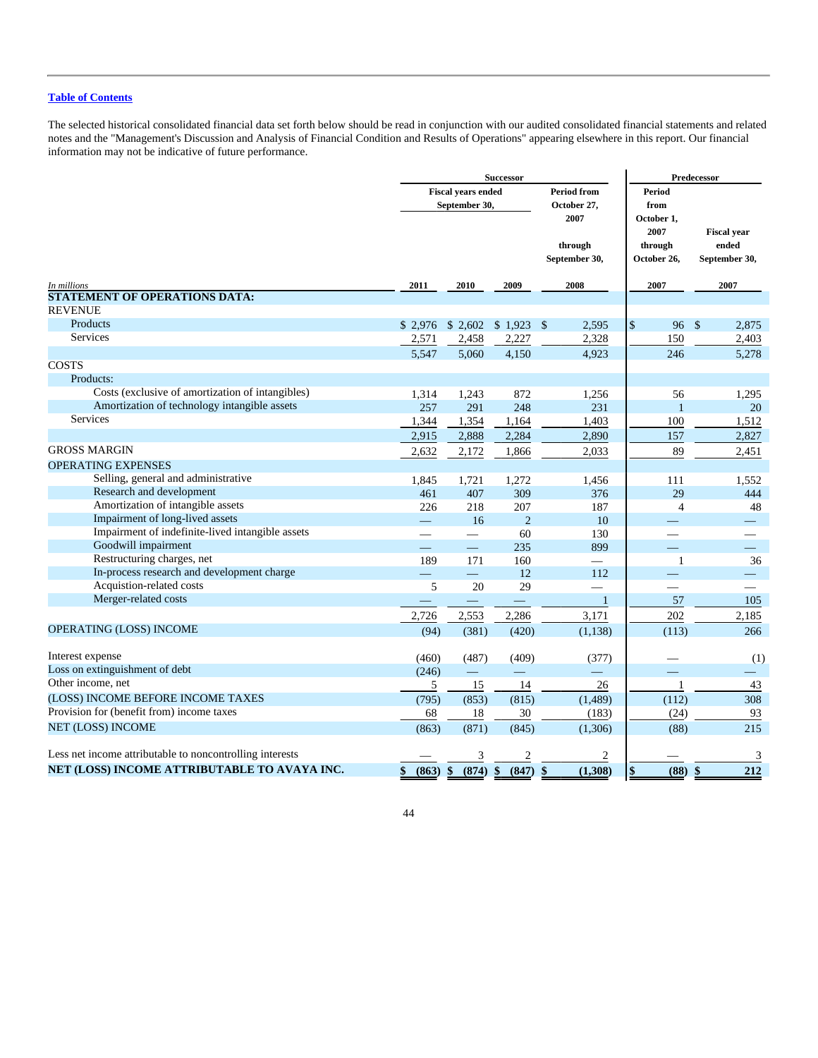[Table of Contents](#)

The selected historical consolidated financial data set forth below should be read in conjunction with our audited consolidated financial statements and related notes and the "Management's Discussion and Analysis of Financial Condition and Results of Operations" appearing elsewhere in this report. Our financial information may not be indicative of future performance.

| | Successor | | | | Predecessor | |
|---|---|---|---|---|---|---|
| | Fiscal years ended September 30, | | | Period from October 27, 2007 through September 30, | Period from October 1, 2007 through October 26, | Fiscal year ended September 30, |
| *In millions* | 2011 | 2010 | 2009 | 2008 | 2007 | 2007 |
| **STATEMENT OF OPERATIONS DATA:** | | | | | | |
| REVENUE | | | | | | |
| Products | $ 2,976 | $ 2,602 | $ 1,923 | $ 2,595 | $ 96 | $ 2,875 |
| Services | 2,571 | 2,458 | 2,227 | 2,328 | 150 | 2,403 |
| | 5,547 | 5,060 | 4,150 | 4,923 | 246 | 5,278 |
| COSTS | | | | | | |
| Products: | | | | | | |
| Costs (exclusive of amortization of intangibles) | 1,314 | 1,243 | 872 | 1,256 | 56 | 1,295 |
| Amortization of technology intangible assets | 257 | 291 | 248 | 231 | 1 | 20 |
| Services | 1,344 | 1,354 | 1,164 | 1,403 | 100 | 1,512 |
| | 2,915 | 2,888 | 2,284 | 2,890 | 157 | 2,827 |
| GROSS MARGIN | 2,632 | 2,172 | 1,866 | 2,033 | 89 | 2,451 |
| OPERATING EXPENSES | | | | | | |
| Selling, general and administrative | 1,845 | 1,721 | 1,272 | 1,456 | 111 | 1,552 |
| Research and development | 461 | 407 | 309 | 376 | 29 | 444 |
| Amortization of intangible assets | 226 | 218 | 207 | 187 | 4 | 48 |
| Impairment of long-lived assets | — | 16 | 2 | 10 | — | — |
| Impairment of indefinite-lived intangible assets | — | — | 60 | 130 | — | — |
| Goodwill impairment | — | — | 235 | 899 | — | — |
| Restructuring charges, net | 189 | 171 | 160 | — | 1 | 36 |
| In-process research and development charge | — | — | 12 | 112 | — | — |
| Acquistion-related costs | 5 | 20 | 29 | — | — | — |
| Merger-related costs | — | — | — | 1 | 57 | 105 |
| | 2,726 | 2,553 | 2,286 | 3,171 | 202 | 2,185 |
| OPERATING (LOSS) INCOME | (94) | (381) | (420) | (1,138) | (113) | 266 |
| Interest expense | (460) | (487) | (409) | (377) | — | (1) |
| Loss on extinguishment of debt | (246) | — | — | — | — | — |
| Other income, net | 5 | 15 | 14 | 26 | 1 | 43 |
| (LOSS) INCOME BEFORE INCOME TAXES | (795) | (853) | (815) | (1,489) | (112) | 308 |
| Provision for (benefit from) income taxes | 68 | 18 | 30 | (183) | (24) | 93 |
| NET (LOSS) INCOME | (863) | (871) | (845) | (1,306) | (88) | 215 |
| Less net income attributable to noncontrolling interests | — | 3 | 2 | 2 | — | 3 |
| **NET (LOSS) INCOME ATTRIBUTABLE TO AVAYA INC.** | **$ (863)** | **$ (874)** | **$ (847)** | **$ (1,308)** | **$ (88)** | **$ 212** |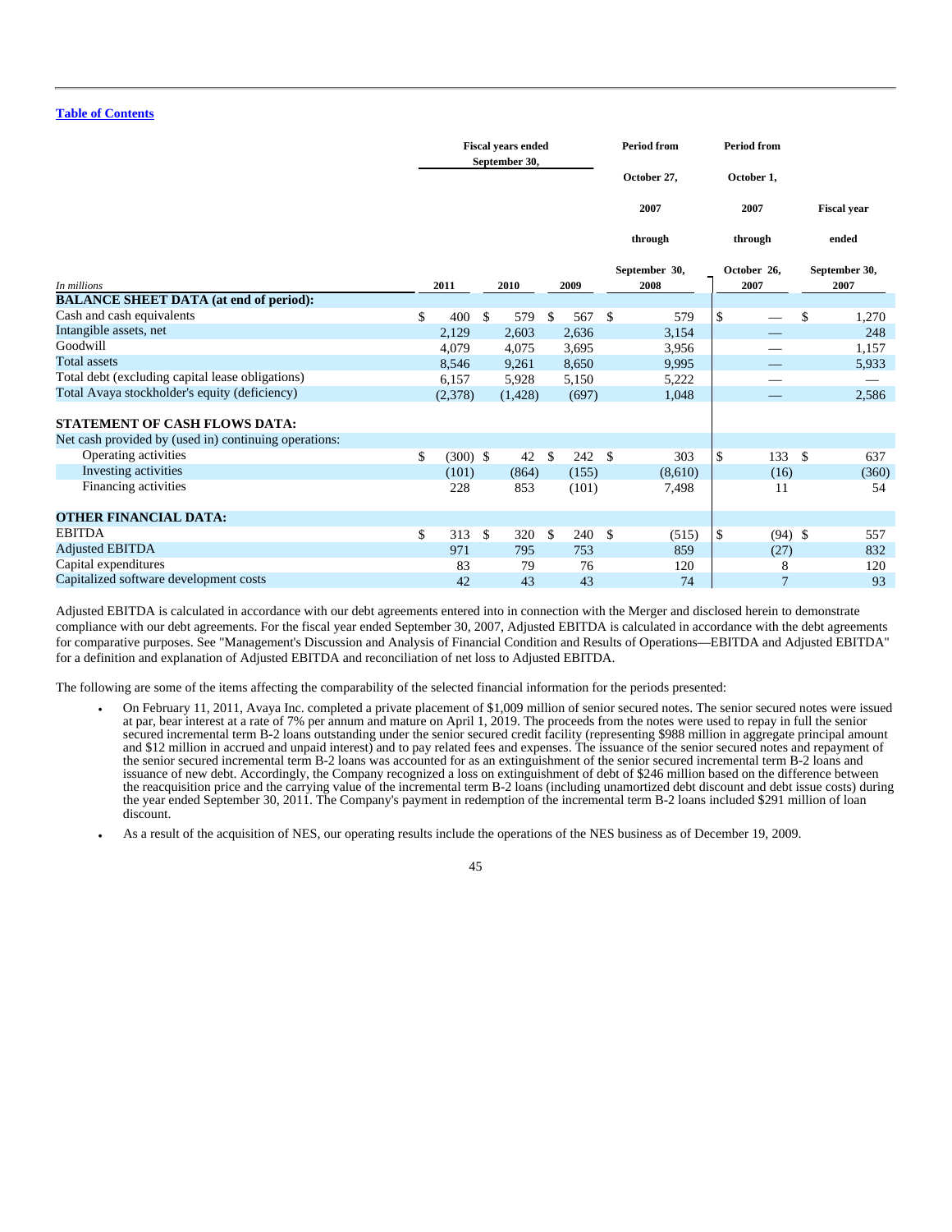[Table of Contents](#)

| In millions | Fiscal years ended September 30, 2011 | 2010 | 2009 | Period from October 27, 2007 through September 30, 2008 | Period from October 1, 2007 through October 26, 2007 | Fiscal year ended September 30, 2007 |
|---|---|---|---|---|---|---|
| **BALANCE SHEET DATA (at end of period):** | | | | | | |
| Cash and cash equivalents | $ 400 | $ 579 | $ 567 | $ 579 | $ — | $ 1,270 |
| Intangible assets, net | 2,129 | 2,603 | 2,636 | 3,154 | — | 248 |
| Goodwill | 4,079 | 4,075 | 3,695 | 3,956 | — | 1,157 |
| Total assets | 8,546 | 9,261 | 8,650 | 9,995 | — | 5,933 |
| Total debt (excluding capital lease obligations) | 6,157 | 5,928 | 5,150 | 5,222 | — | — |
| Total Avaya stockholder's equity (deficiency) | (2,378) | (1,428) | (697) | 1,048 | — | 2,586 |
| | | | | | | |
| **STATEMENT OF CASH FLOWS DATA:** | | | | | | |
| Net cash provided by (used in) continuing operations: | | | | | | |
| Operating activities | $ (300) | $ 42 | $ 242 | $ 303 | $ 133 | $ 637 |
| Investing activities | (101) | (864) | (155) | (8,610) | (16) | (360) |
| Financing activities | 228 | 853 | (101) | 7,498 | 11 | 54 |
| | | | | | | |
| **OTHER FINANCIAL DATA:** | | | | | | |
| EBITDA | $ 313 | $ 320 | $ 240 | $ (515) | $ (94) | $ 557 |
| Adjusted EBITDA | 971 | 795 | 753 | 859 | (27) | 832 |
| Capital expenditures | 83 | 79 | 76 | 120 | 8 | 120 |
| Capitalized software development costs | 42 | 43 | 43 | 74 | 7 | 93 |

Adjusted EBITDA is calculated in accordance with our debt agreements entered into in connection with the Merger and disclosed herein to demonstrate compliance with our debt agreements. For the fiscal year ended September 30, 2007, Adjusted EBITDA is calculated in accordance with the debt agreements for comparative purposes. See "Management's Discussion and Analysis of Financial Condition and Results of Operations—EBITDA and Adjusted EBITDA" for a definition and explanation of Adjusted EBITDA and reconciliation of net loss to Adjusted EBITDA.

The following are some of the items affecting the comparability of the selected financial information for the periods presented:

- On February 11, 2011, Avaya Inc. completed a private placement of $1,009 million of senior secured notes. The senior secured notes were issued at par, bear interest at a rate of 7% per annum and mature on April 1, 2019. The proceeds from the notes were used to repay in full the senior secured incremental term B-2 loans outstanding under the senior secured credit facility (representing $988 million in aggregate principal amount and $12 million in accrued and unpaid interest) and to pay related fees and expenses. The issuance of the senior secured notes and repayment of the senior secured incremental term B-2 loans was accounted for as an extinguishment of the senior secured incremental term B-2 loans and issuance of new debt. Accordingly, the Company recognized a loss on extinguishment of debt of $246 million based on the difference between the reacquisition price and the carrying value of the incremental term B-2 loans (including unamortized debt discount and debt issue costs) during the year ended September 30, 2011. The Company's payment in redemption of the incremental term B-2 loans included $291 million of loan discount.
- As a result of the acquisition of NES, our operating results include the operations of the NES business as of December 19, 2009.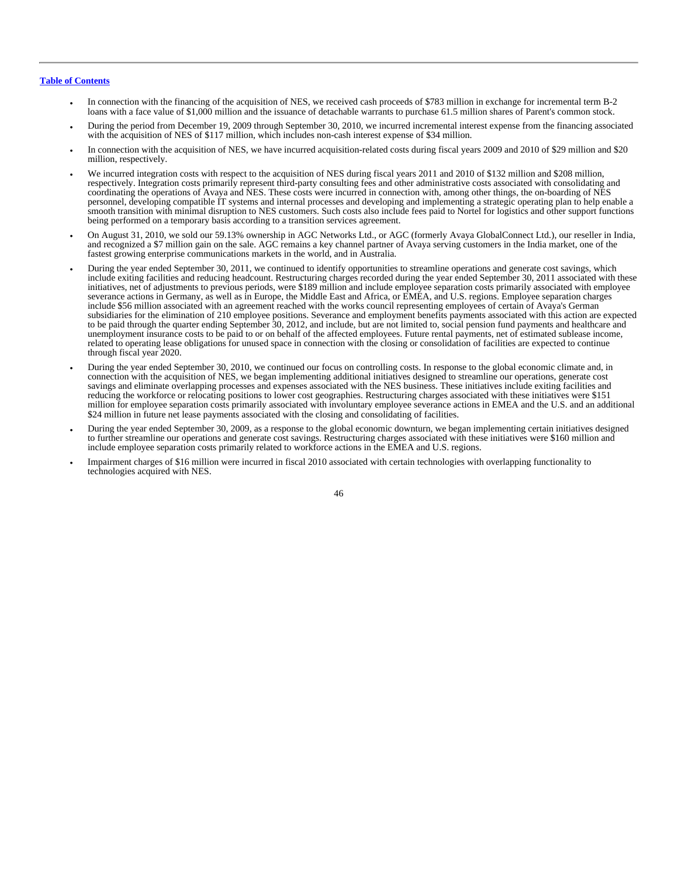[Table of Contents](#)

- In connection with the financing of the acquisition of NES, we received cash proceeds of $783 million in exchange for incremental term B-2 loans with a face value of $1,000 million and the issuance of detachable warrants to purchase 61.5 million shares of Parent's common stock.
- During the period from December 19, 2009 through September 30, 2010, we incurred incremental interest expense from the financing associated with the acquisition of NES of $117 million, which includes non-cash interest expense of $34 million.
- In connection with the acquisition of NES, we have incurred acquisition-related costs during fiscal years 2009 and 2010 of $29 million and $20 million, respectively.
- We incurred integration costs with respect to the acquisition of NES during fiscal years 2011 and 2010 of $132 million and $208 million, respectively. Integration costs primarily represent third-party consulting fees and other administrative costs associated with consolidating and coordinating the operations of Avaya and NES. These costs were incurred in connection with, among other things, the on-boarding of NES personnel, developing compatible IT systems and internal processes and developing and implementing a strategic operating plan to help enable a smooth transition with minimal disruption to NES customers. Such costs also include fees paid to Nortel for logistics and other support functions being performed on a temporary basis according to a transition services agreement.
- On August 31, 2010, we sold our 59.13% ownership in AGC Networks Ltd., or AGC (formerly Avaya GlobalConnect Ltd.), our reseller in India, and recognized a $7 million gain on the sale. AGC remains a key channel partner of Avaya serving customers in the India market, one of the fastest growing enterprise communications markets in the world, and in Australia.
- During the year ended September 30, 2011, we continued to identify opportunities to streamline operations and generate cost savings, which include exiting facilities and reducing headcount. Restructuring charges recorded during the year ended September 30, 2011 associated with these initiatives, net of adjustments to previous periods, were $189 million and include employee separation costs primarily associated with employee severance actions in Germany, as well as in Europe, the Middle East and Africa, or EMEA, and U.S. regions. Employee separation charges include $56 million associated with an agreement reached with the works council representing employees of certain of Avaya's German subsidiaries for the elimination of 210 employee positions. Severance and employment benefits payments associated with this action are expected to be paid through the quarter ending September 30, 2012, and include, but are not limited to, social pension fund payments and healthcare and unemployment insurance costs to be paid to or on behalf of the affected employees. Future rental payments, net of estimated sublease income, related to operating lease obligations for unused space in connection with the closing or consolidation of facilities are expected to continue through fiscal year 2020.
- During the year ended September 30, 2010, we continued our focus on controlling costs. In response to the global economic climate and, in connection with the acquisition of NES, we began implementing additional initiatives designed to streamline our operations, generate cost savings and eliminate overlapping processes and expenses associated with the NES business. These initiatives include exiting facilities and reducing the workforce or relocating positions to lower cost geographies. Restructuring charges associated with these initiatives were $151 million for employee separation costs primarily associated with involuntary employee severance actions in EMEA and the U.S. and an additional $24 million in future net lease payments associated with the closing and consolidating of facilities.
- During the year ended September 30, 2009, as a response to the global economic downturn, we began implementing certain initiatives designed to further streamline our operations and generate cost savings. Restructuring charges associated with these initiatives were $160 million and include employee separation costs primarily related to workforce actions in the EMEA and U.S. regions.
- Impairment charges of $16 million were incurred in fiscal 2010 associated with certain technologies with overlapping functionality to technologies acquired with NES.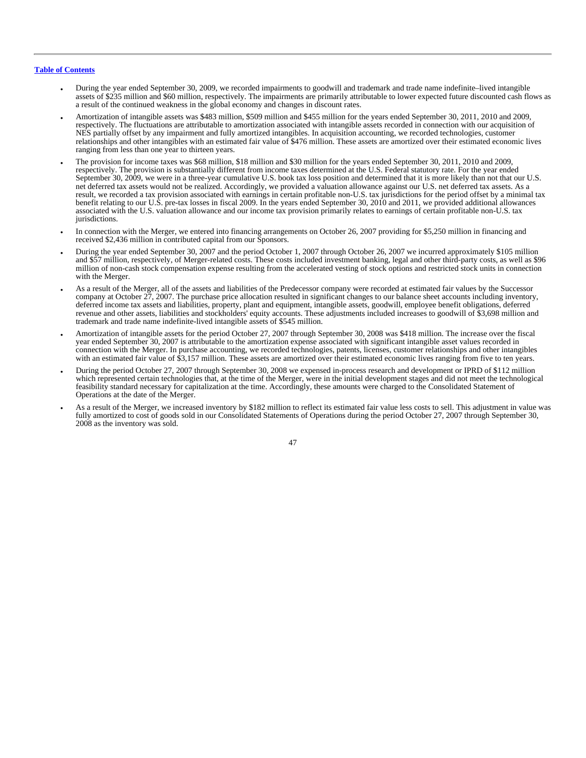[Table of Contents]

- During the year ended September 30, 2009, we recorded impairments to goodwill and trademark and trade name indefinite–lived intangible assets of $235 million and $60 million, respectively. The impairments are primarily attributable to lower expected future discounted cash flows as a result of the continued weakness in the global economy and changes in discount rates.
- Amortization of intangible assets was $483 million, $509 million and $455 million for the years ended September 30, 2011, 2010 and 2009, respectively. The fluctuations are attributable to amortization associated with intangible assets recorded in connection with our acquisition of NES partially offset by any impairment and fully amortized intangibles. In acquisition accounting, we recorded technologies, customer relationships and other intangibles with an estimated fair value of $476 million. These assets are amortized over their estimated economic lives ranging from less than one year to thirteen years.
- The provision for income taxes was $68 million, $18 million and $30 million for the years ended September 30, 2011, 2010 and 2009, respectively. The provision is substantially different from income taxes determined at the U.S. Federal statutory rate. For the year ended September 30, 2009, we were in a three-year cumulative U.S. book tax loss position and determined that it is more likely than not that our U.S. net deferred tax assets would not be realized. Accordingly, we provided a valuation allowance against our U.S. net deferred tax assets. As a result, we recorded a tax provision associated with earnings in certain profitable non-U.S. tax jurisdictions for the period offset by a minimal tax benefit relating to our U.S. pre-tax losses in fiscal 2009. In the years ended September 30, 2010 and 2011, we provided additional allowances associated with the U.S. valuation allowance and our income tax provision primarily relates to earnings of certain profitable non-U.S. tax jurisdictions.
- In connection with the Merger, we entered into financing arrangements on October 26, 2007 providing for $5,250 million in financing and received $2,436 million in contributed capital from our Sponsors.
- During the year ended September 30, 2007 and the period October 1, 2007 through October 26, 2007 we incurred approximately $105 million and $57 million, respectively, of Merger-related costs. These costs included investment banking, legal and other third-party costs, as well as $96 million of non-cash stock compensation expense resulting from the accelerated vesting of stock options and restricted stock units in connection with the Merger.
- As a result of the Merger, all of the assets and liabilities of the Predecessor company were recorded at estimated fair values by the Successor company at October 27, 2007. The purchase price allocation resulted in significant changes to our balance sheet accounts including inventory, deferred income tax assets and liabilities, property, plant and equipment, intangible assets, goodwill, employee benefit obligations, deferred revenue and other assets, liabilities and stockholders' equity accounts. These adjustments included increases to goodwill of $3,698 million and trademark and trade name indefinite-lived intangible assets of $545 million.
- Amortization of intangible assets for the period October 27, 2007 through September 30, 2008 was $418 million. The increase over the fiscal year ended September 30, 2007 is attributable to the amortization expense associated with significant intangible asset values recorded in connection with the Merger. In purchase accounting, we recorded technologies, patents, licenses, customer relationships and other intangibles with an estimated fair value of $3,157 million. These assets are amortized over their estimated economic lives ranging from five to ten years.
- During the period October 27, 2007 through September 30, 2008 we expensed in-process research and development or IPRD of $112 million which represented certain technologies that, at the time of the Merger, were in the initial development stages and did not meet the technological feasibility standard necessary for capitalization at the time. Accordingly, these amounts were charged to the Consolidated Statement of Operations at the date of the Merger.
- As a result of the Merger, we increased inventory by $182 million to reflect its estimated fair value less costs to sell. This adjustment in value was fully amortized to cost of goods sold in our Consolidated Statements of Operations during the period October 27, 2007 through September 30, 2008 as the inventory was sold.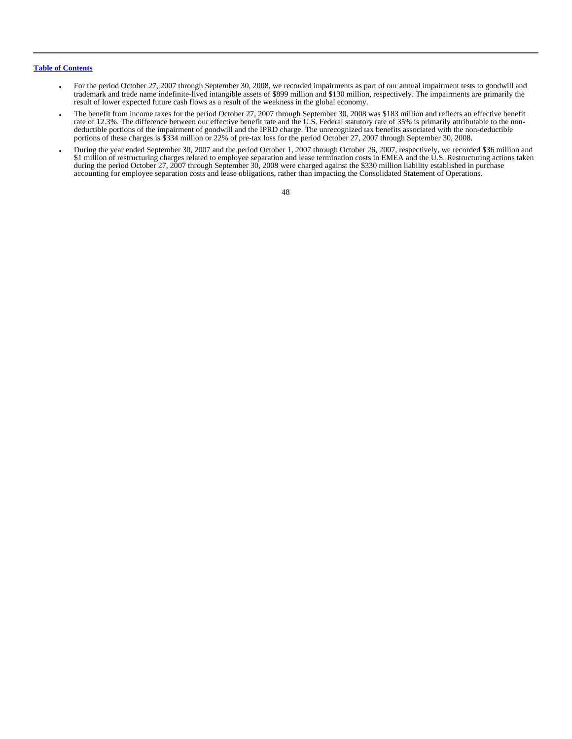- For the period October 27, 2007 through September 30, 2008, we recorded impairments as part of our annual impairment tests to goodwill and trademark and trade name indefinite-lived intangible assets of $899 million and $130 million, respectively. The impairments are primarily the result of lower expected future cash flows as a result of the weakness in the global economy.
- The benefit from income taxes for the period October 27, 2007 through September 30, 2008 was $183 million and reflects an effective benefit rate of 12.3%. The difference between our effective benefit rate and the U.S. Federal statutory rate of 35% is primarily attributable to the non-deductible portions of the impairment of goodwill and the IPRD charge. The unrecognized tax benefits associated with the non-deductible portions of these charges is $334 million or 22% of pre-tax loss for the period October 27, 2007 through September 30, 2008.
- During the year ended September 30, 2007 and the period October 1, 2007 through October 26, 2007, respectively, we recorded $36 million and $1 million of restructuring charges related to employee separation and lease termination costs in EMEA and the U.S. Restructuring actions taken during the period October 27, 2007 through September 30, 2008 were charged against the $330 million liability established in purchase accounting for employee separation costs and lease obligations, rather than impacting the Consolidated Statement of Operations.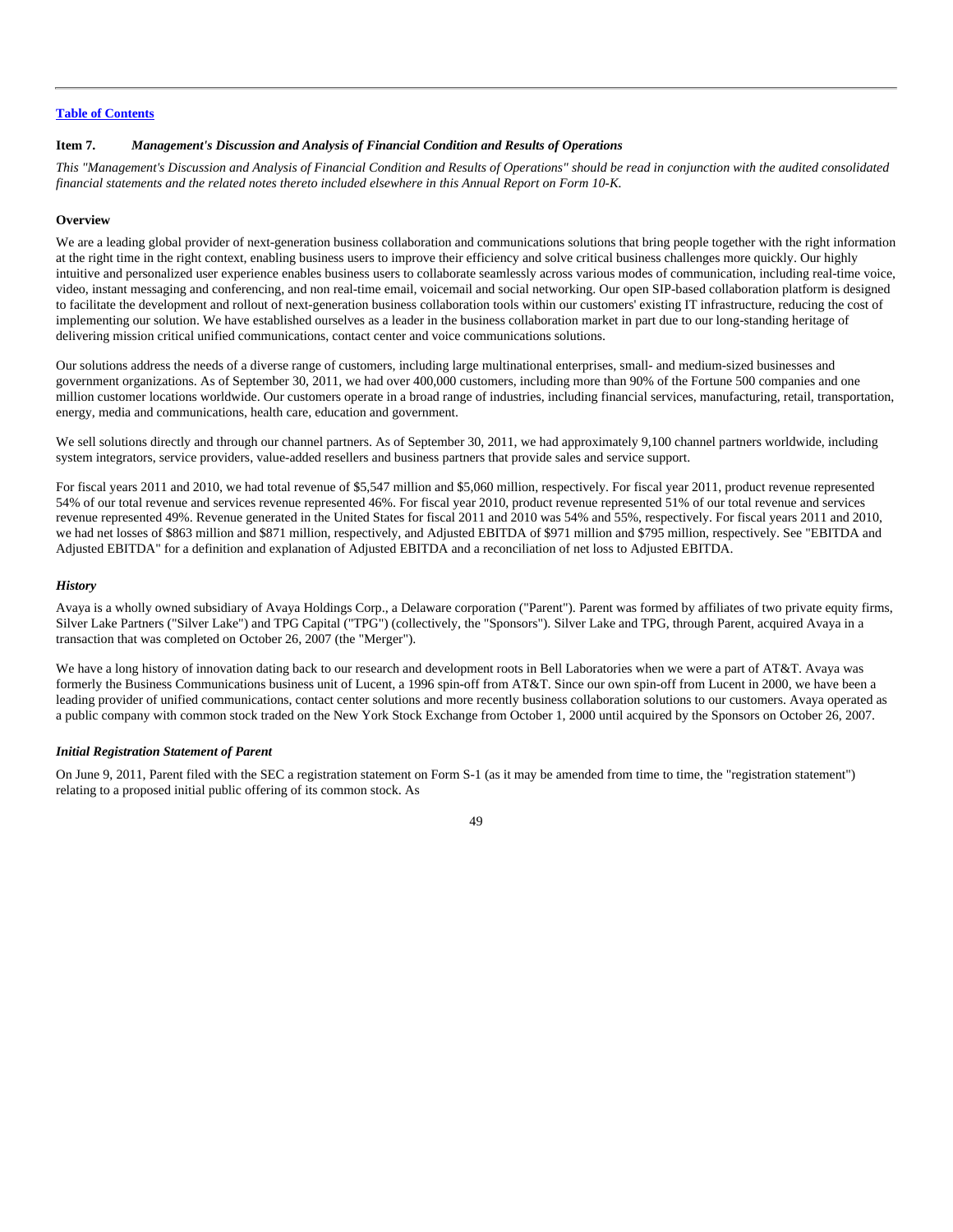[Table of Contents](#)

**Item 7.** ***Management's Discussion and Analysis of Financial Condition and Results of Operations***

*This "Management's Discussion and Analysis of Financial Condition and Results of Operations" should be read in conjunction with the audited consolidated financial statements and the related notes thereto included elsewhere in this Annual Report on Form 10-K.*

**Overview**

We are a leading global provider of next-generation business collaboration and communications solutions that bring people together with the right information at the right time in the right context, enabling business users to improve their efficiency and solve critical business challenges more quickly. Our highly intuitive and personalized user experience enables business users to collaborate seamlessly across various modes of communication, including real-time voice, video, instant messaging and conferencing, and non real-time email, voicemail and social networking. Our open SIP-based collaboration platform is designed to facilitate the development and rollout of next-generation business collaboration tools within our customers' existing IT infrastructure, reducing the cost of implementing our solution. We have established ourselves as a leader in the business collaboration market in part due to our long-standing heritage of delivering mission critical unified communications, contact center and voice communications solutions.

Our solutions address the needs of a diverse range of customers, including large multinational enterprises, small- and medium-sized businesses and government organizations. As of September 30, 2011, we had over 400,000 customers, including more than 90% of the Fortune 500 companies and one million customer locations worldwide. Our customers operate in a broad range of industries, including financial services, manufacturing, retail, transportation, energy, media and communications, health care, education and government.

We sell solutions directly and through our channel partners. As of September 30, 2011, we had approximately 9,100 channel partners worldwide, including system integrators, service providers, value-added resellers and business partners that provide sales and service support.

For fiscal years 2011 and 2010, we had total revenue of $5,547 million and $5,060 million, respectively. For fiscal year 2011, product revenue represented 54% of our total revenue and services revenue represented 46%. For fiscal year 2010, product revenue represented 51% of our total revenue and services revenue represented 49%. Revenue generated in the United States for fiscal 2011 and 2010 was 54% and 55%, respectively. For fiscal years 2011 and 2010, we had net losses of $863 million and $871 million, respectively, and Adjusted EBITDA of $971 million and $795 million, respectively. See "EBITDA and Adjusted EBITDA" for a definition and explanation of Adjusted EBITDA and a reconciliation of net loss to Adjusted EBITDA.

***History***

Avaya is a wholly owned subsidiary of Avaya Holdings Corp., a Delaware corporation ("Parent"). Parent was formed by affiliates of two private equity firms, Silver Lake Partners ("Silver Lake") and TPG Capital ("TPG") (collectively, the "Sponsors"). Silver Lake and TPG, through Parent, acquired Avaya in a transaction that was completed on October 26, 2007 (the "Merger").

We have a long history of innovation dating back to our research and development roots in Bell Laboratories when we were a part of AT&T. Avaya was formerly the Business Communications business unit of Lucent, a 1996 spin-off from AT&T. Since our own spin-off from Lucent in 2000, we have been a leading provider of unified communications, contact center solutions and more recently business collaboration solutions to our customers. Avaya operated as a public company with common stock traded on the New York Stock Exchange from October 1, 2000 until acquired by the Sponsors on October 26, 2007.

***Initial Registration Statement of Parent***

On June 9, 2011, Parent filed with the SEC a registration statement on Form S-1 (as it may be amended from time to time, the "registration statement") relating to a proposed initial public offering of its common stock. As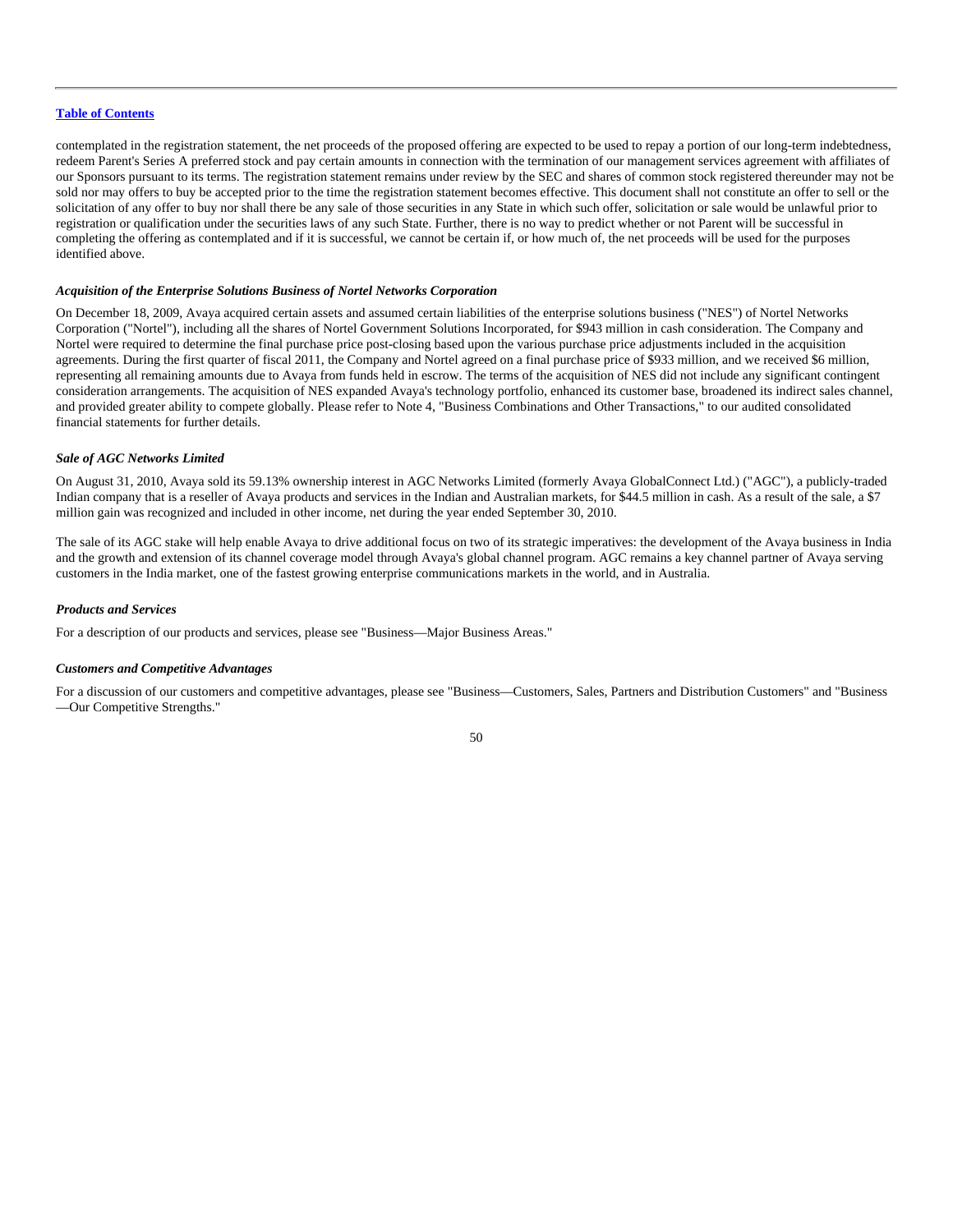contemplated in the registration statement, the net proceeds of the proposed offering are expected to be used to repay a portion of our long-term indebtedness, redeem Parent's Series A preferred stock and pay certain amounts in connection with the termination of our management services agreement with affiliates of our Sponsors pursuant to its terms. The registration statement remains under review by the SEC and shares of common stock registered thereunder may not be sold nor may offers to buy be accepted prior to the time the registration statement becomes effective. This document shall not constitute an offer to sell or the solicitation of any offer to buy nor shall there be any sale of those securities in any State in which such offer, solicitation or sale would be unlawful prior to registration or qualification under the securities laws of any such State. Further, there is no way to predict whether or not Parent will be successful in completing the offering as contemplated and if it is successful, we cannot be certain if, or how much of, the net proceeds will be used for the purposes identified above.

***Acquisition of the Enterprise Solutions Business of Nortel Networks Corporation***

On December 18, 2009, Avaya acquired certain assets and assumed certain liabilities of the enterprise solutions business ("NES") of Nortel Networks Corporation ("Nortel"), including all the shares of Nortel Government Solutions Incorporated, for $943 million in cash consideration. The Company and Nortel were required to determine the final purchase price post-closing based upon the various purchase price adjustments included in the acquisition agreements. During the first quarter of fiscal 2011, the Company and Nortel agreed on a final purchase price of $933 million, and we received $6 million, representing all remaining amounts due to Avaya from funds held in escrow. The terms of the acquisition of NES did not include any significant contingent consideration arrangements. The acquisition of NES expanded Avaya's technology portfolio, enhanced its customer base, broadened its indirect sales channel, and provided greater ability to compete globally. Please refer to Note 4, "Business Combinations and Other Transactions," to our audited consolidated financial statements for further details.

***Sale of AGC Networks Limited***

On August 31, 2010, Avaya sold its 59.13% ownership interest in AGC Networks Limited (formerly Avaya GlobalConnect Ltd.) ("AGC"), a publicly-traded Indian company that is a reseller of Avaya products and services in the Indian and Australian markets, for $44.5 million in cash. As a result of the sale, a $7 million gain was recognized and included in other income, net during the year ended September 30, 2010.

The sale of its AGC stake will help enable Avaya to drive additional focus on two of its strategic imperatives: the development of the Avaya business in India and the growth and extension of its channel coverage model through Avaya's global channel program. AGC remains a key channel partner of Avaya serving customers in the India market, one of the fastest growing enterprise communications markets in the world, and in Australia.

***Products and Services***

For a description of our products and services, please see "Business—Major Business Areas."

***Customers and Competitive Advantages***

For a discussion of our customers and competitive advantages, please see "Business—Customers, Sales, Partners and Distribution Customers" and "Business—Our Competitive Strengths."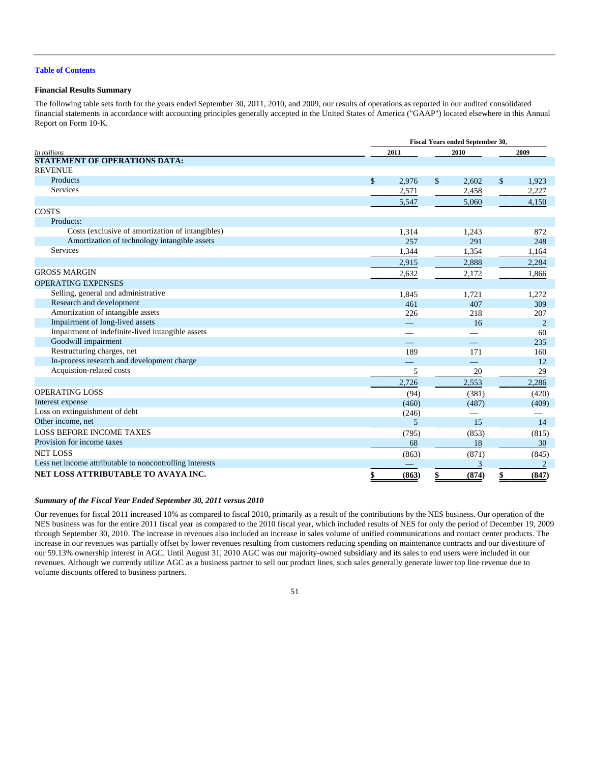[Table of Contents](#)

**Financial Results Summary**

The following table sets forth for the years ended September 30, 2011, 2010, and 2009, our results of operations as reported in our audited consolidated financial statements in accordance with accounting principles generally accepted in the United States of America ("GAAP") located elsewhere in this Annual Report on Form 10-K.

| *In millions* | Fiscal Years ended September 30, 2011 | 2010 | 2009 |
|---|---|---|---|
| **STATEMENT OF OPERATIONS DATA:** | | | |
| REVENUE | | | |
| Products | $ 2,976 | $ 2,602 | $ 1,923 |
| Services | 2,571 | 2,458 | 2,227 |
| | 5,547 | 5,060 | 4,150 |
| COSTS | | | |
| Products: | | | |
| Costs (exclusive of amortization of intangibles) | 1,314 | 1,243 | 872 |
| Amortization of technology intangible assets | 257 | 291 | 248 |
| Services | 1,344 | 1,354 | 1,164 |
| | 2,915 | 2,888 | 2,284 |
| GROSS MARGIN | 2,632 | 2,172 | 1,866 |
| OPERATING EXPENSES | | | |
| Selling, general and administrative | 1,845 | 1,721 | 1,272 |
| Research and development | 461 | 407 | 309 |
| Amortization of intangible assets | 226 | 218 | 207 |
| Impairment of long-lived assets | — | 16 | 2 |
| Impairment of indefinite-lived intangible assets | — | — | 60 |
| Goodwill impairment | — | — | 235 |
| Restructuring charges, net | 189 | 171 | 160 |
| In-process research and development charge | — | — | 12 |
| Acquistion-related costs | 5 | 20 | 29 |
| | 2,726 | 2,553 | 2,286 |
| OPERATING LOSS | (94) | (381) | (420) |
| Interest expense | (460) | (487) | (409) |
| Loss on extinguishment of debt | (246) | — | — |
| Other income, net | 5 | 15 | 14 |
| LOSS BEFORE INCOME TAXES | (795) | (853) | (815) |
| Provision for income taxes | 68 | 18 | 30 |
| NET LOSS | (863) | (871) | (845) |
| Less net income attributable to noncontrolling interests | — | 3 | 2 |
| **NET LOSS ATTRIBUTABLE TO AVAYA INC.** | **$ (863)** | **$ (874)** | **$ (847)** |

***Summary of the Fiscal Year Ended September 30, 2011 versus 2010***

Our revenues for fiscal 2011 increased 10% as compared to fiscal 2010, primarily as a result of the contributions by the NES business. Our operation of the NES business was for the entire 2011 fiscal year as compared to the 2010 fiscal year, which included results of NES for only the period of December 19, 2009 through September 30, 2010. The increase in revenues also included an increase in sales volume of unified communications and contact center products. The increase in our revenues was partially offset by lower revenues resulting from customers reducing spending on maintenance contracts and our divestiture of our 59.13% ownership interest in AGC. Until August 31, 2010 AGC was our majority-owned subsidiary and its sales to end users were included in our revenues. Although we currently utilize AGC as a business partner to sell our product lines, such sales generally generate lower top line revenue due to volume discounts offered to business partners.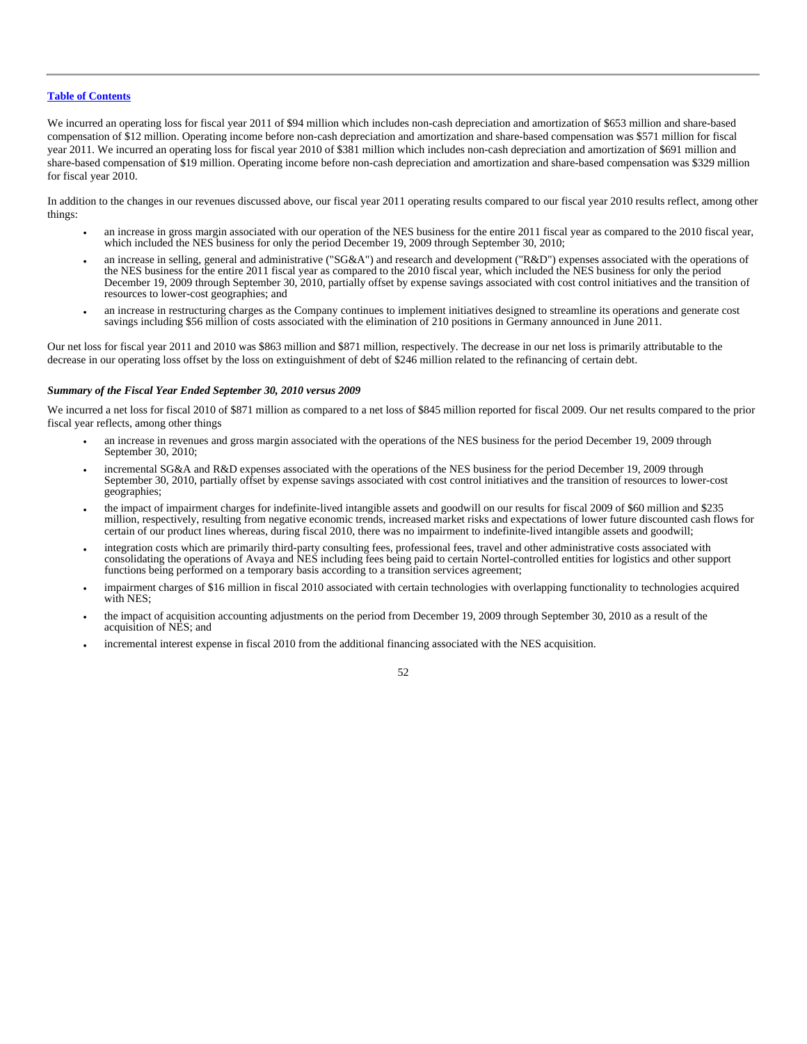[Table of Contents](#)

We incurred an operating loss for fiscal year 2011 of $94 million which includes non-cash depreciation and amortization of $653 million and share-based compensation of $12 million. Operating income before non-cash depreciation and amortization and share-based compensation was $571 million for fiscal year 2011. We incurred an operating loss for fiscal year 2010 of $381 million which includes non-cash depreciation and amortization of $691 million and share-based compensation of $19 million. Operating income before non-cash depreciation and amortization and share-based compensation was $329 million for fiscal year 2010.

In addition to the changes in our revenues discussed above, our fiscal year 2011 operating results compared to our fiscal year 2010 results reflect, among other things:

- an increase in gross margin associated with our operation of the NES business for the entire 2011 fiscal year as compared to the 2010 fiscal year, which included the NES business for only the period December 19, 2009 through September 30, 2010;
- an increase in selling, general and administrative ("SG&A") and research and development ("R&D") expenses associated with the operations of the NES business for the entire 2011 fiscal year as compared to the 2010 fiscal year, which included the NES business for only the period December 19, 2009 through September 30, 2010, partially offset by expense savings associated with cost control initiatives and the transition of resources to lower-cost geographies; and
- an increase in restructuring charges as the Company continues to implement initiatives designed to streamline its operations and generate cost savings including $56 million of costs associated with the elimination of 210 positions in Germany announced in June 2011.

Our net loss for fiscal year 2011 and 2010 was $863 million and $871 million, respectively. The decrease in our net loss is primarily attributable to the decrease in our operating loss offset by the loss on extinguishment of debt of $246 million related to the refinancing of certain debt.

***Summary of the Fiscal Year Ended September 30, 2010 versus 2009***

We incurred a net loss for fiscal 2010 of $871 million as compared to a net loss of $845 million reported for fiscal 2009. Our net results compared to the prior fiscal year reflects, among other things

- an increase in revenues and gross margin associated with the operations of the NES business for the period December 19, 2009 through September 30, 2010;
- incremental SG&A and R&D expenses associated with the operations of the NES business for the period December 19, 2009 through September 30, 2010, partially offset by expense savings associated with cost control initiatives and the transition of resources to lower-cost geographies;
- the impact of impairment charges for indefinite-lived intangible assets and goodwill on our results for fiscal 2009 of $60 million and $235 million, respectively, resulting from negative economic trends, increased market risks and expectations of lower future discounted cash flows for certain of our product lines whereas, during fiscal 2010, there was no impairment to indefinite-lived intangible assets and goodwill;
- integration costs which are primarily third-party consulting fees, professional fees, travel and other administrative costs associated with consolidating the operations of Avaya and NES including fees being paid to certain Nortel-controlled entities for logistics and other support functions being performed on a temporary basis according to a transition services agreement;
- impairment charges of $16 million in fiscal 2010 associated with certain technologies with overlapping functionality to technologies acquired with NES;
- the impact of acquisition accounting adjustments on the period from December 19, 2009 through September 30, 2010 as a result of the acquisition of NES; and
- incremental interest expense in fiscal 2010 from the additional financing associated with the NES acquisition.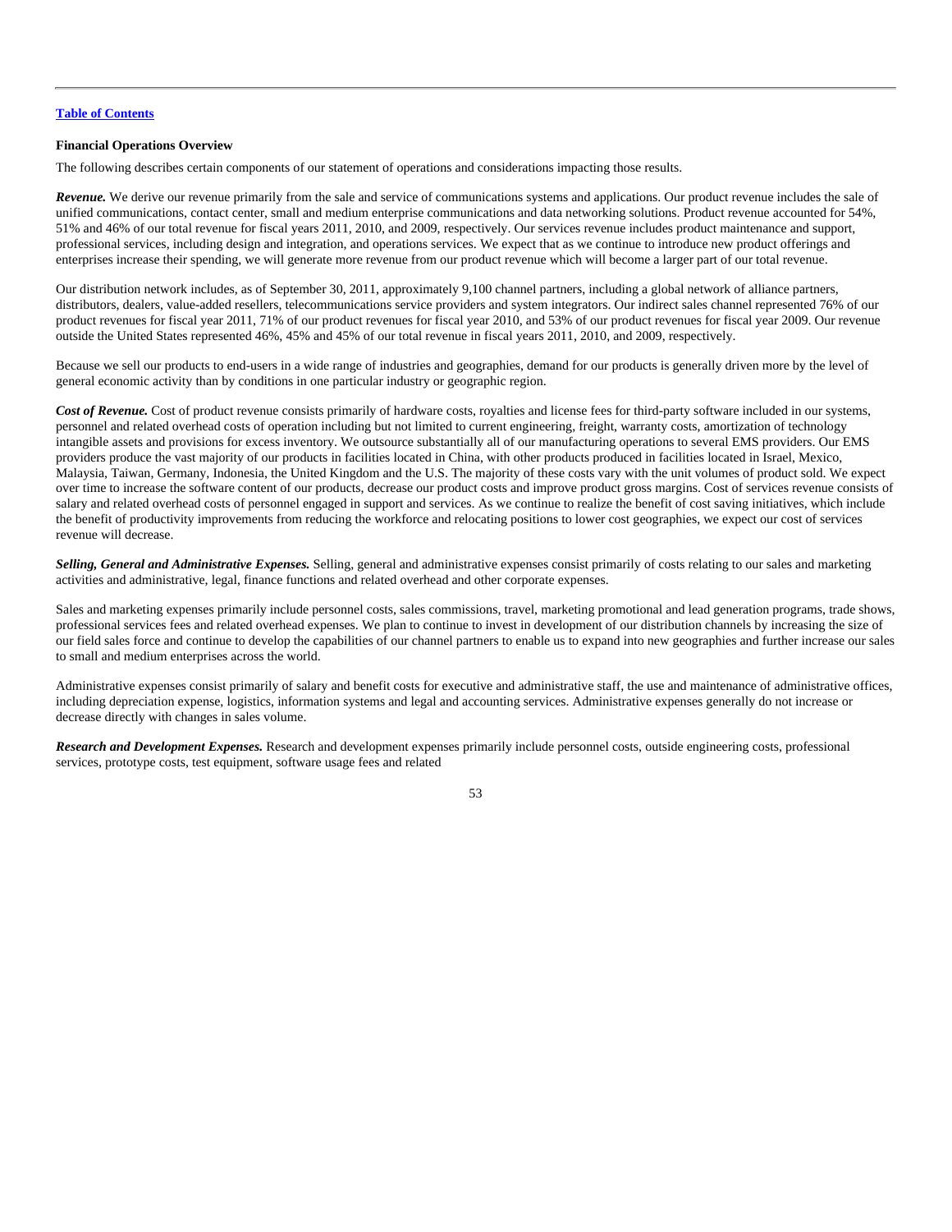[Table of Contents](#)

**Financial Operations Overview**

The following describes certain components of our statement of operations and considerations impacting those results.

***Revenue.*** We derive our revenue primarily from the sale and service of communications systems and applications. Our product revenue includes the sale of unified communications, contact center, small and medium enterprise communications and data networking solutions. Product revenue accounted for 54%, 51% and 46% of our total revenue for fiscal years 2011, 2010, and 2009, respectively. Our services revenue includes product maintenance and support, professional services, including design and integration, and operations services. We expect that as we continue to introduce new product offerings and enterprises increase their spending, we will generate more revenue from our product revenue which will become a larger part of our total revenue.

Our distribution network includes, as of September 30, 2011, approximately 9,100 channel partners, including a global network of alliance partners, distributors, dealers, value-added resellers, telecommunications service providers and system integrators. Our indirect sales channel represented 76% of our product revenues for fiscal year 2011, 71% of our product revenues for fiscal year 2010, and 53% of our product revenues for fiscal year 2009. Our revenue outside the United States represented 46%, 45% and 45% of our total revenue in fiscal years 2011, 2010, and 2009, respectively.

Because we sell our products to end-users in a wide range of industries and geographies, demand for our products is generally driven more by the level of general economic activity than by conditions in one particular industry or geographic region.

***Cost of Revenue.*** Cost of product revenue consists primarily of hardware costs, royalties and license fees for third-party software included in our systems, personnel and related overhead costs of operation including but not limited to current engineering, freight, warranty costs, amortization of technology intangible assets and provisions for excess inventory. We outsource substantially all of our manufacturing operations to several EMS providers. Our EMS providers produce the vast majority of our products in facilities located in China, with other products produced in facilities located in Israel, Mexico, Malaysia, Taiwan, Germany, Indonesia, the United Kingdom and the U.S. The majority of these costs vary with the unit volumes of product sold. We expect over time to increase the software content of our products, decrease our product costs and improve product gross margins. Cost of services revenue consists of salary and related overhead costs of personnel engaged in support and services. As we continue to realize the benefit of cost saving initiatives, which include the benefit of productivity improvements from reducing the workforce and relocating positions to lower cost geographies, we expect our cost of services revenue will decrease.

***Selling, General and Administrative Expenses.*** Selling, general and administrative expenses consist primarily of costs relating to our sales and marketing activities and administrative, legal, finance functions and related overhead and other corporate expenses.

Sales and marketing expenses primarily include personnel costs, sales commissions, travel, marketing promotional and lead generation programs, trade shows, professional services fees and related overhead expenses. We plan to continue to invest in development of our distribution channels by increasing the size of our field sales force and continue to develop the capabilities of our channel partners to enable us to expand into new geographies and further increase our sales to small and medium enterprises across the world.

Administrative expenses consist primarily of salary and benefit costs for executive and administrative staff, the use and maintenance of administrative offices, including depreciation expense, logistics, information systems and legal and accounting services. Administrative expenses generally do not increase or decrease directly with changes in sales volume.

***Research and Development Expenses.*** Research and development expenses primarily include personnel costs, outside engineering costs, professional services, prototype costs, test equipment, software usage fees and related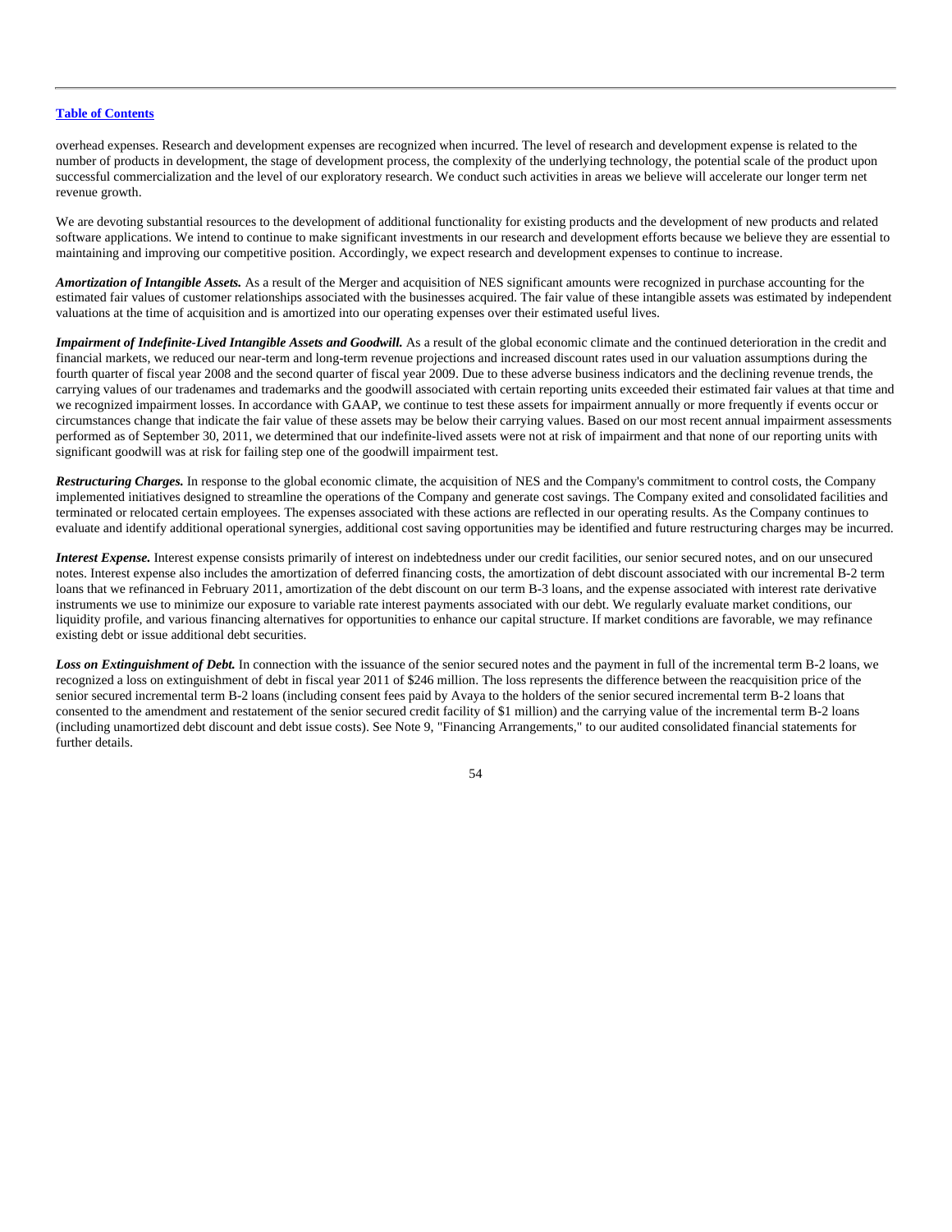overhead expenses. Research and development expenses are recognized when incurred. The level of research and development expense is related to the number of products in development, the stage of development process, the complexity of the underlying technology, the potential scale of the product upon successful commercialization and the level of our exploratory research. We conduct such activities in areas we believe will accelerate our longer term net revenue growth.

We are devoting substantial resources to the development of additional functionality for existing products and the development of new products and related software applications. We intend to continue to make significant investments in our research and development efforts because we believe they are essential to maintaining and improving our competitive position. Accordingly, we expect research and development expenses to continue to increase.

***Amortization of Intangible Assets.*** As a result of the Merger and acquisition of NES significant amounts were recognized in purchase accounting for the estimated fair values of customer relationships associated with the businesses acquired. The fair value of these intangible assets was estimated by independent valuations at the time of acquisition and is amortized into our operating expenses over their estimated useful lives.

***Impairment of Indefinite-Lived Intangible Assets and Goodwill.*** As a result of the global economic climate and the continued deterioration in the credit and financial markets, we reduced our near-term and long-term revenue projections and increased discount rates used in our valuation assumptions during the fourth quarter of fiscal year 2008 and the second quarter of fiscal year 2009. Due to these adverse business indicators and the declining revenue trends, the carrying values of our tradenames and trademarks and the goodwill associated with certain reporting units exceeded their estimated fair values at that time and we recognized impairment losses. In accordance with GAAP, we continue to test these assets for impairment annually or more frequently if events occur or circumstances change that indicate the fair value of these assets may be below their carrying values. Based on our most recent annual impairment assessments performed as of September 30, 2011, we determined that our indefinite-lived assets were not at risk of impairment and that none of our reporting units with significant goodwill was at risk for failing step one of the goodwill impairment test.

***Restructuring Charges.*** In response to the global economic climate, the acquisition of NES and the Company's commitment to control costs, the Company implemented initiatives designed to streamline the operations of the Company and generate cost savings. The Company exited and consolidated facilities and terminated or relocated certain employees. The expenses associated with these actions are reflected in our operating results. As the Company continues to evaluate and identify additional operational synergies, additional cost saving opportunities may be identified and future restructuring charges may be incurred.

***Interest Expense.*** Interest expense consists primarily of interest on indebtedness under our credit facilities, our senior secured notes, and on our unsecured notes. Interest expense also includes the amortization of deferred financing costs, the amortization of debt discount associated with our incremental B-2 term loans that we refinanced in February 2011, amortization of the debt discount on our term B-3 loans, and the expense associated with interest rate derivative instruments we use to minimize our exposure to variable rate interest payments associated with our debt. We regularly evaluate market conditions, our liquidity profile, and various financing alternatives for opportunities to enhance our capital structure. If market conditions are favorable, we may refinance existing debt or issue additional debt securities.

***Loss on Extinguishment of Debt.*** In connection with the issuance of the senior secured notes and the payment in full of the incremental term B-2 loans, we recognized a loss on extinguishment of debt in fiscal year 2011 of $246 million. The loss represents the difference between the reacquisition price of the senior secured incremental term B-2 loans (including consent fees paid by Avaya to the holders of the senior secured incremental term B-2 loans that consented to the amendment and restatement of the senior secured credit facility of $1 million) and the carrying value of the incremental term B-2 loans (including unamortized debt discount and debt issue costs). See Note 9, "Financing Arrangements," to our audited consolidated financial statements for further details.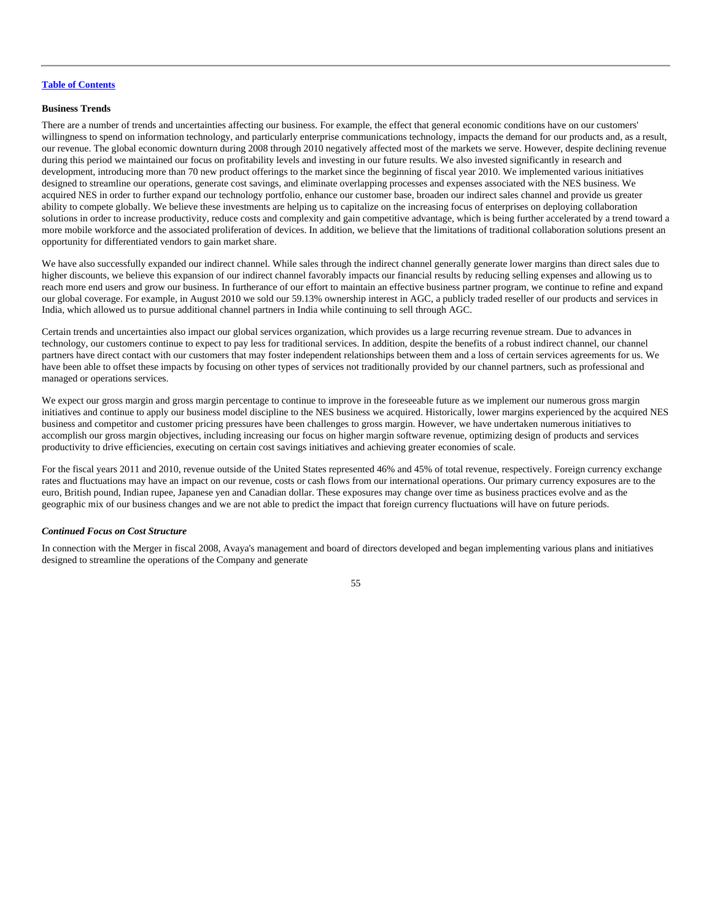Table of Contents

### Business Trends

There are a number of trends and uncertainties affecting our business. For example, the effect that general economic conditions have on our customers' willingness to spend on information technology, and particularly enterprise communications technology, impacts the demand for our products and, as a result, our revenue. The global economic downturn during 2008 through 2010 negatively affected most of the markets we serve. However, despite declining revenue during this period we maintained our focus on profitability levels and investing in our future results. We also invested significantly in research and development, introducing more than 70 new product offerings to the market since the beginning of fiscal year 2010. We implemented various initiatives designed to streamline our operations, generate cost savings, and eliminate overlapping processes and expenses associated with the NES business. We acquired NES in order to further expand our technology portfolio, enhance our customer base, broaden our indirect sales channel and provide us greater ability to compete globally. We believe these investments are helping us to capitalize on the increasing focus of enterprises on deploying collaboration solutions in order to increase productivity, reduce costs and complexity and gain competitive advantage, which is being further accelerated by a trend toward a more mobile workforce and the associated proliferation of devices. In addition, we believe that the limitations of traditional collaboration solutions present an opportunity for differentiated vendors to gain market share.

We have also successfully expanded our indirect channel. While sales through the indirect channel generally generate lower margins than direct sales due to higher discounts, we believe this expansion of our indirect channel favorably impacts our financial results by reducing selling expenses and allowing us to reach more end users and grow our business. In furtherance of our effort to maintain an effective business partner program, we continue to refine and expand our global coverage. For example, in August 2010 we sold our 59.13% ownership interest in AGC, a publicly traded reseller of our products and services in India, which allowed us to pursue additional channel partners in India while continuing to sell through AGC.

Certain trends and uncertainties also impact our global services organization, which provides us a large recurring revenue stream. Due to advances in technology, our customers continue to expect to pay less for traditional services. In addition, despite the benefits of a robust indirect channel, our channel partners have direct contact with our customers that may foster independent relationships between them and a loss of certain services agreements for us. We have been able to offset these impacts by focusing on other types of services not traditionally provided by our channel partners, such as professional and managed or operations services.

We expect our gross margin and gross margin percentage to continue to improve in the foreseeable future as we implement our numerous gross margin initiatives and continue to apply our business model discipline to the NES business we acquired. Historically, lower margins experienced by the acquired NES business and competitor and customer pricing pressures have been challenges to gross margin. However, we have undertaken numerous initiatives to accomplish our gross margin objectives, including increasing our focus on higher margin software revenue, optimizing design of products and services productivity to drive efficiencies, executing on certain cost savings initiatives and achieving greater economies of scale.

For the fiscal years 2011 and 2010, revenue outside of the United States represented 46% and 45% of total revenue, respectively. Foreign currency exchange rates and fluctuations may have an impact on our revenue, costs or cash flows from our international operations. Our primary currency exposures are to the euro, British pound, Indian rupee, Japanese yen and Canadian dollar. These exposures may change over time as business practices evolve and as the geographic mix of our business changes and we are not able to predict the impact that foreign currency fluctuations will have on future periods.

#### *Continued Focus on Cost Structure*

In connection with the Merger in fiscal 2008, Avaya's management and board of directors developed and began implementing various plans and initiatives designed to streamline the operations of the Company and generate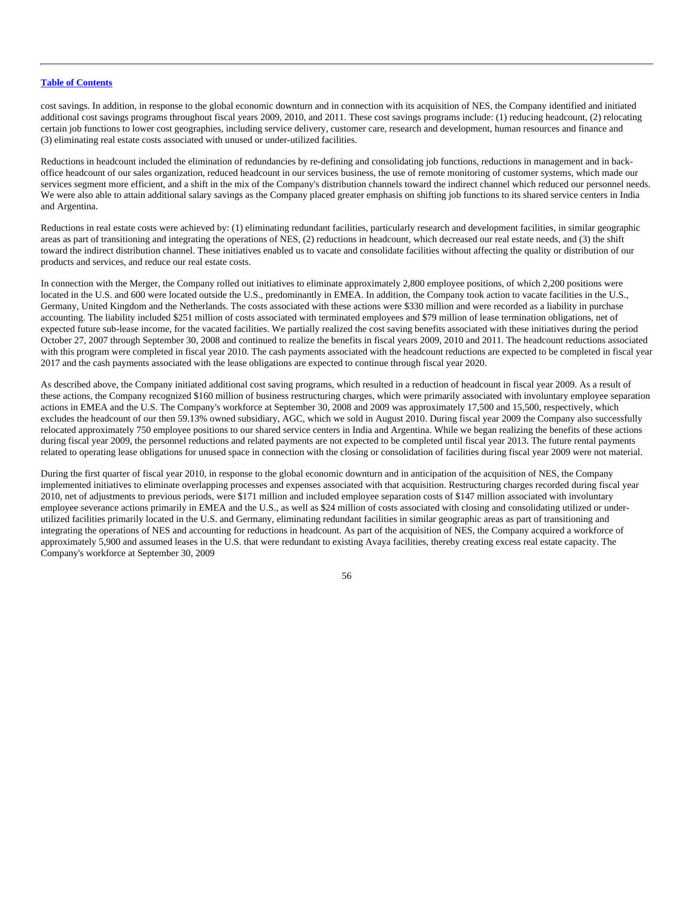[Table of Contents](#)

cost savings. In addition, in response to the global economic downturn and in connection with its acquisition of NES, the Company identified and initiated additional cost savings programs throughout fiscal years 2009, 2010, and 2011. These cost savings programs include: (1) reducing headcount, (2) relocating certain job functions to lower cost geographies, including service delivery, customer care, research and development, human resources and finance and (3) eliminating real estate costs associated with unused or under-utilized facilities.

Reductions in headcount included the elimination of redundancies by re-defining and consolidating job functions, reductions in management and in back-office headcount of our sales organization, reduced headcount in our services business, the use of remote monitoring of customer systems, which made our services segment more efficient, and a shift in the mix of the Company's distribution channels toward the indirect channel which reduced our personnel needs. We were also able to attain additional salary savings as the Company placed greater emphasis on shifting job functions to its shared service centers in India and Argentina.

Reductions in real estate costs were achieved by: (1) eliminating redundant facilities, particularly research and development facilities, in similar geographic areas as part of transitioning and integrating the operations of NES, (2) reductions in headcount, which decreased our real estate needs, and (3) the shift toward the indirect distribution channel. These initiatives enabled us to vacate and consolidate facilities without affecting the quality or distribution of our products and services, and reduce our real estate costs.

In connection with the Merger, the Company rolled out initiatives to eliminate approximately 2,800 employee positions, of which 2,200 positions were located in the U.S. and 600 were located outside the U.S., predominantly in EMEA. In addition, the Company took action to vacate facilities in the U.S., Germany, United Kingdom and the Netherlands. The costs associated with these actions were $330 million and were recorded as a liability in purchase accounting. The liability included $251 million of costs associated with terminated employees and $79 million of lease termination obligations, net of expected future sub-lease income, for the vacated facilities. We partially realized the cost saving benefits associated with these initiatives during the period October 27, 2007 through September 30, 2008 and continued to realize the benefits in fiscal years 2009, 2010 and 2011. The headcount reductions associated with this program were completed in fiscal year 2010. The cash payments associated with the headcount reductions are expected to be completed in fiscal year 2017 and the cash payments associated with the lease obligations are expected to continue through fiscal year 2020.

As described above, the Company initiated additional cost saving programs, which resulted in a reduction of headcount in fiscal year 2009. As a result of these actions, the Company recognized $160 million of business restructuring charges, which were primarily associated with involuntary employee separation actions in EMEA and the U.S. The Company's workforce at September 30, 2008 and 2009 was approximately 17,500 and 15,500, respectively, which excludes the headcount of our then 59.13% owned subsidiary, AGC, which we sold in August 2010. During fiscal year 2009 the Company also successfully relocated approximately 750 employee positions to our shared service centers in India and Argentina. While we began realizing the benefits of these actions during fiscal year 2009, the personnel reductions and related payments are not expected to be completed until fiscal year 2013. The future rental payments related to operating lease obligations for unused space in connection with the closing or consolidation of facilities during fiscal year 2009 were not material.

During the first quarter of fiscal year 2010, in response to the global economic downturn and in anticipation of the acquisition of NES, the Company implemented initiatives to eliminate overlapping processes and expenses associated with that acquisition. Restructuring charges recorded during fiscal year 2010, net of adjustments to previous periods, were $171 million and included employee separation costs of $147 million associated with involuntary employee severance actions primarily in EMEA and the U.S., as well as $24 million of costs associated with closing and consolidating utilized or under-utilized facilities primarily located in the U.S. and Germany, eliminating redundant facilities in similar geographic areas as part of transitioning and integrating the operations of NES and accounting for reductions in headcount. As part of the acquisition of NES, the Company acquired a workforce of approximately 5,900 and assumed leases in the U.S. that were redundant to existing Avaya facilities, thereby creating excess real estate capacity. The Company's workforce at September 30, 2009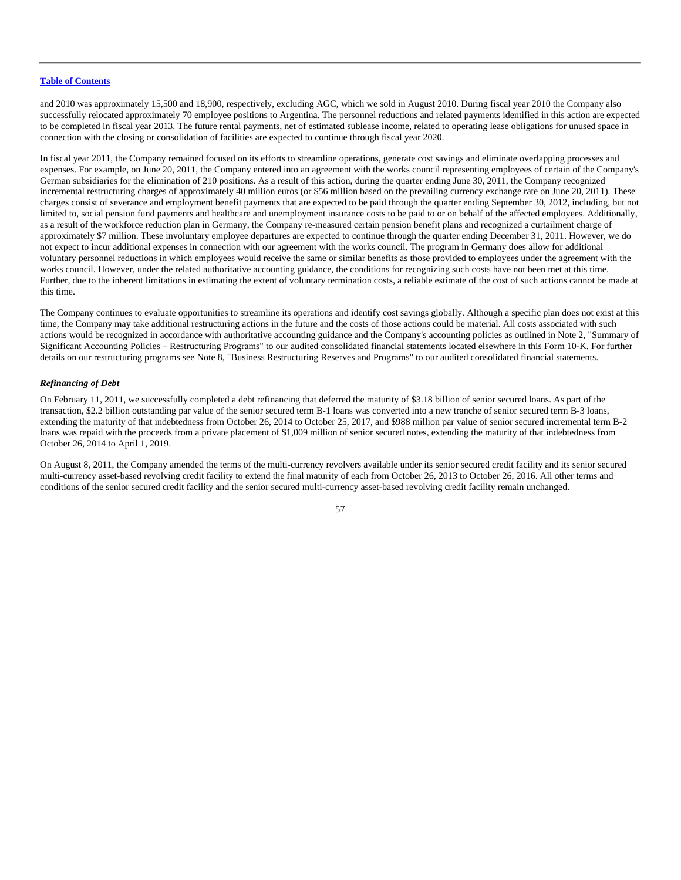and 2010 was approximately 15,500 and 18,900, respectively, excluding AGC, which we sold in August 2010. During fiscal year 2010 the Company also successfully relocated approximately 70 employee positions to Argentina. The personnel reductions and related payments identified in this action are expected to be completed in fiscal year 2013. The future rental payments, net of estimated sublease income, related to operating lease obligations for unused space in connection with the closing or consolidation of facilities are expected to continue through fiscal year 2020.

In fiscal year 2011, the Company remained focused on its efforts to streamline operations, generate cost savings and eliminate overlapping processes and expenses. For example, on June 20, 2011, the Company entered into an agreement with the works council representing employees of certain of the Company's German subsidiaries for the elimination of 210 positions. As a result of this action, during the quarter ending June 30, 2011, the Company recognized incremental restructuring charges of approximately 40 million euros (or $56 million based on the prevailing currency exchange rate on June 20, 2011). These charges consist of severance and employment benefit payments that are expected to be paid through the quarter ending September 30, 2012, including, but not limited to, social pension fund payments and healthcare and unemployment insurance costs to be paid to or on behalf of the affected employees. Additionally, as a result of the workforce reduction plan in Germany, the Company re-measured certain pension benefit plans and recognized a curtailment charge of approximately $7 million. These involuntary employee departures are expected to continue through the quarter ending December 31, 2011. However, we do not expect to incur additional expenses in connection with our agreement with the works council. The program in Germany does allow for additional voluntary personnel reductions in which employees would receive the same or similar benefits as those provided to employees under the agreement with the works council. However, under the related authoritative accounting guidance, the conditions for recognizing such costs have not been met at this time. Further, due to the inherent limitations in estimating the extent of voluntary termination costs, a reliable estimate of the cost of such actions cannot be made at this time.

The Company continues to evaluate opportunities to streamline its operations and identify cost savings globally. Although a specific plan does not exist at this time, the Company may take additional restructuring actions in the future and the costs of those actions could be material. All costs associated with such actions would be recognized in accordance with authoritative accounting guidance and the Company's accounting policies as outlined in Note 2, "Summary of Significant Accounting Policies – Restructuring Programs" to our audited consolidated financial statements located elsewhere in this Form 10-K. For further details on our restructuring programs see Note 8, "Business Restructuring Reserves and Programs" to our audited consolidated financial statements.

***Refinancing of Debt***

On February 11, 2011, we successfully completed a debt refinancing that deferred the maturity of $3.18 billion of senior secured loans. As part of the transaction, $2.2 billion outstanding par value of the senior secured term B-1 loans was converted into a new tranche of senior secured term B-3 loans, extending the maturity of that indebtedness from October 26, 2014 to October 25, 2017, and $988 million par value of senior secured incremental term B-2 loans was repaid with the proceeds from a private placement of $1,009 million of senior secured notes, extending the maturity of that indebtedness from October 26, 2014 to April 1, 2019.

On August 8, 2011, the Company amended the terms of the multi-currency revolvers available under its senior secured credit facility and its senior secured multi-currency asset-based revolving credit facility to extend the final maturity of each from October 26, 2013 to October 26, 2016. All other terms and conditions of the senior secured credit facility and the senior secured multi-currency asset-based revolving credit facility remain unchanged.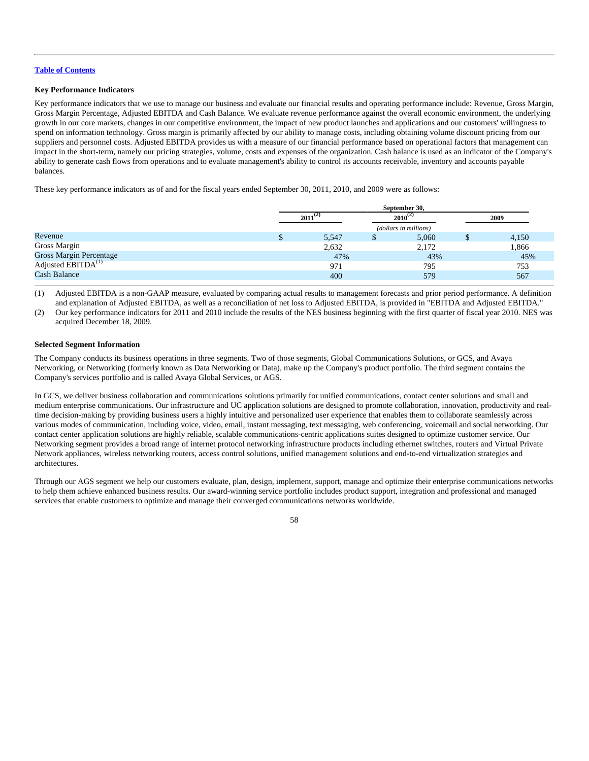**Key Performance Indicators**

Key performance indicators that we use to manage our business and evaluate our financial results and operating performance include: Revenue, Gross Margin, Gross Margin Percentage, Adjusted EBITDA and Cash Balance. We evaluate revenue performance against the overall economic environment, the underlying growth in our core markets, changes in our competitive environment, the impact of new product launches and applications and our customers' willingness to spend on information technology. Gross margin is primarily affected by our ability to manage costs, including obtaining volume discount pricing from our suppliers and personnel costs. Adjusted EBITDA provides us with a measure of our financial performance based on operational factors that management can impact in the short-term, namely our pricing strategies, volume, costs and expenses of the organization. Cash balance is used as an indicator of the Company's ability to generate cash flows from operations and to evaluate management's ability to control its accounts receivable, inventory and accounts payable balances.

These key performance indicators as of and for the fiscal years ended September 30, 2011, 2010, and 2009 were as follows:

| | September 30, | | |
|---|---|---|---|
| | 2011[2] | 2010[2] | 2009 |
| | | *(dollars in millions)* | |
| Revenue | $ 5,547 | $ 5,060 | $ 4,150 |
| Gross Margin | 2,632 | 2,172 | 1,866 |
| Gross Margin Percentage | 47% | 43% | 45% |
| Adjusted EBITDA[1] | 971 | 795 | 753 |
| Cash Balance | 400 | 579 | 567 |

(1) Adjusted EBITDA is a non-GAAP measure, evaluated by comparing actual results to management forecasts and prior period performance. A definition and explanation of Adjusted EBITDA, as well as a reconciliation of net loss to Adjusted EBITDA, is provided in "EBITDA and Adjusted EBITDA."

(2) Our key performance indicators for 2011 and 2010 include the results of the NES business beginning with the first quarter of fiscal year 2010. NES was acquired December 18, 2009.

**Selected Segment Information**

The Company conducts its business operations in three segments. Two of those segments, Global Communications Solutions, or GCS, and Avaya Networking, or Networking (formerly known as Data Networking or Data), make up the Company's product portfolio. The third segment contains the Company's services portfolio and is called Avaya Global Services, or AGS.

In GCS, we deliver business collaboration and communications solutions primarily for unified communications, contact center solutions and small and medium enterprise communications. Our infrastructure and UC application solutions are designed to promote collaboration, innovation, productivity and real-time decision-making by providing business users a highly intuitive and personalized user experience that enables them to collaborate seamlessly across various modes of communication, including voice, video, email, instant messaging, text messaging, web conferencing, voicemail and social networking. Our contact center application solutions are highly reliable, scalable communications-centric applications suites designed to optimize customer service. Our Networking segment provides a broad range of internet protocol networking infrastructure products including ethernet switches, routers and Virtual Private Network appliances, wireless networking routers, access control solutions, unified management solutions and end-to-end virtualization strategies and architectures.

Through our AGS segment we help our customers evaluate, plan, design, implement, support, manage and optimize their enterprise communications networks to help them achieve enhanced business results. Our award-winning service portfolio includes product support, integration and professional and managed services that enable customers to optimize and manage their converged communications networks worldwide.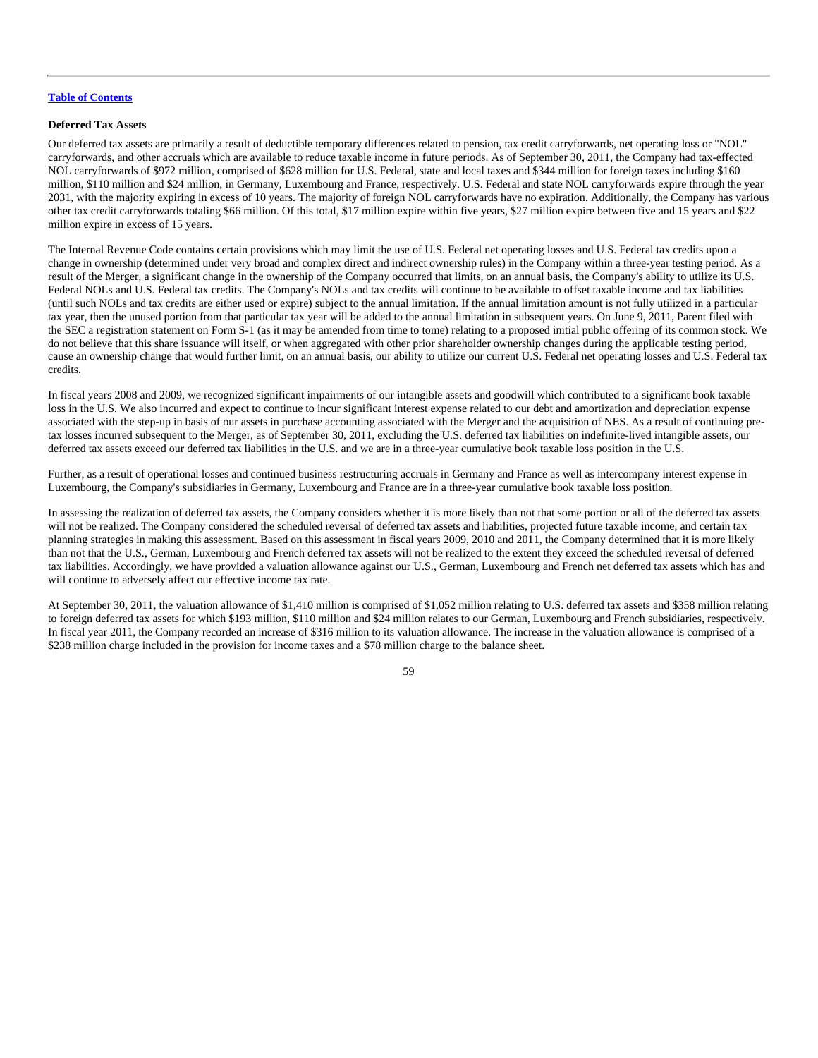[Table of Contents](#)

**Deferred Tax Assets**

Our deferred tax assets are primarily a result of deductible temporary differences related to pension, tax credit carryforwards, net operating loss or "NOL" carryforwards, and other accruals which are available to reduce taxable income in future periods. As of September 30, 2011, the Company had tax-effected NOL carryforwards of $972 million, comprised of $628 million for U.S. Federal, state and local taxes and $344 million for foreign taxes including $160 million, $110 million and $24 million, in Germany, Luxembourg and France, respectively. U.S. Federal and state NOL carryforwards expire through the year 2031, with the majority expiring in excess of 10 years. The majority of foreign NOL carryforwards have no expiration. Additionally, the Company has various other tax credit carryforwards totaling $66 million. Of this total, $17 million expire within five years, $27 million expire between five and 15 years and $22 million expire in excess of 15 years.

The Internal Revenue Code contains certain provisions which may limit the use of U.S. Federal net operating losses and U.S. Federal tax credits upon a change in ownership (determined under very broad and complex direct and indirect ownership rules) in the Company within a three-year testing period. As a result of the Merger, a significant change in the ownership of the Company occurred that limits, on an annual basis, the Company's ability to utilize its U.S. Federal NOLs and U.S. Federal tax credits. The Company's NOLs and tax credits will continue to be available to offset taxable income and tax liabilities (until such NOLs and tax credits are either used or expire) subject to the annual limitation. If the annual limitation amount is not fully utilized in a particular tax year, then the unused portion from that particular tax year will be added to the annual limitation in subsequent years. On June 9, 2011, Parent filed with the SEC a registration statement on Form S-1 (as it may be amended from time to tome) relating to a proposed initial public offering of its common stock. We do not believe that this share issuance will itself, or when aggregated with other prior shareholder ownership changes during the applicable testing period, cause an ownership change that would further limit, on an annual basis, our ability to utilize our current U.S. Federal net operating losses and U.S. Federal tax credits.

In fiscal years 2008 and 2009, we recognized significant impairments of our intangible assets and goodwill which contributed to a significant book taxable loss in the U.S. We also incurred and expect to continue to incur significant interest expense related to our debt and amortization and depreciation expense associated with the step-up in basis of our assets in purchase accounting associated with the Merger and the acquisition of NES. As a result of continuing pre-tax losses incurred subsequent to the Merger, as of September 30, 2011, excluding the U.S. deferred tax liabilities on indefinite-lived intangible assets, our deferred tax assets exceed our deferred tax liabilities in the U.S. and we are in a three-year cumulative book taxable loss position in the U.S.

Further, as a result of operational losses and continued business restructuring accruals in Germany and France as well as intercompany interest expense in Luxembourg, the Company's subsidiaries in Germany, Luxembourg and France are in a three-year cumulative book taxable loss position.

In assessing the realization of deferred tax assets, the Company considers whether it is more likely than not that some portion or all of the deferred tax assets will not be realized. The Company considered the scheduled reversal of deferred tax assets and liabilities, projected future taxable income, and certain tax planning strategies in making this assessment. Based on this assessment in fiscal years 2009, 2010 and 2011, the Company determined that it is more likely than not that the U.S., German, Luxembourg and French deferred tax assets will not be realized to the extent they exceed the scheduled reversal of deferred tax liabilities. Accordingly, we have provided a valuation allowance against our U.S., German, Luxembourg and French net deferred tax assets which has and will continue to adversely affect our effective income tax rate.

At September 30, 2011, the valuation allowance of $1,410 million is comprised of $1,052 million relating to U.S. deferred tax assets and $358 million relating to foreign deferred tax assets for which $193 million, $110 million and $24 million relates to our German, Luxembourg and French subsidiaries, respectively. In fiscal year 2011, the Company recorded an increase of $316 million to its valuation allowance. The increase in the valuation allowance is comprised of a $238 million charge included in the provision for income taxes and a $78 million charge to the balance sheet.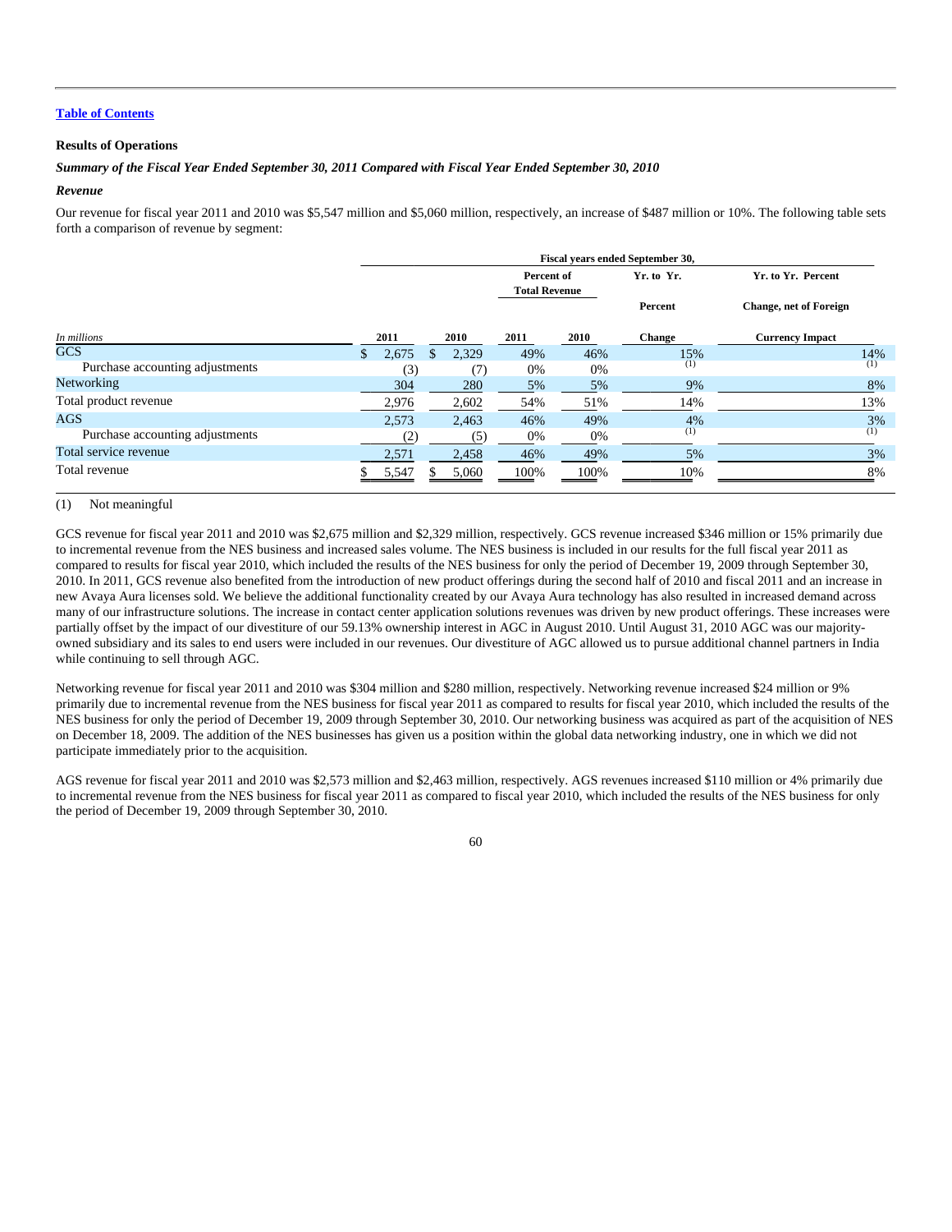[Table of Contents](#)

**Results of Operations**

***Summary of the Fiscal Year Ended September 30, 2011 Compared with Fiscal Year Ended September 30, 2010***

***Revenue***

Our revenue for fiscal year 2011 and 2010 was $5,547 million and $5,060 million, respectively, an increase of $487 million or 10%. The following table sets forth a comparison of revenue by segment:

| | Fiscal years ended September 30, | | | | | |
|---|---|---|---|---|---|---|
| | | | Percent of Total Revenue | | Yr. to Yr. Percent | Yr. to Yr. Percent Change, net of Foreign |
| *In millions* | 2011 | 2010 | 2011 | 2010 | Change | Currency Impact |
| GCS | $ 2,675 | $ 2,329 | 49% | 46% | 15% | 14% |
| Purchase accounting adjustments | (3) | (7) | 0% | 0% | (1) | (1) |
| Networking | 304 | 280 | 5% | 5% | 9% | 8% |
| Total product revenue | 2,976 | 2,602 | 54% | 51% | 14% | 13% |
| AGS | 2,573 | 2,463 | 46% | 49% | 4% | 3% |
| Purchase accounting adjustments | (2) | (5) | 0% | 0% | (1) | (1) |
| Total service revenue | 2,571 | 2,458 | 46% | 49% | 5% | 3% |
| Total revenue | $ 5,547 | $ 5,060 | 100% | 100% | 10% | 8% |

(1) Not meaningful

GCS revenue for fiscal year 2011 and 2010 was $2,675 million and $2,329 million, respectively. GCS revenue increased $346 million or 15% primarily due to incremental revenue from the NES business and increased sales volume. The NES business is included in our results for the full fiscal year 2011 as compared to results for fiscal year 2010, which included the results of the NES business for only the period of December 19, 2009 through September 30, 2010. In 2011, GCS revenue also benefited from the introduction of new product offerings during the second half of 2010 and fiscal 2011 and an increase in new Avaya Aura licenses sold. We believe the additional functionality created by our Avaya Aura technology has also resulted in increased demand across many of our infrastructure solutions. The increase in contact center application solutions revenues was driven by new product offerings. These increases were partially offset by the impact of our divestiture of our 59.13% ownership interest in AGC in August 2010. Until August 31, 2010 AGC was our majority-owned subsidiary and its sales to end users were included in our revenues. Our divestiture of AGC allowed us to pursue additional channel partners in India while continuing to sell through AGC.

Networking revenue for fiscal year 2011 and 2010 was $304 million and $280 million, respectively. Networking revenue increased $24 million or 9% primarily due to incremental revenue from the NES business for fiscal year 2011 as compared to results for fiscal year 2010, which included the results of the NES business for only the period of December 19, 2009 through September 30, 2010. Our networking business was acquired as part of the acquisition of NES on December 18, 2009. The addition of the NES businesses has given us a position within the global data networking industry, one in which we did not participate immediately prior to the acquisition.

AGS revenue for fiscal year 2011 and 2010 was $2,573 million and $2,463 million, respectively. AGS revenues increased $110 million or 4% primarily due to incremental revenue from the NES business for fiscal year 2011 as compared to fiscal year 2010, which included the results of the NES business for only the period of December 19, 2009 through September 30, 2010.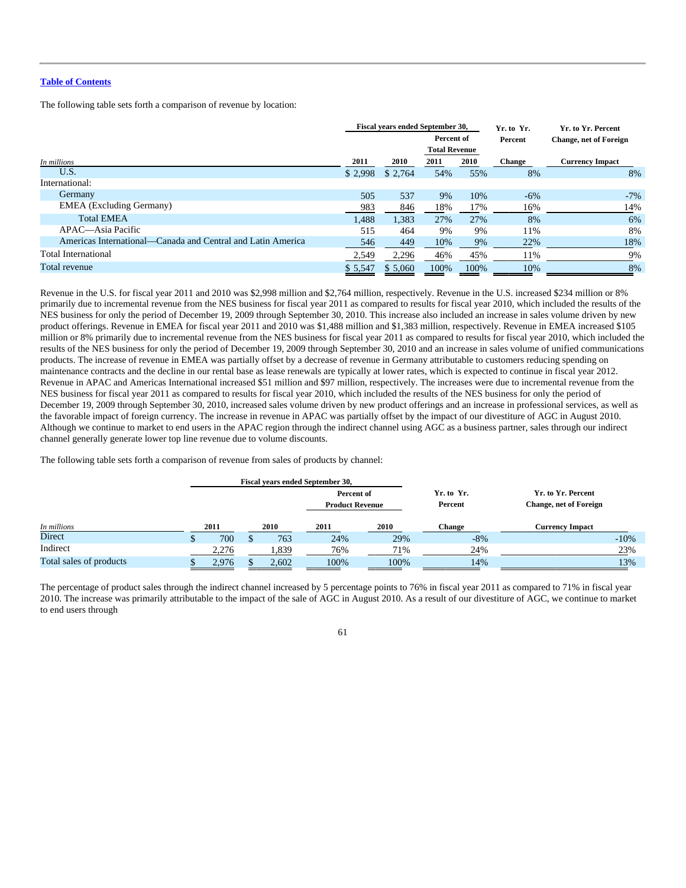[Table of Contents](#)

The following table sets forth a comparison of revenue by location:

| In millions | Fiscal years ended September 30, 2011 | 2010 | Percent of Total Revenue 2011 | 2010 | Yr. to Yr. Percent Change | Yr. to Yr. Percent Change, net of Foreign Currency Impact |
|---|---|---|---|---|---|---|
| U.S. | $ 2,998 | $ 2,764 | 54% | 55% | 8% | 8% |
| International: | | | | | | |
| Germany | 505 | 537 | 9% | 10% | -6% | -7% |
| EMEA (Excluding Germany) | 983 | 846 | 18% | 17% | 16% | 14% |
| Total EMEA | 1,488 | 1,383 | 27% | 27% | 8% | 6% |
| APAC—Asia Pacific | 515 | 464 | 9% | 9% | 11% | 8% |
| Americas International—Canada and Central and Latin America | 546 | 449 | 10% | 9% | 22% | 18% |
| Total International | 2,549 | 2,296 | 46% | 45% | 11% | 9% |
| Total revenue | $ 5,547 | $ 5,060 | 100% | 100% | 10% | 8% |

Revenue in the U.S. for fiscal year 2011 and 2010 was $2,998 million and $2,764 million, respectively. Revenue in the U.S. increased $234 million or 8% primarily due to incremental revenue from the NES business for fiscal year 2011 as compared to results for fiscal year 2010, which included the results of the NES business for only the period of December 19, 2009 through September 30, 2010. This increase also included an increase in sales volume driven by new product offerings. Revenue in EMEA for fiscal year 2011 and 2010 was $1,488 million and $1,383 million, respectively. Revenue in EMEA increased $105 million or 8% primarily due to incremental revenue from the NES business for fiscal year 2011 as compared to results for fiscal year 2010, which included the results of the NES business for only the period of December 19, 2009 through September 30, 2010 and an increase in sales volume of unified communications products. The increase of revenue in EMEA was partially offset by a decrease of revenue in Germany attributable to customers reducing spending on maintenance contracts and the decline in our rental base as lease renewals are typically at lower rates, which is expected to continue in fiscal year 2012. Revenue in APAC and Americas International increased $51 million and $97 million, respectively. The increases were due to incremental revenue from the NES business for fiscal year 2011 as compared to results for fiscal year 2010, which included the results of the NES business for only the period of December 19, 2009 through September 30, 2010, increased sales volume driven by new product offerings and an increase in professional services, as well as the favorable impact of foreign currency. The increase in revenue in APAC was partially offset by the impact of our divestiture of AGC in August 2010. Although we continue to market to end users in the APAC region through the indirect channel using AGC as a business partner, sales through our indirect channel generally generate lower top line revenue due to volume discounts.

The following table sets forth a comparison of revenue from sales of products by channel:

| In millions | Fiscal years ended September 30, 2011 | 2010 | Percent of Product Revenue 2011 | 2010 | Yr. to Yr. Percent Change | Yr. to Yr. Percent Change, net of Foreign Currency Impact |
|---|---|---|---|---|---|---|
| Direct | $ 700 | $ 763 | 24% | 29% | -8% | -10% |
| Indirect | 2,276 | 1,839 | 76% | 71% | 24% | 23% |
| Total sales of products | $ 2,976 | $ 2,602 | 100% | 100% | 14% | 13% |

The percentage of product sales through the indirect channel increased by 5 percentage points to 76% in fiscal year 2011 as compared to 71% in fiscal year 2010. The increase was primarily attributable to the impact of the sale of AGC in August 2010. As a result of our divestiture of AGC, we continue to market to end users through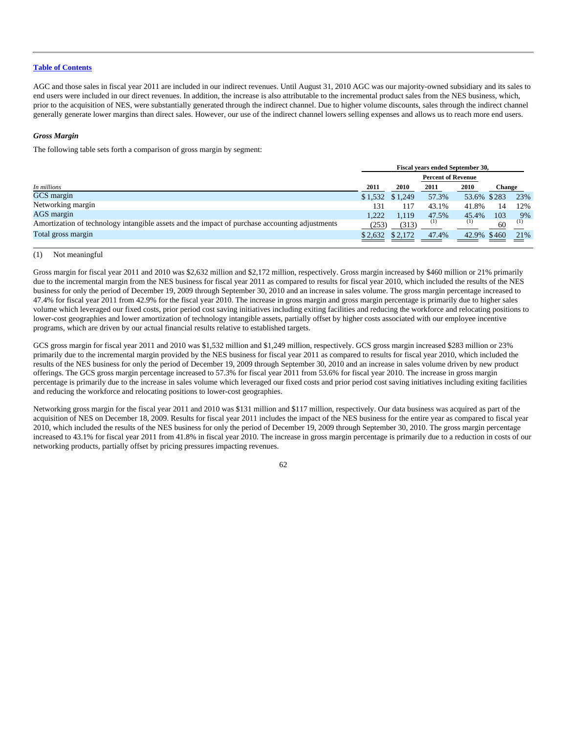[Table of Contents](#)

AGC and those sales in fiscal year 2011 are included in our indirect revenues. Until August 31, 2010 AGC was our majority-owned subsidiary and its sales to end users were included in our direct revenues. In addition, the increase is also attributable to the incremental product sales from the NES business, which, prior to the acquisition of NES, were substantially generated through the indirect channel. Due to higher volume discounts, sales through the indirect channel generally generate lower margins than direct sales. However, our use of the indirect channel lowers selling expenses and allows us to reach more end users.

### *Gross Margin*

The following table sets forth a comparison of gross margin by segment:

| | Fiscal years ended September 30, | | | | | |
|---|---|---|---|---|---|---|
| | | | Percent of Revenue | | | |
| *In millions* | 2011 | 2010 | 2011 | 2010 | Change | |
| GCS margin | $1,532 | $1,249 | 57.3% | 53.6% | $283 | 23% |
| Networking margin | 131 | 117 | 43.1% | 41.8% | 14 | 12% |
| AGS margin | 1,222 | 1,119 | 47.5% | 45.4% | 103 | 9% |
| Amortization of technology intangible assets and the impact of purchase accounting adjustments | (253) | (313) | (1) | (1) | 60 | (1) |
| Total gross margin | $2,632 | $2,172 | 47.4% | 42.9% | $460 | 21% |

(1) Not meaningful

Gross margin for fiscal year 2011 and 2010 was $2,632 million and $2,172 million, respectively. Gross margin increased by $460 million or 21% primarily due to the incremental margin from the NES business for fiscal year 2011 as compared to results for fiscal year 2010, which included the results of the NES business for only the period of December 19, 2009 through September 30, 2010 and an increase in sales volume. The gross margin percentage increased to 47.4% for fiscal year 2011 from 42.9% for the fiscal year 2010. The increase in gross margin and gross margin percentage is primarily due to higher sales volume which leveraged our fixed costs, prior period cost saving initiatives including exiting facilities and reducing the workforce and relocating positions to lower-cost geographies and lower amortization of technology intangible assets, partially offset by higher costs associated with our employee incentive programs, which are driven by our actual financial results relative to established targets.

GCS gross margin for fiscal year 2011 and 2010 was $1,532 million and $1,249 million, respectively. GCS gross margin increased $283 million or 23% primarily due to the incremental margin provided by the NES business for fiscal year 2011 as compared to results for fiscal year 2010, which included the results of the NES business for only the period of December 19, 2009 through September 30, 2010 and an increase in sales volume driven by new product offerings. The GCS gross margin percentage increased to 57.3% for fiscal year 2011 from 53.6% for fiscal year 2010. The increase in gross margin percentage is primarily due to the increase in sales volume which leveraged our fixed costs and prior period cost saving initiatives including exiting facilities and reducing the workforce and relocating positions to lower-cost geographies.

Networking gross margin for the fiscal year 2011 and 2010 was $131 million and $117 million, respectively. Our data business was acquired as part of the acquisition of NES on December 18, 2009. Results for fiscal year 2011 includes the impact of the NES business for the entire year as compared to fiscal year 2010, which included the results of the NES business for only the period of December 19, 2009 through September 30, 2010. The gross margin percentage increased to 43.1% for fiscal year 2011 from 41.8% in fiscal year 2010. The increase in gross margin percentage is primarily due to a reduction in costs of our networking products, partially offset by pricing pressures impacting revenues.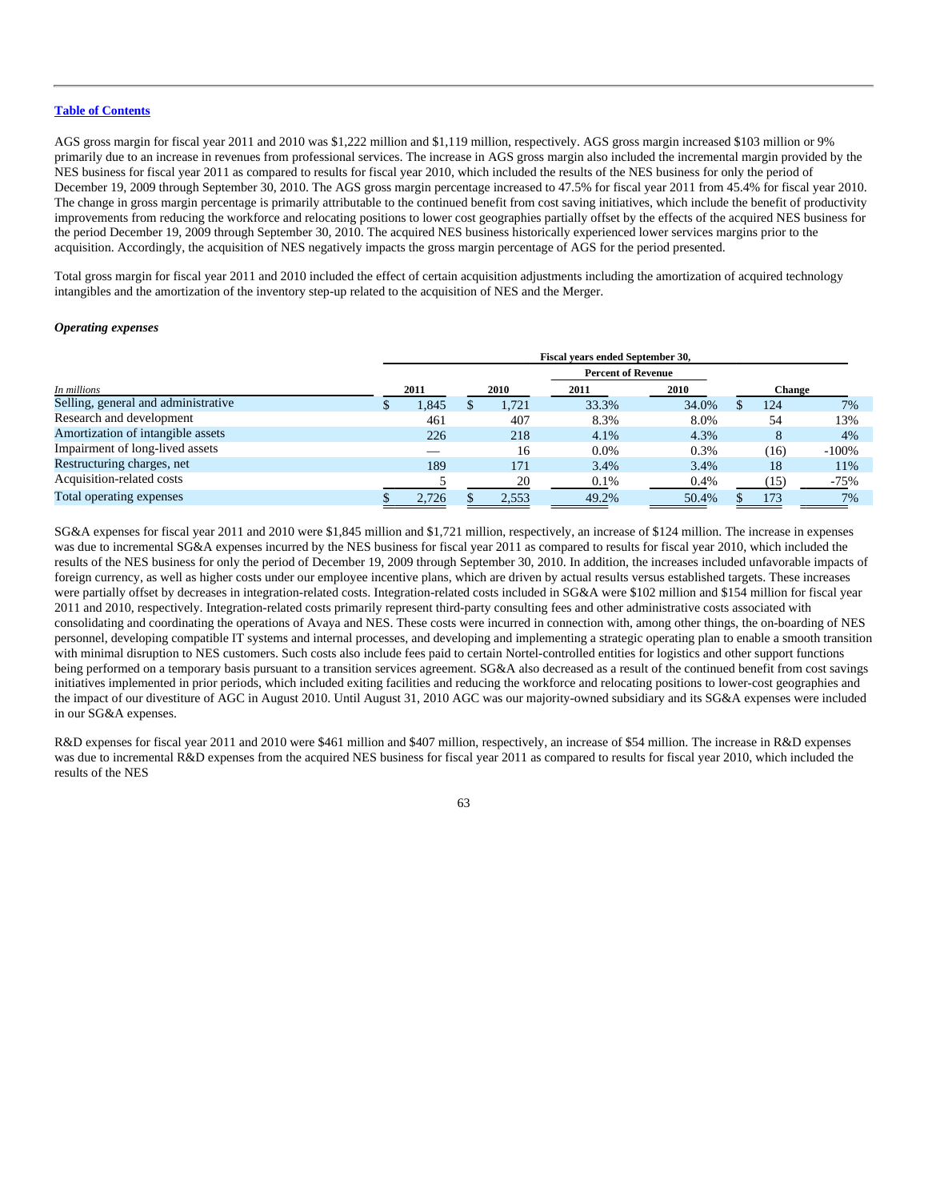[Table of Contents](#)

AGS gross margin for fiscal year 2011 and 2010 was $1,222 million and $1,119 million, respectively. AGS gross margin increased $103 million or 9% primarily due to an increase in revenues from professional services. The increase in AGS gross margin also included the incremental margin provided by the NES business for fiscal year 2011 as compared to results for fiscal year 2010, which included the results of the NES business for only the period of December 19, 2009 through September 30, 2010. The AGS gross margin percentage increased to 47.5% for fiscal year 2011 from 45.4% for fiscal year 2010. The change in gross margin percentage is primarily attributable to the continued benefit from cost saving initiatives, which include the benefit of productivity improvements from reducing the workforce and relocating positions to lower cost geographies partially offset by the effects of the acquired NES business for the period December 19, 2009 through September 30, 2010. The acquired NES business historically experienced lower services margins prior to the acquisition. Accordingly, the acquisition of NES negatively impacts the gross margin percentage of AGS for the period presented.

Total gross margin for fiscal year 2011 and 2010 included the effect of certain acquisition adjustments including the amortization of acquired technology intangibles and the amortization of the inventory step-up related to the acquisition of NES and the Merger.

***Operating expenses***

| | Fiscal years ended September 30, | | | | | |
|---|---|---|---|---|---|---|
| | | | Percent of Revenue | | | |
| *In millions* | 2011 | 2010 | 2011 | 2010 | Change | |
| Selling, general and administrative | $ 1,845 | $ 1,721 | 33.3% | 34.0% | $ 124 | 7% |
| Research and development | 461 | 407 | 8.3% | 8.0% | 54 | 13% |
| Amortization of intangible assets | 226 | 218 | 4.1% | 4.3% | 8 | 4% |
| Impairment of long-lived assets | — | 16 | 0.0% | 0.3% | (16) | -100% |
| Restructuring charges, net | 189 | 171 | 3.4% | 3.4% | 18 | 11% |
| Acquisition-related costs | 5 | 20 | 0.1% | 0.4% | (15) | -75% |
| Total operating expenses | $ 2,726 | $ 2,553 | 49.2% | 50.4% | $ 173 | 7% |

SG&A expenses for fiscal year 2011 and 2010 were $1,845 million and $1,721 million, respectively, an increase of $124 million. The increase in expenses was due to incremental SG&A expenses incurred by the NES business for fiscal year 2011 as compared to results for fiscal year 2010, which included the results of the NES business for only the period of December 19, 2009 through September 30, 2010. In addition, the increases included unfavorable impacts of foreign currency, as well as higher costs under our employee incentive plans, which are driven by actual results versus established targets. These increases were partially offset by decreases in integration-related costs. Integration-related costs included in SG&A were $102 million and $154 million for fiscal year 2011 and 2010, respectively. Integration-related costs primarily represent third-party consulting fees and other administrative costs associated with consolidating and coordinating the operations of Avaya and NES. These costs were incurred in connection with, among other things, the on-boarding of NES personnel, developing compatible IT systems and internal processes, and developing and implementing a strategic operating plan to enable a smooth transition with minimal disruption to NES customers. Such costs also include fees paid to certain Nortel-controlled entities for logistics and other support functions being performed on a temporary basis pursuant to a transition services agreement. SG&A also decreased as a result of the continued benefit from cost savings initiatives implemented in prior periods, which included exiting facilities and reducing the workforce and relocating positions to lower-cost geographies and the impact of our divestiture of AGC in August 2010. Until August 31, 2010 AGC was our majority-owned subsidiary and its SG&A expenses were included in our SG&A expenses.

R&D expenses for fiscal year 2011 and 2010 were $461 million and $407 million, respectively, an increase of $54 million. The increase in R&D expenses was due to incremental R&D expenses from the acquired NES business for fiscal year 2011 as compared to results for fiscal year 2010, which included the results of the NES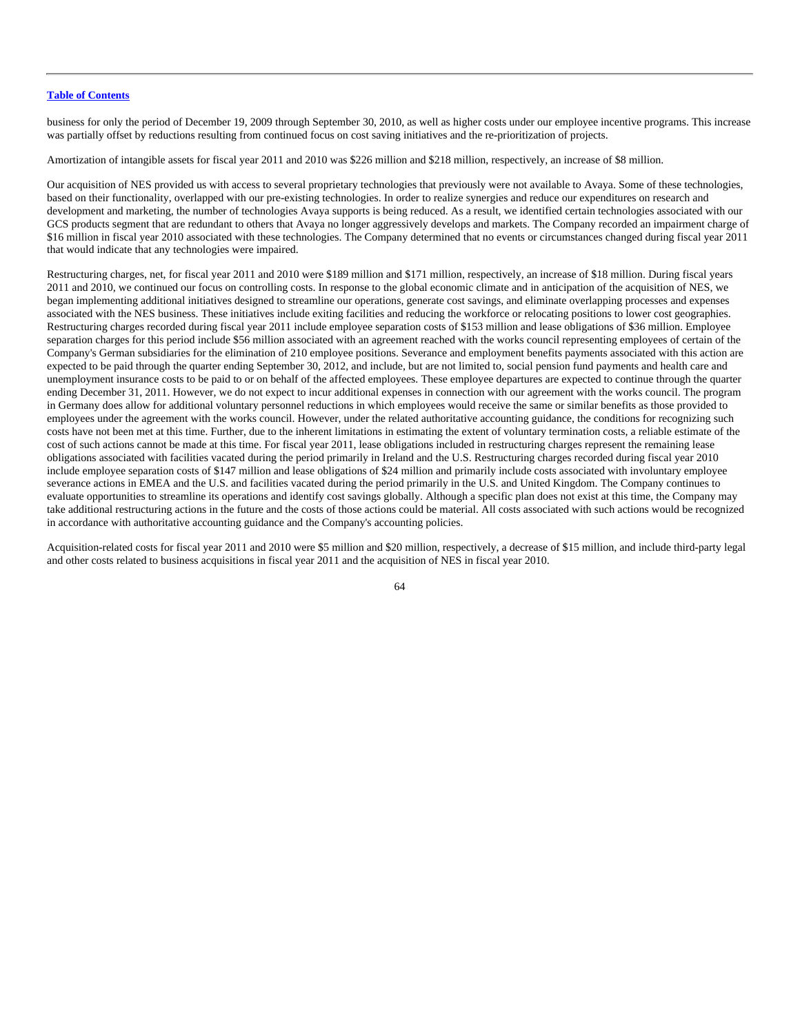business for only the period of December 19, 2009 through September 30, 2010, as well as higher costs under our employee incentive programs. This increase was partially offset by reductions resulting from continued focus on cost saving initiatives and the re-prioritization of projects.

Amortization of intangible assets for fiscal year 2011 and 2010 was $226 million and $218 million, respectively, an increase of $8 million.

Our acquisition of NES provided us with access to several proprietary technologies that previously were not available to Avaya. Some of these technologies, based on their functionality, overlapped with our pre-existing technologies. In order to realize synergies and reduce our expenditures on research and development and marketing, the number of technologies Avaya supports is being reduced. As a result, we identified certain technologies associated with our GCS products segment that are redundant to others that Avaya no longer aggressively develops and markets. The Company recorded an impairment charge of $16 million in fiscal year 2010 associated with these technologies. The Company determined that no events or circumstances changed during fiscal year 2011 that would indicate that any technologies were impaired.

Restructuring charges, net, for fiscal year 2011 and 2010 were $189 million and $171 million, respectively, an increase of $18 million. During fiscal years 2011 and 2010, we continued our focus on controlling costs. In response to the global economic climate and in anticipation of the acquisition of NES, we began implementing additional initiatives designed to streamline our operations, generate cost savings, and eliminate overlapping processes and expenses associated with the NES business. These initiatives include exiting facilities and reducing the workforce or relocating positions to lower cost geographies. Restructuring charges recorded during fiscal year 2011 include employee separation costs of $153 million and lease obligations of $36 million. Employee separation charges for this period include $56 million associated with an agreement reached with the works council representing employees of certain of the Company's German subsidiaries for the elimination of 210 employee positions. Severance and employment benefits payments associated with this action are expected to be paid through the quarter ending September 30, 2012, and include, but are not limited to, social pension fund payments and health care and unemployment insurance costs to be paid to or on behalf of the affected employees. These employee departures are expected to continue through the quarter ending December 31, 2011. However, we do not expect to incur additional expenses in connection with our agreement with the works council. The program in Germany does allow for additional voluntary personnel reductions in which employees would receive the same or similar benefits as those provided to employees under the agreement with the works council. However, under the related authoritative accounting guidance, the conditions for recognizing such costs have not been met at this time. Further, due to the inherent limitations in estimating the extent of voluntary termination costs, a reliable estimate of the cost of such actions cannot be made at this time. For fiscal year 2011, lease obligations included in restructuring charges represent the remaining lease obligations associated with facilities vacated during the period primarily in Ireland and the U.S. Restructuring charges recorded during fiscal year 2010 include employee separation costs of $147 million and lease obligations of $24 million and primarily include costs associated with involuntary employee severance actions in EMEA and the U.S. and facilities vacated during the period primarily in the U.S. and United Kingdom. The Company continues to evaluate opportunities to streamline its operations and identify cost savings globally. Although a specific plan does not exist at this time, the Company may take additional restructuring actions in the future and the costs of those actions could be material. All costs associated with such actions would be recognized in accordance with authoritative accounting guidance and the Company's accounting policies.

Acquisition-related costs for fiscal year 2011 and 2010 were $5 million and $20 million, respectively, a decrease of $15 million, and include third-party legal and other costs related to business acquisitions in fiscal year 2011 and the acquisition of NES in fiscal year 2010.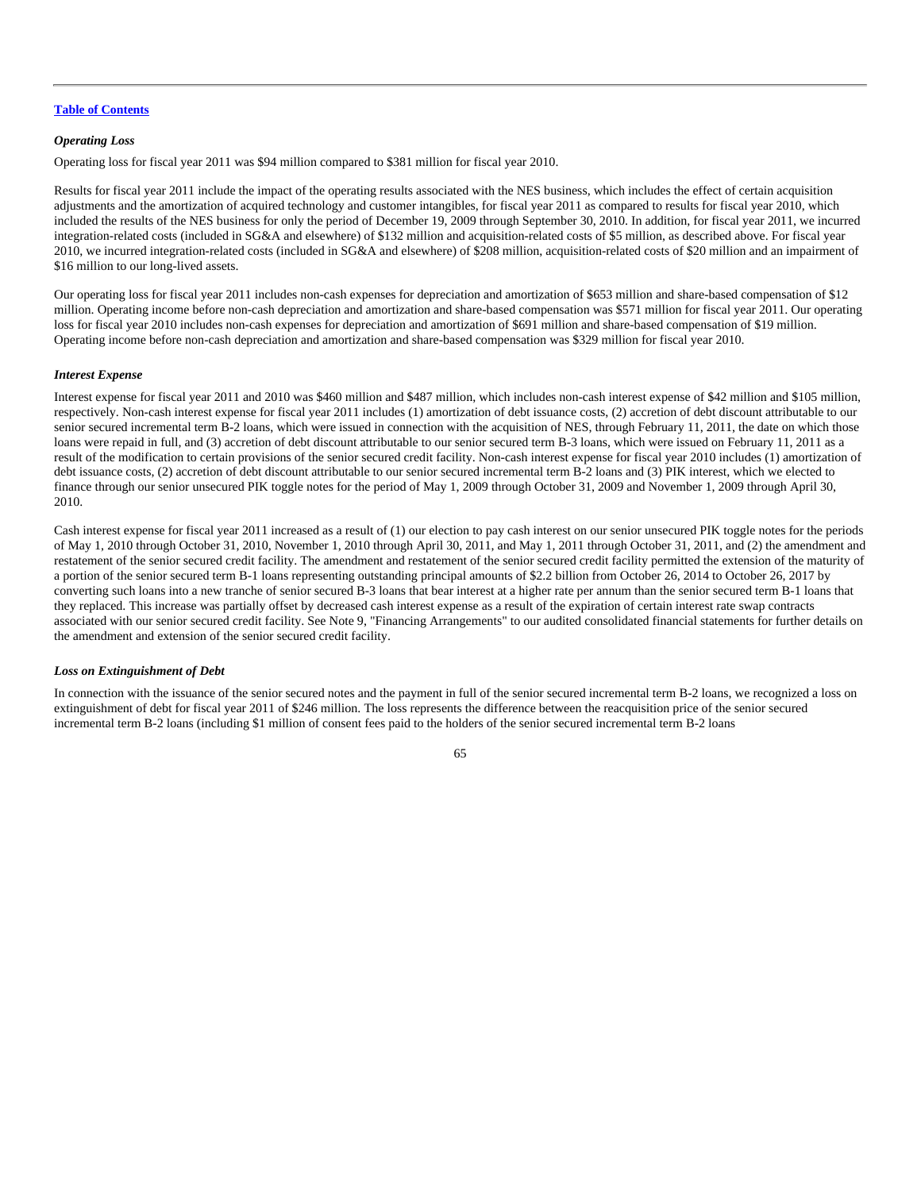[Table of Contents]

### *Operating Loss*

Operating loss for fiscal year 2011 was $94 million compared to $381 million for fiscal year 2010.

Results for fiscal year 2011 include the impact of the operating results associated with the NES business, which includes the effect of certain acquisition adjustments and the amortization of acquired technology and customer intangibles, for fiscal year 2011 as compared to results for fiscal year 2010, which included the results of the NES business for only the period of December 19, 2009 through September 30, 2010. In addition, for fiscal year 2011, we incurred integration-related costs (included in SG&A and elsewhere) of $132 million and acquisition-related costs of $5 million, as described above. For fiscal year 2010, we incurred integration-related costs (included in SG&A and elsewhere) of $208 million, acquisition-related costs of $20 million and an impairment of $16 million to our long-lived assets.

Our operating loss for fiscal year 2011 includes non-cash expenses for depreciation and amortization of $653 million and share-based compensation of $12 million. Operating income before non-cash depreciation and amortization and share-based compensation was $571 million for fiscal year 2011. Our operating loss for fiscal year 2010 includes non-cash expenses for depreciation and amortization of $691 million and share-based compensation of $19 million. Operating income before non-cash depreciation and amortization and share-based compensation was $329 million for fiscal year 2010.

### *Interest Expense*

Interest expense for fiscal year 2011 and 2010 was $460 million and $487 million, which includes non-cash interest expense of $42 million and $105 million, respectively. Non-cash interest expense for fiscal year 2011 includes (1) amortization of debt issuance costs, (2) accretion of debt discount attributable to our senior secured incremental term B-2 loans, which were issued in connection with the acquisition of NES, through February 11, 2011, the date on which those loans were repaid in full, and (3) accretion of debt discount attributable to our senior secured term B-3 loans, which were issued on February 11, 2011 as a result of the modification to certain provisions of the senior secured credit facility. Non-cash interest expense for fiscal year 2010 includes (1) amortization of debt issuance costs, (2) accretion of debt discount attributable to our senior secured incremental term B-2 loans and (3) PIK interest, which we elected to finance through our senior unsecured PIK toggle notes for the period of May 1, 2009 through October 31, 2009 and November 1, 2009 through April 30, 2010.

Cash interest expense for fiscal year 2011 increased as a result of (1) our election to pay cash interest on our senior unsecured PIK toggle notes for the periods of May 1, 2010 through October 31, 2010, November 1, 2010 through April 30, 2011, and May 1, 2011 through October 31, 2011, and (2) the amendment and restatement of the senior secured credit facility. The amendment and restatement of the senior secured credit facility permitted the extension of the maturity of a portion of the senior secured term B-1 loans representing outstanding principal amounts of $2.2 billion from October 26, 2014 to October 26, 2017 by converting such loans into a new tranche of senior secured B-3 loans that bear interest at a higher rate per annum than the senior secured term B-1 loans that they replaced. This increase was partially offset by decreased cash interest expense as a result of the expiration of certain interest rate swap contracts associated with our senior secured credit facility. See Note 9, "Financing Arrangements" to our audited consolidated financial statements for further details on the amendment and extension of the senior secured credit facility.

### *Loss on Extinguishment of Debt*

In connection with the issuance of the senior secured notes and the payment in full of the senior secured incremental term B-2 loans, we recognized a loss on extinguishment of debt for fiscal year 2011 of $246 million. The loss represents the difference between the reacquisition price of the senior secured incremental term B-2 loans (including $1 million of consent fees paid to the holders of the senior secured incremental term B-2 loans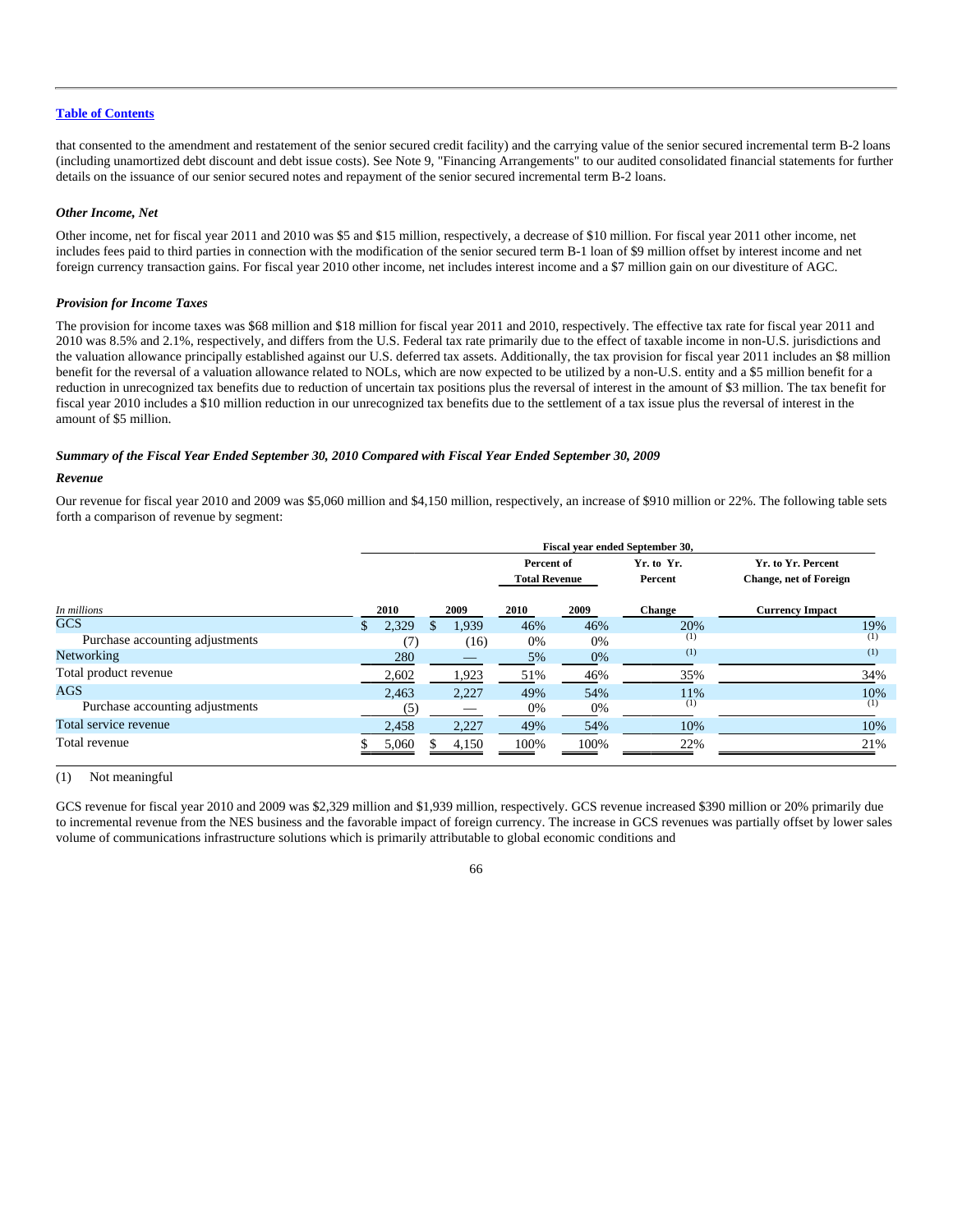that consented to the amendment and restatement of the senior secured credit facility) and the carrying value of the senior secured incremental term B-2 loans (including unamortized debt discount and debt issue costs). See Note 9, "Financing Arrangements" to our audited consolidated financial statements for further details on the issuance of our senior secured notes and repayment of the senior secured incremental term B-2 loans.

***Other Income, Net***

Other income, net for fiscal year 2011 and 2010 was $5 and $15 million, respectively, a decrease of $10 million. For fiscal year 2011 other income, net includes fees paid to third parties in connection with the modification of the senior secured term B-1 loan of $9 million offset by interest income and net foreign currency transaction gains. For fiscal year 2010 other income, net includes interest income and a $7 million gain on our divestiture of AGC.

***Provision for Income Taxes***

The provision for income taxes was $68 million and $18 million for fiscal year 2011 and 2010, respectively. The effective tax rate for fiscal year 2011 and 2010 was 8.5% and 2.1%, respectively, and differs from the U.S. Federal tax rate primarily due to the effect of taxable income in non-U.S. jurisdictions and the valuation allowance principally established against our U.S. deferred tax assets. Additionally, the tax provision for fiscal year 2011 includes an $8 million benefit for the reversal of a valuation allowance related to NOLs, which are now expected to be utilized by a non-U.S. entity and a $5 million benefit for a reduction in unrecognized tax benefits due to reduction of uncertain tax positions plus the reversal of interest in the amount of $3 million. The tax benefit for fiscal year 2010 includes a $10 million reduction in our unrecognized tax benefits due to the settlement of a tax issue plus the reversal of interest in the amount of $5 million.

***Summary of the Fiscal Year Ended September 30, 2010 Compared with Fiscal Year Ended September 30, 2009***

***Revenue***

Our revenue for fiscal year 2010 and 2009 was $5,060 million and $4,150 million, respectively, an increase of $910 million or 22%. The following table sets forth a comparison of revenue by segment:

| | Fiscal year ended September 30, | | | | | |
|---|---|---|---|---|---|---|
| | | | Percent of Total Revenue | | Yr. to Yr. Percent | Yr. to Yr. Percent Change, net of Foreign |
| *In millions* | 2010 | 2009 | 2010 | 2009 | Change | Currency Impact |
| GCS | $ 2,329 | $ 1,939 | 46% | 46% | 20% | 19% |
| Purchase accounting adjustments | (7) | (16) | 0% | 0% | (1) | (1) |
| Networking | 280 | — | 5% | 0% | (1) | (1) |
| Total product revenue | 2,602 | 1,923 | 51% | 46% | 35% | 34% |
| AGS | 2,463 | 2,227 | 49% | 54% | 11% | 10% |
| Purchase accounting adjustments | (5) | — | 0% | 0% | (1) | (1) |
| Total service revenue | 2,458 | 2,227 | 49% | 54% | 10% | 10% |
| Total revenue | $ 5,060 | $ 4,150 | 100% | 100% | 22% | 21% |

(1) Not meaningful

GCS revenue for fiscal year 2010 and 2009 was $2,329 million and $1,939 million, respectively. GCS revenue increased $390 million or 20% primarily due to incremental revenue from the NES business and the favorable impact of foreign currency. The increase in GCS revenues was partially offset by lower sales volume of communications infrastructure solutions which is primarily attributable to global economic conditions and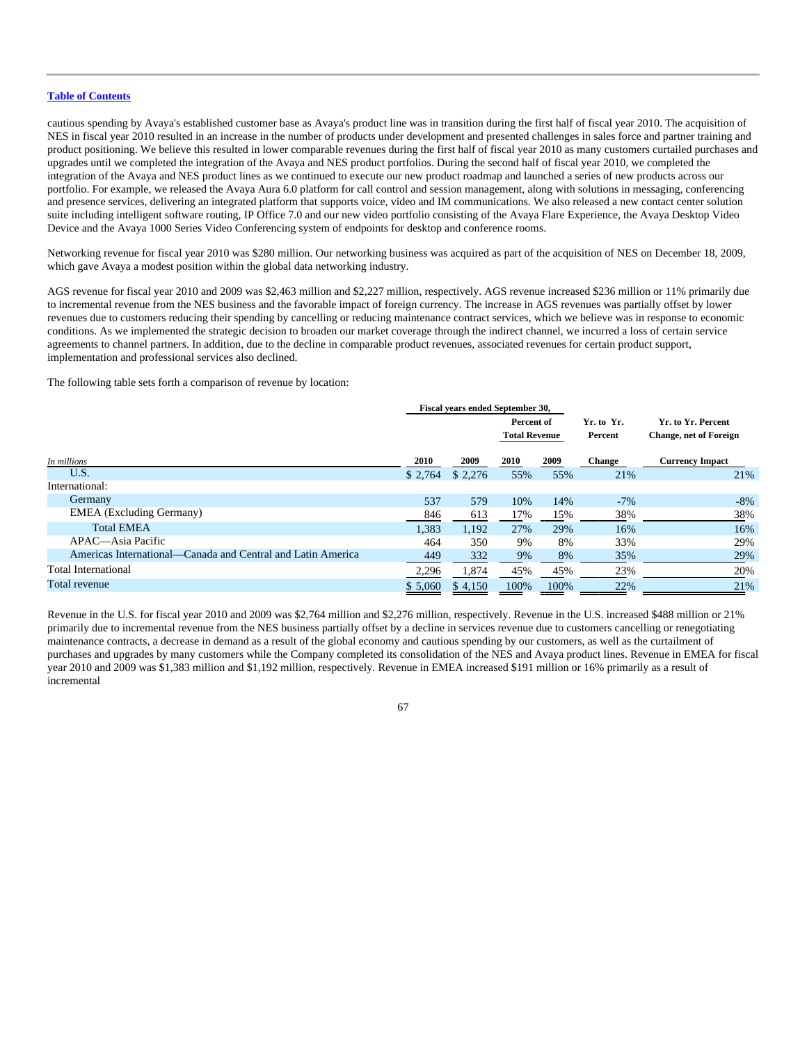cautious spending by Avaya's established customer base as Avaya's product line was in transition during the first half of fiscal year 2010. The acquisition of NES in fiscal year 2010 resulted in an increase in the number of products under development and presented challenges in sales force and partner training and product positioning. We believe this resulted in lower comparable revenues during the first half of fiscal year 2010 as many customers curtailed purchases and upgrades until we completed the integration of the Avaya and NES product portfolios. During the second half of fiscal year 2010, we completed the integration of the Avaya and NES product lines as we continued to execute our new product roadmap and launched a series of new products across our portfolio. For example, we released the Avaya Aura 6.0 platform for call control and session management, along with solutions in messaging, conferencing and presence services, delivering an integrated platform that supports voice, video and IM communications. We also released a new contact center solution suite including intelligent software routing, IP Office 7.0 and our new video portfolio consisting of the Avaya Flare Experience, the Avaya Desktop Video Device and the Avaya 1000 Series Video Conferencing system of endpoints for desktop and conference rooms.

Networking revenue for fiscal year 2010 was $280 million. Our networking business was acquired as part of the acquisition of NES on December 18, 2009, which gave Avaya a modest position within the global data networking industry.

AGS revenue for fiscal year 2010 and 2009 was $2,463 million and $2,227 million, respectively. AGS revenue increased $236 million or 11% primarily due to incremental revenue from the NES business and the favorable impact of foreign currency. The increase in AGS revenues was partially offset by lower revenues due to customers reducing their spending by cancelling or reducing maintenance contract services, which we believe was in response to economic conditions. As we implemented the strategic decision to broaden our market coverage through the indirect channel, we incurred a loss of certain service agreements to channel partners. In addition, due to the decline in comparable product revenues, associated revenues for certain product support, implementation and professional services also declined.

The following table sets forth a comparison of revenue by location:

| | Fiscal years ended September 30, | | | | | |
|---|---|---|---|---|---|---|
| | | | Percent of Total Revenue | | Yr. to Yr. Percent | Yr. to Yr. Percent Change, net of Foreign |
| *In millions* | 2010 | 2009 | 2010 | 2009 | Change | Currency Impact |
| U.S. | $ 2,764 | $ 2,276 | 55% | 55% | 21% | 21% |
| International: | | | | | | |
| Germany | 537 | 579 | 10% | 14% | -7% | -8% |
| EMEA (Excluding Germany) | 846 | 613 | 17% | 15% | 38% | 38% |
| Total EMEA | 1,383 | 1,192 | 27% | 29% | 16% | 16% |
| APAC—Asia Pacific | 464 | 350 | 9% | 8% | 33% | 29% |
| Americas International—Canada and Central and Latin America | 449 | 332 | 9% | 8% | 35% | 29% |
| Total International | 2,296 | 1,874 | 45% | 45% | 23% | 20% |
| Total revenue | $ 5,060 | $ 4,150 | 100% | 100% | 22% | 21% |

Revenue in the U.S. for fiscal year 2010 and 2009 was $2,764 million and $2,276 million, respectively. Revenue in the U.S. increased $488 million or 21% primarily due to incremental revenue from the NES business partially offset by a decline in services revenue due to customers cancelling or renegotiating maintenance contracts, a decrease in demand as a result of the global economy and cautious spending by our customers, as well as the curtailment of purchases and upgrades by many customers while the Company completed its consolidation of the NES and Avaya product lines. Revenue in EMEA for fiscal year 2010 and 2009 was $1,383 million and $1,192 million, respectively. Revenue in EMEA increased $191 million or 16% primarily as a result of incremental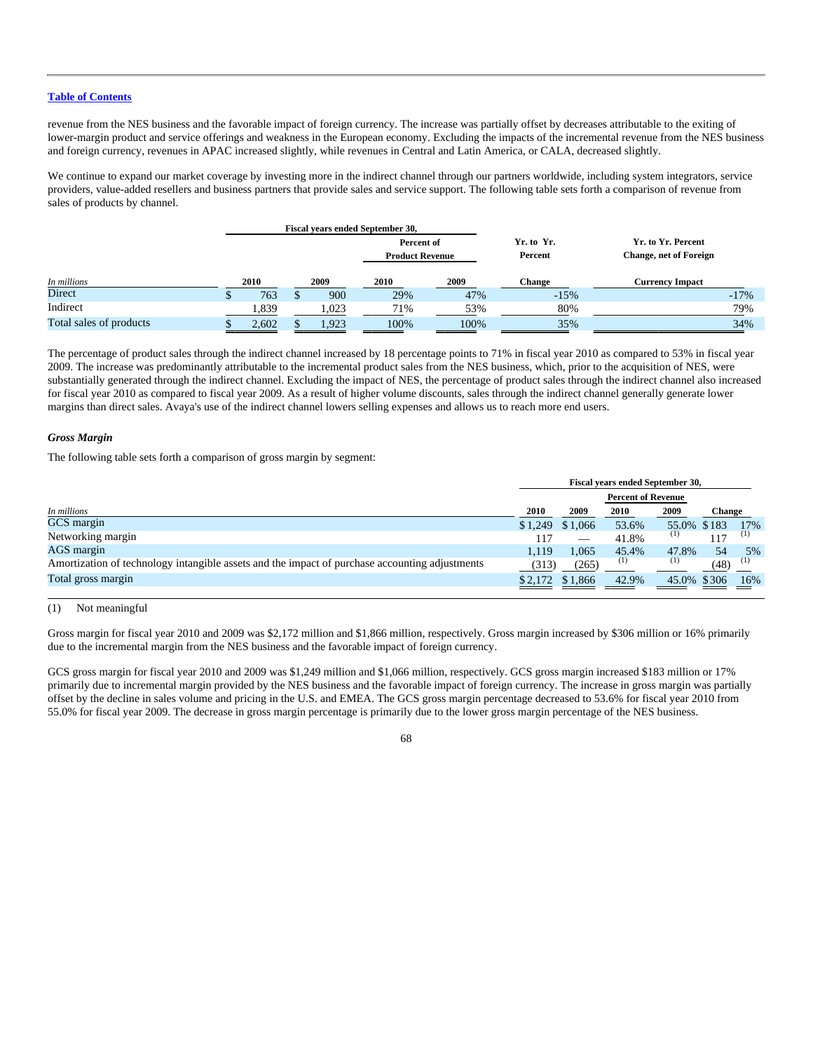[Table of Contents](#)

revenue from the NES business and the favorable impact of foreign currency. The increase was partially offset by decreases attributable to the exiting of lower-margin product and service offerings and weakness in the European economy. Excluding the impacts of the incremental revenue from the NES business and foreign currency, revenues in APAC increased slightly, while revenues in Central and Latin America, or CALA, decreased slightly.

We continue to expand our market coverage by investing more in the indirect channel through our partners worldwide, including system integrators, service providers, value-added resellers and business partners that provide sales and service support. The following table sets forth a comparison of revenue from sales of products by channel.

| | Fiscal years ended September 30, | | | | Yr. to Yr. | Yr. to Yr. Percent |
|---|---|---|---|---|---|---|
| | | | Percent of Product Revenue | | Percent | Change, net of Foreign |
| *In millions* | 2010 | 2009 | 2010 | 2009 | Change | Currency Impact |
| Direct | $ 763 | $ 900 | 29% | 47% | -15% | -17% |
| Indirect | 1,839 | 1,023 | 71% | 53% | 80% | 79% |
| Total sales of products | $ 2,602 | $ 1,923 | 100% | 100% | 35% | 34% |

The percentage of product sales through the indirect channel increased by 18 percentage points to 71% in fiscal year 2010 as compared to 53% in fiscal year 2009. The increase was predominantly attributable to the incremental product sales from the NES business, which, prior to the acquisition of NES, were substantially generated through the indirect channel. Excluding the impact of NES, the percentage of product sales through the indirect channel also increased for fiscal year 2010 as compared to fiscal year 2009. As a result of higher volume discounts, sales through the indirect channel generally generate lower margins than direct sales. Avaya's use of the indirect channel lowers selling expenses and allows us to reach more end users.

### *Gross Margin*

The following table sets forth a comparison of gross margin by segment:

| | Fiscal years ended September 30, | | | | | |
|---|---|---|---|---|---|---|
| | | | Percent of Revenue | | | |
| *In millions* | 2010 | 2009 | 2010 | 2009 | Change | |
| GCS margin | $ 1,249 | $ 1,066 | 53.6% | 55.0% | $ 183 | 17% |
| Networking margin | 117 | — | 41.8% | (1) | 117 | (1) |
| AGS margin | 1,119 | 1,065 | 45.4% | 47.8% | 54 | 5% |
| Amortization of technology intangible assets and the impact of purchase accounting adjustments | (313) | (265) | (1) | (1) | (48) | (1) |
| Total gross margin | $ 2,172 | $ 1,866 | 42.9% | 45.0% | $ 306 | 16% |

(1) Not meaningful

Gross margin for fiscal year 2010 and 2009 was $2,172 million and $1,866 million, respectively. Gross margin increased by $306 million or 16% primarily due to the incremental margin from the NES business and the favorable impact of foreign currency.

GCS gross margin for fiscal year 2010 and 2009 was $1,249 million and $1,066 million, respectively. GCS gross margin increased $183 million or 17% primarily due to incremental margin provided by the NES business and the favorable impact of foreign currency. The increase in gross margin was partially offset by the decline in sales volume and pricing in the U.S. and EMEA. The GCS gross margin percentage decreased to 53.6% for fiscal year 2010 from 55.0% for fiscal year 2009. The decrease in gross margin percentage is primarily due to the lower gross margin percentage of the NES business.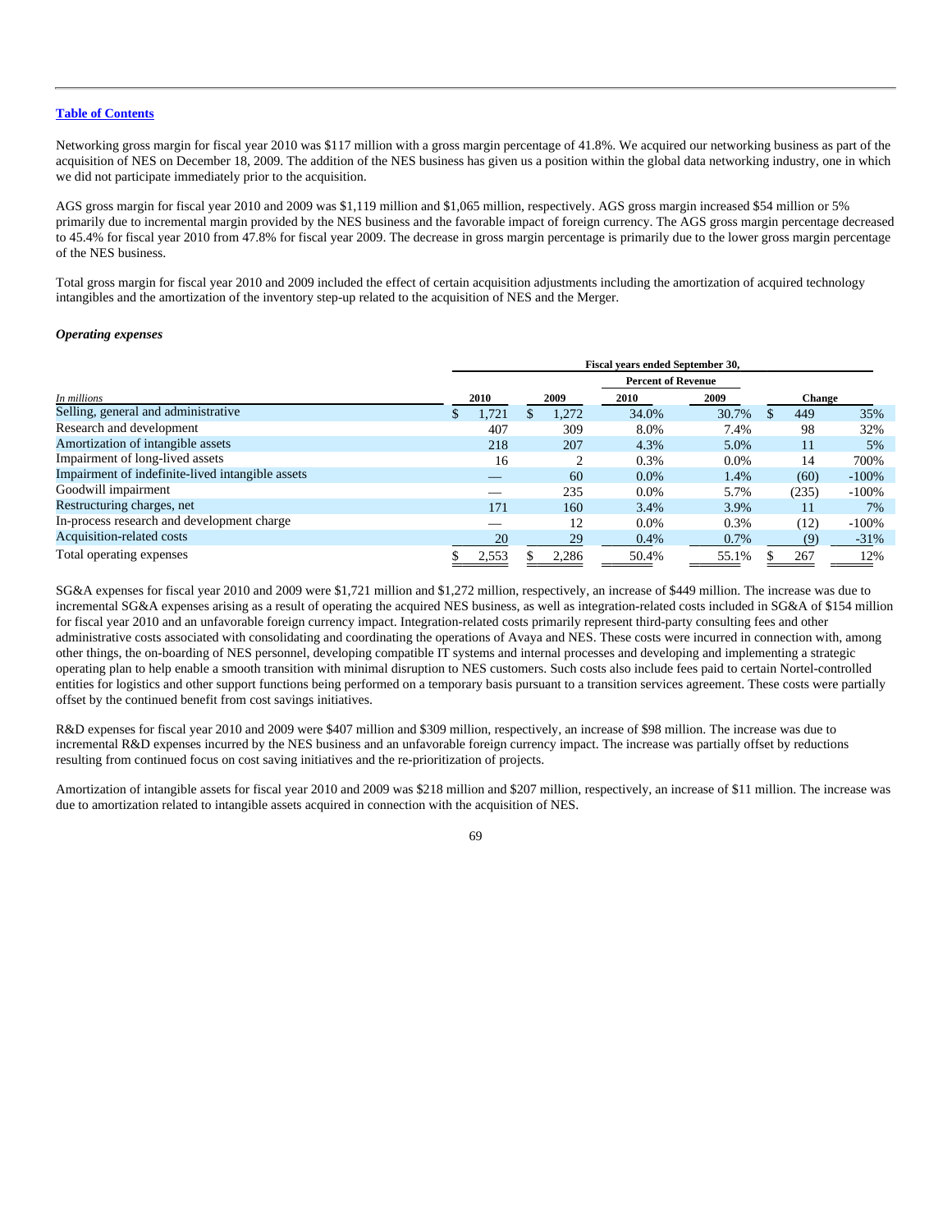Networking gross margin for fiscal year 2010 was $117 million with a gross margin percentage of 41.8%. We acquired our networking business as part of the acquisition of NES on December 18, 2009. The addition of the NES business has given us a position within the global data networking industry, one in which we did not participate immediately prior to the acquisition.

AGS gross margin for fiscal year 2010 and 2009 was $1,119 million and $1,065 million, respectively. AGS gross margin increased $54 million or 5% primarily due to incremental margin provided by the NES business and the favorable impact of foreign currency. The AGS gross margin percentage decreased to 45.4% for fiscal year 2010 from 47.8% for fiscal year 2009. The decrease in gross margin percentage is primarily due to the lower gross margin percentage of the NES business.

Total gross margin for fiscal year 2010 and 2009 included the effect of certain acquisition adjustments including the amortization of acquired technology intangibles and the amortization of the inventory step-up related to the acquisition of NES and the Merger.

***Operating expenses***

| | Fiscal years ended September 30, | | | | | |
|---|---|---|---|---|---|---|
| | | | Percent of Revenue | | | |
| *In millions* | 2010 | 2009 | 2010 | 2009 | Change | |
| Selling, general and administrative | $ 1,721 | $ 1,272 | 34.0% | 30.7% | $ 449 | 35% |
| Research and development | 407 | 309 | 8.0% | 7.4% | 98 | 32% |
| Amortization of intangible assets | 218 | 207 | 4.3% | 5.0% | 11 | 5% |
| Impairment of long-lived assets | 16 | 2 | 0.3% | 0.0% | 14 | 700% |
| Impairment of indefinite-lived intangible assets | — | 60 | 0.0% | 1.4% | (60) | -100% |
| Goodwill impairment | — | 235 | 0.0% | 5.7% | (235) | -100% |
| Restructuring charges, net | 171 | 160 | 3.4% | 3.9% | 11 | 7% |
| In-process research and development charge | — | 12 | 0.0% | 0.3% | (12) | -100% |
| Acquisition-related costs | 20 | 29 | 0.4% | 0.7% | (9) | -31% |
| Total operating expenses | $ 2,553 | $ 2,286 | 50.4% | 55.1% | $ 267 | 12% |

SG&A expenses for fiscal year 2010 and 2009 were $1,721 million and $1,272 million, respectively, an increase of $449 million. The increase was due to incremental SG&A expenses arising as a result of operating the acquired NES business, as well as integration-related costs included in SG&A of $154 million for fiscal year 2010 and an unfavorable foreign currency impact. Integration-related costs primarily represent third-party consulting fees and other administrative costs associated with consolidating and coordinating the operations of Avaya and NES. These costs were incurred in connection with, among other things, the on-boarding of NES personnel, developing compatible IT systems and internal processes and developing and implementing a strategic operating plan to help enable a smooth transition with minimal disruption to NES customers. Such costs also include fees paid to certain Nortel-controlled entities for logistics and other support functions being performed on a temporary basis pursuant to a transition services agreement. These costs were partially offset by the continued benefit from cost savings initiatives.

R&D expenses for fiscal year 2010 and 2009 were $407 million and $309 million, respectively, an increase of $98 million. The increase was due to incremental R&D expenses incurred by the NES business and an unfavorable foreign currency impact. The increase was partially offset by reductions resulting from continued focus on cost saving initiatives and the re-prioritization of projects.

Amortization of intangible assets for fiscal year 2010 and 2009 was $218 million and $207 million, respectively, an increase of $11 million. The increase was due to amortization related to intangible assets acquired in connection with the acquisition of NES.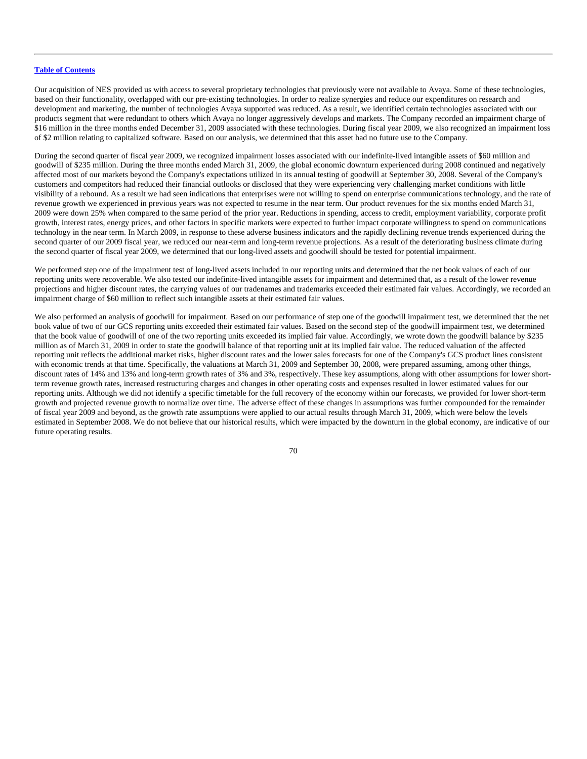Our acquisition of NES provided us with access to several proprietary technologies that previously were not available to Avaya. Some of these technologies, based on their functionality, overlapped with our pre-existing technologies. In order to realize synergies and reduce our expenditures on research and development and marketing, the number of technologies Avaya supported was reduced. As a result, we identified certain technologies associated with our products segment that were redundant to others which Avaya no longer aggressively develops and markets. The Company recorded an impairment charge of $16 million in the three months ended December 31, 2009 associated with these technologies. During fiscal year 2009, we also recognized an impairment loss of $2 million relating to capitalized software. Based on our analysis, we determined that this asset had no future use to the Company.

During the second quarter of fiscal year 2009, we recognized impairment losses associated with our indefinite-lived intangible assets of $60 million and goodwill of $235 million. During the three months ended March 31, 2009, the global economic downturn experienced during 2008 continued and negatively affected most of our markets beyond the Company's expectations utilized in its annual testing of goodwill at September 30, 2008. Several of the Company's customers and competitors had reduced their financial outlooks or disclosed that they were experiencing very challenging market conditions with little visibility of a rebound. As a result we had seen indications that enterprises were not willing to spend on enterprise communications technology, and the rate of revenue growth we experienced in previous years was not expected to resume in the near term. Our product revenues for the six months ended March 31, 2009 were down 25% when compared to the same period of the prior year. Reductions in spending, access to credit, employment variability, corporate profit growth, interest rates, energy prices, and other factors in specific markets were expected to further impact corporate willingness to spend on communications technology in the near term. In March 2009, in response to these adverse business indicators and the rapidly declining revenue trends experienced during the second quarter of our 2009 fiscal year, we reduced our near-term and long-term revenue projections. As a result of the deteriorating business climate during the second quarter of fiscal year 2009, we determined that our long-lived assets and goodwill should be tested for potential impairment.

We performed step one of the impairment test of long-lived assets included in our reporting units and determined that the net book values of each of our reporting units were recoverable. We also tested our indefinite-lived intangible assets for impairment and determined that, as a result of the lower revenue projections and higher discount rates, the carrying values of our tradenames and trademarks exceeded their estimated fair values. Accordingly, we recorded an impairment charge of $60 million to reflect such intangible assets at their estimated fair values.

We also performed an analysis of goodwill for impairment. Based on our performance of step one of the goodwill impairment test, we determined that the net book value of two of our GCS reporting units exceeded their estimated fair values. Based on the second step of the goodwill impairment test, we determined that the book value of goodwill of one of the two reporting units exceeded its implied fair value. Accordingly, we wrote down the goodwill balance by $235 million as of March 31, 2009 in order to state the goodwill balance of that reporting unit at its implied fair value. The reduced valuation of the affected reporting unit reflects the additional market risks, higher discount rates and the lower sales forecasts for one of the Company's GCS product lines consistent with economic trends at that time. Specifically, the valuations at March 31, 2009 and September 30, 2008, were prepared assuming, among other things, discount rates of 14% and 13% and long-term growth rates of 3% and 3%, respectively. These key assumptions, along with other assumptions for lower short-term revenue growth rates, increased restructuring charges and changes in other operating costs and expenses resulted in lower estimated values for our reporting units. Although we did not identify a specific timetable for the full recovery of the economy within our forecasts, we provided for lower short-term growth and projected revenue growth to normalize over time. The adverse effect of these changes in assumptions was further compounded for the remainder of fiscal year 2009 and beyond, as the growth rate assumptions were applied to our actual results through March 31, 2009, which were below the levels estimated in September 2008. We do not believe that our historical results, which were impacted by the downturn in the global economy, are indicative of our future operating results.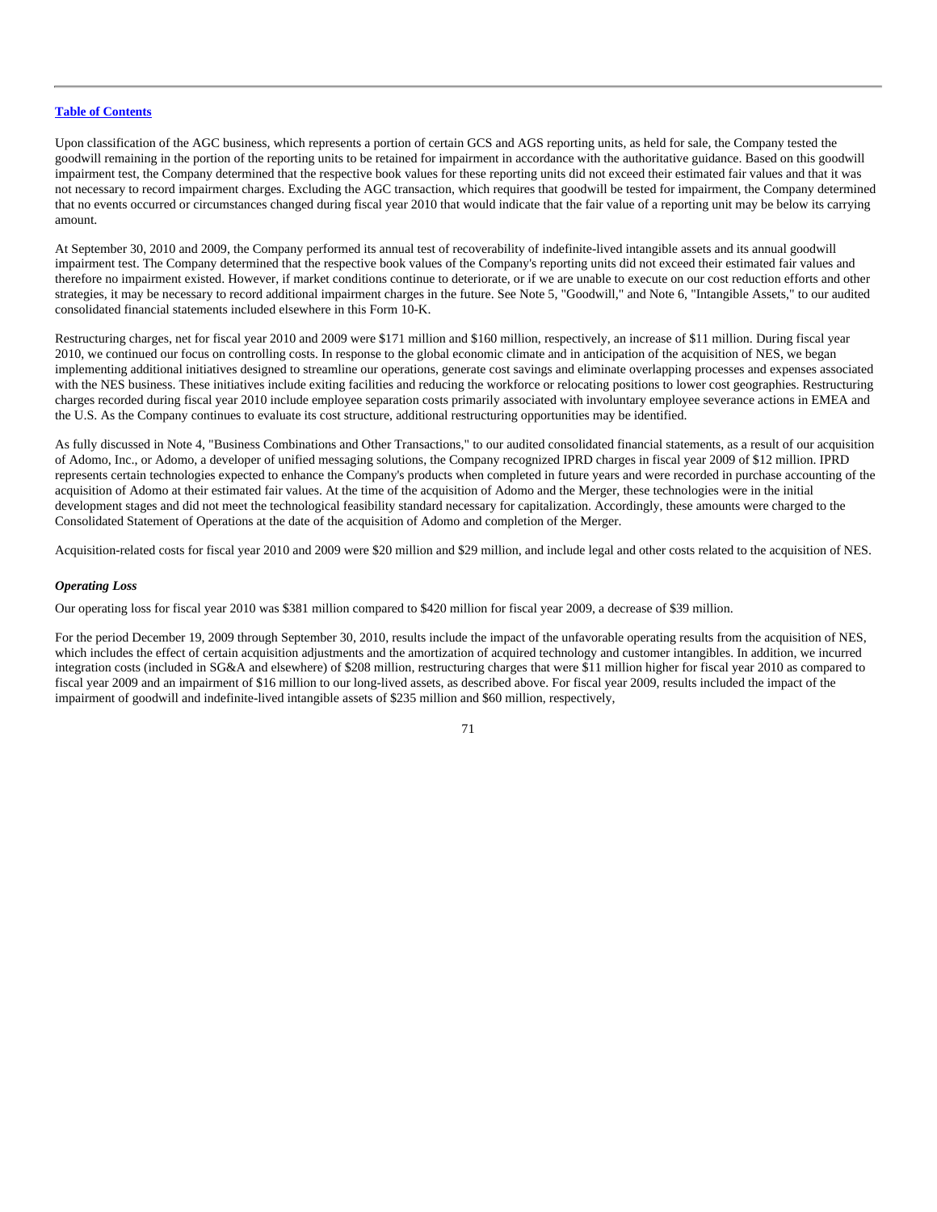Upon classification of the AGC business, which represents a portion of certain GCS and AGS reporting units, as held for sale, the Company tested the goodwill remaining in the portion of the reporting units to be retained for impairment in accordance with the authoritative guidance. Based on this goodwill impairment test, the Company determined that the respective book values for these reporting units did not exceed their estimated fair values and that it was not necessary to record impairment charges. Excluding the AGC transaction, which requires that goodwill be tested for impairment, the Company determined that no events occurred or circumstances changed during fiscal year 2010 that would indicate that the fair value of a reporting unit may be below its carrying amount.

At September 30, 2010 and 2009, the Company performed its annual test of recoverability of indefinite-lived intangible assets and its annual goodwill impairment test. The Company determined that the respective book values of the Company's reporting units did not exceed their estimated fair values and therefore no impairment existed. However, if market conditions continue to deteriorate, or if we are unable to execute on our cost reduction efforts and other strategies, it may be necessary to record additional impairment charges in the future. See Note 5, "Goodwill," and Note 6, "Intangible Assets," to our audited consolidated financial statements included elsewhere in this Form 10-K.

Restructuring charges, net for fiscal year 2010 and 2009 were $171 million and $160 million, respectively, an increase of $11 million. During fiscal year 2010, we continued our focus on controlling costs. In response to the global economic climate and in anticipation of the acquisition of NES, we began implementing additional initiatives designed to streamline our operations, generate cost savings and eliminate overlapping processes and expenses associated with the NES business. These initiatives include exiting facilities and reducing the workforce or relocating positions to lower cost geographies. Restructuring charges recorded during fiscal year 2010 include employee separation costs primarily associated with involuntary employee severance actions in EMEA and the U.S. As the Company continues to evaluate its cost structure, additional restructuring opportunities may be identified.

As fully discussed in Note 4, "Business Combinations and Other Transactions," to our audited consolidated financial statements, as a result of our acquisition of Adomo, Inc., or Adomo, a developer of unified messaging solutions, the Company recognized IPRD charges in fiscal year 2009 of $12 million. IPRD represents certain technologies expected to enhance the Company's products when completed in future years and were recorded in purchase accounting of the acquisition of Adomo at their estimated fair values. At the time of the acquisition of Adomo and the Merger, these technologies were in the initial development stages and did not meet the technological feasibility standard necessary for capitalization. Accordingly, these amounts were charged to the Consolidated Statement of Operations at the date of the acquisition of Adomo and completion of the Merger.

Acquisition-related costs for fiscal year 2010 and 2009 were $20 million and $29 million, and include legal and other costs related to the acquisition of NES.

***Operating Loss***

Our operating loss for fiscal year 2010 was $381 million compared to $420 million for fiscal year 2009, a decrease of $39 million.

For the period December 19, 2009 through September 30, 2010, results include the impact of the unfavorable operating results from the acquisition of NES, which includes the effect of certain acquisition adjustments and the amortization of acquired technology and customer intangibles. In addition, we incurred integration costs (included in SG&A and elsewhere) of $208 million, restructuring charges that were $11 million higher for fiscal year 2010 as compared to fiscal year 2009 and an impairment of $16 million to our long-lived assets, as described above. For fiscal year 2009, results included the impact of the impairment of goodwill and indefinite-lived intangible assets of $235 million and $60 million, respectively,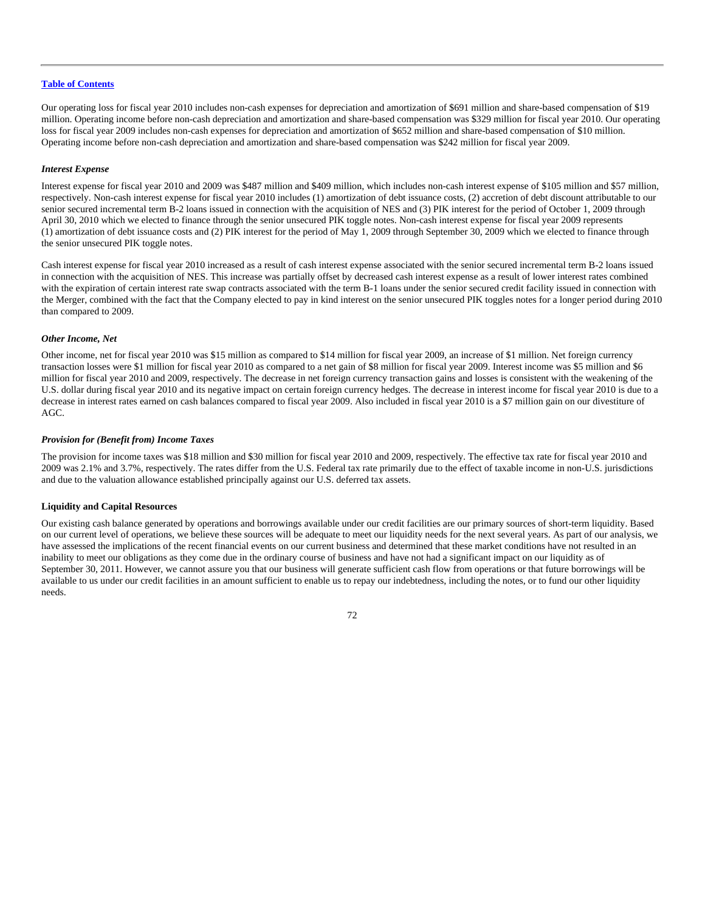[Table of Contents](#)

Our operating loss for fiscal year 2010 includes non-cash expenses for depreciation and amortization of $691 million and share-based compensation of $19 million. Operating income before non-cash depreciation and amortization and share-based compensation was $329 million for fiscal year 2010. Our operating loss for fiscal year 2009 includes non-cash expenses for depreciation and amortization of $652 million and share-based compensation of $10 million. Operating income before non-cash depreciation and amortization and share-based compensation was $242 million for fiscal year 2009.

***Interest Expense***

Interest expense for fiscal year 2010 and 2009 was $487 million and $409 million, which includes non-cash interest expense of $105 million and $57 million, respectively. Non-cash interest expense for fiscal year 2010 includes (1) amortization of debt issuance costs, (2) accretion of debt discount attributable to our senior secured incremental term B-2 loans issued in connection with the acquisition of NES and (3) PIK interest for the period of October 1, 2009 through April 30, 2010 which we elected to finance through the senior unsecured PIK toggle notes. Non-cash interest expense for fiscal year 2009 represents (1) amortization of debt issuance costs and (2) PIK interest for the period of May 1, 2009 through September 30, 2009 which we elected to finance through the senior unsecured PIK toggle notes.

Cash interest expense for fiscal year 2010 increased as a result of cash interest expense associated with the senior secured incremental term B-2 loans issued in connection with the acquisition of NES. This increase was partially offset by decreased cash interest expense as a result of lower interest rates combined with the expiration of certain interest rate swap contracts associated with the term B-1 loans under the senior secured credit facility issued in connection with the Merger, combined with the fact that the Company elected to pay in kind interest on the senior unsecured PIK toggles notes for a longer period during 2010 than compared to 2009.

***Other Income, Net***

Other income, net for fiscal year 2010 was $15 million as compared to $14 million for fiscal year 2009, an increase of $1 million. Net foreign currency transaction losses were $1 million for fiscal year 2010 as compared to a net gain of $8 million for fiscal year 2009. Interest income was $5 million and $6 million for fiscal year 2010 and 2009, respectively. The decrease in net foreign currency transaction gains and losses is consistent with the weakening of the U.S. dollar during fiscal year 2010 and its negative impact on certain foreign currency hedges. The decrease in interest income for fiscal year 2010 is due to a decrease in interest rates earned on cash balances compared to fiscal year 2009. Also included in fiscal year 2010 is a $7 million gain on our divestiture of AGC.

***Provision for (Benefit from) Income Taxes***

The provision for income taxes was $18 million and $30 million for fiscal year 2010 and 2009, respectively. The effective tax rate for fiscal year 2010 and 2009 was 2.1% and 3.7%, respectively. The rates differ from the U.S. Federal tax rate primarily due to the effect of taxable income in non-U.S. jurisdictions and due to the valuation allowance established principally against our U.S. deferred tax assets.

**Liquidity and Capital Resources**

Our existing cash balance generated by operations and borrowings available under our credit facilities are our primary sources of short-term liquidity. Based on our current level of operations, we believe these sources will be adequate to meet our liquidity needs for the next several years. As part of our analysis, we have assessed the implications of the recent financial events on our current business and determined that these market conditions have not resulted in an inability to meet our obligations as they come due in the ordinary course of business and have not had a significant impact on our liquidity as of September 30, 2011. However, we cannot assure you that our business will generate sufficient cash flow from operations or that future borrowings will be available to us under our credit facilities in an amount sufficient to enable us to repay our indebtedness, including the notes, or to fund our other liquidity needs.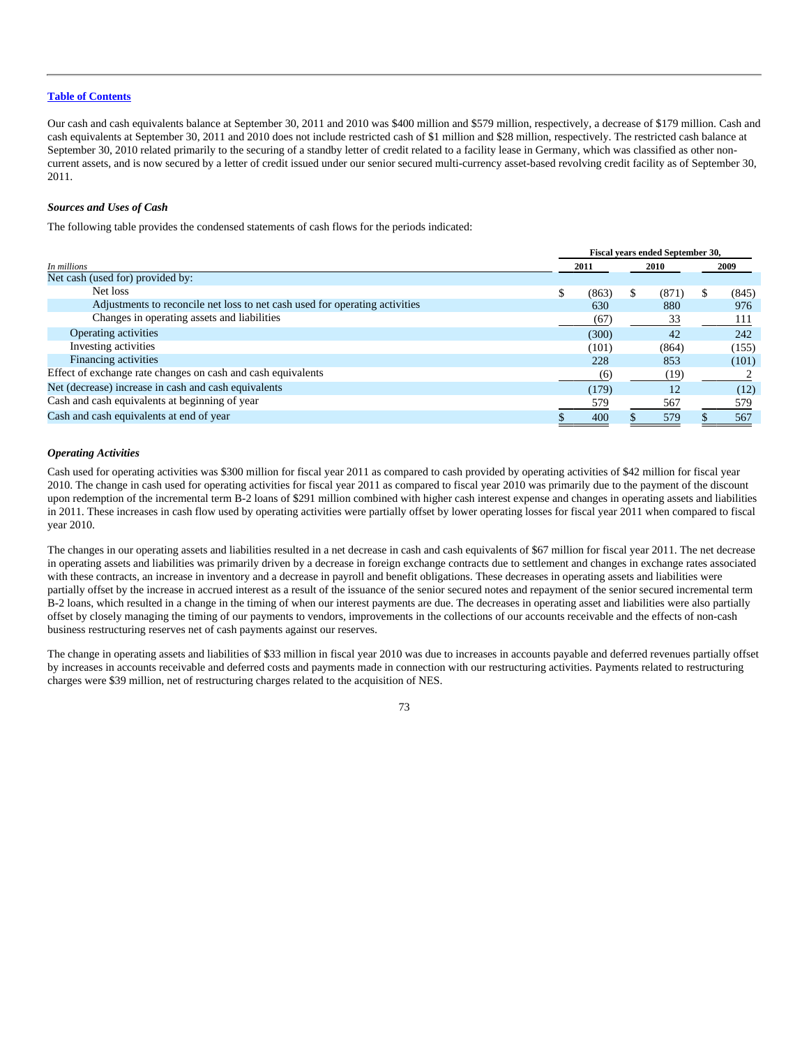[Table of Contents](#)

Our cash and cash equivalents balance at September 30, 2011 and 2010 was $400 million and $579 million, respectively, a decrease of $179 million. Cash and cash equivalents at September 30, 2011 and 2010 does not include restricted cash of $1 million and $28 million, respectively. The restricted cash balance at September 30, 2010 related primarily to the securing of a standby letter of credit related to a facility lease in Germany, which was classified as other non-current assets, and is now secured by a letter of credit issued under our senior secured multi-currency asset-based revolving credit facility as of September 30, 2011.

### *Sources and Uses of Cash*

The following table provides the condensed statements of cash flows for the periods indicated:

| *In millions* | Fiscal years ended September 30, 2011 | 2010 | 2009 |
|---|---|---|---|
| Net cash (used for) provided by: | | | |
| Net loss | $ (863) | $ (871) | $ (845) |
| Adjustments to reconcile net loss to net cash used for operating activities | 630 | 880 | 976 |
| Changes in operating assets and liabilities | (67) | 33 | 111 |
| Operating activities | (300) | 42 | 242 |
| Investing activities | (101) | (864) | (155) |
| Financing activities | 228 | 853 | (101) |
| Effect of exchange rate changes on cash and cash equivalents | (6) | (19) | 2 |
| Net (decrease) increase in cash and cash equivalents | (179) | 12 | (12) |
| Cash and cash equivalents at beginning of year | 579 | 567 | 579 |
| Cash and cash equivalents at end of year | $ 400 | $ 579 | $ 567 |

### *Operating Activities*

Cash used for operating activities was $300 million for fiscal year 2011 as compared to cash provided by operating activities of $42 million for fiscal year 2010. The change in cash used for operating activities for fiscal year 2011 as compared to fiscal year 2010 was primarily due to the payment of the discount upon redemption of the incremental term B-2 loans of $291 million combined with higher cash interest expense and changes in operating assets and liabilities in 2011. These increases in cash flow used by operating activities were partially offset by lower operating losses for fiscal year 2011 when compared to fiscal year 2010.

The changes in our operating assets and liabilities resulted in a net decrease in cash and cash equivalents of $67 million for fiscal year 2011. The net decrease in operating assets and liabilities was primarily driven by a decrease in foreign exchange contracts due to settlement and changes in exchange rates associated with these contracts, an increase in inventory and a decrease in payroll and benefit obligations. These decreases in operating assets and liabilities were partially offset by the increase in accrued interest as a result of the issuance of the senior secured notes and repayment of the senior secured incremental term B-2 loans, which resulted in a change in the timing of when our interest payments are due. The decreases in operating asset and liabilities were also partially offset by closely managing the timing of our payments to vendors, improvements in the collections of our accounts receivable and the effects of non-cash business restructuring reserves net of cash payments against our reserves.

The change in operating assets and liabilities of $33 million in fiscal year 2010 was due to increases in accounts payable and deferred revenues partially offset by increases in accounts receivable and deferred costs and payments made in connection with our restructuring activities. Payments related to restructuring charges were $39 million, net of restructuring charges related to the acquisition of NES.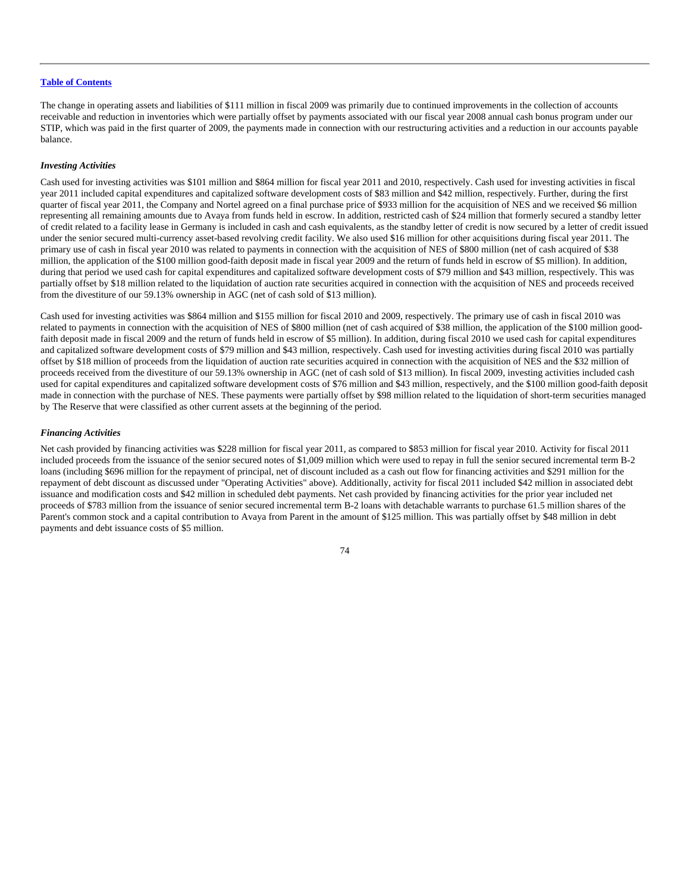[Table of Contents](#)

The change in operating assets and liabilities of $111 million in fiscal 2009 was primarily due to continued improvements in the collection of accounts receivable and reduction in inventories which were partially offset by payments associated with our fiscal year 2008 annual cash bonus program under our STIP, which was paid in the first quarter of 2009, the payments made in connection with our restructuring activities and a reduction in our accounts payable balance.

***Investing Activities***

Cash used for investing activities was $101 million and $864 million for fiscal year 2011 and 2010, respectively. Cash used for investing activities in fiscal year 2011 included capital expenditures and capitalized software development costs of $83 million and $42 million, respectively. Further, during the first quarter of fiscal year 2011, the Company and Nortel agreed on a final purchase price of $933 million for the acquisition of NES and we received $6 million representing all remaining amounts due to Avaya from funds held in escrow. In addition, restricted cash of $24 million that formerly secured a standby letter of credit related to a facility lease in Germany is included in cash and cash equivalents, as the standby letter of credit is now secured by a letter of credit issued under the senior secured multi-currency asset-based revolving credit facility. We also used $16 million for other acquisitions during fiscal year 2011. The primary use of cash in fiscal year 2010 was related to payments in connection with the acquisition of NES of $800 million (net of cash acquired of $38 million, the application of the $100 million good-faith deposit made in fiscal year 2009 and the return of funds held in escrow of $5 million). In addition, during that period we used cash for capital expenditures and capitalized software development costs of $79 million and $43 million, respectively. This was partially offset by $18 million related to the liquidation of auction rate securities acquired in connection with the acquisition of NES and proceeds received from the divestiture of our 59.13% ownership in AGC (net of cash sold of $13 million).

Cash used for investing activities was $864 million and $155 million for fiscal 2010 and 2009, respectively. The primary use of cash in fiscal 2010 was related to payments in connection with the acquisition of NES of $800 million (net of cash acquired of $38 million, the application of the $100 million good-faith deposit made in fiscal 2009 and the return of funds held in escrow of $5 million). In addition, during fiscal 2010 we used cash for capital expenditures and capitalized software development costs of $79 million and $43 million, respectively. Cash used for investing activities during fiscal 2010 was partially offset by $18 million of proceeds from the liquidation of auction rate securities acquired in connection with the acquisition of NES and the $32 million of proceeds received from the divestiture of our 59.13% ownership in AGC (net of cash sold of $13 million). In fiscal 2009, investing activities included cash used for capital expenditures and capitalized software development costs of $76 million and $43 million, respectively, and the $100 million good-faith deposit made in connection with the purchase of NES. These payments were partially offset by $98 million related to the liquidation of short-term securities managed by The Reserve that were classified as other current assets at the beginning of the period.

***Financing Activities***

Net cash provided by financing activities was $228 million for fiscal year 2011, as compared to $853 million for fiscal year 2010. Activity for fiscal 2011 included proceeds from the issuance of the senior secured notes of $1,009 million which were used to repay in full the senior secured incremental term B-2 loans (including $696 million for the repayment of principal, net of discount included as a cash out flow for financing activities and $291 million for the repayment of debt discount as discussed under "Operating Activities" above). Additionally, activity for fiscal 2011 included $42 million in associated debt issuance and modification costs and $42 million in scheduled debt payments. Net cash provided by financing activities for the prior year included net proceeds of $783 million from the issuance of senior secured incremental term B-2 loans with detachable warrants to purchase 61.5 million shares of the Parent's common stock and a capital contribution to Avaya from Parent in the amount of $125 million. This was partially offset by $48 million in debt payments and debt issuance costs of $5 million.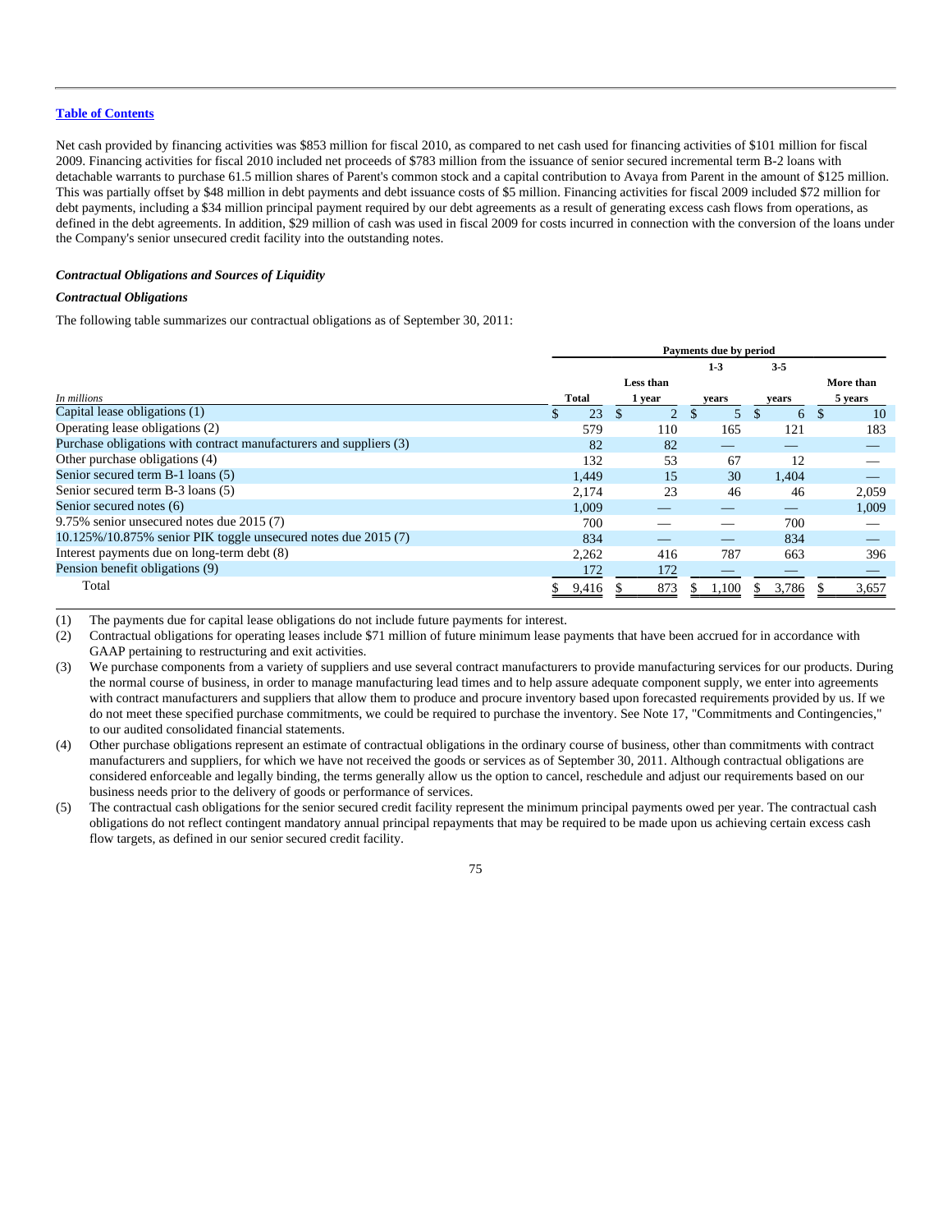[Table of Contents](#)

Net cash provided by financing activities was $853 million for fiscal 2010, as compared to net cash used for financing activities of $101 million for fiscal 2009. Financing activities for fiscal 2010 included net proceeds of $783 million from the issuance of senior secured incremental term B-2 loans with detachable warrants to purchase 61.5 million shares of Parent's common stock and a capital contribution to Avaya from Parent in the amount of $125 million. This was partially offset by $48 million in debt payments and debt issuance costs of $5 million. Financing activities for fiscal 2009 included $72 million for debt payments, including a $34 million principal payment required by our debt agreements as a result of generating excess cash flows from operations, as defined in the debt agreements. In addition, $29 million of cash was used in fiscal 2009 for costs incurred in connection with the conversion of the loans under the Company's senior unsecured credit facility into the outstanding notes.

***Contractual Obligations and Sources of Liquidity***

***Contractual Obligations***

The following table summarizes our contractual obligations as of September 30, 2011:

| | Payments due by period | | | | |
|---|---|---|---|---|---|
| *In millions* | Total | Less than 1 year | 1-3 years | 3-5 years | More than 5 years |
| Capital lease obligations (1) | $ 23 | $ 2 | $ 5 | $ 6 | $ 10 |
| Operating lease obligations (2) | 579 | 110 | 165 | 121 | 183 |
| Purchase obligations with contract manufacturers and suppliers (3) | 82 | 82 | — | — | — |
| Other purchase obligations (4) | 132 | 53 | 67 | 12 | — |
| Senior secured term B-1 loans (5) | 1,449 | 15 | 30 | 1,404 | — |
| Senior secured term B-3 loans (5) | 2,174 | 23 | 46 | 46 | 2,059 |
| Senior secured notes (6) | 1,009 | — | — | — | 1,009 |
| 9.75% senior unsecured notes due 2015 (7) | 700 | — | — | 700 | — |
| 10.125%/10.875% senior PIK toggle unsecured notes due 2015 (7) | 834 | — | — | 834 | — |
| Interest payments due on long-term debt (8) | 2,262 | 416 | 787 | 663 | 396 |
| Pension benefit obligations (9) | 172 | 172 | — | — | — |
| Total | $ 9,416 | $ 873 | $ 1,100 | $ 3,786 | $ 3,657 |

(1) The payments due for capital lease obligations do not include future payments for interest.

(2) Contractual obligations for operating leases include $71 million of future minimum lease payments that have been accrued for in accordance with GAAP pertaining to restructuring and exit activities.

(3) We purchase components from a variety of suppliers and use several contract manufacturers to provide manufacturing services for our products. During the normal course of business, in order to manage manufacturing lead times and to help assure adequate component supply, we enter into agreements with contract manufacturers and suppliers that allow them to produce and procure inventory based upon forecasted requirements provided by us. If we do not meet these specified purchase commitments, we could be required to purchase the inventory. See Note 17, "Commitments and Contingencies," to our audited consolidated financial statements.

(4) Other purchase obligations represent an estimate of contractual obligations in the ordinary course of business, other than commitments with contract manufacturers and suppliers, for which we have not received the goods or services as of September 30, 2011. Although contractual obligations are considered enforceable and legally binding, the terms generally allow us the option to cancel, reschedule and adjust our requirements based on our business needs prior to the delivery of goods or performance of services.

(5) The contractual cash obligations for the senior secured credit facility represent the minimum principal payments owed per year. The contractual cash obligations do not reflect contingent mandatory annual principal repayments that may be required to be made upon us achieving certain excess cash flow targets, as defined in our senior secured credit facility.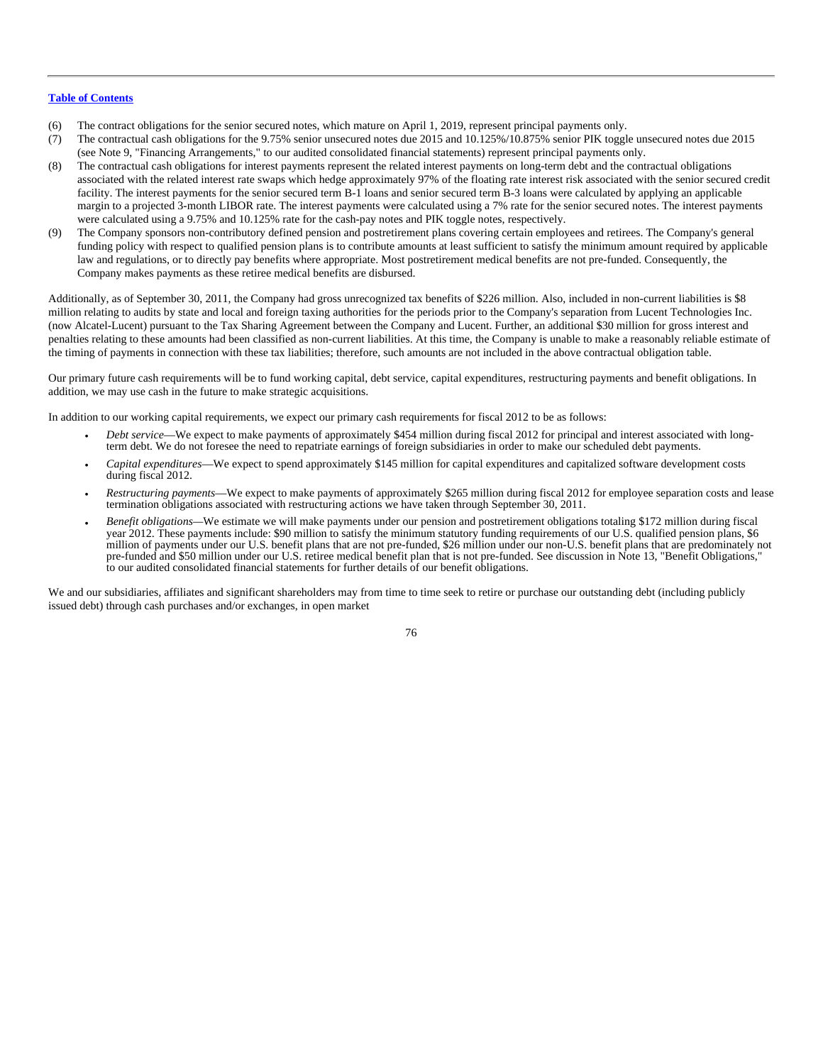[Table of Contents](#)

(6) The contract obligations for the senior secured notes, which mature on April 1, 2019, represent principal payments only.

(7) The contractual cash obligations for the 9.75% senior unsecured notes due 2015 and 10.125%/10.875% senior PIK toggle unsecured notes due 2015 (see Note 9, "Financing Arrangements," to our audited consolidated financial statements) represent principal payments only.

(8) The contractual cash obligations for interest payments represent the related interest payments on long-term debt and the contractual obligations associated with the related interest rate swaps which hedge approximately 97% of the floating rate interest risk associated with the senior secured credit facility. The interest payments for the senior secured term B-1 loans and senior secured term B-3 loans were calculated by applying an applicable margin to a projected 3-month LIBOR rate. The interest payments were calculated using a 7% rate for the senior secured notes. The interest payments were calculated using a 9.75% and 10.125% rate for the cash-pay notes and PIK toggle notes, respectively.

(9) The Company sponsors non-contributory defined pension and postretirement plans covering certain employees and retirees. The Company's general funding policy with respect to qualified pension plans is to contribute amounts at least sufficient to satisfy the minimum amount required by applicable law and regulations, or to directly pay benefits where appropriate. Most postretirement medical benefits are not pre-funded. Consequently, the Company makes payments as these retiree medical benefits are disbursed.

Additionally, as of September 30, 2011, the Company had gross unrecognized tax benefits of $226 million. Also, included in non-current liabilities is $8 million relating to audits by state and local and foreign taxing authorities for the periods prior to the Company's separation from Lucent Technologies Inc. (now Alcatel-Lucent) pursuant to the Tax Sharing Agreement between the Company and Lucent. Further, an additional $30 million for gross interest and penalties relating to these amounts had been classified as non-current liabilities. At this time, the Company is unable to make a reasonably reliable estimate of the timing of payments in connection with these tax liabilities; therefore, such amounts are not included in the above contractual obligation table.

Our primary future cash requirements will be to fund working capital, debt service, capital expenditures, restructuring payments and benefit obligations. In addition, we may use cash in the future to make strategic acquisitions.

In addition to our working capital requirements, we expect our primary cash requirements for fiscal 2012 to be as follows:

- *Debt service*—We expect to make payments of approximately $454 million during fiscal 2012 for principal and interest associated with long-term debt. We do not foresee the need to repatriate earnings of foreign subsidiaries in order to make our scheduled debt payments.
- *Capital expenditures*—We expect to spend approximately $145 million for capital expenditures and capitalized software development costs during fiscal 2012.
- *Restructuring payments*—We expect to make payments of approximately $265 million during fiscal 2012 for employee separation costs and lease termination obligations associated with restructuring actions we have taken through September 30, 2011.
- *Benefit obligations*—We estimate we will make payments under our pension and postretirement obligations totaling $172 million during fiscal year 2012. These payments include: $90 million to satisfy the minimum statutory funding requirements of our U.S. qualified pension plans, $6 million of payments under our U.S. benefit plans that are not pre-funded, $26 million under our non-U.S. benefit plans that are predominately not pre-funded and $50 million under our U.S. retiree medical benefit plan that is not pre-funded. See discussion in Note 13, "Benefit Obligations," to our audited consolidated financial statements for further details of our benefit obligations.

We and our subsidiaries, affiliates and significant shareholders may from time to time seek to retire or purchase our outstanding debt (including publicly issued debt) through cash purchases and/or exchanges, in open market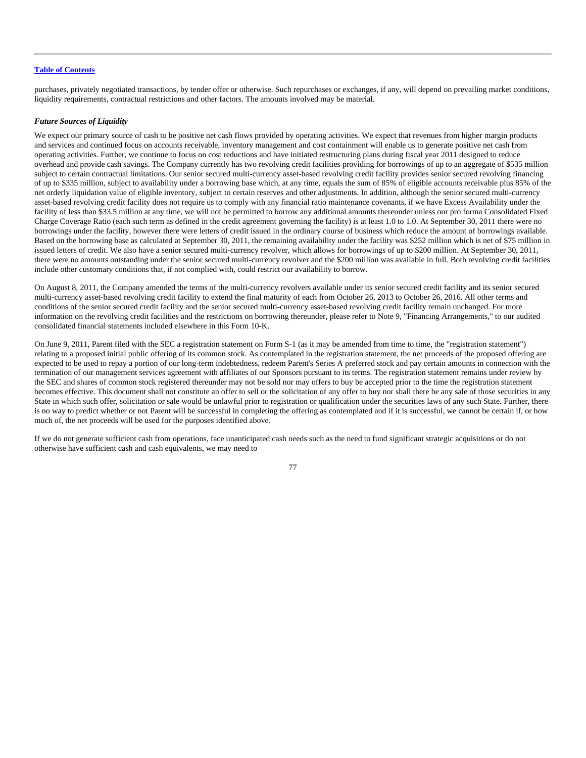purchases, privately negotiated transactions, by tender offer or otherwise. Such repurchases or exchanges, if any, will depend on prevailing market conditions, liquidity requirements, contractual restrictions and other factors. The amounts involved may be material.

***Future Sources of Liquidity***

We expect our primary source of cash to be positive net cash flows provided by operating activities. We expect that revenues from higher margin products and services and continued focus on accounts receivable, inventory management and cost containment will enable us to generate positive net cash from operating activities. Further, we continue to focus on cost reductions and have initiated restructuring plans during fiscal year 2011 designed to reduce overhead and provide cash savings. The Company currently has two revolving credit facilities providing for borrowings of up to an aggregate of $535 million subject to certain contractual limitations. Our senior secured multi-currency asset-based revolving credit facility provides senior secured revolving financing of up to $335 million, subject to availability under a borrowing base which, at any time, equals the sum of 85% of eligible accounts receivable plus 85% of the net orderly liquidation value of eligible inventory, subject to certain reserves and other adjustments. In addition, although the senior secured multi-currency asset-based revolving credit facility does not require us to comply with any financial ratio maintenance covenants, if we have Excess Availability under the facility of less than $33.5 million at any time, we will not be permitted to borrow any additional amounts thereunder unless our pro forma Consolidated Fixed Charge Coverage Ratio (each such term as defined in the credit agreement governing the facility) is at least 1.0 to 1.0. At September 30, 2011 there were no borrowings under the facility, however there were letters of credit issued in the ordinary course of business which reduce the amount of borrowings available. Based on the borrowing base as calculated at September 30, 2011, the remaining availability under the facility was $252 million which is net of $75 million in issued letters of credit. We also have a senior secured multi-currency revolver, which allows for borrowings of up to $200 million. At September 30, 2011, there were no amounts outstanding under the senior secured multi-currency revolver and the $200 million was available in full. Both revolving credit facilities include other customary conditions that, if not complied with, could restrict our availability to borrow.

On August 8, 2011, the Company amended the terms of the multi-currency revolvers available under its senior secured credit facility and its senior secured multi-currency asset-based revolving credit facility to extend the final maturity of each from October 26, 2013 to October 26, 2016. All other terms and conditions of the senior secured credit facility and the senior secured multi-currency asset-based revolving credit facility remain unchanged. For more information on the revolving credit facilities and the restrictions on borrowing thereunder, please refer to Note 9, "Financing Arrangements," to our audited consolidated financial statements included elsewhere in this Form 10-K.

On June 9, 2011, Parent filed with the SEC a registration statement on Form S-1 (as it may be amended from time to time, the "registration statement") relating to a proposed initial public offering of its common stock. As contemplated in the registration statement, the net proceeds of the proposed offering are expected to be used to repay a portion of our long-term indebtedness, redeem Parent's Series A preferred stock and pay certain amounts in connection with the termination of our management services agreement with affiliates of our Sponsors pursuant to its terms. The registration statement remains under review by the SEC and shares of common stock registered thereunder may not be sold nor may offers to buy be accepted prior to the time the registration statement becomes effective. This document shall not constitute an offer to sell or the solicitation of any offer to buy nor shall there be any sale of those securities in any State in which such offer, solicitation or sale would be unlawful prior to registration or qualification under the securities laws of any such State. Further, there is no way to predict whether or not Parent will be successful in completing the offering as contemplated and if it is successful, we cannot be certain if, or how much of, the net proceeds will be used for the purposes identified above.

If we do not generate sufficient cash from operations, face unanticipated cash needs such as the need to fund significant strategic acquisitions or do not otherwise have sufficient cash and cash equivalents, we may need to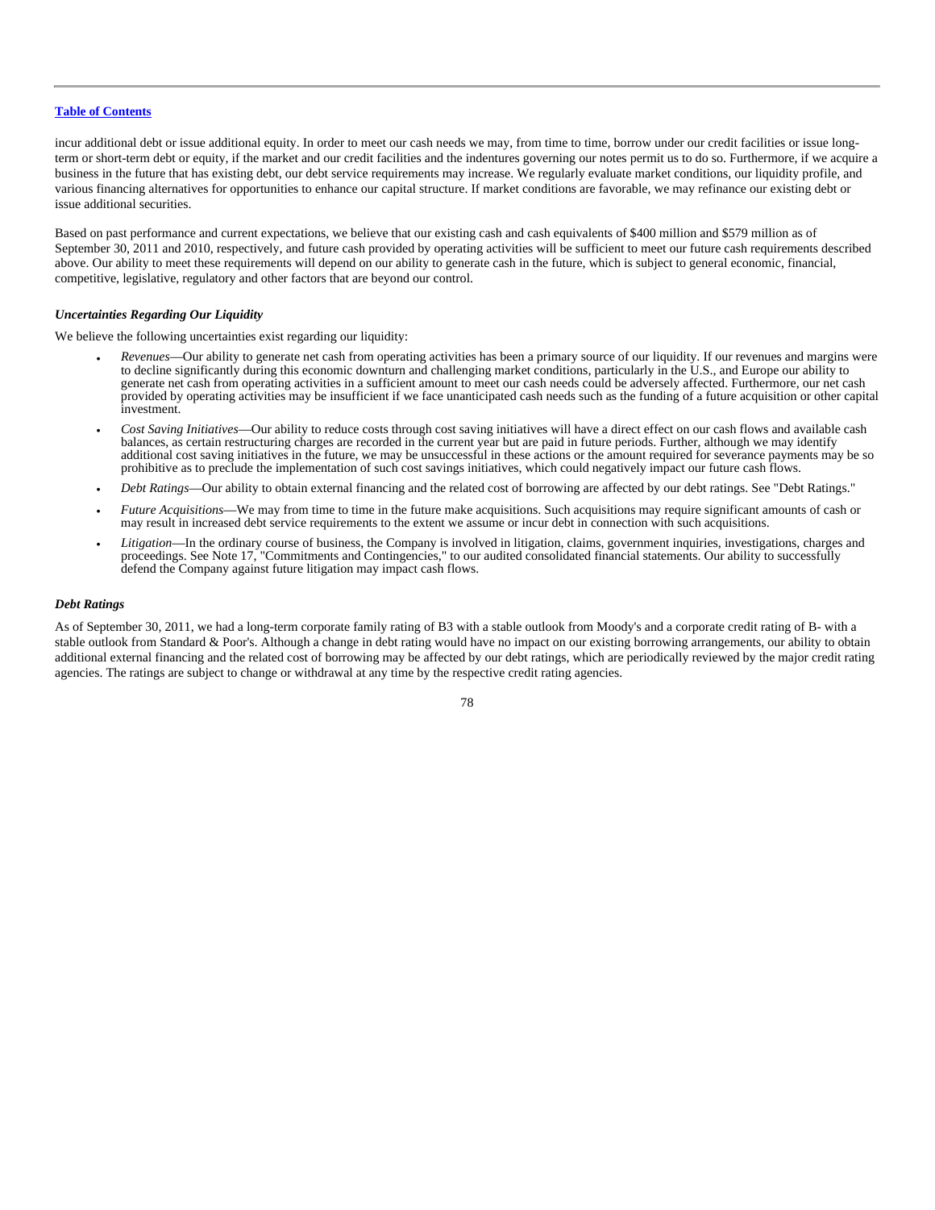incur additional debt or issue additional equity. In order to meet our cash needs we may, from time to time, borrow under our credit facilities or issue long-term or short-term debt or equity, if the market and our credit facilities and the indentures governing our notes permit us to do so. Furthermore, if we acquire a business in the future that has existing debt, our debt service requirements may increase. We regularly evaluate market conditions, our liquidity profile, and various financing alternatives for opportunities to enhance our capital structure. If market conditions are favorable, we may refinance our existing debt or issue additional securities.

Based on past performance and current expectations, we believe that our existing cash and cash equivalents of $400 million and $579 million as of September 30, 2011 and 2010, respectively, and future cash provided by operating activities will be sufficient to meet our future cash requirements described above. Our ability to meet these requirements will depend on our ability to generate cash in the future, which is subject to general economic, financial, competitive, legislative, regulatory and other factors that are beyond our control.

### *Uncertainties Regarding Our Liquidity*

We believe the following uncertainties exist regarding our liquidity:

- *Revenues*—Our ability to generate net cash from operating activities has been a primary source of our liquidity. If our revenues and margins were to decline significantly during this economic downturn and challenging market conditions, particularly in the U.S., and Europe our ability to generate net cash from operating activities in a sufficient amount to meet our cash needs could be adversely affected. Furthermore, our net cash provided by operating activities may be insufficient if we face unanticipated cash needs such as the funding of a future acquisition or other capital investment.
- *Cost Saving Initiatives*—Our ability to reduce costs through cost saving initiatives will have a direct effect on our cash flows and available cash balances, as certain restructuring charges are recorded in the current year but are paid in future periods. Further, although we may identify additional cost saving initiatives in the future, we may be unsuccessful in these actions or the amount required for severance payments may be so prohibitive as to preclude the implementation of such cost savings initiatives, which could negatively impact our future cash flows.
- *Debt Ratings*—Our ability to obtain external financing and the related cost of borrowing are affected by our debt ratings. See "Debt Ratings."
- *Future Acquisitions*—We may from time to time in the future make acquisitions. Such acquisitions may require significant amounts of cash or may result in increased debt service requirements to the extent we assume or incur debt in connection with such acquisitions.
- *Litigation*—In the ordinary course of business, the Company is involved in litigation, claims, government inquiries, investigations, charges and proceedings. See Note 17, "Commitments and Contingencies," to our audited consolidated financial statements. Our ability to successfully defend the Company against future litigation may impact cash flows.

### *Debt Ratings*

As of September 30, 2011, we had a long-term corporate family rating of B3 with a stable outlook from Moody's and a corporate credit rating of B- with a stable outlook from Standard & Poor's. Although a change in debt rating would have no impact on our existing borrowing arrangements, our ability to obtain additional external financing and the related cost of borrowing may be affected by our debt ratings, which are periodically reviewed by the major credit rating agencies. The ratings are subject to change or withdrawal at any time by the respective credit rating agencies.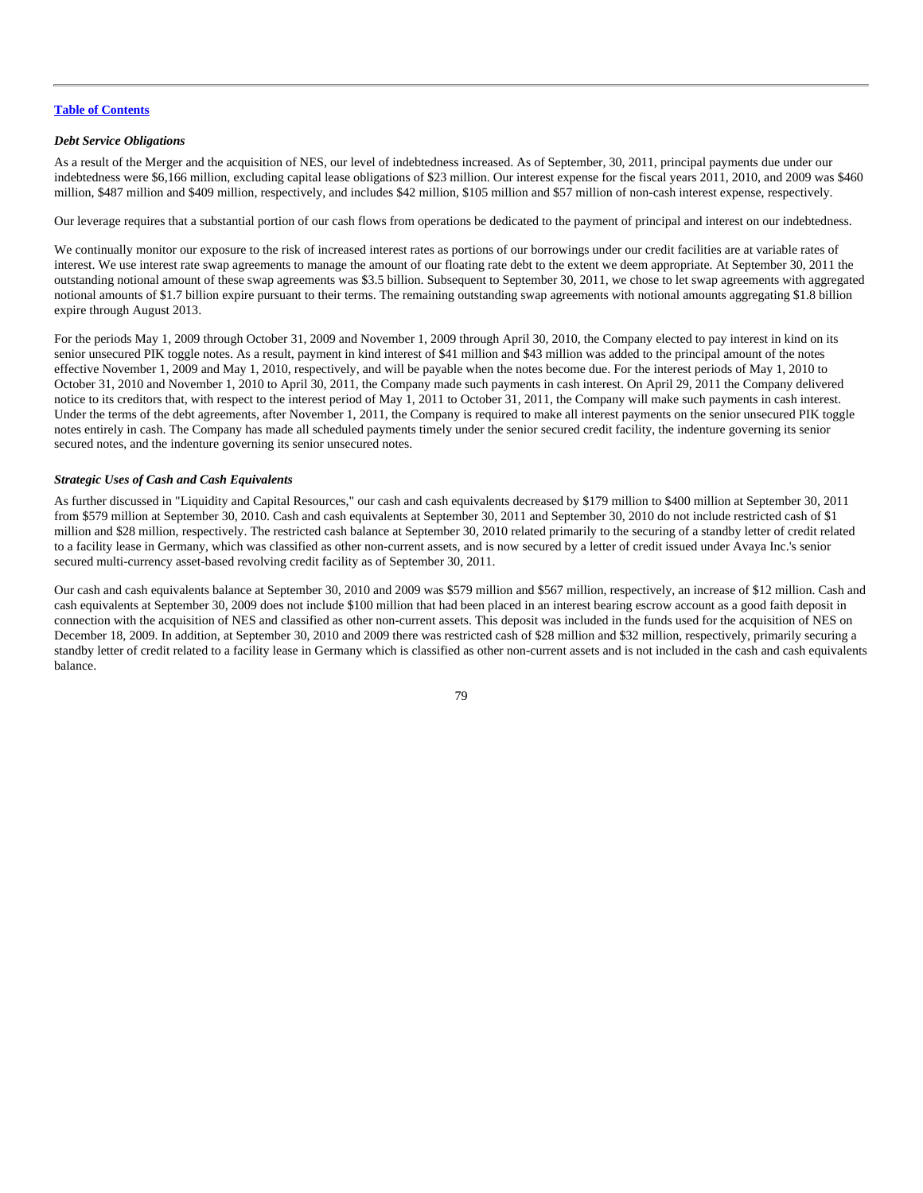[Table of Contents](#)

***Debt Service Obligations***

As a result of the Merger and the acquisition of NES, our level of indebtedness increased. As of September, 30, 2011, principal payments due under our indebtedness were $6,166 million, excluding capital lease obligations of $23 million. Our interest expense for the fiscal years 2011, 2010, and 2009 was $460 million, $487 million and $409 million, respectively, and includes $42 million, $105 million and $57 million of non-cash interest expense, respectively.

Our leverage requires that a substantial portion of our cash flows from operations be dedicated to the payment of principal and interest on our indebtedness.

We continually monitor our exposure to the risk of increased interest rates as portions of our borrowings under our credit facilities are at variable rates of interest. We use interest rate swap agreements to manage the amount of our floating rate debt to the extent we deem appropriate. At September 30, 2011 the outstanding notional amount of these swap agreements was $3.5 billion. Subsequent to September 30, 2011, we chose to let swap agreements with aggregated notional amounts of $1.7 billion expire pursuant to their terms. The remaining outstanding swap agreements with notional amounts aggregating $1.8 billion expire through August 2013.

For the periods May 1, 2009 through October 31, 2009 and November 1, 2009 through April 30, 2010, the Company elected to pay interest in kind on its senior unsecured PIK toggle notes. As a result, payment in kind interest of $41 million and $43 million was added to the principal amount of the notes effective November 1, 2009 and May 1, 2010, respectively, and will be payable when the notes become due. For the interest periods of May 1, 2010 to October 31, 2010 and November 1, 2010 to April 30, 2011, the Company made such payments in cash interest. On April 29, 2011 the Company delivered notice to its creditors that, with respect to the interest period of May 1, 2011 to October 31, 2011, the Company will make such payments in cash interest. Under the terms of the debt agreements, after November 1, 2011, the Company is required to make all interest payments on the senior unsecured PIK toggle notes entirely in cash. The Company has made all scheduled payments timely under the senior secured credit facility, the indenture governing its senior secured notes, and the indenture governing its senior unsecured notes.

***Strategic Uses of Cash and Cash Equivalents***

As further discussed in "Liquidity and Capital Resources," our cash and cash equivalents decreased by $179 million to $400 million at September 30, 2011 from $579 million at September 30, 2010. Cash and cash equivalents at September 30, 2011 and September 30, 2010 do not include restricted cash of $1 million and $28 million, respectively. The restricted cash balance at September 30, 2010 related primarily to the securing of a standby letter of credit related to a facility lease in Germany, which was classified as other non-current assets, and is now secured by a letter of credit issued under Avaya Inc.'s senior secured multi-currency asset-based revolving credit facility as of September 30, 2011.

Our cash and cash equivalents balance at September 30, 2010 and 2009 was $579 million and $567 million, respectively, an increase of $12 million. Cash and cash equivalents at September 30, 2009 does not include $100 million that had been placed in an interest bearing escrow account as a good faith deposit in connection with the acquisition of NES and classified as other non-current assets. This deposit was included in the funds used for the acquisition of NES on December 18, 2009. In addition, at September 30, 2010 and 2009 there was restricted cash of $28 million and $32 million, respectively, primarily securing a standby letter of credit related to a facility lease in Germany which is classified as other non-current assets and is not included in the cash and cash equivalents balance.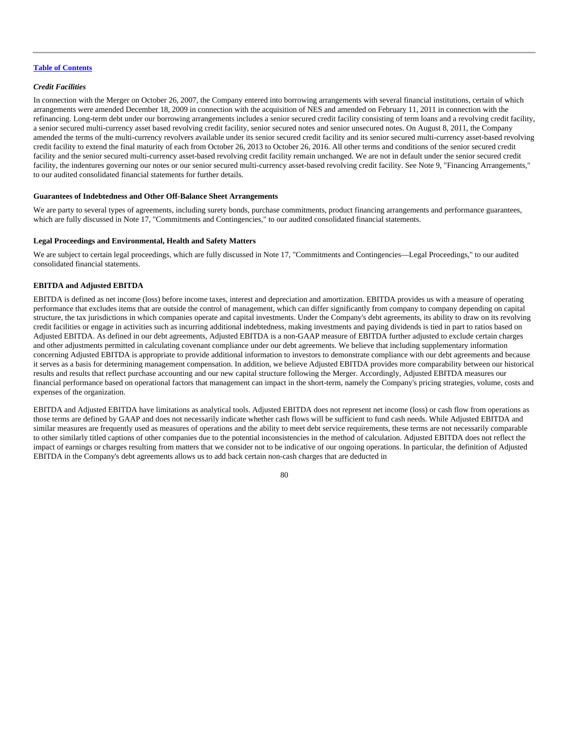[Table of Contents](#)

*Credit Facilities*

In connection with the Merger on October 26, 2007, the Company entered into borrowing arrangements with several financial institutions, certain of which arrangements were amended December 18, 2009 in connection with the acquisition of NES and amended on February 11, 2011 in connection with the refinancing. Long-term debt under our borrowing arrangements includes a senior secured credit facility consisting of term loans and a revolving credit facility, a senior secured multi-currency asset based revolving credit facility, senior secured notes and senior unsecured notes. On August 8, 2011, the Company amended the terms of the multi-currency revolvers available under its senior secured credit facility and its senior secured multi-currency asset-based revolving credit facility to extend the final maturity of each from October 26, 2013 to October 26, 2016. All other terms and conditions of the senior secured credit facility and the senior secured multi-currency asset-based revolving credit facility remain unchanged. We are not in default under the senior secured credit facility, the indentures governing our notes or our senior secured multi-currency asset-based revolving credit facility. See Note 9, "Financing Arrangements," to our audited consolidated financial statements for further details.

**Guarantees of Indebtedness and Other Off-Balance Sheet Arrangements**

We are party to several types of agreements, including surety bonds, purchase commitments, product financing arrangements and performance guarantees, which are fully discussed in Note 17, "Commitments and Contingencies," to our audited consolidated financial statements.

**Legal Proceedings and Environmental, Health and Safety Matters**

We are subject to certain legal proceedings, which are fully discussed in Note 17, "Commitments and Contingencies—Legal Proceedings," to our audited consolidated financial statements.

**EBITDA and Adjusted EBITDA**

EBITDA is defined as net income (loss) before income taxes, interest and depreciation and amortization. EBITDA provides us with a measure of operating performance that excludes items that are outside the control of management, which can differ significantly from company to company depending on capital structure, the tax jurisdictions in which companies operate and capital investments. Under the Company's debt agreements, its ability to draw on its revolving credit facilities or engage in activities such as incurring additional indebtedness, making investments and paying dividends is tied in part to ratios based on Adjusted EBITDA. As defined in our debt agreements, Adjusted EBITDA is a non-GAAP measure of EBITDA further adjusted to exclude certain charges and other adjustments permitted in calculating covenant compliance under our debt agreements. We believe that including supplementary information concerning Adjusted EBITDA is appropriate to provide additional information to investors to demonstrate compliance with our debt agreements and because it serves as a basis for determining management compensation. In addition, we believe Adjusted EBITDA provides more comparability between our historical results and results that reflect purchase accounting and our new capital structure following the Merger. Accordingly, Adjusted EBITDA measures our financial performance based on operational factors that management can impact in the short-term, namely the Company's pricing strategies, volume, costs and expenses of the organization.

EBITDA and Adjusted EBITDA have limitations as analytical tools. Adjusted EBITDA does not represent net income (loss) or cash flow from operations as those terms are defined by GAAP and does not necessarily indicate whether cash flows will be sufficient to fund cash needs. While Adjusted EBITDA and similar measures are frequently used as measures of operations and the ability to meet debt service requirements, these terms are not necessarily comparable to other similarly titled captions of other companies due to the potential inconsistencies in the method of calculation. Adjusted EBITDA does not reflect the impact of earnings or charges resulting from matters that we consider not to be indicative of our ongoing operations. In particular, the definition of Adjusted EBITDA in the Company's debt agreements allows us to add back certain non-cash charges that are deducted in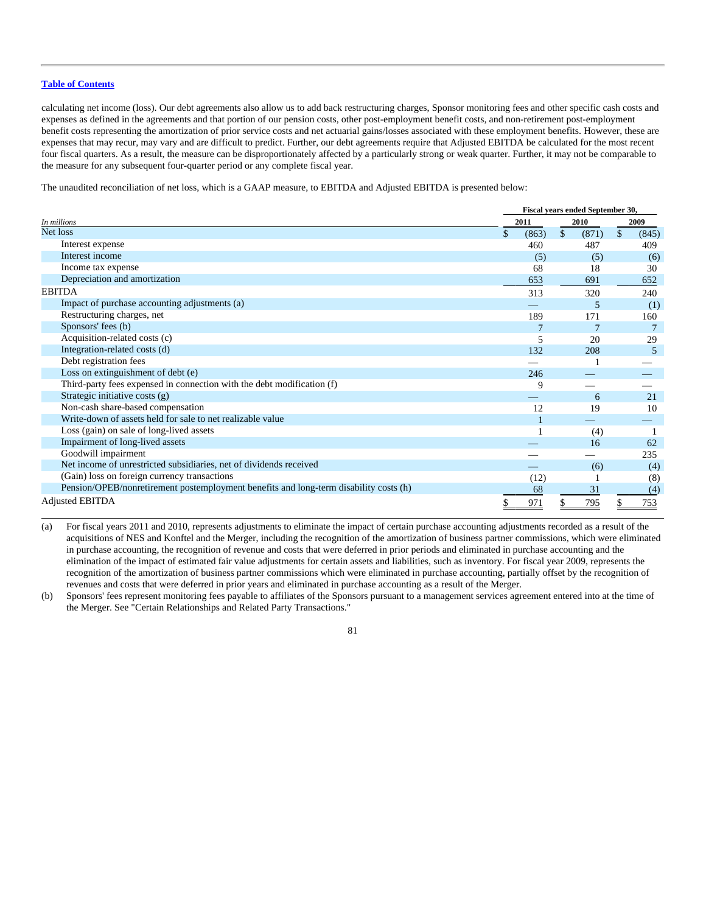[Table of Contents](#)

calculating net income (loss). Our debt agreements also allow us to add back restructuring charges, Sponsor monitoring fees and other specific cash costs and expenses as defined in the agreements and that portion of our pension costs, other post-employment benefit costs, and non-retirement post-employment benefit costs representing the amortization of prior service costs and net actuarial gains/losses associated with these employment benefits. However, these are expenses that may recur, may vary and are difficult to predict. Further, our debt agreements require that Adjusted EBITDA be calculated for the most recent four fiscal quarters. As a result, the measure can be disproportionately affected by a particularly strong or weak quarter. Further, it may not be comparable to the measure for any subsequent four-quarter period or any complete fiscal year.

The unaudited reconciliation of net loss, which is a GAAP measure, to EBITDA and Adjusted EBITDA is presented below:

| *In millions* | Fiscal years ended September 30, | | |
|---|---|---|---|
| | 2011 | 2010 | 2009 |
| Net loss | $ (863) | $ (871) | $ (845) |
| Interest expense | 460 | 487 | 409 |
| Interest income | (5) | (5) | (6) |
| Income tax expense | 68 | 18 | 30 |
| Depreciation and amortization | 653 | 691 | 652 |
| EBITDA | 313 | 320 | 240 |
| Impact of purchase accounting adjustments (a) | — | 5 | (1) |
| Restructuring charges, net | 189 | 171 | 160 |
| Sponsors' fees (b) | 7 | 7 | 7 |
| Acquisition-related costs (c) | 5 | 20 | 29 |
| Integration-related costs (d) | 132 | 208 | 5 |
| Debt registration fees | — | 1 | — |
| Loss on extinguishment of debt (e) | 246 | — | — |
| Third-party fees expensed in connection with the debt modification (f) | 9 | — | — |
| Strategic initiative costs (g) | — | 6 | 21 |
| Non-cash share-based compensation | 12 | 19 | 10 |
| Write-down of assets held for sale to net realizable value | 1 | — | — |
| Loss (gain) on sale of long-lived assets | 1 | (4) | 1 |
| Impairment of long-lived assets | — | 16 | 62 |
| Goodwill impairment | — | — | 235 |
| Net income of unrestricted subsidiaries, net of dividends received | — | (6) | (4) |
| (Gain) loss on foreign currency transactions | (12) | 1 | (8) |
| Pension/OPEB/nonretirement postemployment benefits and long-term disability costs (h) | 68 | 31 | (4) |
| Adjusted EBITDA | $ 971 | $ 795 | $ 753 |

(a) For fiscal years 2011 and 2010, represents adjustments to eliminate the impact of certain purchase accounting adjustments recorded as a result of the acquisitions of NES and Konftel and the Merger, including the recognition of the amortization of business partner commissions, which were eliminated in purchase accounting, the recognition of revenue and costs that were deferred in prior periods and eliminated in purchase accounting and the elimination of the impact of estimated fair value adjustments for certain assets and liabilities, such as inventory. For fiscal year 2009, represents the recognition of the amortization of business partner commissions which were eliminated in purchase accounting, partially offset by the recognition of revenues and costs that were deferred in prior years and eliminated in purchase accounting as a result of the Merger.

(b) Sponsors' fees represent monitoring fees payable to affiliates of the Sponsors pursuant to a management services agreement entered into at the time of the Merger. See "Certain Relationships and Related Party Transactions."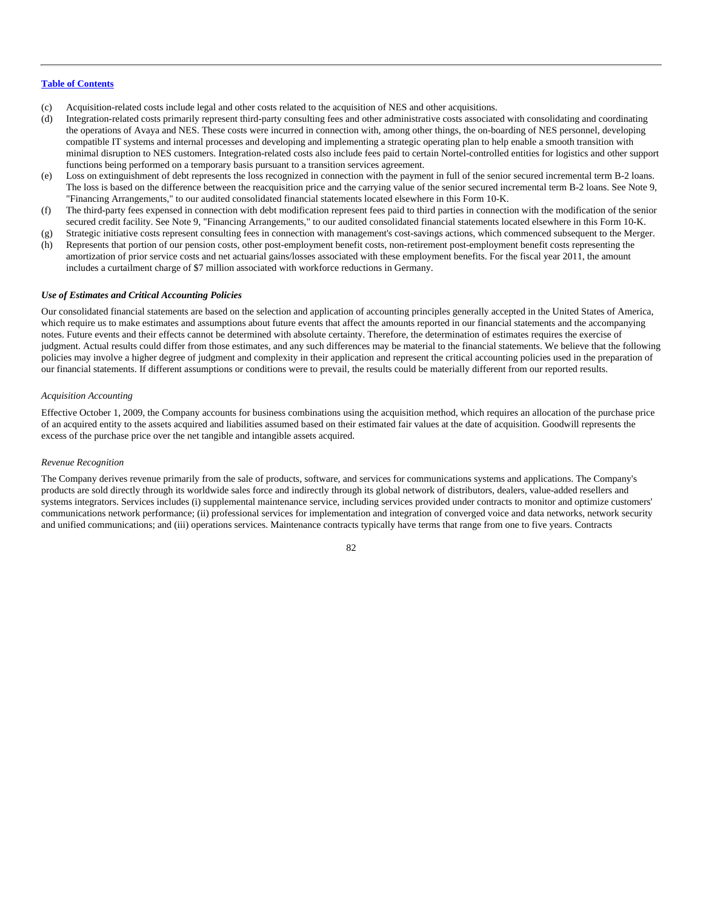(c) Acquisition-related costs include legal and other costs related to the acquisition of NES and other acquisitions.

(d) Integration-related costs primarily represent third-party consulting fees and other administrative costs associated with consolidating and coordinating the operations of Avaya and NES. These costs were incurred in connection with, among other things, the on-boarding of NES personnel, developing compatible IT systems and internal processes and developing and implementing a strategic operating plan to help enable a smooth transition with minimal disruption to NES customers. Integration-related costs also include fees paid to certain Nortel-controlled entities for logistics and other support functions being performed on a temporary basis pursuant to a transition services agreement.

(e) Loss on extinguishment of debt represents the loss recognized in connection with the payment in full of the senior secured incremental term B-2 loans. The loss is based on the difference between the reacquisition price and the carrying value of the senior secured incremental term B-2 loans. See Note 9, "Financing Arrangements," to our audited consolidated financial statements located elsewhere in this Form 10-K.

(f) The third-party fees expensed in connection with debt modification represent fees paid to third parties in connection with the modification of the senior secured credit facility. See Note 9, "Financing Arrangements," to our audited consolidated financial statements located elsewhere in this Form 10-K.

(g) Strategic initiative costs represent consulting fees in connection with management's cost-savings actions, which commenced subsequent to the Merger.

(h) Represents that portion of our pension costs, other post-employment benefit costs, non-retirement post-employment benefit costs representing the amortization of prior service costs and net actuarial gains/losses associated with these employment benefits. For the fiscal year 2011, the amount includes a curtailment charge of $7 million associated with workforce reductions in Germany.

***Use of Estimates and Critical Accounting Policies***

Our consolidated financial statements are based on the selection and application of accounting principles generally accepted in the United States of America, which require us to make estimates and assumptions about future events that affect the amounts reported in our financial statements and the accompanying notes. Future events and their effects cannot be determined with absolute certainty. Therefore, the determination of estimates requires the exercise of judgment. Actual results could differ from those estimates, and any such differences may be material to the financial statements. We believe that the following policies may involve a higher degree of judgment and complexity in their application and represent the critical accounting policies used in the preparation of our financial statements. If different assumptions or conditions were to prevail, the results could be materially different from our reported results.

*Acquisition Accounting*

Effective October 1, 2009, the Company accounts for business combinations using the acquisition method, which requires an allocation of the purchase price of an acquired entity to the assets acquired and liabilities assumed based on their estimated fair values at the date of acquisition. Goodwill represents the excess of the purchase price over the net tangible and intangible assets acquired.

*Revenue Recognition*

The Company derives revenue primarily from the sale of products, software, and services for communications systems and applications. The Company's products are sold directly through its worldwide sales force and indirectly through its global network of distributors, dealers, value-added resellers and systems integrators. Services includes (i) supplemental maintenance service, including services provided under contracts to monitor and optimize customers' communications network performance; (ii) professional services for implementation and integration of converged voice and data networks, network security and unified communications; and (iii) operations services. Maintenance contracts typically have terms that range from one to five years. Contracts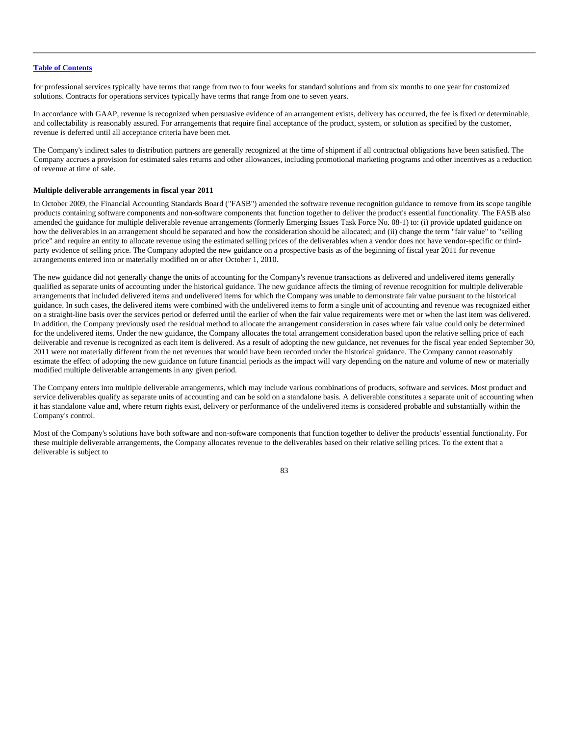for professional services typically have terms that range from two to four weeks for standard solutions and from six months to one year for customized solutions. Contracts for operations services typically have terms that range from one to seven years.

In accordance with GAAP, revenue is recognized when persuasive evidence of an arrangement exists, delivery has occurred, the fee is fixed or determinable, and collectability is reasonably assured. For arrangements that require final acceptance of the product, system, or solution as specified by the customer, revenue is deferred until all acceptance criteria have been met.

The Company's indirect sales to distribution partners are generally recognized at the time of shipment if all contractual obligations have been satisfied. The Company accrues a provision for estimated sales returns and other allowances, including promotional marketing programs and other incentives as a reduction of revenue at time of sale.

**Multiple deliverable arrangements in fiscal year 2011**

In October 2009, the Financial Accounting Standards Board ("FASB") amended the software revenue recognition guidance to remove from its scope tangible products containing software components and non-software components that function together to deliver the product's essential functionality. The FASB also amended the guidance for multiple deliverable revenue arrangements (formerly Emerging Issues Task Force No. 08-1) to: (i) provide updated guidance on how the deliverables in an arrangement should be separated and how the consideration should be allocated; and (ii) change the term "fair value" to "selling price" and require an entity to allocate revenue using the estimated selling prices of the deliverables when a vendor does not have vendor-specific or third-party evidence of selling price. The Company adopted the new guidance on a prospective basis as of the beginning of fiscal year 2011 for revenue arrangements entered into or materially modified on or after October 1, 2010.

The new guidance did not generally change the units of accounting for the Company's revenue transactions as delivered and undelivered items generally qualified as separate units of accounting under the historical guidance. The new guidance affects the timing of revenue recognition for multiple deliverable arrangements that included delivered items and undelivered items for which the Company was unable to demonstrate fair value pursuant to the historical guidance. In such cases, the delivered items were combined with the undelivered items to form a single unit of accounting and revenue was recognized either on a straight-line basis over the services period or deferred until the earlier of when the fair value requirements were met or when the last item was delivered. In addition, the Company previously used the residual method to allocate the arrangement consideration in cases where fair value could only be determined for the undelivered items. Under the new guidance, the Company allocates the total arrangement consideration based upon the relative selling price of each deliverable and revenue is recognized as each item is delivered. As a result of adopting the new guidance, net revenues for the fiscal year ended September 30, 2011 were not materially different from the net revenues that would have been recorded under the historical guidance. The Company cannot reasonably estimate the effect of adopting the new guidance on future financial periods as the impact will vary depending on the nature and volume of new or materially modified multiple deliverable arrangements in any given period.

The Company enters into multiple deliverable arrangements, which may include various combinations of products, software and services. Most product and service deliverables qualify as separate units of accounting and can be sold on a standalone basis. A deliverable constitutes a separate unit of accounting when it has standalone value and, where return rights exist, delivery or performance of the undelivered items is considered probable and substantially within the Company's control.

Most of the Company's solutions have both software and non-software components that function together to deliver the products' essential functionality. For these multiple deliverable arrangements, the Company allocates revenue to the deliverables based on their relative selling prices. To the extent that a deliverable is subject to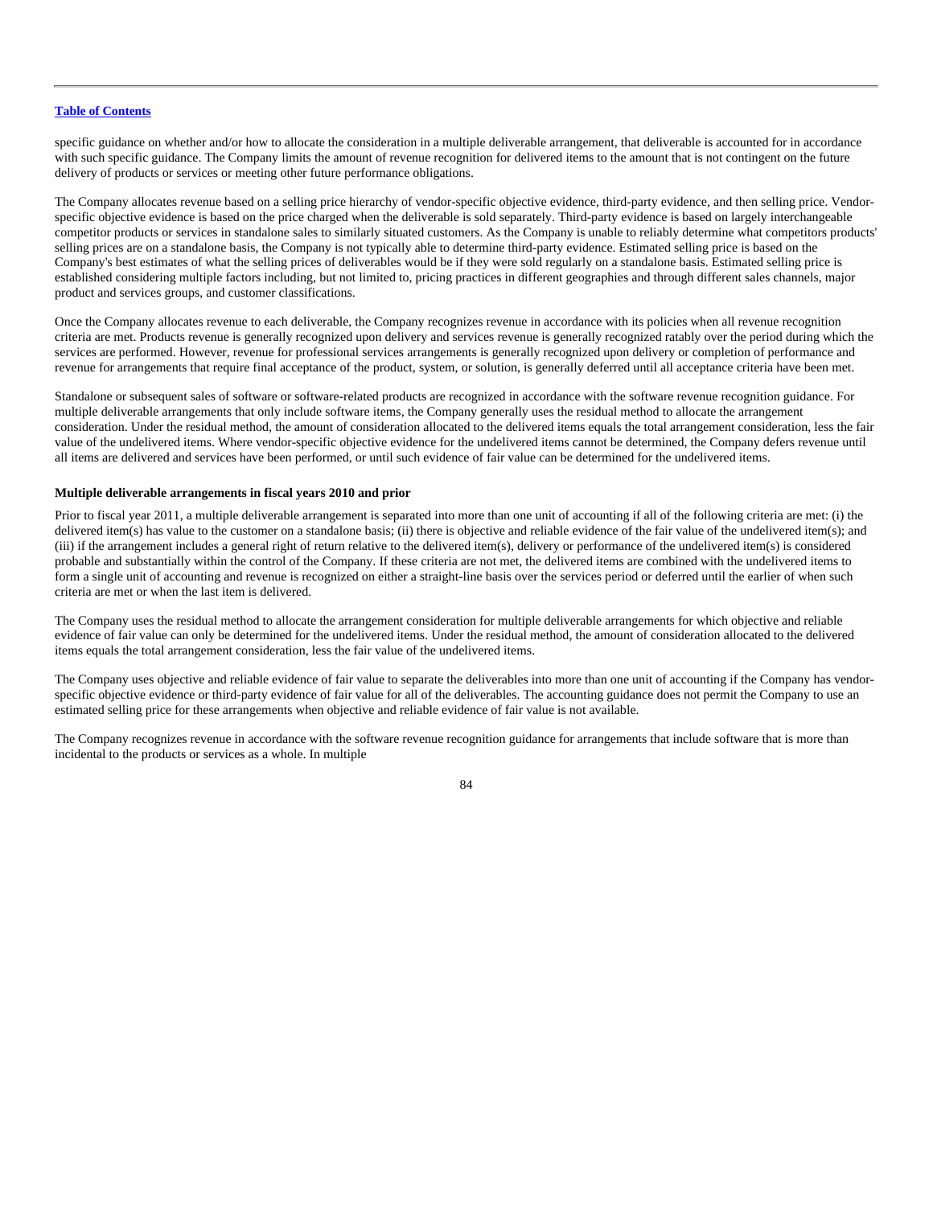specific guidance on whether and/or how to allocate the consideration in a multiple deliverable arrangement, that deliverable is accounted for in accordance with such specific guidance. The Company limits the amount of revenue recognition for delivered items to the amount that is not contingent on the future delivery of products or services or meeting other future performance obligations.

The Company allocates revenue based on a selling price hierarchy of vendor-specific objective evidence, third-party evidence, and then selling price. Vendor-specific objective evidence is based on the price charged when the deliverable is sold separately. Third-party evidence is based on largely interchangeable competitor products or services in standalone sales to similarly situated customers. As the Company is unable to reliably determine what competitors products' selling prices are on a standalone basis, the Company is not typically able to determine third-party evidence. Estimated selling price is based on the Company's best estimates of what the selling prices of deliverables would be if they were sold regularly on a standalone basis. Estimated selling price is established considering multiple factors including, but not limited to, pricing practices in different geographies and through different sales channels, major product and services groups, and customer classifications.

Once the Company allocates revenue to each deliverable, the Company recognizes revenue in accordance with its policies when all revenue recognition criteria are met. Products revenue is generally recognized upon delivery and services revenue is generally recognized ratably over the period during which the services are performed. However, revenue for professional services arrangements is generally recognized upon delivery or completion of performance and revenue for arrangements that require final acceptance of the product, system, or solution, is generally deferred until all acceptance criteria have been met.

Standalone or subsequent sales of software or software-related products are recognized in accordance with the software revenue recognition guidance. For multiple deliverable arrangements that only include software items, the Company generally uses the residual method to allocate the arrangement consideration. Under the residual method, the amount of consideration allocated to the delivered items equals the total arrangement consideration, less the fair value of the undelivered items. Where vendor-specific objective evidence for the undelivered items cannot be determined, the Company defers revenue until all items are delivered and services have been performed, or until such evidence of fair value can be determined for the undelivered items.

**Multiple deliverable arrangements in fiscal years 2010 and prior**

Prior to fiscal year 2011, a multiple deliverable arrangement is separated into more than one unit of accounting if all of the following criteria are met: (i) the delivered item(s) has value to the customer on a standalone basis; (ii) there is objective and reliable evidence of the fair value of the undelivered item(s); and (iii) if the arrangement includes a general right of return relative to the delivered item(s), delivery or performance of the undelivered item(s) is considered probable and substantially within the control of the Company. If these criteria are not met, the delivered items are combined with the undelivered items to form a single unit of accounting and revenue is recognized on either a straight-line basis over the services period or deferred until the earlier of when such criteria are met or when the last item is delivered.

The Company uses the residual method to allocate the arrangement consideration for multiple deliverable arrangements for which objective and reliable evidence of fair value can only be determined for the undelivered items. Under the residual method, the amount of consideration allocated to the delivered items equals the total arrangement consideration, less the fair value of the undelivered items.

The Company uses objective and reliable evidence of fair value to separate the deliverables into more than one unit of accounting if the Company has vendor-specific objective evidence or third-party evidence of fair value for all of the deliverables. The accounting guidance does not permit the Company to use an estimated selling price for these arrangements when objective and reliable evidence of fair value is not available.

The Company recognizes revenue in accordance with the software revenue recognition guidance for arrangements that include software that is more than incidental to the products or services as a whole. In multiple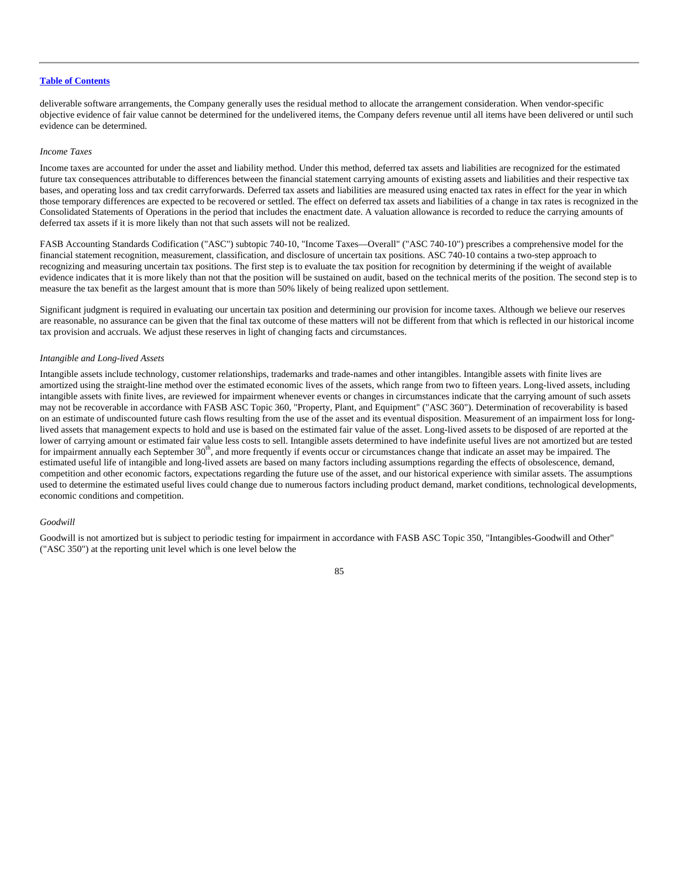deliverable software arrangements, the Company generally uses the residual method to allocate the arrangement consideration. When vendor-specific objective evidence of fair value cannot be determined for the undelivered items, the Company defers revenue until all items have been delivered or until such evidence can be determined.

*Income Taxes*

Income taxes are accounted for under the asset and liability method. Under this method, deferred tax assets and liabilities are recognized for the estimated future tax consequences attributable to differences between the financial statement carrying amounts of existing assets and liabilities and their respective tax bases, and operating loss and tax credit carryforwards. Deferred tax assets and liabilities are measured using enacted tax rates in effect for the year in which those temporary differences are expected to be recovered or settled. The effect on deferred tax assets and liabilities of a change in tax rates is recognized in the Consolidated Statements of Operations in the period that includes the enactment date. A valuation allowance is recorded to reduce the carrying amounts of deferred tax assets if it is more likely than not that such assets will not be realized.

FASB Accounting Standards Codification ("ASC") subtopic 740-10, "Income Taxes—Overall" ("ASC 740-10") prescribes a comprehensive model for the financial statement recognition, measurement, classification, and disclosure of uncertain tax positions. ASC 740-10 contains a two-step approach to recognizing and measuring uncertain tax positions. The first step is to evaluate the tax position for recognition by determining if the weight of available evidence indicates that it is more likely than not that the position will be sustained on audit, based on the technical merits of the position. The second step is to measure the tax benefit as the largest amount that is more than 50% likely of being realized upon settlement.

Significant judgment is required in evaluating our uncertain tax position and determining our provision for income taxes. Although we believe our reserves are reasonable, no assurance can be given that the final tax outcome of these matters will not be different from that which is reflected in our historical income tax provision and accruals. We adjust these reserves in light of changing facts and circumstances.

*Intangible and Long-lived Assets*

Intangible assets include technology, customer relationships, trademarks and trade-names and other intangibles. Intangible assets with finite lives are amortized using the straight-line method over the estimated economic lives of the assets, which range from two to fifteen years. Long-lived assets, including intangible assets with finite lives, are reviewed for impairment whenever events or changes in circumstances indicate that the carrying amount of such assets may not be recoverable in accordance with FASB ASC Topic 360, "Property, Plant, and Equipment" ("ASC 360"). Determination of recoverability is based on an estimate of undiscounted future cash flows resulting from the use of the asset and its eventual disposition. Measurement of an impairment loss for long-lived assets that management expects to hold and use is based on the estimated fair value of the asset. Long-lived assets to be disposed of are reported at the lower of carrying amount or estimated fair value less costs to sell. Intangible assets determined to have indefinite useful lives are not amortized but are tested for impairment annually each September 30th, and more frequently if events occur or circumstances change that indicate an asset may be impaired. The estimated useful life of intangible and long-lived assets are based on many factors including assumptions regarding the effects of obsolescence, demand, competition and other economic factors, expectations regarding the future use of the asset, and our historical experience with similar assets. The assumptions used to determine the estimated useful lives could change due to numerous factors including product demand, market conditions, technological developments, economic conditions and competition.

*Goodwill*

Goodwill is not amortized but is subject to periodic testing for impairment in accordance with FASB ASC Topic 350, "Intangibles-Goodwill and Other" ("ASC 350") at the reporting unit level which is one level below the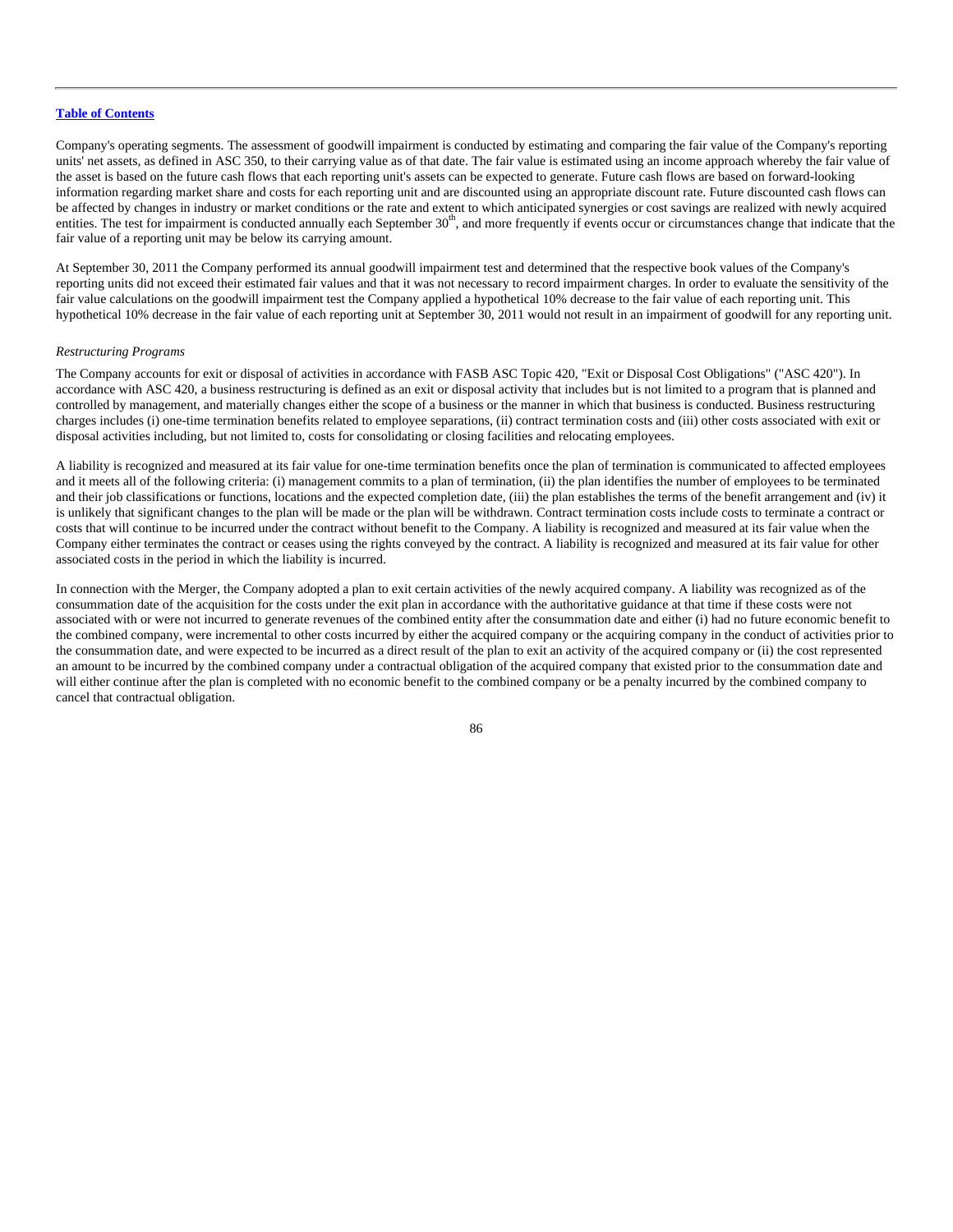Company's operating segments. The assessment of goodwill impairment is conducted by estimating and comparing the fair value of the Company's reporting units' net assets, as defined in ASC 350, to their carrying value as of that date. The fair value is estimated using an income approach whereby the fair value of the asset is based on the future cash flows that each reporting unit's assets can be expected to generate. Future cash flows are based on forward-looking information regarding market share and costs for each reporting unit and are discounted using an appropriate discount rate. Future discounted cash flows can be affected by changes in industry or market conditions or the rate and extent to which anticipated synergies or cost savings are realized with newly acquired entities. The test for impairment is conducted annually each September 30th, and more frequently if events occur or circumstances change that indicate that the fair value of a reporting unit may be below its carrying amount.

At September 30, 2011 the Company performed its annual goodwill impairment test and determined that the respective book values of the Company's reporting units did not exceed their estimated fair values and that it was not necessary to record impairment charges. In order to evaluate the sensitivity of the fair value calculations on the goodwill impairment test the Company applied a hypothetical 10% decrease to the fair value of each reporting unit. This hypothetical 10% decrease in the fair value of each reporting unit at September 30, 2011 would not result in an impairment of goodwill for any reporting unit.

*Restructuring Programs*

The Company accounts for exit or disposal of activities in accordance with FASB ASC Topic 420, "Exit or Disposal Cost Obligations" ("ASC 420"). In accordance with ASC 420, a business restructuring is defined as an exit or disposal activity that includes but is not limited to a program that is planned and controlled by management, and materially changes either the scope of a business or the manner in which that business is conducted. Business restructuring charges includes (i) one-time termination benefits related to employee separations, (ii) contract termination costs and (iii) other costs associated with exit or disposal activities including, but not limited to, costs for consolidating or closing facilities and relocating employees.

A liability is recognized and measured at its fair value for one-time termination benefits once the plan of termination is communicated to affected employees and it meets all of the following criteria: (i) management commits to a plan of termination, (ii) the plan identifies the number of employees to be terminated and their job classifications or functions, locations and the expected completion date, (iii) the plan establishes the terms of the benefit arrangement and (iv) it is unlikely that significant changes to the plan will be made or the plan will be withdrawn. Contract termination costs include costs to terminate a contract or costs that will continue to be incurred under the contract without benefit to the Company. A liability is recognized and measured at its fair value when the Company either terminates the contract or ceases using the rights conveyed by the contract. A liability is recognized and measured at its fair value for other associated costs in the period in which the liability is incurred.

In connection with the Merger, the Company adopted a plan to exit certain activities of the newly acquired company. A liability was recognized as of the consummation date of the acquisition for the costs under the exit plan in accordance with the authoritative guidance at that time if these costs were not associated with or were not incurred to generate revenues of the combined entity after the consummation date and either (i) had no future economic benefit to the combined company, were incremental to other costs incurred by either the acquired company or the acquiring company in the conduct of activities prior to the consummation date, and were expected to be incurred as a direct result of the plan to exit an activity of the acquired company or (ii) the cost represented an amount to be incurred by the combined company under a contractual obligation of the acquired company that existed prior to the consummation date and will either continue after the plan is completed with no economic benefit to the combined company or be a penalty incurred by the combined company to cancel that contractual obligation.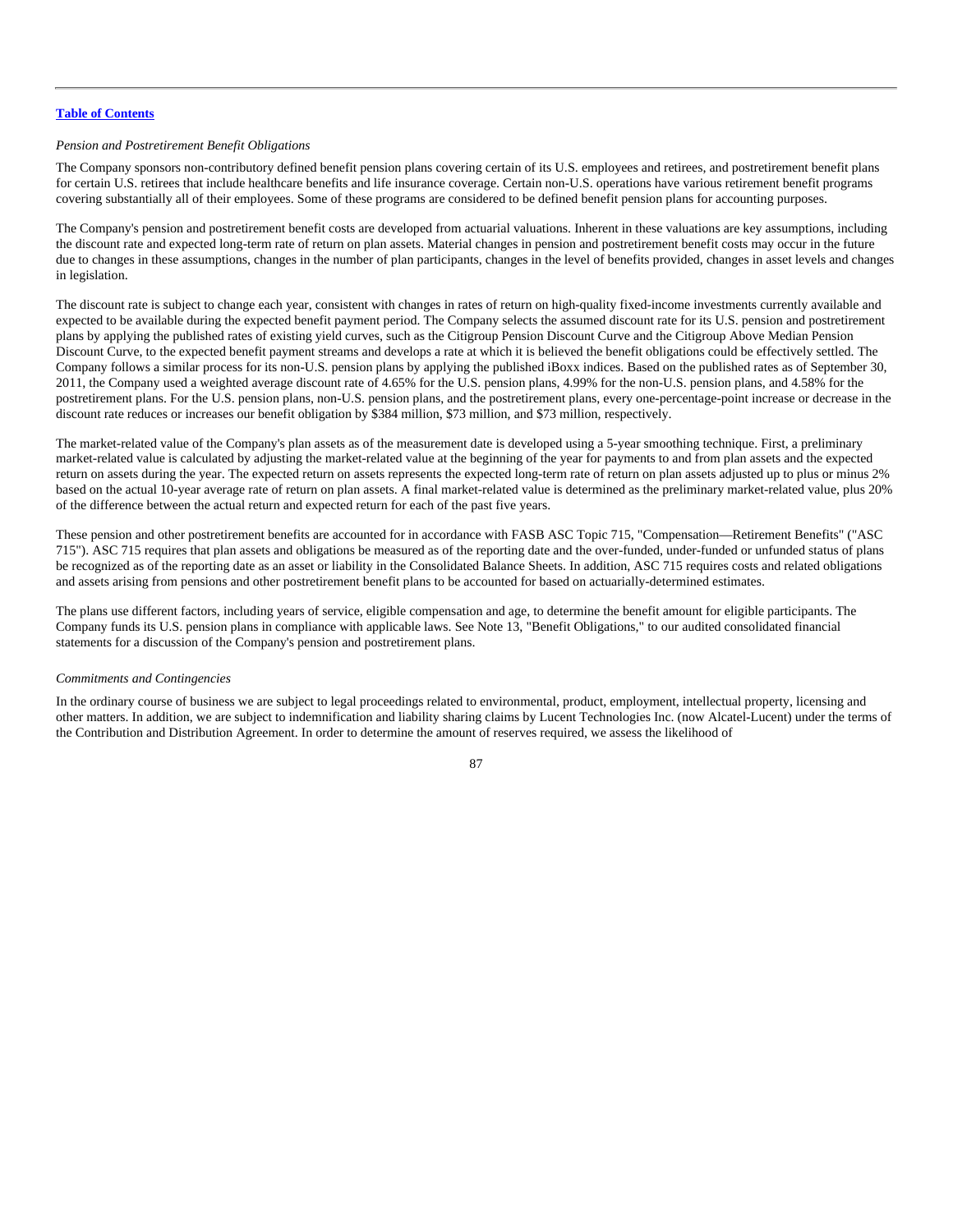*Pension and Postretirement Benefit Obligations*

The Company sponsors non-contributory defined benefit pension plans covering certain of its U.S. employees and retirees, and postretirement benefit plans for certain U.S. retirees that include healthcare benefits and life insurance coverage. Certain non-U.S. operations have various retirement benefit programs covering substantially all of their employees. Some of these programs are considered to be defined benefit pension plans for accounting purposes.

The Company's pension and postretirement benefit costs are developed from actuarial valuations. Inherent in these valuations are key assumptions, including the discount rate and expected long-term rate of return on plan assets. Material changes in pension and postretirement benefit costs may occur in the future due to changes in these assumptions, changes in the number of plan participants, changes in the level of benefits provided, changes in asset levels and changes in legislation.

The discount rate is subject to change each year, consistent with changes in rates of return on high-quality fixed-income investments currently available and expected to be available during the expected benefit payment period. The Company selects the assumed discount rate for its U.S. pension and postretirement plans by applying the published rates of existing yield curves, such as the Citigroup Pension Discount Curve and the Citigroup Above Median Pension Discount Curve, to the expected benefit payment streams and develops a rate at which it is believed the benefit obligations could be effectively settled. The Company follows a similar process for its non-U.S. pension plans by applying the published iBoxx indices. Based on the published rates as of September 30, 2011, the Company used a weighted average discount rate of 4.65% for the U.S. pension plans, 4.99% for the non-U.S. pension plans, and 4.58% for the postretirement plans. For the U.S. pension plans, non-U.S. pension plans, and the postretirement plans, every one-percentage-point increase or decrease in the discount rate reduces or increases our benefit obligation by $384 million, $73 million, and $73 million, respectively.

The market-related value of the Company's plan assets as of the measurement date is developed using a 5-year smoothing technique. First, a preliminary market-related value is calculated by adjusting the market-related value at the beginning of the year for payments to and from plan assets and the expected return on assets during the year. The expected return on assets represents the expected long-term rate of return on plan assets adjusted up to plus or minus 2% based on the actual 10-year average rate of return on plan assets. A final market-related value is determined as the preliminary market-related value, plus 20% of the difference between the actual return and expected return for each of the past five years.

These pension and other postretirement benefits are accounted for in accordance with FASB ASC Topic 715, "Compensation—Retirement Benefits" ("ASC 715"). ASC 715 requires that plan assets and obligations be measured as of the reporting date and the over-funded, under-funded or unfunded status of plans be recognized as of the reporting date as an asset or liability in the Consolidated Balance Sheets. In addition, ASC 715 requires costs and related obligations and assets arising from pensions and other postretirement benefit plans to be accounted for based on actuarially-determined estimates.

The plans use different factors, including years of service, eligible compensation and age, to determine the benefit amount for eligible participants. The Company funds its U.S. pension plans in compliance with applicable laws. See Note 13, "Benefit Obligations," to our audited consolidated financial statements for a discussion of the Company's pension and postretirement plans.

*Commitments and Contingencies*

In the ordinary course of business we are subject to legal proceedings related to environmental, product, employment, intellectual property, licensing and other matters. In addition, we are subject to indemnification and liability sharing claims by Lucent Technologies Inc. (now Alcatel-Lucent) under the terms of the Contribution and Distribution Agreement. In order to determine the amount of reserves required, we assess the likelihood of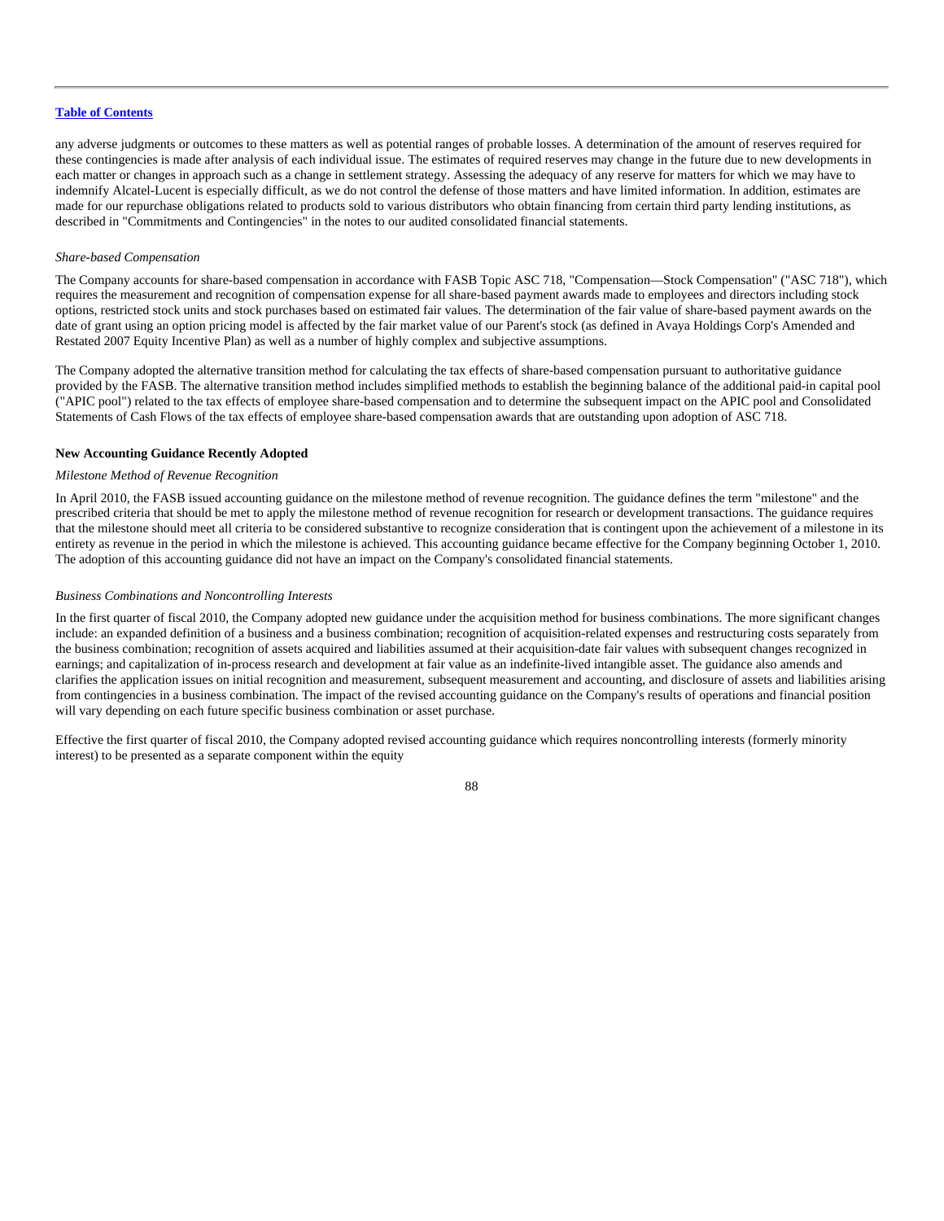any adverse judgments or outcomes to these matters as well as potential ranges of probable losses. A determination of the amount of reserves required for these contingencies is made after analysis of each individual issue. The estimates of required reserves may change in the future due to new developments in each matter or changes in approach such as a change in settlement strategy. Assessing the adequacy of any reserve for matters for which we may have to indemnify Alcatel-Lucent is especially difficult, as we do not control the defense of those matters and have limited information. In addition, estimates are made for our repurchase obligations related to products sold to various distributors who obtain financing from certain third party lending institutions, as described in "Commitments and Contingencies" in the notes to our audited consolidated financial statements.

*Share-based Compensation*

The Company accounts for share-based compensation in accordance with FASB Topic ASC 718, "Compensation—Stock Compensation" ("ASC 718"), which requires the measurement and recognition of compensation expense for all share-based payment awards made to employees and directors including stock options, restricted stock units and stock purchases based on estimated fair values. The determination of the fair value of share-based payment awards on the date of grant using an option pricing model is affected by the fair market value of our Parent's stock (as defined in Avaya Holdings Corp's Amended and Restated 2007 Equity Incentive Plan) as well as a number of highly complex and subjective assumptions.

The Company adopted the alternative transition method for calculating the tax effects of share-based compensation pursuant to authoritative guidance provided by the FASB. The alternative transition method includes simplified methods to establish the beginning balance of the additional paid-in capital pool ("APIC pool") related to the tax effects of employee share-based compensation and to determine the subsequent impact on the APIC pool and Consolidated Statements of Cash Flows of the tax effects of employee share-based compensation awards that are outstanding upon adoption of ASC 718.

**New Accounting Guidance Recently Adopted**

*Milestone Method of Revenue Recognition*

In April 2010, the FASB issued accounting guidance on the milestone method of revenue recognition. The guidance defines the term "milestone" and the prescribed criteria that should be met to apply the milestone method of revenue recognition for research or development transactions. The guidance requires that the milestone should meet all criteria to be considered substantive to recognize consideration that is contingent upon the achievement of a milestone in its entirety as revenue in the period in which the milestone is achieved. This accounting guidance became effective for the Company beginning October 1, 2010. The adoption of this accounting guidance did not have an impact on the Company's consolidated financial statements.

*Business Combinations and Noncontrolling Interests*

In the first quarter of fiscal 2010, the Company adopted new guidance under the acquisition method for business combinations. The more significant changes include: an expanded definition of a business and a business combination; recognition of acquisition-related expenses and restructuring costs separately from the business combination; recognition of assets acquired and liabilities assumed at their acquisition-date fair values with subsequent changes recognized in earnings; and capitalization of in-process research and development at fair value as an indefinite-lived intangible asset. The guidance also amends and clarifies the application issues on initial recognition and measurement, subsequent measurement and accounting, and disclosure of assets and liabilities arising from contingencies in a business combination. The impact of the revised accounting guidance on the Company's results of operations and financial position will vary depending on each future specific business combination or asset purchase.

Effective the first quarter of fiscal 2010, the Company adopted revised accounting guidance which requires noncontrolling interests (formerly minority interest) to be presented as a separate component within the equity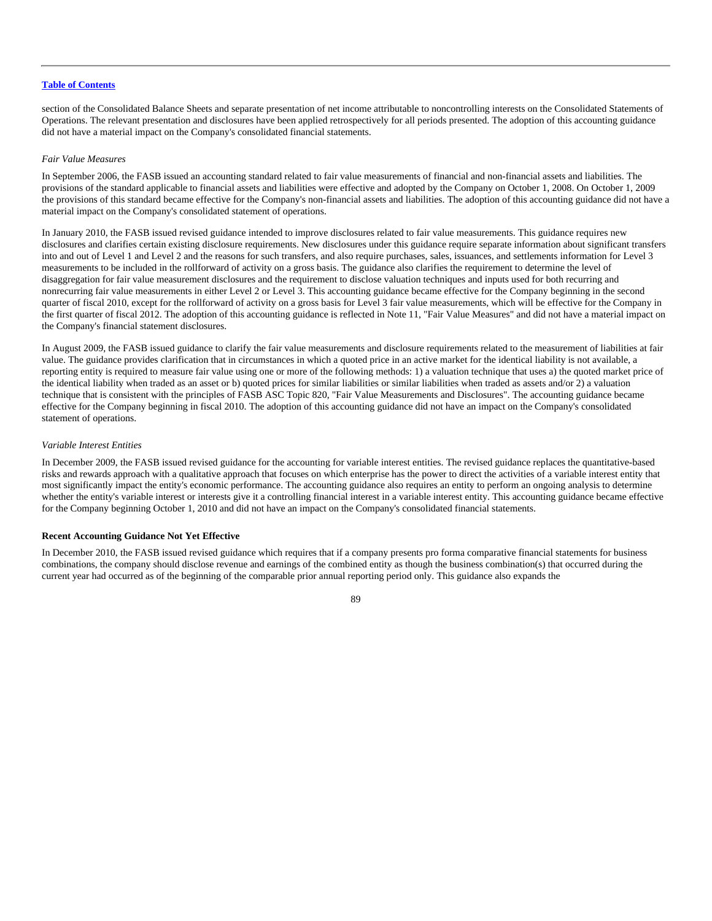section of the Consolidated Balance Sheets and separate presentation of net income attributable to noncontrolling interests on the Consolidated Statements of Operations. The relevant presentation and disclosures have been applied retrospectively for all periods presented. The adoption of this accounting guidance did not have a material impact on the Company's consolidated financial statements.

*Fair Value Measures*

In September 2006, the FASB issued an accounting standard related to fair value measurements of financial and non-financial assets and liabilities. The provisions of the standard applicable to financial assets and liabilities were effective and adopted by the Company on October 1, 2008. On October 1, 2009 the provisions of this standard became effective for the Company's non-financial assets and liabilities. The adoption of this accounting guidance did not have a material impact on the Company's consolidated statement of operations.

In January 2010, the FASB issued revised guidance intended to improve disclosures related to fair value measurements. This guidance requires new disclosures and clarifies certain existing disclosure requirements. New disclosures under this guidance require separate information about significant transfers into and out of Level 1 and Level 2 and the reasons for such transfers, and also require purchases, sales, issuances, and settlements information for Level 3 measurements to be included in the rollforward of activity on a gross basis. The guidance also clarifies the requirement to determine the level of disaggregation for fair value measurement disclosures and the requirement to disclose valuation techniques and inputs used for both recurring and nonrecurring fair value measurements in either Level 2 or Level 3. This accounting guidance became effective for the Company beginning in the second quarter of fiscal 2010, except for the rollforward of activity on a gross basis for Level 3 fair value measurements, which will be effective for the Company in the first quarter of fiscal 2012. The adoption of this accounting guidance is reflected in Note 11, "Fair Value Measures" and did not have a material impact on the Company's financial statement disclosures.

In August 2009, the FASB issued guidance to clarify the fair value measurements and disclosure requirements related to the measurement of liabilities at fair value. The guidance provides clarification that in circumstances in which a quoted price in an active market for the identical liability is not available, a reporting entity is required to measure fair value using one or more of the following methods: 1) a valuation technique that uses a) the quoted market price of the identical liability when traded as an asset or b) quoted prices for similar liabilities or similar liabilities when traded as assets and/or 2) a valuation technique that is consistent with the principles of FASB ASC Topic 820, "Fair Value Measurements and Disclosures". The accounting guidance became effective for the Company beginning in fiscal 2010. The adoption of this accounting guidance did not have an impact on the Company's consolidated statement of operations.

*Variable Interest Entities*

In December 2009, the FASB issued revised guidance for the accounting for variable interest entities. The revised guidance replaces the quantitative-based risks and rewards approach with a qualitative approach that focuses on which enterprise has the power to direct the activities of a variable interest entity that most significantly impact the entity's economic performance. The accounting guidance also requires an entity to perform an ongoing analysis to determine whether the entity's variable interest or interests give it a controlling financial interest in a variable interest entity. This accounting guidance became effective for the Company beginning October 1, 2010 and did not have an impact on the Company's consolidated financial statements.

**Recent Accounting Guidance Not Yet Effective**

In December 2010, the FASB issued revised guidance which requires that if a company presents pro forma comparative financial statements for business combinations, the company should disclose revenue and earnings of the combined entity as though the business combination(s) that occurred during the current year had occurred as of the beginning of the comparable prior annual reporting period only. This guidance also expands the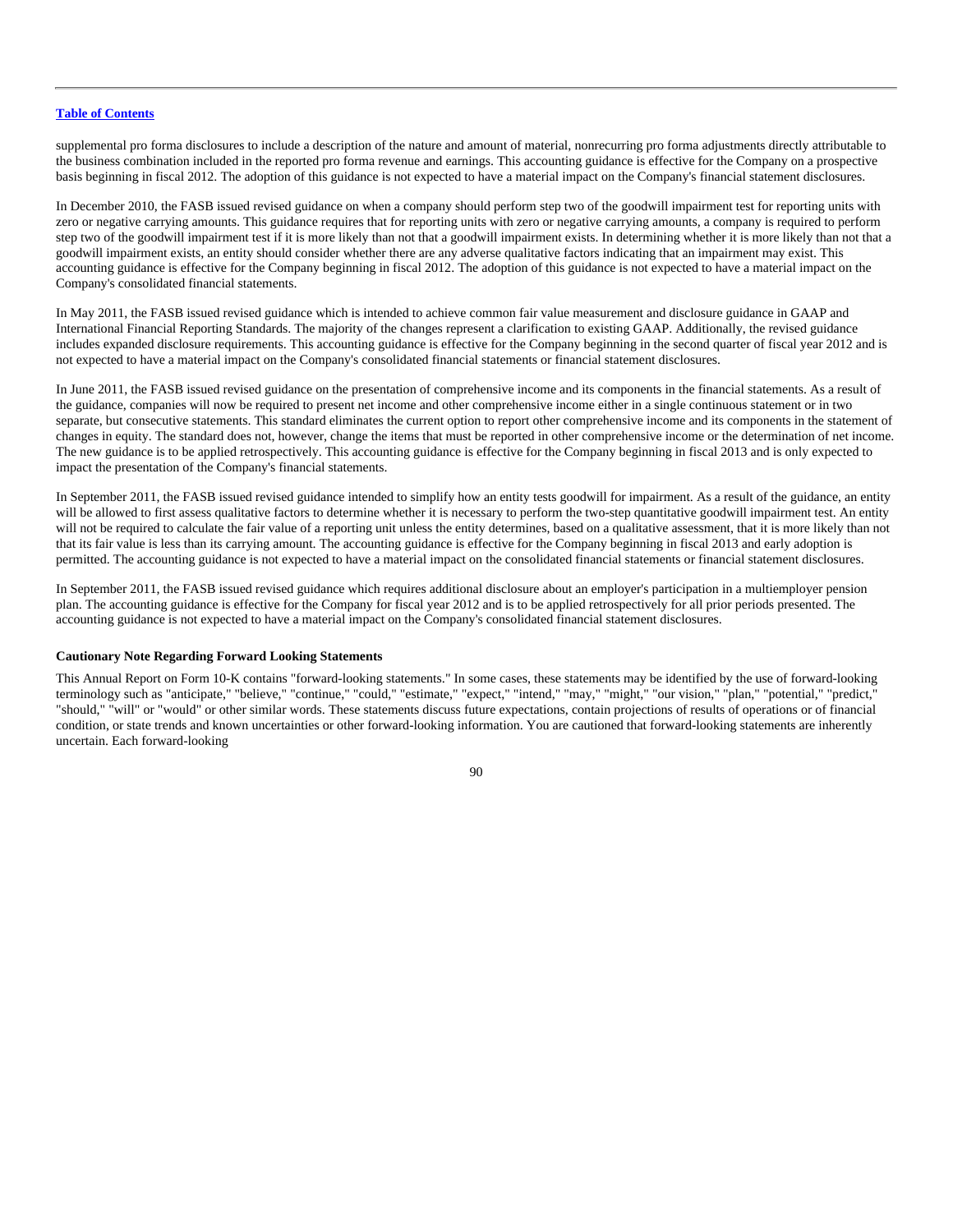supplemental pro forma disclosures to include a description of the nature and amount of material, nonrecurring pro forma adjustments directly attributable to the business combination included in the reported pro forma revenue and earnings. This accounting guidance is effective for the Company on a prospective basis beginning in fiscal 2012. The adoption of this guidance is not expected to have a material impact on the Company's financial statement disclosures.

In December 2010, the FASB issued revised guidance on when a company should perform step two of the goodwill impairment test for reporting units with zero or negative carrying amounts. This guidance requires that for reporting units with zero or negative carrying amounts, a company is required to perform step two of the goodwill impairment test if it is more likely than not that a goodwill impairment exists. In determining whether it is more likely than not that a goodwill impairment exists, an entity should consider whether there are any adverse qualitative factors indicating that an impairment may exist. This accounting guidance is effective for the Company beginning in fiscal 2012. The adoption of this guidance is not expected to have a material impact on the Company's consolidated financial statements.

In May 2011, the FASB issued revised guidance which is intended to achieve common fair value measurement and disclosure guidance in GAAP and International Financial Reporting Standards. The majority of the changes represent a clarification to existing GAAP. Additionally, the revised guidance includes expanded disclosure requirements. This accounting guidance is effective for the Company beginning in the second quarter of fiscal year 2012 and is not expected to have a material impact on the Company's consolidated financial statements or financial statement disclosures.

In June 2011, the FASB issued revised guidance on the presentation of comprehensive income and its components in the financial statements. As a result of the guidance, companies will now be required to present net income and other comprehensive income either in a single continuous statement or in two separate, but consecutive statements. This standard eliminates the current option to report other comprehensive income and its components in the statement of changes in equity. The standard does not, however, change the items that must be reported in other comprehensive income or the determination of net income. The new guidance is to be applied retrospectively. This accounting guidance is effective for the Company beginning in fiscal 2013 and is only expected to impact the presentation of the Company's financial statements.

In September 2011, the FASB issued revised guidance intended to simplify how an entity tests goodwill for impairment. As a result of the guidance, an entity will be allowed to first assess qualitative factors to determine whether it is necessary to perform the two-step quantitative goodwill impairment test. An entity will not be required to calculate the fair value of a reporting unit unless the entity determines, based on a qualitative assessment, that it is more likely than not that its fair value is less than its carrying amount. The accounting guidance is effective for the Company beginning in fiscal 2013 and early adoption is permitted. The accounting guidance is not expected to have a material impact on the consolidated financial statements or financial statement disclosures.

In September 2011, the FASB issued revised guidance which requires additional disclosure about an employer's participation in a multiemployer pension plan. The accounting guidance is effective for the Company for fiscal year 2012 and is to be applied retrospectively for all prior periods presented. The accounting guidance is not expected to have a material impact on the Company's consolidated financial statement disclosures.

**Cautionary Note Regarding Forward Looking Statements**

This Annual Report on Form 10-K contains "forward-looking statements." In some cases, these statements may be identified by the use of forward-looking terminology such as "anticipate," "believe," "continue," "could," "estimate," "expect," "intend," "may," "might," "our vision," "plan," "potential," "predict," "should," "will" or "would" or other similar words. These statements discuss future expectations, contain projections of results of operations or of financial condition, or state trends and known uncertainties or other forward-looking information. You are cautioned that forward-looking statements are inherently uncertain. Each forward-looking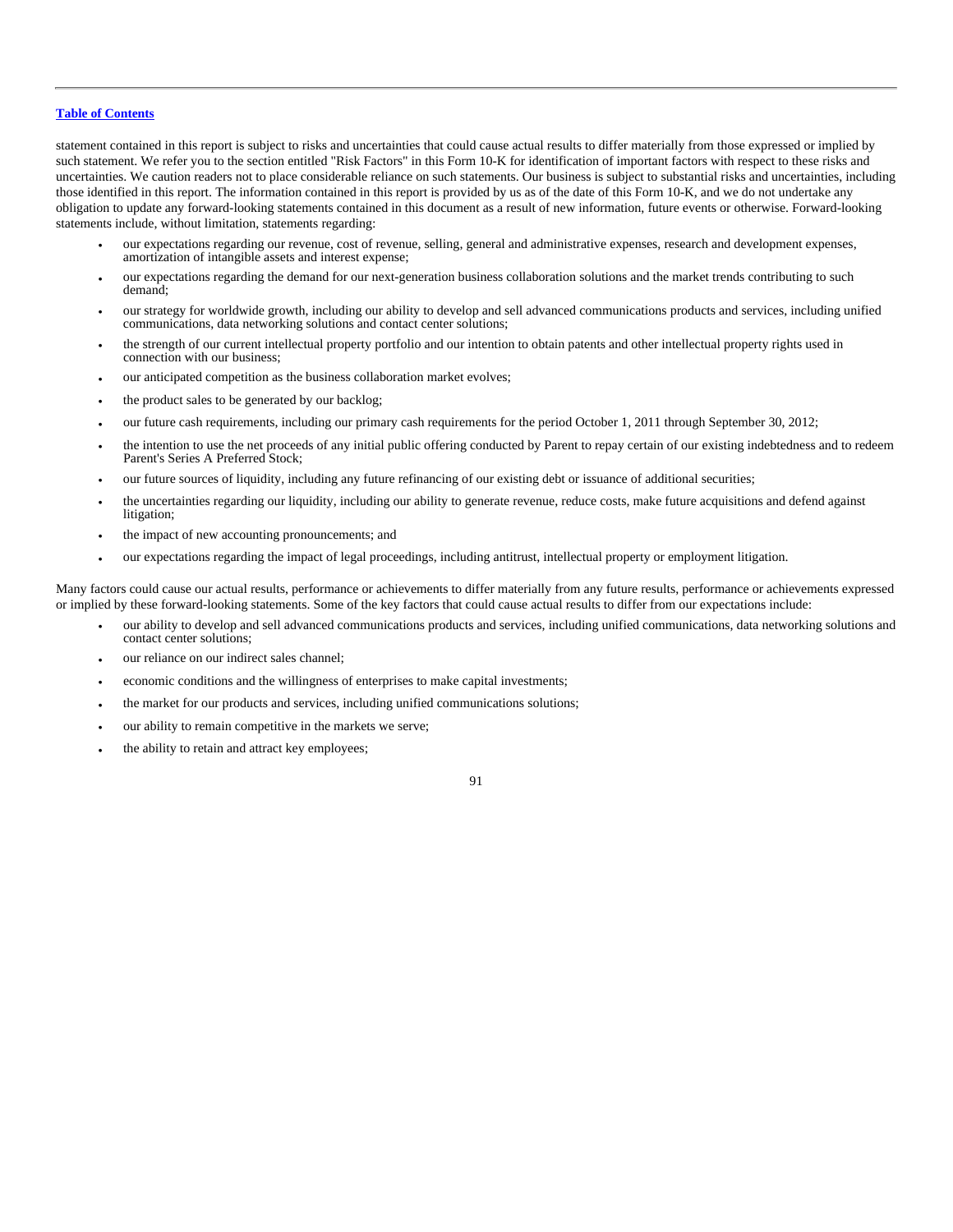statement contained in this report is subject to risks and uncertainties that could cause actual results to differ materially from those expressed or implied by such statement. We refer you to the section entitled "Risk Factors" in this Form 10-K for identification of important factors with respect to these risks and uncertainties. We caution readers not to place considerable reliance on such statements. Our business is subject to substantial risks and uncertainties, including those identified in this report. The information contained in this report is provided by us as of the date of this Form 10-K, and we do not undertake any obligation to update any forward-looking statements contained in this document as a result of new information, future events or otherwise. Forward-looking statements include, without limitation, statements regarding:

- our expectations regarding our revenue, cost of revenue, selling, general and administrative expenses, research and development expenses, amortization of intangible assets and interest expense;
- our expectations regarding the demand for our next-generation business collaboration solutions and the market trends contributing to such demand;
- our strategy for worldwide growth, including our ability to develop and sell advanced communications products and services, including unified communications, data networking solutions and contact center solutions;
- the strength of our current intellectual property portfolio and our intention to obtain patents and other intellectual property rights used in connection with our business;
- our anticipated competition as the business collaboration market evolves;
- the product sales to be generated by our backlog;
- our future cash requirements, including our primary cash requirements for the period October 1, 2011 through September 30, 2012;
- the intention to use the net proceeds of any initial public offering conducted by Parent to repay certain of our existing indebtedness and to redeem Parent's Series A Preferred Stock;
- our future sources of liquidity, including any future refinancing of our existing debt or issuance of additional securities;
- the uncertainties regarding our liquidity, including our ability to generate revenue, reduce costs, make future acquisitions and defend against litigation;
- the impact of new accounting pronouncements; and
- our expectations regarding the impact of legal proceedings, including antitrust, intellectual property or employment litigation.

Many factors could cause our actual results, performance or achievements to differ materially from any future results, performance or achievements expressed or implied by these forward-looking statements. Some of the key factors that could cause actual results to differ from our expectations include:

- our ability to develop and sell advanced communications products and services, including unified communications, data networking solutions and contact center solutions;
- our reliance on our indirect sales channel;
- economic conditions and the willingness of enterprises to make capital investments;
- the market for our products and services, including unified communications solutions;
- our ability to remain competitive in the markets we serve;
- the ability to retain and attract key employees;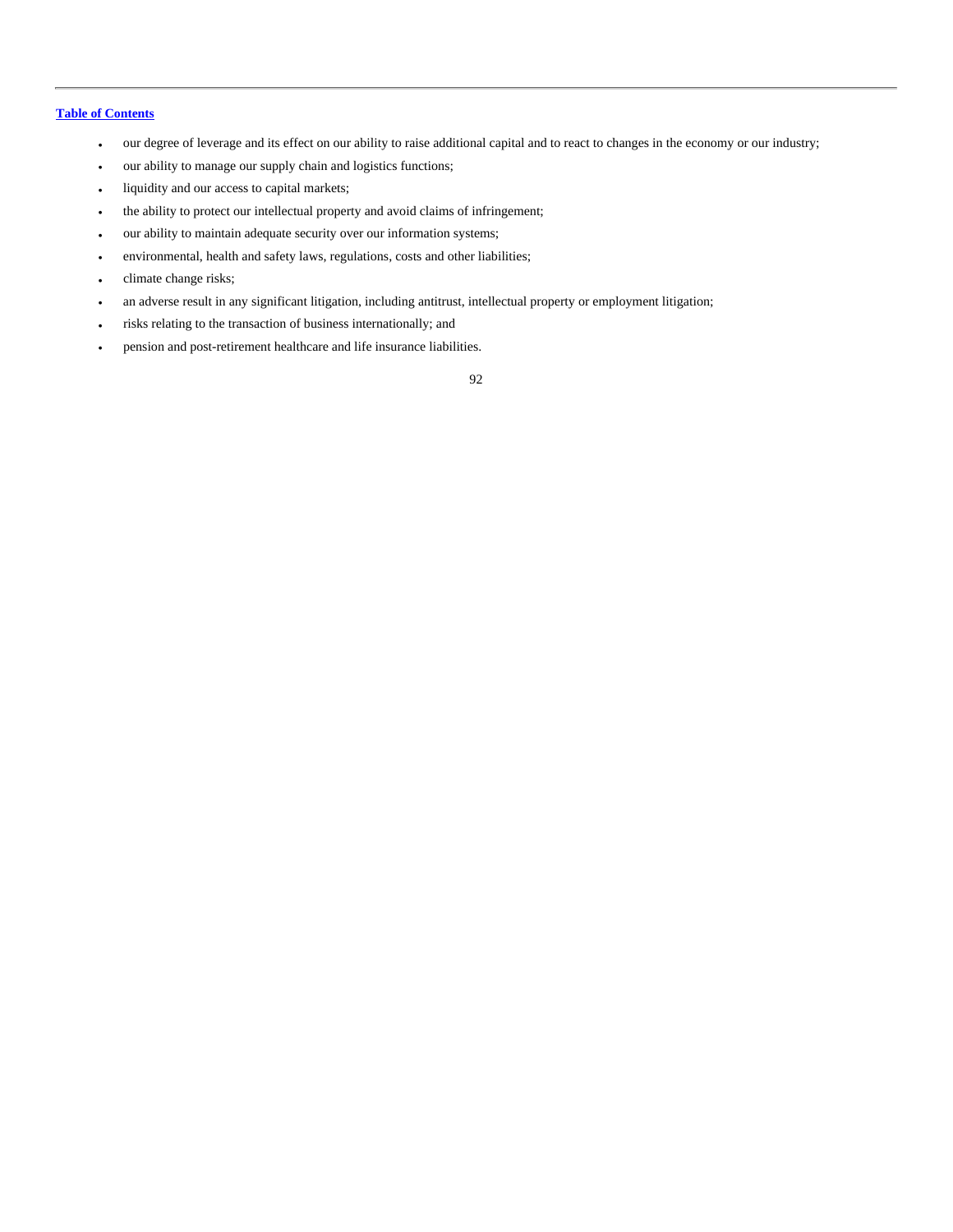- our degree of leverage and its effect on our ability to raise additional capital and to react to changes in the economy or our industry;
- our ability to manage our supply chain and logistics functions;
- liquidity and our access to capital markets;
- the ability to protect our intellectual property and avoid claims of infringement;
- our ability to maintain adequate security over our information systems;
- environmental, health and safety laws, regulations, costs and other liabilities;
- climate change risks;
- an adverse result in any significant litigation, including antitrust, intellectual property or employment litigation;
- risks relating to the transaction of business internationally; and
- pension and post-retirement healthcare and life insurance liabilities.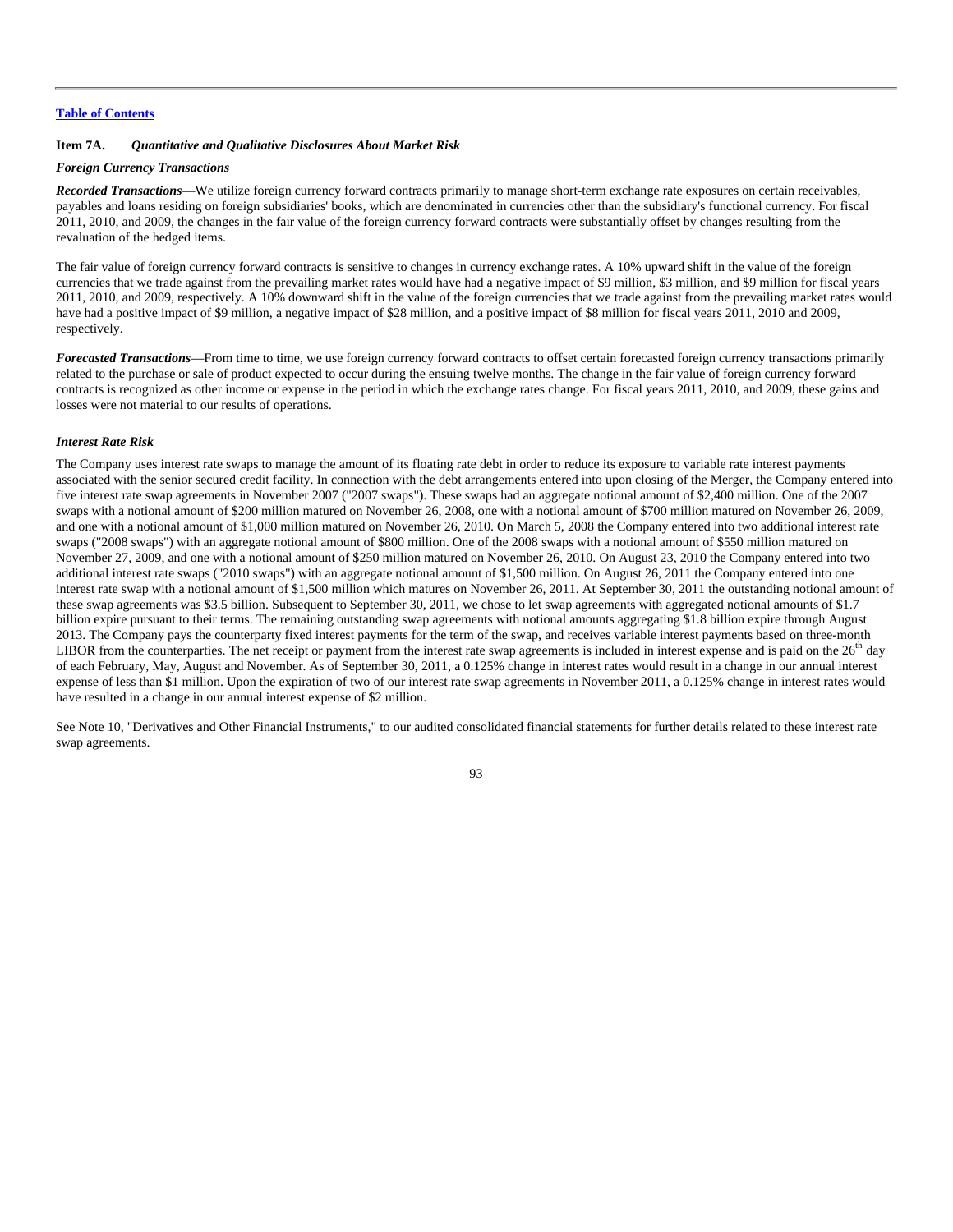Table of Contents

### Item 7A. *Quantitative and Qualitative Disclosures About Market Risk*

***Foreign Currency Transactions***

***Recorded Transactions***—We utilize foreign currency forward contracts primarily to manage short-term exchange rate exposures on certain receivables, payables and loans residing on foreign subsidiaries' books, which are denominated in currencies other than the subsidiary's functional currency. For fiscal 2011, 2010, and 2009, the changes in the fair value of the foreign currency forward contracts were substantially offset by changes resulting from the revaluation of the hedged items.

The fair value of foreign currency forward contracts is sensitive to changes in currency exchange rates. A 10% upward shift in the value of the foreign currencies that we trade against from the prevailing market rates would have had a negative impact of $9 million, $3 million, and $9 million for fiscal years 2011, 2010, and 2009, respectively. A 10% downward shift in the value of the foreign currencies that we trade against from the prevailing market rates would have had a positive impact of $9 million, a negative impact of $28 million, and a positive impact of $8 million for fiscal years 2011, 2010 and 2009, respectively.

***Forecasted Transactions***—From time to time, we use foreign currency forward contracts to offset certain forecasted foreign currency transactions primarily related to the purchase or sale of product expected to occur during the ensuing twelve months. The change in the fair value of foreign currency forward contracts is recognized as other income or expense in the period in which the exchange rates change. For fiscal years 2011, 2010, and 2009, these gains and losses were not material to our results of operations.

***Interest Rate Risk***

The Company uses interest rate swaps to manage the amount of its floating rate debt in order to reduce its exposure to variable rate interest payments associated with the senior secured credit facility. In connection with the debt arrangements entered into upon closing of the Merger, the Company entered into five interest rate swap agreements in November 2007 ("2007 swaps"). These swaps had an aggregate notional amount of $2,400 million. One of the 2007 swaps with a notional amount of $200 million matured on November 26, 2008, one with a notional amount of $700 million matured on November 26, 2009, and one with a notional amount of $1,000 million matured on November 26, 2010. On March 5, 2008 the Company entered into two additional interest rate swaps ("2008 swaps") with an aggregate notional amount of $800 million. One of the 2008 swaps with a notional amount of $550 million matured on November 27, 2009, and one with a notional amount of $250 million matured on November 26, 2010. On August 23, 2010 the Company entered into two additional interest rate swaps ("2010 swaps") with an aggregate notional amount of $1,500 million. On August 26, 2011 the Company entered into one interest rate swap with a notional amount of $1,500 million which matures on November 26, 2011. At September 30, 2011 the outstanding notional amount of these swap agreements was $3.5 billion. Subsequent to September 30, 2011, we chose to let swap agreements with aggregated notional amounts of $1.7 billion expire pursuant to their terms. The remaining outstanding swap agreements with notional amounts aggregating $1.8 billion expire through August 2013. The Company pays the counterparty fixed interest payments for the term of the swap, and receives variable interest payments based on three-month LIBOR from the counterparties. The net receipt or payment from the interest rate swap agreements is included in interest expense and is paid on the 26th day of each February, May, August and November. As of September 30, 2011, a 0.125% change in interest rates would result in a change in our annual interest expense of less than $1 million. Upon the expiration of two of our interest rate swap agreements in November 2011, a 0.125% change in interest rates would have resulted in a change in our annual interest expense of $2 million.

See Note 10, "Derivatives and Other Financial Instruments," to our audited consolidated financial statements for further details related to these interest rate swap agreements.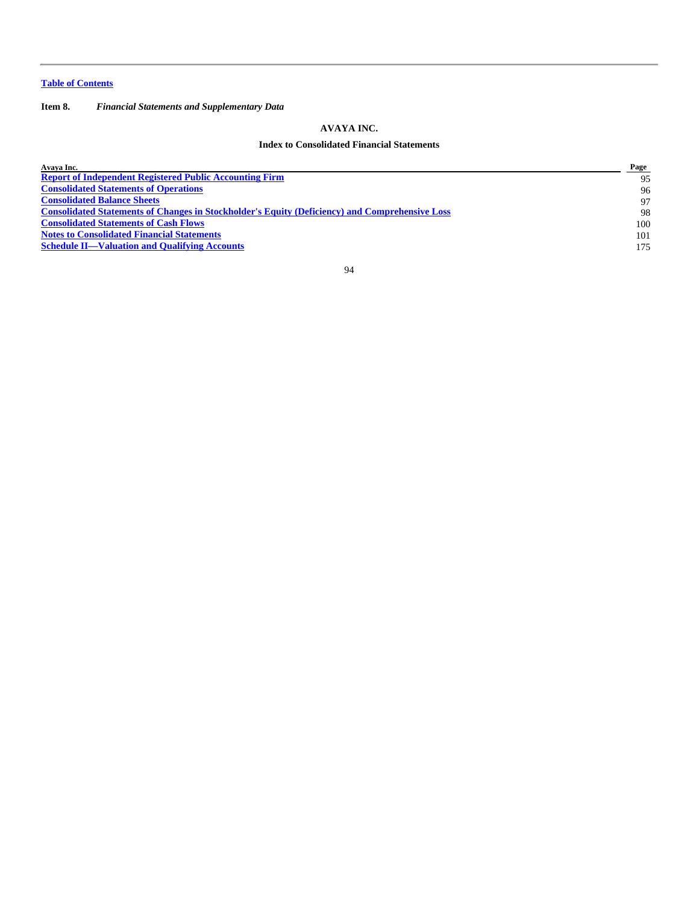Table of Contents

**Item 8.** ***Financial Statements and Supplementary Data***

## AVAYA INC.

### Index to Consolidated Financial Statements

| Avaya Inc. | Page |
|---|---|
| Report of Independent Registered Public Accounting Firm | 95 |
| Consolidated Statements of Operations | 96 |
| Consolidated Balance Sheets | 97 |
| Consolidated Statements of Changes in Stockholder's Equity (Deficiency) and Comprehensive Loss | 98 |
| Consolidated Statements of Cash Flows | 100 |
| Notes to Consolidated Financial Statements | 101 |
| Schedule II—Valuation and Qualifying Accounts | 175 |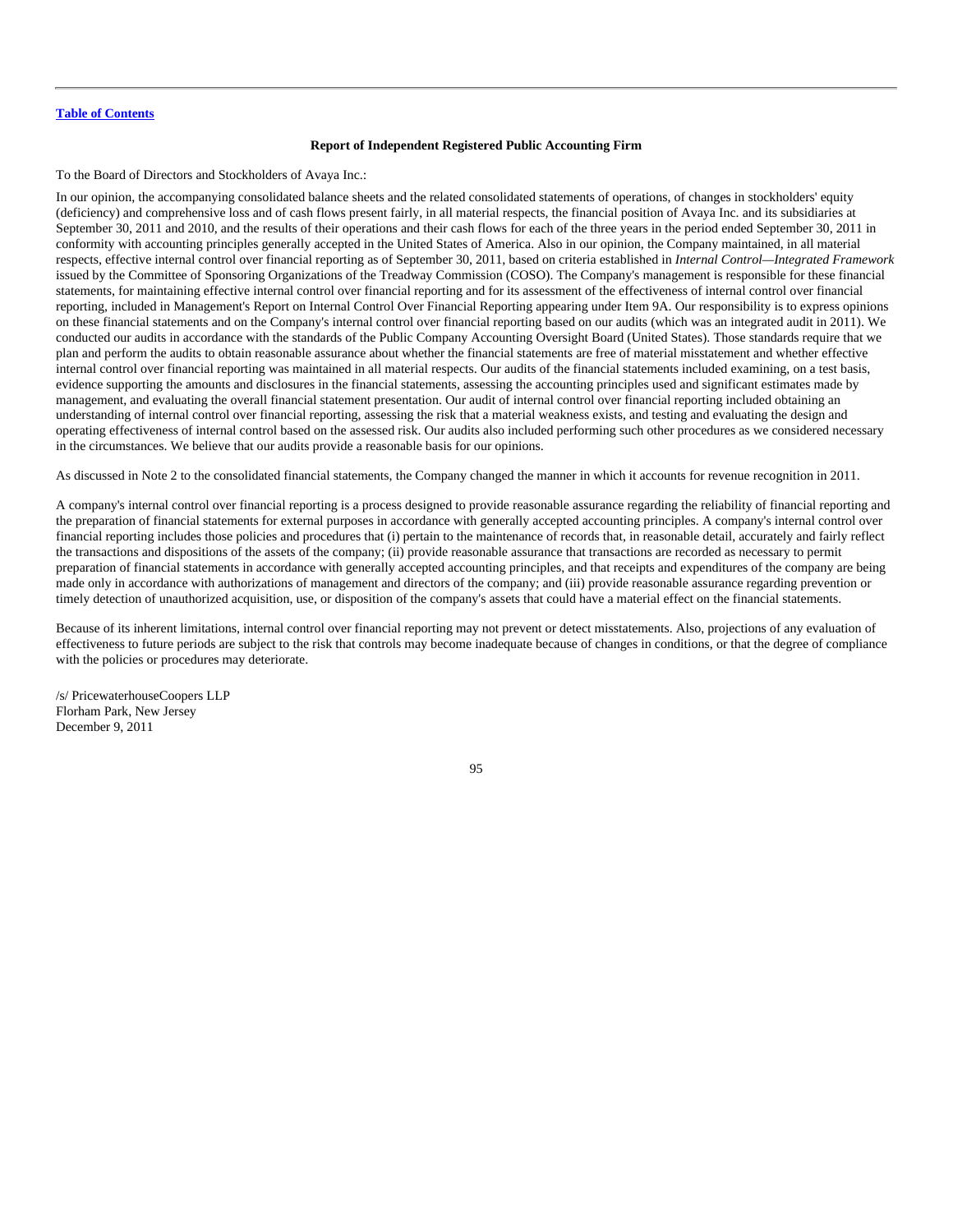Table of Contents

## Report of Independent Registered Public Accounting Firm

To the Board of Directors and Stockholders of Avaya Inc.:

In our opinion, the accompanying consolidated balance sheets and the related consolidated statements of operations, of changes in stockholders' equity (deficiency) and comprehensive loss and of cash flows present fairly, in all material respects, the financial position of Avaya Inc. and its subsidiaries at September 30, 2011 and 2010, and the results of their operations and their cash flows for each of the three years in the period ended September 30, 2011 in conformity with accounting principles generally accepted in the United States of America. Also in our opinion, the Company maintained, in all material respects, effective internal control over financial reporting as of September 30, 2011, based on criteria established in *Internal Control—Integrated Framework* issued by the Committee of Sponsoring Organizations of the Treadway Commission (COSO). The Company's management is responsible for these financial statements, for maintaining effective internal control over financial reporting and for its assessment of the effectiveness of internal control over financial reporting, included in Management's Report on Internal Control Over Financial Reporting appearing under Item 9A. Our responsibility is to express opinions on these financial statements and on the Company's internal control over financial reporting based on our audits (which was an integrated audit in 2011). We conducted our audits in accordance with the standards of the Public Company Accounting Oversight Board (United States). Those standards require that we plan and perform the audits to obtain reasonable assurance about whether the financial statements are free of material misstatement and whether effective internal control over financial reporting was maintained in all material respects. Our audits of the financial statements included examining, on a test basis, evidence supporting the amounts and disclosures in the financial statements, assessing the accounting principles used and significant estimates made by management, and evaluating the overall financial statement presentation. Our audit of internal control over financial reporting included obtaining an understanding of internal control over financial reporting, assessing the risk that a material weakness exists, and testing and evaluating the design and operating effectiveness of internal control based on the assessed risk. Our audits also included performing such other procedures as we considered necessary in the circumstances. We believe that our audits provide a reasonable basis for our opinions.

As discussed in Note 2 to the consolidated financial statements, the Company changed the manner in which it accounts for revenue recognition in 2011.

A company's internal control over financial reporting is a process designed to provide reasonable assurance regarding the reliability of financial reporting and the preparation of financial statements for external purposes in accordance with generally accepted accounting principles. A company's internal control over financial reporting includes those policies and procedures that (i) pertain to the maintenance of records that, in reasonable detail, accurately and fairly reflect the transactions and dispositions of the assets of the company; (ii) provide reasonable assurance that transactions are recorded as necessary to permit preparation of financial statements in accordance with generally accepted accounting principles, and that receipts and expenditures of the company are being made only in accordance with authorizations of management and directors of the company; and (iii) provide reasonable assurance regarding prevention or timely detection of unauthorized acquisition, use, or disposition of the company's assets that could have a material effect on the financial statements.

Because of its inherent limitations, internal control over financial reporting may not prevent or detect misstatements. Also, projections of any evaluation of effectiveness to future periods are subject to the risk that controls may become inadequate because of changes in conditions, or that the degree of compliance with the policies or procedures may deteriorate.

/s/ PricewaterhouseCoopers LLP
Florham Park, New Jersey
December 9, 2011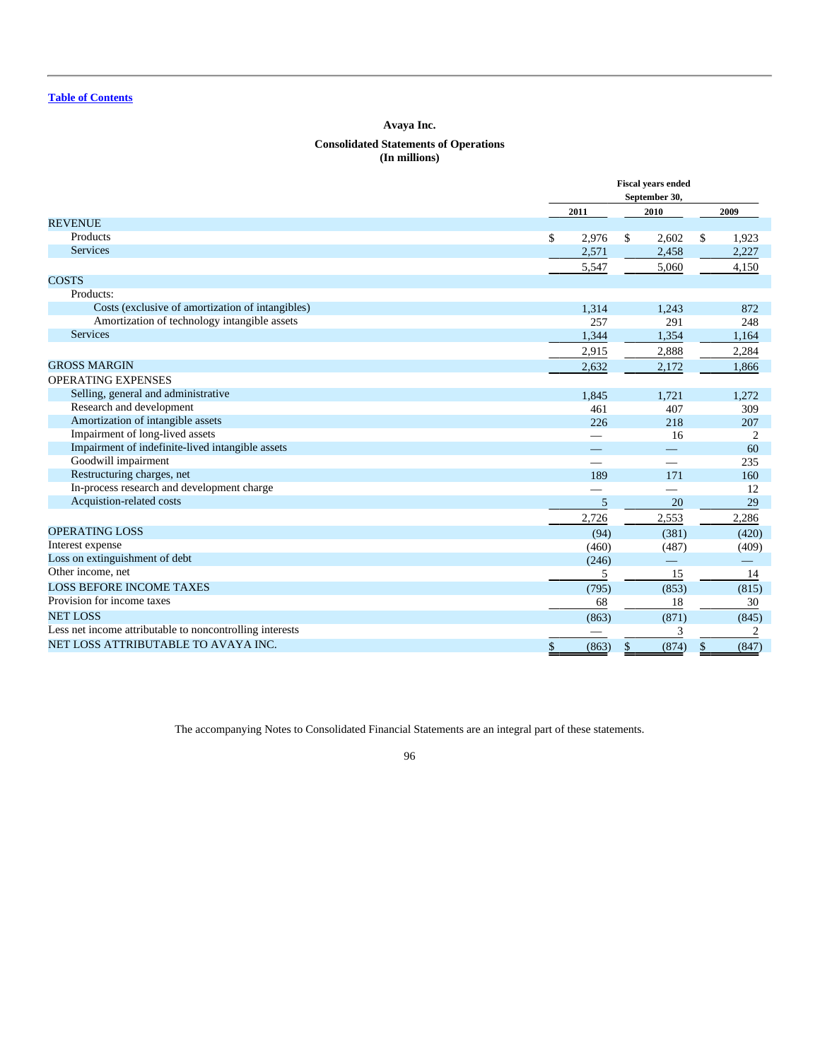Table of Contents

# Avaya Inc.

## Consolidated Statements of Operations
**(In millions)**

| | Fiscal years ended September 30, | | |
|---|---|---|---|
| | 2011 | 2010 | 2009 |
| REVENUE | | | |
| Products | $ 2,976 | $ 2,602 | $ 1,923 |
| Services | 2,571 | 2,458 | 2,227 |
| | 5,547 | 5,060 | 4,150 |
| COSTS | | | |
| Products: | | | |
| Costs (exclusive of amortization of intangibles) | 1,314 | 1,243 | 872 |
| Amortization of technology intangible assets | 257 | 291 | 248 |
| Services | 1,344 | 1,354 | 1,164 |
| | 2,915 | 2,888 | 2,284 |
| GROSS MARGIN | 2,632 | 2,172 | 1,866 |
| OPERATING EXPENSES | | | |
| Selling, general and administrative | 1,845 | 1,721 | 1,272 |
| Research and development | 461 | 407 | 309 |
| Amortization of intangible assets | 226 | 218 | 207 |
| Impairment of long-lived assets | — | 16 | 2 |
| Impairment of indefinite-lived intangible assets | — | — | 60 |
| Goodwill impairment | — | — | 235 |
| Restructuring charges, net | 189 | 171 | 160 |
| In-process research and development charge | — | — | 12 |
| Acquistion-related costs | 5 | 20 | 29 |
| | 2,726 | 2,553 | 2,286 |
| OPERATING LOSS | (94) | (381) | (420) |
| Interest expense | (460) | (487) | (409) |
| Loss on extinguishment of debt | (246) | — | — |
| Other income, net | 5 | 15 | 14 |
| LOSS BEFORE INCOME TAXES | (795) | (853) | (815) |
| Provision for income taxes | 68 | 18 | 30 |
| NET LOSS | (863) | (871) | (845) |
| Less net income attributable to noncontrolling interests | — | 3 | 2 |
| NET LOSS ATTRIBUTABLE TO AVAYA INC. | $ (863) | $ (874) | $ (847) |

The accompanying Notes to Consolidated Financial Statements are an integral part of these statements.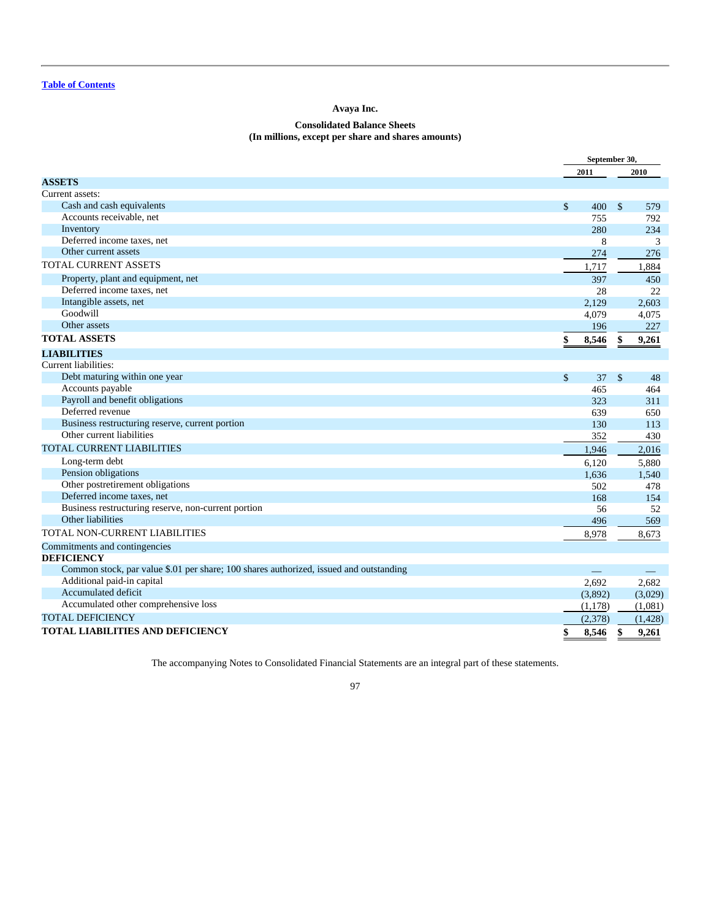Table of Contents

## Avaya Inc.

### Consolidated Balance Sheets
### (In millions, except per share and shares amounts)

| | September 30, 2011 | September 30, 2010 |
|---|---|---|
| **ASSETS** | | |
| Current assets: | | |
| Cash and cash equivalents | $ 400 | $ 579 |
| Accounts receivable, net | 755 | 792 |
| Inventory | 280 | 234 |
| Deferred income taxes, net | 8 | 3 |
| Other current assets | 274 | 276 |
| TOTAL CURRENT ASSETS | 1,717 | 1,884 |
| Property, plant and equipment, net | 397 | 450 |
| Deferred income taxes, net | 28 | 22 |
| Intangible assets, net | 2,129 | 2,603 |
| Goodwill | 4,079 | 4,075 |
| Other assets | 196 | 227 |
| **TOTAL ASSETS** | **$ 8,546** | **$ 9,261** |
| **LIABILITIES** | | |
| Current liabilities: | | |
| Debt maturing within one year | $ 37 | $ 48 |
| Accounts payable | 465 | 464 |
| Payroll and benefit obligations | 323 | 311 |
| Deferred revenue | 639 | 650 |
| Business restructuring reserve, current portion | 130 | 113 |
| Other current liabilities | 352 | 430 |
| TOTAL CURRENT LIABILITIES | 1,946 | 2,016 |
| Long-term debt | 6,120 | 5,880 |
| Pension obligations | 1,636 | 1,540 |
| Other postretirement obligations | 502 | 478 |
| Deferred income taxes, net | 168 | 154 |
| Business restructuring reserve, non-current portion | 56 | 52 |
| Other liabilities | 496 | 569 |
| TOTAL NON-CURRENT LIABILITIES | 8,978 | 8,673 |
| Commitments and contingencies | | |
| **DEFICIENCY** | | |
| Common stock, par value $.01 per share; 100 shares authorized, issued and outstanding | — | — |
| Additional paid-in capital | 2,692 | 2,682 |
| Accumulated deficit | (3,892) | (3,029) |
| Accumulated other comprehensive loss | (1,178) | (1,081) |
| TOTAL DEFICIENCY | (2,378) | (1,428) |
| **TOTAL LIABILITIES AND DEFICIENCY** | **$ 8,546** | **$ 9,261** |

The accompanying Notes to Consolidated Financial Statements are an integral part of these statements.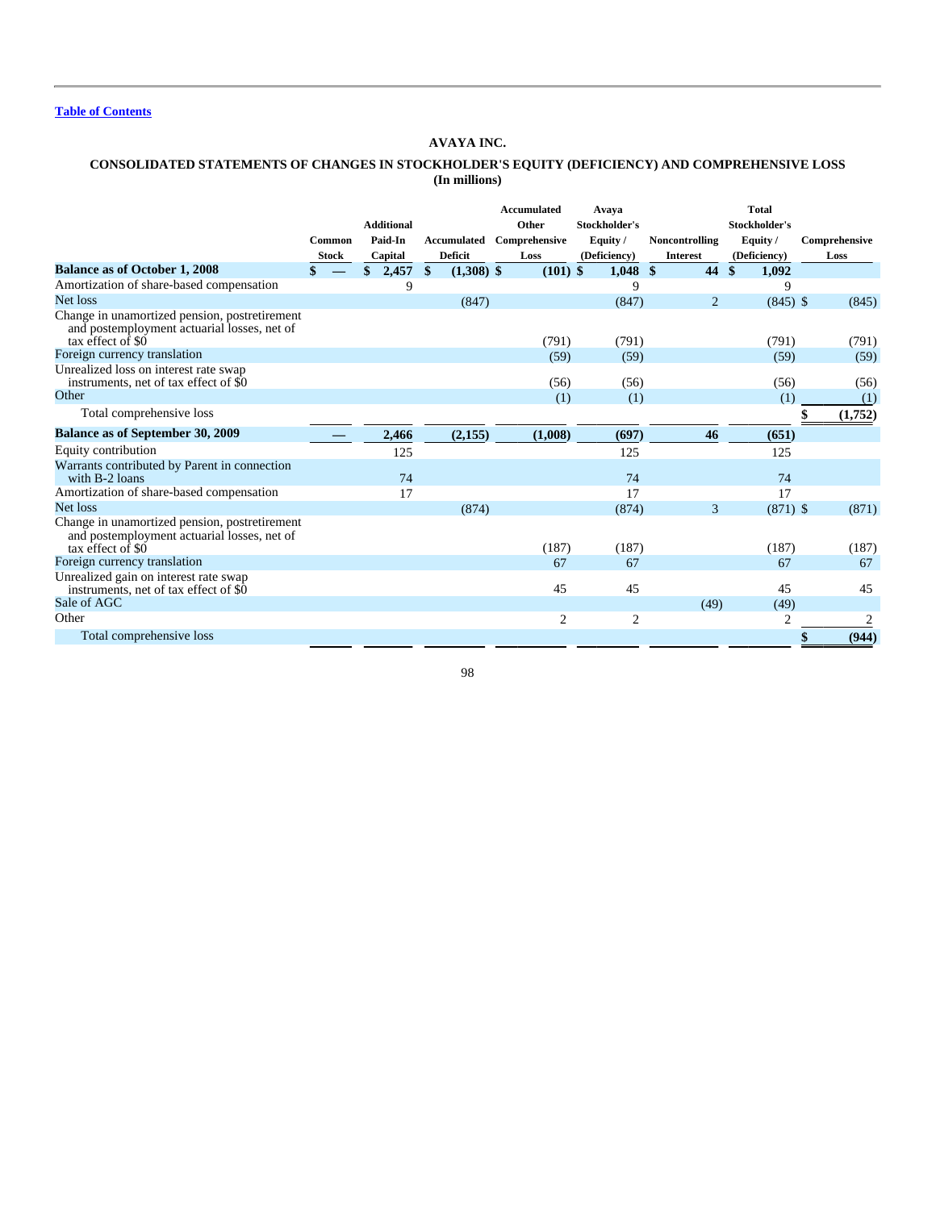[Table of Contents](#)

# AVAYA INC.

## CONSOLIDATED STATEMENTS OF CHANGES IN STOCKHOLDER'S EQUITY (DEFICIENCY) AND COMPREHENSIVE LOSS
**(In millions)**

| | Common Stock | Additional Paid-In Capital | Accumulated Deficit | Accumulated Other Comprehensive Loss | Avaya Stockholder's Equity / (Deficiency) | Noncontrolling Interest | Total Stockholder's Equity / (Deficiency) | Comprehensive Loss |
|---|---|---|---|---|---|---|---|---|
| **Balance as of October 1, 2008** | **$ —** | **$ 2,457** | **$ (1,308)** | **$ (101)** | **$ 1,048** | **$ 44** | **$ 1,092** | |
| Amortization of share-based compensation | | 9 | | | 9 | | 9 | |
| Net loss | | | (847) | | (847) | 2 | (845) | $ (845) |
| Change in unamortized pension, postretirement and postemployment actuarial losses, net of tax effect of $0 | | | | (791) | (791) | | (791) | (791) |
| Foreign currency translation | | | | (59) | (59) | | (59) | (59) |
| Unrealized loss on interest rate swap instruments, net of tax effect of $0 | | | | (56) | (56) | | (56) | (56) |
| Other | | | | (1) | (1) | | (1) | (1) |
| Total comprehensive loss | | | | | | | | $ (1,752) |
| **Balance as of September 30, 2009** | **—** | **2,466** | **(2,155)** | **(1,008)** | **(697)** | **46** | **(651)** | |
| Equity contribution | | 125 | | | 125 | | 125 | |
| Warrants contributed by Parent in connection with B-2 loans | | 74 | | | 74 | | 74 | |
| Amortization of share-based compensation | | 17 | | | 17 | | 17 | |
| Net loss | | | (874) | | (874) | 3 | (871) | $ (871) |
| Change in unamortized pension, postretirement and postemployment actuarial losses, net of tax effect of $0 | | | | (187) | (187) | | (187) | (187) |
| Foreign currency translation | | | | 67 | 67 | | 67 | 67 |
| Unrealized gain on interest rate swap instruments, net of tax effect of $0 | | | | 45 | 45 | | 45 | 45 |
| Sale of AGC | | | | | | (49) | (49) | |
| Other | | | | 2 | 2 | | 2 | 2 |
| Total comprehensive loss | | | | | | | | $ (944) |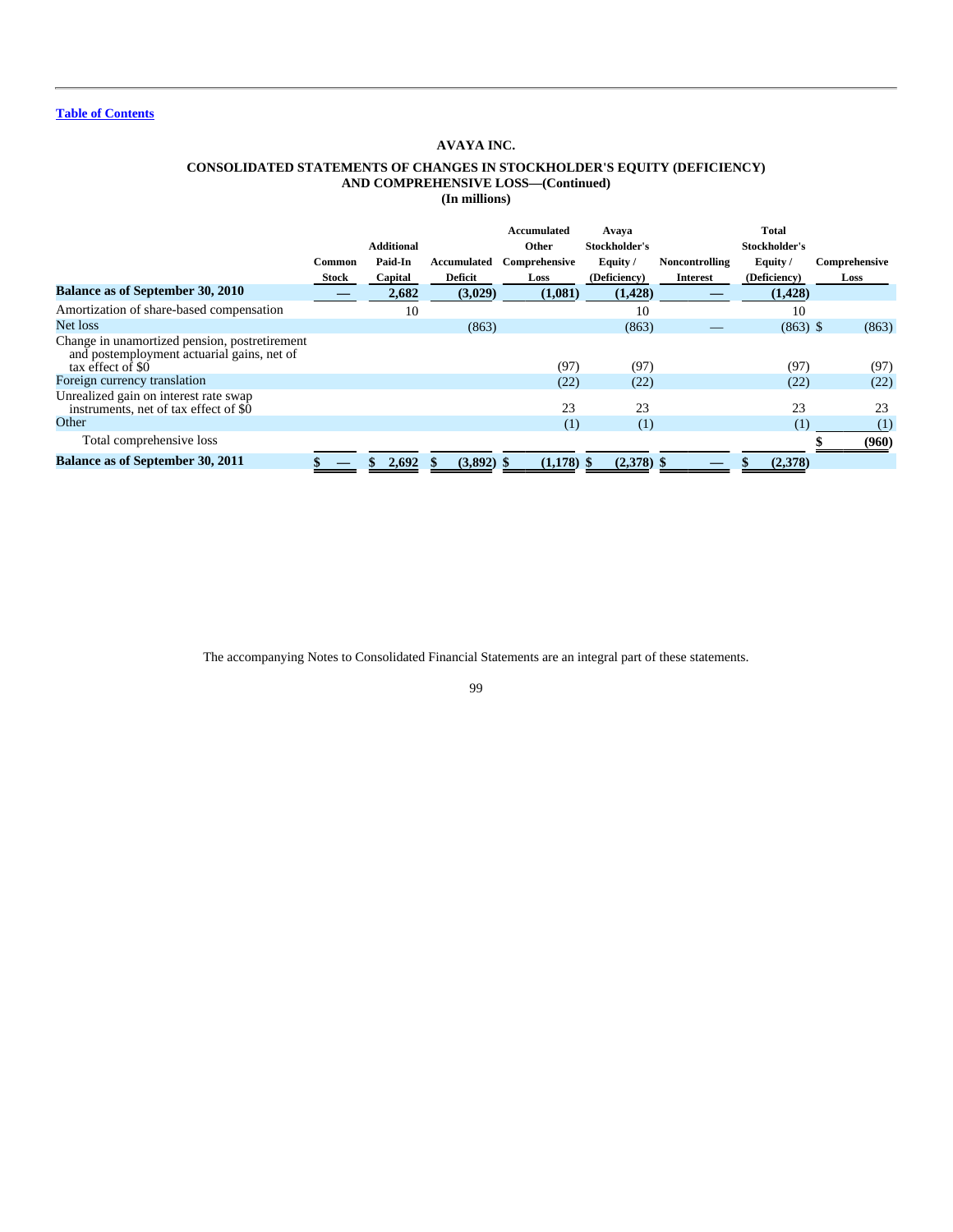**AVAYA INC.**

**CONSOLIDATED STATEMENTS OF CHANGES IN STOCKHOLDER'S EQUITY (DEFICIENCY) AND COMPREHENSIVE LOSS—(Continued)**

**(In millions)**

| | Common Stock | Additional Paid-In Capital | Accumulated Deficit | Accumulated Other Comprehensive Loss | Avaya Stockholder's Equity / (Deficiency) | Noncontrolling Interest | Total Stockholder's Equity / (Deficiency) | Comprehensive Loss |
|---|---|---|---|---|---|---|---|---|
| **Balance as of September 30, 2010** | **—** | **2,682** | **(3,029)** | **(1,081)** | **(1,428)** | **—** | **(1,428)** | |
| Amortization of share-based compensation | | 10 | | | 10 | | 10 | |
| Net loss | | | (863) | | (863) | — | (863) | $ (863) |
| Change in unamortized pension, postretirement and postemployment actuarial gains, net of tax effect of $0 | | | | (97) | (97) | | (97) | (97) |
| Foreign currency translation | | | | (22) | (22) | | (22) | (22) |
| Unrealized gain on interest rate swap instruments, net of tax effect of $0 | | | | 23 | 23 | | 23 | 23 |
| Other | | | | (1) | (1) | | (1) | (1) |
| Total comprehensive loss | | | | | | | | **$ (960)** |
| **Balance as of September 30, 2011** | **$ —** | **$ 2,692** | **$ (3,892)** | **$ (1,178)** | **$ (2,378)** | **$ —** | **$ (2,378)** | |

The accompanying Notes to Consolidated Financial Statements are an integral part of these statements.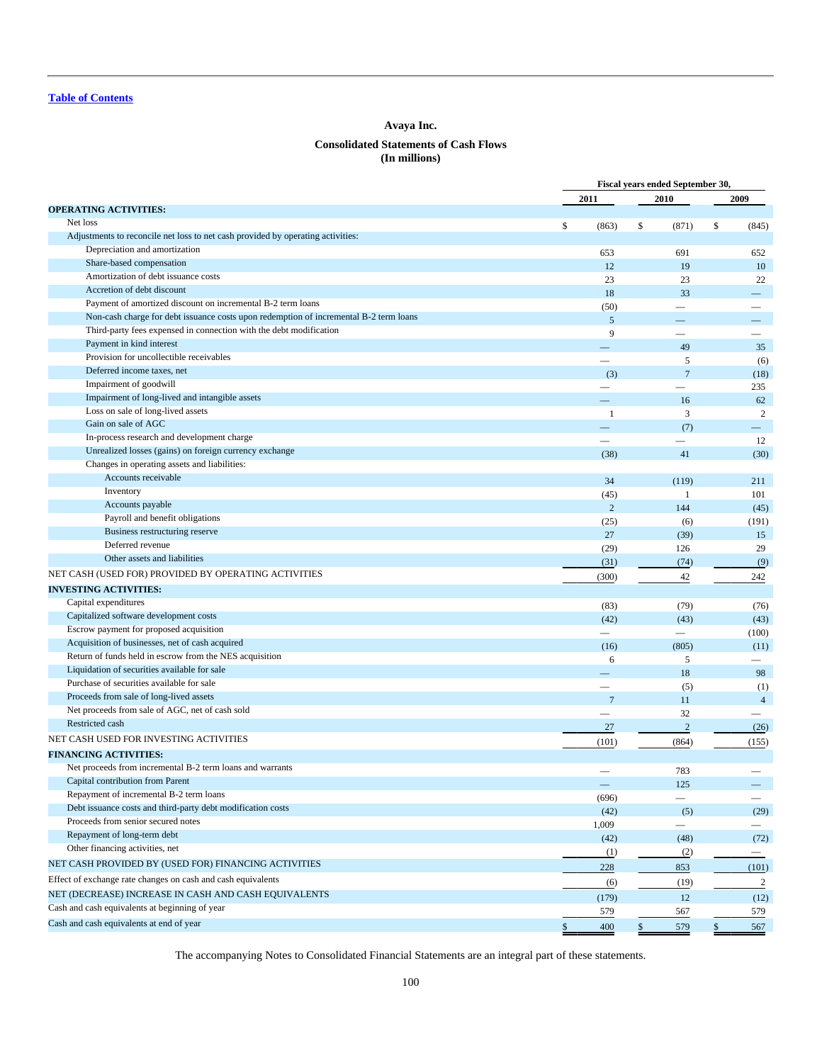[Table of Contents](#)

# Avaya Inc.

## Consolidated Statements of Cash Flows
## (In millions)

| | Fiscal years ended September 30, | | |
|---|---|---|---|
| | 2011 | 2010 | 2009 |
| **OPERATING ACTIVITIES:** | | | |
| Net loss | $ (863) | $ (871) | $ (845) |
| Adjustments to reconcile net loss to net cash provided by operating activities: | | | |
| Depreciation and amortization | 653 | 691 | 652 |
| Share-based compensation | 12 | 19 | 10 |
| Amortization of debt issuance costs | 23 | 23 | 22 |
| Accretion of debt discount | 18 | 33 | — |
| Payment of amortized discount on incremental B-2 term loans | (50) | — | — |
| Non-cash charge for debt issuance costs upon redemption of incremental B-2 term loans | 5 | — | — |
| Third-party fees expensed in connection with the debt modification | 9 | — | — |
| Payment in kind interest | — | 49 | 35 |
| Provision for uncollectible receivables | — | 5 | (6) |
| Deferred income taxes, net | (3) | 7 | (18) |
| Impairment of goodwill | — | — | 235 |
| Impairment of long-lived and intangible assets | — | 16 | 62 |
| Loss on sale of long-lived assets | 1 | 3 | 2 |
| Gain on sale of AGC | — | (7) | — |
| In-process research and development charge | — | — | 12 |
| Unrealized losses (gains) on foreign currency exchange | (38) | 41 | (30) |
| Changes in operating assets and liabilities: | | | |
| Accounts receivable | 34 | (119) | 211 |
| Inventory | (45) | 1 | 101 |
| Accounts payable | 2 | 144 | (45) |
| Payroll and benefit obligations | (25) | (6) | (191) |
| Business restructuring reserve | 27 | (39) | 15 |
| Deferred revenue | (29) | 126 | 29 |
| Other assets and liabilities | (31) | (74) | (9) |
| NET CASH (USED FOR) PROVIDED BY OPERATING ACTIVITIES | (300) | 42 | 242 |
| **INVESTING ACTIVITIES:** | | | |
| Capital expenditures | (83) | (79) | (76) |
| Capitalized software development costs | (42) | (43) | (43) |
| Escrow payment for proposed acquisition | — | — | (100) |
| Acquisition of businesses, net of cash acquired | (16) | (805) | (11) |
| Return of funds held in escrow from the NES acquisition | 6 | 5 | — |
| Liquidation of securities available for sale | — | 18 | 98 |
| Purchase of securities available for sale | — | (5) | (1) |
| Proceeds from sale of long-lived assets | 7 | 11 | 4 |
| Net proceeds from sale of AGC, net of cash sold | — | 32 | — |
| Restricted cash | 27 | 2 | (26) |
| NET CASH USED FOR INVESTING ACTIVITIES | (101) | (864) | (155) |
| **FINANCING ACTIVITIES:** | | | |
| Net proceeds from incremental B-2 term loans and warrants | — | 783 | — |
| Capital contribution from Parent | — | 125 | — |
| Repayment of incremental B-2 term loans | (696) | — | — |
| Debt issuance costs and third-party debt modification costs | (42) | (5) | (29) |
| Proceeds from senior secured notes | 1,009 | — | — |
| Repayment of long-term debt | (42) | (48) | (72) |
| Other financing activities, net | (1) | (2) | — |
| NET CASH PROVIDED BY (USED FOR) FINANCING ACTIVITIES | 228 | 853 | (101) |
| Effect of exchange rate changes on cash and cash equivalents | (6) | (19) | 2 |
| NET (DECREASE) INCREASE IN CASH AND CASH EQUIVALENTS | (179) | 12 | (12) |
| Cash and cash equivalents at beginning of year | 579 | 567 | 579 |
| Cash and cash equivalents at end of year | $ 400 | $ 579 | $ 567 |

The accompanying Notes to Consolidated Financial Statements are an integral part of these statements.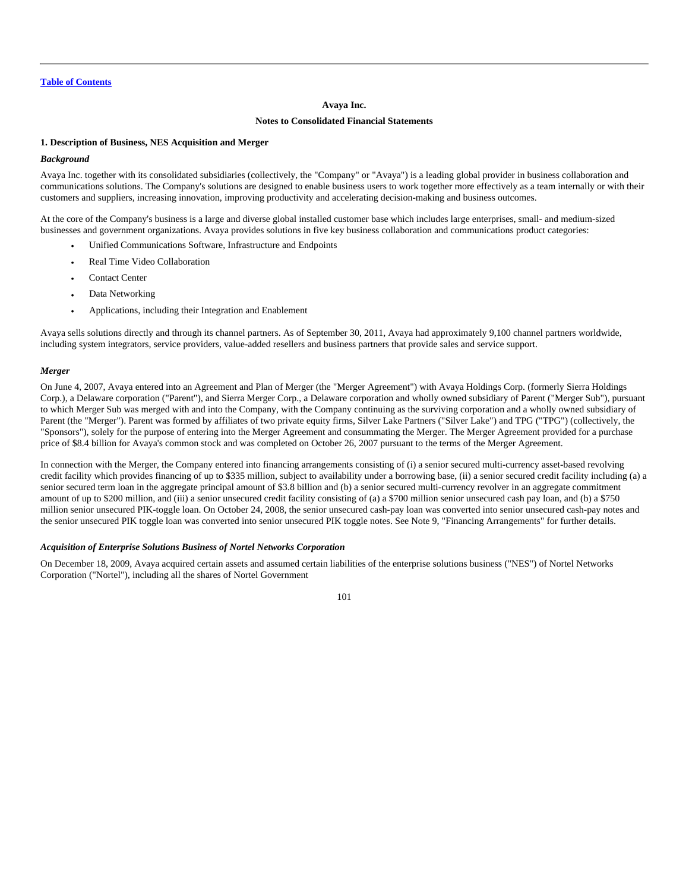**Avaya Inc.**

**Notes to Consolidated Financial Statements**

## 1. Description of Business, NES Acquisition and Merger

### *Background*

Avaya Inc. together with its consolidated subsidiaries (collectively, the "Company" or "Avaya") is a leading global provider in business collaboration and communications solutions. The Company's solutions are designed to enable business users to work together more effectively as a team internally or with their customers and suppliers, increasing innovation, improving productivity and accelerating decision-making and business outcomes.

At the core of the Company's business is a large and diverse global installed customer base which includes large enterprises, small- and medium-sized businesses and government organizations. Avaya provides solutions in five key business collaboration and communications product categories:

- Unified Communications Software, Infrastructure and Endpoints
- Real Time Video Collaboration
- Contact Center
- Data Networking
- Applications, including their Integration and Enablement

Avaya sells solutions directly and through its channel partners. As of September 30, 2011, Avaya had approximately 9,100 channel partners worldwide, including system integrators, service providers, value-added resellers and business partners that provide sales and service support.

### *Merger*

On June 4, 2007, Avaya entered into an Agreement and Plan of Merger (the "Merger Agreement") with Avaya Holdings Corp. (formerly Sierra Holdings Corp.), a Delaware corporation ("Parent"), and Sierra Merger Corp., a Delaware corporation and wholly owned subsidiary of Parent ("Merger Sub"), pursuant to which Merger Sub was merged with and into the Company, with the Company continuing as the surviving corporation and a wholly owned subsidiary of Parent (the "Merger"). Parent was formed by affiliates of two private equity firms, Silver Lake Partners ("Silver Lake") and TPG ("TPG") (collectively, the "Sponsors"), solely for the purpose of entering into the Merger Agreement and consummating the Merger. The Merger Agreement provided for a purchase price of $8.4 billion for Avaya's common stock and was completed on October 26, 2007 pursuant to the terms of the Merger Agreement.

In connection with the Merger, the Company entered into financing arrangements consisting of (i) a senior secured multi-currency asset-based revolving credit facility which provides financing of up to $335 million, subject to availability under a borrowing base, (ii) a senior secured credit facility including (a) a senior secured term loan in the aggregate principal amount of $3.8 billion and (b) a senior secured multi-currency revolver in an aggregate commitment amount of up to $200 million, and (iii) a senior unsecured credit facility consisting of (a) a $700 million senior unsecured cash pay loan, and (b) a $750 million senior unsecured PIK-toggle loan. On October 24, 2008, the senior unsecured cash-pay loan was converted into senior unsecured cash-pay notes and the senior unsecured PIK toggle loan was converted into senior unsecured PIK toggle notes. See Note 9, "Financing Arrangements" for further details.

### *Acquisition of Enterprise Solutions Business of Nortel Networks Corporation*

On December 18, 2009, Avaya acquired certain assets and assumed certain liabilities of the enterprise solutions business ("NES") of Nortel Networks Corporation ("Nortel"), including all the shares of Nortel Government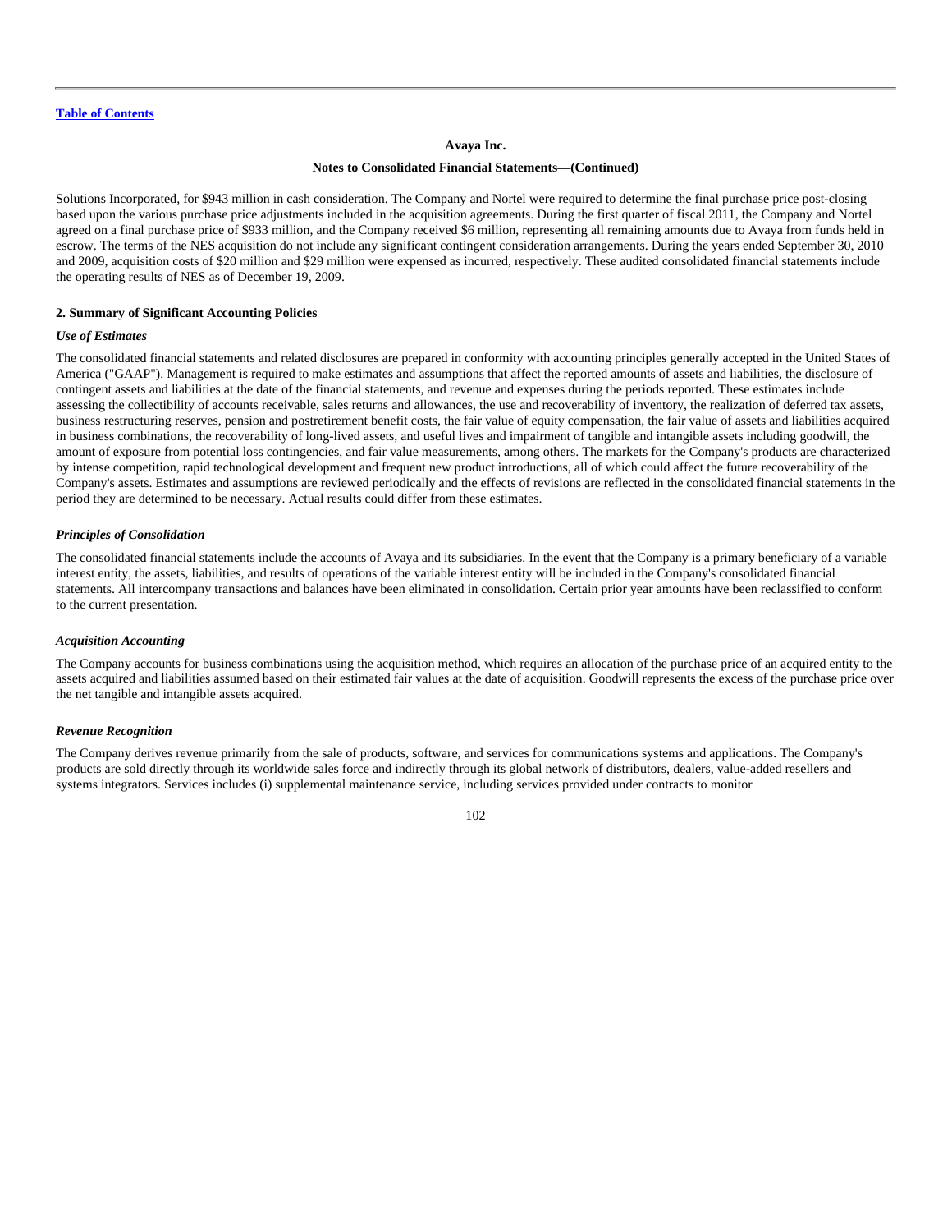Solutions Incorporated, for $943 million in cash consideration. The Company and Nortel were required to determine the final purchase price post-closing based upon the various purchase price adjustments included in the acquisition agreements. During the first quarter of fiscal 2011, the Company and Nortel agreed on a final purchase price of $933 million, and the Company received $6 million, representing all remaining amounts due to Avaya from funds held in escrow. The terms of the NES acquisition do not include any significant contingent consideration arrangements. During the years ended September 30, 2010 and 2009, acquisition costs of $20 million and $29 million were expensed as incurred, respectively. These audited consolidated financial statements include the operating results of NES as of December 19, 2009.

## 2. Summary of Significant Accounting Policies

### *Use of Estimates*

The consolidated financial statements and related disclosures are prepared in conformity with accounting principles generally accepted in the United States of America ("GAAP"). Management is required to make estimates and assumptions that affect the reported amounts of assets and liabilities, the disclosure of contingent assets and liabilities at the date of the financial statements, and revenue and expenses during the periods reported. These estimates include assessing the collectibility of accounts receivable, sales returns and allowances, the use and recoverability of inventory, the realization of deferred tax assets, business restructuring reserves, pension and postretirement benefit costs, the fair value of equity compensation, the fair value of assets and liabilities acquired in business combinations, the recoverability of long-lived assets, and useful lives and impairment of tangible and intangible assets including goodwill, the amount of exposure from potential loss contingencies, and fair value measurements, among others. The markets for the Company's products are characterized by intense competition, rapid technological development and frequent new product introductions, all of which could affect the future recoverability of the Company's assets. Estimates and assumptions are reviewed periodically and the effects of revisions are reflected in the consolidated financial statements in the period they are determined to be necessary. Actual results could differ from these estimates.

### *Principles of Consolidation*

The consolidated financial statements include the accounts of Avaya and its subsidiaries. In the event that the Company is a primary beneficiary of a variable interest entity, the assets, liabilities, and results of operations of the variable interest entity will be included in the Company's consolidated financial statements. All intercompany transactions and balances have been eliminated in consolidation. Certain prior year amounts have been reclassified to conform to the current presentation.

### *Acquisition Accounting*

The Company accounts for business combinations using the acquisition method, which requires an allocation of the purchase price of an acquired entity to the assets acquired and liabilities assumed based on their estimated fair values at the date of acquisition. Goodwill represents the excess of the purchase price over the net tangible and intangible assets acquired.

### *Revenue Recognition*

The Company derives revenue primarily from the sale of products, software, and services for communications systems and applications. The Company's products are sold directly through its worldwide sales force and indirectly through its global network of distributors, dealers, value-added resellers and systems integrators. Services includes (i) supplemental maintenance service, including services provided under contracts to monitor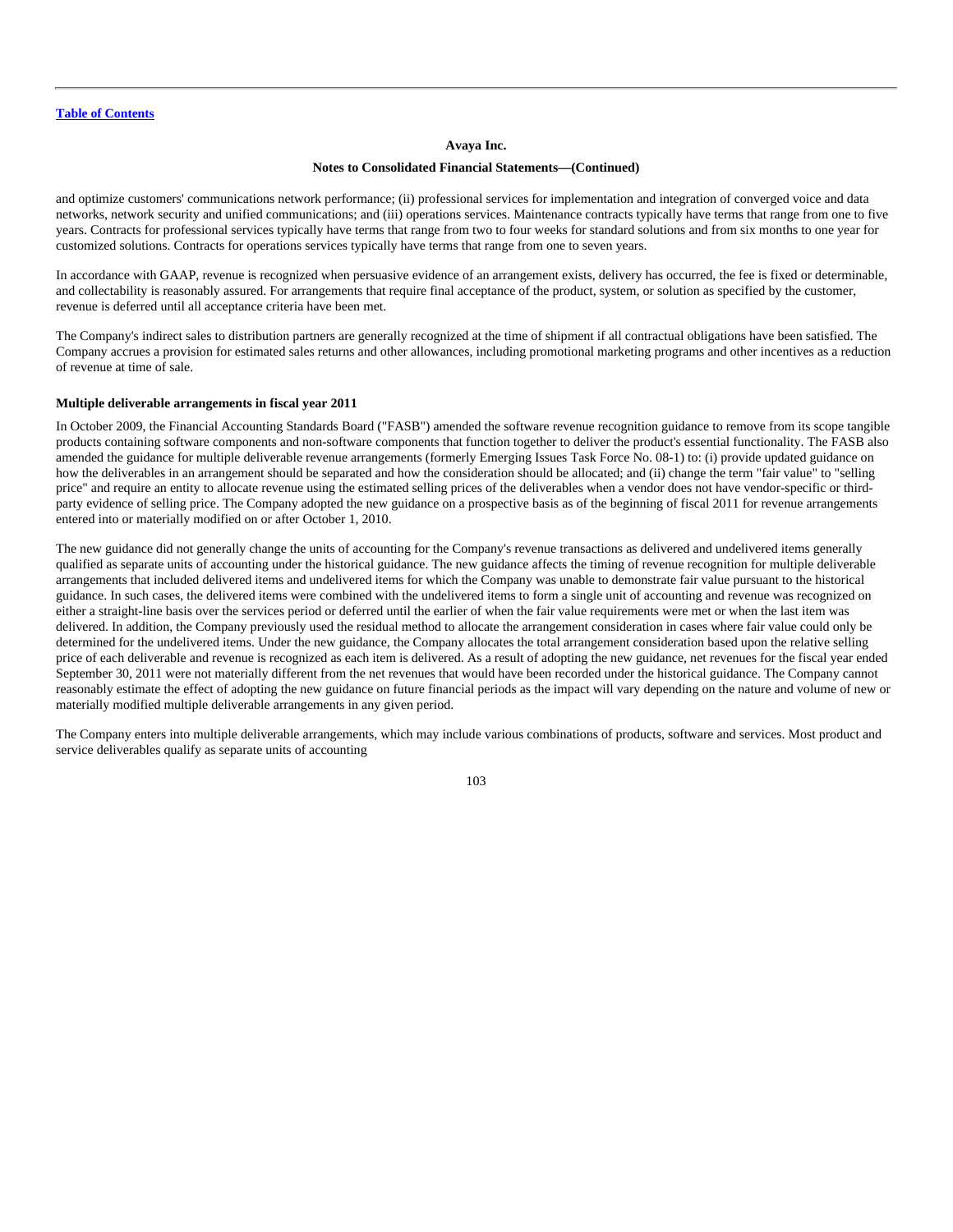and optimize customers' communications network performance; (ii) professional services for implementation and integration of converged voice and data networks, network security and unified communications; and (iii) operations services. Maintenance contracts typically have terms that range from one to five years. Contracts for professional services typically have terms that range from two to four weeks for standard solutions and from six months to one year for customized solutions. Contracts for operations services typically have terms that range from one to seven years.

In accordance with GAAP, revenue is recognized when persuasive evidence of an arrangement exists, delivery has occurred, the fee is fixed or determinable, and collectability is reasonably assured. For arrangements that require final acceptance of the product, system, or solution as specified by the customer, revenue is deferred until all acceptance criteria have been met.

The Company's indirect sales to distribution partners are generally recognized at the time of shipment if all contractual obligations have been satisfied. The Company accrues a provision for estimated sales returns and other allowances, including promotional marketing programs and other incentives as a reduction of revenue at time of sale.

**Multiple deliverable arrangements in fiscal year 2011**

In October 2009, the Financial Accounting Standards Board ("FASB") amended the software revenue recognition guidance to remove from its scope tangible products containing software components and non-software components that function together to deliver the product's essential functionality. The FASB also amended the guidance for multiple deliverable revenue arrangements (formerly Emerging Issues Task Force No. 08-1) to: (i) provide updated guidance on how the deliverables in an arrangement should be separated and how the consideration should be allocated; and (ii) change the term "fair value" to "selling price" and require an entity to allocate revenue using the estimated selling prices of the deliverables when a vendor does not have vendor-specific or third-party evidence of selling price. The Company adopted the new guidance on a prospective basis as of the beginning of fiscal 2011 for revenue arrangements entered into or materially modified on or after October 1, 2010.

The new guidance did not generally change the units of accounting for the Company's revenue transactions as delivered and undelivered items generally qualified as separate units of accounting under the historical guidance. The new guidance affects the timing of revenue recognition for multiple deliverable arrangements that included delivered items and undelivered items for which the Company was unable to demonstrate fair value pursuant to the historical guidance. In such cases, the delivered items were combined with the undelivered items to form a single unit of accounting and revenue was recognized on either a straight-line basis over the services period or deferred until the earlier of when the fair value requirements were met or when the last item was delivered. In addition, the Company previously used the residual method to allocate the arrangement consideration in cases where fair value could only be determined for the undelivered items. Under the new guidance, the Company allocates the total arrangement consideration based upon the relative selling price of each deliverable and revenue is recognized as each item is delivered. As a result of adopting the new guidance, net revenues for the fiscal year ended September 30, 2011 were not materially different from the net revenues that would have been recorded under the historical guidance. The Company cannot reasonably estimate the effect of adopting the new guidance on future financial periods as the impact will vary depending on the nature and volume of new or materially modified multiple deliverable arrangements in any given period.

The Company enters into multiple deliverable arrangements, which may include various combinations of products, software and services. Most product and service deliverables qualify as separate units of accounting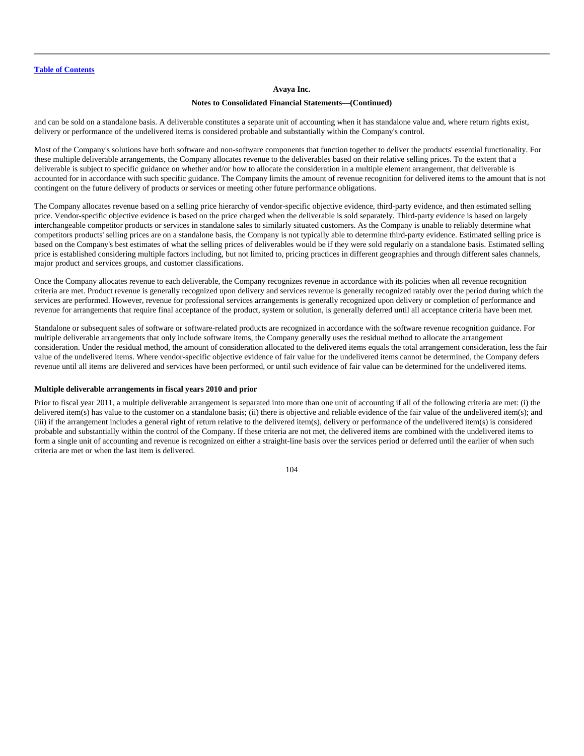and can be sold on a standalone basis. A deliverable constitutes a separate unit of accounting when it has standalone value and, where return rights exist, delivery or performance of the undelivered items is considered probable and substantially within the Company's control.

Most of the Company's solutions have both software and non-software components that function together to deliver the products' essential functionality. For these multiple deliverable arrangements, the Company allocates revenue to the deliverables based on their relative selling prices. To the extent that a deliverable is subject to specific guidance on whether and/or how to allocate the consideration in a multiple element arrangement, that deliverable is accounted for in accordance with such specific guidance. The Company limits the amount of revenue recognition for delivered items to the amount that is not contingent on the future delivery of products or services or meeting other future performance obligations.

The Company allocates revenue based on a selling price hierarchy of vendor-specific objective evidence, third-party evidence, and then estimated selling price. Vendor-specific objective evidence is based on the price charged when the deliverable is sold separately. Third-party evidence is based on largely interchangeable competitor products or services in standalone sales to similarly situated customers. As the Company is unable to reliably determine what competitors products' selling prices are on a standalone basis, the Company is not typically able to determine third-party evidence. Estimated selling price is based on the Company's best estimates of what the selling prices of deliverables would be if they were sold regularly on a standalone basis. Estimated selling price is established considering multiple factors including, but not limited to, pricing practices in different geographies and through different sales channels, major product and services groups, and customer classifications.

Once the Company allocates revenue to each deliverable, the Company recognizes revenue in accordance with its policies when all revenue recognition criteria are met. Product revenue is generally recognized upon delivery and services revenue is generally recognized ratably over the period during which the services are performed. However, revenue for professional services arrangements is generally recognized upon delivery or completion of performance and revenue for arrangements that require final acceptance of the product, system or solution, is generally deferred until all acceptance criteria have been met.

Standalone or subsequent sales of software or software-related products are recognized in accordance with the software revenue recognition guidance. For multiple deliverable arrangements that only include software items, the Company generally uses the residual method to allocate the arrangement consideration. Under the residual method, the amount of consideration allocated to the delivered items equals the total arrangement consideration, less the fair value of the undelivered items. Where vendor-specific objective evidence of fair value for the undelivered items cannot be determined, the Company defers revenue until all items are delivered and services have been performed, or until such evidence of fair value can be determined for the undelivered items.

**Multiple deliverable arrangements in fiscal years 2010 and prior**

Prior to fiscal year 2011, a multiple deliverable arrangement is separated into more than one unit of accounting if all of the following criteria are met: (i) the delivered item(s) has value to the customer on a standalone basis; (ii) there is objective and reliable evidence of the fair value of the undelivered item(s); and (iii) if the arrangement includes a general right of return relative to the delivered item(s), delivery or performance of the undelivered item(s) is considered probable and substantially within the control of the Company. If these criteria are not met, the delivered items are combined with the undelivered items to form a single unit of accounting and revenue is recognized on either a straight-line basis over the services period or deferred until the earlier of when such criteria are met or when the last item is delivered.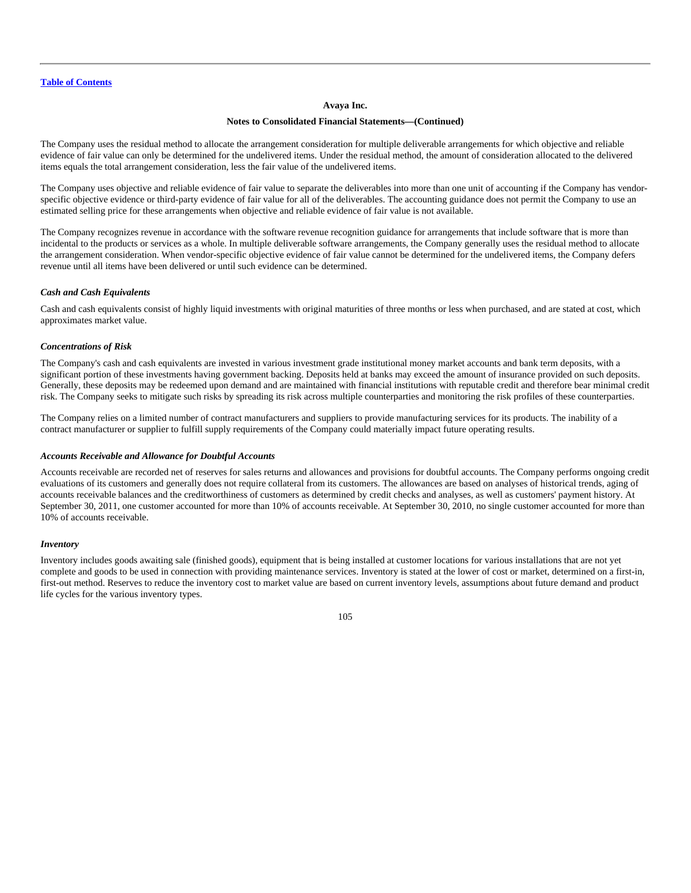The Company uses the residual method to allocate the arrangement consideration for multiple deliverable arrangements for which objective and reliable evidence of fair value can only be determined for the undelivered items. Under the residual method, the amount of consideration allocated to the delivered items equals the total arrangement consideration, less the fair value of the undelivered items.

The Company uses objective and reliable evidence of fair value to separate the deliverables into more than one unit of accounting if the Company has vendor-specific objective evidence or third-party evidence of fair value for all of the deliverables. The accounting guidance does not permit the Company to use an estimated selling price for these arrangements when objective and reliable evidence of fair value is not available.

The Company recognizes revenue in accordance with the software revenue recognition guidance for arrangements that include software that is more than incidental to the products or services as a whole. In multiple deliverable software arrangements, the Company generally uses the residual method to allocate the arrangement consideration. When vendor-specific objective evidence of fair value cannot be determined for the undelivered items, the Company defers revenue until all items have been delivered or until such evidence can be determined.

***Cash and Cash Equivalents***

Cash and cash equivalents consist of highly liquid investments with original maturities of three months or less when purchased, and are stated at cost, which approximates market value.

***Concentrations of Risk***

The Company's cash and cash equivalents are invested in various investment grade institutional money market accounts and bank term deposits, with a significant portion of these investments having government backing. Deposits held at banks may exceed the amount of insurance provided on such deposits. Generally, these deposits may be redeemed upon demand and are maintained with financial institutions with reputable credit and therefore bear minimal credit risk. The Company seeks to mitigate such risks by spreading its risk across multiple counterparties and monitoring the risk profiles of these counterparties.

The Company relies on a limited number of contract manufacturers and suppliers to provide manufacturing services for its products. The inability of a contract manufacturer or supplier to fulfill supply requirements of the Company could materially impact future operating results.

***Accounts Receivable and Allowance for Doubtful Accounts***

Accounts receivable are recorded net of reserves for sales returns and allowances and provisions for doubtful accounts. The Company performs ongoing credit evaluations of its customers and generally does not require collateral from its customers. The allowances are based on analyses of historical trends, aging of accounts receivable balances and the creditworthiness of customers as determined by credit checks and analyses, as well as customers' payment history. At September 30, 2011, one customer accounted for more than 10% of accounts receivable. At September 30, 2010, no single customer accounted for more than 10% of accounts receivable.

***Inventory***

Inventory includes goods awaiting sale (finished goods), equipment that is being installed at customer locations for various installations that are not yet complete and goods to be used in connection with providing maintenance services. Inventory is stated at the lower of cost or market, determined on a first-in, first-out method. Reserves to reduce the inventory cost to market value are based on current inventory levels, assumptions about future demand and product life cycles for the various inventory types.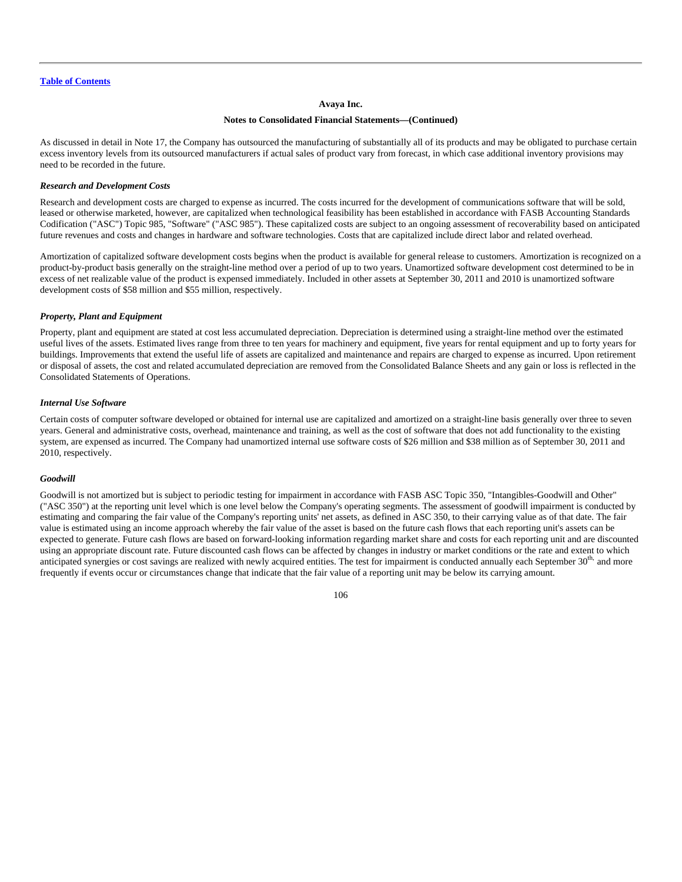Avaya Inc.

Notes to Consolidated Financial Statements—(Continued)

As discussed in detail in Note 17, the Company has outsourced the manufacturing of substantially all of its products and may be obligated to purchase certain excess inventory levels from its outsourced manufacturers if actual sales of product vary from forecast, in which case additional inventory provisions may need to be recorded in the future.

***Research and Development Costs***

Research and development costs are charged to expense as incurred. The costs incurred for the development of communications software that will be sold, leased or otherwise marketed, however, are capitalized when technological feasibility has been established in accordance with FASB Accounting Standards Codification ("ASC") Topic 985, "Software" ("ASC 985"). These capitalized costs are subject to an ongoing assessment of recoverability based on anticipated future revenues and costs and changes in hardware and software technologies. Costs that are capitalized include direct labor and related overhead.

Amortization of capitalized software development costs begins when the product is available for general release to customers. Amortization is recognized on a product-by-product basis generally on the straight-line method over a period of up to two years. Unamortized software development cost determined to be in excess of net realizable value of the product is expensed immediately. Included in other assets at September 30, 2011 and 2010 is unamortized software development costs of $58 million and $55 million, respectively.

***Property, Plant and Equipment***

Property, plant and equipment are stated at cost less accumulated depreciation. Depreciation is determined using a straight-line method over the estimated useful lives of the assets. Estimated lives range from three to ten years for machinery and equipment, five years for rental equipment and up to forty years for buildings. Improvements that extend the useful life of assets are capitalized and maintenance and repairs are charged to expense as incurred. Upon retirement or disposal of assets, the cost and related accumulated depreciation are removed from the Consolidated Balance Sheets and any gain or loss is reflected in the Consolidated Statements of Operations.

***Internal Use Software***

Certain costs of computer software developed or obtained for internal use are capitalized and amortized on a straight-line basis generally over three to seven years. General and administrative costs, overhead, maintenance and training, as well as the cost of software that does not add functionality to the existing system, are expensed as incurred. The Company had unamortized internal use software costs of $26 million and $38 million as of September 30, 2011 and 2010, respectively.

***Goodwill***

Goodwill is not amortized but is subject to periodic testing for impairment in accordance with FASB ASC Topic 350, "Intangibles-Goodwill and Other" ("ASC 350") at the reporting unit level which is one level below the Company's operating segments. The assessment of goodwill impairment is conducted by estimating and comparing the fair value of the Company's reporting units' net assets, as defined in ASC 350, to their carrying value as of that date. The fair value is estimated using an income approach whereby the fair value of the asset is based on the future cash flows that each reporting unit's assets can be expected to generate. Future cash flows are based on forward-looking information regarding market share and costs for each reporting unit and are discounted using an appropriate discount rate. Future discounted cash flows can be affected by changes in industry or market conditions or the rate and extent to which anticipated synergies or cost savings are realized with newly acquired entities. The test for impairment is conducted annually each September 30th and more frequently if events occur or circumstances change that indicate that the fair value of a reporting unit may be below its carrying amount.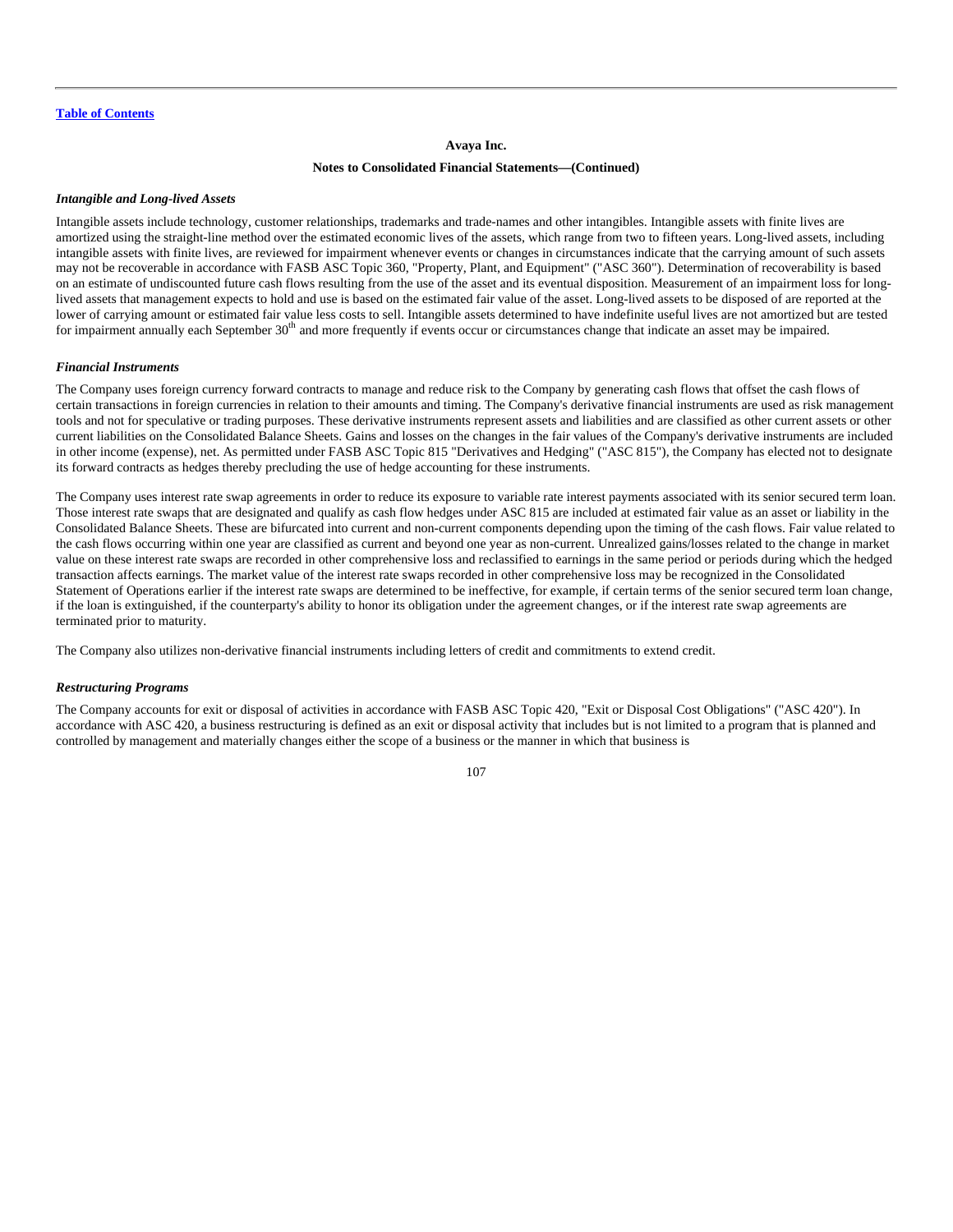**Avaya Inc.**

**Notes to Consolidated Financial Statements—(Continued)**

***Intangible and Long-lived Assets***

Intangible assets include technology, customer relationships, trademarks and trade-names and other intangibles. Intangible assets with finite lives are amortized using the straight-line method over the estimated economic lives of the assets, which range from two to fifteen years. Long-lived assets, including intangible assets with finite lives, are reviewed for impairment whenever events or changes in circumstances indicate that the carrying amount of such assets may not be recoverable in accordance with FASB ASC Topic 360, "Property, Plant, and Equipment" ("ASC 360"). Determination of recoverability is based on an estimate of undiscounted future cash flows resulting from the use of the asset and its eventual disposition. Measurement of an impairment loss for long-lived assets that management expects to hold and use is based on the estimated fair value of the asset. Long-lived assets to be disposed of are reported at the lower of carrying amount or estimated fair value less costs to sell. Intangible assets determined to have indefinite useful lives are not amortized but are tested for impairment annually each September 30th and more frequently if events occur or circumstances change that indicate an asset may be impaired.

***Financial Instruments***

The Company uses foreign currency forward contracts to manage and reduce risk to the Company by generating cash flows that offset the cash flows of certain transactions in foreign currencies in relation to their amounts and timing. The Company's derivative financial instruments are used as risk management tools and not for speculative or trading purposes. These derivative instruments represent assets and liabilities and are classified as other current assets or other current liabilities on the Consolidated Balance Sheets. Gains and losses on the changes in the fair values of the Company's derivative instruments are included in other income (expense), net. As permitted under FASB ASC Topic 815 "Derivatives and Hedging" ("ASC 815"), the Company has elected not to designate its forward contracts as hedges thereby precluding the use of hedge accounting for these instruments.

The Company uses interest rate swap agreements in order to reduce its exposure to variable rate interest payments associated with its senior secured term loan. Those interest rate swaps that are designated and qualify as cash flow hedges under ASC 815 are included at estimated fair value as an asset or liability in the Consolidated Balance Sheets. These are bifurcated into current and non-current components depending upon the timing of the cash flows. Fair value related to the cash flows occurring within one year are classified as current and beyond one year as non-current. Unrealized gains/losses related to the change in market value on these interest rate swaps are recorded in other comprehensive loss and reclassified to earnings in the same period or periods during which the hedged transaction affects earnings. The market value of the interest rate swaps recorded in other comprehensive loss may be recognized in the Consolidated Statement of Operations earlier if the interest rate swaps are determined to be ineffective, for example, if certain terms of the senior secured term loan change, if the loan is extinguished, if the counterparty's ability to honor its obligation under the agreement changes, or if the interest rate swap agreements are terminated prior to maturity.

The Company also utilizes non-derivative financial instruments including letters of credit and commitments to extend credit.

***Restructuring Programs***

The Company accounts for exit or disposal of activities in accordance with FASB ASC Topic 420, "Exit or Disposal Cost Obligations" ("ASC 420"). In accordance with ASC 420, a business restructuring is defined as an exit or disposal activity that includes but is not limited to a program that is planned and controlled by management and materially changes either the scope of a business or the manner in which that business is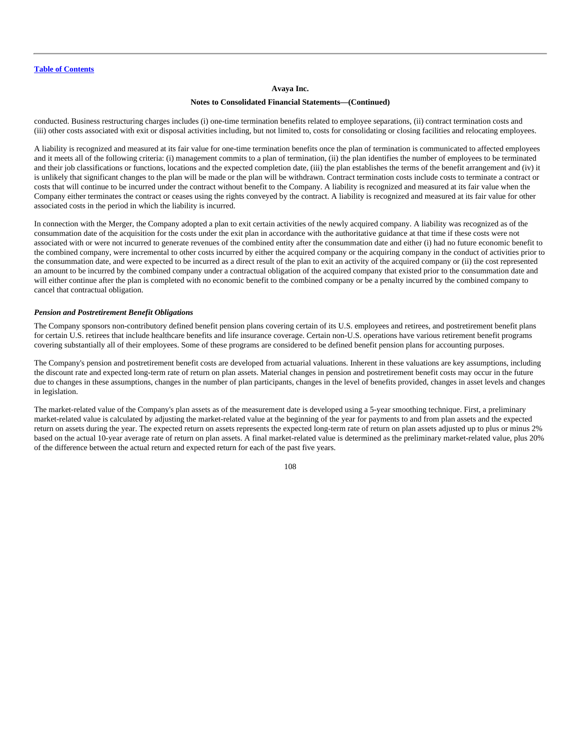conducted. Business restructuring charges includes (i) one-time termination benefits related to employee separations, (ii) contract termination costs and (iii) other costs associated with exit or disposal activities including, but not limited to, costs for consolidating or closing facilities and relocating employees.

A liability is recognized and measured at its fair value for one-time termination benefits once the plan of termination is communicated to affected employees and it meets all of the following criteria: (i) management commits to a plan of termination, (ii) the plan identifies the number of employees to be terminated and their job classifications or functions, locations and the expected completion date, (iii) the plan establishes the terms of the benefit arrangement and (iv) it is unlikely that significant changes to the plan will be made or the plan will be withdrawn. Contract termination costs include costs to terminate a contract or costs that will continue to be incurred under the contract without benefit to the Company. A liability is recognized and measured at its fair value when the Company either terminates the contract or ceases using the rights conveyed by the contract. A liability is recognized and measured at its fair value for other associated costs in the period in which the liability is incurred.

In connection with the Merger, the Company adopted a plan to exit certain activities of the newly acquired company. A liability was recognized as of the consummation date of the acquisition for the costs under the exit plan in accordance with the authoritative guidance at that time if these costs were not associated with or were not incurred to generate revenues of the combined entity after the consummation date and either (i) had no future economic benefit to the combined company, were incremental to other costs incurred by either the acquired company or the acquiring company in the conduct of activities prior to the consummation date, and were expected to be incurred as a direct result of the plan to exit an activity of the acquired company or (ii) the cost represented an amount to be incurred by the combined company under a contractual obligation of the acquired company that existed prior to the consummation date and will either continue after the plan is completed with no economic benefit to the combined company or be a penalty incurred by the combined company to cancel that contractual obligation.

***Pension and Postretirement Benefit Obligations***

The Company sponsors non-contributory defined benefit pension plans covering certain of its U.S. employees and retirees, and postretirement benefit plans for certain U.S. retirees that include healthcare benefits and life insurance coverage. Certain non-U.S. operations have various retirement benefit programs covering substantially all of their employees. Some of these programs are considered to be defined benefit pension plans for accounting purposes.

The Company's pension and postretirement benefit costs are developed from actuarial valuations. Inherent in these valuations are key assumptions, including the discount rate and expected long-term rate of return on plan assets. Material changes in pension and postretirement benefit costs may occur in the future due to changes in these assumptions, changes in the number of plan participants, changes in the level of benefits provided, changes in asset levels and changes in legislation.

The market-related value of the Company's plan assets as of the measurement date is developed using a 5-year smoothing technique. First, a preliminary market-related value is calculated by adjusting the market-related value at the beginning of the year for payments to and from plan assets and the expected return on assets during the year. The expected return on assets represents the expected long-term rate of return on plan assets adjusted up to plus or minus 2% based on the actual 10-year average rate of return on plan assets. A final market-related value is determined as the preliminary market-related value, plus 20% of the difference between the actual return and expected return for each of the past five years.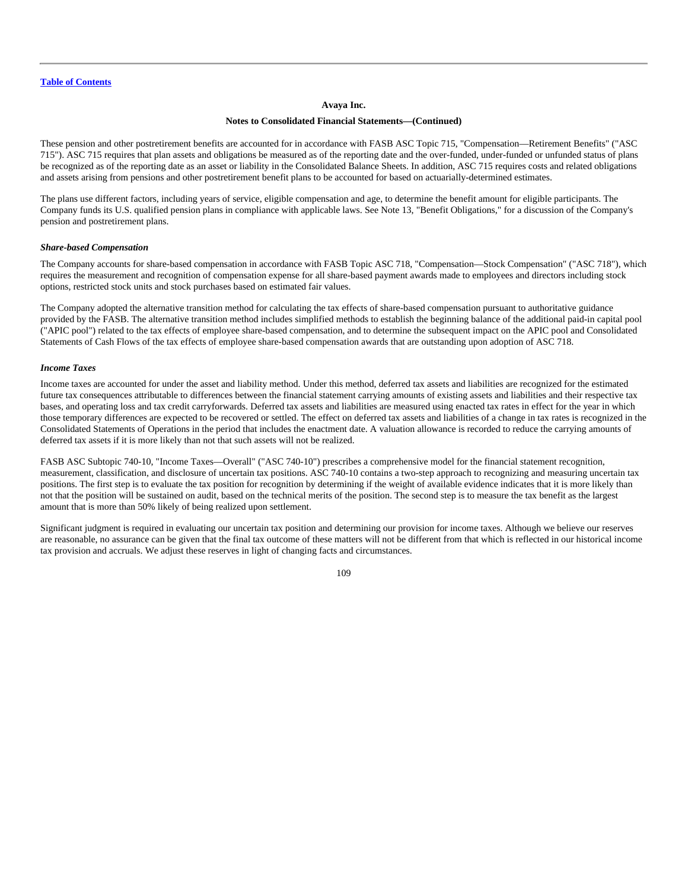These pension and other postretirement benefits are accounted for in accordance with FASB ASC Topic 715, "Compensation—Retirement Benefits" ("ASC 715"). ASC 715 requires that plan assets and obligations be measured as of the reporting date and the over-funded, under-funded or unfunded status of plans be recognized as of the reporting date as an asset or liability in the Consolidated Balance Sheets. In addition, ASC 715 requires costs and related obligations and assets arising from pensions and other postretirement benefit plans to be accounted for based on actuarially-determined estimates.

The plans use different factors, including years of service, eligible compensation and age, to determine the benefit amount for eligible participants. The Company funds its U.S. qualified pension plans in compliance with applicable laws. See Note 13, "Benefit Obligations," for a discussion of the Company's pension and postretirement plans.

***Share-based Compensation***

The Company accounts for share-based compensation in accordance with FASB Topic ASC 718, "Compensation—Stock Compensation" ("ASC 718"), which requires the measurement and recognition of compensation expense for all share-based payment awards made to employees and directors including stock options, restricted stock units and stock purchases based on estimated fair values.

The Company adopted the alternative transition method for calculating the tax effects of share-based compensation pursuant to authoritative guidance provided by the FASB. The alternative transition method includes simplified methods to establish the beginning balance of the additional paid-in capital pool ("APIC pool") related to the tax effects of employee share-based compensation, and to determine the subsequent impact on the APIC pool and Consolidated Statements of Cash Flows of the tax effects of employee share-based compensation awards that are outstanding upon adoption of ASC 718.

***Income Taxes***

Income taxes are accounted for under the asset and liability method. Under this method, deferred tax assets and liabilities are recognized for the estimated future tax consequences attributable to differences between the financial statement carrying amounts of existing assets and liabilities and their respective tax bases, and operating loss and tax credit carryforwards. Deferred tax assets and liabilities are measured using enacted tax rates in effect for the year in which those temporary differences are expected to be recovered or settled. The effect on deferred tax assets and liabilities of a change in tax rates is recognized in the Consolidated Statements of Operations in the period that includes the enactment date. A valuation allowance is recorded to reduce the carrying amounts of deferred tax assets if it is more likely than not that such assets will not be realized.

FASB ASC Subtopic 740-10, "Income Taxes—Overall" ("ASC 740-10") prescribes a comprehensive model for the financial statement recognition, measurement, classification, and disclosure of uncertain tax positions. ASC 740-10 contains a two-step approach to recognizing and measuring uncertain tax positions. The first step is to evaluate the tax position for recognition by determining if the weight of available evidence indicates that it is more likely than not that the position will be sustained on audit, based on the technical merits of the position. The second step is to measure the tax benefit as the largest amount that is more than 50% likely of being realized upon settlement.

Significant judgment is required in evaluating our uncertain tax position and determining our provision for income taxes. Although we believe our reserves are reasonable, no assurance can be given that the final tax outcome of these matters will not be different from that which is reflected in our historical income tax provision and accruals. We adjust these reserves in light of changing facts and circumstances.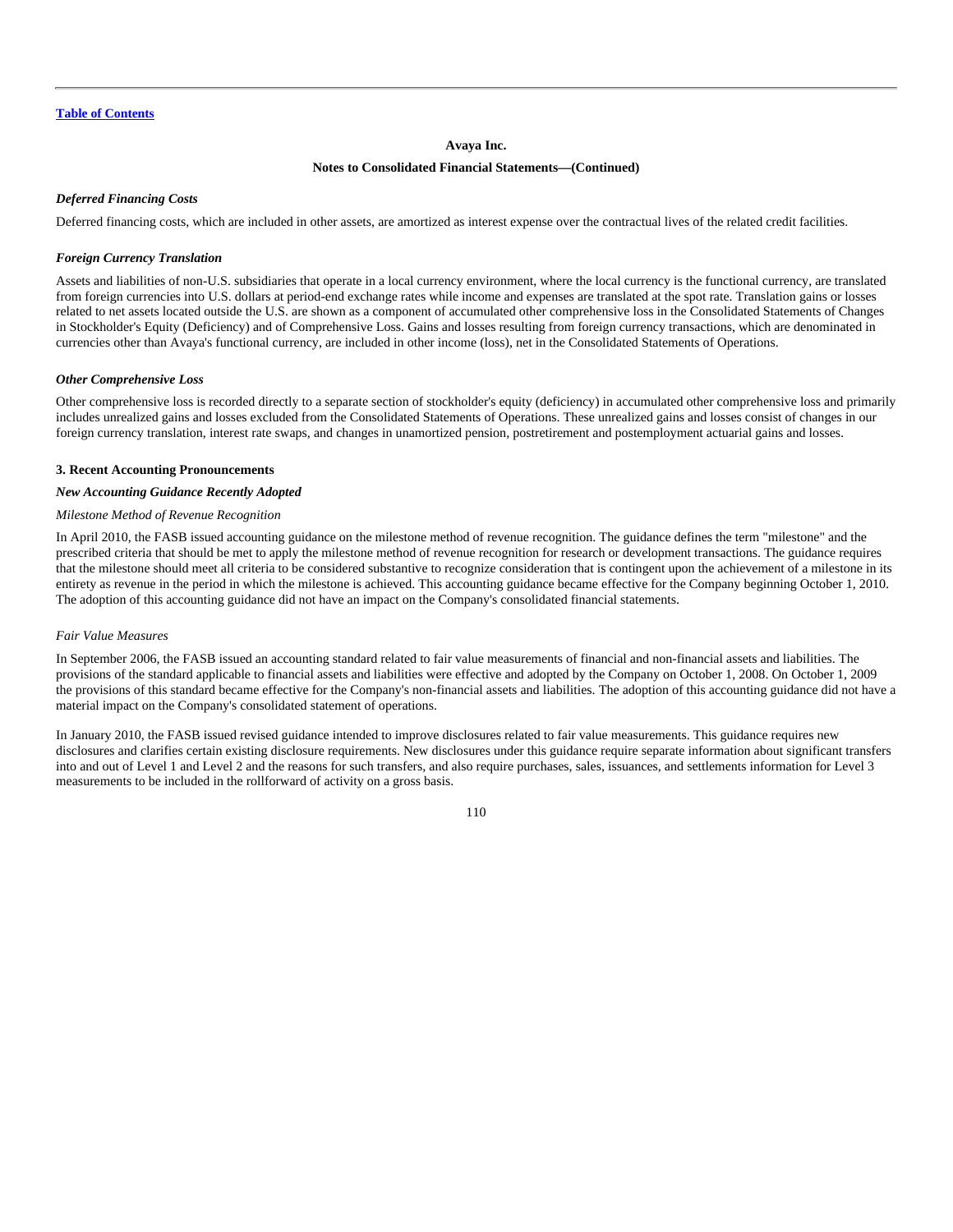**Avaya Inc.**

**Notes to Consolidated Financial Statements—(Continued)**

***Deferred Financing Costs***

Deferred financing costs, which are included in other assets, are amortized as interest expense over the contractual lives of the related credit facilities.

***Foreign Currency Translation***

Assets and liabilities of non-U.S. subsidiaries that operate in a local currency environment, where the local currency is the functional currency, are translated from foreign currencies into U.S. dollars at period-end exchange rates while income and expenses are translated at the spot rate. Translation gains or losses related to net assets located outside the U.S. are shown as a component of accumulated other comprehensive loss in the Consolidated Statements of Changes in Stockholder's Equity (Deficiency) and of Comprehensive Loss. Gains and losses resulting from foreign currency transactions, which are denominated in currencies other than Avaya's functional currency, are included in other income (loss), net in the Consolidated Statements of Operations.

***Other Comprehensive Loss***

Other comprehensive loss is recorded directly to a separate section of stockholder's equity (deficiency) in accumulated other comprehensive loss and primarily includes unrealized gains and losses excluded from the Consolidated Statements of Operations. These unrealized gains and losses consist of changes in our foreign currency translation, interest rate swaps, and changes in unamortized pension, postretirement and postemployment actuarial gains and losses.

**3. Recent Accounting Pronouncements**

***New Accounting Guidance Recently Adopted***

*Milestone Method of Revenue Recognition*

In April 2010, the FASB issued accounting guidance on the milestone method of revenue recognition. The guidance defines the term "milestone" and the prescribed criteria that should be met to apply the milestone method of revenue recognition for research or development transactions. The guidance requires that the milestone should meet all criteria to be considered substantive to recognize consideration that is contingent upon the achievement of a milestone in its entirety as revenue in the period in which the milestone is achieved. This accounting guidance became effective for the Company beginning October 1, 2010. The adoption of this accounting guidance did not have an impact on the Company's consolidated financial statements.

*Fair Value Measures*

In September 2006, the FASB issued an accounting standard related to fair value measurements of financial and non-financial assets and liabilities. The provisions of the standard applicable to financial assets and liabilities were effective and adopted by the Company on October 1, 2008. On October 1, 2009 the provisions of this standard became effective for the Company's non-financial assets and liabilities. The adoption of this accounting guidance did not have a material impact on the Company's consolidated statement of operations.

In January 2010, the FASB issued revised guidance intended to improve disclosures related to fair value measurements. This guidance requires new disclosures and clarifies certain existing disclosure requirements. New disclosures under this guidance require separate information about significant transfers into and out of Level 1 and Level 2 and the reasons for such transfers, and also require purchases, sales, issuances, and settlements information for Level 3 measurements to be included in the rollforward of activity on a gross basis.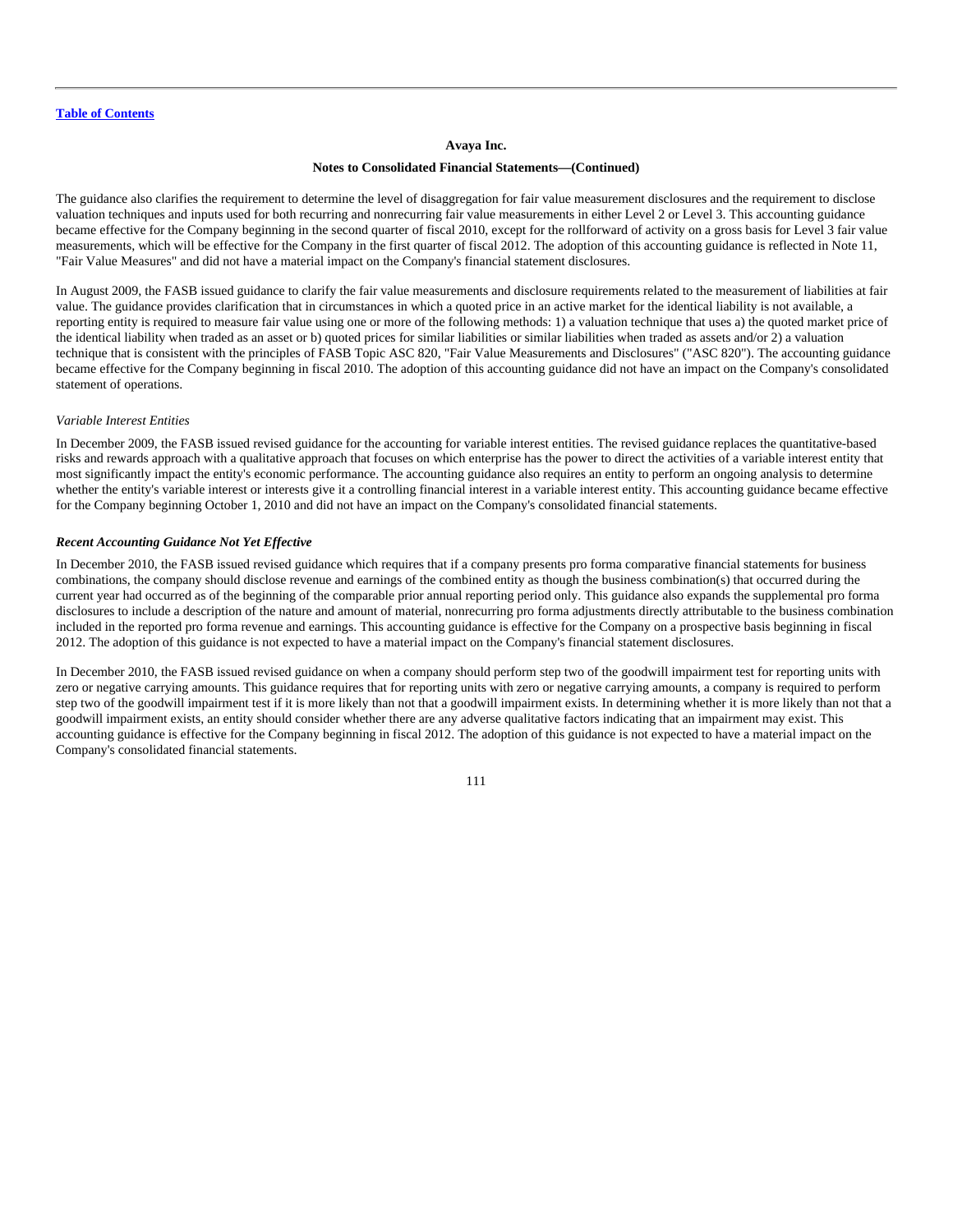The guidance also clarifies the requirement to determine the level of disaggregation for fair value measurement disclosures and the requirement to disclose valuation techniques and inputs used for both recurring and nonrecurring fair value measurements in either Level 2 or Level 3. This accounting guidance became effective for the Company beginning in the second quarter of fiscal 2010, except for the rollforward of activity on a gross basis for Level 3 fair value measurements, which will be effective for the Company in the first quarter of fiscal 2012. The adoption of this accounting guidance is reflected in Note 11, "Fair Value Measures" and did not have a material impact on the Company's financial statement disclosures.

In August 2009, the FASB issued guidance to clarify the fair value measurements and disclosure requirements related to the measurement of liabilities at fair value. The guidance provides clarification that in circumstances in which a quoted price in an active market for the identical liability is not available, a reporting entity is required to measure fair value using one or more of the following methods: 1) a valuation technique that uses a) the quoted market price of the identical liability when traded as an asset or b) quoted prices for similar liabilities or similar liabilities when traded as assets and/or 2) a valuation technique that is consistent with the principles of FASB Topic ASC 820, "Fair Value Measurements and Disclosures" ("ASC 820"). The accounting guidance became effective for the Company beginning in fiscal 2010. The adoption of this accounting guidance did not have an impact on the Company's consolidated statement of operations.

*Variable Interest Entities*

In December 2009, the FASB issued revised guidance for the accounting for variable interest entities. The revised guidance replaces the quantitative-based risks and rewards approach with a qualitative approach that focuses on which enterprise has the power to direct the activities of a variable interest entity that most significantly impact the entity's economic performance. The accounting guidance also requires an entity to perform an ongoing analysis to determine whether the entity's variable interest or interests give it a controlling financial interest in a variable interest entity. This accounting guidance became effective for the Company beginning October 1, 2010 and did not have an impact on the Company's consolidated financial statements.

***Recent Accounting Guidance Not Yet Effective***

In December 2010, the FASB issued revised guidance which requires that if a company presents pro forma comparative financial statements for business combinations, the company should disclose revenue and earnings of the combined entity as though the business combination(s) that occurred during the current year had occurred as of the beginning of the comparable prior annual reporting period only. This guidance also expands the supplemental pro forma disclosures to include a description of the nature and amount of material, nonrecurring pro forma adjustments directly attributable to the business combination included in the reported pro forma revenue and earnings. This accounting guidance is effective for the Company on a prospective basis beginning in fiscal 2012. The adoption of this guidance is not expected to have a material impact on the Company's financial statement disclosures.

In December 2010, the FASB issued revised guidance on when a company should perform step two of the goodwill impairment test for reporting units with zero or negative carrying amounts. This guidance requires that for reporting units with zero or negative carrying amounts, a company is required to perform step two of the goodwill impairment test if it is more likely than not that a goodwill impairment exists. In determining whether it is more likely than not that a goodwill impairment exists, an entity should consider whether there are any adverse qualitative factors indicating that an impairment may exist. This accounting guidance is effective for the Company beginning in fiscal 2012. The adoption of this guidance is not expected to have a material impact on the Company's consolidated financial statements.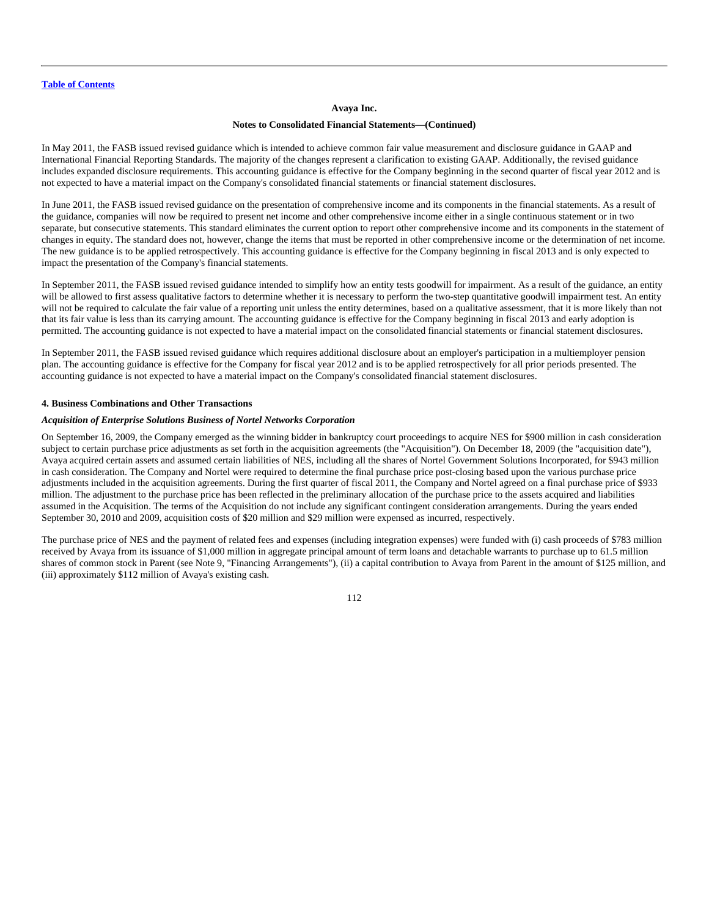In May 2011, the FASB issued revised guidance which is intended to achieve common fair value measurement and disclosure guidance in GAAP and International Financial Reporting Standards. The majority of the changes represent a clarification to existing GAAP. Additionally, the revised guidance includes expanded disclosure requirements. This accounting guidance is effective for the Company beginning in the second quarter of fiscal year 2012 and is not expected to have a material impact on the Company's consolidated financial statements or financial statement disclosures.

In June 2011, the FASB issued revised guidance on the presentation of comprehensive income and its components in the financial statements. As a result of the guidance, companies will now be required to present net income and other comprehensive income either in a single continuous statement or in two separate, but consecutive statements. This standard eliminates the current option to report other comprehensive income and its components in the statement of changes in equity. The standard does not, however, change the items that must be reported in other comprehensive income or the determination of net income. The new guidance is to be applied retrospectively. This accounting guidance is effective for the Company beginning in fiscal 2013 and is only expected to impact the presentation of the Company's financial statements.

In September 2011, the FASB issued revised guidance intended to simplify how an entity tests goodwill for impairment. As a result of the guidance, an entity will be allowed to first assess qualitative factors to determine whether it is necessary to perform the two-step quantitative goodwill impairment test. An entity will not be required to calculate the fair value of a reporting unit unless the entity determines, based on a qualitative assessment, that it is more likely than not that its fair value is less than its carrying amount. The accounting guidance is effective for the Company beginning in fiscal 2013 and early adoption is permitted. The accounting guidance is not expected to have a material impact on the consolidated financial statements or financial statement disclosures.

In September 2011, the FASB issued revised guidance which requires additional disclosure about an employer's participation in a multiemployer pension plan. The accounting guidance is effective for the Company for fiscal year 2012 and is to be applied retrospectively for all prior periods presented. The accounting guidance is not expected to have a material impact on the Company's consolidated financial statement disclosures.

#### 4. Business Combinations and Other Transactions

***Acquisition of Enterprise Solutions Business of Nortel Networks Corporation***

On September 16, 2009, the Company emerged as the winning bidder in bankruptcy court proceedings to acquire NES for $900 million in cash consideration subject to certain purchase price adjustments as set forth in the acquisition agreements (the "Acquisition"). On December 18, 2009 (the "acquisition date"), Avaya acquired certain assets and assumed certain liabilities of NES, including all the shares of Nortel Government Solutions Incorporated, for $943 million in cash consideration. The Company and Nortel were required to determine the final purchase price post-closing based upon the various purchase price adjustments included in the acquisition agreements. During the first quarter of fiscal 2011, the Company and Nortel agreed on a final purchase price of $933 million. The adjustment to the purchase price has been reflected in the preliminary allocation of the purchase price to the assets acquired and liabilities assumed in the Acquisition. The terms of the Acquisition do not include any significant contingent consideration arrangements. During the years ended September 30, 2010 and 2009, acquisition costs of $20 million and $29 million were expensed as incurred, respectively.

The purchase price of NES and the payment of related fees and expenses (including integration expenses) were funded with (i) cash proceeds of $783 million received by Avaya from its issuance of $1,000 million in aggregate principal amount of term loans and detachable warrants to purchase up to 61.5 million shares of common stock in Parent (see Note 9, "Financing Arrangements"), (ii) a capital contribution to Avaya from Parent in the amount of $125 million, and (iii) approximately $112 million of Avaya's existing cash.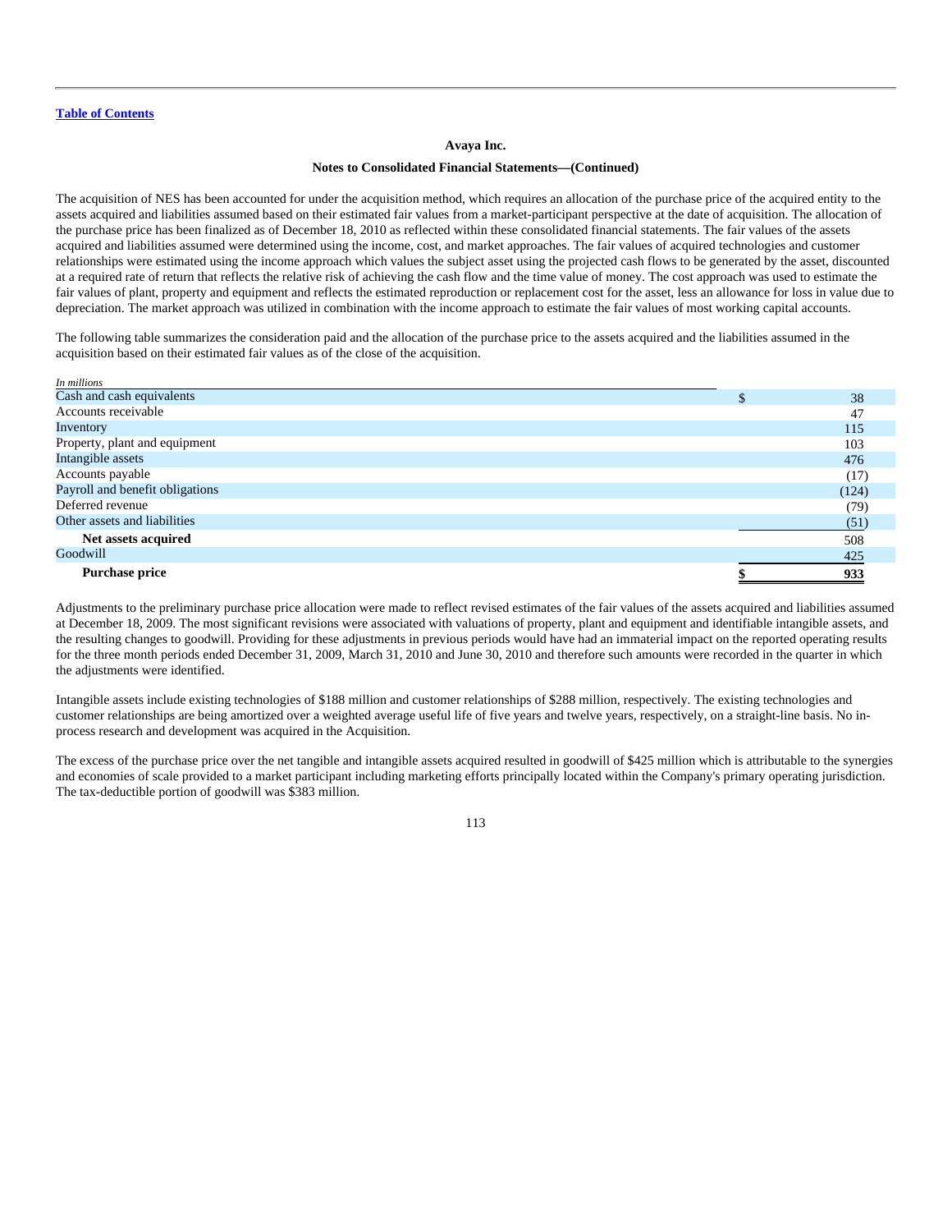Avaya Inc.

Notes to Consolidated Financial Statements—(Continued)

The acquisition of NES has been accounted for under the acquisition method, which requires an allocation of the purchase price of the acquired entity to the assets acquired and liabilities assumed based on their estimated fair values from a market-participant perspective at the date of acquisition. The allocation of the purchase price has been finalized as of December 18, 2010 as reflected within these consolidated financial statements. The fair values of the assets acquired and liabilities assumed were determined using the income, cost, and market approaches. The fair values of acquired technologies and customer relationships were estimated using the income approach which values the subject asset using the projected cash flows to be generated by the asset, discounted at a required rate of return that reflects the relative risk of achieving the cash flow and the time value of money. The cost approach was used to estimate the fair values of plant, property and equipment and reflects the estimated reproduction or replacement cost for the asset, less an allowance for loss in value due to depreciation. The market approach was utilized in combination with the income approach to estimate the fair values of most working capital accounts.

The following table summarizes the consideration paid and the allocation of the purchase price to the assets acquired and the liabilities assumed in the acquisition based on their estimated fair values as of the close of the acquisition.

| *In millions* | |
|---|---|
| Cash and cash equivalents | $ 38 |
| Accounts receivable | 47 |
| Inventory | 115 |
| Property, plant and equipment | 103 |
| Intangible assets | 476 |
| Accounts payable | (17) |
| Payroll and benefit obligations | (124) |
| Deferred revenue | (79) |
| Other assets and liabilities | (51) |
| **Net assets acquired** | 508 |
| Goodwill | 425 |
| **Purchase price** | **$ 933** |

Adjustments to the preliminary purchase price allocation were made to reflect revised estimates of the fair values of the assets acquired and liabilities assumed at December 18, 2009. The most significant revisions were associated with valuations of property, plant and equipment and identifiable intangible assets, and the resulting changes to goodwill. Providing for these adjustments in previous periods would have had an immaterial impact on the reported operating results for the three month periods ended December 31, 2009, March 31, 2010 and June 30, 2010 and therefore such amounts were recorded in the quarter in which the adjustments were identified.

Intangible assets include existing technologies of $188 million and customer relationships of $288 million, respectively. The existing technologies and customer relationships are being amortized over a weighted average useful life of five years and twelve years, respectively, on a straight-line basis. No in-process research and development was acquired in the Acquisition.

The excess of the purchase price over the net tangible and intangible assets acquired resulted in goodwill of $425 million which is attributable to the synergies and economies of scale provided to a market participant including marketing efforts principally located within the Company's primary operating jurisdiction. The tax-deductible portion of goodwill was $383 million.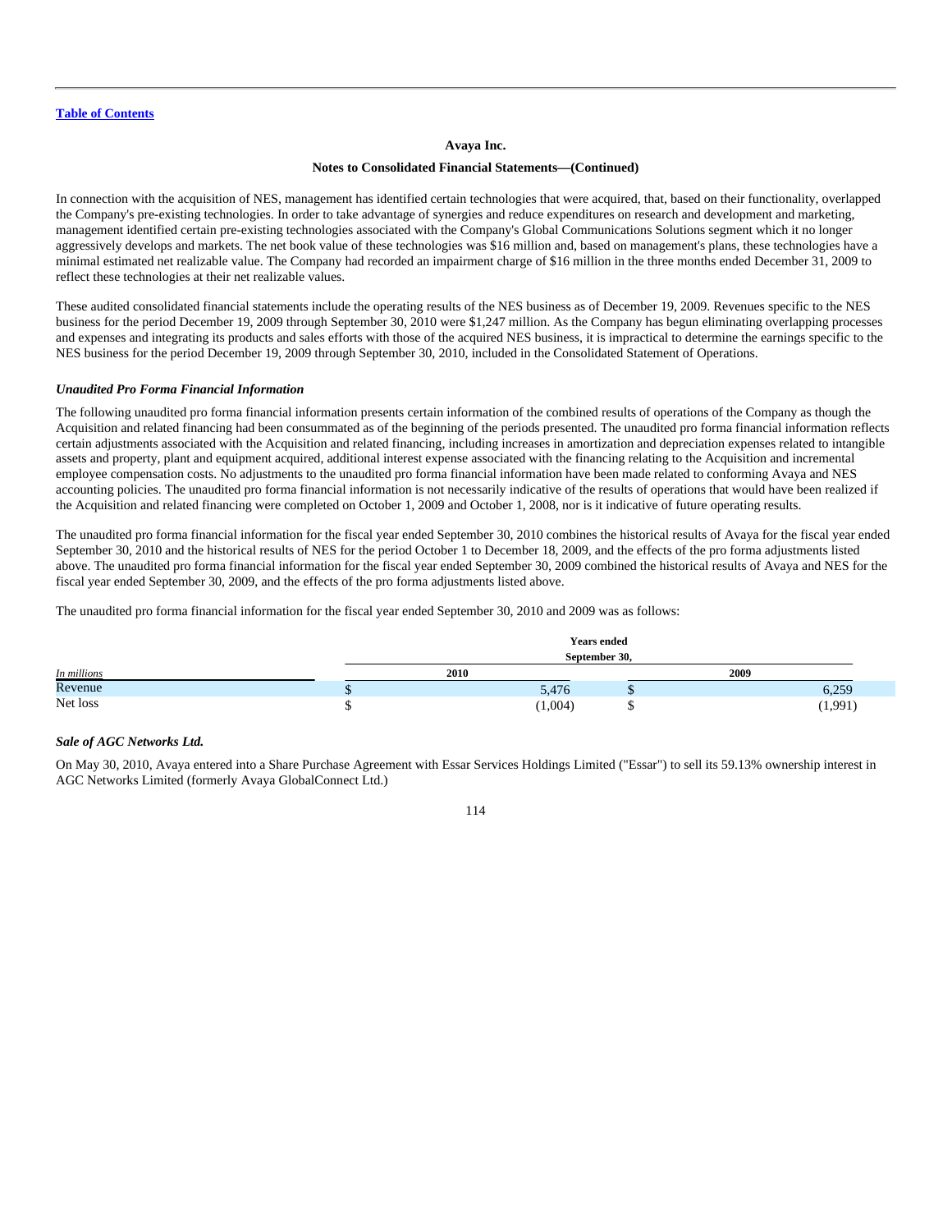**Avaya Inc.**

**Notes to Consolidated Financial Statements—(Continued)**

In connection with the acquisition of NES, management has identified certain technologies that were acquired, that, based on their functionality, overlapped the Company's pre-existing technologies. In order to take advantage of synergies and reduce expenditures on research and development and marketing, management identified certain pre-existing technologies associated with the Company's Global Communications Solutions segment which it no longer aggressively develops and markets. The net book value of these technologies was $16 million and, based on management's plans, these technologies have a minimal estimated net realizable value. The Company had recorded an impairment charge of $16 million in the three months ended December 31, 2009 to reflect these technologies at their net realizable values.

These audited consolidated financial statements include the operating results of the NES business as of December 19, 2009. Revenues specific to the NES business for the period December 19, 2009 through September 30, 2010 were $1,247 million. As the Company has begun eliminating overlapping processes and expenses and integrating its products and sales efforts with those of the acquired NES business, it is impractical to determine the earnings specific to the NES business for the period December 19, 2009 through September 30, 2010, included in the Consolidated Statement of Operations.

***Unaudited Pro Forma Financial Information***

The following unaudited pro forma financial information presents certain information of the combined results of operations of the Company as though the Acquisition and related financing had been consummated as of the beginning of the periods presented. The unaudited pro forma financial information reflects certain adjustments associated with the Acquisition and related financing, including increases in amortization and depreciation expenses related to intangible assets and property, plant and equipment acquired, additional interest expense associated with the financing relating to the Acquisition and incremental employee compensation costs. No adjustments to the unaudited pro forma financial information have been made related to conforming Avaya and NES accounting policies. The unaudited pro forma financial information is not necessarily indicative of the results of operations that would have been realized if the Acquisition and related financing were completed on October 1, 2009 and October 1, 2008, nor is it indicative of future operating results.

The unaudited pro forma financial information for the fiscal year ended September 30, 2010 combines the historical results of Avaya for the fiscal year ended September 30, 2010 and the historical results of NES for the period October 1 to December 18, 2009, and the effects of the pro forma adjustments listed above. The unaudited pro forma financial information for the fiscal year ended September 30, 2009 combined the historical results of Avaya and NES for the fiscal year ended September 30, 2009, and the effects of the pro forma adjustments listed above.

The unaudited pro forma financial information for the fiscal year ended September 30, 2010 and 2009 was as follows:

| *In millions* | Years ended September 30, 2010 | Years ended September 30, 2009 |
|---|---|---|
| Revenue | $ 5,476 | $ 6,259 |
| Net loss | $ (1,004) | $ (1,991) |

***Sale of AGC Networks Ltd.***

On May 30, 2010, Avaya entered into a Share Purchase Agreement with Essar Services Holdings Limited ("Essar") to sell its 59.13% ownership interest in AGC Networks Limited (formerly Avaya GlobalConnect Ltd.)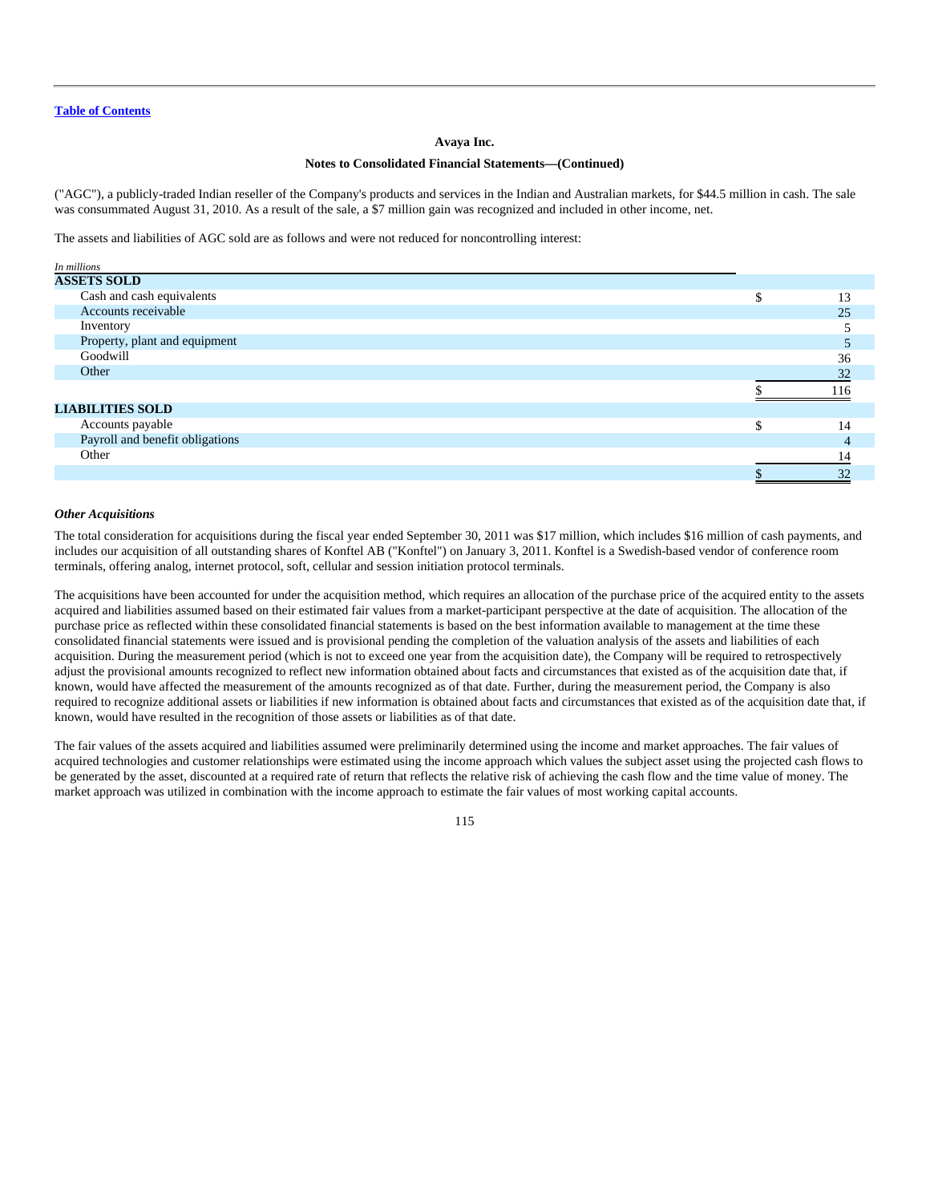("AGC"), a publicly-traded Indian reseller of the Company's products and services in the Indian and Australian markets, for $44.5 million in cash. The sale was consummated August 31, 2010. As a result of the sale, a $7 million gain was recognized and included in other income, net.

The assets and liabilities of AGC sold are as follows and were not reduced for noncontrolling interest:

| *In millions* | | |
|---|---|---|
| **ASSETS SOLD** | | |
| Cash and cash equivalents | $ | 13 |
| Accounts receivable | | 25 |
| Inventory | | 5 |
| Property, plant and equipment | | 5 |
| Goodwill | | 36 |
| Other | | 32 |
| | $ | 116 |
| **LIABILITIES SOLD** | | |
| Accounts payable | $ | 14 |
| Payroll and benefit obligations | | 4 |
| Other | | 14 |
| | $ | 32 |

***Other Acquisitions***

The total consideration for acquisitions during the fiscal year ended September 30, 2011 was $17 million, which includes $16 million of cash payments, and includes our acquisition of all outstanding shares of Konftel AB ("Konftel") on January 3, 2011. Konftel is a Swedish-based vendor of conference room terminals, offering analog, internet protocol, soft, cellular and session initiation protocol terminals.

The acquisitions have been accounted for under the acquisition method, which requires an allocation of the purchase price of the acquired entity to the assets acquired and liabilities assumed based on their estimated fair values from a market-participant perspective at the date of acquisition. The allocation of the purchase price as reflected within these consolidated financial statements is based on the best information available to management at the time these consolidated financial statements were issued and is provisional pending the completion of the valuation analysis of the assets and liabilities of each acquisition. During the measurement period (which is not to exceed one year from the acquisition date), the Company will be required to retrospectively adjust the provisional amounts recognized to reflect new information obtained about facts and circumstances that existed as of the acquisition date that, if known, would have affected the measurement of the amounts recognized as of that date. Further, during the measurement period, the Company is also required to recognize additional assets or liabilities if new information is obtained about facts and circumstances that existed as of the acquisition date that, if known, would have resulted in the recognition of those assets or liabilities as of that date.

The fair values of the assets acquired and liabilities assumed were preliminarily determined using the income and market approaches. The fair values of acquired technologies and customer relationships were estimated using the income approach which values the subject asset using the projected cash flows to be generated by the asset, discounted at a required rate of return that reflects the relative risk of achieving the cash flow and the time value of money. The market approach was utilized in combination with the income approach to estimate the fair values of most working capital accounts.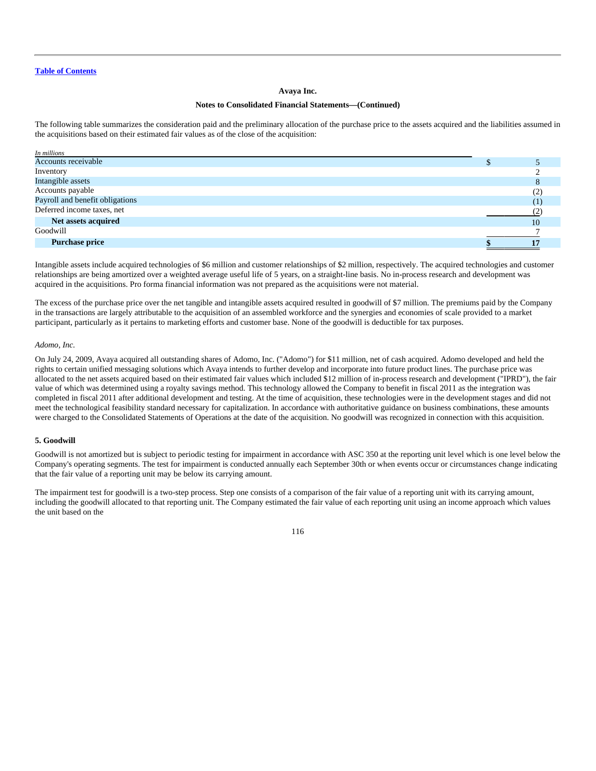The following table summarizes the consideration paid and the preliminary allocation of the purchase price to the assets acquired and the liabilities assumed in the acquisitions based on their estimated fair values as of the close of the acquisition:

| *In millions* | |
|---|---|
| Accounts receivable | $ 5 |
| Inventory | 2 |
| Intangible assets | 8 |
| Accounts payable | (2) |
| Payroll and benefit obligations | (1) |
| Deferred income taxes, net | (2) |
| **Net assets acquired** | 10 |
| Goodwill | 7 |
| **Purchase price** | **$ 17** |

Intangible assets include acquired technologies of $6 million and customer relationships of $2 million, respectively. The acquired technologies and customer relationships are being amortized over a weighted average useful life of 5 years, on a straight-line basis. No in-process research and development was acquired in the acquisitions. Pro forma financial information was not prepared as the acquisitions were not material.

The excess of the purchase price over the net tangible and intangible assets acquired resulted in goodwill of $7 million. The premiums paid by the Company in the transactions are largely attributable to the acquisition of an assembled workforce and the synergies and economies of scale provided to a market participant, particularly as it pertains to marketing efforts and customer base. None of the goodwill is deductible for tax purposes.

*Adomo, Inc.*

On July 24, 2009, Avaya acquired all outstanding shares of Adomo, Inc. ("Adomo") for $11 million, net of cash acquired. Adomo developed and held the rights to certain unified messaging solutions which Avaya intends to further develop and incorporate into future product lines. The purchase price was allocated to the net assets acquired based on their estimated fair values which included $12 million of in-process research and development ("IPRD"), the fair value of which was determined using a royalty savings method. This technology allowed the Company to benefit in fiscal 2011 as the integration was completed in fiscal 2011 after additional development and testing. At the time of acquisition, these technologies were in the development stages and did not meet the technological feasibility standard necessary for capitalization. In accordance with authoritative guidance on business combinations, these amounts were charged to the Consolidated Statements of Operations at the date of the acquisition. No goodwill was recognized in connection with this acquisition.

## 5. Goodwill

Goodwill is not amortized but is subject to periodic testing for impairment in accordance with ASC 350 at the reporting unit level which is one level below the Company's operating segments. The test for impairment is conducted annually each September 30th or when events occur or circumstances change indicating that the fair value of a reporting unit may be below its carrying amount.

The impairment test for goodwill is a two-step process. Step one consists of a comparison of the fair value of a reporting unit with its carrying amount, including the goodwill allocated to that reporting unit. The Company estimated the fair value of each reporting unit using an income approach which values the unit based on the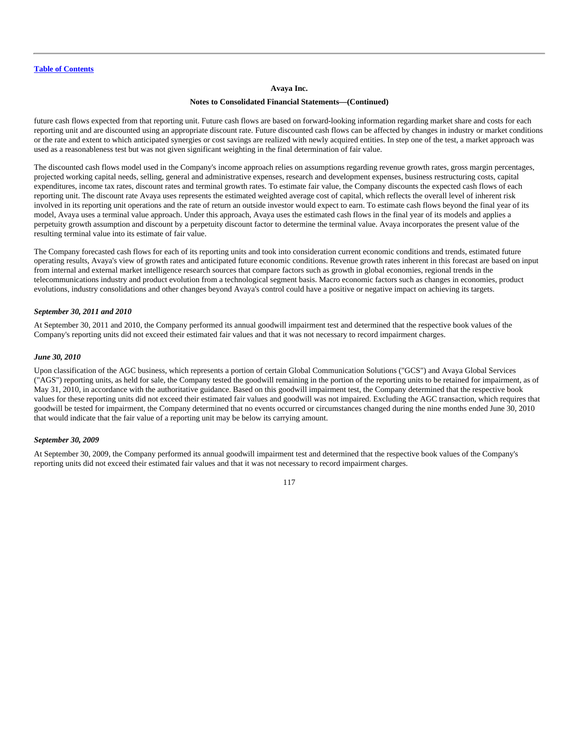future cash flows expected from that reporting unit. Future cash flows are based on forward-looking information regarding market share and costs for each reporting unit and are discounted using an appropriate discount rate. Future discounted cash flows can be affected by changes in industry or market conditions or the rate and extent to which anticipated synergies or cost savings are realized with newly acquired entities. In step one of the test, a market approach was used as a reasonableness test but was not given significant weighting in the final determination of fair value.

The discounted cash flows model used in the Company's income approach relies on assumptions regarding revenue growth rates, gross margin percentages, projected working capital needs, selling, general and administrative expenses, research and development expenses, business restructuring costs, capital expenditures, income tax rates, discount rates and terminal growth rates. To estimate fair value, the Company discounts the expected cash flows of each reporting unit. The discount rate Avaya uses represents the estimated weighted average cost of capital, which reflects the overall level of inherent risk involved in its reporting unit operations and the rate of return an outside investor would expect to earn. To estimate cash flows beyond the final year of its model, Avaya uses a terminal value approach. Under this approach, Avaya uses the estimated cash flows in the final year of its models and applies a perpetuity growth assumption and discount by a perpetuity discount factor to determine the terminal value. Avaya incorporates the present value of the resulting terminal value into its estimate of fair value.

The Company forecasted cash flows for each of its reporting units and took into consideration current economic conditions and trends, estimated future operating results, Avaya's view of growth rates and anticipated future economic conditions. Revenue growth rates inherent in this forecast are based on input from internal and external market intelligence research sources that compare factors such as growth in global economies, regional trends in the telecommunications industry and product evolution from a technological segment basis. Macro economic factors such as changes in economies, product evolutions, industry consolidations and other changes beyond Avaya's control could have a positive or negative impact on achieving its targets.

***September 30, 2011 and 2010***

At September 30, 2011 and 2010, the Company performed its annual goodwill impairment test and determined that the respective book values of the Company's reporting units did not exceed their estimated fair values and that it was not necessary to record impairment charges.

***June 30, 2010***

Upon classification of the AGC business, which represents a portion of certain Global Communication Solutions ("GCS") and Avaya Global Services ("AGS") reporting units, as held for sale, the Company tested the goodwill remaining in the portion of the reporting units to be retained for impairment, as of May 31, 2010, in accordance with the authoritative guidance. Based on this goodwill impairment test, the Company determined that the respective book values for these reporting units did not exceed their estimated fair values and goodwill was not impaired. Excluding the AGC transaction, which requires that goodwill be tested for impairment, the Company determined that no events occurred or circumstances changed during the nine months ended June 30, 2010 that would indicate that the fair value of a reporting unit may be below its carrying amount.

***September 30, 2009***

At September 30, 2009, the Company performed its annual goodwill impairment test and determined that the respective book values of the Company's reporting units did not exceed their estimated fair values and that it was not necessary to record impairment charges.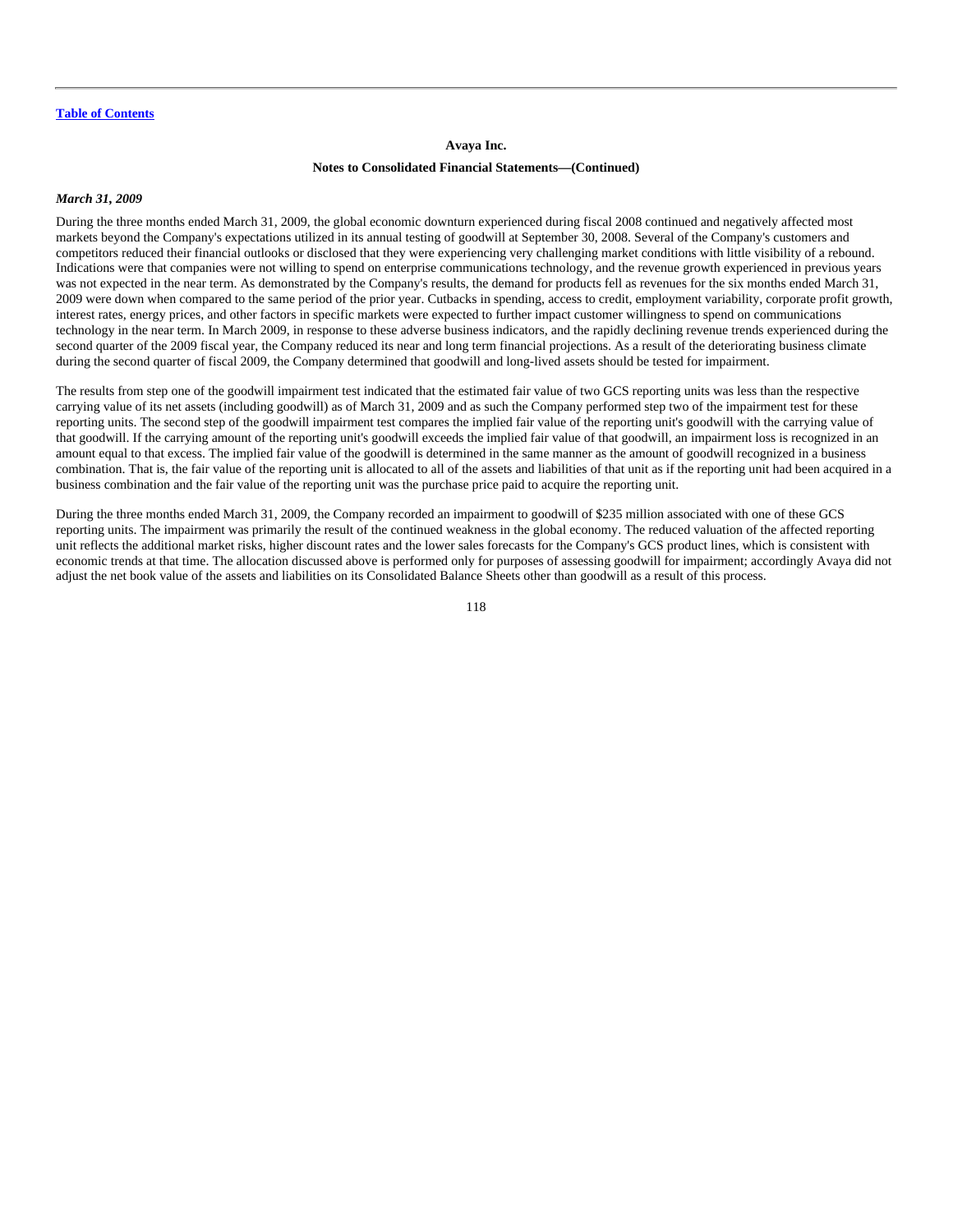**Avaya Inc.**

**Notes to Consolidated Financial Statements—(Continued)**

***March 31, 2009***

During the three months ended March 31, 2009, the global economic downturn experienced during fiscal 2008 continued and negatively affected most markets beyond the Company's expectations utilized in its annual testing of goodwill at September 30, 2008. Several of the Company's customers and competitors reduced their financial outlooks or disclosed that they were experiencing very challenging market conditions with little visibility of a rebound. Indications were that companies were not willing to spend on enterprise communications technology, and the revenue growth experienced in previous years was not expected in the near term. As demonstrated by the Company's results, the demand for products fell as revenues for the six months ended March 31, 2009 were down when compared to the same period of the prior year. Cutbacks in spending, access to credit, employment variability, corporate profit growth, interest rates, energy prices, and other factors in specific markets were expected to further impact customer willingness to spend on communications technology in the near term. In March 2009, in response to these adverse business indicators, and the rapidly declining revenue trends experienced during the second quarter of the 2009 fiscal year, the Company reduced its near and long term financial projections. As a result of the deteriorating business climate during the second quarter of fiscal 2009, the Company determined that goodwill and long-lived assets should be tested for impairment.

The results from step one of the goodwill impairment test indicated that the estimated fair value of two GCS reporting units was less than the respective carrying value of its net assets (including goodwill) as of March 31, 2009 and as such the Company performed step two of the impairment test for these reporting units. The second step of the goodwill impairment test compares the implied fair value of the reporting unit's goodwill with the carrying value of that goodwill. If the carrying amount of the reporting unit's goodwill exceeds the implied fair value of that goodwill, an impairment loss is recognized in an amount equal to that excess. The implied fair value of the goodwill is determined in the same manner as the amount of goodwill recognized in a business combination. That is, the fair value of the reporting unit is allocated to all of the assets and liabilities of that unit as if the reporting unit had been acquired in a business combination and the fair value of the reporting unit was the purchase price paid to acquire the reporting unit.

During the three months ended March 31, 2009, the Company recorded an impairment to goodwill of $235 million associated with one of these GCS reporting units. The impairment was primarily the result of the continued weakness in the global economy. The reduced valuation of the affected reporting unit reflects the additional market risks, higher discount rates and the lower sales forecasts for the Company's GCS product lines, which is consistent with economic trends at that time. The allocation discussed above is performed only for purposes of assessing goodwill for impairment; accordingly Avaya did not adjust the net book value of the assets and liabilities on its Consolidated Balance Sheets other than goodwill as a result of this process.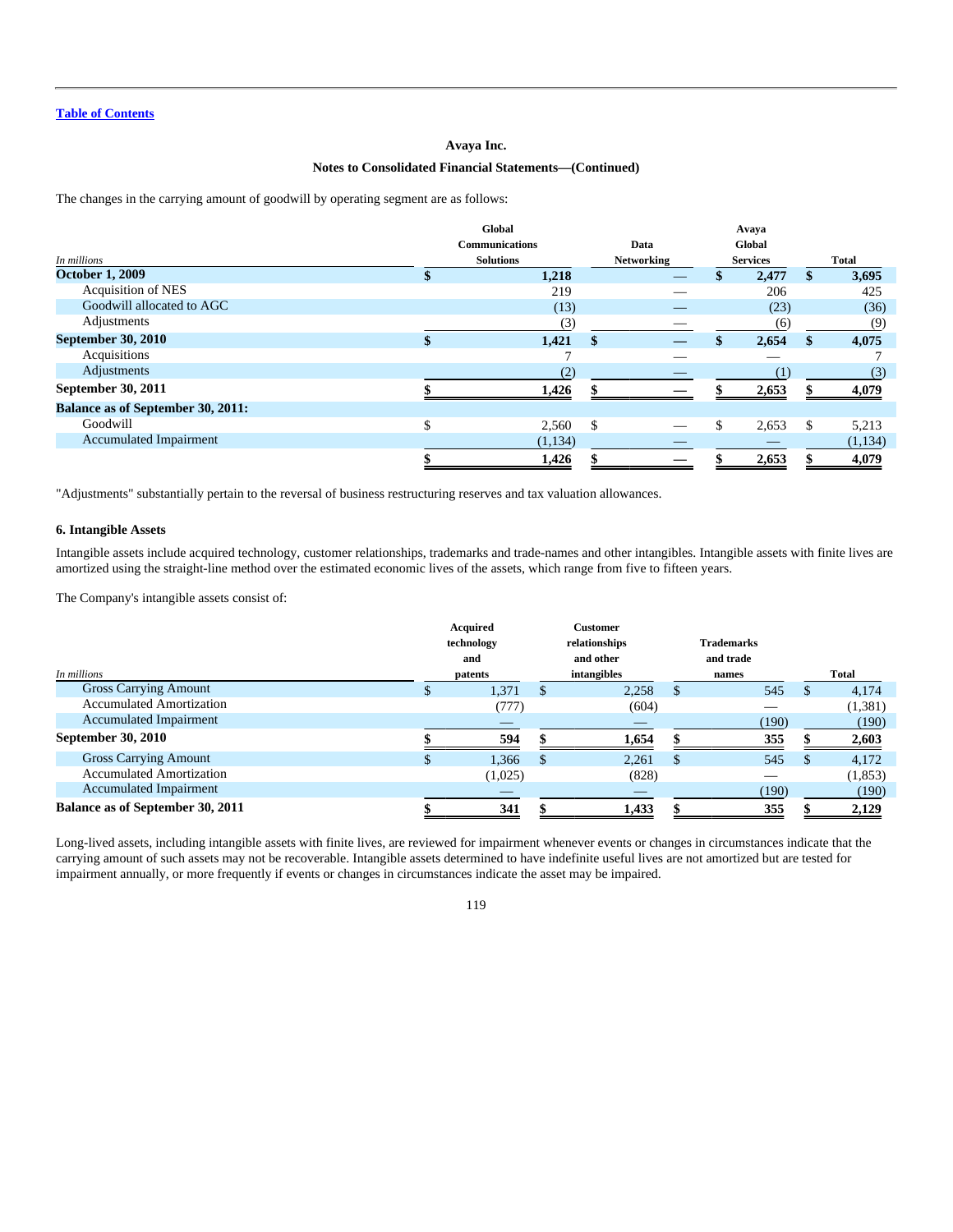Avaya Inc.

Notes to Consolidated Financial Statements—(Continued)

The changes in the carrying amount of goodwill by operating segment are as follows:

| In millions | Global Communications Solutions | Data Networking | Avaya Global Services | Total |
|---|---|---|---|---|
| **October 1, 2009** | **$ 1,218** | **—** | **$ 2,477** | **$ 3,695** |
| Acquisition of NES | 219 | — | 206 | 425 |
| Goodwill allocated to AGC | (13) | — | (23) | (36) |
| Adjustments | (3) | — | (6) | (9) |
| **September 30, 2010** | **$ 1,421** | **$ —** | **$ 2,654** | **$ 4,075** |
| Acquisitions | 7 | — | — | 7 |
| Adjustments | (2) | — | (1) | (3) |
| **September 30, 2011** | **$ 1,426** | **$ —** | **$ 2,653** | **$ 4,079** |
| **Balance as of September 30, 2011:** | | | | |
| Goodwill | $ 2,560 | $ — | $ 2,653 | $ 5,213 |
| Accumulated Impairment | (1,134) | — | — | (1,134) |
| | **$ 1,426** | **$ —** | **$ 2,653** | **$ 4,079** |

"Adjustments" substantially pertain to the reversal of business restructuring reserves and tax valuation allowances.

## 6. Intangible Assets

Intangible assets include acquired technology, customer relationships, trademarks and trade-names and other intangibles. Intangible assets with finite lives are amortized using the straight-line method over the estimated economic lives of the assets, which range from five to fifteen years.

The Company's intangible assets consist of:

| In millions | Acquired technology and patents | Customer relationships and other intangibles | Trademarks and trade names | Total |
|---|---|---|---|---|
| Gross Carrying Amount | $ 1,371 | $ 2,258 | $ 545 | $ 4,174 |
| Accumulated Amortization | (777) | (604) | — | (1,381) |
| Accumulated Impairment | — | — | (190) | (190) |
| **September 30, 2010** | **$ 594** | **$ 1,654** | **$ 355** | **$ 2,603** |
| Gross Carrying Amount | $ 1,366 | $ 2,261 | $ 545 | $ 4,172 |
| Accumulated Amortization | (1,025) | (828) | — | (1,853) |
| Accumulated Impairment | — | — | (190) | (190) |
| **Balance as of September 30, 2011** | **$ 341** | **$ 1,433** | **$ 355** | **$ 2,129** |

Long-lived assets, including intangible assets with finite lives, are reviewed for impairment whenever events or changes in circumstances indicate that the carrying amount of such assets may not be recoverable. Intangible assets determined to have indefinite useful lives are not amortized but are tested for impairment annually, or more frequently if events or changes in circumstances indicate the asset may be impaired.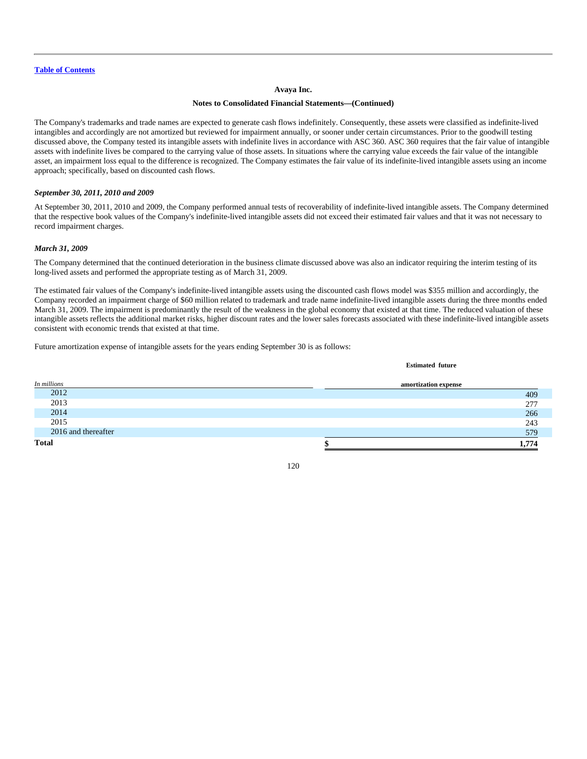The Company's trademarks and trade names are expected to generate cash flows indefinitely. Consequently, these assets were classified as indefinite-lived intangibles and accordingly are not amortized but reviewed for impairment annually, or sooner under certain circumstances. Prior to the goodwill testing discussed above, the Company tested its intangible assets with indefinite lives in accordance with ASC 360. ASC 360 requires that the fair value of intangible assets with indefinite lives be compared to the carrying value of those assets. In situations where the carrying value exceeds the fair value of the intangible asset, an impairment loss equal to the difference is recognized. The Company estimates the fair value of its indefinite-lived intangible assets using an income approach; specifically, based on discounted cash flows.

*September 30, 2011, 2010 and 2009*

At September 30, 2011, 2010 and 2009, the Company performed annual tests of recoverability of indefinite-lived intangible assets. The Company determined that the respective book values of the Company's indefinite-lived intangible assets did not exceed their estimated fair values and that it was not necessary to record impairment charges.

*March 31, 2009*

The Company determined that the continued deterioration in the business climate discussed above was also an indicator requiring the interim testing of its long-lived assets and performed the appropriate testing as of March 31, 2009.

The estimated fair values of the Company's indefinite-lived intangible assets using the discounted cash flows model was $355 million and accordingly, the Company recorded an impairment charge of $60 million related to trademark and trade name indefinite-lived intangible assets during the three months ended March 31, 2009. The impairment is predominantly the result of the weakness in the global economy that existed at that time. The reduced valuation of these intangible assets reflects the additional market risks, higher discount rates and the lower sales forecasts associated with these indefinite-lived intangible assets consistent with economic trends that existed at that time.

Future amortization expense of intangible assets for the years ending September 30 is as follows:

| *In millions* | Estimated future amortization expense |
|---|---|
| 2012 | 409 |
| 2013 | 277 |
| 2014 | 266 |
| 2015 | 243 |
| 2016 and thereafter | 579 |
| **Total** | **$ 1,774** |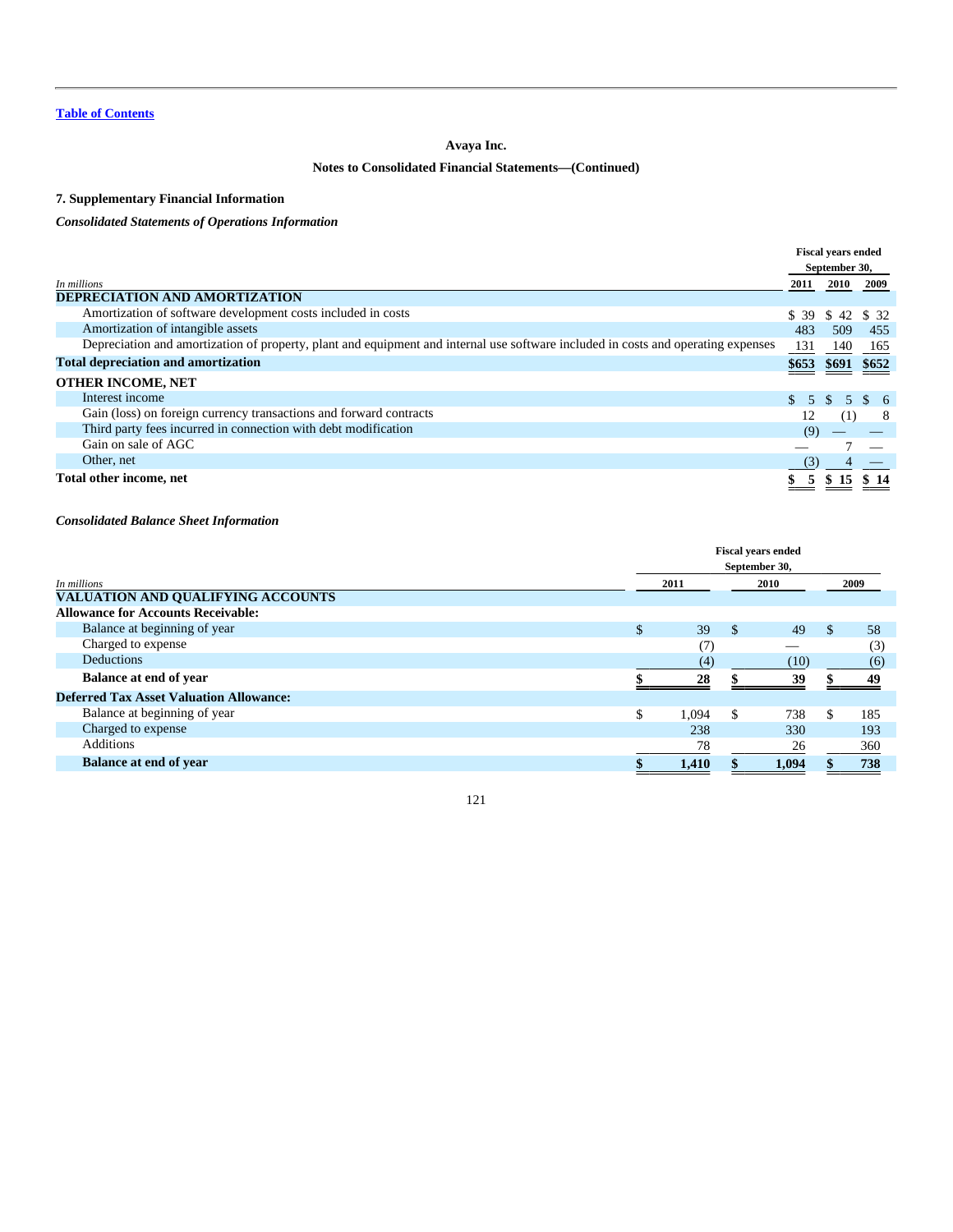[Table of Contents](#)

**Avaya Inc.**

**Notes to Consolidated Financial Statements—(Continued)**

## 7. Supplementary Financial Information

***Consolidated Statements of Operations Information***

| *In millions* | Fiscal years ended September 30, 2011 | 2010 | 2009 |
|---|---|---|---|
| **DEPRECIATION AND AMORTIZATION** | | | |
| Amortization of software development costs included in costs | $ 39 | $ 42 | $ 32 |
| Amortization of intangible assets | 483 | 509 | 455 |
| Depreciation and amortization of property, plant and equipment and internal use software included in costs and operating expenses | 131 | 140 | 165 |
| **Total depreciation and amortization** | **$653** | **$691** | **$652** |
| **OTHER INCOME, NET** | | | |
| Interest income | $ 5 | $ 5 | $ 6 |
| Gain (loss) on foreign currency transactions and forward contracts | 12 | (1) | 8 |
| Third party fees incurred in connection with debt modification | (9) | — | — |
| Gain on sale of AGC | — | 7 | — |
| Other, net | (3) | 4 | — |
| **Total other income, net** | **$ 5** | **$ 15** | **$ 14** |

***Consolidated Balance Sheet Information***

| *In millions* | Fiscal years ended September 30, 2011 | 2010 | 2009 |
|---|---|---|---|
| **VALUATION AND QUALIFYING ACCOUNTS** | | | |
| **Allowance for Accounts Receivable:** | | | |
| Balance at beginning of year | $ 39 | $ 49 | $ 58 |
| Charged to expense | (7) | — | (3) |
| Deductions | (4) | (10) | (6) |
| **Balance at end of year** | **$ 28** | **$ 39** | **$ 49** |
| **Deferred Tax Asset Valuation Allowance:** | | | |
| Balance at beginning of year | $ 1,094 | $ 738 | $ 185 |
| Charged to expense | 238 | 330 | 193 |
| Additions | 78 | 26 | 360 |
| **Balance at end of year** | **$ 1,410** | **$ 1,094** | **$ 738** |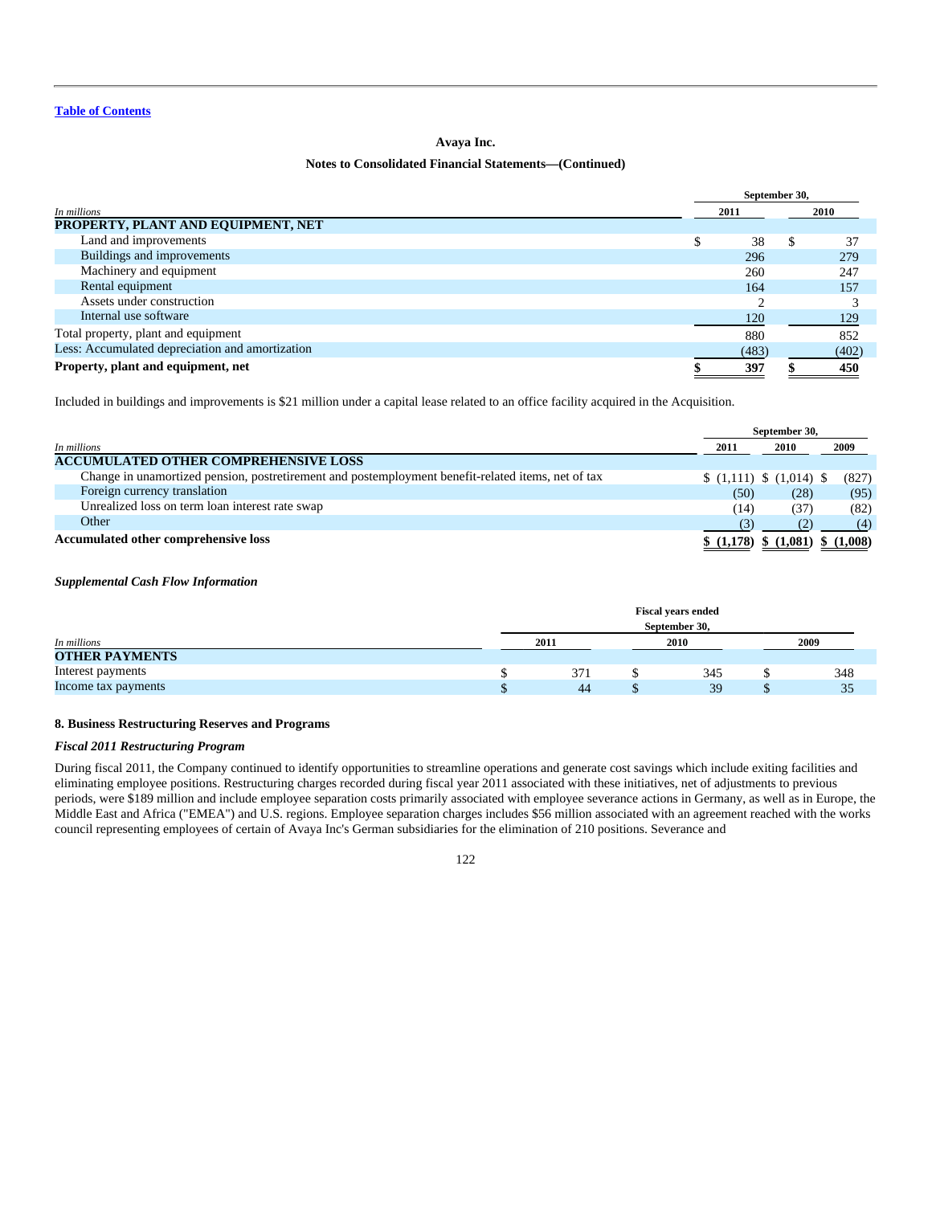Avaya Inc.

Notes to Consolidated Financial Statements—(Continued)

| In millions | September 30, 2011 | September 30, 2010 |
|---|---|---|
| **PROPERTY, PLANT AND EQUIPMENT, NET** | | |
| Land and improvements | $ 38 | $ 37 |
| Buildings and improvements | 296 | 279 |
| Machinery and equipment | 260 | 247 |
| Rental equipment | 164 | 157 |
| Assets under construction | 2 | 3 |
| Internal use software | 120 | 129 |
| Total property, plant and equipment | 880 | 852 |
| Less: Accumulated depreciation and amortization | (483) | (402) |
| **Property, plant and equipment, net** | **$ 397** | **$ 450** |

Included in buildings and improvements is $21 million under a capital lease related to an office facility acquired in the Acquisition.

| In millions | September 30, 2011 | September 30, 2010 | September 30, 2009 |
|---|---|---|---|
| **ACCUMULATED OTHER COMPREHENSIVE LOSS** | | | |
| Change in unamortized pension, postretirement and postemployment benefit-related items, net of tax | $ (1,111) | $ (1,014) | $ (827) |
| Foreign currency translation | (50) | (28) | (95) |
| Unrealized loss on term loan interest rate swap | (14) | (37) | (82) |
| Other | (3) | (2) | (4) |
| **Accumulated other comprehensive loss** | **$ (1,178)** | **$ (1,081)** | **$ (1,008)** |

***Supplemental Cash Flow Information***

| In millions | Fiscal years ended September 30, 2011 | 2010 | 2009 |
|---|---|---|---|
| **OTHER PAYMENTS** | | | |
| Interest payments | $ 371 | $ 345 | $ 348 |
| Income tax payments | $ 44 | $ 39 | $ 35 |

### 8. Business Restructuring Reserves and Programs

***Fiscal 2011 Restructuring Program***

During fiscal 2011, the Company continued to identify opportunities to streamline operations and generate cost savings which include exiting facilities and eliminating employee positions. Restructuring charges recorded during fiscal year 2011 associated with these initiatives, net of adjustments to previous periods, were $189 million and include employee separation costs primarily associated with employee severance actions in Germany, as well as in Europe, the Middle East and Africa ("EMEA") and U.S. regions. Employee separation charges includes $56 million associated with an agreement reached with the works council representing employees of certain of Avaya Inc's German subsidiaries for the elimination of 210 positions. Severance and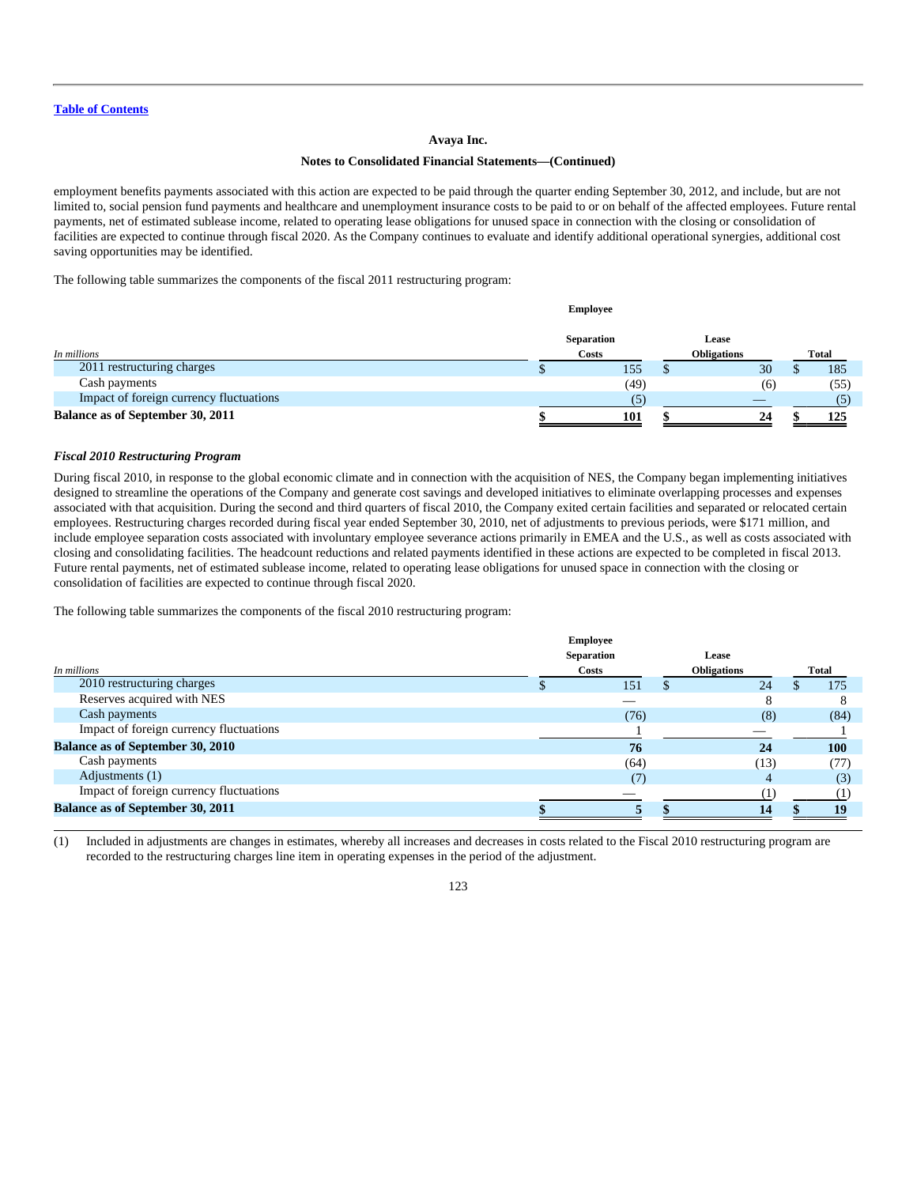employment benefits payments associated with this action are expected to be paid through the quarter ending September 30, 2012, and include, but are not limited to, social pension fund payments and healthcare and unemployment insurance costs to be paid to or on behalf of the affected employees. Future rental payments, net of estimated sublease income, related to operating lease obligations for unused space in connection with the closing or consolidation of facilities are expected to continue through fiscal 2020. As the Company continues to evaluate and identify additional operational synergies, additional cost saving opportunities may be identified.

The following table summarizes the components of the fiscal 2011 restructuring program:

| *In millions* | Employee Separation Costs | Lease Obligations | Total |
|---|---|---|---|
| 2011 restructuring charges | $ 155 | $ 30 | $ 185 |
| Cash payments | (49) | (6) | (55) |
| Impact of foreign currency fluctuations | (5) | — | (5) |
| **Balance as of September 30, 2011** | **$ 101** | **$ 24** | **$ 125** |

### *Fiscal 2010 Restructuring Program*

During fiscal 2010, in response to the global economic climate and in connection with the acquisition of NES, the Company began implementing initiatives designed to streamline the operations of the Company and generate cost savings and developed initiatives to eliminate overlapping processes and expenses associated with that acquisition. During the second and third quarters of fiscal 2010, the Company exited certain facilities and separated or relocated certain employees. Restructuring charges recorded during fiscal year ended September 30, 2010, net of adjustments to previous periods, were $171 million, and include employee separation costs associated with involuntary employee severance actions primarily in EMEA and the U.S., as well as costs associated with closing and consolidating facilities. The headcount reductions and related payments identified in these actions are expected to be completed in fiscal 2013. Future rental payments, net of estimated sublease income, related to operating lease obligations for unused space in connection with the closing or consolidation of facilities are expected to continue through fiscal 2020.

The following table summarizes the components of the fiscal 2010 restructuring program:

| *In millions* | Employee Separation Costs | Lease Obligations | Total |
|---|---|---|---|
| 2010 restructuring charges | $ 151 | $ 24 | $ 175 |
| Reserves acquired with NES | — | 8 | 8 |
| Cash payments | (76) | (8) | (84) |
| Impact of foreign currency fluctuations | 1 | — | 1 |
| **Balance as of September 30, 2010** | **76** | **24** | **100** |
| Cash payments | (64) | (13) | (77) |
| Adjustments (1) | (7) | 4 | (3) |
| Impact of foreign currency fluctuations | — | (1) | (1) |
| **Balance as of September 30, 2011** | **$ 5** | **$ 14** | **$ 19** |

(1) Included in adjustments are changes in estimates, whereby all increases and decreases in costs related to the Fiscal 2010 restructuring program are recorded to the restructuring charges line item in operating expenses in the period of the adjustment.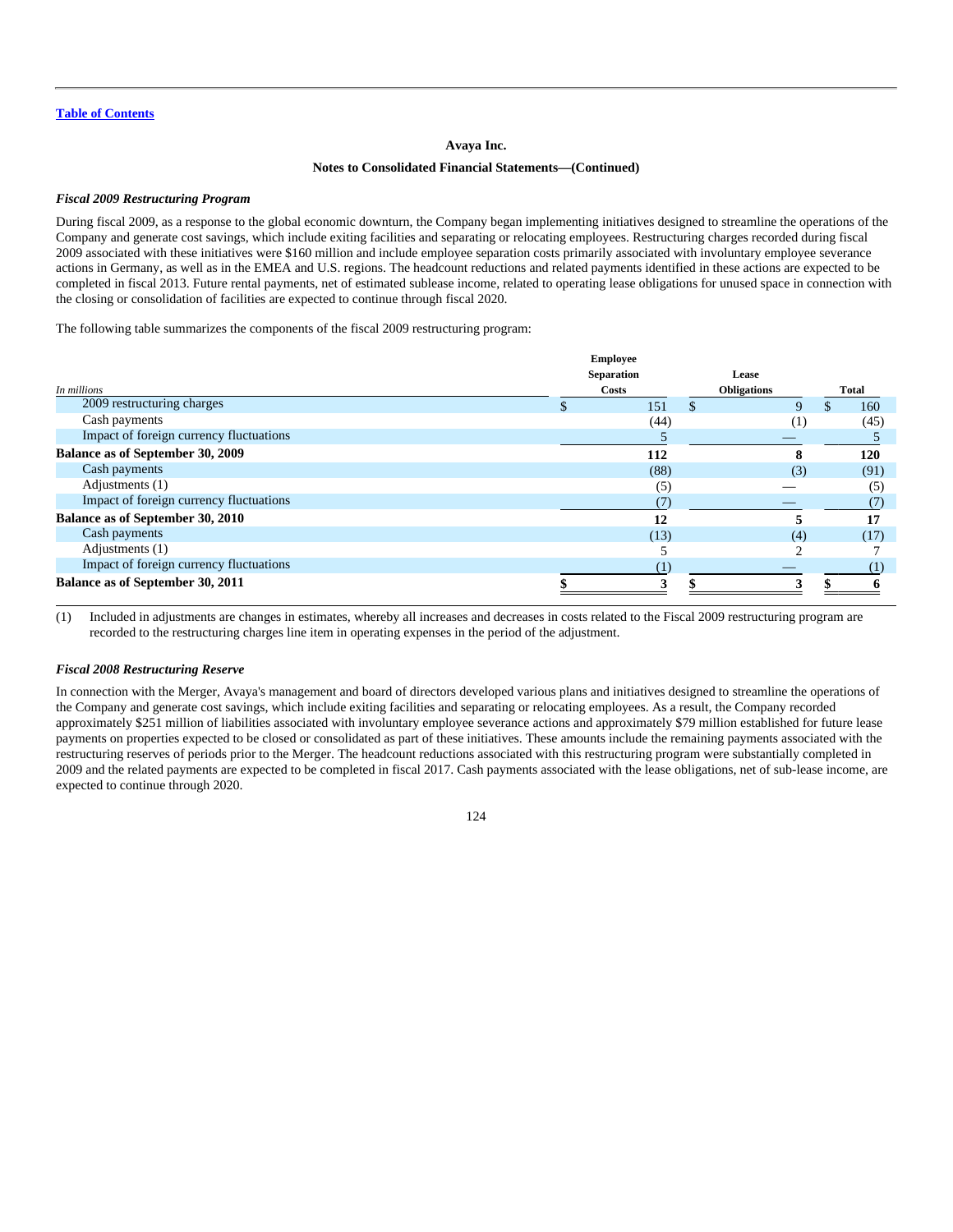**Avaya Inc.**

**Notes to Consolidated Financial Statements—(Continued)**

***Fiscal 2009 Restructuring Program***

During fiscal 2009, as a response to the global economic downturn, the Company began implementing initiatives designed to streamline the operations of the Company and generate cost savings, which include exiting facilities and separating or relocating employees. Restructuring charges recorded during fiscal 2009 associated with these initiatives were $160 million and include employee separation costs primarily associated with involuntary employee severance actions in Germany, as well as in the EMEA and U.S. regions. The headcount reductions and related payments identified in these actions are expected to be completed in fiscal 2013. Future rental payments, net of estimated sublease income, related to operating lease obligations for unused space in connection with the closing or consolidation of facilities are expected to continue through fiscal 2020.

The following table summarizes the components of the fiscal 2009 restructuring program:

| *In millions* | Employee Separation Costs | Lease Obligations | Total |
|---|---|---|---|
| 2009 restructuring charges | $ 151 | $ 9 | $ 160 |
| Cash payments | (44) | (1) | (45) |
| Impact of foreign currency fluctuations | 5 | — | 5 |
| **Balance as of September 30, 2009** | **112** | **8** | **120** |
| Cash payments | (88) | (3) | (91) |
| Adjustments (1) | (5) | — | (5) |
| Impact of foreign currency fluctuations | (7) | — | (7) |
| **Balance as of September 30, 2010** | **12** | **5** | **17** |
| Cash payments | (13) | (4) | (17) |
| Adjustments (1) | 5 | 2 | 7 |
| Impact of foreign currency fluctuations | (1) | — | (1) |
| **Balance as of September 30, 2011** | **$ 3** | **$ 3** | **$ 6** |

(1) Included in adjustments are changes in estimates, whereby all increases and decreases in costs related to the Fiscal 2009 restructuring program are recorded to the restructuring charges line item in operating expenses in the period of the adjustment.

***Fiscal 2008 Restructuring Reserve***

In connection with the Merger, Avaya's management and board of directors developed various plans and initiatives designed to streamline the operations of the Company and generate cost savings, which include exiting facilities and separating or relocating employees. As a result, the Company recorded approximately $251 million of liabilities associated with involuntary employee severance actions and approximately $79 million established for future lease payments on properties expected to be closed or consolidated as part of these initiatives. These amounts include the remaining payments associated with the restructuring reserves of periods prior to the Merger. The headcount reductions associated with this restructuring program were substantially completed in 2009 and the related payments are expected to be completed in fiscal 2017. Cash payments associated with the lease obligations, net of sub-lease income, are expected to continue through 2020.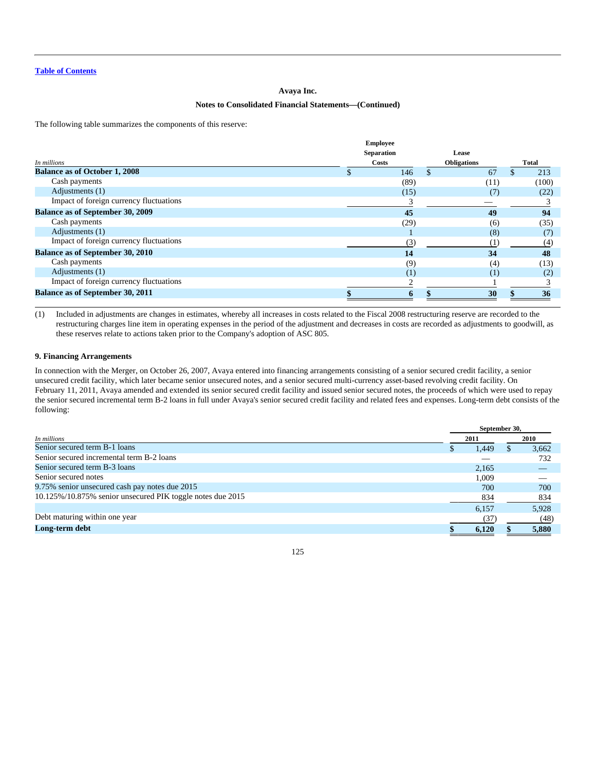The following table summarizes the components of this reserve:

| In millions | Employee Separation Costs | Lease Obligations | Total |
|---|---|---|---|
| **Balance as of October 1, 2008** | $ 146 | $ 67 | $ 213 |
| Cash payments | (89) | (11) | (100) |
| Adjustments (1) | (15) | (7) | (22) |
| Impact of foreign currency fluctuations | 3 | — | 3 |
| **Balance as of September 30, 2009** | **45** | **49** | **94** |
| Cash payments | (29) | (6) | (35) |
| Adjustments (1) | 1 | (8) | (7) |
| Impact of foreign currency fluctuations | (3) | (1) | (4) |
| **Balance as of September 30, 2010** | **14** | **34** | **48** |
| Cash payments | (9) | (4) | (13) |
| Adjustments (1) | (1) | (1) | (2) |
| Impact of foreign currency fluctuations | 2 | 1 | 3 |
| **Balance as of September 30, 2011** | **$ 6** | **$ 30** | **$ 36** |

(1) Included in adjustments are changes in estimates, whereby all increases in costs related to the Fiscal 2008 restructuring reserve are recorded to the restructuring charges line item in operating expenses in the period of the adjustment and decreases in costs are recorded as adjustments to goodwill, as these reserves relate to actions taken prior to the Company's adoption of ASC 805.

### 9. Financing Arrangements

In connection with the Merger, on October 26, 2007, Avaya entered into financing arrangements consisting of a senior secured credit facility, a senior unsecured credit facility, which later became senior unsecured notes, and a senior secured multi-currency asset-based revolving credit facility. On February 11, 2011, Avaya amended and extended its senior secured credit facility and issued senior secured notes, the proceeds of which were used to repay the senior secured incremental term B-2 loans in full under Avaya's senior secured credit facility and related fees and expenses. Long-term debt consists of the following:

| In millions | September 30, 2011 | September 30, 2010 |
|---|---|---|
| Senior secured term B-1 loans | $ 1,449 | $ 3,662 |
| Senior secured incremental term B-2 loans | — | 732 |
| Senior secured term B-3 loans | 2,165 | — |
| Senior secured notes | 1,009 | — |
| 9.75% senior unsecured cash pay notes due 2015 | 700 | 700 |
| 10.125%/10.875% senior unsecured PIK toggle notes due 2015 | 834 | 834 |
| | 6,157 | 5,928 |
| Debt maturing within one year | (37) | (48) |
| **Long-term debt** | **$ 6,120** | **$ 5,880** |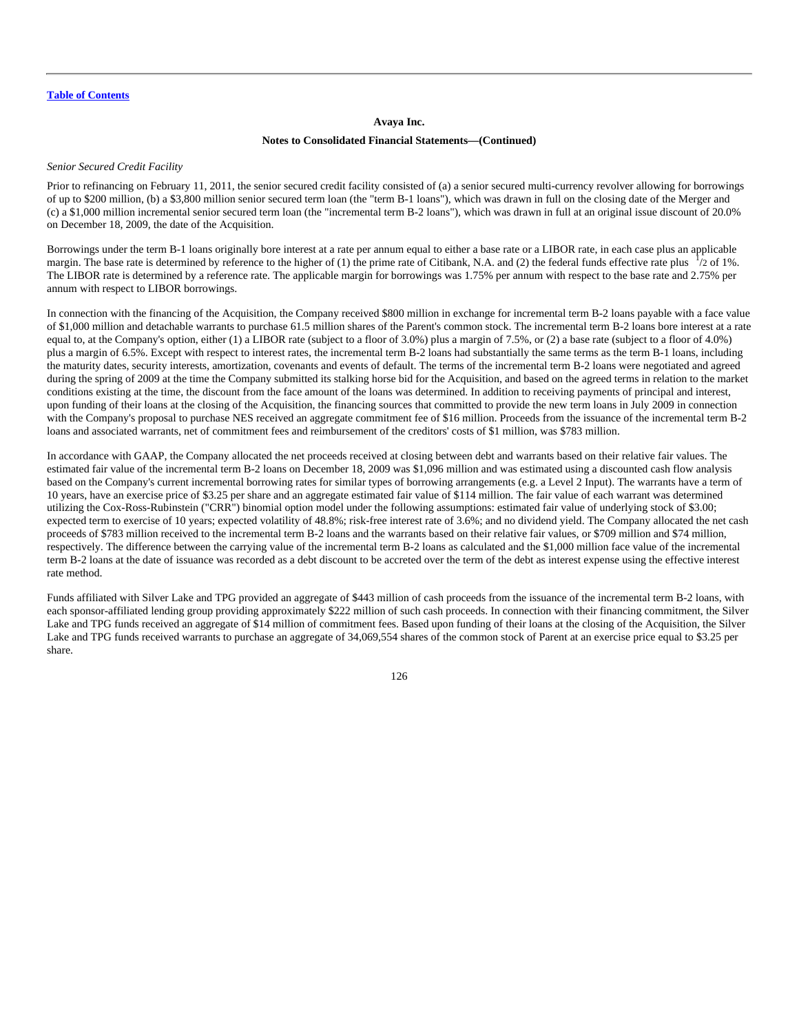*Senior Secured Credit Facility*

Prior to refinancing on February 11, 2011, the senior secured credit facility consisted of (a) a senior secured multi-currency revolver allowing for borrowings of up to $200 million, (b) a $3,800 million senior secured term loan (the "term B-1 loans"), which was drawn in full on the closing date of the Merger and (c) a $1,000 million incremental senior secured term loan (the "incremental term B-2 loans"), which was drawn in full at an original issue discount of 20.0% on December 18, 2009, the date of the Acquisition.

Borrowings under the term B-1 loans originally bore interest at a rate per annum equal to either a base rate or a LIBOR rate, in each case plus an applicable margin. The base rate is determined by reference to the higher of (1) the prime rate of Citibank, N.A. and (2) the federal funds effective rate plus 1/2 of 1%. The LIBOR rate is determined by a reference rate. The applicable margin for borrowings was 1.75% per annum with respect to the base rate and 2.75% per annum with respect to LIBOR borrowings.

In connection with the financing of the Acquisition, the Company received $800 million in exchange for incremental term B-2 loans payable with a face value of $1,000 million and detachable warrants to purchase 61.5 million shares of the Parent's common stock. The incremental term B-2 loans bore interest at a rate equal to, at the Company's option, either (1) a LIBOR rate (subject to a floor of 3.0%) plus a margin of 7.5%, or (2) a base rate (subject to a floor of 4.0%) plus a margin of 6.5%. Except with respect to interest rates, the incremental term B-2 loans had substantially the same terms as the term B-1 loans, including the maturity dates, security interests, amortization, covenants and events of default. The terms of the incremental term B-2 loans were negotiated and agreed during the spring of 2009 at the time the Company submitted its stalking horse bid for the Acquisition, and based on the agreed terms in relation to the market conditions existing at the time, the discount from the face amount of the loans was determined. In addition to receiving payments of principal and interest, upon funding of their loans at the closing of the Acquisition, the financing sources that committed to provide the new term loans in July 2009 in connection with the Company's proposal to purchase NES received an aggregate commitment fee of $16 million. Proceeds from the issuance of the incremental term B-2 loans and associated warrants, net of commitment fees and reimbursement of the creditors' costs of $1 million, was $783 million.

In accordance with GAAP, the Company allocated the net proceeds received at closing between debt and warrants based on their relative fair values. The estimated fair value of the incremental term B-2 loans on December 18, 2009 was $1,096 million and was estimated using a discounted cash flow analysis based on the Company's current incremental borrowing rates for similar types of borrowing arrangements (e.g. a Level 2 Input). The warrants have a term of 10 years, have an exercise price of $3.25 per share and an aggregate estimated fair value of $114 million. The fair value of each warrant was determined utilizing the Cox-Ross-Rubinstein ("CRR") binomial option model under the following assumptions: estimated fair value of underlying stock of $3.00; expected term to exercise of 10 years; expected volatility of 48.8%; risk-free interest rate of 3.6%; and no dividend yield. The Company allocated the net cash proceeds of $783 million received to the incremental term B-2 loans and the warrants based on their relative fair values, or $709 million and $74 million, respectively. The difference between the carrying value of the incremental term B-2 loans as calculated and the $1,000 million face value of the incremental term B-2 loans at the date of issuance was recorded as a debt discount to be accreted over the term of the debt as interest expense using the effective interest rate method.

Funds affiliated with Silver Lake and TPG provided an aggregate of $443 million of cash proceeds from the issuance of the incremental term B-2 loans, with each sponsor-affiliated lending group providing approximately $222 million of such cash proceeds. In connection with their financing commitment, the Silver Lake and TPG funds received an aggregate of $14 million of commitment fees. Based upon funding of their loans at the closing of the Acquisition, the Silver Lake and TPG funds received warrants to purchase an aggregate of 34,069,554 shares of the common stock of Parent at an exercise price equal to $3.25 per share.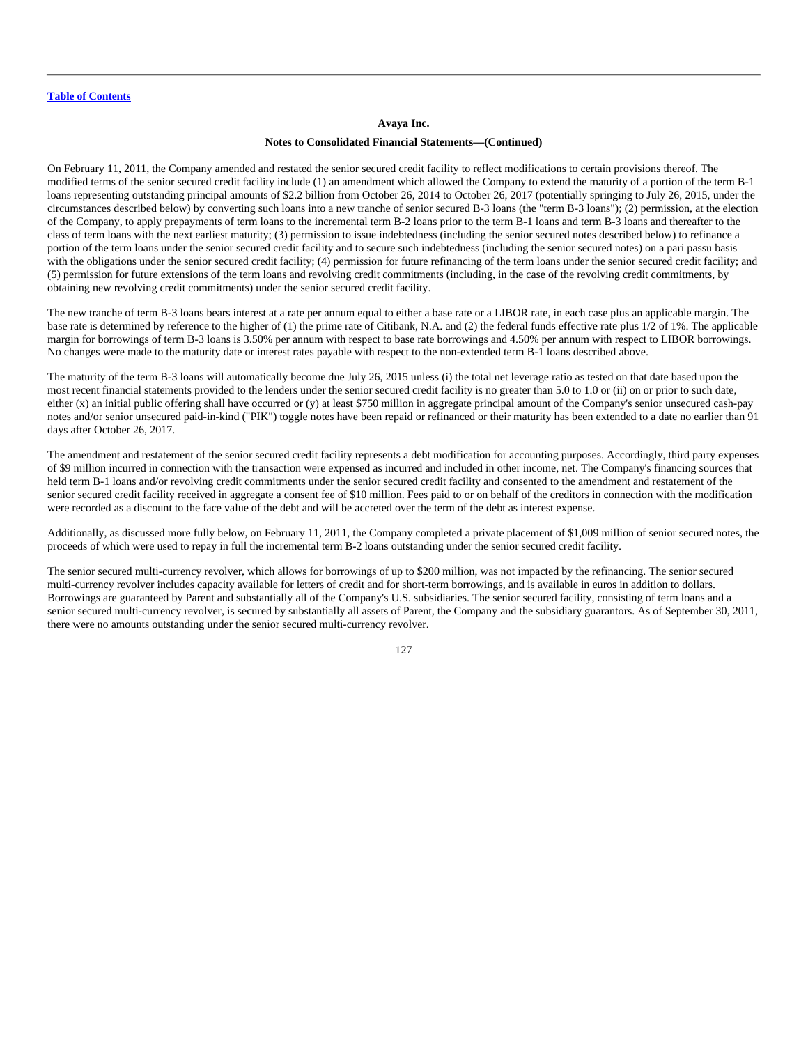On February 11, 2011, the Company amended and restated the senior secured credit facility to reflect modifications to certain provisions thereof. The modified terms of the senior secured credit facility include (1) an amendment which allowed the Company to extend the maturity of a portion of the term B-1 loans representing outstanding principal amounts of $2.2 billion from October 26, 2014 to October 26, 2017 (potentially springing to July 26, 2015, under the circumstances described below) by converting such loans into a new tranche of senior secured B-3 loans (the "term B-3 loans"); (2) permission, at the election of the Company, to apply prepayments of term loans to the incremental term B-2 loans prior to the term B-1 loans and term B-3 loans and thereafter to the class of term loans with the next earliest maturity; (3) permission to issue indebtedness (including the senior secured notes described below) to refinance a portion of the term loans under the senior secured credit facility and to secure such indebtedness (including the senior secured notes) on a pari passu basis with the obligations under the senior secured credit facility; (4) permission for future refinancing of the term loans under the senior secured credit facility; and (5) permission for future extensions of the term loans and revolving credit commitments (including, in the case of the revolving credit commitments, by obtaining new revolving credit commitments) under the senior secured credit facility.

The new tranche of term B-3 loans bears interest at a rate per annum equal to either a base rate or a LIBOR rate, in each case plus an applicable margin. The base rate is determined by reference to the higher of (1) the prime rate of Citibank, N.A. and (2) the federal funds effective rate plus 1/2 of 1%. The applicable margin for borrowings of term B-3 loans is 3.50% per annum with respect to base rate borrowings and 4.50% per annum with respect to LIBOR borrowings. No changes were made to the maturity date or interest rates payable with respect to the non-extended term B-1 loans described above.

The maturity of the term B-3 loans will automatically become due July 26, 2015 unless (i) the total net leverage ratio as tested on that date based upon the most recent financial statements provided to the lenders under the senior secured credit facility is no greater than 5.0 to 1.0 or (ii) on or prior to such date, either (x) an initial public offering shall have occurred or (y) at least $750 million in aggregate principal amount of the Company's senior unsecured cash-pay notes and/or senior unsecured paid-in-kind ("PIK") toggle notes have been repaid or refinanced or their maturity has been extended to a date no earlier than 91 days after October 26, 2017.

The amendment and restatement of the senior secured credit facility represents a debt modification for accounting purposes. Accordingly, third party expenses of $9 million incurred in connection with the transaction were expensed as incurred and included in other income, net. The Company's financing sources that held term B-1 loans and/or revolving credit commitments under the senior secured credit facility and consented to the amendment and restatement of the senior secured credit facility received in aggregate a consent fee of $10 million. Fees paid to or on behalf of the creditors in connection with the modification were recorded as a discount to the face value of the debt and will be accreted over the term of the debt as interest expense.

Additionally, as discussed more fully below, on February 11, 2011, the Company completed a private placement of $1,009 million of senior secured notes, the proceeds of which were used to repay in full the incremental term B-2 loans outstanding under the senior secured credit facility.

The senior secured multi-currency revolver, which allows for borrowings of up to $200 million, was not impacted by the refinancing. The senior secured multi-currency revolver includes capacity available for letters of credit and for short-term borrowings, and is available in euros in addition to dollars. Borrowings are guaranteed by Parent and substantially all of the Company's U.S. subsidiaries. The senior secured facility, consisting of term loans and a senior secured multi-currency revolver, is secured by substantially all assets of Parent, the Company and the subsidiary guarantors. As of September 30, 2011, there were no amounts outstanding under the senior secured multi-currency revolver.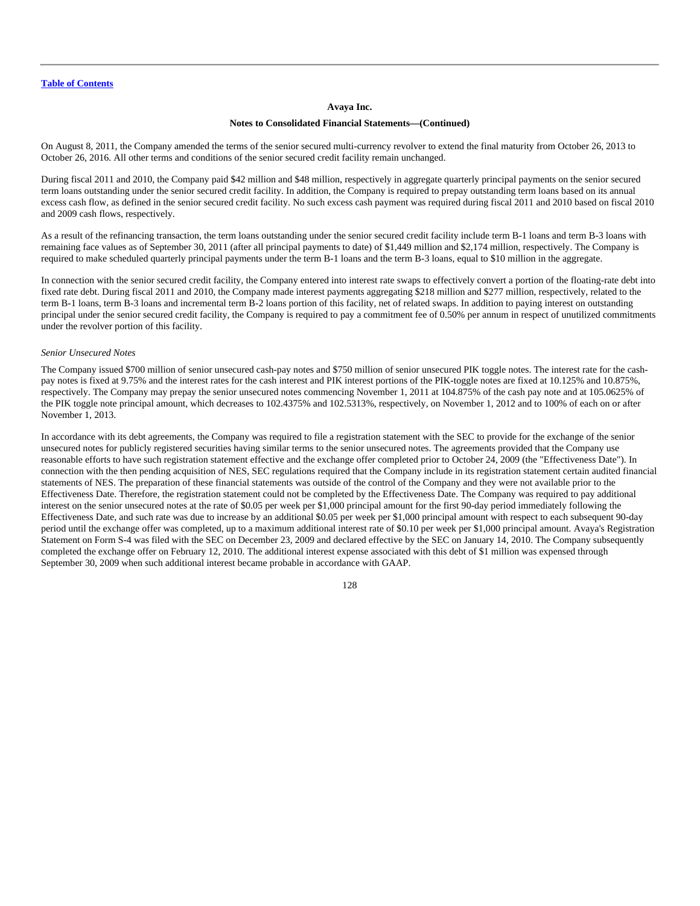**Avaya Inc.**

**Notes to Consolidated Financial Statements—(Continued)**

On August 8, 2011, the Company amended the terms of the senior secured multi-currency revolver to extend the final maturity from October 26, 2013 to October 26, 2016. All other terms and conditions of the senior secured credit facility remain unchanged.

During fiscal 2011 and 2010, the Company paid $42 million and $48 million, respectively in aggregate quarterly principal payments on the senior secured term loans outstanding under the senior secured credit facility. In addition, the Company is required to prepay outstanding term loans based on its annual excess cash flow, as defined in the senior secured credit facility. No such excess cash payment was required during fiscal 2011 and 2010 based on fiscal 2010 and 2009 cash flows, respectively.

As a result of the refinancing transaction, the term loans outstanding under the senior secured credit facility include term B-1 loans and term B-3 loans with remaining face values as of September 30, 2011 (after all principal payments to date) of $1,449 million and $2,174 million, respectively. The Company is required to make scheduled quarterly principal payments under the term B-1 loans and the term B-3 loans, equal to $10 million in the aggregate.

In connection with the senior secured credit facility, the Company entered into interest rate swaps to effectively convert a portion of the floating-rate debt into fixed rate debt. During fiscal 2011 and 2010, the Company made interest payments aggregating $218 million and $277 million, respectively, related to the term B-1 loans, term B-3 loans and incremental term B-2 loans portion of this facility, net of related swaps. In addition to paying interest on outstanding principal under the senior secured credit facility, the Company is required to pay a commitment fee of 0.50% per annum in respect of unutilized commitments under the revolver portion of this facility.

*Senior Unsecured Notes*

The Company issued $700 million of senior unsecured cash-pay notes and $750 million of senior unsecured PIK toggle notes. The interest rate for the cash-pay notes is fixed at 9.75% and the interest rates for the cash interest and PIK interest portions of the PIK-toggle notes are fixed at 10.125% and 10.875%, respectively. The Company may prepay the senior unsecured notes commencing November 1, 2011 at 104.875% of the cash pay note and at 105.0625% of the PIK toggle note principal amount, which decreases to 102.4375% and 102.5313%, respectively, on November 1, 2012 and to 100% of each on or after November 1, 2013.

In accordance with its debt agreements, the Company was required to file a registration statement with the SEC to provide for the exchange of the senior unsecured notes for publicly registered securities having similar terms to the senior unsecured notes. The agreements provided that the Company use reasonable efforts to have such registration statement effective and the exchange offer completed prior to October 24, 2009 (the "Effectiveness Date"). In connection with the then pending acquisition of NES, SEC regulations required that the Company include in its registration statement certain audited financial statements of NES. The preparation of these financial statements was outside of the control of the Company and they were not available prior to the Effectiveness Date. Therefore, the registration statement could not be completed by the Effectiveness Date. The Company was required to pay additional interest on the senior unsecured notes at the rate of $0.05 per week per $1,000 principal amount for the first 90-day period immediately following the Effectiveness Date, and such rate was due to increase by an additional $0.05 per week per $1,000 principal amount with respect to each subsequent 90-day period until the exchange offer was completed, up to a maximum additional interest rate of $0.10 per week per $1,000 principal amount. Avaya's Registration Statement on Form S-4 was filed with the SEC on December 23, 2009 and declared effective by the SEC on January 14, 2010. The Company subsequently completed the exchange offer on February 12, 2010. The additional interest expense associated with this debt of $1 million was expensed through September 30, 2009 when such additional interest became probable in accordance with GAAP.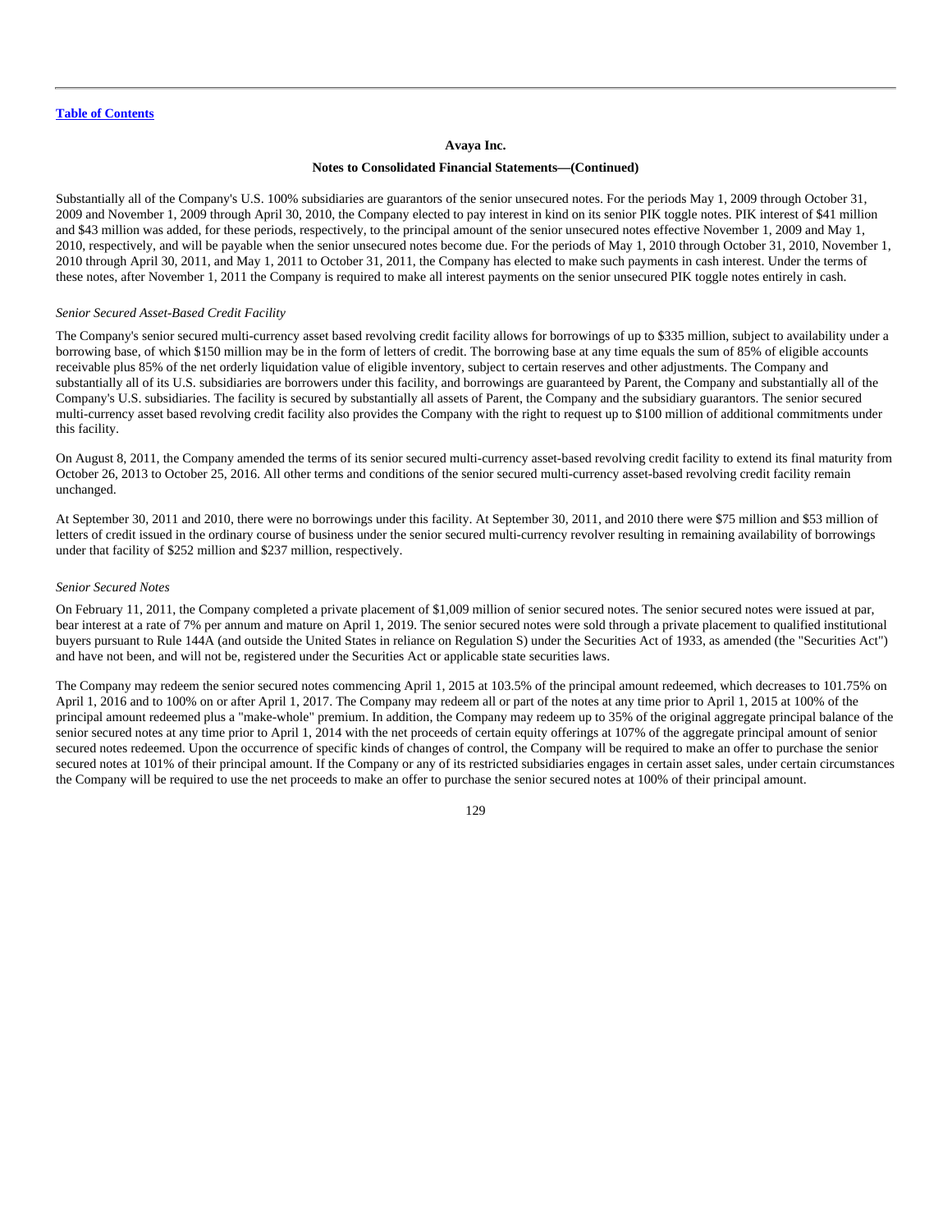Substantially all of the Company's U.S. 100% subsidiaries are guarantors of the senior unsecured notes. For the periods May 1, 2009 through October 31, 2009 and November 1, 2009 through April 30, 2010, the Company elected to pay interest in kind on its senior PIK toggle notes. PIK interest of $41 million and $43 million was added, for these periods, respectively, to the principal amount of the senior unsecured notes effective November 1, 2009 and May 1, 2010, respectively, and will be payable when the senior unsecured notes become due. For the periods of May 1, 2010 through October 31, 2010, November 1, 2010 through April 30, 2011, and May 1, 2011 to October 31, 2011, the Company has elected to make such payments in cash interest. Under the terms of these notes, after November 1, 2011 the Company is required to make all interest payments on the senior unsecured PIK toggle notes entirely in cash.

*Senior Secured Asset-Based Credit Facility*

The Company's senior secured multi-currency asset based revolving credit facility allows for borrowings of up to $335 million, subject to availability under a borrowing base, of which $150 million may be in the form of letters of credit. The borrowing base at any time equals the sum of 85% of eligible accounts receivable plus 85% of the net orderly liquidation value of eligible inventory, subject to certain reserves and other adjustments. The Company and substantially all of its U.S. subsidiaries are borrowers under this facility, and borrowings are guaranteed by Parent, the Company and substantially all of the Company's U.S. subsidiaries. The facility is secured by substantially all assets of Parent, the Company and the subsidiary guarantors. The senior secured multi-currency asset based revolving credit facility also provides the Company with the right to request up to $100 million of additional commitments under this facility.

On August 8, 2011, the Company amended the terms of its senior secured multi-currency asset-based revolving credit facility to extend its final maturity from October 26, 2013 to October 25, 2016. All other terms and conditions of the senior secured multi-currency asset-based revolving credit facility remain unchanged.

At September 30, 2011 and 2010, there were no borrowings under this facility. At September 30, 2011, and 2010 there were $75 million and $53 million of letters of credit issued in the ordinary course of business under the senior secured multi-currency revolver resulting in remaining availability of borrowings under that facility of $252 million and $237 million, respectively.

*Senior Secured Notes*

On February 11, 2011, the Company completed a private placement of $1,009 million of senior secured notes. The senior secured notes were issued at par, bear interest at a rate of 7% per annum and mature on April 1, 2019. The senior secured notes were sold through a private placement to qualified institutional buyers pursuant to Rule 144A (and outside the United States in reliance on Regulation S) under the Securities Act of 1933, as amended (the "Securities Act") and have not been, and will not be, registered under the Securities Act or applicable state securities laws.

The Company may redeem the senior secured notes commencing April 1, 2015 at 103.5% of the principal amount redeemed, which decreases to 101.75% on April 1, 2016 and to 100% on or after April 1, 2017. The Company may redeem all or part of the notes at any time prior to April 1, 2015 at 100% of the principal amount redeemed plus a "make-whole" premium. In addition, the Company may redeem up to 35% of the original aggregate principal balance of the senior secured notes at any time prior to April 1, 2014 with the net proceeds of certain equity offerings at 107% of the aggregate principal amount of senior secured notes redeemed. Upon the occurrence of specific kinds of changes of control, the Company will be required to make an offer to purchase the senior secured notes at 101% of their principal amount. If the Company or any of its restricted subsidiaries engages in certain asset sales, under certain circumstances the Company will be required to use the net proceeds to make an offer to purchase the senior secured notes at 100% of their principal amount.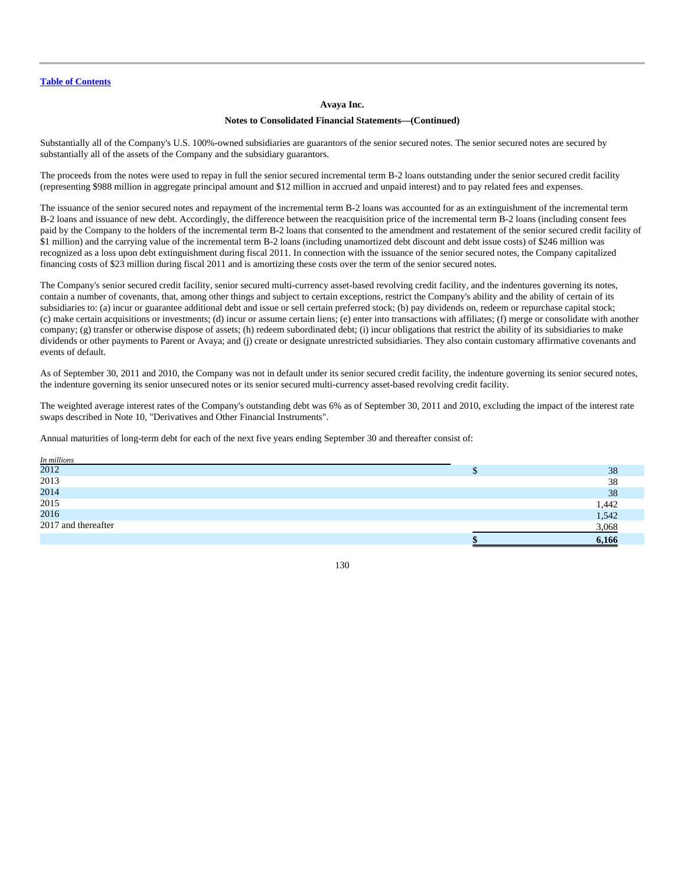Substantially all of the Company's U.S. 100%-owned subsidiaries are guarantors of the senior secured notes. The senior secured notes are secured by substantially all of the assets of the Company and the subsidiary guarantors.

The proceeds from the notes were used to repay in full the senior secured incremental term B-2 loans outstanding under the senior secured credit facility (representing $988 million in aggregate principal amount and $12 million in accrued and unpaid interest) and to pay related fees and expenses.

The issuance of the senior secured notes and repayment of the incremental term B-2 loans was accounted for as an extinguishment of the incremental term B-2 loans and issuance of new debt. Accordingly, the difference between the reacquisition price of the incremental term B-2 loans (including consent fees paid by the Company to the holders of the incremental term B-2 loans that consented to the amendment and restatement of the senior secured credit facility of $1 million) and the carrying value of the incremental term B-2 loans (including unamortized debt discount and debt issue costs) of $246 million was recognized as a loss upon debt extinguishment during fiscal 2011. In connection with the issuance of the senior secured notes, the Company capitalized financing costs of $23 million during fiscal 2011 and is amortizing these costs over the term of the senior secured notes.

The Company's senior secured credit facility, senior secured multi-currency asset-based revolving credit facility, and the indentures governing its notes, contain a number of covenants, that, among other things and subject to certain exceptions, restrict the Company's ability and the ability of certain of its subsidiaries to: (a) incur or guarantee additional debt and issue or sell certain preferred stock; (b) pay dividends on, redeem or repurchase capital stock; (c) make certain acquisitions or investments; (d) incur or assume certain liens; (e) enter into transactions with affiliates; (f) merge or consolidate with another company; (g) transfer or otherwise dispose of assets; (h) redeem subordinated debt; (i) incur obligations that restrict the ability of its subsidiaries to make dividends or other payments to Parent or Avaya; and (j) create or designate unrestricted subsidiaries. They also contain customary affirmative covenants and events of default.

As of September 30, 2011 and 2010, the Company was not in default under its senior secured credit facility, the indenture governing its senior secured notes, the indenture governing its senior unsecured notes or its senior secured multi-currency asset-based revolving credit facility.

The weighted average interest rates of the Company's outstanding debt was 6% as of September 30, 2011 and 2010, excluding the impact of the interest rate swaps described in Note 10, "Derivatives and Other Financial Instruments".

Annual maturities of long-term debt for each of the next five years ending September 30 and thereafter consist of:

| *In millions* | |
|---|---|
| 2012 | $ 38 |
| 2013 | 38 |
| 2014 | 38 |
| 2015 | 1,442 |
| 2016 | 1,542 |
| 2017 and thereafter | 3,068 |
| | **$ 6,166** |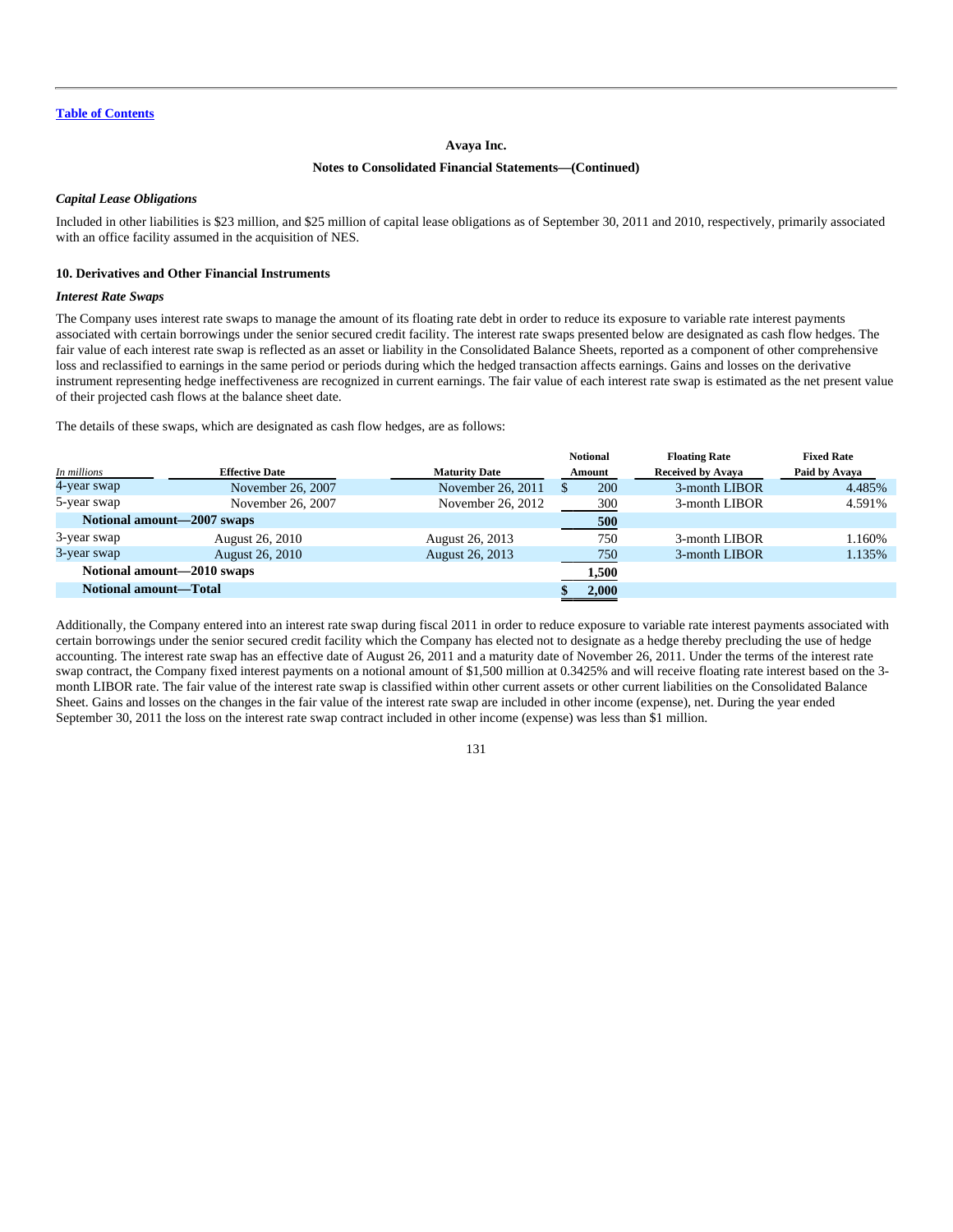Avaya Inc.

Notes to Consolidated Financial Statements—(Continued)

*Capital Lease Obligations*

Included in other liabilities is $23 million, and $25 million of capital lease obligations as of September 30, 2011 and 2010, respectively, primarily associated with an office facility assumed in the acquisition of NES.

### 10. Derivatives and Other Financial Instruments

*Interest Rate Swaps*

The Company uses interest rate swaps to manage the amount of its floating rate debt in order to reduce its exposure to variable rate interest payments associated with certain borrowings under the senior secured credit facility. The interest rate swaps presented below are designated as cash flow hedges. The fair value of each interest rate swap is reflected as an asset or liability in the Consolidated Balance Sheets, reported as a component of other comprehensive loss and reclassified to earnings in the same period or periods during which the hedged transaction affects earnings. Gains and losses on the derivative instrument representing hedge ineffectiveness are recognized in current earnings. The fair value of each interest rate swap is estimated as the net present value of their projected cash flows at the balance sheet date.

The details of these swaps, which are designated as cash flow hedges, are as follows:

| *In millions* | Effective Date | Maturity Date | Notional Amount | Floating Rate Received by Avaya | Fixed Rate Paid by Avaya |
|---|---|---|---|---|---|
| 4-year swap | November 26, 2007 | November 26, 2011 | $ 200 | 3-month LIBOR | 4.485% |
| 5-year swap | November 26, 2007 | November 26, 2012 | 300 | 3-month LIBOR | 4.591% |
| **Notional amount—2007 swaps** | | | **500** | | |
| 3-year swap | August 26, 2010 | August 26, 2013 | 750 | 3-month LIBOR | 1.160% |
| 3-year swap | August 26, 2010 | August 26, 2013 | 750 | 3-month LIBOR | 1.135% |
| **Notional amount—2010 swaps** | | | **1,500** | | |
| **Notional amount—Total** | | | **$ 2,000** | | |

Additionally, the Company entered into an interest rate swap during fiscal 2011 in order to reduce exposure to variable rate interest payments associated with certain borrowings under the senior secured credit facility which the Company has elected not to designate as a hedge thereby precluding the use of hedge accounting. The interest rate swap has an effective date of August 26, 2011 and a maturity date of November 26, 2011. Under the terms of the interest rate swap contract, the Company fixed interest payments on a notional amount of $1,500 million at 0.3425% and will receive floating rate interest based on the 3-month LIBOR rate. The fair value of the interest rate swap is classified within other current assets or other current liabilities on the Consolidated Balance Sheet. Gains and losses on the changes in the fair value of the interest rate swap are included in other income (expense), net. During the year ended September 30, 2011 the loss on the interest rate swap contract included in other income (expense) was less than $1 million.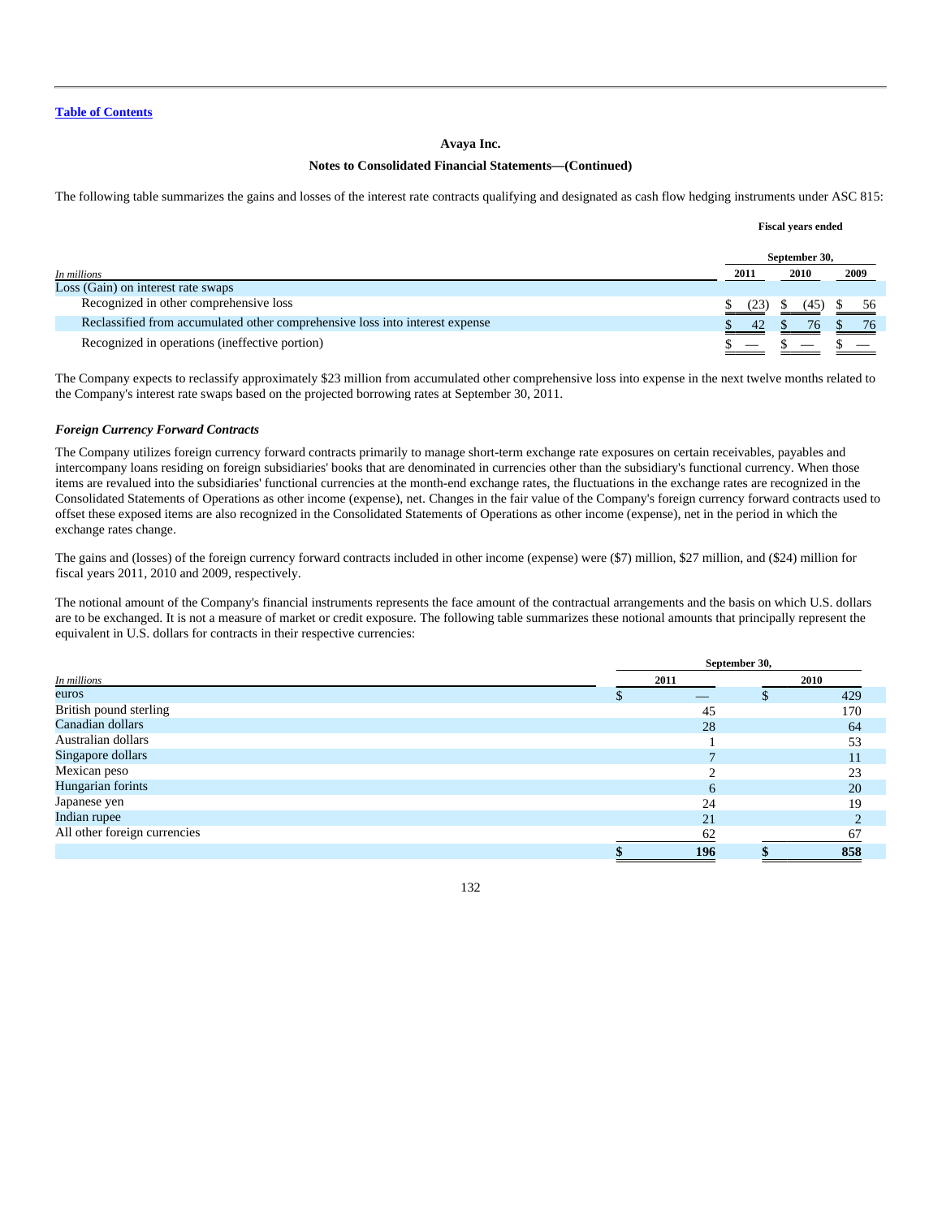**Avaya Inc.**

**Notes to Consolidated Financial Statements—(Continued)**

The following table summarizes the gains and losses of the interest rate contracts qualifying and designated as cash flow hedging instruments under ASC 815:

| *In millions* | Fiscal years ended September 30, 2011 | 2010 | 2009 |
|---|---|---|---|
| Loss (Gain) on interest rate swaps | | | |
| Recognized in other comprehensive loss | $ (23) | $ (45) | $ 56 |
| Reclassified from accumulated other comprehensive loss into interest expense | $ 42 | $ 76 | $ 76 |
| Recognized in operations (ineffective portion) | $ — | $ — | $ — |

The Company expects to reclassify approximately $23 million from accumulated other comprehensive loss into expense in the next twelve months related to the Company's interest rate swaps based on the projected borrowing rates at September 30, 2011.

***Foreign Currency Forward Contracts***

The Company utilizes foreign currency forward contracts primarily to manage short-term exchange rate exposures on certain receivables, payables and intercompany loans residing on foreign subsidiaries' books that are denominated in currencies other than the subsidiary's functional currency. When those items are revalued into the subsidiaries' functional currencies at the month-end exchange rates, the fluctuations in the exchange rates are recognized in the Consolidated Statements of Operations as other income (expense), net. Changes in the fair value of the Company's foreign currency forward contracts used to offset these exposed items are also recognized in the Consolidated Statements of Operations as other income (expense), net in the period in which the exchange rates change.

The gains and (losses) of the foreign currency forward contracts included in other income (expense) were ($7) million, $27 million, and ($24) million for fiscal years 2011, 2010 and 2009, respectively.

The notional amount of the Company's financial instruments represents the face amount of the contractual arrangements and the basis on which U.S. dollars are to be exchanged. It is not a measure of market or credit exposure. The following table summarizes these notional amounts that principally represent the equivalent in U.S. dollars for contracts in their respective currencies:

| *In millions* | September 30, 2011 | 2010 |
|---|---|---|
| euros | $ — | $ 429 |
| British pound sterling | 45 | 170 |
| Canadian dollars | 28 | 64 |
| Australian dollars | 1 | 53 |
| Singapore dollars | 7 | 11 |
| Mexican peso | 2 | 23 |
| Hungarian forints | 6 | 20 |
| Japanese yen | 24 | 19 |
| Indian rupee | 21 | 2 |
| All other foreign currencies | 62 | 67 |
| | **$ 196** | **$ 858** |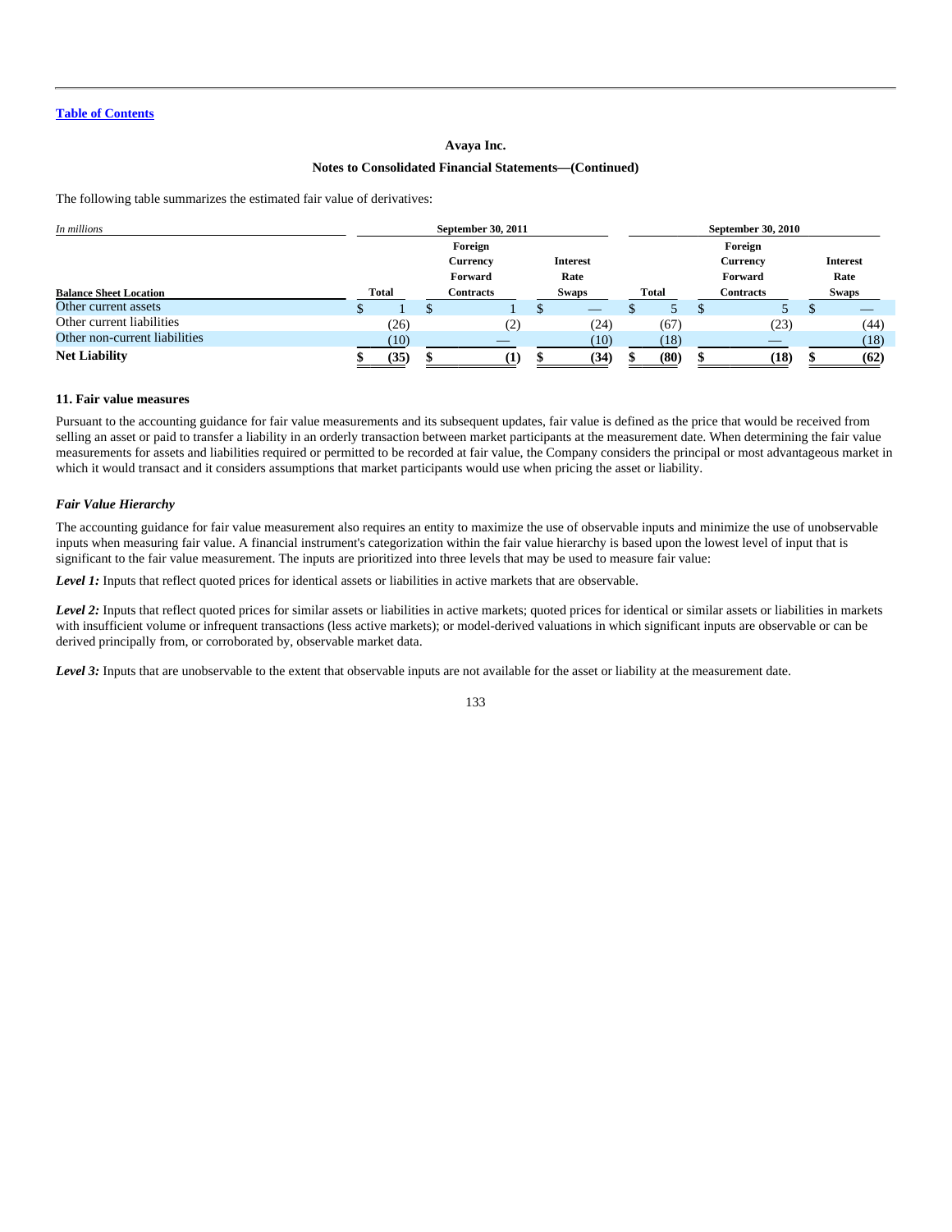Avaya Inc.

Notes to Consolidated Financial Statements—(Continued)

The following table summarizes the estimated fair value of derivatives:

| *In millions* | September 30, 2011 | | | September 30, 2010 | | |
|---|---|---|---|---|---|---|
| **Balance Sheet Location** | **Total** | **Foreign Currency Forward Contracts** | **Interest Rate Swaps** | **Total** | **Foreign Currency Forward Contracts** | **Interest Rate Swaps** |
| Other current assets | $ 1 | $ 1 | $ — | $ 5 | $ 5 | $ — |
| Other current liabilities | (26) | (2) | (24) | (67) | (23) | (44) |
| Other non-current liabilities | (10) | — | (10) | (18) | — | (18) |
| **Net Liability** | **$ (35)** | **$ (1)** | **$ (34)** | **$ (80)** | **$ (18)** | **$ (62)** |

## 11. Fair value measures

Pursuant to the accounting guidance for fair value measurements and its subsequent updates, fair value is defined as the price that would be received from selling an asset or paid to transfer a liability in an orderly transaction between market participants at the measurement date. When determining the fair value measurements for assets and liabilities required or permitted to be recorded at fair value, the Company considers the principal or most advantageous market in which it would transact and it considers assumptions that market participants would use when pricing the asset or liability.

### *Fair Value Hierarchy*

The accounting guidance for fair value measurement also requires an entity to maximize the use of observable inputs and minimize the use of unobservable inputs when measuring fair value. A financial instrument's categorization within the fair value hierarchy is based upon the lowest level of input that is significant to the fair value measurement. The inputs are prioritized into three levels that may be used to measure fair value:

***Level 1:*** Inputs that reflect quoted prices for identical assets or liabilities in active markets that are observable.

***Level 2:*** Inputs that reflect quoted prices for similar assets or liabilities in active markets; quoted prices for identical or similar assets or liabilities in markets with insufficient volume or infrequent transactions (less active markets); or model-derived valuations in which significant inputs are observable or can be derived principally from, or corroborated by, observable market data.

***Level 3:*** Inputs that are unobservable to the extent that observable inputs are not available for the asset or liability at the measurement date.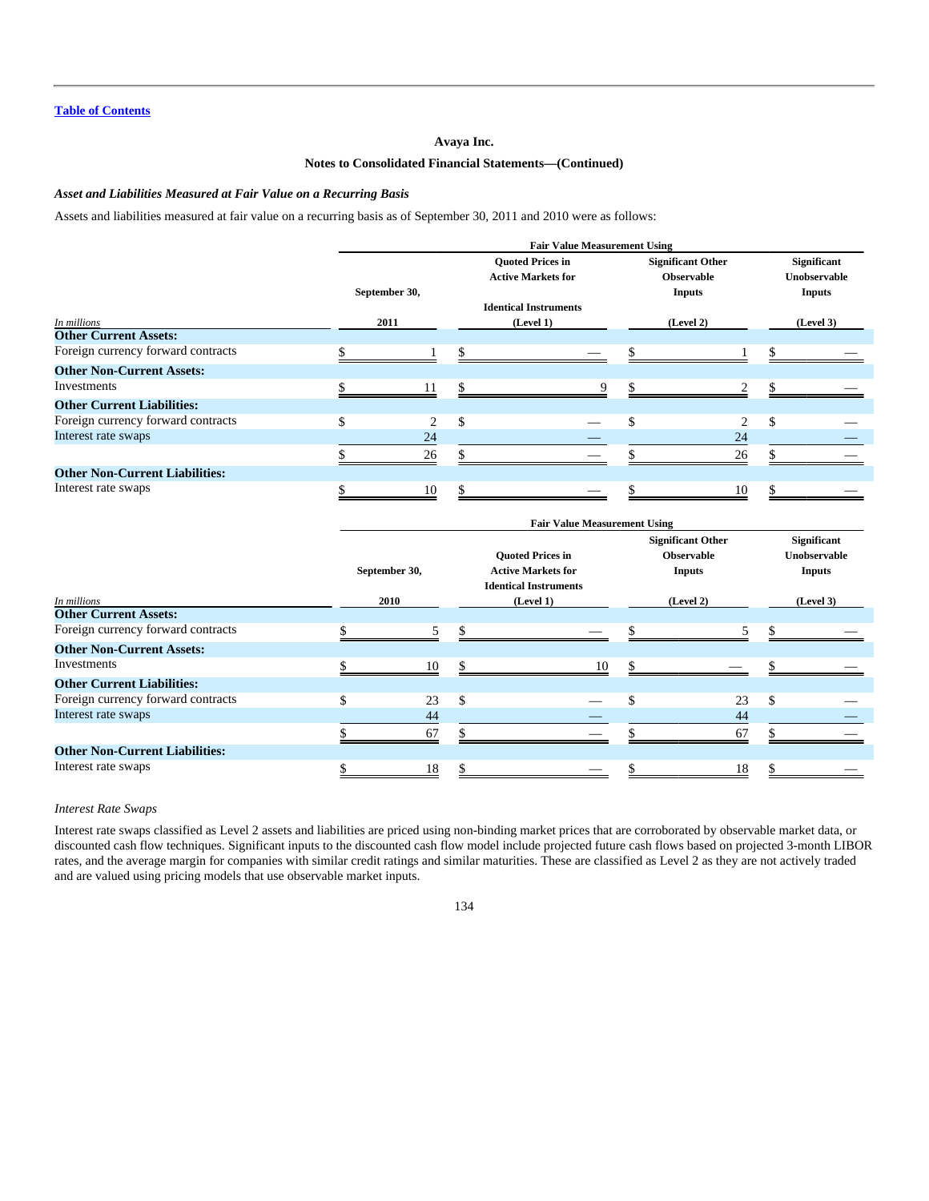Avaya Inc.

Notes to Consolidated Financial Statements—(Continued)

***Asset and Liabilities Measured at Fair Value on a Recurring Basis***

Assets and liabilities measured at fair value on a recurring basis as of September 30, 2011 and 2010 were as follows:

| In millions | September 30, 2011 | Fair Value Measurement Using Quoted Prices in Active Markets for Identical Instruments (Level 1) | Significant Other Observable Inputs (Level 2) | Significant Unobservable Inputs (Level 3) |
|---|---|---|---|---|
| **Other Current Assets:** | | | | |
| Foreign currency forward contracts | $ 1 | $ — | $ 1 | $ — |
| **Other Non-Current Assets:** | | | | |
| Investments | $ 11 | $ 9 | $ 2 | $ — |
| **Other Current Liabilities:** | | | | |
| Foreign currency forward contracts | $ 2 | $ — | $ 2 | $ — |
| Interest rate swaps | 24 | — | 24 | — |
| | $ 26 | $ — | $ 26 | $ — |
| **Other Non-Current Liabilities:** | | | | |
| Interest rate swaps | $ 10 | $ — | $ 10 | $ — |

| In millions | September 30, 2010 | Fair Value Measurement Using Quoted Prices in Active Markets for Identical Instruments (Level 1) | Significant Other Observable Inputs (Level 2) | Significant Unobservable Inputs (Level 3) |
|---|---|---|---|---|
| **Other Current Assets:** | | | | |
| Foreign currency forward contracts | $ 5 | $ — | $ 5 | $ — |
| **Other Non-Current Assets:** | | | | |
| Investments | $ 10 | $ 10 | $ — | $ — |
| **Other Current Liabilities:** | | | | |
| Foreign currency forward contracts | $ 23 | $ — | $ 23 | $ — |
| Interest rate swaps | 44 | — | 44 | — |
| | $ 67 | $ — | $ 67 | $ — |
| **Other Non-Current Liabilities:** | | | | |
| Interest rate swaps | $ 18 | $ — | $ 18 | $ — |

*Interest Rate Swaps*

Interest rate swaps classified as Level 2 assets and liabilities are priced using non-binding market prices that are corroborated by observable market data, or discounted cash flow techniques. Significant inputs to the discounted cash flow model include projected future cash flows based on projected 3-month LIBOR rates, and the average margin for companies with similar credit ratings and similar maturities. These are classified as Level 2 as they are not actively traded and are valued using pricing models that use observable market inputs.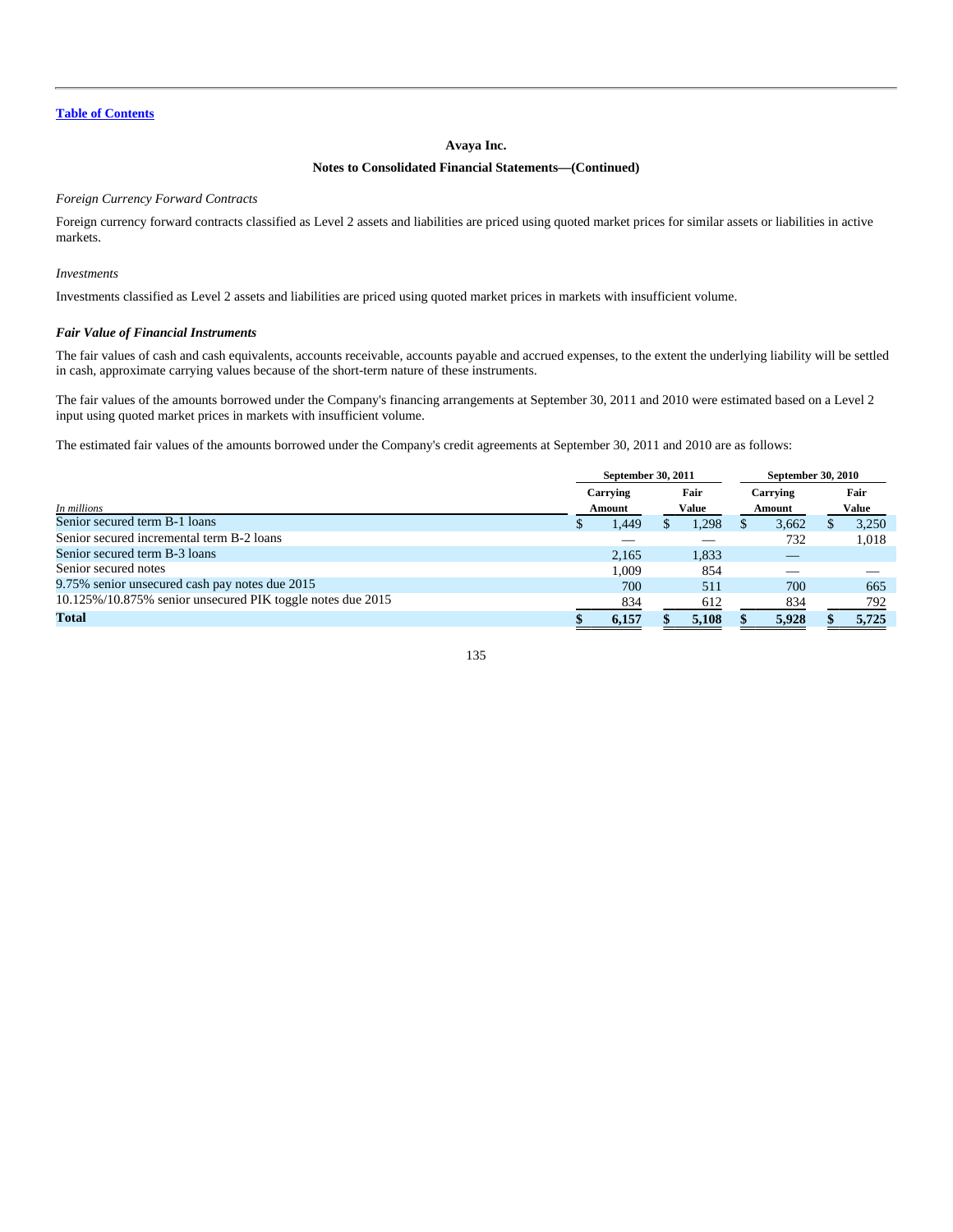Avaya Inc.

Notes to Consolidated Financial Statements—(Continued)

*Foreign Currency Forward Contracts*

Foreign currency forward contracts classified as Level 2 assets and liabilities are priced using quoted market prices for similar assets or liabilities in active markets.

*Investments*

Investments classified as Level 2 assets and liabilities are priced using quoted market prices in markets with insufficient volume.

***Fair Value of Financial Instruments***

The fair values of cash and cash equivalents, accounts receivable, accounts payable and accrued expenses, to the extent the underlying liability will be settled in cash, approximate carrying values because of the short-term nature of these instruments.

The fair values of the amounts borrowed under the Company's financing arrangements at September 30, 2011 and 2010 were estimated based on a Level 2 input using quoted market prices in markets with insufficient volume.

The estimated fair values of the amounts borrowed under the Company's credit agreements at September 30, 2011 and 2010 are as follows:

| | September 30, 2011 | | September 30, 2010 | |
|---|---|---|---|---|
| *In millions* | Carrying Amount | Fair Value | Carrying Amount | Fair Value |
| Senior secured term B-1 loans | $ 1,449 | $ 1,298 | $ 3,662 | $ 3,250 |
| Senior secured incremental term B-2 loans | — | — | 732 | 1,018 |
| Senior secured term B-3 loans | 2,165 | 1,833 | — | |
| Senior secured notes | 1,009 | 854 | — | — |
| 9.75% senior unsecured cash pay notes due 2015 | 700 | 511 | 700 | 665 |
| 10.125%/10.875% senior unsecured PIK toggle notes due 2015 | 834 | 612 | 834 | 792 |
| **Total** | **$ 6,157** | **$ 5,108** | **$ 5,928** | **$ 5,725** |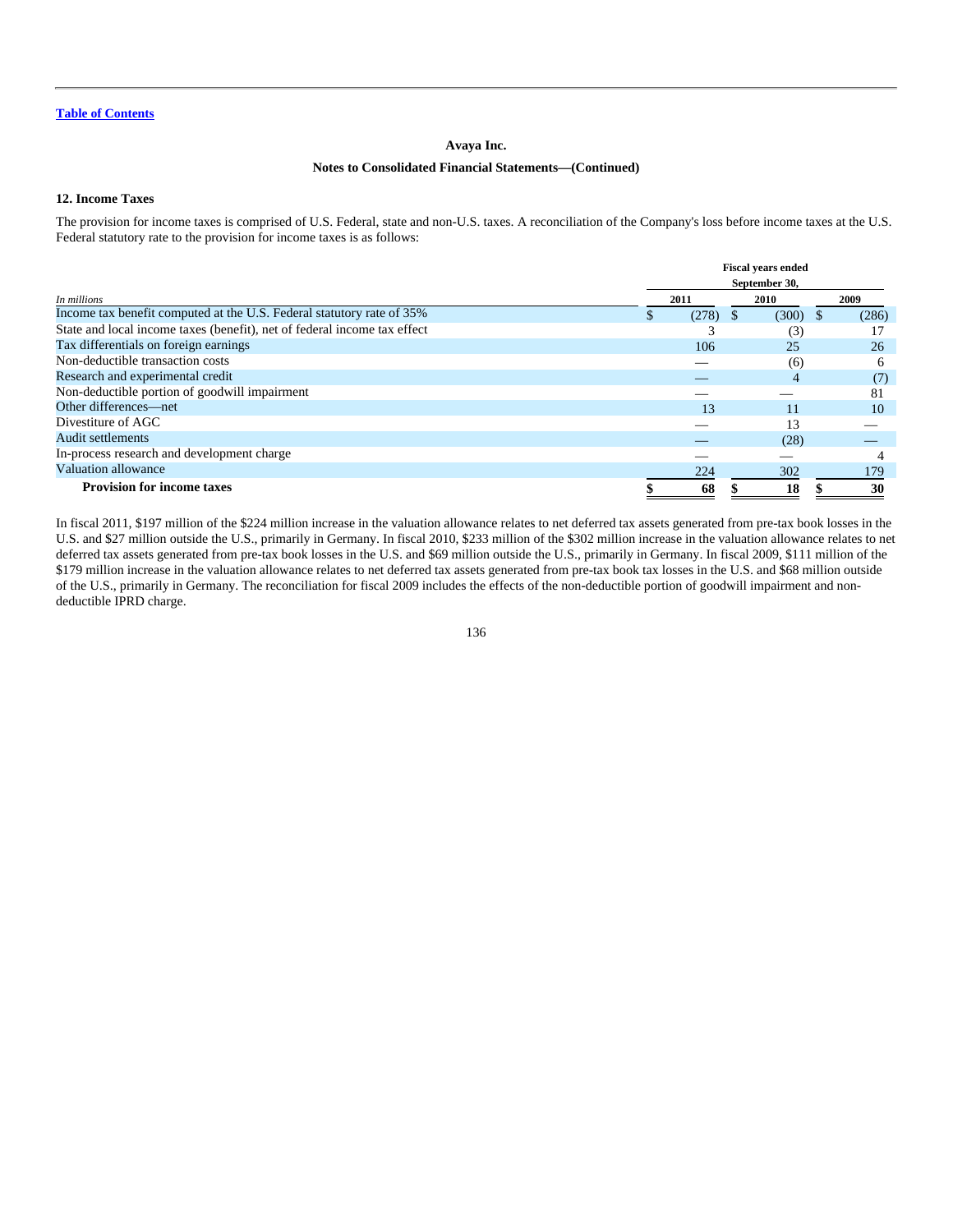**Avaya Inc.**

**Notes to Consolidated Financial Statements—(Continued)**

## 12. Income Taxes

The provision for income taxes is comprised of U.S. Federal, state and non-U.S. taxes. A reconciliation of the Company's loss before income taxes at the U.S. Federal statutory rate to the provision for income taxes is as follows:

| *In millions* | Fiscal years ended September 30, 2011 | 2010 | 2009 |
|---|---|---|---|
| Income tax benefit computed at the U.S. Federal statutory rate of 35% | $ (278) | $ (300) | $ (286) |
| State and local income taxes (benefit), net of federal income tax effect | 3 | (3) | 17 |
| Tax differentials on foreign earnings | 106 | 25 | 26 |
| Non-deductible transaction costs | — | (6) | 6 |
| Research and experimental credit | — | 4 | (7) |
| Non-deductible portion of goodwill impairment | — | — | 81 |
| Other differences—net | 13 | 11 | 10 |
| Divestiture of AGC | — | 13 | — |
| Audit settlements | — | (28) | — |
| In-process research and development charge | — | — | 4 |
| Valuation allowance | 224 | 302 | 179 |
| **Provision for income taxes** | **$ 68** | **$ 18** | **$ 30** |

In fiscal 2011, $197 million of the $224 million increase in the valuation allowance relates to net deferred tax assets generated from pre-tax book losses in the U.S. and $27 million outside the U.S., primarily in Germany. In fiscal 2010, $233 million of the $302 million increase in the valuation allowance relates to net deferred tax assets generated from pre-tax book losses in the U.S. and $69 million outside the U.S., primarily in Germany. In fiscal 2009, $111 million of the $179 million increase in the valuation allowance relates to net deferred tax assets generated from pre-tax book tax losses in the U.S. and $68 million outside of the U.S., primarily in Germany. The reconciliation for fiscal 2009 includes the effects of the non-deductible portion of goodwill impairment and non-deductible IPRD charge.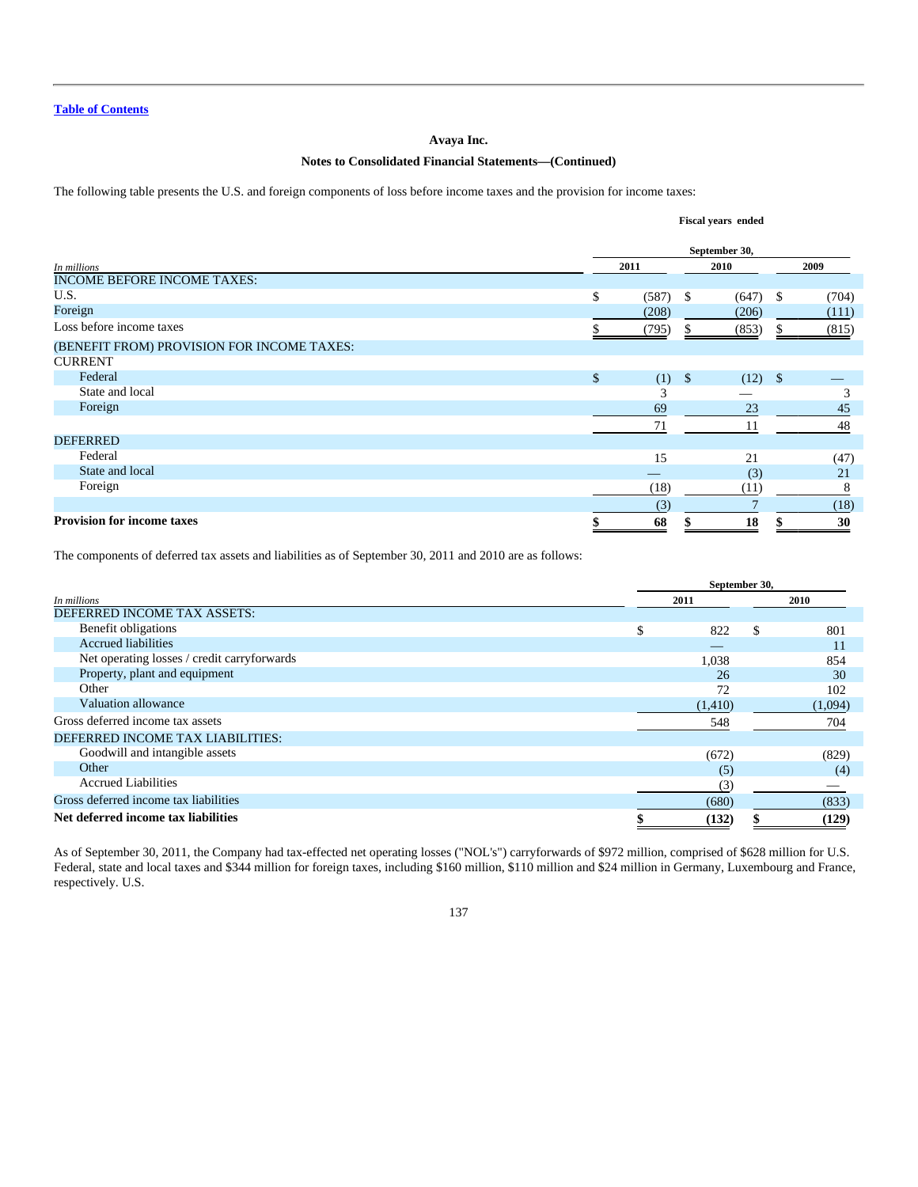Table of Contents

**Avaya Inc.**

**Notes to Consolidated Financial Statements—(Continued)**

The following table presents the U.S. and foreign components of loss before income taxes and the provision for income taxes:

| *In millions* | Fiscal years ended September 30, 2011 | 2010 | 2009 |
|---|---|---|---|
| INCOME BEFORE INCOME TAXES: | | | |
| U.S. | $ (587) | $ (647) | $ (704) |
| Foreign | (208) | (206) | (111) |
| Loss before income taxes | $ (795) | $ (853) | $ (815) |
| (BENEFIT FROM) PROVISION FOR INCOME TAXES: | | | |
| CURRENT | | | |
| Federal | $ (1) | $ (12) | $ — |
| State and local | 3 | — | 3 |
| Foreign | 69 | 23 | 45 |
| | 71 | 11 | 48 |
| DEFERRED | | | |
| Federal | 15 | 21 | (47) |
| State and local | — | (3) | 21 |
| Foreign | (18) | (11) | 8 |
| | (3) | 7 | (18) |
| **Provision for income taxes** | **$ 68** | **$ 18** | **$ 30** |

The components of deferred tax assets and liabilities as of September 30, 2011 and 2010 are as follows:

| *In millions* | September 30, 2011 | 2010 |
|---|---|---|
| DEFERRED INCOME TAX ASSETS: | | |
| Benefit obligations | $ 822 | $ 801 |
| Accrued liabilities | — | 11 |
| Net operating losses / credit carryforwards | 1,038 | 854 |
| Property, plant and equipment | 26 | 30 |
| Other | 72 | 102 |
| Valuation allowance | (1,410) | (1,094) |
| Gross deferred income tax assets | 548 | 704 |
| DEFERRED INCOME TAX LIABILITIES: | | |
| Goodwill and intangible assets | (672) | (829) |
| Other | (5) | (4) |
| Accrued Liabilities | (3) | — |
| Gross deferred income tax liabilities | (680) | (833) |
| **Net deferred income tax liabilities** | **$ (132)** | **$ (129)** |

As of September 30, 2011, the Company had tax-effected net operating losses ("NOL's") carryforwards of $972 million, comprised of $628 million for U.S. Federal, state and local taxes and $344 million for foreign taxes, including $160 million, $110 million and $24 million in Germany, Luxembourg and France, respectively. U.S.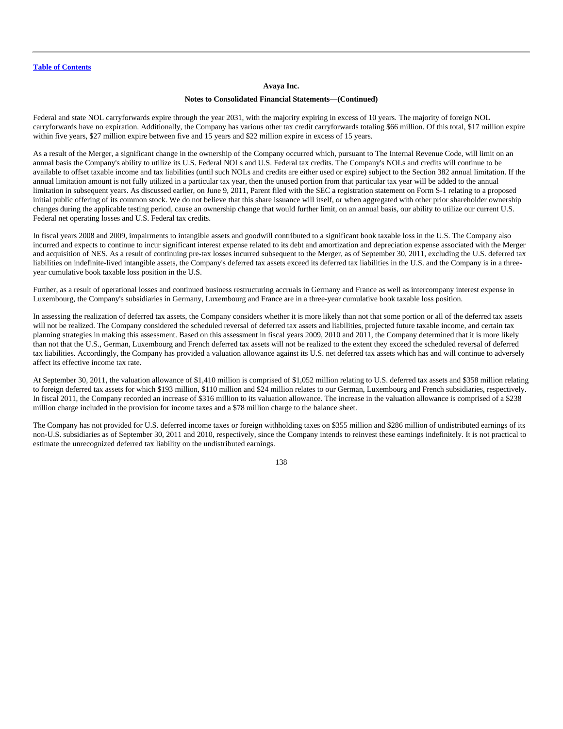Federal and state NOL carryforwards expire through the year 2031, with the majority expiring in excess of 10 years. The majority of foreign NOL carryforwards have no expiration. Additionally, the Company has various other tax credit carryforwards totaling $66 million. Of this total, $17 million expire within five years, $27 million expire between five and 15 years and $22 million expire in excess of 15 years.

As a result of the Merger, a significant change in the ownership of the Company occurred which, pursuant to The Internal Revenue Code, will limit on an annual basis the Company's ability to utilize its U.S. Federal NOLs and U.S. Federal tax credits. The Company's NOLs and credits will continue to be available to offset taxable income and tax liabilities (until such NOLs and credits are either used or expire) subject to the Section 382 annual limitation. If the annual limitation amount is not fully utilized in a particular tax year, then the unused portion from that particular tax year will be added to the annual limitation in subsequent years. As discussed earlier, on June 9, 2011, Parent filed with the SEC a registration statement on Form S-1 relating to a proposed initial public offering of its common stock. We do not believe that this share issuance will itself, or when aggregated with other prior shareholder ownership changes during the applicable testing period, cause an ownership change that would further limit, on an annual basis, our ability to utilize our current U.S. Federal net operating losses and U.S. Federal tax credits.

In fiscal years 2008 and 2009, impairments to intangible assets and goodwill contributed to a significant book taxable loss in the U.S. The Company also incurred and expects to continue to incur significant interest expense related to its debt and amortization and depreciation expense associated with the Merger and acquisition of NES. As a result of continuing pre-tax losses incurred subsequent to the Merger, as of September 30, 2011, excluding the U.S. deferred tax liabilities on indefinite-lived intangible assets, the Company's deferred tax assets exceed its deferred tax liabilities in the U.S. and the Company is in a three-year cumulative book taxable loss position in the U.S.

Further, as a result of operational losses and continued business restructuring accruals in Germany and France as well as intercompany interest expense in Luxembourg, the Company's subsidiaries in Germany, Luxembourg and France are in a three-year cumulative book taxable loss position.

In assessing the realization of deferred tax assets, the Company considers whether it is more likely than not that some portion or all of the deferred tax assets will not be realized. The Company considered the scheduled reversal of deferred tax assets and liabilities, projected future taxable income, and certain tax planning strategies in making this assessment. Based on this assessment in fiscal years 2009, 2010 and 2011, the Company determined that it is more likely than not that the U.S., German, Luxembourg and French deferred tax assets will not be realized to the extent they exceed the scheduled reversal of deferred tax liabilities. Accordingly, the Company has provided a valuation allowance against its U.S. net deferred tax assets which has and will continue to adversely affect its effective income tax rate.

At September 30, 2011, the valuation allowance of $1,410 million is comprised of $1,052 million relating to U.S. deferred tax assets and $358 million relating to foreign deferred tax assets for which $193 million, $110 million and $24 million relates to our German, Luxembourg and French subsidiaries, respectively. In fiscal 2011, the Company recorded an increase of $316 million to its valuation allowance. The increase in the valuation allowance is comprised of a $238 million charge included in the provision for income taxes and a $78 million charge to the balance sheet.

The Company has not provided for U.S. deferred income taxes or foreign withholding taxes on $355 million and $286 million of undistributed earnings of its non-U.S. subsidiaries as of September 30, 2011 and 2010, respectively, since the Company intends to reinvest these earnings indefinitely. It is not practical to estimate the unrecognized deferred tax liability on the undistributed earnings.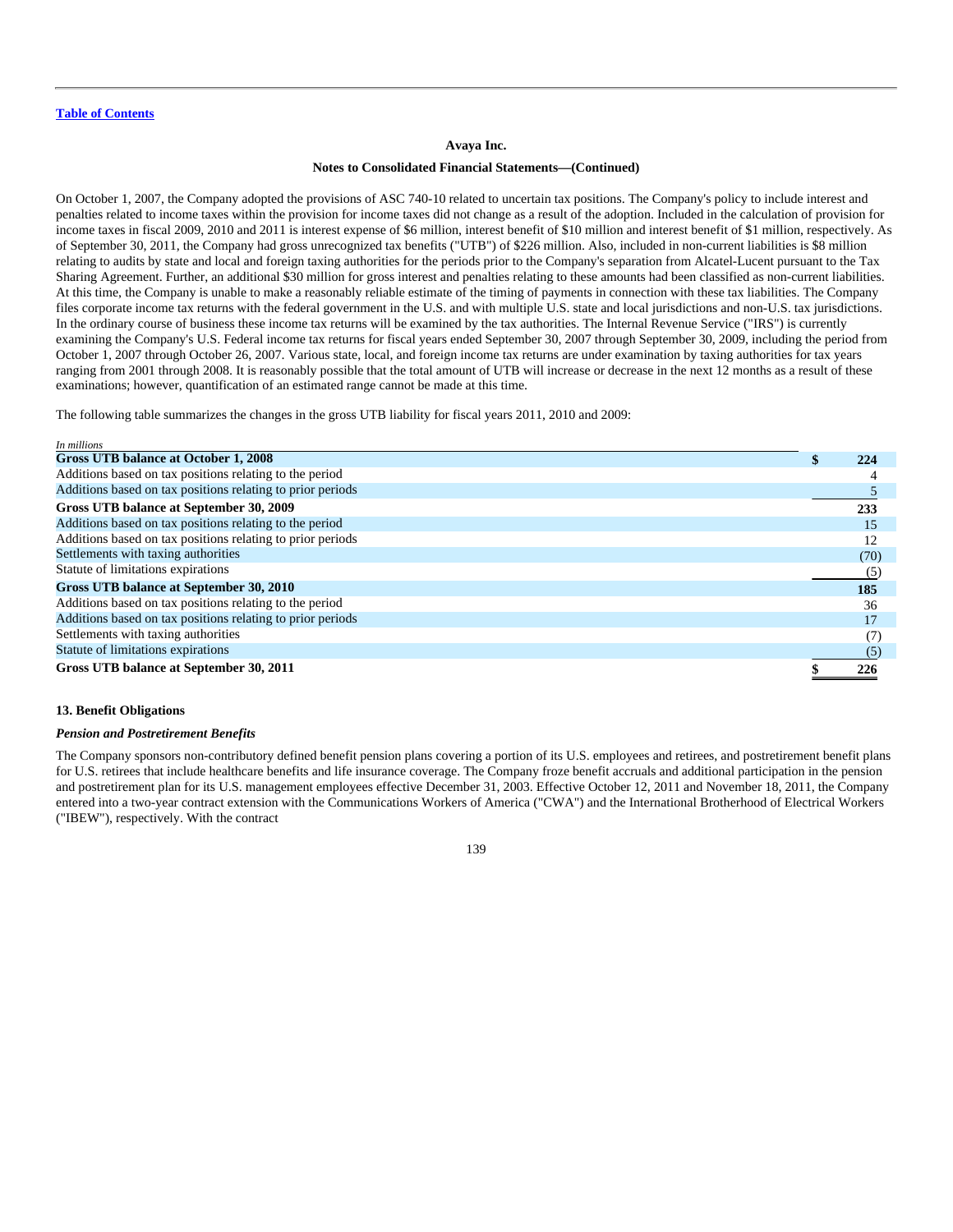On October 1, 2007, the Company adopted the provisions of ASC 740-10 related to uncertain tax positions. The Company's policy to include interest and penalties related to income taxes within the provision for income taxes did not change as a result of the adoption. Included in the calculation of provision for income taxes in fiscal 2009, 2010 and 2011 is interest expense of $6 million, interest benefit of $10 million and interest benefit of $1 million, respectively. As of September 30, 2011, the Company had gross unrecognized tax benefits ("UTB") of $226 million. Also, included in non-current liabilities is $8 million relating to audits by state and local and foreign taxing authorities for the periods prior to the Company's separation from Alcatel-Lucent pursuant to the Tax Sharing Agreement. Further, an additional $30 million for gross interest and penalties relating to these amounts had been classified as non-current liabilities. At this time, the Company is unable to make a reasonably reliable estimate of the timing of payments in connection with these tax liabilities. The Company files corporate income tax returns with the federal government in the U.S. and with multiple U.S. state and local jurisdictions and non-U.S. tax jurisdictions. In the ordinary course of business these income tax returns will be examined by the tax authorities. The Internal Revenue Service ("IRS") is currently examining the Company's U.S. Federal income tax returns for fiscal years ended September 30, 2007 through September 30, 2009, including the period from October 1, 2007 through October 26, 2007. Various state, local, and foreign income tax returns are under examination by taxing authorities for tax years ranging from 2001 through 2008. It is reasonably possible that the total amount of UTB will increase or decrease in the next 12 months as a result of these examinations; however, quantification of an estimated range cannot be made at this time.

The following table summarizes the changes in the gross UTB liability for fiscal years 2011, 2010 and 2009:

| *In millions* | |
|---|---|
| **Gross UTB balance at October 1, 2008** | **$ 224** |
| Additions based on tax positions relating to the period | 4 |
| Additions based on tax positions relating to prior periods | 5 |
| **Gross UTB balance at September 30, 2009** | **233** |
| Additions based on tax positions relating to the period | 15 |
| Additions based on tax positions relating to prior periods | 12 |
| Settlements with taxing authorities | (70) |
| Statute of limitations expirations | (5) |
| **Gross UTB balance at September 30, 2010** | **185** |
| Additions based on tax positions relating to the period | 36 |
| Additions based on tax positions relating to prior periods | 17 |
| Settlements with taxing authorities | (7) |
| Statute of limitations expirations | (5) |
| **Gross UTB balance at September 30, 2011** | **$ 226** |

## 13. Benefit Obligations

### *Pension and Postretirement Benefits*

The Company sponsors non-contributory defined benefit pension plans covering a portion of its U.S. employees and retirees, and postretirement benefit plans for U.S. retirees that include healthcare benefits and life insurance coverage. The Company froze benefit accruals and additional participation in the pension and postretirement plan for its U.S. management employees effective December 31, 2003. Effective October 12, 2011 and November 18, 2011, the Company entered into a two-year contract extension with the Communications Workers of America ("CWA") and the International Brotherhood of Electrical Workers ("IBEW"), respectively. With the contract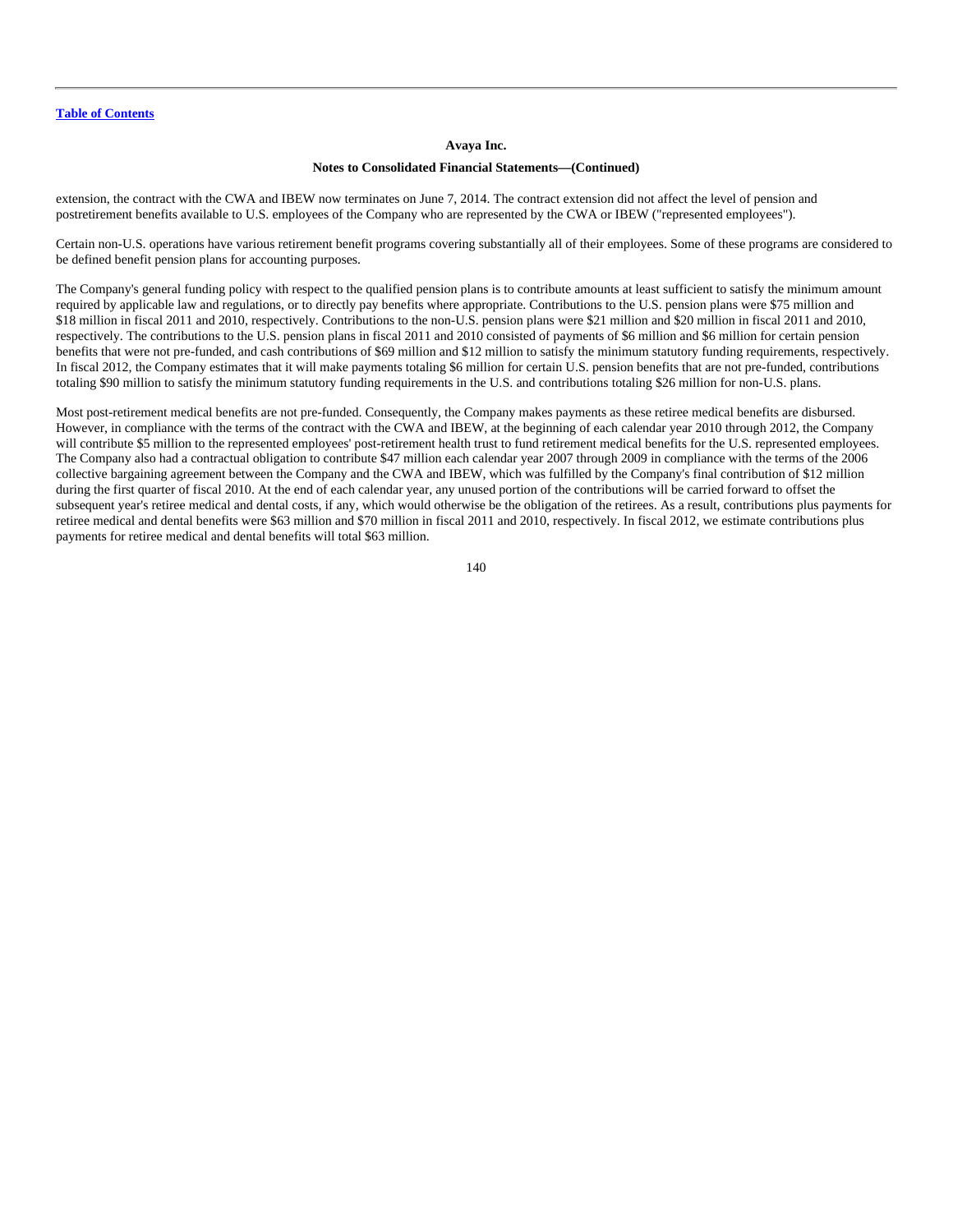extension, the contract with the CWA and IBEW now terminates on June 7, 2014. The contract extension did not affect the level of pension and postretirement benefits available to U.S. employees of the Company who are represented by the CWA or IBEW ("represented employees").

Certain non-U.S. operations have various retirement benefit programs covering substantially all of their employees. Some of these programs are considered to be defined benefit pension plans for accounting purposes.

The Company's general funding policy with respect to the qualified pension plans is to contribute amounts at least sufficient to satisfy the minimum amount required by applicable law and regulations, or to directly pay benefits where appropriate. Contributions to the U.S. pension plans were $75 million and $18 million in fiscal 2011 and 2010, respectively. Contributions to the non-U.S. pension plans were $21 million and $20 million in fiscal 2011 and 2010, respectively. The contributions to the U.S. pension plans in fiscal 2011 and 2010 consisted of payments of $6 million and $6 million for certain pension benefits that were not pre-funded, and cash contributions of $69 million and $12 million to satisfy the minimum statutory funding requirements, respectively. In fiscal 2012, the Company estimates that it will make payments totaling $6 million for certain U.S. pension benefits that are not pre-funded, contributions totaling $90 million to satisfy the minimum statutory funding requirements in the U.S. and contributions totaling $26 million for non-U.S. plans.

Most post-retirement medical benefits are not pre-funded. Consequently, the Company makes payments as these retiree medical benefits are disbursed. However, in compliance with the terms of the contract with the CWA and IBEW, at the beginning of each calendar year 2010 through 2012, the Company will contribute $5 million to the represented employees' post-retirement health trust to fund retirement medical benefits for the U.S. represented employees. The Company also had a contractual obligation to contribute $47 million each calendar year 2007 through 2009 in compliance with the terms of the 2006 collective bargaining agreement between the Company and the CWA and IBEW, which was fulfilled by the Company's final contribution of $12 million during the first quarter of fiscal 2010. At the end of each calendar year, any unused portion of the contributions will be carried forward to offset the subsequent year's retiree medical and dental costs, if any, which would otherwise be the obligation of the retirees. As a result, contributions plus payments for retiree medical and dental benefits were $63 million and $70 million in fiscal 2011 and 2010, respectively. In fiscal 2012, we estimate contributions plus payments for retiree medical and dental benefits will total $63 million.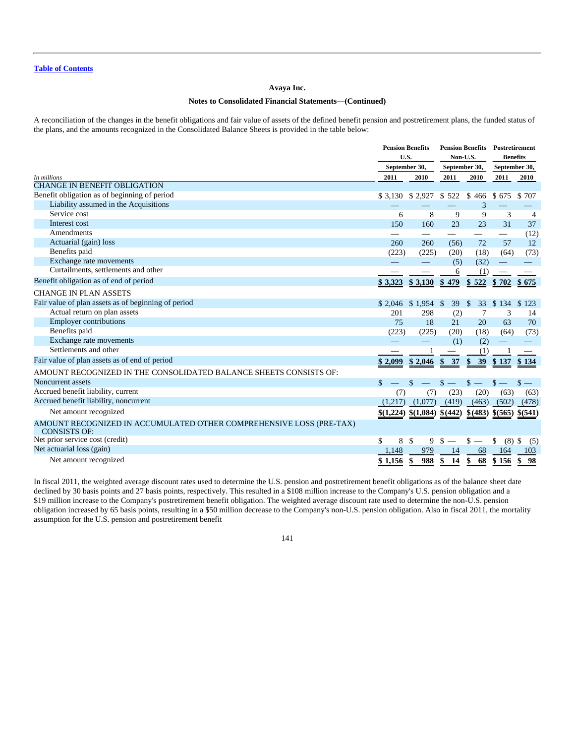**Avaya Inc.**

**Notes to Consolidated Financial Statements—(Continued)**

A reconciliation of the changes in the benefit obligations and fair value of assets of the defined benefit pension and postretirement plans, the funded status of the plans, and the amounts recognized in the Consolidated Balance Sheets is provided in the table below:

| *In millions* | Pension Benefits U.S. September 30, 2011 | Pension Benefits U.S. September 30, 2010 | Pension Benefits Non-U.S. September 30, 2011 | Pension Benefits Non-U.S. September 30, 2010 | Postretirement Benefits September 30, 2011 | Postretirement Benefits September 30, 2010 |
|---|---|---|---|---|---|---|
| CHANGE IN BENEFIT OBLIGATION | | | | | | |
| Benefit obligation as of beginning of period | $ 3,130 | $ 2,927 | $ 522 | $ 466 | $ 675 | $ 707 |
| Liability assumed in the Acquisitions | — | — | — | 3 | — | — |
| Service cost | 6 | 8 | 9 | 9 | 3 | 4 |
| Interest cost | 150 | 160 | 23 | 23 | 31 | 37 |
| Amendments | — | — | — | — | — | (12) |
| Actuarial (gain) loss | 260 | 260 | (56) | 72 | 57 | 12 |
| Benefits paid | (223) | (225) | (20) | (18) | (64) | (73) |
| Exchange rate movements | — | — | (5) | (32) | — | — |
| Curtailments, settlements and other | — | — | 6 | (1) | — | — |
| Benefit obligation as of end of period | $ 3,323 | $ 3,130 | $ 479 | $ 522 | $ 702 | $ 675 |
| CHANGE IN PLAN ASSETS | | | | | | |
| Fair value of plan assets as of beginning of period | $ 2,046 | $ 1,954 | $ 39 | $ 33 | $ 134 | $ 123 |
| Actual return on plan assets | 201 | 298 | (2) | 7 | 3 | 14 |
| Employer contributions | 75 | 18 | 21 | 20 | 63 | 70 |
| Benefits paid | (223) | (225) | (20) | (18) | (64) | (73) |
| Exchange rate movements | — | — | (1) | (2) | — | — |
| Settlements and other | — | 1 | — | (1) | 1 | — |
| Fair value of plan assets as of end of period | $ 2,099 | $ 2,046 | $ 37 | $ 39 | $ 137 | $ 134 |
| AMOUNT RECOGNIZED IN THE CONSOLIDATED BALANCE SHEETS CONSISTS OF: | | | | | | |
| Noncurrent assets | $ — | $ — | $ — | $ — | $ — | $ — |
| Accrued benefit liability, current | (7) | (7) | (23) | (20) | (63) | (63) |
| Accrued benefit liability, noncurrent | (1,217) | (1,077) | (419) | (463) | (502) | (478) |
| Net amount recognized | $(1,224) | $(1,084) | $(442) | $(483) | $(565) | $(541) |
| AMOUNT RECOGNIZED IN ACCUMULATED OTHER COMPREHENSIVE LOSS (PRE-TAX) CONSISTS OF: | | | | | | |
| Net prior service cost (credit) | $ 8 | $ 9 | $ — | $ — | $ (8) | $ (5) |
| Net actuarial loss (gain) | 1,148 | 979 | 14 | 68 | 164 | 103 |
| Net amount recognized | $ 1,156 | $ 988 | $ 14 | $ 68 | $ 156 | $ 98 |

In fiscal 2011, the weighted average discount rates used to determine the U.S. pension and postretirement benefit obligations as of the balance sheet date declined by 30 basis points and 27 basis points, respectively. This resulted in a $108 million increase to the Company's U.S. pension obligation and a $19 million increase to the Company's postretirement benefit obligation. The weighted average discount rate used to determine the non-U.S. pension obligation increased by 65 basis points, resulting in a $50 million decrease to the Company's non-U.S. pension obligation. Also in fiscal 2011, the mortality assumption for the U.S. pension and postretirement benefit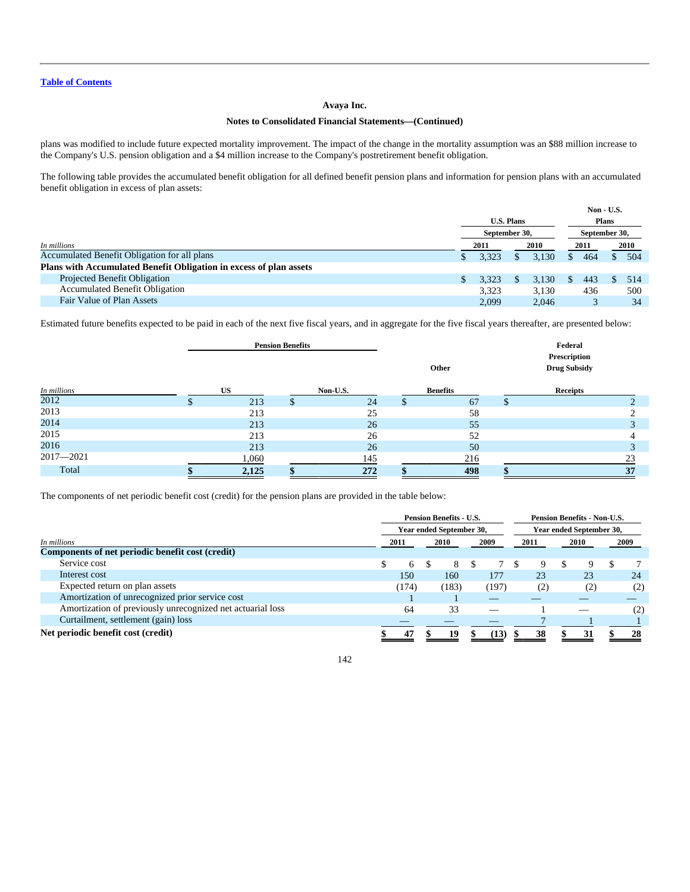Avaya Inc.

Notes to Consolidated Financial Statements—(Continued)

plans was modified to include future expected mortality improvement. The impact of the change in the mortality assumption was an $88 million increase to the Company's U.S. pension obligation and a $4 million increase to the Company's postretirement benefit obligation.

The following table provides the accumulated benefit obligation for all defined benefit pension plans and information for pension plans with an accumulated benefit obligation in excess of plan assets:

| In millions | U.S. Plans September 30, 2011 | U.S. Plans September 30, 2010 | Non - U.S. Plans September 30, 2011 | Non - U.S. Plans September 30, 2010 |
|---|---|---|---|---|
| Accumulated Benefit Obligation for all plans | $ 3,323 | $ 3,130 | $ 464 | $ 504 |
| **Plans with Accumulated Benefit Obligation in excess of plan assets** | | | | |
| Projected Benefit Obligation | $ 3,323 | $ 3,130 | $ 443 | $ 514 |
| Accumulated Benefit Obligation | 3,323 | 3,130 | 436 | 500 |
| Fair Value of Plan Assets | 2,099 | 2,046 | 3 | 34 |

Estimated future benefits expected to be paid in each of the next five fiscal years, and in aggregate for the five fiscal years thereafter, are presented below:

| In millions | Pension Benefits US | Pension Benefits Non-U.S. | Other Benefits | Federal Prescription Drug Subsidy Receipts |
|---|---|---|---|---|
| 2012 | $ 213 | $ 24 | $ 67 | $ 2 |
| 2013 | 213 | 25 | 58 | 2 |
| 2014 | 213 | 26 | 55 | 3 |
| 2015 | 213 | 26 | 52 | 4 |
| 2016 | 213 | 26 | 50 | 3 |
| 2017—2021 | 1,060 | 145 | 216 | 23 |
| Total | **$ 2,125** | **$ 272** | **$ 498** | **$ 37** |

The components of net periodic benefit cost (credit) for the pension plans are provided in the table below:

| In millions | Pension Benefits - U.S. Year ended September 30, 2011 | 2010 | 2009 | Pension Benefits - Non-U.S. Year ended September 30, 2011 | 2010 | 2009 |
|---|---|---|---|---|---|---|
| **Components of net periodic benefit cost (credit)** | | | | | | |
| Service cost | $ 6 | $ 8 | $ 7 | $ 9 | $ 9 | $ 7 |
| Interest cost | 150 | 160 | 177 | 23 | 23 | 24 |
| Expected return on plan assets | (174) | (183) | (197) | (2) | (2) | (2) |
| Amortization of unrecognized prior service cost | 1 | 1 | — | — | — | — |
| Amortization of previously unrecognized net actuarial loss | 64 | 33 | — | 1 | — | (2) |
| Curtailment, settlement (gain) loss | — | — | — | 7 | 1 | 1 |
| **Net periodic benefit cost (credit)** | **$ 47** | **$ 19** | **$ (13)** | **$ 38** | **$ 31** | **$ 28** |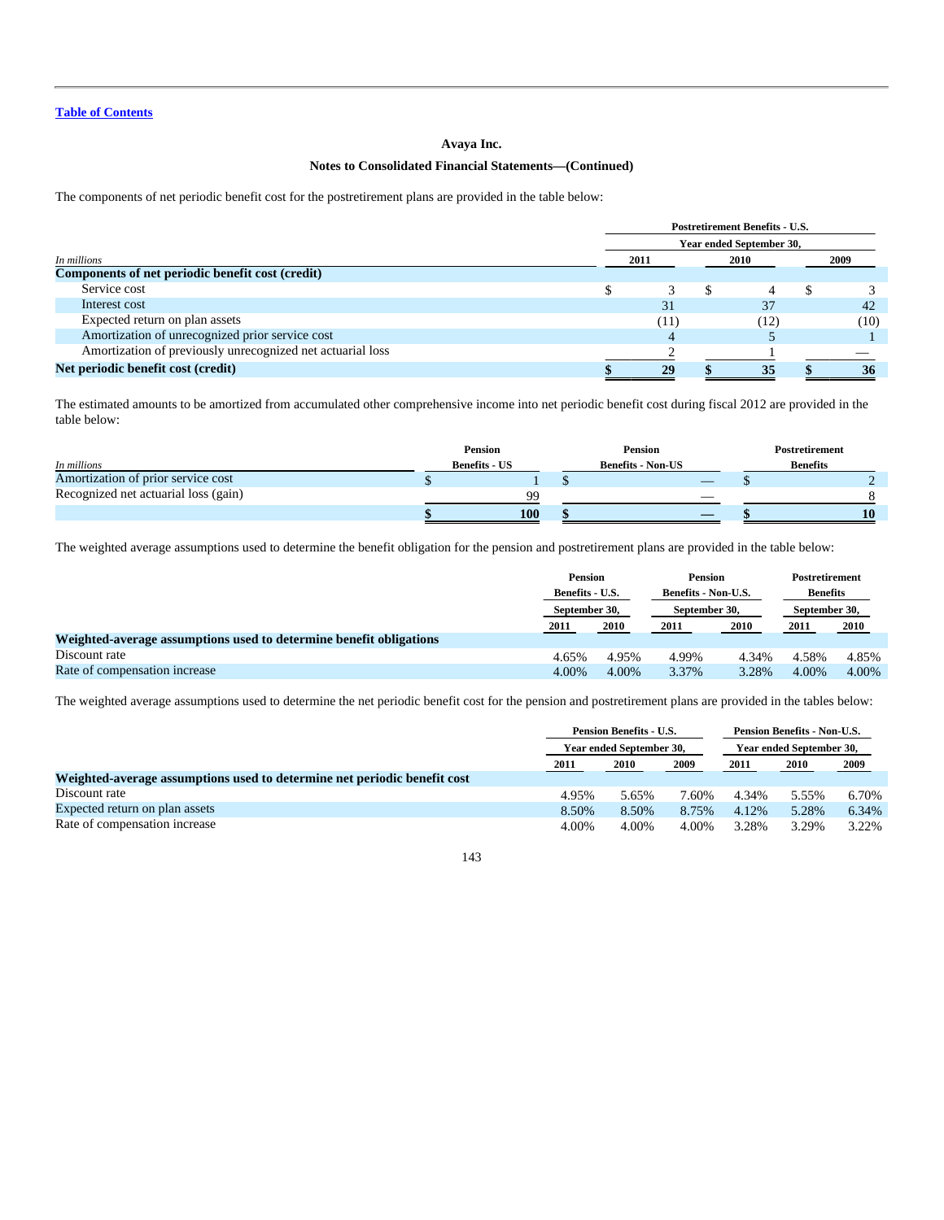**Avaya Inc.**

**Notes to Consolidated Financial Statements—(Continued)**

The components of net periodic benefit cost for the postretirement plans are provided in the table below:

| *In millions* | Postretirement Benefits - U.S. Year ended September 30, 2011 | 2010 | 2009 |
|---|---|---|---|
| **Components of net periodic benefit cost (credit)** | | | |
| Service cost | $ 3 | $ 4 | $ 3 |
| Interest cost | 31 | 37 | 42 |
| Expected return on plan assets | (11) | (12) | (10) |
| Amortization of unrecognized prior service cost | 4 | 5 | 1 |
| Amortization of previously unrecognized net actuarial loss | 2 | 1 | — |
| **Net periodic benefit cost (credit)** | **$ 29** | **$ 35** | **$ 36** |

The estimated amounts to be amortized from accumulated other comprehensive income into net periodic benefit cost during fiscal 2012 are provided in the table below:

| *In millions* | Pension Benefits - US | Pension Benefits - Non-US | Postretirement Benefits |
|---|---|---|---|
| Amortization of prior service cost | $ 1 | $ — | $ 2 |
| Recognized net actuarial loss (gain) | 99 | — | 8 |
| | **$ 100** | **$ —** | **$ 10** |

The weighted average assumptions used to determine the benefit obligation for the pension and postretirement plans are provided in the table below:

| | Pension Benefits - U.S. September 30, | | Pension Benefits - Non-U.S. September 30, | | Postretirement Benefits September 30, | |
|---|---|---|---|---|---|---|
| | 2011 | 2010 | 2011 | 2010 | 2011 | 2010 |
| **Weighted-average assumptions used to determine benefit obligations** | | | | | | |
| Discount rate | 4.65% | 4.95% | 4.99% | 4.34% | 4.58% | 4.85% |
| Rate of compensation increase | 4.00% | 4.00% | 3.37% | 3.28% | 4.00% | 4.00% |

The weighted average assumptions used to determine the net periodic benefit cost for the pension and postretirement plans are provided in the tables below:

| | Pension Benefits - U.S. Year ended September 30, | | | Pension Benefits - Non-U.S. Year ended September 30, | | |
|---|---|---|---|---|---|---|
| | 2011 | 2010 | 2009 | 2011 | 2010 | 2009 |
| **Weighted-average assumptions used to determine net periodic benefit cost** | | | | | | |
| Discount rate | 4.95% | 5.65% | 7.60% | 4.34% | 5.55% | 6.70% |
| Expected return on plan assets | 8.50% | 8.50% | 8.75% | 4.12% | 5.28% | 6.34% |
| Rate of compensation increase | 4.00% | 4.00% | 4.00% | 3.28% | 3.29% | 3.22% |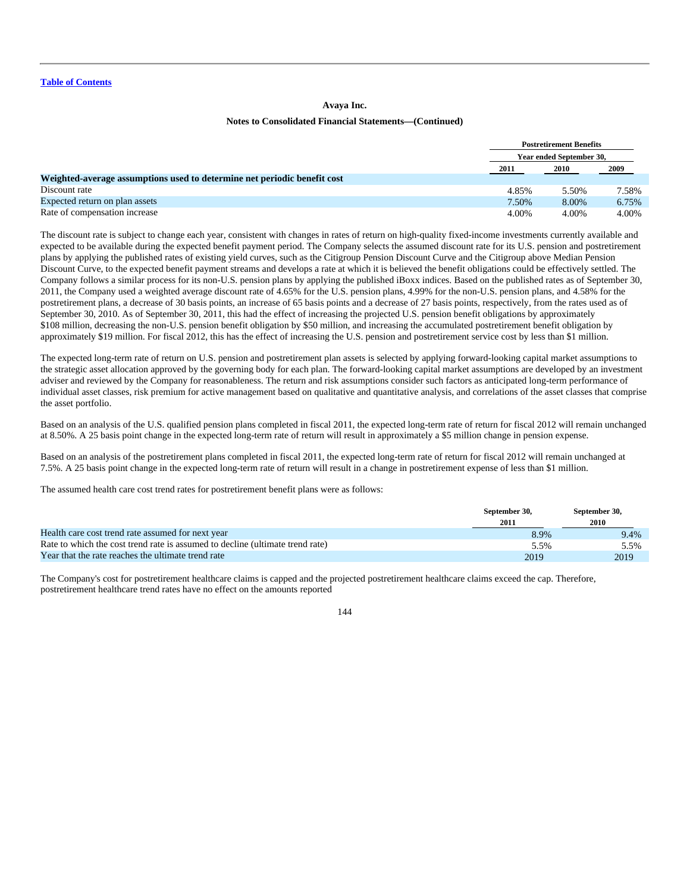Avaya Inc.

Notes to Consolidated Financial Statements—(Continued)

| | Postretirement Benefits | | |
|---|---|---|---|
| | Year ended September 30, | | |
| | 2011 | 2010 | 2009 |
| **Weighted-average assumptions used to determine net periodic benefit cost** | | | |
| Discount rate | 4.85% | 5.50% | 7.58% |
| Expected return on plan assets | 7.50% | 8.00% | 6.75% |
| Rate of compensation increase | 4.00% | 4.00% | 4.00% |

The discount rate is subject to change each year, consistent with changes in rates of return on high-quality fixed-income investments currently available and expected to be available during the expected benefit payment period. The Company selects the assumed discount rate for its U.S. pension and postretirement plans by applying the published rates of existing yield curves, such as the Citigroup Pension Discount Curve and the Citigroup above Median Pension Discount Curve, to the expected benefit payment streams and develops a rate at which it is believed the benefit obligations could be effectively settled. The Company follows a similar process for its non-U.S. pension plans by applying the published iBoxx indices. Based on the published rates as of September 30, 2011, the Company used a weighted average discount rate of 4.65% for the U.S. pension plans, 4.99% for the non-U.S. pension plans, and 4.58% for the postretirement plans, a decrease of 30 basis points, an increase of 65 basis points and a decrease of 27 basis points, respectively, from the rates used as of September 30, 2010. As of September 30, 2011, this had the effect of increasing the projected U.S. pension benefit obligations by approximately $108 million, decreasing the non-U.S. pension benefit obligation by $50 million, and increasing the accumulated postretirement benefit obligation by approximately $19 million. For fiscal 2012, this has the effect of increasing the U.S. pension and postretirement service cost by less than $1 million.

The expected long-term rate of return on U.S. pension and postretirement plan assets is selected by applying forward-looking capital market assumptions to the strategic asset allocation approved by the governing body for each plan. The forward-looking capital market assumptions are developed by an investment adviser and reviewed by the Company for reasonableness. The return and risk assumptions consider such factors as anticipated long-term performance of individual asset classes, risk premium for active management based on qualitative and quantitative analysis, and correlations of the asset classes that comprise the asset portfolio.

Based on an analysis of the U.S. qualified pension plans completed in fiscal 2011, the expected long-term rate of return for fiscal 2012 will remain unchanged at 8.50%. A 25 basis point change in the expected long-term rate of return will result in approximately a $5 million change in pension expense.

Based on an analysis of the postretirement plans completed in fiscal 2011, the expected long-term rate of return for fiscal 2012 will remain unchanged at 7.5%. A 25 basis point change in the expected long-term rate of return will result in a change in postretirement expense of less than $1 million.

The assumed health care cost trend rates for postretirement benefit plans were as follows:

| | September 30, 2011 | September 30, 2010 |
|---|---|---|
| Health care cost trend rate assumed for next year | 8.9% | 9.4% |
| Rate to which the cost trend rate is assumed to decline (ultimate trend rate) | 5.5% | 5.5% |
| Year that the rate reaches the ultimate trend rate | 2019 | 2019 |

The Company's cost for postretirement healthcare claims is capped and the projected postretirement healthcare claims exceed the cap. Therefore, postretirement healthcare trend rates have no effect on the amounts reported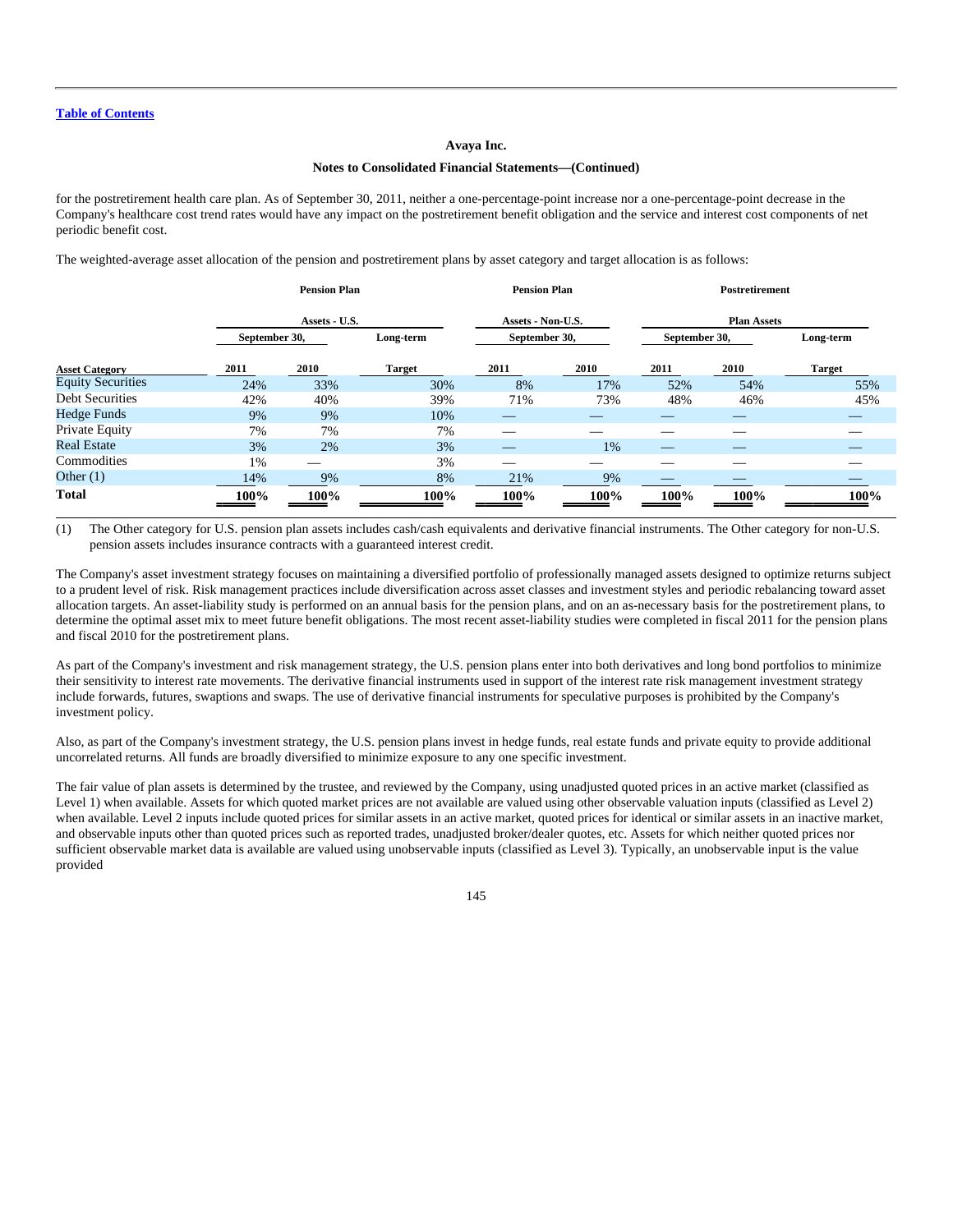**Avaya Inc.**

**Notes to Consolidated Financial Statements—(Continued)**

for the postretirement health care plan. As of September 30, 2011, neither a one-percentage-point increase nor a one-percentage-point decrease in the Company's healthcare cost trend rates would have any impact on the postretirement benefit obligation and the service and interest cost components of net periodic benefit cost.

The weighted-average asset allocation of the pension and postretirement plans by asset category and target allocation is as follows:

| | Pension Plan Assets - U.S. | | | Pension Plan Assets - Non-U.S. | | Postretirement Plan Assets | | |
|---|---|---|---|---|---|---|---|---|
| | September 30, | | Long-term | September 30, | | September 30, | | Long-term |
| **Asset Category** | **2011** | **2010** | **Target** | **2011** | **2010** | **2011** | **2010** | **Target** |
| Equity Securities | 24% | 33% | 30% | 8% | 17% | 52% | 54% | 55% |
| Debt Securities | 42% | 40% | 39% | 71% | 73% | 48% | 46% | 45% |
| Hedge Funds | 9% | 9% | 10% | — | — | — | — | — |
| Private Equity | 7% | 7% | 7% | — | — | — | — | — |
| Real Estate | 3% | 2% | 3% | — | 1% | — | — | — |
| Commodities | 1% | — | 3% | — | — | — | — | — |
| Other (1) | 14% | 9% | 8% | 21% | 9% | — | — | — |
| **Total** | **100%** | **100%** | **100%** | **100%** | **100%** | **100%** | **100%** | **100%** |

(1) The Other category for U.S. pension plan assets includes cash/cash equivalents and derivative financial instruments. The Other category for non-U.S. pension assets includes insurance contracts with a guaranteed interest credit.

The Company's asset investment strategy focuses on maintaining a diversified portfolio of professionally managed assets designed to optimize returns subject to a prudent level of risk. Risk management practices include diversification across asset classes and investment styles and periodic rebalancing toward asset allocation targets. An asset-liability study is performed on an annual basis for the pension plans, and on an as-necessary basis for the postretirement plans, to determine the optimal asset mix to meet future benefit obligations. The most recent asset-liability studies were completed in fiscal 2011 for the pension plans and fiscal 2010 for the postretirement plans.

As part of the Company's investment and risk management strategy, the U.S. pension plans enter into both derivatives and long bond portfolios to minimize their sensitivity to interest rate movements. The derivative financial instruments used in support of the interest rate risk management investment strategy include forwards, futures, swaptions and swaps. The use of derivative financial instruments for speculative purposes is prohibited by the Company's investment policy.

Also, as part of the Company's investment strategy, the U.S. pension plans invest in hedge funds, real estate funds and private equity to provide additional uncorrelated returns. All funds are broadly diversified to minimize exposure to any one specific investment.

The fair value of plan assets is determined by the trustee, and reviewed by the Company, using unadjusted quoted prices in an active market (classified as Level 1) when available. Assets for which quoted market prices are not available are valued using other observable valuation inputs (classified as Level 2) when available. Level 2 inputs include quoted prices for similar assets in an active market, quoted prices for identical or similar assets in an inactive market, and observable inputs other than quoted prices such as reported trades, unadjusted broker/dealer quotes, etc. Assets for which neither quoted prices nor sufficient observable market data is available are valued using unobservable inputs (classified as Level 3). Typically, an unobservable input is the value provided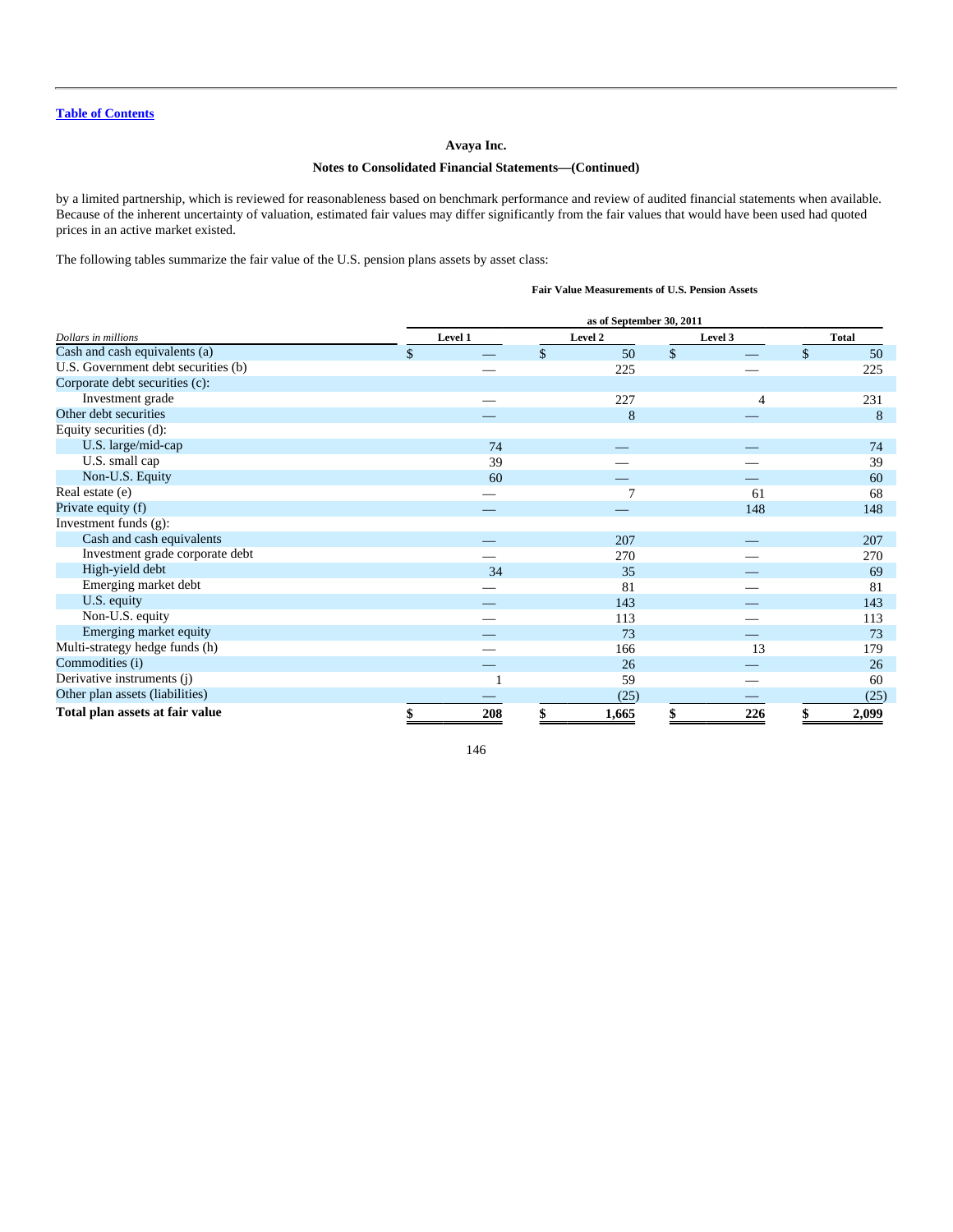by a limited partnership, which is reviewed for reasonableness based on benchmark performance and review of audited financial statements when available. Because of the inherent uncertainty of valuation, estimated fair values may differ significantly from the fair values that would have been used had quoted prices in an active market existed.

The following tables summarize the fair value of the U.S. pension plans assets by asset class:

**Fair Value Measurements of U.S. Pension Assets**

| | as of September 30, 2011 | | | |
|---|---|---|---|---|
| *Dollars in millions* | Level 1 | Level 2 | Level 3 | Total |
| Cash and cash equivalents (a) | $ — | $ 50 | $ — | $ 50 |
| U.S. Government debt securities (b) | — | 225 | — | 225 |
| Corporate debt securities (c): | | | | |
| Investment grade | — | 227 | 4 | 231 |
| Other debt securities | — | 8 | — | 8 |
| Equity securities (d): | | | | |
| U.S. large/mid-cap | 74 | — | — | 74 |
| U.S. small cap | 39 | — | — | 39 |
| Non-U.S. Equity | 60 | — | — | 60 |
| Real estate (e) | — | 7 | 61 | 68 |
| Private equity (f) | — | — | 148 | 148 |
| Investment funds (g): | | | | |
| Cash and cash equivalents | — | 207 | — | 207 |
| Investment grade corporate debt | — | 270 | — | 270 |
| High-yield debt | 34 | 35 | — | 69 |
| Emerging market debt | — | 81 | — | 81 |
| U.S. equity | — | 143 | — | 143 |
| Non-U.S. equity | — | 113 | — | 113 |
| Emerging market equity | — | 73 | — | 73 |
| Multi-strategy hedge funds (h) | — | 166 | 13 | 179 |
| Commodities (i) | — | 26 | — | 26 |
| Derivative instruments (j) | 1 | 59 | — | 60 |
| Other plan assets (liabilities) | — | (25) | — | (25) |
| **Total plan assets at fair value** | **$ 208** | **$ 1,665** | **$ 226** | **$ 2,099** |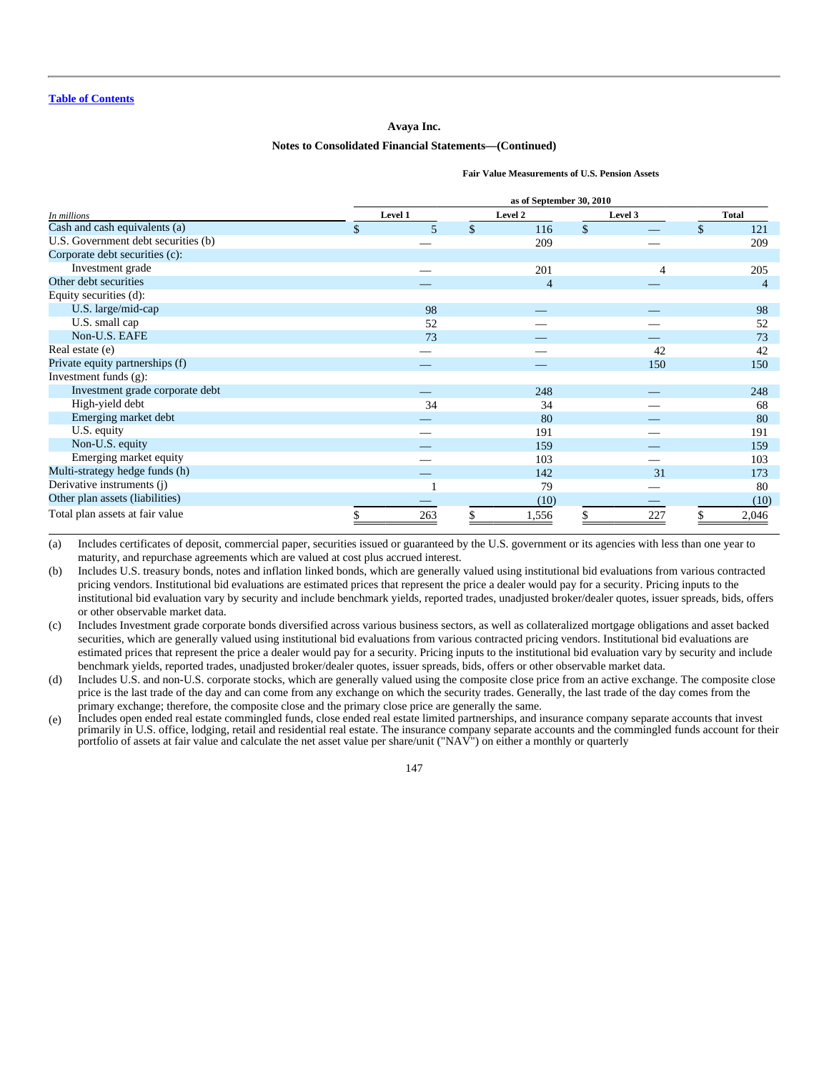[Table of Contents](#)

**Avaya Inc.**

**Notes to Consolidated Financial Statements—(Continued)**

**Fair Value Measurements of U.S. Pension Assets**

| In millions | as of September 30, 2010 Level 1 | Level 2 | Level 3 | Total |
|---|---|---|---|---|
| Cash and cash equivalents (a) | $ 5 | $ 116 | $ — | $ 121 |
| U.S. Government debt securities (b) | — | 209 | — | 209 |
| Corporate debt securities (c): | | | | |
| Investment grade | — | 201 | 4 | 205 |
| Other debt securities | — | 4 | — | 4 |
| Equity securities (d): | | | | |
| U.S. large/mid-cap | 98 | — | — | 98 |
| U.S. small cap | 52 | — | — | 52 |
| Non-U.S. EAFE | 73 | — | — | 73 |
| Real estate (e) | — | — | 42 | 42 |
| Private equity partnerships (f) | — | — | 150 | 150 |
| Investment funds (g): | | | | |
| Investment grade corporate debt | — | 248 | — | 248 |
| High-yield debt | 34 | 34 | — | 68 |
| Emerging market debt | — | 80 | — | 80 |
| U.S. equity | — | 191 | — | 191 |
| Non-U.S. equity | — | 159 | — | 159 |
| Emerging market equity | — | 103 | — | 103 |
| Multi-strategy hedge funds (h) | — | 142 | 31 | 173 |
| Derivative instruments (j) | 1 | 79 | — | 80 |
| Other plan assets (liabilities) | — | (10) | — | (10) |
| Total plan assets at fair value | $ 263 | $ 1,556 | $ 227 | $ 2,046 |

(a) Includes certificates of deposit, commercial paper, securities issued or guaranteed by the U.S. government or its agencies with less than one year to maturity, and repurchase agreements which are valued at cost plus accrued interest.

(b) Includes U.S. treasury bonds, notes and inflation linked bonds, which are generally valued using institutional bid evaluations from various contracted pricing vendors. Institutional bid evaluations are estimated prices that represent the price a dealer would pay for a security. Pricing inputs to the institutional bid evaluation vary by security and include benchmark yields, reported trades, unadjusted broker/dealer quotes, issuer spreads, bids, offers or other observable market data.

(c) Includes Investment grade corporate bonds diversified across various business sectors, as well as collateralized mortgage obligations and asset backed securities, which are generally valued using institutional bid evaluations from various contracted pricing vendors. Institutional bid evaluations are estimated prices that represent the price a dealer would pay for a security. Pricing inputs to the institutional bid evaluation vary by security and include benchmark yields, reported trades, unadjusted broker/dealer quotes, issuer spreads, bids, offers or other observable market data.

(d) Includes U.S. and non-U.S. corporate stocks, which are generally valued using the composite close price from an active exchange. The composite close price is the last trade of the day and can come from any exchange on which the security trades. Generally, the last trade of the day comes from the primary exchange; therefore, the composite close and the primary close price are generally the same.

(e) Includes open ended real estate commingled funds, close ended real estate limited partnerships, and insurance company separate accounts that invest primarily in U.S. office, lodging, retail and residential real estate. The insurance company separate accounts and the commingled funds account for their portfolio of assets at fair value and calculate the net asset value per share/unit ("NAV") on either a monthly or quarterly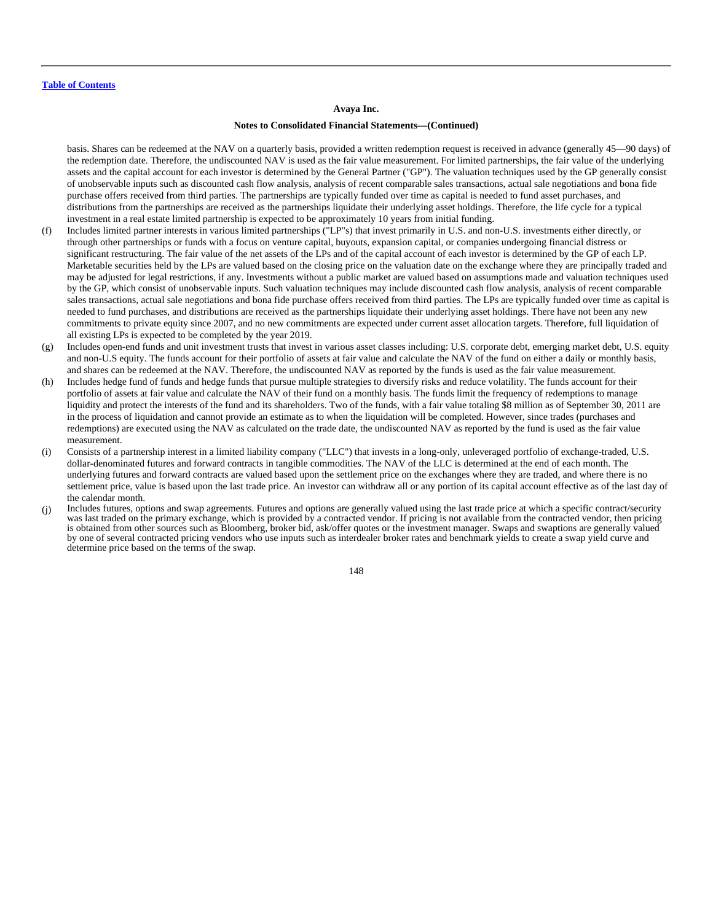**Avaya Inc.**

**Notes to Consolidated Financial Statements—(Continued)**

basis. Shares can be redeemed at the NAV on a quarterly basis, provided a written redemption request is received in advance (generally 45—90 days) of the redemption date. Therefore, the undiscounted NAV is used as the fair value measurement. For limited partnerships, the fair value of the underlying assets and the capital account for each investor is determined by the General Partner ("GP"). The valuation techniques used by the GP generally consist of unobservable inputs such as discounted cash flow analysis, analysis of recent comparable sales transactions, actual sale negotiations and bona fide purchase offers received from third parties. The partnerships are typically funded over time as capital is needed to fund asset purchases, and distributions from the partnerships are received as the partnerships liquidate their underlying asset holdings. Therefore, the life cycle for a typical investment in a real estate limited partnership is expected to be approximately 10 years from initial funding.

(f) Includes limited partner interests in various limited partnerships ("LP"s) that invest primarily in U.S. and non-U.S. investments either directly, or through other partnerships or funds with a focus on venture capital, buyouts, expansion capital, or companies undergoing financial distress or significant restructuring. The fair value of the net assets of the LPs and of the capital account of each investor is determined by the GP of each LP. Marketable securities held by the LPs are valued based on the closing price on the valuation date on the exchange where they are principally traded and may be adjusted for legal restrictions, if any. Investments without a public market are valued based on assumptions made and valuation techniques used by the GP, which consist of unobservable inputs. Such valuation techniques may include discounted cash flow analysis, analysis of recent comparable sales transactions, actual sale negotiations and bona fide purchase offers received from third parties. The LPs are typically funded over time as capital is needed to fund purchases, and distributions are received as the partnerships liquidate their underlying asset holdings. There have not been any new commitments to private equity since 2007, and no new commitments are expected under current asset allocation targets. Therefore, full liquidation of all existing LPs is expected to be completed by the year 2019.

(g) Includes open-end funds and unit investment trusts that invest in various asset classes including: U.S. corporate debt, emerging market debt, U.S. equity and non-U.S equity. The funds account for their portfolio of assets at fair value and calculate the NAV of the fund on either a daily or monthly basis, and shares can be redeemed at the NAV. Therefore, the undiscounted NAV as reported by the funds is used as the fair value measurement.

(h) Includes hedge fund of funds and hedge funds that pursue multiple strategies to diversify risks and reduce volatility. The funds account for their portfolio of assets at fair value and calculate the NAV of their fund on a monthly basis. The funds limit the frequency of redemptions to manage liquidity and protect the interests of the fund and its shareholders. Two of the funds, with a fair value totaling $8 million as of September 30, 2011 are in the process of liquidation and cannot provide an estimate as to when the liquidation will be completed. However, since trades (purchases and redemptions) are executed using the NAV as calculated on the trade date, the undiscounted NAV as reported by the fund is used as the fair value measurement.

(i) Consists of a partnership interest in a limited liability company ("LLC") that invests in a long-only, unleveraged portfolio of exchange-traded, U.S. dollar-denominated futures and forward contracts in tangible commodities. The NAV of the LLC is determined at the end of each month. The underlying futures and forward contracts are valued based upon the settlement price on the exchanges where they are traded, and where there is no settlement price, value is based upon the last trade price. An investor can withdraw all or any portion of its capital account effective as of the last day of the calendar month.

(j) Includes futures, options and swap agreements. Futures and options are generally valued using the last trade price at which a specific contract/security was last traded on the primary exchange, which is provided by a contracted vendor. If pricing is not available from the contracted vendor, then pricing is obtained from other sources such as Bloomberg, broker bid, ask/offer quotes or the investment manager. Swaps and swaptions are generally valued by one of several contracted pricing vendors who use inputs such as interdealer broker rates and benchmark yields to create a swap yield curve and determine price based on the terms of the swap.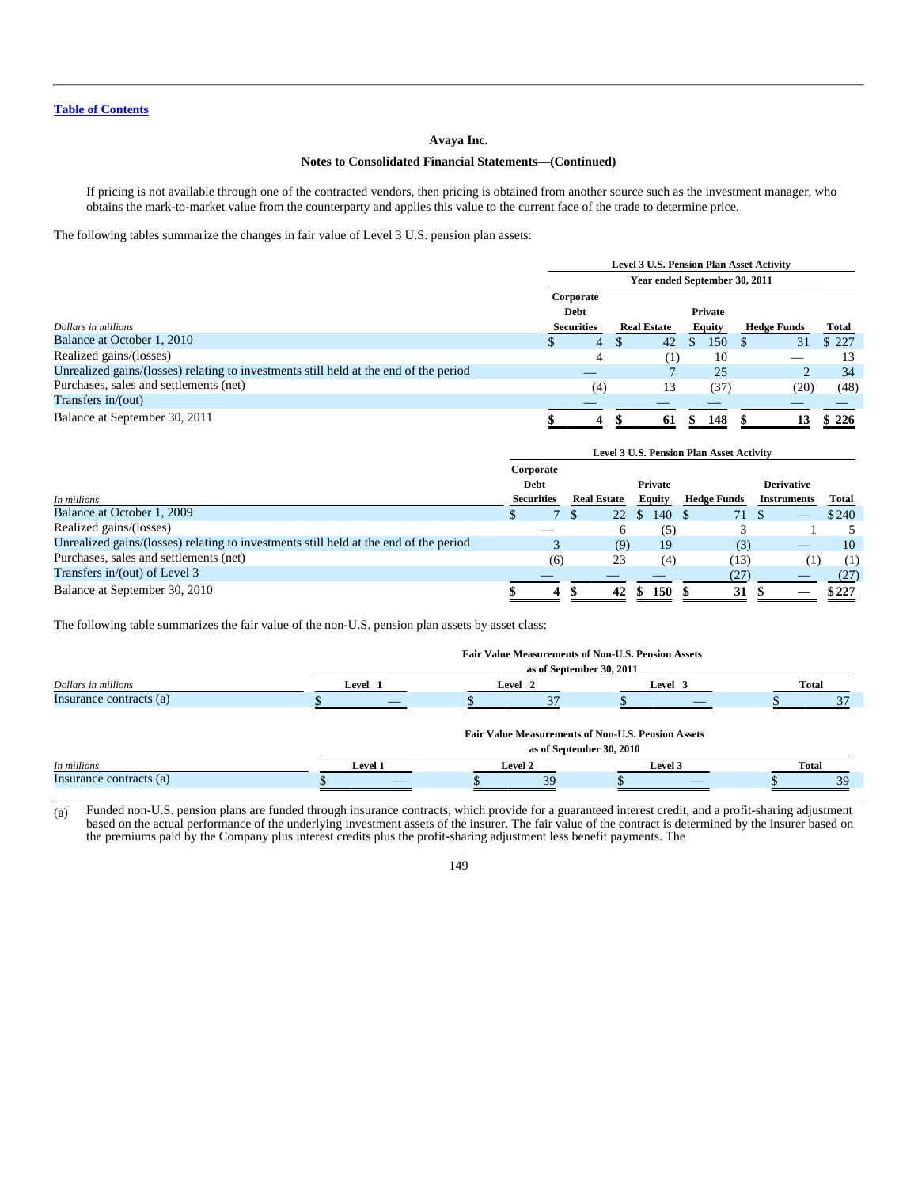Avaya Inc.

Notes to Consolidated Financial Statements—(Continued)

If pricing is not available through one of the contracted vendors, then pricing is obtained from another source such as the investment manager, who obtains the mark-to-market value from the counterparty and applies this value to the current face of the trade to determine price.

The following tables summarize the changes in fair value of Level 3 U.S. pension plan assets:

| | Level 3 U.S. Pension Plan Asset Activity Year ended September 30, 2011 | | | | |
|---|---|---|---|---|---|
| *Dollars in millions* | Corporate Debt Securities | Real Estate | Private Equity | Hedge Funds | Total |
| Balance at October 1, 2010 | $ 4 | $ 42 | $ 150 | $ 31 | $ 227 |
| Realized gains/(losses) | 4 | (1) | 10 | — | 13 |
| Unrealized gains/(losses) relating to investments still held at the end of the period | — | 7 | 25 | 2 | 34 |
| Purchases, sales and settlements (net) | (4) | 13 | (37) | (20) | (48) |
| Transfers in/(out) | — | — | — | — | — |
| Balance at September 30, 2011 | $ 4 | $ 61 | $ 148 | $ 13 | $ 226 |

| | Level 3 U.S. Pension Plan Asset Activity | | | | | |
|---|---|---|---|---|---|---|
| *In millions* | Corporate Debt Securities | Real Estate | Private Equity | Hedge Funds | Derivative Instruments | Total |
| Balance at October 1, 2009 | $ 7 | $ 22 | $ 140 | $ 71 | $ — | $ 240 |
| Realized gains/(losses) | — | 6 | (5) | 3 | 1 | 5 |
| Unrealized gains/(losses) relating to investments still held at the end of the period | 3 | (9) | 19 | (3) | — | 10 |
| Purchases, sales and settlements (net) | (6) | 23 | (4) | (13) | (1) | (1) |
| Transfers in/(out) of Level 3 | — | — | — | (27) | — | (27) |
| Balance at September 30, 2010 | $ 4 | $ 42 | $ 150 | $ 31 | $ — | $ 227 |

The following table summarizes the fair value of the non-U.S. pension plan assets by asset class:

| | Fair Value Measurements of Non-U.S. Pension Assets as of September 30, 2011 | | | |
|---|---|---|---|---|
| *Dollars in millions* | Level 1 | Level 2 | Level 3 | Total |
| Insurance contracts (a) | $ — | $ 37 | $ — | $ 37 |

| | Fair Value Measurements of Non-U.S. Pension Assets as of September 30, 2010 | | | |
|---|---|---|---|---|
| *In millions* | Level 1 | Level 2 | Level 3 | Total |
| Insurance contracts (a) | $ — | $ 39 | $ — | $ 39 |

(a) Funded non-U.S. pension plans are funded through insurance contracts, which provide for a guaranteed interest credit, and a profit-sharing adjustment based on the actual performance of the underlying investment assets of the insurer. The fair value of the contract is determined by the insurer based on the premiums paid by the Company plus interest credits plus the profit-sharing adjustment less benefit payments. The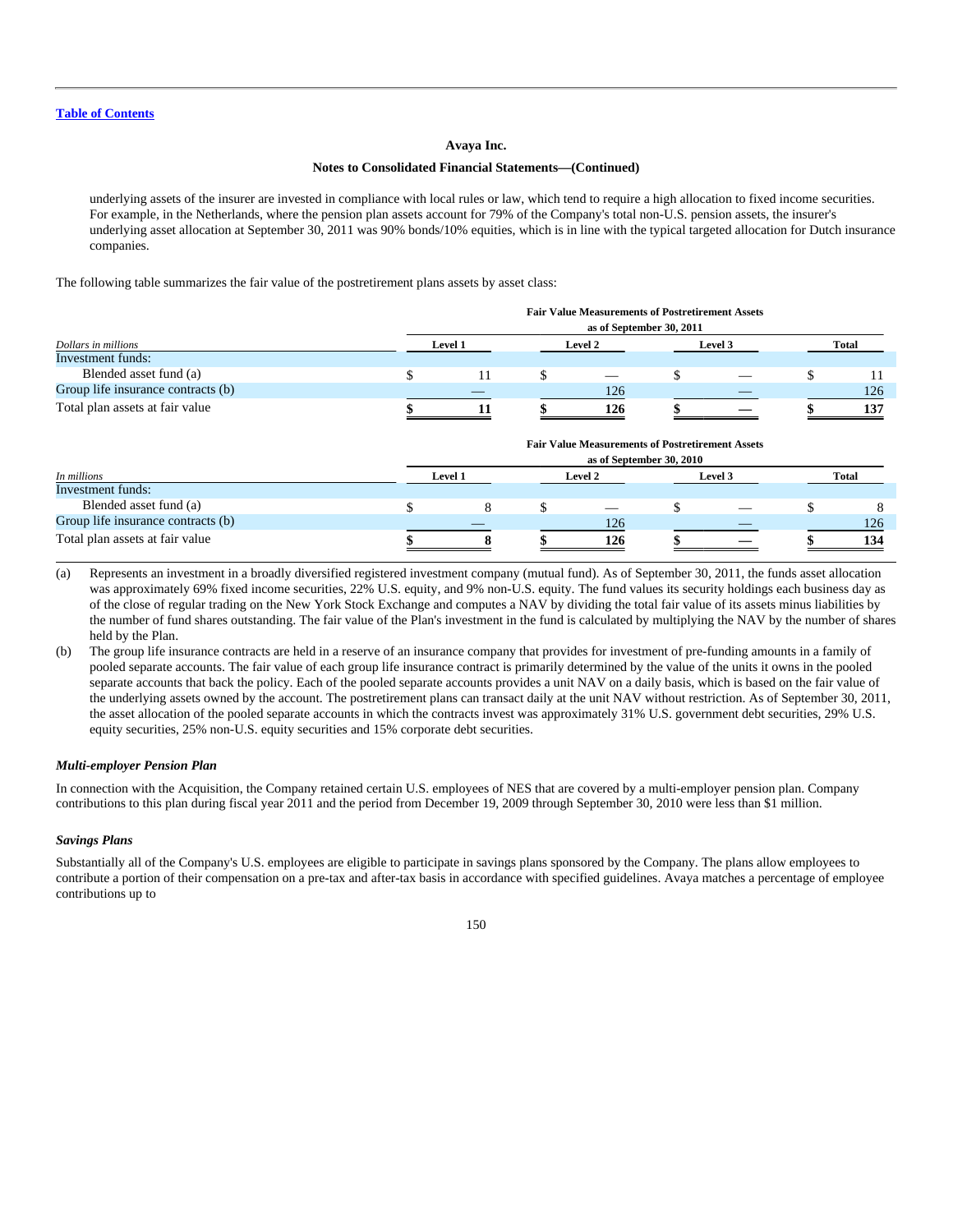underlying assets of the insurer are invested in compliance with local rules or law, which tend to require a high allocation to fixed income securities. For example, in the Netherlands, where the pension plan assets account for 79% of the Company's total non-U.S. pension assets, the insurer's underlying asset allocation at September 30, 2011 was 90% bonds/10% equities, which is in line with the typical targeted allocation for Dutch insurance companies.

The following table summarizes the fair value of the postretirement plans assets by asset class:

| | Fair Value Measurements of Postretirement Assets as of September 30, 2011 | | | |
|---|---|---|---|---|
| *Dollars in millions* | Level 1 | Level 2 | Level 3 | Total |
| Investment funds: | | | | |
| Blended asset fund (a) | $ 11 | $ — | $ — | $ 11 |
| Group life insurance contracts (b) | — | 126 | — | 126 |
| Total plan assets at fair value | **$ 11** | **$ 126** | **$ —** | **$ 137** |

| | Fair Value Measurements of Postretirement Assets as of September 30, 2010 | | | |
|---|---|---|---|---|
| *In millions* | Level 1 | Level 2 | Level 3 | Total |
| Investment funds: | | | | |
| Blended asset fund (a) | $ 8 | $ — | $ — | $ 8 |
| Group life insurance contracts (b) | — | 126 | — | 126 |
| Total plan assets at fair value | **$ 8** | **$ 126** | **$ —** | **$ 134** |

(a) Represents an investment in a broadly diversified registered investment company (mutual fund). As of September 30, 2011, the funds asset allocation was approximately 69% fixed income securities, 22% U.S. equity, and 9% non-U.S. equity. The fund values its security holdings each business day as of the close of regular trading on the New York Stock Exchange and computes a NAV by dividing the total fair value of its assets minus liabilities by the number of fund shares outstanding. The fair value of the Plan's investment in the fund is calculated by multiplying the NAV by the number of shares held by the Plan.

(b) The group life insurance contracts are held in a reserve of an insurance company that provides for investment of pre-funding amounts in a family of pooled separate accounts. The fair value of each group life insurance contract is primarily determined by the value of the units it owns in the pooled separate accounts that back the policy. Each of the pooled separate accounts provides a unit NAV on a daily basis, which is based on the fair value of the underlying assets owned by the account. The postretirement plans can transact daily at the unit NAV without restriction. As of September 30, 2011, the asset allocation of the pooled separate accounts in which the contracts invest was approximately 31% U.S. government debt securities, 29% U.S. equity securities, 25% non-U.S. equity securities and 15% corporate debt securities.

### *Multi-employer Pension Plan*

In connection with the Acquisition, the Company retained certain U.S. employees of NES that are covered by a multi-employer pension plan. Company contributions to this plan during fiscal year 2011 and the period from December 19, 2009 through September 30, 2010 were less than $1 million.

### *Savings Plans*

Substantially all of the Company's U.S. employees are eligible to participate in savings plans sponsored by the Company. The plans allow employees to contribute a portion of their compensation on a pre-tax and after-tax basis in accordance with specified guidelines. Avaya matches a percentage of employee contributions up to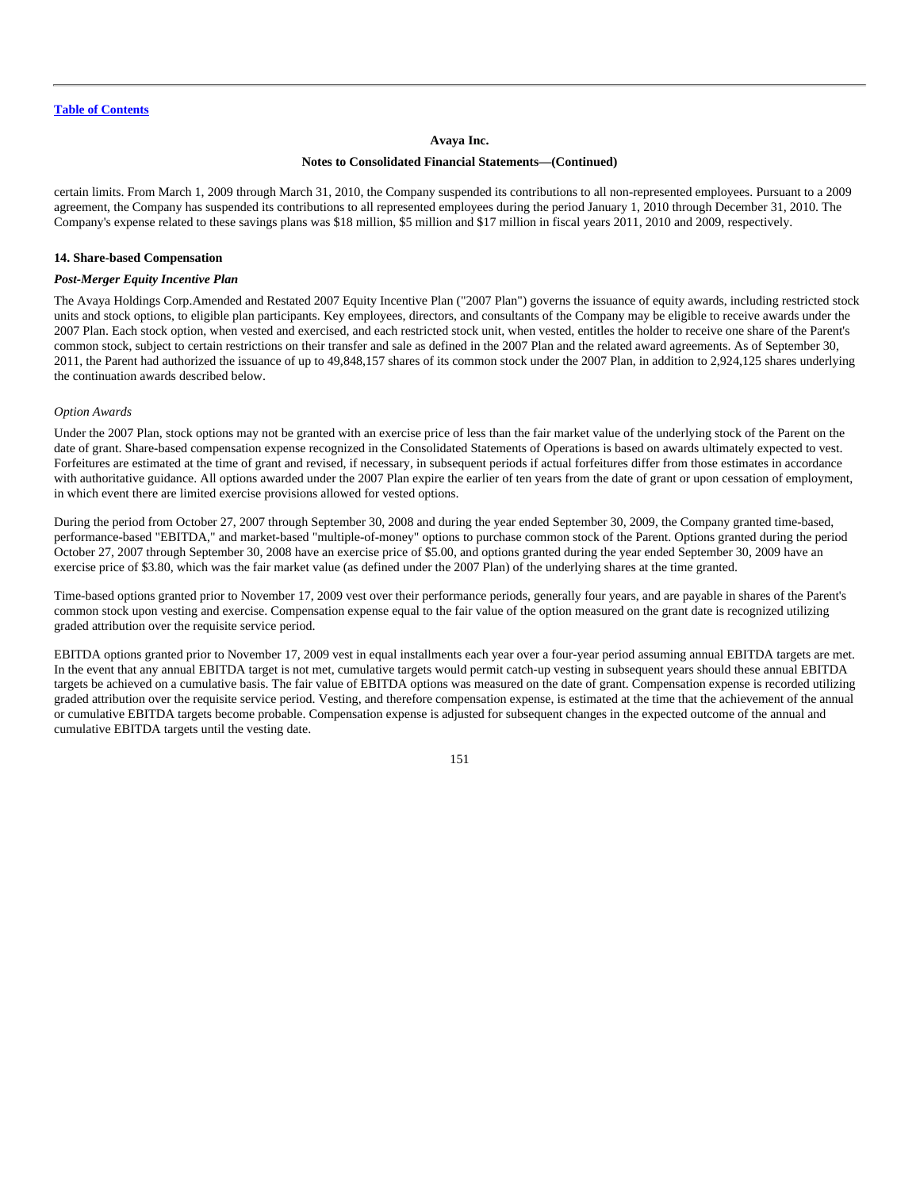certain limits. From March 1, 2009 through March 31, 2010, the Company suspended its contributions to all non-represented employees. Pursuant to a 2009 agreement, the Company has suspended its contributions to all represented employees during the period January 1, 2010 through December 31, 2010. The Company's expense related to these savings plans was $18 million, $5 million and $17 million in fiscal years 2011, 2010 and 2009, respectively.

### 14. Share-based Compensation

#### *Post-Merger Equity Incentive Plan*

The Avaya Holdings Corp.Amended and Restated 2007 Equity Incentive Plan ("2007 Plan") governs the issuance of equity awards, including restricted stock units and stock options, to eligible plan participants. Key employees, directors, and consultants of the Company may be eligible to receive awards under the 2007 Plan. Each stock option, when vested and exercised, and each restricted stock unit, when vested, entitles the holder to receive one share of the Parent's common stock, subject to certain restrictions on their transfer and sale as defined in the 2007 Plan and the related award agreements. As of September 30, 2011, the Parent had authorized the issuance of up to 49,848,157 shares of its common stock under the 2007 Plan, in addition to 2,924,125 shares underlying the continuation awards described below.

*Option Awards*

Under the 2007 Plan, stock options may not be granted with an exercise price of less than the fair market value of the underlying stock of the Parent on the date of grant. Share-based compensation expense recognized in the Consolidated Statements of Operations is based on awards ultimately expected to vest. Forfeitures are estimated at the time of grant and revised, if necessary, in subsequent periods if actual forfeitures differ from those estimates in accordance with authoritative guidance. All options awarded under the 2007 Plan expire the earlier of ten years from the date of grant or upon cessation of employment, in which event there are limited exercise provisions allowed for vested options.

During the period from October 27, 2007 through September 30, 2008 and during the year ended September 30, 2009, the Company granted time-based, performance-based "EBITDA," and market-based "multiple-of-money" options to purchase common stock of the Parent. Options granted during the period October 27, 2007 through September 30, 2008 have an exercise price of $5.00, and options granted during the year ended September 30, 2009 have an exercise price of $3.80, which was the fair market value (as defined under the 2007 Plan) of the underlying shares at the time granted.

Time-based options granted prior to November 17, 2009 vest over their performance periods, generally four years, and are payable in shares of the Parent's common stock upon vesting and exercise. Compensation expense equal to the fair value of the option measured on the grant date is recognized utilizing graded attribution over the requisite service period.

EBITDA options granted prior to November 17, 2009 vest in equal installments each year over a four-year period assuming annual EBITDA targets are met. In the event that any annual EBITDA target is not met, cumulative targets would permit catch-up vesting in subsequent years should these annual EBITDA targets be achieved on a cumulative basis. The fair value of EBITDA options was measured on the date of grant. Compensation expense is recorded utilizing graded attribution over the requisite service period. Vesting, and therefore compensation expense, is estimated at the time that the achievement of the annual or cumulative EBITDA targets become probable. Compensation expense is adjusted for subsequent changes in the expected outcome of the annual and cumulative EBITDA targets until the vesting date.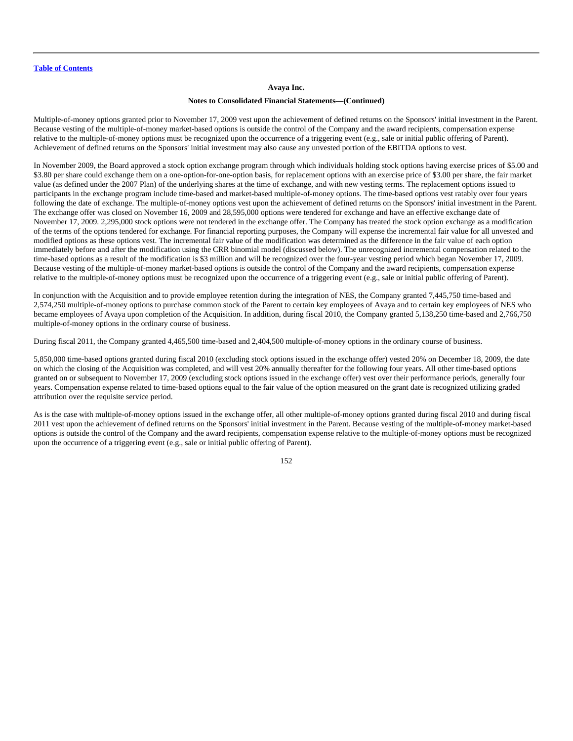Multiple-of-money options granted prior to November 17, 2009 vest upon the achievement of defined returns on the Sponsors' initial investment in the Parent. Because vesting of the multiple-of-money market-based options is outside the control of the Company and the award recipients, compensation expense relative to the multiple-of-money options must be recognized upon the occurrence of a triggering event (e.g., sale or initial public offering of Parent). Achievement of defined returns on the Sponsors' initial investment may also cause any unvested portion of the EBITDA options to vest.

In November 2009, the Board approved a stock option exchange program through which individuals holding stock options having exercise prices of $5.00 and $3.80 per share could exchange them on a one-option-for-one-option basis, for replacement options with an exercise price of $3.00 per share, the fair market value (as defined under the 2007 Plan) of the underlying shares at the time of exchange, and with new vesting terms. The replacement options issued to participants in the exchange program include time-based and market-based multiple-of-money options. The time-based options vest ratably over four years following the date of exchange. The multiple-of-money options vest upon the achievement of defined returns on the Sponsors' initial investment in the Parent. The exchange offer was closed on November 16, 2009 and 28,595,000 options were tendered for exchange and have an effective exchange date of November 17, 2009. 2,295,000 stock options were not tendered in the exchange offer. The Company has treated the stock option exchange as a modification of the terms of the options tendered for exchange. For financial reporting purposes, the Company will expense the incremental fair value for all unvested and modified options as these options vest. The incremental fair value of the modification was determined as the difference in the fair value of each option immediately before and after the modification using the CRR binomial model (discussed below). The unrecognized incremental compensation related to the time-based options as a result of the modification is $3 million and will be recognized over the four-year vesting period which began November 17, 2009. Because vesting of the multiple-of-money market-based options is outside the control of the Company and the award recipients, compensation expense relative to the multiple-of-money options must be recognized upon the occurrence of a triggering event (e.g., sale or initial public offering of Parent).

In conjunction with the Acquisition and to provide employee retention during the integration of NES, the Company granted 7,445,750 time-based and 2,574,250 multiple-of-money options to purchase common stock of the Parent to certain key employees of Avaya and to certain key employees of NES who became employees of Avaya upon completion of the Acquisition. In addition, during fiscal 2010, the Company granted 5,138,250 time-based and 2,766,750 multiple-of-money options in the ordinary course of business.

During fiscal 2011, the Company granted 4,465,500 time-based and 2,404,500 multiple-of-money options in the ordinary course of business.

5,850,000 time-based options granted during fiscal 2010 (excluding stock options issued in the exchange offer) vested 20% on December 18, 2009, the date on which the closing of the Acquisition was completed, and will vest 20% annually thereafter for the following four years. All other time-based options granted on or subsequent to November 17, 2009 (excluding stock options issued in the exchange offer) vest over their performance periods, generally four years. Compensation expense related to time-based options equal to the fair value of the option measured on the grant date is recognized utilizing graded attribution over the requisite service period.

As is the case with multiple-of-money options issued in the exchange offer, all other multiple-of-money options granted during fiscal 2010 and during fiscal 2011 vest upon the achievement of defined returns on the Sponsors' initial investment in the Parent. Because vesting of the multiple-of-money market-based options is outside the control of the Company and the award recipients, compensation expense relative to the multiple-of-money options must be recognized upon the occurrence of a triggering event (e.g., sale or initial public offering of Parent).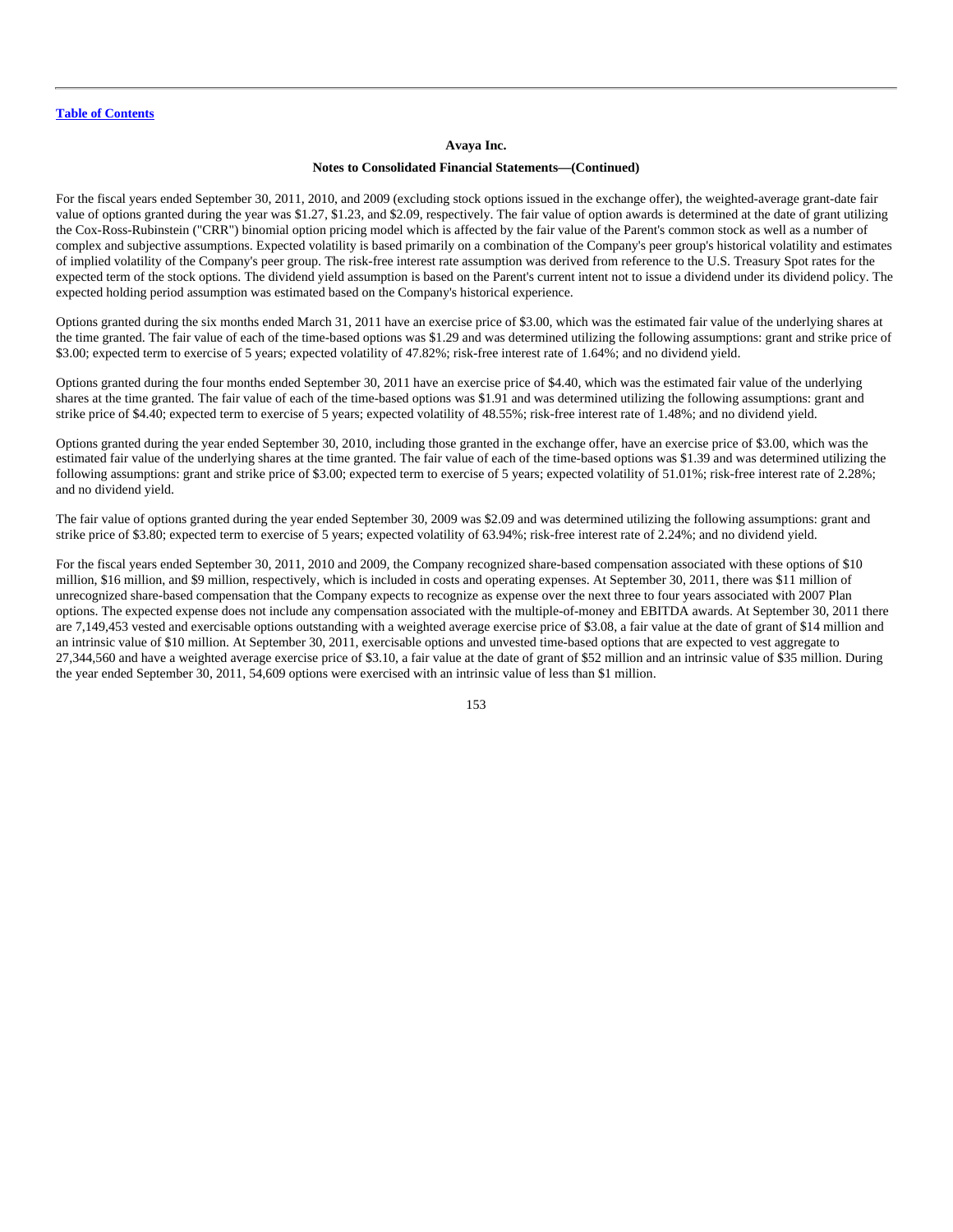For the fiscal years ended September 30, 2011, 2010, and 2009 (excluding stock options issued in the exchange offer), the weighted-average grant-date fair value of options granted during the year was $1.27, $1.23, and $2.09, respectively. The fair value of option awards is determined at the date of grant utilizing the Cox-Ross-Rubinstein ("CRR") binomial option pricing model which is affected by the fair value of the Parent's common stock as well as a number of complex and subjective assumptions. Expected volatility is based primarily on a combination of the Company's peer group's historical volatility and estimates of implied volatility of the Company's peer group. The risk-free interest rate assumption was derived from reference to the U.S. Treasury Spot rates for the expected term of the stock options. The dividend yield assumption is based on the Parent's current intent not to issue a dividend under its dividend policy. The expected holding period assumption was estimated based on the Company's historical experience.

Options granted during the six months ended March 31, 2011 have an exercise price of $3.00, which was the estimated fair value of the underlying shares at the time granted. The fair value of each of the time-based options was $1.29 and was determined utilizing the following assumptions: grant and strike price of $3.00; expected term to exercise of 5 years; expected volatility of 47.82%; risk-free interest rate of 1.64%; and no dividend yield.

Options granted during the four months ended September 30, 2011 have an exercise price of $4.40, which was the estimated fair value of the underlying shares at the time granted. The fair value of each of the time-based options was $1.91 and was determined utilizing the following assumptions: grant and strike price of $4.40; expected term to exercise of 5 years; expected volatility of 48.55%; risk-free interest rate of 1.48%; and no dividend yield.

Options granted during the year ended September 30, 2010, including those granted in the exchange offer, have an exercise price of $3.00, which was the estimated fair value of the underlying shares at the time granted. The fair value of each of the time-based options was $1.39 and was determined utilizing the following assumptions: grant and strike price of $3.00; expected term to exercise of 5 years; expected volatility of 51.01%; risk-free interest rate of 2.28%; and no dividend yield.

The fair value of options granted during the year ended September 30, 2009 was $2.09 and was determined utilizing the following assumptions: grant and strike price of $3.80; expected term to exercise of 5 years; expected volatility of 63.94%; risk-free interest rate of 2.24%; and no dividend yield.

For the fiscal years ended September 30, 2011, 2010 and 2009, the Company recognized share-based compensation associated with these options of $10 million, $16 million, and $9 million, respectively, which is included in costs and operating expenses. At September 30, 2011, there was $11 million of unrecognized share-based compensation that the Company expects to recognize as expense over the next three to four years associated with 2007 Plan options. The expected expense does not include any compensation associated with the multiple-of-money and EBITDA awards. At September 30, 2011 there are 7,149,453 vested and exercisable options outstanding with a weighted average exercise price of $3.08, a fair value at the date of grant of $14 million and an intrinsic value of $10 million. At September 30, 2011, exercisable options and unvested time-based options that are expected to vest aggregate to 27,344,560 and have a weighted average exercise price of $3.10, a fair value at the date of grant of $52 million and an intrinsic value of $35 million. During the year ended September 30, 2011, 54,609 options were exercised with an intrinsic value of less than $1 million.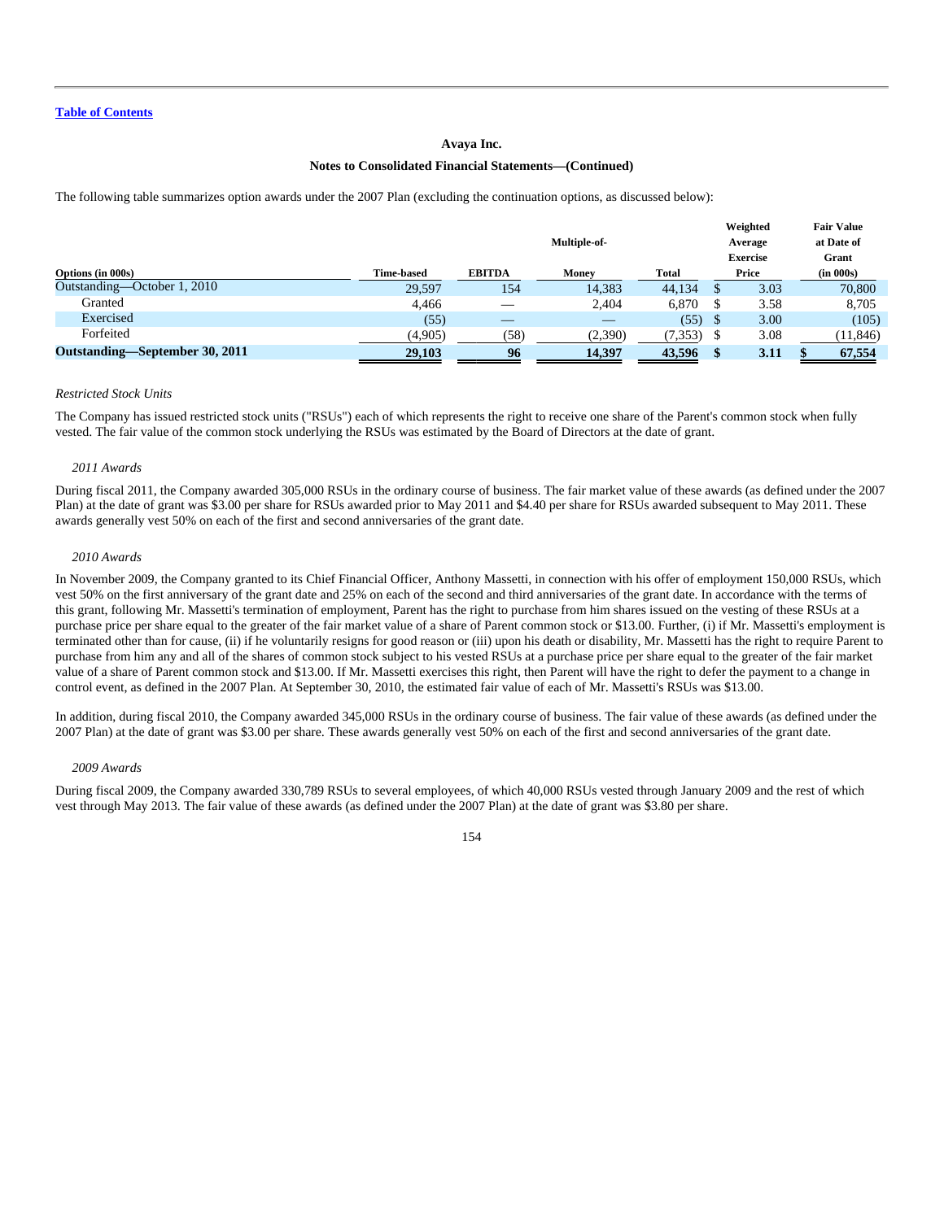**Avaya Inc.**

**Notes to Consolidated Financial Statements—(Continued)**

The following table summarizes option awards under the 2007 Plan (excluding the continuation options, as discussed below):

| Options (in 000s) | Time-based | EBITDA | Multiple-of-Money | Total | Weighted Average Exercise Price | Fair Value at Date of Grant (in 000s) |
|---|---|---|---|---|---|---|
| Outstanding—October 1, 2010 | 29,597 | 154 | 14,383 | 44,134 | $ 3.03 | 70,800 |
| Granted | 4,466 | — | 2,404 | 6,870 | $ 3.58 | 8,705 |
| Exercised | (55) | — | — | (55) | $ 3.00 | (105) |
| Forfeited | (4,905) | (58) | (2,390) | (7,353) | $ 3.08 | (11,846) |
| **Outstanding—September 30, 2011** | **29,103** | **96** | **14,397** | **43,596** | **$ 3.11** | **$ 67,554** |

*Restricted Stock Units*

The Company has issued restricted stock units ("RSUs") each of which represents the right to receive one share of the Parent's common stock when fully vested. The fair value of the common stock underlying the RSUs was estimated by the Board of Directors at the date of grant.

*2011 Awards*

During fiscal 2011, the Company awarded 305,000 RSUs in the ordinary course of business. The fair market value of these awards (as defined under the 2007 Plan) at the date of grant was $3.00 per share for RSUs awarded prior to May 2011 and $4.40 per share for RSUs awarded subsequent to May 2011. These awards generally vest 50% on each of the first and second anniversaries of the grant date.

*2010 Awards*

In November 2009, the Company granted to its Chief Financial Officer, Anthony Massetti, in connection with his offer of employment 150,000 RSUs, which vest 50% on the first anniversary of the grant date and 25% on each of the second and third anniversaries of the grant date. In accordance with the terms of this grant, following Mr. Massetti's termination of employment, Parent has the right to purchase from him shares issued on the vesting of these RSUs at a purchase price per share equal to the greater of the fair market value of a share of Parent common stock or $13.00. Further, (i) if Mr. Massetti's employment is terminated other than for cause, (ii) if he voluntarily resigns for good reason or (iii) upon his death or disability, Mr. Massetti has the right to require Parent to purchase from him any and all of the shares of common stock subject to his vested RSUs at a purchase price per share equal to the greater of the fair market value of a share of Parent common stock and $13.00. If Mr. Massetti exercises this right, then Parent will have the right to defer the payment to a change in control event, as defined in the 2007 Plan. At September 30, 2010, the estimated fair value of each of Mr. Massetti's RSUs was $13.00.

In addition, during fiscal 2010, the Company awarded 345,000 RSUs in the ordinary course of business. The fair value of these awards (as defined under the 2007 Plan) at the date of grant was $3.00 per share. These awards generally vest 50% on each of the first and second anniversaries of the grant date.

*2009 Awards*

During fiscal 2009, the Company awarded 330,789 RSUs to several employees, of which 40,000 RSUs vested through January 2009 and the rest of which vest through May 2013. The fair value of these awards (as defined under the 2007 Plan) at the date of grant was $3.80 per share.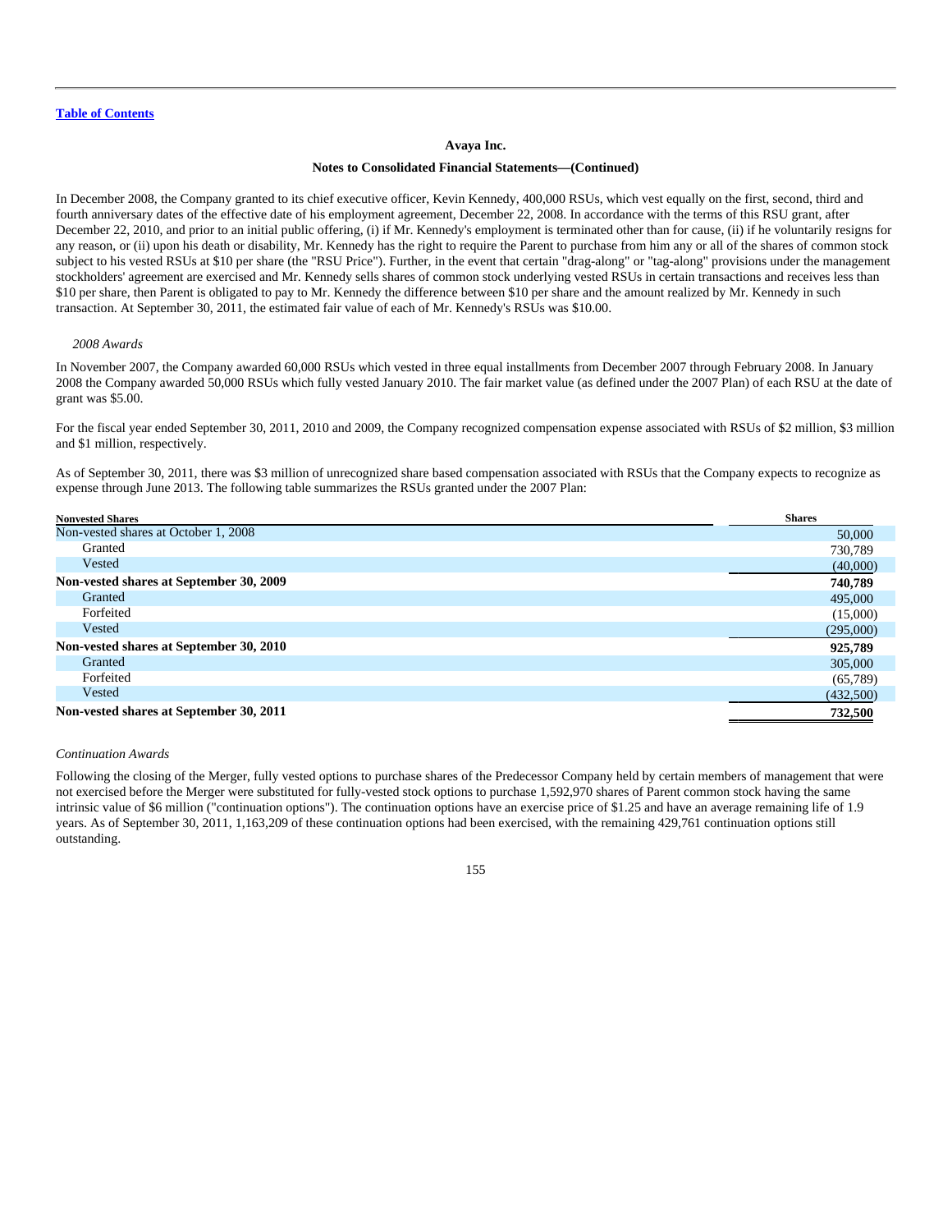**Avaya Inc.**

**Notes to Consolidated Financial Statements—(Continued)**

In December 2008, the Company granted to its chief executive officer, Kevin Kennedy, 400,000 RSUs, which vest equally on the first, second, third and fourth anniversary dates of the effective date of his employment agreement, December 22, 2008. In accordance with the terms of this RSU grant, after December 22, 2010, and prior to an initial public offering, (i) if Mr. Kennedy's employment is terminated other than for cause, (ii) if he voluntarily resigns for any reason, or (ii) upon his death or disability, Mr. Kennedy has the right to require the Parent to purchase from him any or all of the shares of common stock subject to his vested RSUs at $10 per share (the "RSU Price"). Further, in the event that certain "drag-along" or "tag-along" provisions under the management stockholders' agreement are exercised and Mr. Kennedy sells shares of common stock underlying vested RSUs in certain transactions and receives less than $10 per share, then Parent is obligated to pay to Mr. Kennedy the difference between $10 per share and the amount realized by Mr. Kennedy in such transaction. At September 30, 2011, the estimated fair value of each of Mr. Kennedy's RSUs was $10.00.

*2008 Awards*

In November 2007, the Company awarded 60,000 RSUs which vested in three equal installments from December 2007 through February 2008. In January 2008 the Company awarded 50,000 RSUs which fully vested January 2010. The fair market value (as defined under the 2007 Plan) of each RSU at the date of grant was $5.00.

For the fiscal year ended September 30, 2011, 2010 and 2009, the Company recognized compensation expense associated with RSUs of $2 million, $3 million and $1 million, respectively.

As of September 30, 2011, there was $3 million of unrecognized share based compensation associated with RSUs that the Company expects to recognize as expense through June 2013. The following table summarizes the RSUs granted under the 2007 Plan:

| Nonvested Shares | Shares |
|---|---|
| Non-vested shares at October 1, 2008 | 50,000 |
| Granted | 730,789 |
| Vested | (40,000) |
| **Non-vested shares at September 30, 2009** | **740,789** |
| Granted | 495,000 |
| Forfeited | (15,000) |
| Vested | (295,000) |
| **Non-vested shares at September 30, 2010** | **925,789** |
| Granted | 305,000 |
| Forfeited | (65,789) |
| Vested | (432,500) |
| **Non-vested shares at September 30, 2011** | **732,500** |

*Continuation Awards*

Following the closing of the Merger, fully vested options to purchase shares of the Predecessor Company held by certain members of management that were not exercised before the Merger were substituted for fully-vested stock options to purchase 1,592,970 shares of Parent common stock having the same intrinsic value of $6 million ("continuation options"). The continuation options have an exercise price of $1.25 and have an average remaining life of 1.9 years. As of September 30, 2011, 1,163,209 of these continuation options had been exercised, with the remaining 429,761 continuation options still outstanding.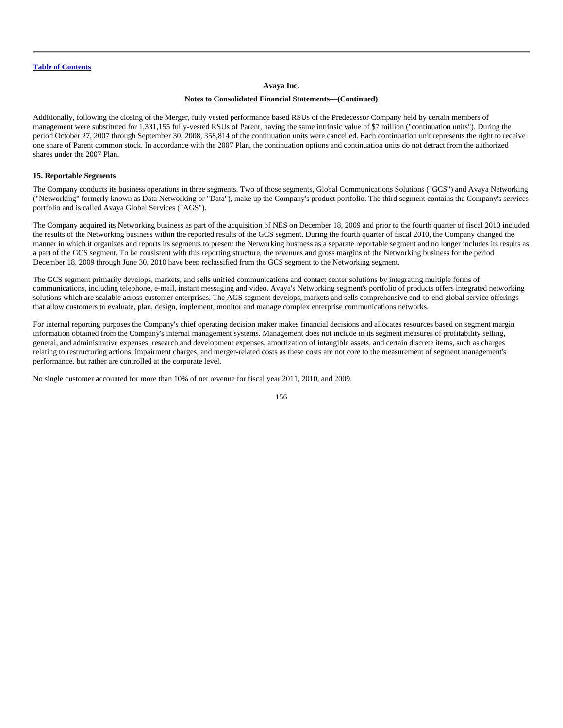Additionally, following the closing of the Merger, fully vested performance based RSUs of the Predecessor Company held by certain members of management were substituted for 1,331,155 fully-vested RSUs of Parent, having the same intrinsic value of $7 million ("continuation units"). During the period October 27, 2007 through September 30, 2008, 358,814 of the continuation units were cancelled. Each continuation unit represents the right to receive one share of Parent common stock. In accordance with the 2007 Plan, the continuation options and continuation units do not detract from the authorized shares under the 2007 Plan.

### 15. Reportable Segments

The Company conducts its business operations in three segments. Two of those segments, Global Communications Solutions ("GCS") and Avaya Networking ("Networking" formerly known as Data Networking or "Data"), make up the Company's product portfolio. The third segment contains the Company's services portfolio and is called Avaya Global Services ("AGS").

The Company acquired its Networking business as part of the acquisition of NES on December 18, 2009 and prior to the fourth quarter of fiscal 2010 included the results of the Networking business within the reported results of the GCS segment. During the fourth quarter of fiscal 2010, the Company changed the manner in which it organizes and reports its segments to present the Networking business as a separate reportable segment and no longer includes its results as a part of the GCS segment. To be consistent with this reporting structure, the revenues and gross margins of the Networking business for the period December 18, 2009 through June 30, 2010 have been reclassified from the GCS segment to the Networking segment.

The GCS segment primarily develops, markets, and sells unified communications and contact center solutions by integrating multiple forms of communications, including telephone, e-mail, instant messaging and video. Avaya's Networking segment's portfolio of products offers integrated networking solutions which are scalable across customer enterprises. The AGS segment develops, markets and sells comprehensive end-to-end global service offerings that allow customers to evaluate, plan, design, implement, monitor and manage complex enterprise communications networks.

For internal reporting purposes the Company's chief operating decision maker makes financial decisions and allocates resources based on segment margin information obtained from the Company's internal management systems. Management does not include in its segment measures of profitability selling, general, and administrative expenses, research and development expenses, amortization of intangible assets, and certain discrete items, such as charges relating to restructuring actions, impairment charges, and merger-related costs as these costs are not core to the measurement of segment management's performance, but rather are controlled at the corporate level.

No single customer accounted for more than 10% of net revenue for fiscal year 2011, 2010, and 2009.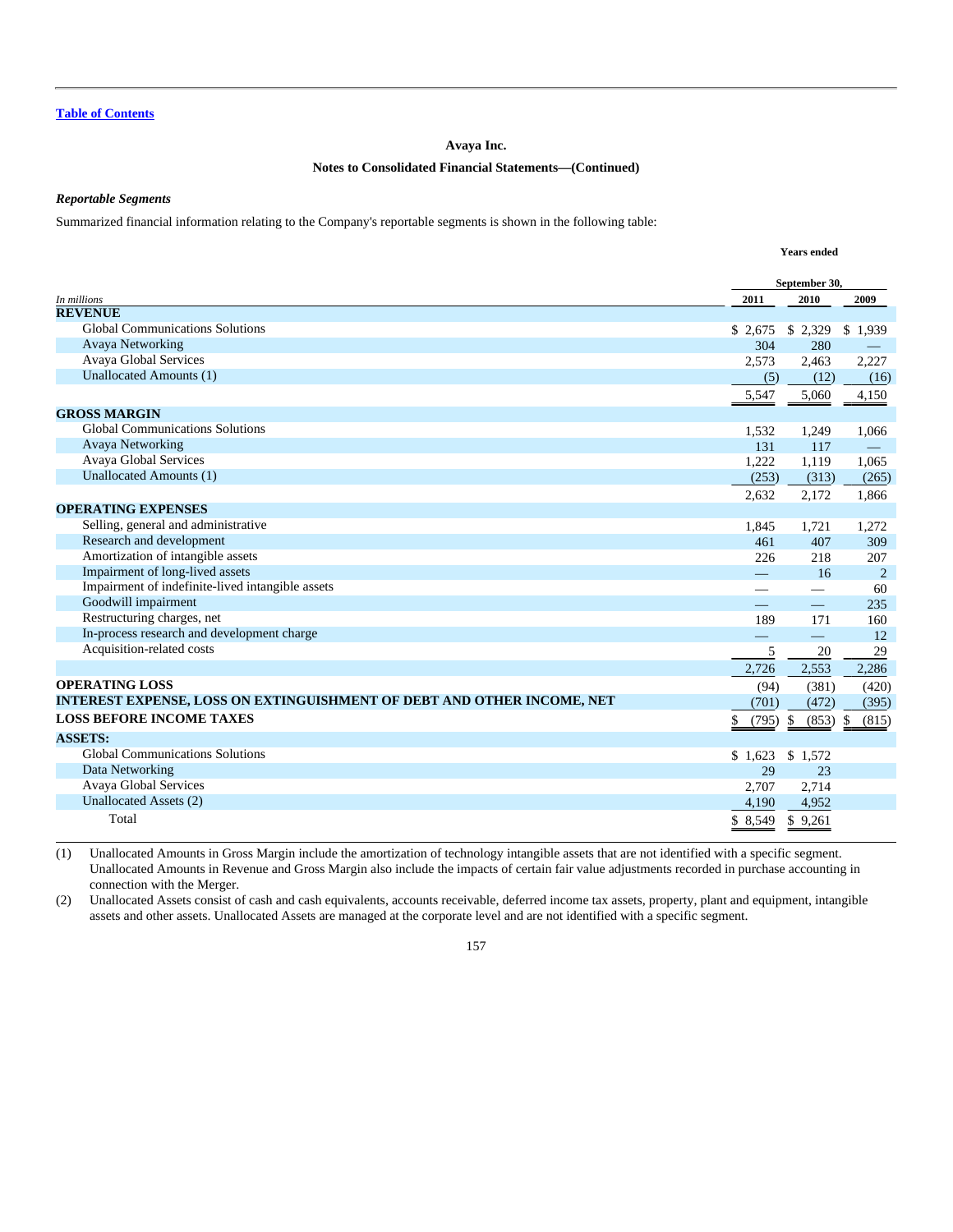Avaya Inc.

Notes to Consolidated Financial Statements—(Continued)

***Reportable Segments***

Summarized financial information relating to the Company's reportable segments is shown in the following table:

| *In millions* | Years ended September 30, 2011 | 2010 | 2009 |
|---|---|---|---|
| **REVENUE** | | | |
| Global Communications Solutions | $ 2,675 | $ 2,329 | $ 1,939 |
| Avaya Networking | 304 | 280 | — |
| Avaya Global Services | 2,573 | 2,463 | 2,227 |
| Unallocated Amounts (1) | (5) | (12) | (16) |
| | 5,547 | 5,060 | 4,150 |
| **GROSS MARGIN** | | | |
| Global Communications Solutions | 1,532 | 1,249 | 1,066 |
| Avaya Networking | 131 | 117 | — |
| Avaya Global Services | 1,222 | 1,119 | 1,065 |
| Unallocated Amounts (1) | (253) | (313) | (265) |
| | 2,632 | 2,172 | 1,866 |
| **OPERATING EXPENSES** | | | |
| Selling, general and administrative | 1,845 | 1,721 | 1,272 |
| Research and development | 461 | 407 | 309 |
| Amortization of intangible assets | 226 | 218 | 207 |
| Impairment of long-lived assets | — | 16 | 2 |
| Impairment of indefinite-lived intangible assets | — | — | 60 |
| Goodwill impairment | — | — | 235 |
| Restructuring charges, net | 189 | 171 | 160 |
| In-process research and development charge | — | — | 12 |
| Acquisition-related costs | 5 | 20 | 29 |
| | 2,726 | 2,553 | 2,286 |
| **OPERATING LOSS** | (94) | (381) | (420) |
| **INTEREST EXPENSE, LOSS ON EXTINGUISHMENT OF DEBT AND OTHER INCOME, NET** | (701) | (472) | (395) |
| **LOSS BEFORE INCOME TAXES** | $ (795) | $ (853) | $ (815) |
| **ASSETS:** | | | |
| Global Communications Solutions | $ 1,623 | $ 1,572 | |
| Data Networking | 29 | 23 | |
| Avaya Global Services | 2,707 | 2,714 | |
| Unallocated Assets (2) | 4,190 | 4,952 | |
| Total | $ 8,549 | $ 9,261 | |

(1) Unallocated Amounts in Gross Margin include the amortization of technology intangible assets that are not identified with a specific segment. Unallocated Amounts in Revenue and Gross Margin also include the impacts of certain fair value adjustments recorded in purchase accounting in connection with the Merger.

(2) Unallocated Assets consist of cash and cash equivalents, accounts receivable, deferred income tax assets, property, plant and equipment, intangible assets and other assets. Unallocated Assets are managed at the corporate level and are not identified with a specific segment.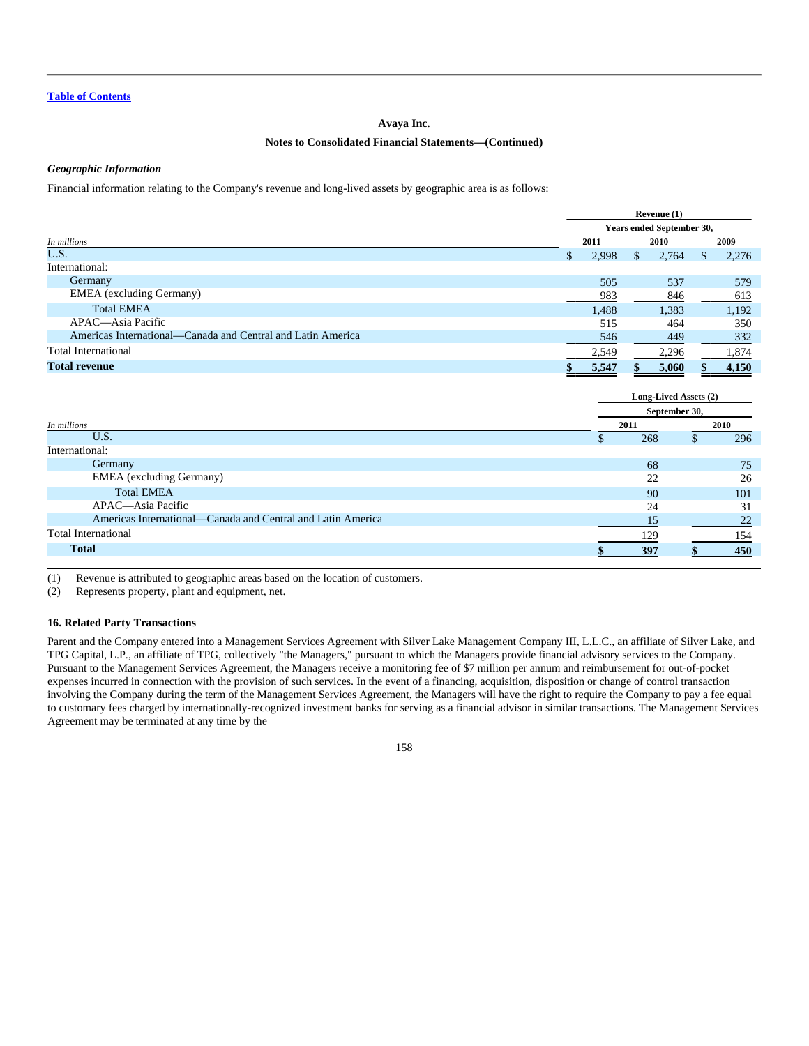Avaya Inc.

Notes to Consolidated Financial Statements—(Continued)

### *Geographic Information*

Financial information relating to the Company's revenue and long-lived assets by geographic area is as follows:

| *In millions* | Revenue (1) Years ended September 30, 2011 | 2010 | 2009 |
|---|---|---|---|
| U.S. | $ 2,998 | $ 2,764 | $ 2,276 |
| International: | | | |
| Germany | 505 | 537 | 579 |
| EMEA (excluding Germany) | 983 | 846 | 613 |
| Total EMEA | 1,488 | 1,383 | 1,192 |
| APAC—Asia Pacific | 515 | 464 | 350 |
| Americas International—Canada and Central and Latin America | 546 | 449 | 332 |
| Total International | 2,549 | 2,296 | 1,874 |
| **Total revenue** | **$ 5,547** | **$ 5,060** | **$ 4,150** |

| *In millions* | Long-Lived Assets (2) September 30, 2011 | 2010 |
|---|---|---|
| U.S. | $ 268 | $ 296 |
| International: | | |
| Germany | 68 | 75 |
| EMEA (excluding Germany) | 22 | 26 |
| Total EMEA | 90 | 101 |
| APAC—Asia Pacific | 24 | 31 |
| Americas International—Canada and Central and Latin America | 15 | 22 |
| Total International | 129 | 154 |
| **Total** | **$ 397** | **$ 450** |

(1) Revenue is attributed to geographic areas based on the location of customers.

(2) Represents property, plant and equipment, net.

### 16. Related Party Transactions

Parent and the Company entered into a Management Services Agreement with Silver Lake Management Company III, L.L.C., an affiliate of Silver Lake, and TPG Capital, L.P., an affiliate of TPG, collectively "the Managers," pursuant to which the Managers provide financial advisory services to the Company. Pursuant to the Management Services Agreement, the Managers receive a monitoring fee of $7 million per annum and reimbursement for out-of-pocket expenses incurred in connection with the provision of such services. In the event of a financing, acquisition, disposition or change of control transaction involving the Company during the term of the Management Services Agreement, the Managers will have the right to require the Company to pay a fee equal to customary fees charged by internationally-recognized investment banks for serving as a financial advisor in similar transactions. The Management Services Agreement may be terminated at any time by the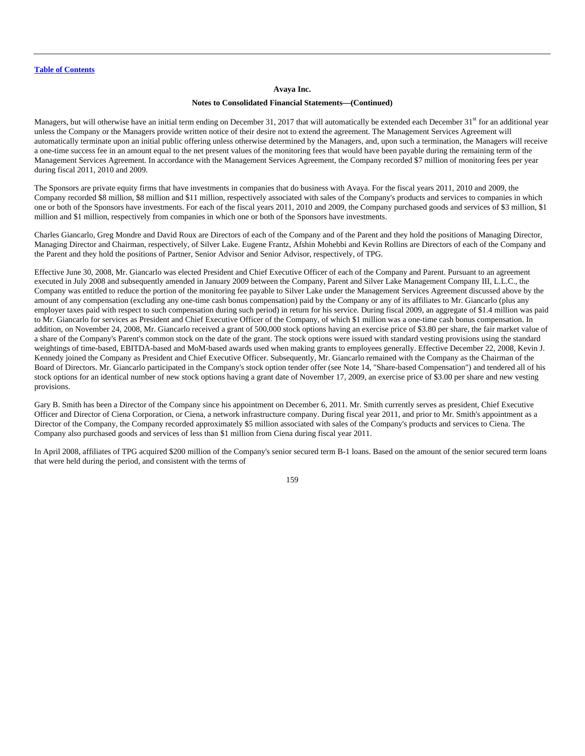Managers, but will otherwise have an initial term ending on December 31, 2017 that will automatically be extended each December 31st for an additional year unless the Company or the Managers provide written notice of their desire not to extend the agreement. The Management Services Agreement will automatically terminate upon an initial public offering unless otherwise determined by the Managers, and, upon such a termination, the Managers will receive a one-time success fee in an amount equal to the net present values of the monitoring fees that would have been payable during the remaining term of the Management Services Agreement. In accordance with the Management Services Agreement, the Company recorded $7 million of monitoring fees per year during fiscal 2011, 2010 and 2009.

The Sponsors are private equity firms that have investments in companies that do business with Avaya. For the fiscal years 2011, 2010 and 2009, the Company recorded $8 million, $8 million and $11 million, respectively associated with sales of the Company's products and services to companies in which one or both of the Sponsors have investments. For each of the fiscal years 2011, 2010 and 2009, the Company purchased goods and services of $3 million, $1 million and $1 million, respectively from companies in which one or both of the Sponsors have investments.

Charles Giancarlo, Greg Mondre and David Roux are Directors of each of the Company and of the Parent and they hold the positions of Managing Director, Managing Director and Chairman, respectively, of Silver Lake. Eugene Frantz, Afshin Mohebbi and Kevin Rollins are Directors of each of the Company and the Parent and they hold the positions of Partner, Senior Advisor and Senior Advisor, respectively, of TPG.

Effective June 30, 2008, Mr. Giancarlo was elected President and Chief Executive Officer of each of the Company and Parent. Pursuant to an agreement executed in July 2008 and subsequently amended in January 2009 between the Company, Parent and Silver Lake Management Company III, L.L.C., the Company was entitled to reduce the portion of the monitoring fee payable to Silver Lake under the Management Services Agreement discussed above by the amount of any compensation (excluding any one-time cash bonus compensation) paid by the Company or any of its affiliates to Mr. Giancarlo (plus any employer taxes paid with respect to such compensation during such period) in return for his service. During fiscal 2009, an aggregate of $1.4 million was paid to Mr. Giancarlo for services as President and Chief Executive Officer of the Company, of which $1 million was a one-time cash bonus compensation. In addition, on November 24, 2008, Mr. Giancarlo received a grant of 500,000 stock options having an exercise price of $3.80 per share, the fair market value of a share of the Company's Parent's common stock on the date of the grant. The stock options were issued with standard vesting provisions using the standard weightings of time-based, EBITDA-based and MoM-based awards used when making grants to employees generally. Effective December 22, 2008, Kevin J. Kennedy joined the Company as President and Chief Executive Officer. Subsequently, Mr. Giancarlo remained with the Company as the Chairman of the Board of Directors. Mr. Giancarlo participated in the Company's stock option tender offer (see Note 14, "Share-based Compensation") and tendered all of his stock options for an identical number of new stock options having a grant date of November 17, 2009, an exercise price of $3.00 per share and new vesting provisions.

Gary B. Smith has been a Director of the Company since his appointment on December 6, 2011. Mr. Smith currently serves as president, Chief Executive Officer and Director of Ciena Corporation, or Ciena, a network infrastructure company. During fiscal year 2011, and prior to Mr. Smith's appointment as a Director of the Company, the Company recorded approximately $5 million associated with sales of the Company's products and services to Ciena. The Company also purchased goods and services of less than $1 million from Ciena during fiscal year 2011.

In April 2008, affiliates of TPG acquired $200 million of the Company's senior secured term B-1 loans. Based on the amount of the senior secured term loans that were held during the period, and consistent with the terms of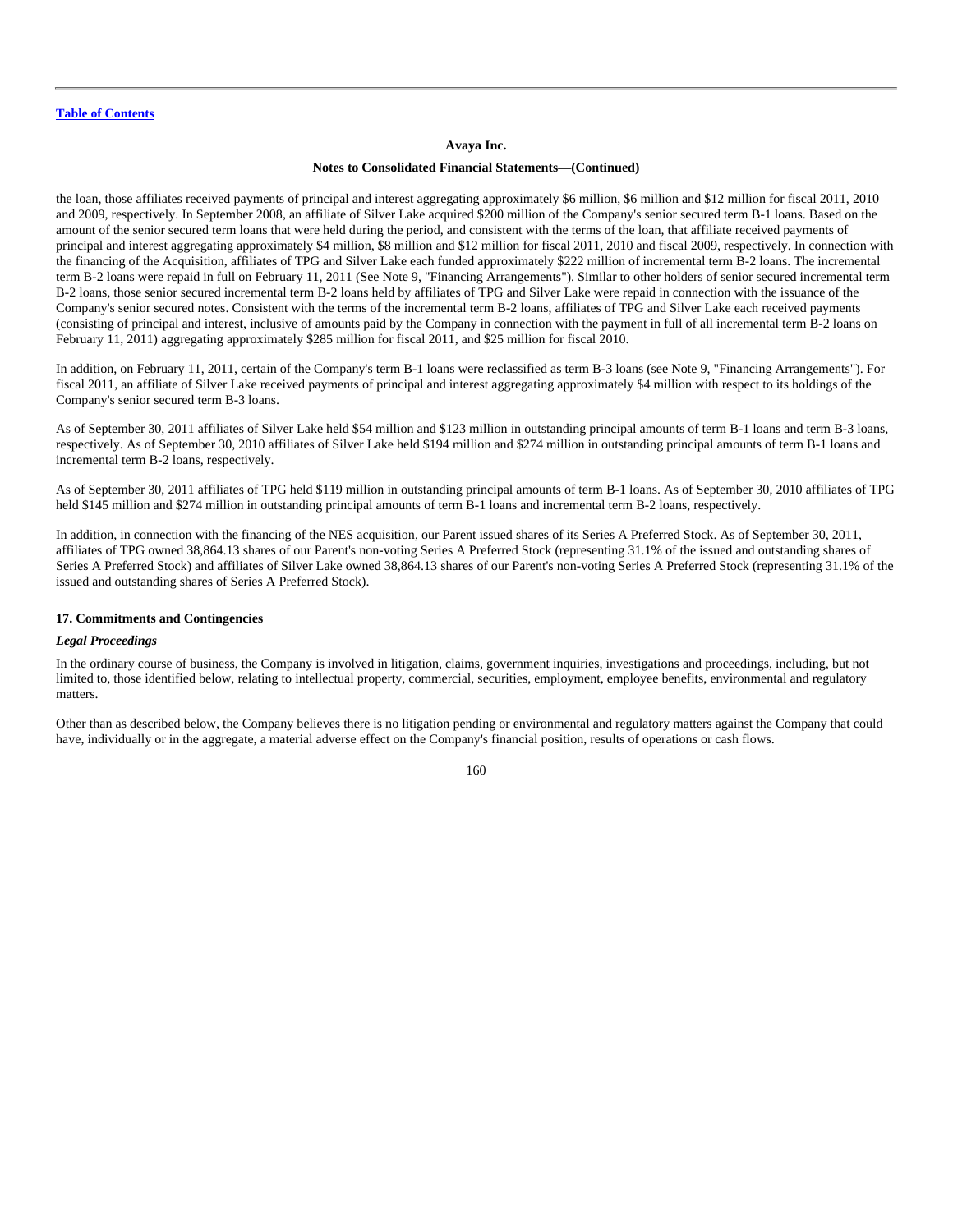the loan, those affiliates received payments of principal and interest aggregating approximately $6 million, $6 million and $12 million for fiscal 2011, 2010 and 2009, respectively. In September 2008, an affiliate of Silver Lake acquired $200 million of the Company's senior secured term B-1 loans. Based on the amount of the senior secured term loans that were held during the period, and consistent with the terms of the loan, that affiliate received payments of principal and interest aggregating approximately $4 million, $8 million and $12 million for fiscal 2011, 2010 and fiscal 2009, respectively. In connection with the financing of the Acquisition, affiliates of TPG and Silver Lake each funded approximately $222 million of incremental term B-2 loans. The incremental term B-2 loans were repaid in full on February 11, 2011 (See Note 9, "Financing Arrangements"). Similar to other holders of senior secured incremental term B-2 loans, those senior secured incremental term B-2 loans held by affiliates of TPG and Silver Lake were repaid in connection with the issuance of the Company's senior secured notes. Consistent with the terms of the incremental term B-2 loans, affiliates of TPG and Silver Lake each received payments (consisting of principal and interest, inclusive of amounts paid by the Company in connection with the payment in full of all incremental term B-2 loans on February 11, 2011) aggregating approximately $285 million for fiscal 2011, and $25 million for fiscal 2010.

In addition, on February 11, 2011, certain of the Company's term B-1 loans were reclassified as term B-3 loans (see Note 9, "Financing Arrangements"). For fiscal 2011, an affiliate of Silver Lake received payments of principal and interest aggregating approximately $4 million with respect to its holdings of the Company's senior secured term B-3 loans.

As of September 30, 2011 affiliates of Silver Lake held $54 million and $123 million in outstanding principal amounts of term B-1 loans and term B-3 loans, respectively. As of September 30, 2010 affiliates of Silver Lake held $194 million and $274 million in outstanding principal amounts of term B-1 loans and incremental term B-2 loans, respectively.

As of September 30, 2011 affiliates of TPG held $119 million in outstanding principal amounts of term B-1 loans. As of September 30, 2010 affiliates of TPG held $145 million and $274 million in outstanding principal amounts of term B-1 loans and incremental term B-2 loans, respectively.

In addition, in connection with the financing of the NES acquisition, our Parent issued shares of its Series A Preferred Stock. As of September 30, 2011, affiliates of TPG owned 38,864.13 shares of our Parent's non-voting Series A Preferred Stock (representing 31.1% of the issued and outstanding shares of Series A Preferred Stock) and affiliates of Silver Lake owned 38,864.13 shares of our Parent's non-voting Series A Preferred Stock (representing 31.1% of the issued and outstanding shares of Series A Preferred Stock).

## 17. Commitments and Contingencies

### *Legal Proceedings*

In the ordinary course of business, the Company is involved in litigation, claims, government inquiries, investigations and proceedings, including, but not limited to, those identified below, relating to intellectual property, commercial, securities, employment, employee benefits, environmental and regulatory matters.

Other than as described below, the Company believes there is no litigation pending or environmental and regulatory matters against the Company that could have, individually or in the aggregate, a material adverse effect on the Company's financial position, results of operations or cash flows.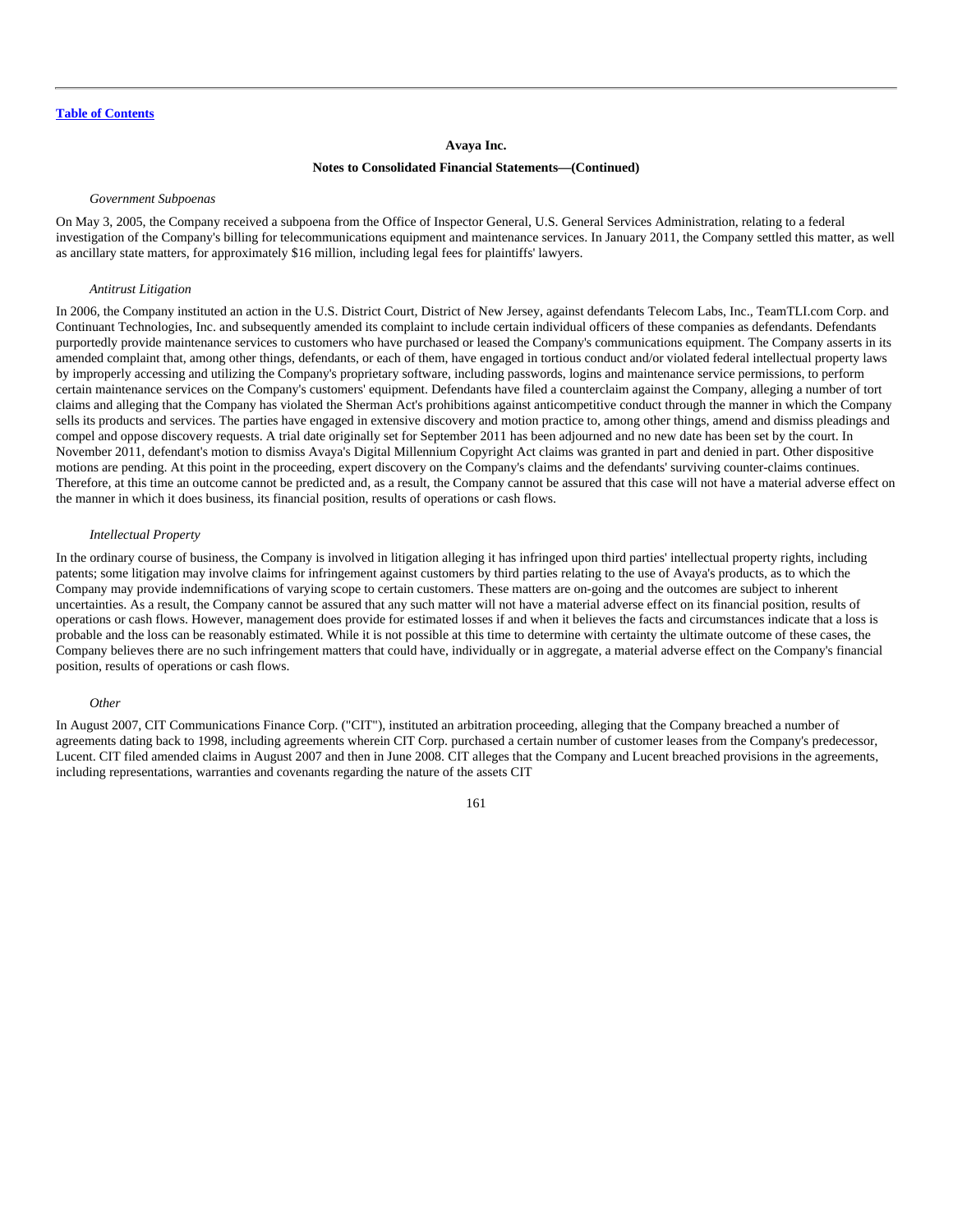**Avaya Inc.**

**Notes to Consolidated Financial Statements—(Continued)**

*Government Subpoenas*

On May 3, 2005, the Company received a subpoena from the Office of Inspector General, U.S. General Services Administration, relating to a federal investigation of the Company's billing for telecommunications equipment and maintenance services. In January 2011, the Company settled this matter, as well as ancillary state matters, for approximately $16 million, including legal fees for plaintiffs' lawyers.

*Antitrust Litigation*

In 2006, the Company instituted an action in the U.S. District Court, District of New Jersey, against defendants Telecom Labs, Inc., TeamTLI.com Corp. and Continuant Technologies, Inc. and subsequently amended its complaint to include certain individual officers of these companies as defendants. Defendants purportedly provide maintenance services to customers who have purchased or leased the Company's communications equipment. The Company asserts in its amended complaint that, among other things, defendants, or each of them, have engaged in tortious conduct and/or violated federal intellectual property laws by improperly accessing and utilizing the Company's proprietary software, including passwords, logins and maintenance service permissions, to perform certain maintenance services on the Company's customers' equipment. Defendants have filed a counterclaim against the Company, alleging a number of tort claims and alleging that the Company has violated the Sherman Act's prohibitions against anticompetitive conduct through the manner in which the Company sells its products and services. The parties have engaged in extensive discovery and motion practice to, among other things, amend and dismiss pleadings and compel and oppose discovery requests. A trial date originally set for September 2011 has been adjourned and no new date has been set by the court. In November 2011, defendant's motion to dismiss Avaya's Digital Millennium Copyright Act claims was granted in part and denied in part. Other dispositive motions are pending. At this point in the proceeding, expert discovery on the Company's claims and the defendants' surviving counter-claims continues. Therefore, at this time an outcome cannot be predicted and, as a result, the Company cannot be assured that this case will not have a material adverse effect on the manner in which it does business, its financial position, results of operations or cash flows.

*Intellectual Property*

In the ordinary course of business, the Company is involved in litigation alleging it has infringed upon third parties' intellectual property rights, including patents; some litigation may involve claims for infringement against customers by third parties relating to the use of Avaya's products, as to which the Company may provide indemnifications of varying scope to certain customers. These matters are on-going and the outcomes are subject to inherent uncertainties. As a result, the Company cannot be assured that any such matter will not have a material adverse effect on its financial position, results of operations or cash flows. However, management does provide for estimated losses if and when it believes the facts and circumstances indicate that a loss is probable and the loss can be reasonably estimated. While it is not possible at this time to determine with certainty the ultimate outcome of these cases, the Company believes there are no such infringement matters that could have, individually or in aggregate, a material adverse effect on the Company's financial position, results of operations or cash flows.

*Other*

In August 2007, CIT Communications Finance Corp. ("CIT"), instituted an arbitration proceeding, alleging that the Company breached a number of agreements dating back to 1998, including agreements wherein CIT Corp. purchased a certain number of customer leases from the Company's predecessor, Lucent. CIT filed amended claims in August 2007 and then in June 2008. CIT alleges that the Company and Lucent breached provisions in the agreements, including representations, warranties and covenants regarding the nature of the assets CIT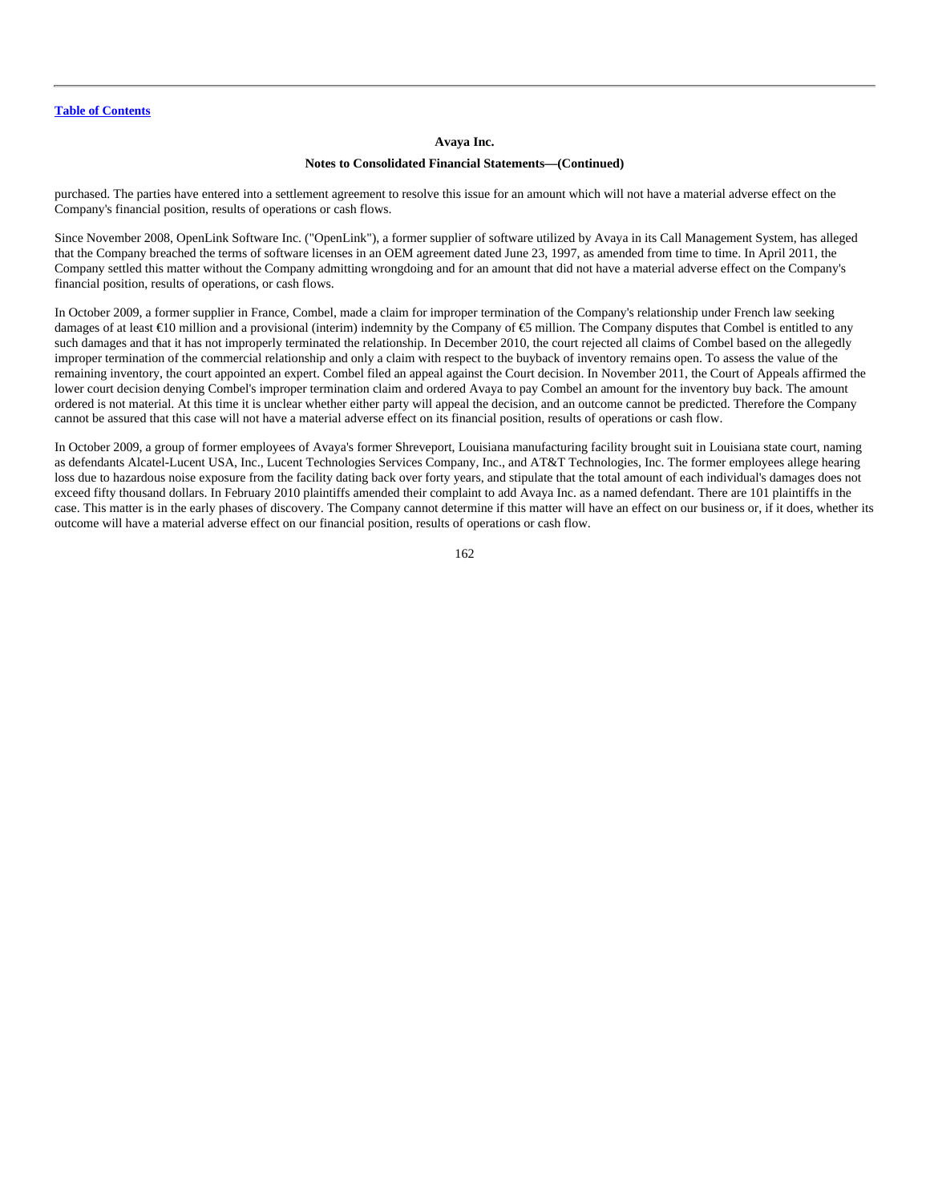purchased. The parties have entered into a settlement agreement to resolve this issue for an amount which will not have a material adverse effect on the Company's financial position, results of operations or cash flows.

Since November 2008, OpenLink Software Inc. ("OpenLink"), a former supplier of software utilized by Avaya in its Call Management System, has alleged that the Company breached the terms of software licenses in an OEM agreement dated June 23, 1997, as amended from time to time. In April 2011, the Company settled this matter without the Company admitting wrongdoing and for an amount that did not have a material adverse effect on the Company's financial position, results of operations, or cash flows.

In October 2009, a former supplier in France, Combel, made a claim for improper termination of the Company's relationship under French law seeking damages of at least €10 million and a provisional (interim) indemnity by the Company of €5 million. The Company disputes that Combel is entitled to any such damages and that it has not improperly terminated the relationship. In December 2010, the court rejected all claims of Combel based on the allegedly improper termination of the commercial relationship and only a claim with respect to the buyback of inventory remains open. To assess the value of the remaining inventory, the court appointed an expert. Combel filed an appeal against the Court decision. In November 2011, the Court of Appeals affirmed the lower court decision denying Combel's improper termination claim and ordered Avaya to pay Combel an amount for the inventory buy back. The amount ordered is not material. At this time it is unclear whether either party will appeal the decision, and an outcome cannot be predicted. Therefore the Company cannot be assured that this case will not have a material adverse effect on its financial position, results of operations or cash flow.

In October 2009, a group of former employees of Avaya's former Shreveport, Louisiana manufacturing facility brought suit in Louisiana state court, naming as defendants Alcatel-Lucent USA, Inc., Lucent Technologies Services Company, Inc., and AT&T Technologies, Inc. The former employees allege hearing loss due to hazardous noise exposure from the facility dating back over forty years, and stipulate that the total amount of each individual's damages does not exceed fifty thousand dollars. In February 2010 plaintiffs amended their complaint to add Avaya Inc. as a named defendant. There are 101 plaintiffs in the case. This matter is in the early phases of discovery. The Company cannot determine if this matter will have an effect on our business or, if it does, whether its outcome will have a material adverse effect on our financial position, results of operations or cash flow.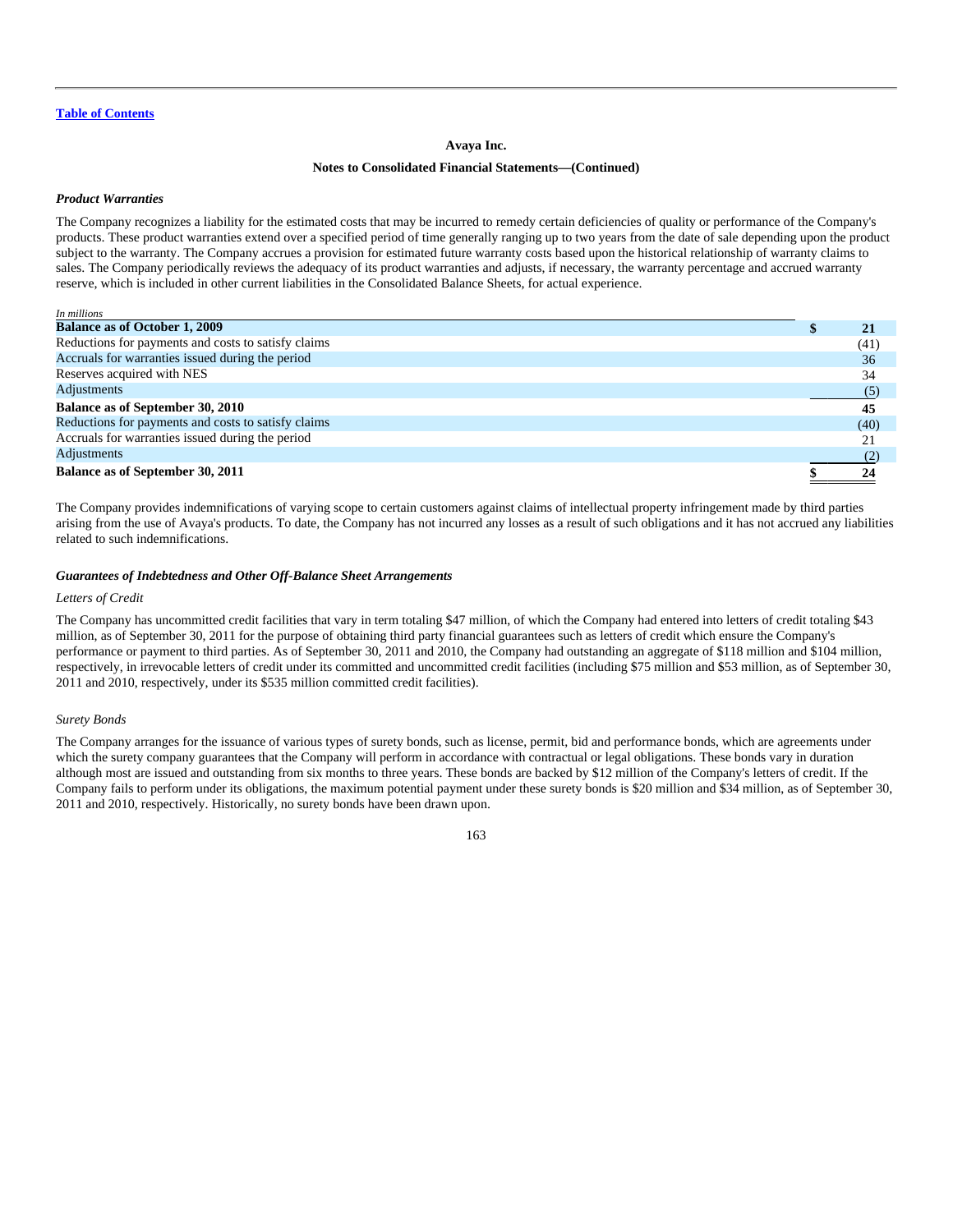**Avaya Inc.**

**Notes to Consolidated Financial Statements—(Continued)**

### *Product Warranties*

The Company recognizes a liability for the estimated costs that may be incurred to remedy certain deficiencies of quality or performance of the Company's products. These product warranties extend over a specified period of time generally ranging up to two years from the date of sale depending upon the product subject to the warranty. The Company accrues a provision for estimated future warranty costs based upon the historical relationship of warranty claims to sales. The Company periodically reviews the adequacy of its product warranties and adjusts, if necessary, the warranty percentage and accrued warranty reserve, which is included in other current liabilities in the Consolidated Balance Sheets, for actual experience.

| *In millions* | |
|---|---|
| **Balance as of October 1, 2009** | **$ 21** |
| Reductions for payments and costs to satisfy claims | (41) |
| Accruals for warranties issued during the period | 36 |
| Reserves acquired with NES | 34 |
| Adjustments | (5) |
| **Balance as of September 30, 2010** | **45** |
| Reductions for payments and costs to satisfy claims | (40) |
| Accruals for warranties issued during the period | 21 |
| Adjustments | (2) |
| **Balance as of September 30, 2011** | **$ 24** |

The Company provides indemnifications of varying scope to certain customers against claims of intellectual property infringement made by third parties arising from the use of Avaya's products. To date, the Company has not incurred any losses as a result of such obligations and it has not accrued any liabilities related to such indemnifications.

### *Guarantees of Indebtedness and Other Off-Balance Sheet Arrangements*

*Letters of Credit*

The Company has uncommitted credit facilities that vary in term totaling $47 million, of which the Company had entered into letters of credit totaling $43 million, as of September 30, 2011 for the purpose of obtaining third party financial guarantees such as letters of credit which ensure the Company's performance or payment to third parties. As of September 30, 2011 and 2010, the Company had outstanding an aggregate of $118 million and $104 million, respectively, in irrevocable letters of credit under its committed and uncommitted credit facilities (including $75 million and $53 million, as of September 30, 2011 and 2010, respectively, under its $535 million committed credit facilities).

*Surety Bonds*

The Company arranges for the issuance of various types of surety bonds, such as license, permit, bid and performance bonds, which are agreements under which the surety company guarantees that the Company will perform in accordance with contractual or legal obligations. These bonds vary in duration although most are issued and outstanding from six months to three years. These bonds are backed by $12 million of the Company's letters of credit. If the Company fails to perform under its obligations, the maximum potential payment under these surety bonds is $20 million and $34 million, as of September 30, 2011 and 2010, respectively. Historically, no surety bonds have been drawn upon.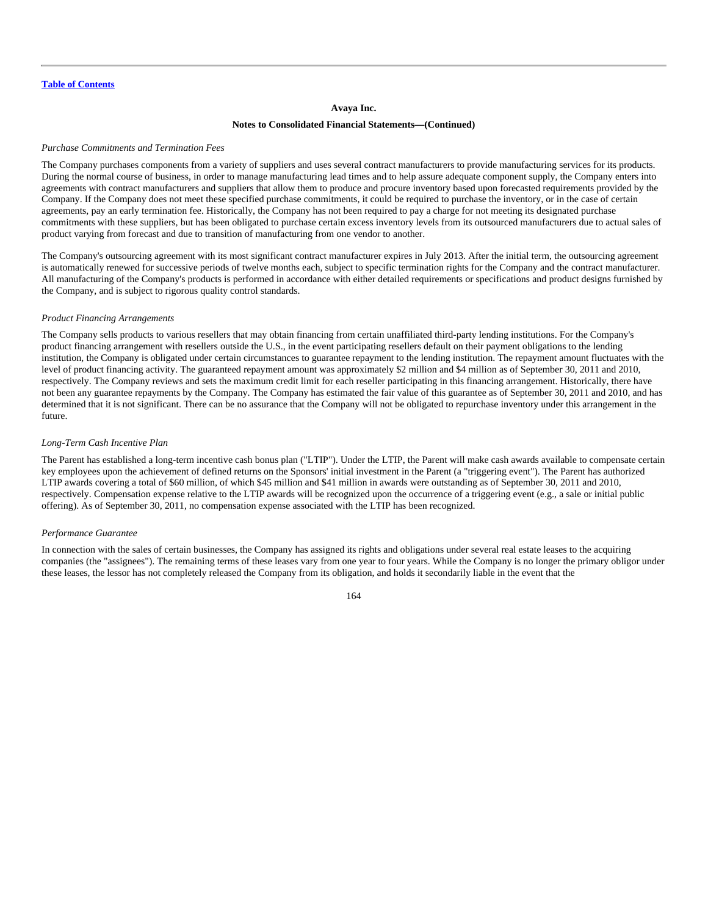Avaya Inc.

**Notes to Consolidated Financial Statements—(Continued)**

*Purchase Commitments and Termination Fees*

The Company purchases components from a variety of suppliers and uses several contract manufacturers to provide manufacturing services for its products. During the normal course of business, in order to manage manufacturing lead times and to help assure adequate component supply, the Company enters into agreements with contract manufacturers and suppliers that allow them to produce and procure inventory based upon forecasted requirements provided by the Company. If the Company does not meet these specified purchase commitments, it could be required to purchase the inventory, or in the case of certain agreements, pay an early termination fee. Historically, the Company has not been required to pay a charge for not meeting its designated purchase commitments with these suppliers, but has been obligated to purchase certain excess inventory levels from its outsourced manufacturers due to actual sales of product varying from forecast and due to transition of manufacturing from one vendor to another.

The Company's outsourcing agreement with its most significant contract manufacturer expires in July 2013. After the initial term, the outsourcing agreement is automatically renewed for successive periods of twelve months each, subject to specific termination rights for the Company and the contract manufacturer. All manufacturing of the Company's products is performed in accordance with either detailed requirements or specifications and product designs furnished by the Company, and is subject to rigorous quality control standards.

*Product Financing Arrangements*

The Company sells products to various resellers that may obtain financing from certain unaffiliated third-party lending institutions. For the Company's product financing arrangement with resellers outside the U.S., in the event participating resellers default on their payment obligations to the lending institution, the Company is obligated under certain circumstances to guarantee repayment to the lending institution. The repayment amount fluctuates with the level of product financing activity. The guaranteed repayment amount was approximately $2 million and $4 million as of September 30, 2011 and 2010, respectively. The Company reviews and sets the maximum credit limit for each reseller participating in this financing arrangement. Historically, there have not been any guarantee repayments by the Company. The Company has estimated the fair value of this guarantee as of September 30, 2011 and 2010, and has determined that it is not significant. There can be no assurance that the Company will not be obligated to repurchase inventory under this arrangement in the future.

*Long-Term Cash Incentive Plan*

The Parent has established a long-term incentive cash bonus plan ("LTIP"). Under the LTIP, the Parent will make cash awards available to compensate certain key employees upon the achievement of defined returns on the Sponsors' initial investment in the Parent (a "triggering event"). The Parent has authorized LTIP awards covering a total of $60 million, of which $45 million and $41 million in awards were outstanding as of September 30, 2011 and 2010, respectively. Compensation expense relative to the LTIP awards will be recognized upon the occurrence of a triggering event (e.g., a sale or initial public offering). As of September 30, 2011, no compensation expense associated with the LTIP has been recognized.

*Performance Guarantee*

In connection with the sales of certain businesses, the Company has assigned its rights and obligations under several real estate leases to the acquiring companies (the "assignees"). The remaining terms of these leases vary from one year to four years. While the Company is no longer the primary obligor under these leases, the lessor has not completely released the Company from its obligation, and holds it secondarily liable in the event that the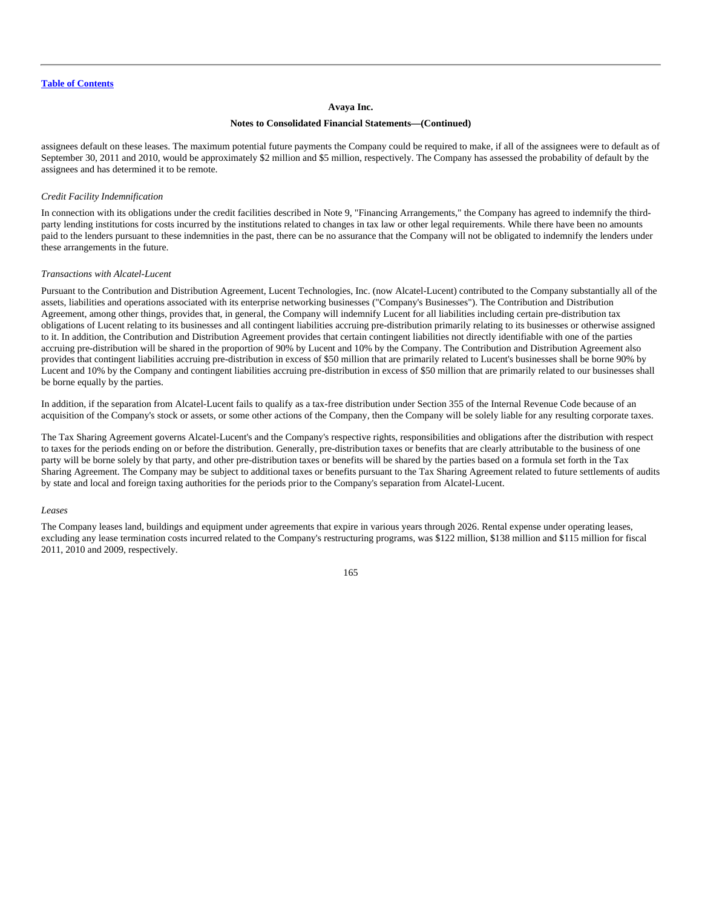assignees default on these leases. The maximum potential future payments the Company could be required to make, if all of the assignees were to default as of September 30, 2011 and 2010, would be approximately $2 million and $5 million, respectively. The Company has assessed the probability of default by the assignees and has determined it to be remote.

*Credit Facility Indemnification*

In connection with its obligations under the credit facilities described in Note 9, "Financing Arrangements," the Company has agreed to indemnify the third-party lending institutions for costs incurred by the institutions related to changes in tax law or other legal requirements. While there have been no amounts paid to the lenders pursuant to these indemnities in the past, there can be no assurance that the Company will not be obligated to indemnify the lenders under these arrangements in the future.

*Transactions with Alcatel-Lucent*

Pursuant to the Contribution and Distribution Agreement, Lucent Technologies, Inc. (now Alcatel-Lucent) contributed to the Company substantially all of the assets, liabilities and operations associated with its enterprise networking businesses ("Company's Businesses"). The Contribution and Distribution Agreement, among other things, provides that, in general, the Company will indemnify Lucent for all liabilities including certain pre-distribution tax obligations of Lucent relating to its businesses and all contingent liabilities accruing pre-distribution primarily relating to its businesses or otherwise assigned to it. In addition, the Contribution and Distribution Agreement provides that certain contingent liabilities not directly identifiable with one of the parties accruing pre-distribution will be shared in the proportion of 90% by Lucent and 10% by the Company. The Contribution and Distribution Agreement also provides that contingent liabilities accruing pre-distribution in excess of $50 million that are primarily related to Lucent's businesses shall be borne 90% by Lucent and 10% by the Company and contingent liabilities accruing pre-distribution in excess of $50 million that are primarily related to our businesses shall be borne equally by the parties.

In addition, if the separation from Alcatel-Lucent fails to qualify as a tax-free distribution under Section 355 of the Internal Revenue Code because of an acquisition of the Company's stock or assets, or some other actions of the Company, then the Company will be solely liable for any resulting corporate taxes.

The Tax Sharing Agreement governs Alcatel-Lucent's and the Company's respective rights, responsibilities and obligations after the distribution with respect to taxes for the periods ending on or before the distribution. Generally, pre-distribution taxes or benefits that are clearly attributable to the business of one party will be borne solely by that party, and other pre-distribution taxes or benefits will be shared by the parties based on a formula set forth in the Tax Sharing Agreement. The Company may be subject to additional taxes or benefits pursuant to the Tax Sharing Agreement related to future settlements of audits by state and local and foreign taxing authorities for the periods prior to the Company's separation from Alcatel-Lucent.

*Leases*

The Company leases land, buildings and equipment under agreements that expire in various years through 2026. Rental expense under operating leases, excluding any lease termination costs incurred related to the Company's restructuring programs, was $122 million, $138 million and $115 million for fiscal 2011, 2010 and 2009, respectively.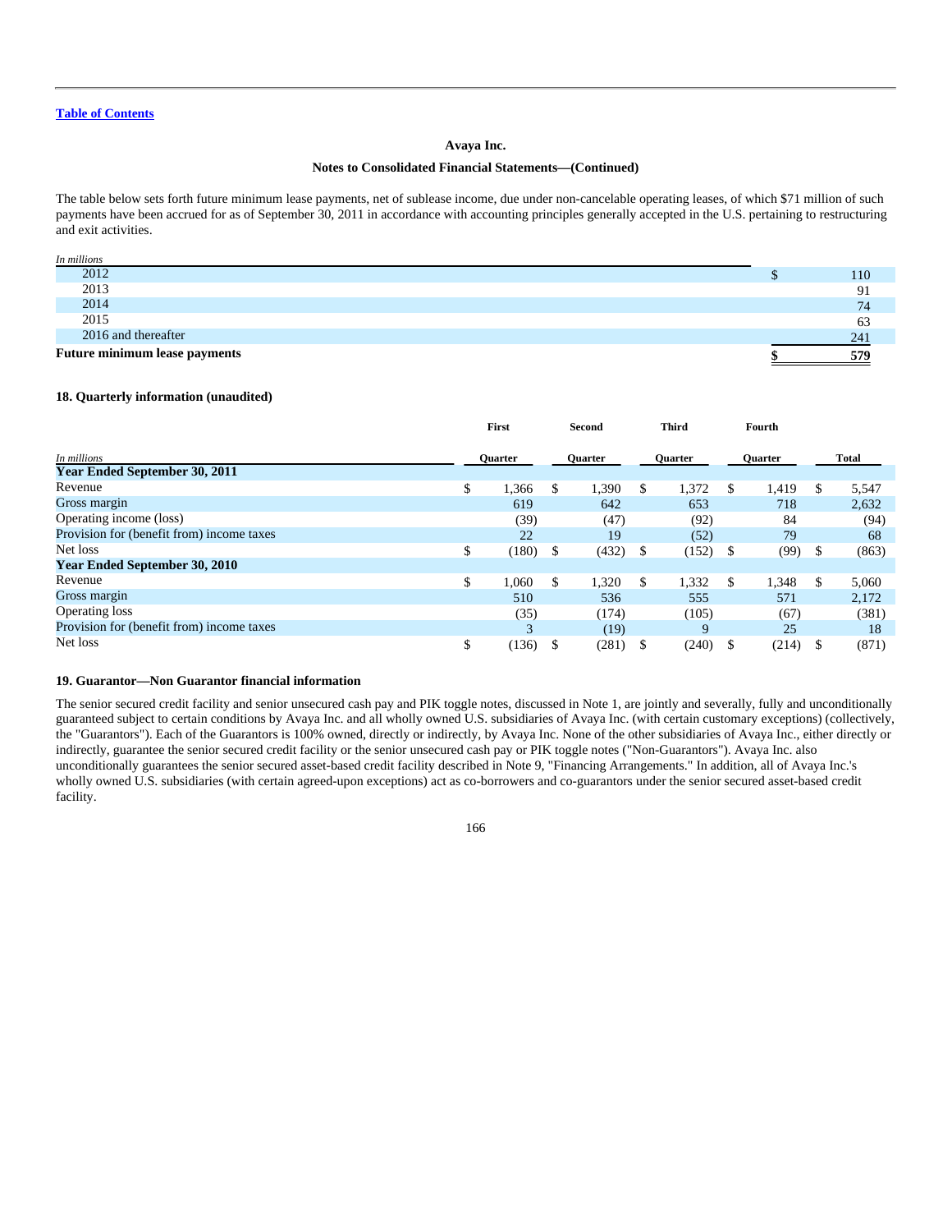The table below sets forth future minimum lease payments, net of sublease income, due under non-cancelable operating leases, of which $71 million of such payments have been accrued for as of September 30, 2011 in accordance with accounting principles generally accepted in the U.S. pertaining to restructuring and exit activities.

| *In millions* | |
|---|---|
| 2012 | $ 110 |
| 2013 | 91 |
| 2014 | 74 |
| 2015 | 63 |
| 2016 and thereafter | 241 |
| **Future minimum lease payments** | **$ 579** |

**18. Quarterly information (unaudited)**

| *In millions* | First Quarter | Second Quarter | Third Quarter | Fourth Quarter | Total |
|---|---|---|---|---|---|
| **Year Ended September 30, 2011** | | | | | |
| Revenue | $ 1,366 | $ 1,390 | $ 1,372 | $ 1,419 | $ 5,547 |
| Gross margin | 619 | 642 | 653 | 718 | 2,632 |
| Operating income (loss) | (39) | (47) | (92) | 84 | (94) |
| Provision for (benefit from) income taxes | 22 | 19 | (52) | 79 | 68 |
| Net loss | $ (180) | $ (432) | $ (152) | $ (99) | $ (863) |
| **Year Ended September 30, 2010** | | | | | |
| Revenue | $ 1,060 | $ 1,320 | $ 1,332 | $ 1,348 | $ 5,060 |
| Gross margin | 510 | 536 | 555 | 571 | 2,172 |
| Operating loss | (35) | (174) | (105) | (67) | (381) |
| Provision for (benefit from) income taxes | 3 | (19) | 9 | 25 | 18 |
| Net loss | $ (136) | $ (281) | $ (240) | $ (214) | $ (871) |

**19. Guarantor—Non Guarantor financial information**

The senior secured credit facility and senior unsecured cash pay and PIK toggle notes, discussed in Note 1, are jointly and severally, fully and unconditionally guaranteed subject to certain conditions by Avaya Inc. and all wholly owned U.S. subsidiaries of Avaya Inc. (with certain customary exceptions) (collectively, the "Guarantors"). Each of the Guarantors is 100% owned, directly or indirectly, by Avaya Inc. None of the other subsidiaries of Avaya Inc., either directly or indirectly, guarantee the senior secured credit facility or the senior unsecured cash pay or PIK toggle notes ("Non-Guarantors"). Avaya Inc. also unconditionally guarantees the senior secured asset-based credit facility described in Note 9, "Financing Arrangements." In addition, all of Avaya Inc.'s wholly owned U.S. subsidiaries (with certain agreed-upon exceptions) act as co-borrowers and co-guarantors under the senior secured asset-based credit facility.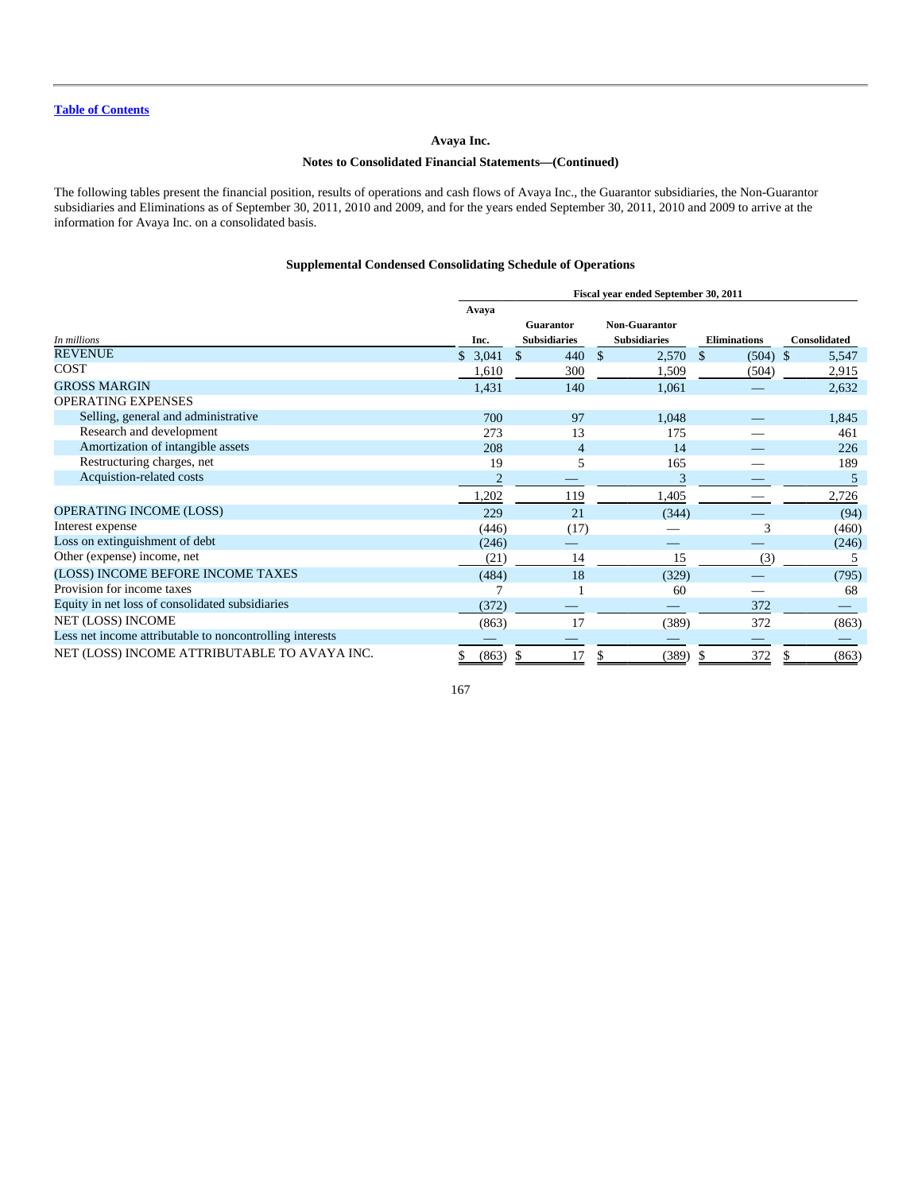[Table of Contents](#)

**Avaya Inc.**

**Notes to Consolidated Financial Statements—(Continued)**

The following tables present the financial position, results of operations and cash flows of Avaya Inc., the Guarantor subsidiaries, the Non-Guarantor subsidiaries and Eliminations as of September 30, 2011, 2010 and 2009, and for the years ended September 30, 2011, 2010 and 2009 to arrive at the information for Avaya Inc. on a consolidated basis.

**Supplemental Condensed Consolidating Schedule of Operations**

| | Fiscal year ended September 30, 2011 | | | | |
|---|---|---|---|---|---|
| *In millions* | Avaya Inc. | Guarantor Subsidiaries | Non-Guarantor Subsidiaries | Eliminations | Consolidated |
| REVENUE | $ 3,041 | $ 440 | $ 2,570 | $ (504) | $ 5,547 |
| COST | 1,610 | 300 | 1,509 | (504) | 2,915 |
| GROSS MARGIN | 1,431 | 140 | 1,061 | — | 2,632 |
| OPERATING EXPENSES | | | | | |
| Selling, general and administrative | 700 | 97 | 1,048 | — | 1,845 |
| Research and development | 273 | 13 | 175 | — | 461 |
| Amortization of intangible assets | 208 | 4 | 14 | — | 226 |
| Restructuring charges, net | 19 | 5 | 165 | — | 189 |
| Acquistion-related costs | 2 | — | 3 | — | 5 |
| | 1,202 | 119 | 1,405 | — | 2,726 |
| OPERATING INCOME (LOSS) | 229 | 21 | (344) | — | (94) |
| Interest expense | (446) | (17) | — | 3 | (460) |
| Loss on extinguishment of debt | (246) | — | — | — | (246) |
| Other (expense) income, net | (21) | 14 | 15 | (3) | 5 |
| (LOSS) INCOME BEFORE INCOME TAXES | (484) | 18 | (329) | — | (795) |
| Provision for income taxes | 7 | 1 | 60 | — | 68 |
| Equity in net loss of consolidated subsidiaries | (372) | — | — | 372 | — |
| NET (LOSS) INCOME | (863) | 17 | (389) | 372 | (863) |
| Less net income attributable to noncontrolling interests | — | — | — | — | — |
| NET (LOSS) INCOME ATTRIBUTABLE TO AVAYA INC. | $ (863) | $ 17 | $ (389) | $ 372 | $ (863) |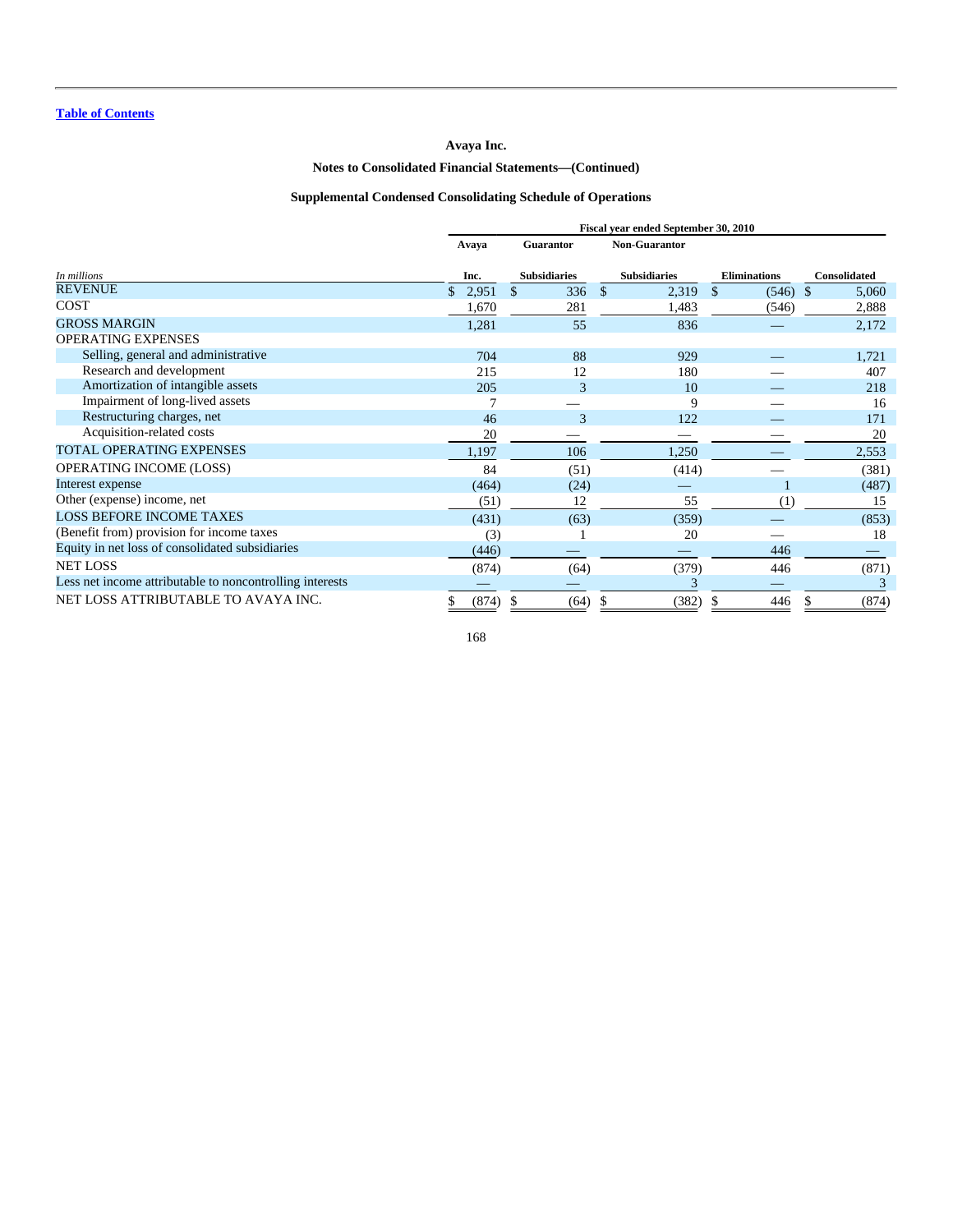[Table of Contents](#)

**Avaya Inc.**

**Notes to Consolidated Financial Statements—(Continued)**

**Supplemental Condensed Consolidating Schedule of Operations**

| | Fiscal year ended September 30, 2010 | | | | |
|---|---|---|---|---|---|
| *In millions* | Avaya Inc. | Guarantor Subsidiaries | Non-Guarantor Subsidiaries | Eliminations | Consolidated |
| REVENUE | $ 2,951 | $ 336 | $ 2,319 | $ (546) | $ 5,060 |
| COST | 1,670 | 281 | 1,483 | (546) | 2,888 |
| GROSS MARGIN | 1,281 | 55 | 836 | — | 2,172 |
| OPERATING EXPENSES | | | | | |
| Selling, general and administrative | 704 | 88 | 929 | — | 1,721 |
| Research and development | 215 | 12 | 180 | — | 407 |
| Amortization of intangible assets | 205 | 3 | 10 | — | 218 |
| Impairment of long-lived assets | 7 | — | 9 | — | 16 |
| Restructuring charges, net | 46 | 3 | 122 | — | 171 |
| Acquisition-related costs | 20 | — | — | — | 20 |
| TOTAL OPERATING EXPENSES | 1,197 | 106 | 1,250 | — | 2,553 |
| OPERATING INCOME (LOSS) | 84 | (51) | (414) | — | (381) |
| Interest expense | (464) | (24) | — | 1 | (487) |
| Other (expense) income, net | (51) | 12 | 55 | (1) | 15 |
| LOSS BEFORE INCOME TAXES | (431) | (63) | (359) | — | (853) |
| (Benefit from) provision for income taxes | (3) | 1 | 20 | — | 18 |
| Equity in net loss of consolidated subsidiaries | (446) | — | — | 446 | — |
| NET LOSS | (874) | (64) | (379) | 446 | (871) |
| Less net income attributable to noncontrolling interests | — | — | 3 | — | 3 |
| NET LOSS ATTRIBUTABLE TO AVAYA INC. | $ (874) | $ (64) | $ (382) | $ 446 | $ (874) |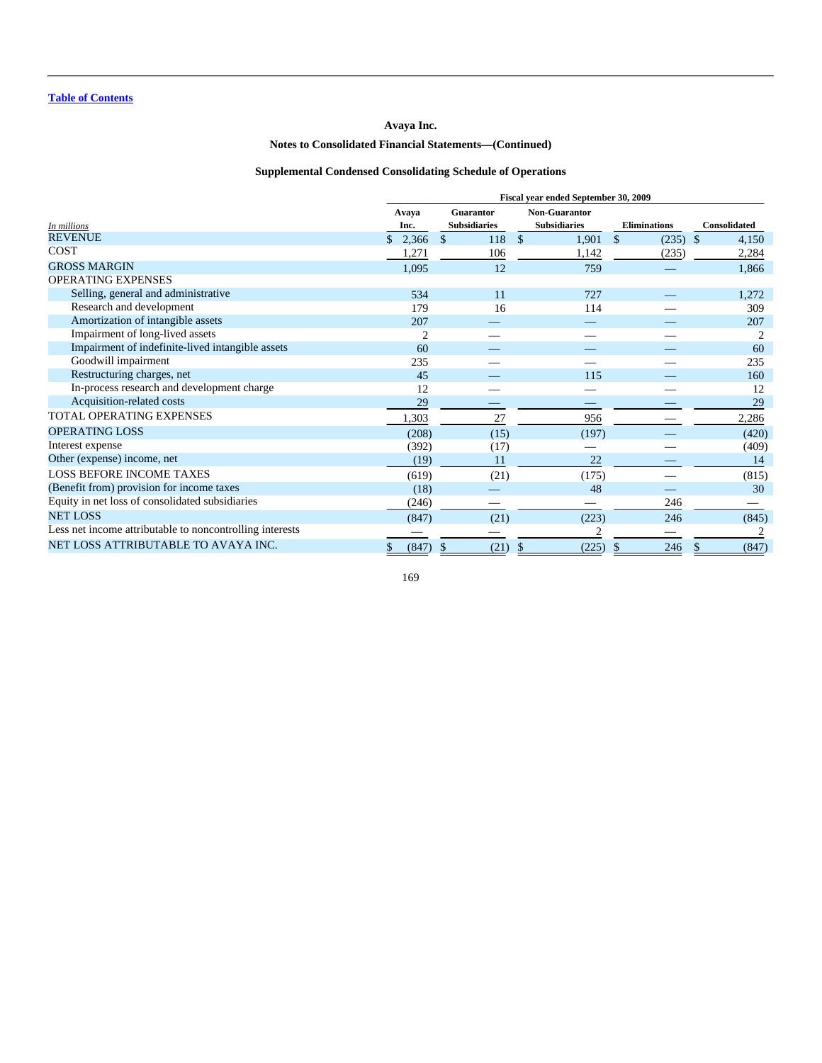Avaya Inc.

Notes to Consolidated Financial Statements—(Continued)

## Supplemental Condensed Consolidating Schedule of Operations

| | Fiscal year ended September 30, 2009 | | | | |
|---|---|---|---|---|---|
| *In millions* | Avaya Inc. | Guarantor Subsidiaries | Non-Guarantor Subsidiaries | Eliminations | Consolidated |
| REVENUE | $ 2,366 | $ 118 | $ 1,901 | $ (235) | $ 4,150 |
| COST | 1,271 | 106 | 1,142 | (235) | 2,284 |
| GROSS MARGIN | 1,095 | 12 | 759 | — | 1,866 |
| OPERATING EXPENSES | | | | | |
| Selling, general and administrative | 534 | 11 | 727 | — | 1,272 |
| Research and development | 179 | 16 | 114 | — | 309 |
| Amortization of intangible assets | 207 | — | — | — | 207 |
| Impairment of long-lived assets | 2 | — | — | — | 2 |
| Impairment of indefinite-lived intangible assets | 60 | — | — | — | 60 |
| Goodwill impairment | 235 | — | — | — | 235 |
| Restructuring charges, net | 45 | — | 115 | — | 160 |
| In-process research and development charge | 12 | — | — | — | 12 |
| Acquisition-related costs | 29 | — | — | — | 29 |
| TOTAL OPERATING EXPENSES | 1,303 | 27 | 956 | — | 2,286 |
| OPERATING LOSS | (208) | (15) | (197) | — | (420) |
| Interest expense | (392) | (17) | — | — | (409) |
| Other (expense) income, net | (19) | 11 | 22 | — | 14 |
| LOSS BEFORE INCOME TAXES | (619) | (21) | (175) | — | (815) |
| (Benefit from) provision for income taxes | (18) | — | 48 | — | 30 |
| Equity in net loss of consolidated subsidiaries | (246) | — | — | 246 | — |
| NET LOSS | (847) | (21) | (223) | 246 | (845) |
| Less net income attributable to noncontrolling interests | — | — | 2 | — | 2 |
| NET LOSS ATTRIBUTABLE TO AVAYA INC. | $ (847) | $ (21) | $ (225) | $ 246 | $ (847) |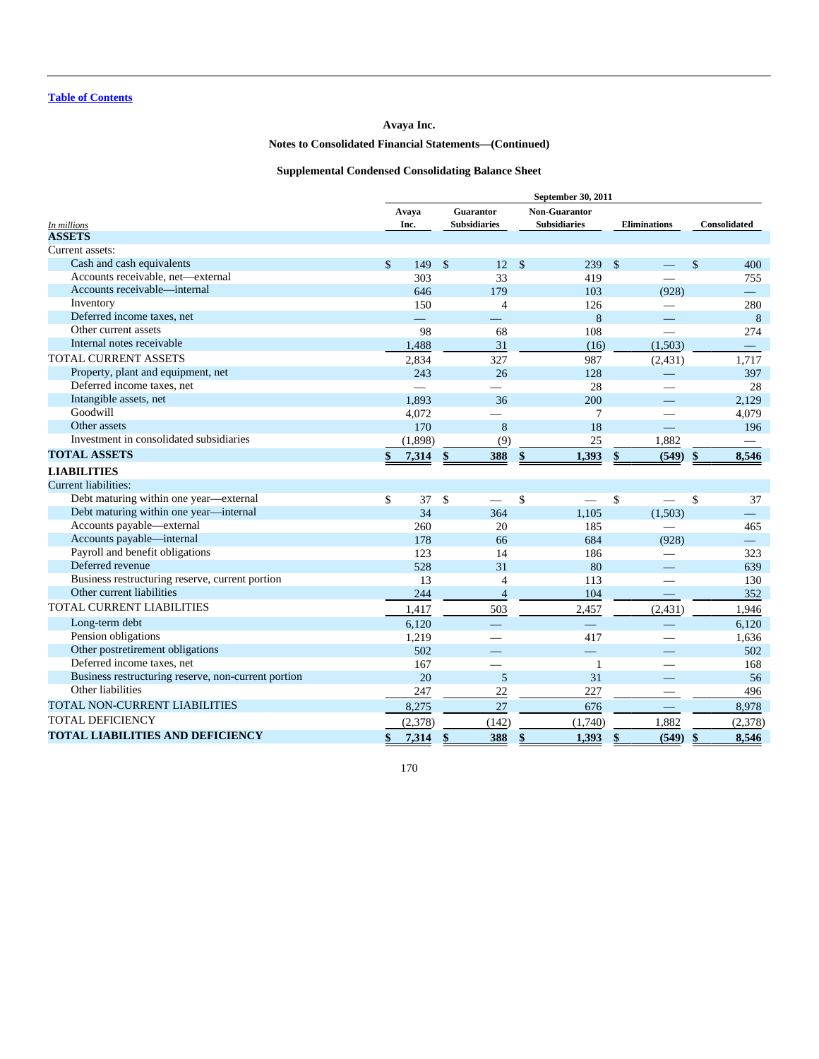[Table of Contents](#)

**Avaya Inc.**

**Notes to Consolidated Financial Statements—(Continued)**

**Supplemental Condensed Consolidating Balance Sheet**

| | September 30, 2011 | | | | |
|---|---|---|---|---|---|
| *In millions* | Avaya Inc. | Guarantor Subsidiaries | Non-Guarantor Subsidiaries | Eliminations | Consolidated |
| **ASSETS** | | | | | |
| Current assets: | | | | | |
| Cash and cash equivalents | $ 149 | $ 12 | $ 239 | $ — | $ 400 |
| Accounts receivable, net—external | 303 | 33 | 419 | — | 755 |
| Accounts receivable—internal | 646 | 179 | 103 | (928) | — |
| Inventory | 150 | 4 | 126 | — | 280 |
| Deferred income taxes, net | — | — | 8 | — | 8 |
| Other current assets | 98 | 68 | 108 | — | 274 |
| Internal notes receivable | 1,488 | 31 | (16) | (1,503) | — |
| TOTAL CURRENT ASSETS | 2,834 | 327 | 987 | (2,431) | 1,717 |
| Property, plant and equipment, net | 243 | 26 | 128 | — | 397 |
| Deferred income taxes, net | — | — | 28 | — | 28 |
| Intangible assets, net | 1,893 | 36 | 200 | — | 2,129 |
| Goodwill | 4,072 | — | 7 | — | 4,079 |
| Other assets | 170 | 8 | 18 | — | 196 |
| Investment in consolidated subsidiaries | (1,898) | (9) | 25 | 1,882 | — |
| **TOTAL ASSETS** | **$ 7,314** | **$ 388** | **$ 1,393** | **$ (549)** | **$ 8,546** |
| **LIABILITIES** | | | | | |
| Current liabilities: | | | | | |
| Debt maturing within one year—external | $ 37 | $ — | $ — | $ — | $ 37 |
| Debt maturing within one year—internal | 34 | 364 | 1,105 | (1,503) | — |
| Accounts payable—external | 260 | 20 | 185 | — | 465 |
| Accounts payable—internal | 178 | 66 | 684 | (928) | — |
| Payroll and benefit obligations | 123 | 14 | 186 | — | 323 |
| Deferred revenue | 528 | 31 | 80 | — | 639 |
| Business restructuring reserve, current portion | 13 | 4 | 113 | — | 130 |
| Other current liabilities | 244 | 4 | 104 | — | 352 |
| TOTAL CURRENT LIABILITIES | 1,417 | 503 | 2,457 | (2,431) | 1,946 |
| Long-term debt | 6,120 | — | — | — | 6,120 |
| Pension obligations | 1,219 | — | 417 | — | 1,636 |
| Other postretirement obligations | 502 | — | — | — | 502 |
| Deferred income taxes, net | 167 | — | 1 | — | 168 |
| Business restructuring reserve, non-current portion | 20 | 5 | 31 | — | 56 |
| Other liabilities | 247 | 22 | 227 | — | 496 |
| TOTAL NON-CURRENT LIABILITIES | 8,275 | 27 | 676 | — | 8,978 |
| TOTAL DEFICIENCY | (2,378) | (142) | (1,740) | 1,882 | (2,378) |
| **TOTAL LIABILITIES AND DEFICIENCY** | **$ 7,314** | **$ 388** | **$ 1,393** | **$ (549)** | **$ 8,546** |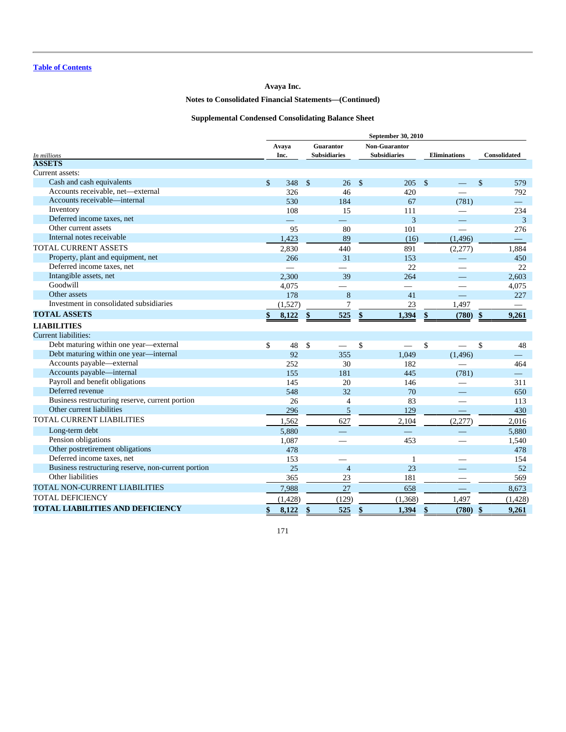Table of Contents

**Avaya Inc.**

**Notes to Consolidated Financial Statements—(Continued)**

**Supplemental Condensed Consolidating Balance Sheet**

| In millions | September 30, 2010 | | | | |
|---|---|---|---|---|---|
| | Avaya Inc. | Guarantor Subsidiaries | Non-Guarantor Subsidiaries | Eliminations | Consolidated |
| **ASSETS** | | | | | |
| Current assets: | | | | | |
| Cash and cash equivalents | $ 348 | $ 26 | $ 205 | $ — | $ 579 |
| Accounts receivable, net—external | 326 | 46 | 420 | — | 792 |
| Accounts receivable—internal | 530 | 184 | 67 | (781) | — |
| Inventory | 108 | 15 | 111 | — | 234 |
| Deferred income taxes, net | — | — | 3 | — | 3 |
| Other current assets | 95 | 80 | 101 | — | 276 |
| Internal notes receivable | 1,423 | 89 | (16) | (1,496) | — |
| TOTAL CURRENT ASSETS | 2,830 | 440 | 891 | (2,277) | 1,884 |
| Property, plant and equipment, net | 266 | 31 | 153 | — | 450 |
| Deferred income taxes, net | — | — | 22 | — | 22 |
| Intangible assets, net | 2,300 | 39 | 264 | — | 2,603 |
| Goodwill | 4,075 | — | — | — | 4,075 |
| Other assets | 178 | 8 | 41 | — | 227 |
| Investment in consolidated subsidiaries | (1,527) | 7 | 23 | 1,497 | — |
| **TOTAL ASSETS** | **$ 8,122** | **$ 525** | **$ 1,394** | **$ (780)** | **$ 9,261** |
| **LIABILITIES** | | | | | |
| Current liabilities: | | | | | |
| Debt maturing within one year—external | $ 48 | $ — | $ — | $ — | $ 48 |
| Debt maturing within one year—internal | 92 | 355 | 1,049 | (1,496) | — |
| Accounts payable—external | 252 | 30 | 182 | — | 464 |
| Accounts payable—internal | 155 | 181 | 445 | (781) | — |
| Payroll and benefit obligations | 145 | 20 | 146 | — | 311 |
| Deferred revenue | 548 | 32 | 70 | — | 650 |
| Business restructuring reserve, current portion | 26 | 4 | 83 | — | 113 |
| Other current liabilities | 296 | 5 | 129 | — | 430 |
| TOTAL CURRENT LIABILITIES | 1,562 | 627 | 2,104 | (2,277) | 2,016 |
| Long-term debt | 5,880 | — | — | — | 5,880 |
| Pension obligations | 1,087 | — | 453 | — | 1,540 |
| Other postretirement obligations | 478 | | | | 478 |
| Deferred income taxes, net | 153 | — | 1 | — | 154 |
| Business restructuring reserve, non-current portion | 25 | 4 | 23 | — | 52 |
| Other liabilities | 365 | 23 | 181 | — | 569 |
| TOTAL NON-CURRENT LIABILITIES | 7,988 | 27 | 658 | — | 8,673 |
| TOTAL DEFICIENCY | (1,428) | (129) | (1,368) | 1,497 | (1,428) |
| **TOTAL LIABILITIES AND DEFICIENCY** | **$ 8,122** | **$ 525** | **$ 1,394** | **$ (780)** | **$ 9,261** |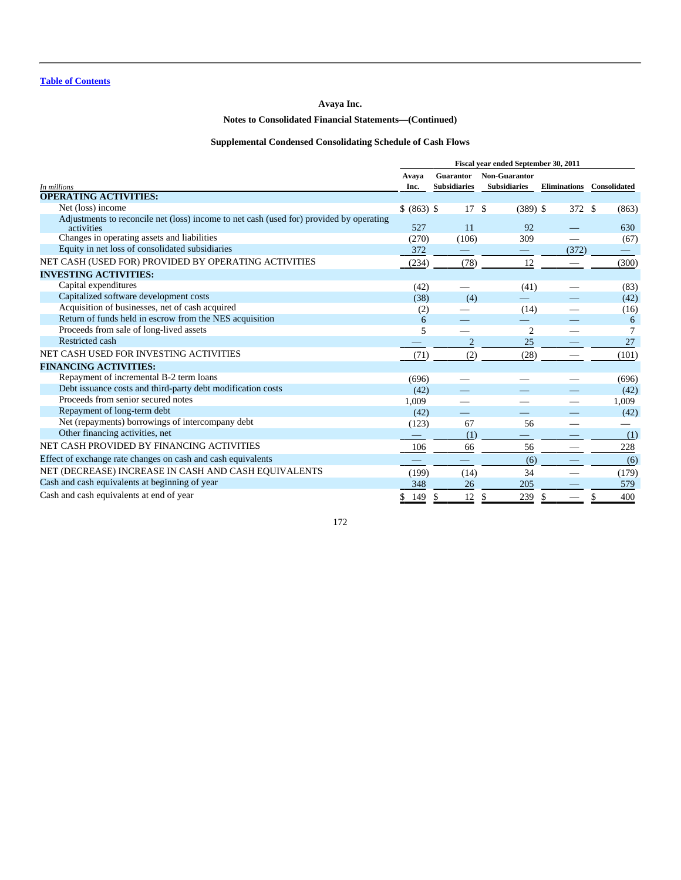Table of Contents

**Avaya Inc.**

**Notes to Consolidated Financial Statements—(Continued)**

**Supplemental Condensed Consolidating Schedule of Cash Flows**

| | Fiscal year ended September 30, 2011 | | | | |
|---|---|---|---|---|---|
| *In millions* | Avaya Inc. | Guarantor Subsidiaries | Non-Guarantor Subsidiaries | Eliminations | Consolidated |
| **OPERATING ACTIVITIES:** | | | | | |
| Net (loss) income | $ (863) | $ 17 | $ (389) | $ 372 | $ (863) |
| Adjustments to reconcile net (loss) income to net cash (used for) provided by operating activities | 527 | 11 | 92 | — | 630 |
| Changes in operating assets and liabilities | (270) | (106) | 309 | — | (67) |
| Equity in net loss of consolidated subsidiaries | 372 | — | — | (372) | — |
| NET CASH (USED FOR) PROVIDED BY OPERATING ACTIVITIES | (234) | (78) | 12 | — | (300) |
| **INVESTING ACTIVITIES:** | | | | | |
| Capital expenditures | (42) | — | (41) | — | (83) |
| Capitalized software development costs | (38) | (4) | — | — | (42) |
| Acquisition of businesses, net of cash acquired | (2) | — | (14) | — | (16) |
| Return of funds held in escrow from the NES acquisition | 6 | — | — | — | 6 |
| Proceeds from sale of long-lived assets | 5 | — | 2 | — | 7 |
| Restricted cash | — | 2 | 25 | — | 27 |
| NET CASH USED FOR INVESTING ACTIVITIES | (71) | (2) | (28) | — | (101) |
| **FINANCING ACTIVITIES:** | | | | | |
| Repayment of incremental B-2 term loans | (696) | — | — | — | (696) |
| Debt issuance costs and third-party debt modification costs | (42) | — | — | — | (42) |
| Proceeds from senior secured notes | 1,009 | — | — | — | 1,009 |
| Repayment of long-term debt | (42) | — | — | — | (42) |
| Net (repayments) borrowings of intercompany debt | (123) | 67 | 56 | — | — |
| Other financing activities, net | — | (1) | — | — | (1) |
| NET CASH PROVIDED BY FINANCING ACTIVITIES | 106 | 66 | 56 | — | 228 |
| Effect of exchange rate changes on cash and cash equivalents | — | — | (6) | — | (6) |
| NET (DECREASE) INCREASE IN CASH AND CASH EQUIVALENTS | (199) | (14) | 34 | — | (179) |
| Cash and cash equivalents at beginning of year | 348 | 26 | 205 | — | 579 |
| Cash and cash equivalents at end of year | $ 149 | $ 12 | $ 239 | $ — | $ 400 |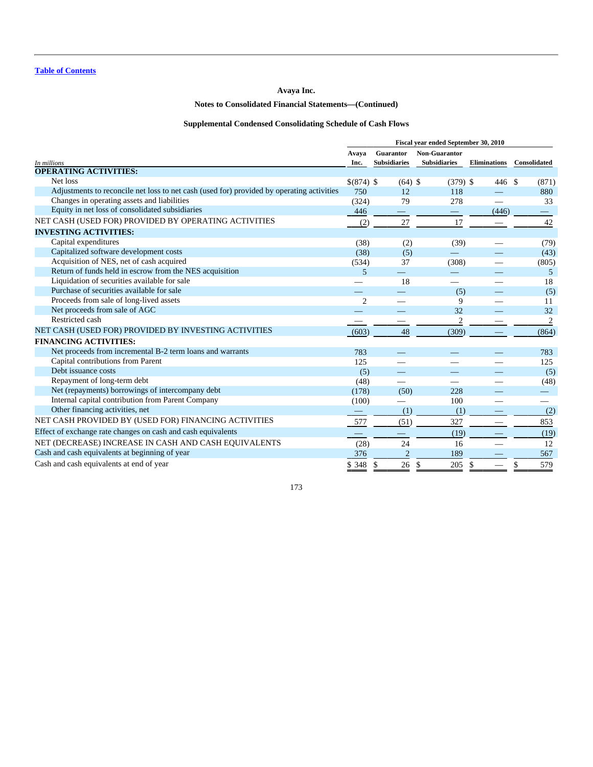Table of Contents

# Avaya Inc.

## Notes to Consolidated Financial Statements—(Continued)

### Supplemental Condensed Consolidating Schedule of Cash Flows

| In millions | Fiscal year ended September 30, 2010 | | | | |
|---|---|---|---|---|---|
| | Avaya Inc. | Guarantor Subsidiaries | Non-Guarantor Subsidiaries | Eliminations | Consolidated |
| **OPERATING ACTIVITIES:** | | | | | |
| Net loss | $(874) | $ (64) | $ (379) | $ 446 | $ (871) |
| Adjustments to reconcile net loss to net cash (used for) provided by operating activities | 750 | 12 | 118 | — | 880 |
| Changes in operating assets and liabilities | (324) | 79 | 278 | — | 33 |
| Equity in net loss of consolidated subsidiaries | 446 | — | — | (446) | — |
| NET CASH (USED FOR) PROVIDED BY OPERATING ACTIVITIES | (2) | 27 | 17 | — | 42 |
| **INVESTING ACTIVITIES:** | | | | | |
| Capital expenditures | (38) | (2) | (39) | — | (79) |
| Capitalized software development costs | (38) | (5) | — | — | (43) |
| Acquisition of NES, net of cash acquired | (534) | 37 | (308) | — | (805) |
| Return of funds held in escrow from the NES acquisition | 5 | — | — | — | 5 |
| Liquidation of securities available for sale | — | 18 | — | — | 18 |
| Purchase of securities available for sale | — | — | (5) | — | (5) |
| Proceeds from sale of long-lived assets | 2 | — | 9 | — | 11 |
| Net proceeds from sale of AGC | — | — | 32 | — | 32 |
| Restricted cash | — | — | 2 | — | 2 |
| NET CASH (USED FOR) PROVIDED BY INVESTING ACTIVITIES | (603) | 48 | (309) | — | (864) |
| **FINANCING ACTIVITIES:** | | | | | |
| Net proceeds from incremental B-2 term loans and warrants | 783 | — | — | — | 783 |
| Capital contributions from Parent | 125 | — | — | — | 125 |
| Debt issuance costs | (5) | — | — | — | (5) |
| Repayment of long-term debt | (48) | — | — | — | (48) |
| Net (repayments) borrowings of intercompany debt | (178) | (50) | 228 | — | — |
| Internal capital contribution from Parent Company | (100) | — | 100 | — | — |
| Other financing activities, net | — | (1) | (1) | — | (2) |
| NET CASH PROVIDED BY (USED FOR) FINANCING ACTIVITIES | 577 | (51) | 327 | — | 853 |
| Effect of exchange rate changes on cash and cash equivalents | — | — | (19) | — | (19) |
| NET (DECREASE) INCREASE IN CASH AND CASH EQUIVALENTS | (28) | 24 | 16 | — | 12 |
| Cash and cash equivalents at beginning of year | 376 | 2 | 189 | — | 567 |
| Cash and cash equivalents at end of year | $ 348 | $ 26 | $ 205 | $ — | $ 579 |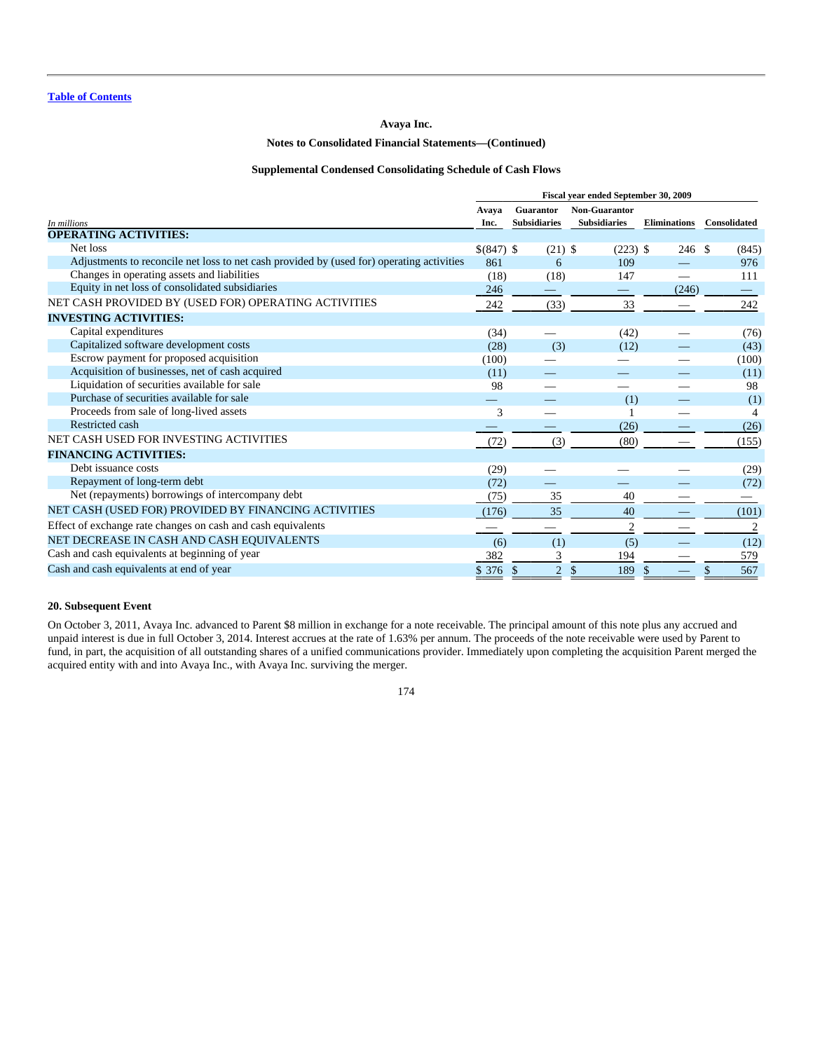Table of Contents

**Avaya Inc.**

**Notes to Consolidated Financial Statements—(Continued)**

**Supplemental Condensed Consolidating Schedule of Cash Flows**

| | Fiscal year ended September 30, 2009 | | | | |
|---|---|---|---|---|---|
| *In millions* | Avaya Inc. | Guarantor Subsidiaries | Non-Guarantor Subsidiaries | Eliminations | Consolidated |
| **OPERATING ACTIVITIES:** | | | | | |
| Net loss | $(847) | $ (21) | $ (223) | $ 246 | $ (845) |
| Adjustments to reconcile net loss to net cash provided by (used for) operating activities | 861 | 6 | 109 | — | 976 |
| Changes in operating assets and liabilities | (18) | (18) | 147 | — | 111 |
| Equity in net loss of consolidated subsidiaries | 246 | — | — | (246) | — |
| NET CASH PROVIDED BY (USED FOR) OPERATING ACTIVITIES | 242 | (33) | 33 | — | 242 |
| **INVESTING ACTIVITIES:** | | | | | |
| Capital expenditures | (34) | — | (42) | — | (76) |
| Capitalized software development costs | (28) | (3) | (12) | — | (43) |
| Escrow payment for proposed acquisition | (100) | — | — | — | (100) |
| Acquisition of businesses, net of cash acquired | (11) | — | — | — | (11) |
| Liquidation of securities available for sale | 98 | — | — | — | 98 |
| Purchase of securities available for sale | — | — | (1) | — | (1) |
| Proceeds from sale of long-lived assets | 3 | — | 1 | — | 4 |
| Restricted cash | — | — | (26) | — | (26) |
| NET CASH USED FOR INVESTING ACTIVITIES | (72) | (3) | (80) | — | (155) |
| **FINANCING ACTIVITIES:** | | | | | |
| Debt issuance costs | (29) | — | — | — | (29) |
| Repayment of long-term debt | (72) | — | — | — | (72) |
| Net (repayments) borrowings of intercompany debt | (75) | 35 | 40 | — | — |
| NET CASH (USED FOR) PROVIDED BY FINANCING ACTIVITIES | (176) | 35 | 40 | — | (101) |
| Effect of exchange rate changes on cash and cash equivalents | — | — | 2 | — | 2 |
| NET DECREASE IN CASH AND CASH EQUIVALENTS | (6) | (1) | (5) | — | (12) |
| Cash and cash equivalents at beginning of year | 382 | 3 | 194 | — | 579 |
| Cash and cash equivalents at end of year | $ 376 | $ 2 | $ 189 | $ — | $ 567 |

**20. Subsequent Event**

On October 3, 2011, Avaya Inc. advanced to Parent $8 million in exchange for a note receivable. The principal amount of this note plus any accrued and unpaid interest is due in full October 3, 2014. Interest accrues at the rate of 1.63% per annum. The proceeds of the note receivable were used by Parent to fund, in part, the acquisition of all outstanding shares of a unified communications provider. Immediately upon completing the acquisition Parent merged the acquired entity with and into Avaya Inc., with Avaya Inc. surviving the merger.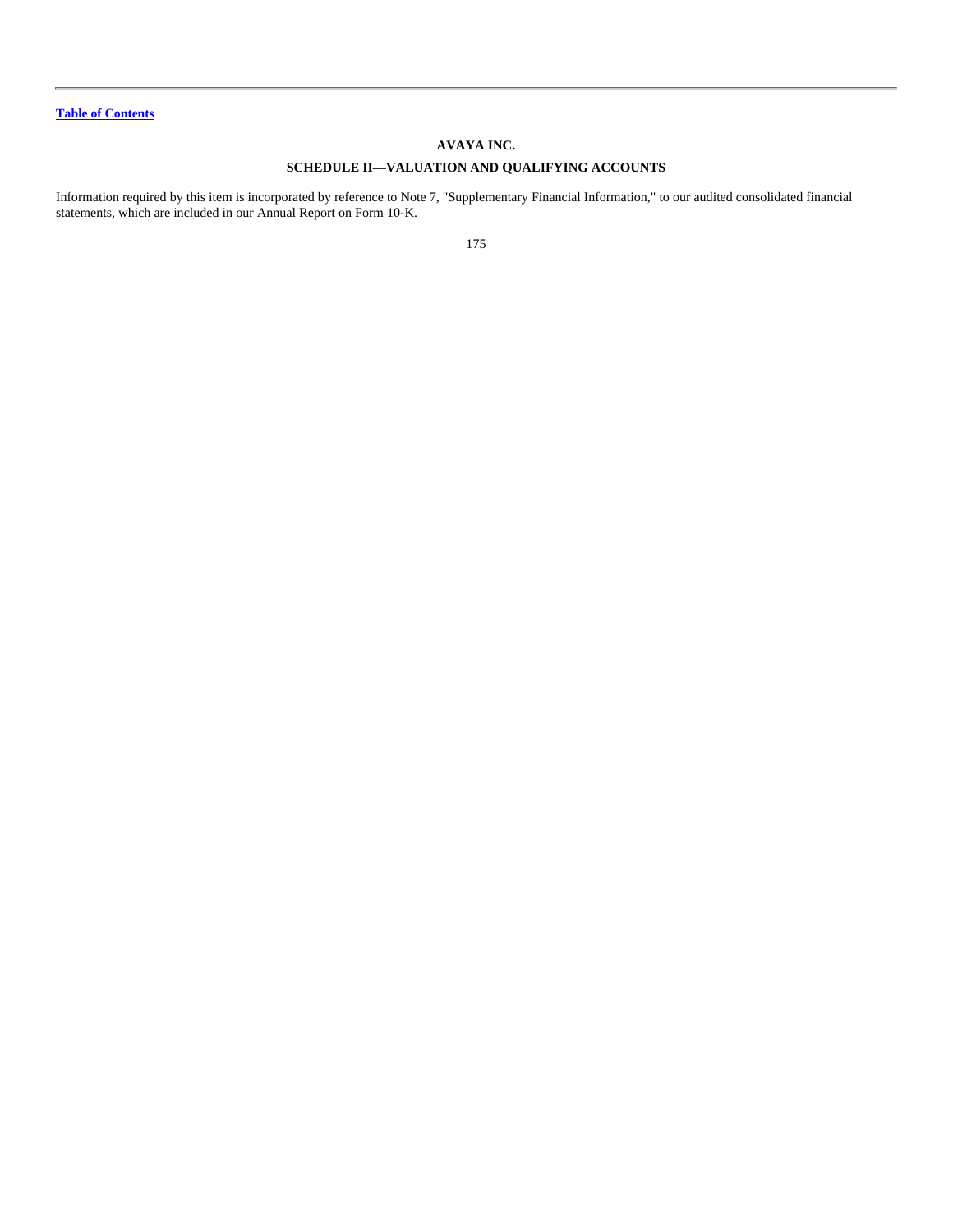# AVAYA INC.

## SCHEDULE II—VALUATION AND QUALIFYING ACCOUNTS

Information required by this item is incorporated by reference to Note 7, "Supplementary Financial Information," to our audited consolidated financial statements, which are included in our Annual Report on Form 10-K.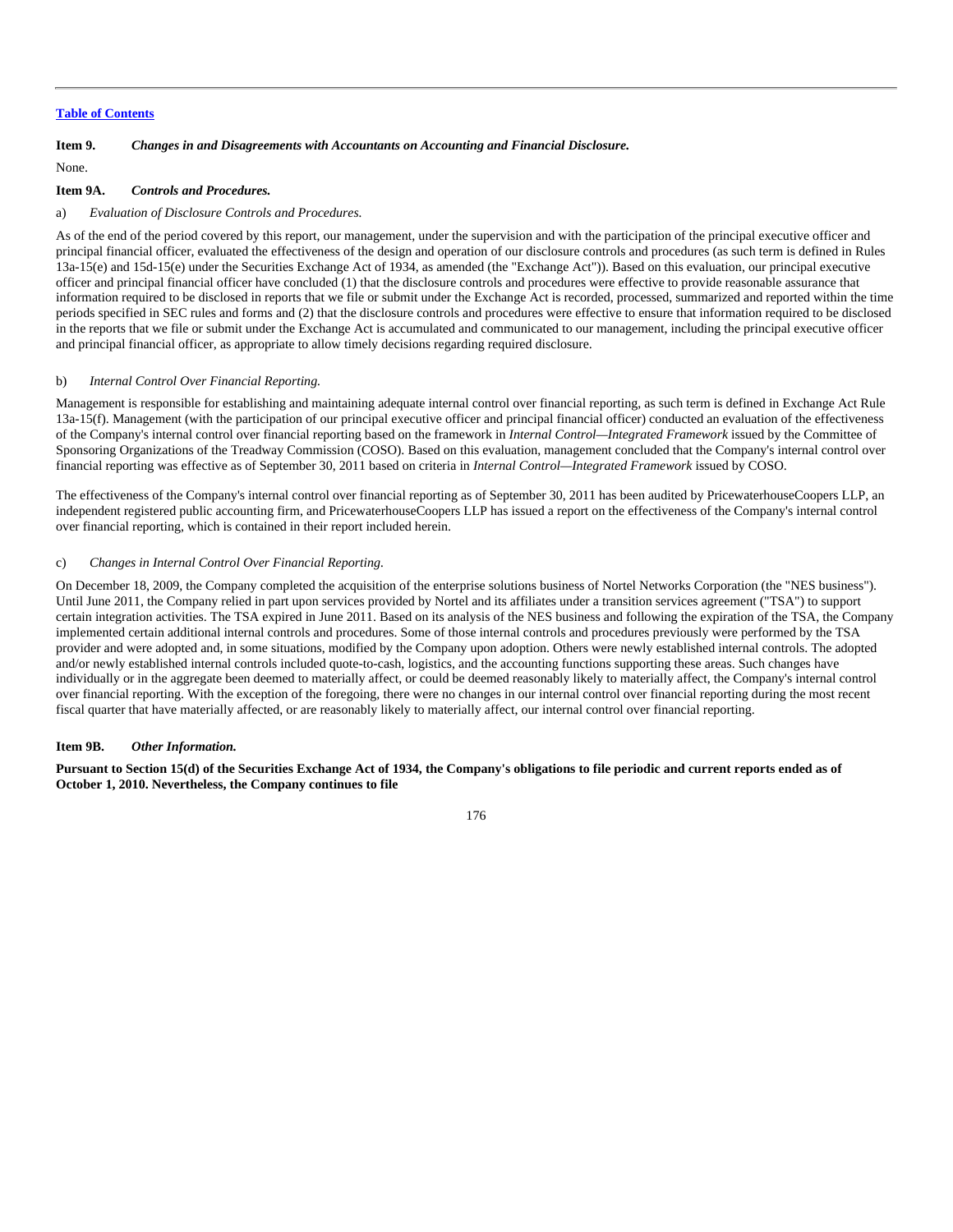**Item 9.** ***Changes in and Disagreements with Accountants on Accounting and Financial Disclosure.***

None.

**Item 9A.** ***Controls and Procedures.***

a) *Evaluation of Disclosure Controls and Procedures.*

As of the end of the period covered by this report, our management, under the supervision and with the participation of the principal executive officer and principal financial officer, evaluated the effectiveness of the design and operation of our disclosure controls and procedures (as such term is defined in Rules 13a-15(e) and 15d-15(e) under the Securities Exchange Act of 1934, as amended (the "Exchange Act")). Based on this evaluation, our principal executive officer and principal financial officer have concluded (1) that the disclosure controls and procedures were effective to provide reasonable assurance that information required to be disclosed in reports that we file or submit under the Exchange Act is recorded, processed, summarized and reported within the time periods specified in SEC rules and forms and (2) that the disclosure controls and procedures were effective to ensure that information required to be disclosed in the reports that we file or submit under the Exchange Act is accumulated and communicated to our management, including the principal executive officer and principal financial officer, as appropriate to allow timely decisions regarding required disclosure.

b) *Internal Control Over Financial Reporting.*

Management is responsible for establishing and maintaining adequate internal control over financial reporting, as such term is defined in Exchange Act Rule 13a-15(f). Management (with the participation of our principal executive officer and principal financial officer) conducted an evaluation of the effectiveness of the Company's internal control over financial reporting based on the framework in *Internal Control—Integrated Framework* issued by the Committee of Sponsoring Organizations of the Treadway Commission (COSO). Based on this evaluation, management concluded that the Company's internal control over financial reporting was effective as of September 30, 2011 based on criteria in *Internal Control—Integrated Framework* issued by COSO.

The effectiveness of the Company's internal control over financial reporting as of September 30, 2011 has been audited by PricewaterhouseCoopers LLP, an independent registered public accounting firm, and PricewaterhouseCoopers LLP has issued a report on the effectiveness of the Company's internal control over financial reporting, which is contained in their report included herein.

c) *Changes in Internal Control Over Financial Reporting.*

On December 18, 2009, the Company completed the acquisition of the enterprise solutions business of Nortel Networks Corporation (the "NES business"). Until June 2011, the Company relied in part upon services provided by Nortel and its affiliates under a transition services agreement ("TSA") to support certain integration activities. The TSA expired in June 2011. Based on its analysis of the NES business and following the expiration of the TSA, the Company implemented certain additional internal controls and procedures. Some of those internal controls and procedures previously were performed by the TSA provider and were adopted and, in some situations, modified by the Company upon adoption. Others were newly established internal controls. The adopted and/or newly established internal controls included quote-to-cash, logistics, and the accounting functions supporting these areas. Such changes have individually or in the aggregate been deemed to materially affect, or could be deemed reasonably likely to materially affect, the Company's internal control over financial reporting. With the exception of the foregoing, there were no changes in our internal control over financial reporting during the most recent fiscal quarter that have materially affected, or are reasonably likely to materially affect, our internal control over financial reporting.

**Item 9B.** ***Other Information.***

**Pursuant to Section 15(d) of the Securities Exchange Act of 1934, the Company's obligations to file periodic and current reports ended as of October 1, 2010. Nevertheless, the Company continues to file**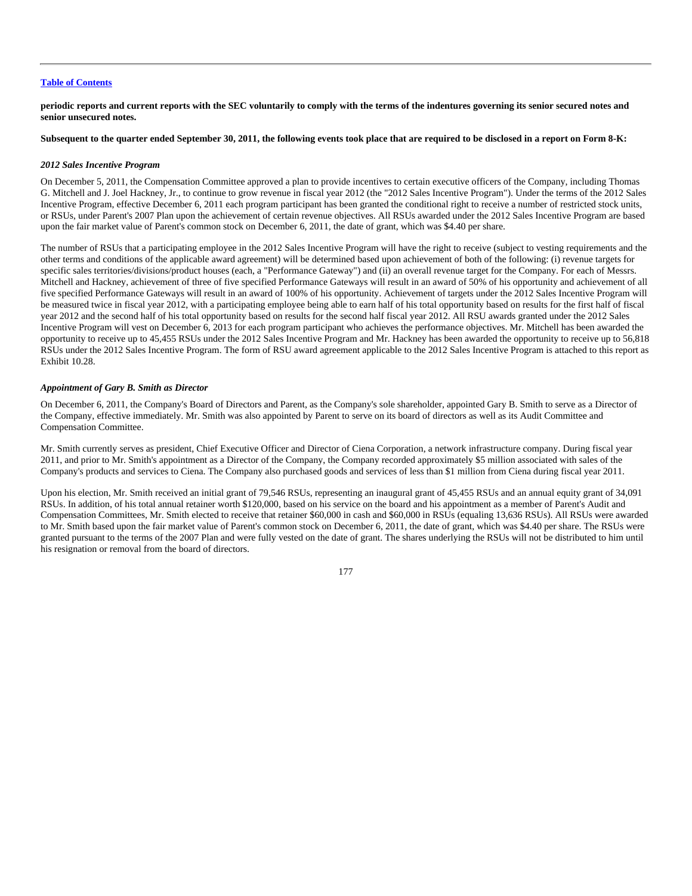**periodic reports and current reports with the SEC voluntarily to comply with the terms of the indentures governing its senior secured notes and senior unsecured notes.**

**Subsequent to the quarter ended September 30, 2011, the following events took place that are required to be disclosed in a report on Form 8-K:**

***2012 Sales Incentive Program***

On December 5, 2011, the Compensation Committee approved a plan to provide incentives to certain executive officers of the Company, including Thomas G. Mitchell and J. Joel Hackney, Jr., to continue to grow revenue in fiscal year 2012 (the "2012 Sales Incentive Program"). Under the terms of the 2012 Sales Incentive Program, effective December 6, 2011 each program participant has been granted the conditional right to receive a number of restricted stock units, or RSUs, under Parent's 2007 Plan upon the achievement of certain revenue objectives. All RSUs awarded under the 2012 Sales Incentive Program are based upon the fair market value of Parent's common stock on December 6, 2011, the date of grant, which was $4.40 per share.

The number of RSUs that a participating employee in the 2012 Sales Incentive Program will have the right to receive (subject to vesting requirements and the other terms and conditions of the applicable award agreement) will be determined based upon achievement of both of the following: (i) revenue targets for specific sales territories/divisions/product houses (each, a "Performance Gateway") and (ii) an overall revenue target for the Company. For each of Messrs. Mitchell and Hackney, achievement of three of five specified Performance Gateways will result in an award of 50% of his opportunity and achievement of all five specified Performance Gateways will result in an award of 100% of his opportunity. Achievement of targets under the 2012 Sales Incentive Program will be measured twice in fiscal year 2012, with a participating employee being able to earn half of his total opportunity based on results for the first half of fiscal year 2012 and the second half of his total opportunity based on results for the second half fiscal year 2012. All RSU awards granted under the 2012 Sales Incentive Program will vest on December 6, 2013 for each program participant who achieves the performance objectives. Mr. Mitchell has been awarded the opportunity to receive up to 45,455 RSUs under the 2012 Sales Incentive Program and Mr. Hackney has been awarded the opportunity to receive up to 56,818 RSUs under the 2012 Sales Incentive Program. The form of RSU award agreement applicable to the 2012 Sales Incentive Program is attached to this report as Exhibit 10.28.

***Appointment of Gary B. Smith as Director***

On December 6, 2011, the Company's Board of Directors and Parent, as the Company's sole shareholder, appointed Gary B. Smith to serve as a Director of the Company, effective immediately. Mr. Smith was also appointed by Parent to serve on its board of directors as well as its Audit Committee and Compensation Committee.

Mr. Smith currently serves as president, Chief Executive Officer and Director of Ciena Corporation, a network infrastructure company. During fiscal year 2011, and prior to Mr. Smith's appointment as a Director of the Company, the Company recorded approximately $5 million associated with sales of the Company's products and services to Ciena. The Company also purchased goods and services of less than $1 million from Ciena during fiscal year 2011.

Upon his election, Mr. Smith received an initial grant of 79,546 RSUs, representing an inaugural grant of 45,455 RSUs and an annual equity grant of 34,091 RSUs. In addition, of his total annual retainer worth $120,000, based on his service on the board and his appointment as a member of Parent's Audit and Compensation Committees, Mr. Smith elected to receive that retainer $60,000 in cash and $60,000 in RSUs (equaling 13,636 RSUs). All RSUs were awarded to Mr. Smith based upon the fair market value of Parent's common stock on December 6, 2011, the date of grant, which was $4.40 per share. The RSUs were granted pursuant to the terms of the 2007 Plan and were fully vested on the date of grant. The shares underlying the RSUs will not be distributed to him until his resignation or removal from the board of directors.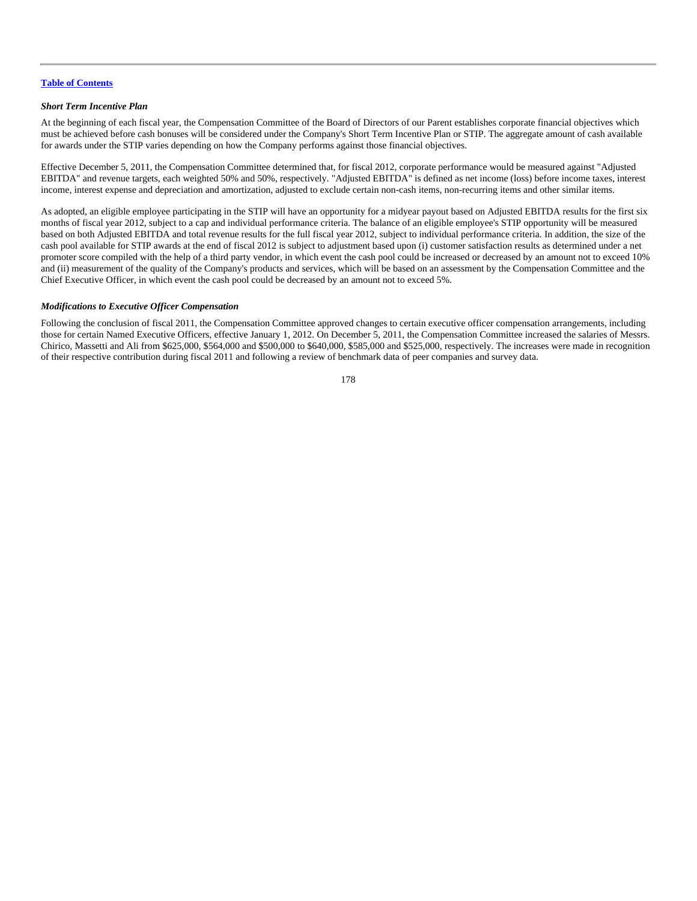### *Short Term Incentive Plan*

At the beginning of each fiscal year, the Compensation Committee of the Board of Directors of our Parent establishes corporate financial objectives which must be achieved before cash bonuses will be considered under the Company's Short Term Incentive Plan or STIP. The aggregate amount of cash available for awards under the STIP varies depending on how the Company performs against those financial objectives.

Effective December 5, 2011, the Compensation Committee determined that, for fiscal 2012, corporate performance would be measured against "Adjusted EBITDA" and revenue targets, each weighted 50% and 50%, respectively. "Adjusted EBITDA" is defined as net income (loss) before income taxes, interest income, interest expense and depreciation and amortization, adjusted to exclude certain non-cash items, non-recurring items and other similar items.

As adopted, an eligible employee participating in the STIP will have an opportunity for a midyear payout based on Adjusted EBITDA results for the first six months of fiscal year 2012, subject to a cap and individual performance criteria. The balance of an eligible employee's STIP opportunity will be measured based on both Adjusted EBITDA and total revenue results for the full fiscal year 2012, subject to individual performance criteria. In addition, the size of the cash pool available for STIP awards at the end of fiscal 2012 is subject to adjustment based upon (i) customer satisfaction results as determined under a net promoter score compiled with the help of a third party vendor, in which event the cash pool could be increased or decreased by an amount not to exceed 10% and (ii) measurement of the quality of the Company's products and services, which will be based on an assessment by the Compensation Committee and the Chief Executive Officer, in which event the cash pool could be decreased by an amount not to exceed 5%.

### *Modifications to Executive Officer Compensation*

Following the conclusion of fiscal 2011, the Compensation Committee approved changes to certain executive officer compensation arrangements, including those for certain Named Executive Officers, effective January 1, 2012. On December 5, 2011, the Compensation Committee increased the salaries of Messrs. Chirico, Massetti and Ali from $625,000, $564,000 and $500,000 to $640,000, $585,000 and $525,000, respectively. The increases were made in recognition of their respective contribution during fiscal 2011 and following a review of benchmark data of peer companies and survey data.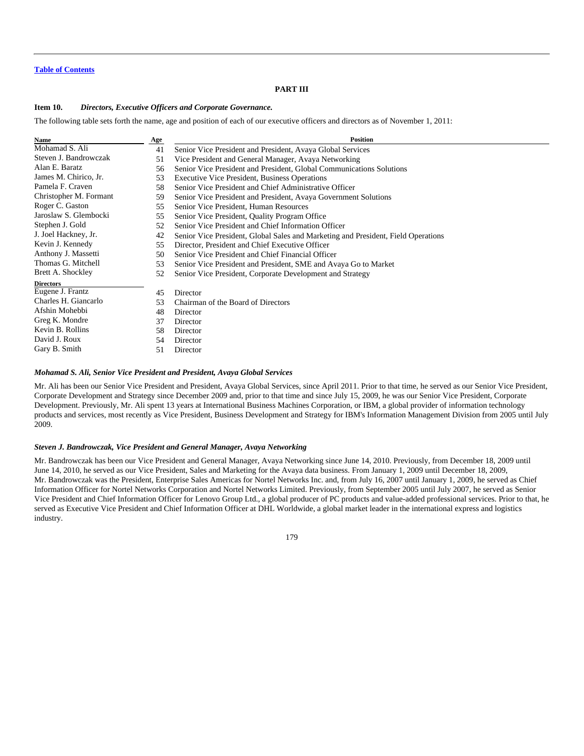[Table of Contents]

## PART III

### Item 10. *Directors, Executive Officers and Corporate Governance.*

The following table sets forth the name, age and position of each of our executive officers and directors as of November 1, 2011:

| Name | Age | Position |
|---|---|---|
| Mohamad S. Ali | 41 | Senior Vice President and President, Avaya Global Services |
| Steven J. Bandrowczak | 51 | Vice President and General Manager, Avaya Networking |
| Alan E. Baratz | 56 | Senior Vice President and President, Global Communications Solutions |
| James M. Chirico, Jr. | 53 | Executive Vice President, Business Operations |
| Pamela F. Craven | 58 | Senior Vice President and Chief Administrative Officer |
| Christopher M. Formant | 59 | Senior Vice President and President, Avaya Government Solutions |
| Roger C. Gaston | 55 | Senior Vice President, Human Resources |
| Jaroslaw S. Glembocki | 55 | Senior Vice President, Quality Program Office |
| Stephen J. Gold | 52 | Senior Vice President and Chief Information Officer |
| J. Joel Hackney, Jr. | 42 | Senior Vice President, Global Sales and Marketing and President, Field Operations |
| Kevin J. Kennedy | 55 | Director, President and Chief Executive Officer |
| Anthony J. Massetti | 50 | Senior Vice President and Chief Financial Officer |
| Thomas G. Mitchell | 53 | Senior Vice President and President, SME and Avaya Go to Market |
| Brett A. Shockley | 52 | Senior Vice President, Corporate Development and Strategy |
| **Directors** | | |
| Eugene J. Frantz | 45 | Director |
| Charles H. Giancarlo | 53 | Chairman of the Board of Directors |
| Afshin Mohebbi | 48 | Director |
| Greg K. Mondre | 37 | Director |
| Kevin B. Rollins | 58 | Director |
| David J. Roux | 54 | Director |
| Gary B. Smith | 51 | Director |

#### *Mohamad S. Ali, Senior Vice President and President, Avaya Global Services*

Mr. Ali has been our Senior Vice President and President, Avaya Global Services, since April 2011. Prior to that time, he served as our Senior Vice President, Corporate Development and Strategy since December 2009 and, prior to that time and since July 15, 2009, he was our Senior Vice President, Corporate Development. Previously, Mr. Ali spent 13 years at International Business Machines Corporation, or IBM, a global provider of information technology products and services, most recently as Vice President, Business Development and Strategy for IBM's Information Management Division from 2005 until July 2009.

#### *Steven J. Bandrowczak, Vice President and General Manager, Avaya Networking*

Mr. Bandrowczak has been our Vice President and General Manager, Avaya Networking since June 14, 2010. Previously, from December 18, 2009 until June 14, 2010, he served as our Vice President, Sales and Marketing for the Avaya data business. From January 1, 2009 until December 18, 2009, Mr. Bandrowczak was the President, Enterprise Sales Americas for Nortel Networks Inc. and, from July 16, 2007 until January 1, 2009, he served as Chief Information Officer for Nortel Networks Corporation and Nortel Networks Limited. Previously, from September 2005 until July 2007, he served as Senior Vice President and Chief Information Officer for Lenovo Group Ltd., a global producer of PC products and value-added professional services. Prior to that, he served as Executive Vice President and Chief Information Officer at DHL Worldwide, a global market leader in the international express and logistics industry.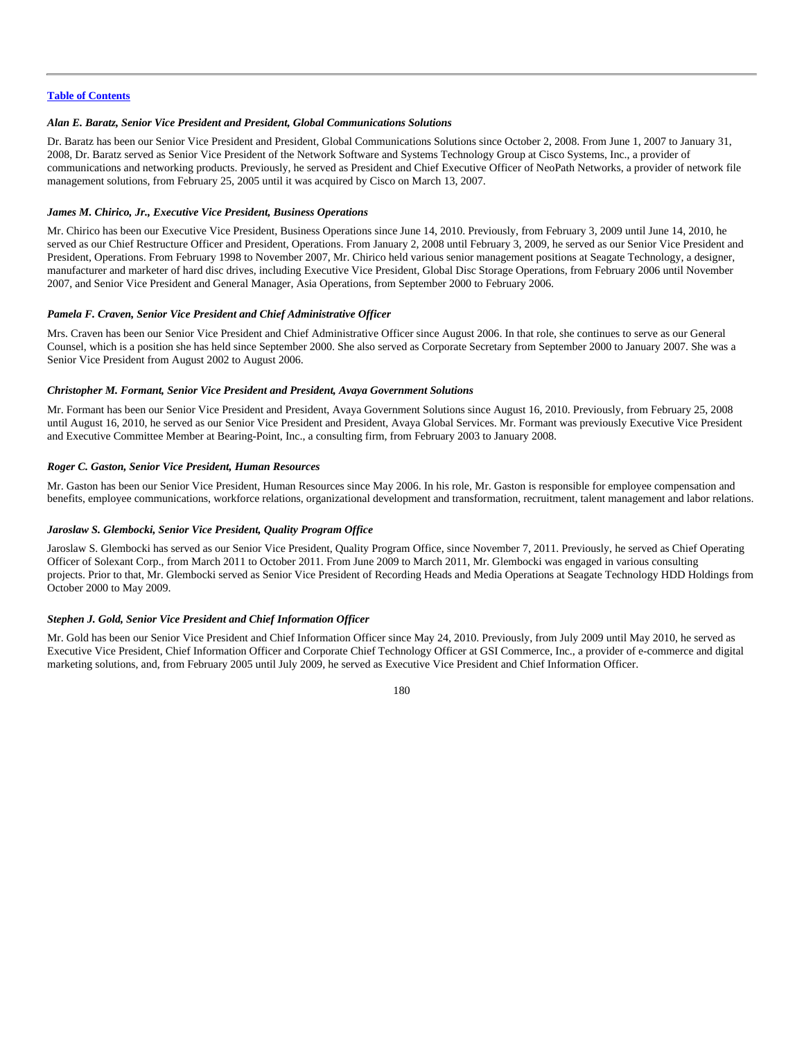***Alan E. Baratz, Senior Vice President and President, Global Communications Solutions***

Dr. Baratz has been our Senior Vice President and President, Global Communications Solutions since October 2, 2008. From June 1, 2007 to January 31, 2008, Dr. Baratz served as Senior Vice President of the Network Software and Systems Technology Group at Cisco Systems, Inc., a provider of communications and networking products. Previously, he served as President and Chief Executive Officer of NeoPath Networks, a provider of network file management solutions, from February 25, 2005 until it was acquired by Cisco on March 13, 2007.

***James M. Chirico, Jr., Executive Vice President, Business Operations***

Mr. Chirico has been our Executive Vice President, Business Operations since June 14, 2010. Previously, from February 3, 2009 until June 14, 2010, he served as our Chief Restructure Officer and President, Operations. From January 2, 2008 until February 3, 2009, he served as our Senior Vice President and President, Operations. From February 1998 to November 2007, Mr. Chirico held various senior management positions at Seagate Technology, a designer, manufacturer and marketer of hard disc drives, including Executive Vice President, Global Disc Storage Operations, from February 2006 until November 2007, and Senior Vice President and General Manager, Asia Operations, from September 2000 to February 2006.

***Pamela F. Craven, Senior Vice President and Chief Administrative Officer***

Mrs. Craven has been our Senior Vice President and Chief Administrative Officer since August 2006. In that role, she continues to serve as our General Counsel, which is a position she has held since September 2000. She also served as Corporate Secretary from September 2000 to January 2007. She was a Senior Vice President from August 2002 to August 2006.

***Christopher M. Formant, Senior Vice President and President, Avaya Government Solutions***

Mr. Formant has been our Senior Vice President and President, Avaya Government Solutions since August 16, 2010. Previously, from February 25, 2008 until August 16, 2010, he served as our Senior Vice President and President, Avaya Global Services. Mr. Formant was previously Executive Vice President and Executive Committee Member at Bearing-Point, Inc., a consulting firm, from February 2003 to January 2008.

***Roger C. Gaston, Senior Vice President, Human Resources***

Mr. Gaston has been our Senior Vice President, Human Resources since May 2006. In his role, Mr. Gaston is responsible for employee compensation and benefits, employee communications, workforce relations, organizational development and transformation, recruitment, talent management and labor relations.

***Jaroslaw S. Glembocki, Senior Vice President, Quality Program Office***

Jaroslaw S. Glembocki has served as our Senior Vice President, Quality Program Office, since November 7, 2011. Previously, he served as Chief Operating Officer of Solexant Corp., from March 2011 to October 2011. From June 2009 to March 2011, Mr. Glembocki was engaged in various consulting projects. Prior to that, Mr. Glembocki served as Senior Vice President of Recording Heads and Media Operations at Seagate Technology HDD Holdings from October 2000 to May 2009.

***Stephen J. Gold, Senior Vice President and Chief Information Officer***

Mr. Gold has been our Senior Vice President and Chief Information Officer since May 24, 2010. Previously, from July 2009 until May 2010, he served as Executive Vice President, Chief Information Officer and Corporate Chief Technology Officer at GSI Commerce, Inc., a provider of e-commerce and digital marketing solutions, and, from February 2005 until July 2009, he served as Executive Vice President and Chief Information Officer.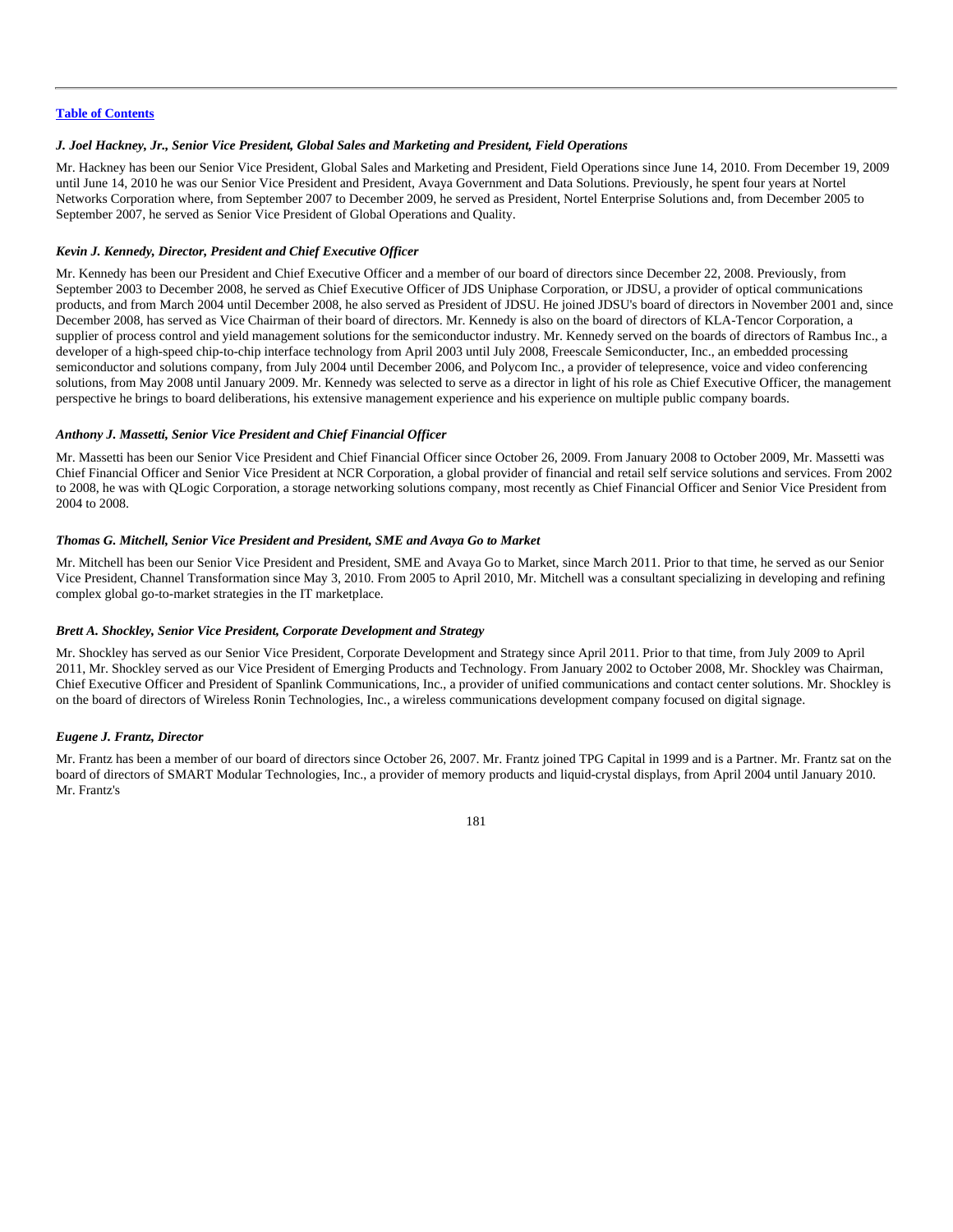[Table of Contents](#)

***J. Joel Hackney, Jr., Senior Vice President, Global Sales and Marketing and President, Field Operations***

Mr. Hackney has been our Senior Vice President, Global Sales and Marketing and President, Field Operations since June 14, 2010. From December 19, 2009 until June 14, 2010 he was our Senior Vice President and President, Avaya Government and Data Solutions. Previously, he spent four years at Nortel Networks Corporation where, from September 2007 to December 2009, he served as President, Nortel Enterprise Solutions and, from December 2005 to September 2007, he served as Senior Vice President of Global Operations and Quality.

***Kevin J. Kennedy, Director, President and Chief Executive Officer***

Mr. Kennedy has been our President and Chief Executive Officer and a member of our board of directors since December 22, 2008. Previously, from September 2003 to December 2008, he served as Chief Executive Officer of JDS Uniphase Corporation, or JDSU, a provider of optical communications products, and from March 2004 until December 2008, he also served as President of JDSU. He joined JDSU's board of directors in November 2001 and, since December 2008, has served as Vice Chairman of their board of directors. Mr. Kennedy is also on the board of directors of KLA-Tencor Corporation, a supplier of process control and yield management solutions for the semiconductor industry. Mr. Kennedy served on the boards of directors of Rambus Inc., a developer of a high-speed chip-to-chip interface technology from April 2003 until July 2008, Freescale Semiconducter, Inc., an embedded processing semiconductor and solutions company, from July 2004 until December 2006, and Polycom Inc., a provider of telepresence, voice and video conferencing solutions, from May 2008 until January 2009. Mr. Kennedy was selected to serve as a director in light of his role as Chief Executive Officer, the management perspective he brings to board deliberations, his extensive management experience and his experience on multiple public company boards.

***Anthony J. Massetti, Senior Vice President and Chief Financial Officer***

Mr. Massetti has been our Senior Vice President and Chief Financial Officer since October 26, 2009. From January 2008 to October 2009, Mr. Massetti was Chief Financial Officer and Senior Vice President at NCR Corporation, a global provider of financial and retail self service solutions and services. From 2002 to 2008, he was with QLogic Corporation, a storage networking solutions company, most recently as Chief Financial Officer and Senior Vice President from 2004 to 2008.

***Thomas G. Mitchell, Senior Vice President and President, SME and Avaya Go to Market***

Mr. Mitchell has been our Senior Vice President and President, SME and Avaya Go to Market, since March 2011. Prior to that time, he served as our Senior Vice President, Channel Transformation since May 3, 2010. From 2005 to April 2010, Mr. Mitchell was a consultant specializing in developing and refining complex global go-to-market strategies in the IT marketplace.

***Brett A. Shockley, Senior Vice President, Corporate Development and Strategy***

Mr. Shockley has served as our Senior Vice President, Corporate Development and Strategy since April 2011. Prior to that time, from July 2009 to April 2011, Mr. Shockley served as our Vice President of Emerging Products and Technology. From January 2002 to October 2008, Mr. Shockley was Chairman, Chief Executive Officer and President of Spanlink Communications, Inc., a provider of unified communications and contact center solutions. Mr. Shockley is on the board of directors of Wireless Ronin Technologies, Inc., a wireless communications development company focused on digital signage.

***Eugene J. Frantz, Director***

Mr. Frantz has been a member of our board of directors since October 26, 2007. Mr. Frantz joined TPG Capital in 1999 and is a Partner. Mr. Frantz sat on the board of directors of SMART Modular Technologies, Inc., a provider of memory products and liquid-crystal displays, from April 2004 until January 2010. Mr. Frantz's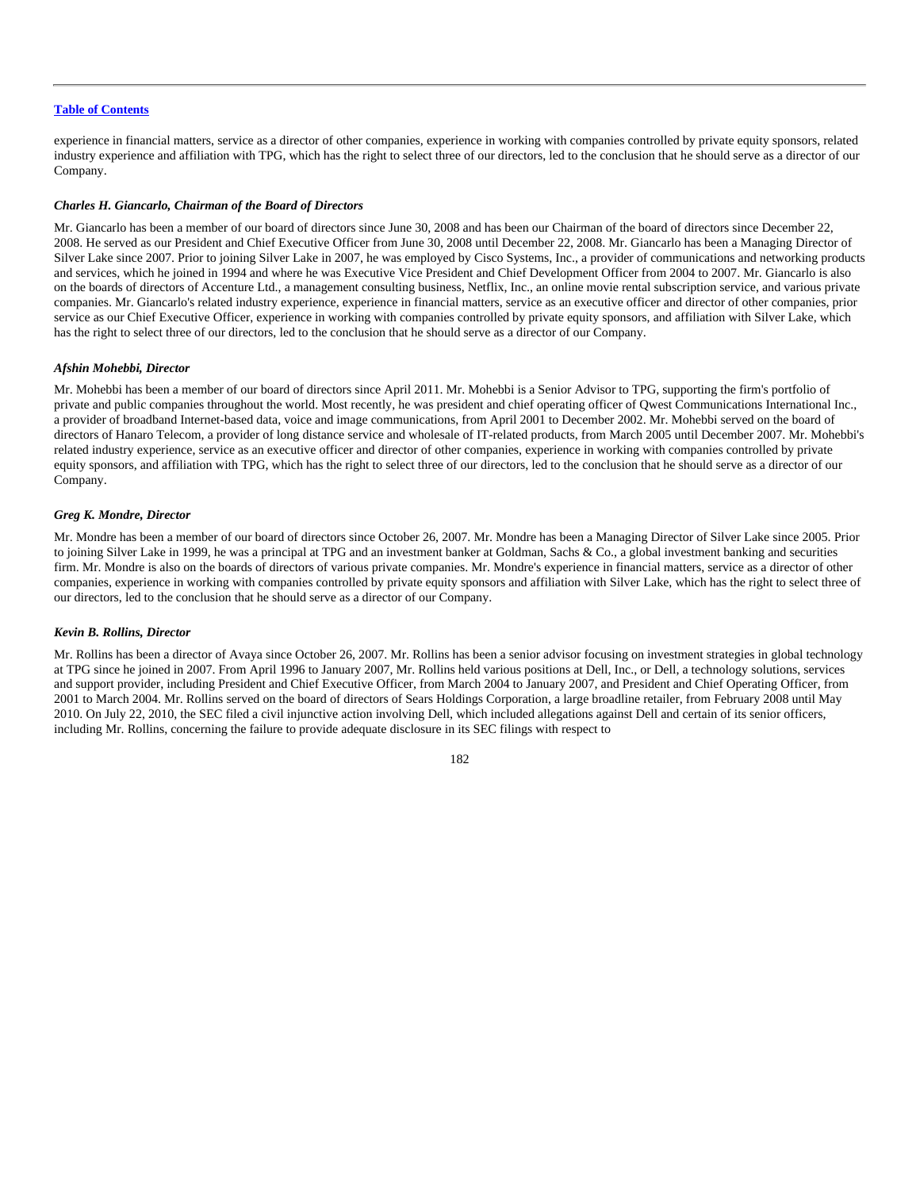experience in financial matters, service as a director of other companies, experience in working with companies controlled by private equity sponsors, related industry experience and affiliation with TPG, which has the right to select three of our directors, led to the conclusion that he should serve as a director of our Company.

***Charles H. Giancarlo, Chairman of the Board of Directors***

Mr. Giancarlo has been a member of our board of directors since June 30, 2008 and has been our Chairman of the board of directors since December 22, 2008. He served as our President and Chief Executive Officer from June 30, 2008 until December 22, 2008. Mr. Giancarlo has been a Managing Director of Silver Lake since 2007. Prior to joining Silver Lake in 2007, he was employed by Cisco Systems, Inc., a provider of communications and networking products and services, which he joined in 1994 and where he was Executive Vice President and Chief Development Officer from 2004 to 2007. Mr. Giancarlo is also on the boards of directors of Accenture Ltd., a management consulting business, Netflix, Inc., an online movie rental subscription service, and various private companies. Mr. Giancarlo's related industry experience, experience in financial matters, service as an executive officer and director of other companies, prior service as our Chief Executive Officer, experience in working with companies controlled by private equity sponsors, and affiliation with Silver Lake, which has the right to select three of our directors, led to the conclusion that he should serve as a director of our Company.

***Afshin Mohebbi, Director***

Mr. Mohebbi has been a member of our board of directors since April 2011. Mr. Mohebbi is a Senior Advisor to TPG, supporting the firm's portfolio of private and public companies throughout the world. Most recently, he was president and chief operating officer of Qwest Communications International Inc., a provider of broadband Internet-based data, voice and image communications, from April 2001 to December 2002. Mr. Mohebbi served on the board of directors of Hanaro Telecom, a provider of long distance service and wholesale of IT-related products, from March 2005 until December 2007. Mr. Mohebbi's related industry experience, service as an executive officer and director of other companies, experience in working with companies controlled by private equity sponsors, and affiliation with TPG, which has the right to select three of our directors, led to the conclusion that he should serve as a director of our Company.

***Greg K. Mondre, Director***

Mr. Mondre has been a member of our board of directors since October 26, 2007. Mr. Mondre has been a Managing Director of Silver Lake since 2005. Prior to joining Silver Lake in 1999, he was a principal at TPG and an investment banker at Goldman, Sachs & Co., a global investment banking and securities firm. Mr. Mondre is also on the boards of directors of various private companies. Mr. Mondre's experience in financial matters, service as a director of other companies, experience in working with companies controlled by private equity sponsors and affiliation with Silver Lake, which has the right to select three of our directors, led to the conclusion that he should serve as a director of our Company.

***Kevin B. Rollins, Director***

Mr. Rollins has been a director of Avaya since October 26, 2007. Mr. Rollins has been a senior advisor focusing on investment strategies in global technology at TPG since he joined in 2007. From April 1996 to January 2007, Mr. Rollins held various positions at Dell, Inc., or Dell, a technology solutions, services and support provider, including President and Chief Executive Officer, from March 2004 to January 2007, and President and Chief Operating Officer, from 2001 to March 2004. Mr. Rollins served on the board of directors of Sears Holdings Corporation, a large broadline retailer, from February 2008 until May 2010. On July 22, 2010, the SEC filed a civil injunctive action involving Dell, which included allegations against Dell and certain of its senior officers, including Mr. Rollins, concerning the failure to provide adequate disclosure in its SEC filings with respect to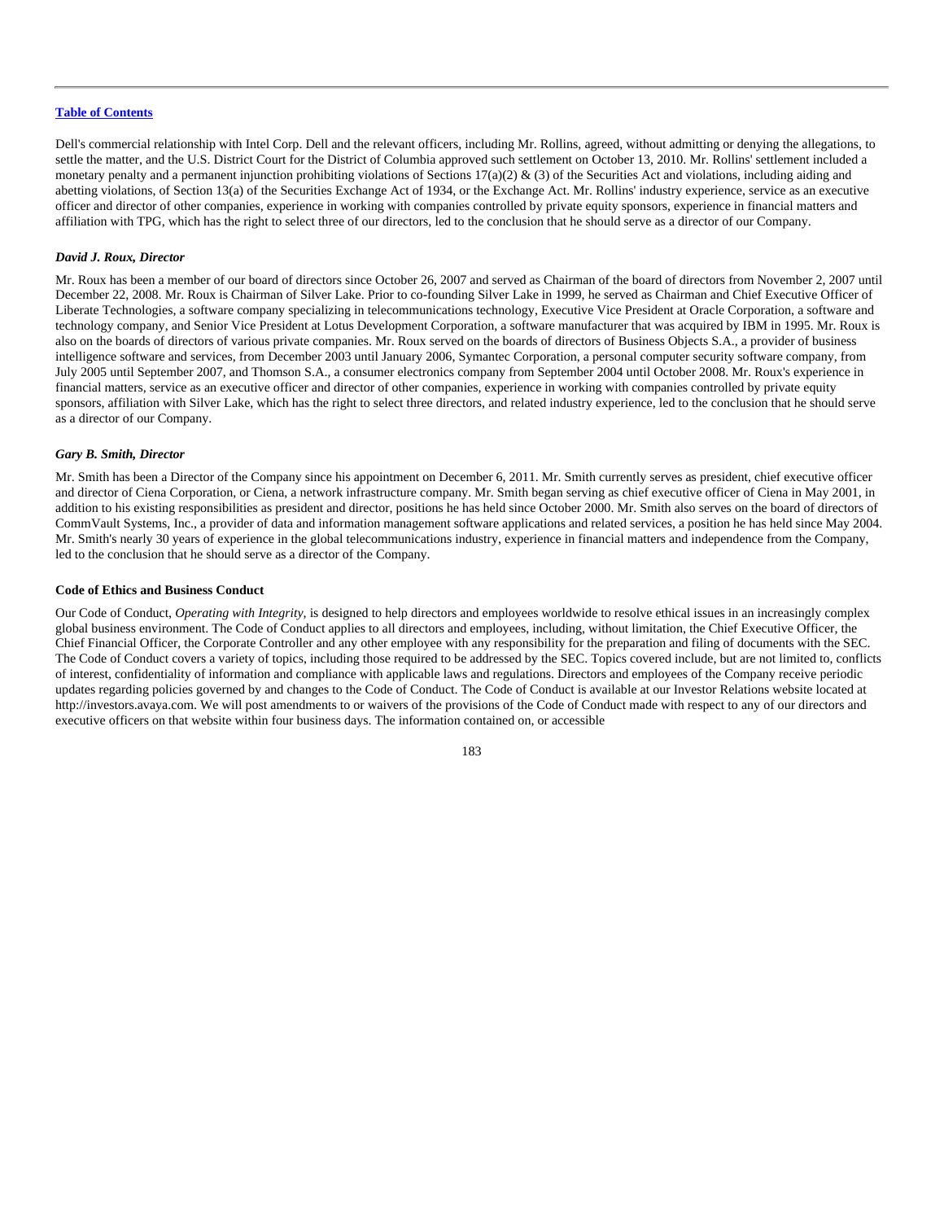Dell's commercial relationship with Intel Corp. Dell and the relevant officers, including Mr. Rollins, agreed, without admitting or denying the allegations, to settle the matter, and the U.S. District Court for the District of Columbia approved such settlement on October 13, 2010. Mr. Rollins' settlement included a monetary penalty and a permanent injunction prohibiting violations of Sections 17(a)(2) & (3) of the Securities Act and violations, including aiding and abetting violations, of Section 13(a) of the Securities Exchange Act of 1934, or the Exchange Act. Mr. Rollins' industry experience, service as an executive officer and director of other companies, experience in working with companies controlled by private equity sponsors, experience in financial matters and affiliation with TPG, which has the right to select three of our directors, led to the conclusion that he should serve as a director of our Company.

***David J. Roux, Director***

Mr. Roux has been a member of our board of directors since October 26, 2007 and served as Chairman of the board of directors from November 2, 2007 until December 22, 2008. Mr. Roux is Chairman of Silver Lake. Prior to co-founding Silver Lake in 1999, he served as Chairman and Chief Executive Officer of Liberate Technologies, a software company specializing in telecommunications technology, Executive Vice President at Oracle Corporation, a software and technology company, and Senior Vice President at Lotus Development Corporation, a software manufacturer that was acquired by IBM in 1995. Mr. Roux is also on the boards of directors of various private companies. Mr. Roux served on the boards of directors of Business Objects S.A., a provider of business intelligence software and services, from December 2003 until January 2006, Symantec Corporation, a personal computer security software company, from July 2005 until September 2007, and Thomson S.A., a consumer electronics company from September 2004 until October 2008. Mr. Roux's experience in financial matters, service as an executive officer and director of other companies, experience in working with companies controlled by private equity sponsors, affiliation with Silver Lake, which has the right to select three directors, and related industry experience, led to the conclusion that he should serve as a director of our Company.

***Gary B. Smith, Director***

Mr. Smith has been a Director of the Company since his appointment on December 6, 2011. Mr. Smith currently serves as president, chief executive officer and director of Ciena Corporation, or Ciena, a network infrastructure company. Mr. Smith began serving as chief executive officer of Ciena in May 2001, in addition to his existing responsibilities as president and director, positions he has held since October 2000. Mr. Smith also serves on the board of directors of CommVault Systems, Inc., a provider of data and information management software applications and related services, a position he has held since May 2004. Mr. Smith's nearly 30 years of experience in the global telecommunications industry, experience in financial matters and independence from the Company, led to the conclusion that he should serve as a director of the Company.

**Code of Ethics and Business Conduct**

Our Code of Conduct, *Operating with Integrity*, is designed to help directors and employees worldwide to resolve ethical issues in an increasingly complex global business environment. The Code of Conduct applies to all directors and employees, including, without limitation, the Chief Executive Officer, the Chief Financial Officer, the Corporate Controller and any other employee with any responsibility for the preparation and filing of documents with the SEC. The Code of Conduct covers a variety of topics, including those required to be addressed by the SEC. Topics covered include, but are not limited to, conflicts of interest, confidentiality of information and compliance with applicable laws and regulations. Directors and employees of the Company receive periodic updates regarding policies governed by and changes to the Code of Conduct. The Code of Conduct is available at our Investor Relations website located at http://investors.avaya.com. We will post amendments to or waivers of the provisions of the Code of Conduct made with respect to any of our directors and executive officers on that website within four business days. The information contained on, or accessible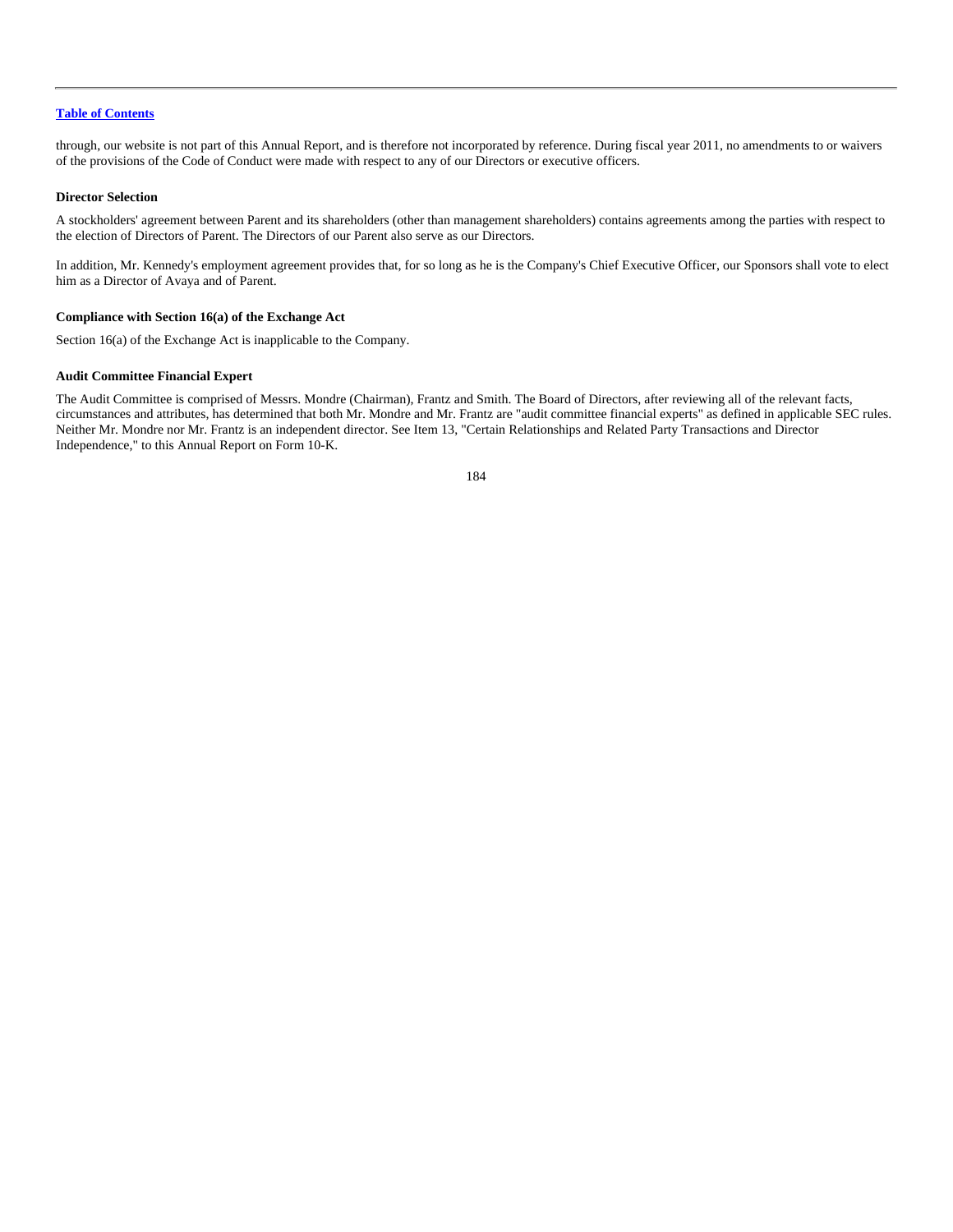through, our website is not part of this Annual Report, and is therefore not incorporated by reference. During fiscal year 2011, no amendments to or waivers of the provisions of the Code of Conduct were made with respect to any of our Directors or executive officers.

**Director Selection**

A stockholders' agreement between Parent and its shareholders (other than management shareholders) contains agreements among the parties with respect to the election of Directors of Parent. The Directors of our Parent also serve as our Directors.

In addition, Mr. Kennedy's employment agreement provides that, for so long as he is the Company's Chief Executive Officer, our Sponsors shall vote to elect him as a Director of Avaya and of Parent.

**Compliance with Section 16(a) of the Exchange Act**

Section 16(a) of the Exchange Act is inapplicable to the Company.

**Audit Committee Financial Expert**

The Audit Committee is comprised of Messrs. Mondre (Chairman), Frantz and Smith. The Board of Directors, after reviewing all of the relevant facts, circumstances and attributes, has determined that both Mr. Mondre and Mr. Frantz are "audit committee financial experts" as defined in applicable SEC rules. Neither Mr. Mondre nor Mr. Frantz is an independent director. See Item 13, "Certain Relationships and Related Party Transactions and Director Independence," to this Annual Report on Form 10-K.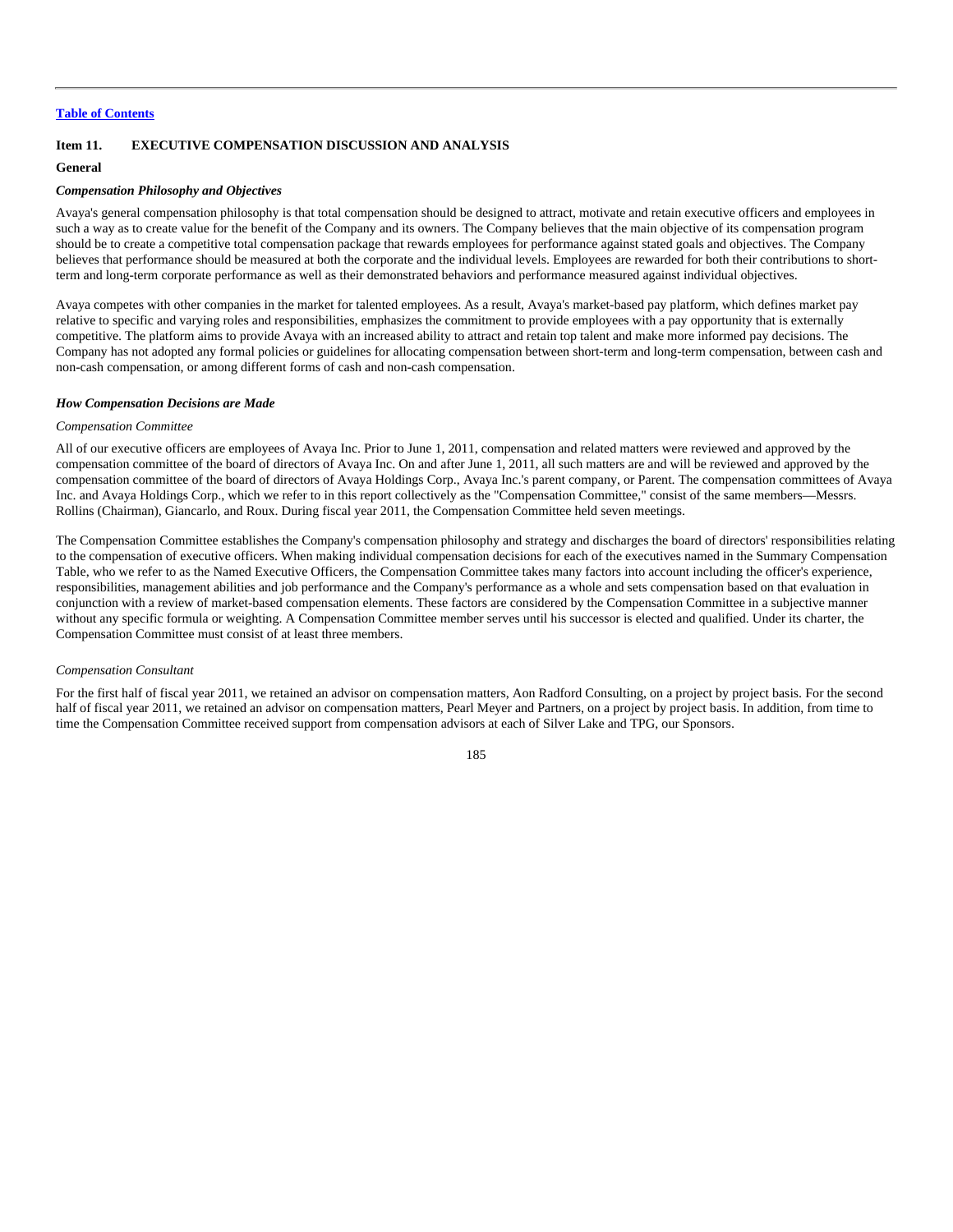**Item 11. EXECUTIVE COMPENSATION DISCUSSION AND ANALYSIS**

**General**

***Compensation Philosophy and Objectives***

Avaya's general compensation philosophy is that total compensation should be designed to attract, motivate and retain executive officers and employees in such a way as to create value for the benefit of the Company and its owners. The Company believes that the main objective of its compensation program should be to create a competitive total compensation package that rewards employees for performance against stated goals and objectives. The Company believes that performance should be measured at both the corporate and the individual levels. Employees are rewarded for both their contributions to short-term and long-term corporate performance as well as their demonstrated behaviors and performance measured against individual objectives.

Avaya competes with other companies in the market for talented employees. As a result, Avaya's market-based pay platform, which defines market pay relative to specific and varying roles and responsibilities, emphasizes the commitment to provide employees with a pay opportunity that is externally competitive. The platform aims to provide Avaya with an increased ability to attract and retain top talent and make more informed pay decisions. The Company has not adopted any formal policies or guidelines for allocating compensation between short-term and long-term compensation, between cash and non-cash compensation, or among different forms of cash and non-cash compensation.

***How Compensation Decisions are Made***

*Compensation Committee*

All of our executive officers are employees of Avaya Inc. Prior to June 1, 2011, compensation and related matters were reviewed and approved by the compensation committee of the board of directors of Avaya Inc. On and after June 1, 2011, all such matters are and will be reviewed and approved by the compensation committee of the board of directors of Avaya Holdings Corp., Avaya Inc.'s parent company, or Parent. The compensation committees of Avaya Inc. and Avaya Holdings Corp., which we refer to in this report collectively as the "Compensation Committee," consist of the same members—Messrs. Rollins (Chairman), Giancarlo, and Roux. During fiscal year 2011, the Compensation Committee held seven meetings.

The Compensation Committee establishes the Company's compensation philosophy and strategy and discharges the board of directors' responsibilities relating to the compensation of executive officers. When making individual compensation decisions for each of the executives named in the Summary Compensation Table, who we refer to as the Named Executive Officers, the Compensation Committee takes many factors into account including the officer's experience, responsibilities, management abilities and job performance and the Company's performance as a whole and sets compensation based on that evaluation in conjunction with a review of market-based compensation elements. These factors are considered by the Compensation Committee in a subjective manner without any specific formula or weighting. A Compensation Committee member serves until his successor is elected and qualified. Under its charter, the Compensation Committee must consist of at least three members.

*Compensation Consultant*

For the first half of fiscal year 2011, we retained an advisor on compensation matters, Aon Radford Consulting, on a project by project basis. For the second half of fiscal year 2011, we retained an advisor on compensation matters, Pearl Meyer and Partners, on a project by project basis. In addition, from time to time the Compensation Committee received support from compensation advisors at each of Silver Lake and TPG, our Sponsors.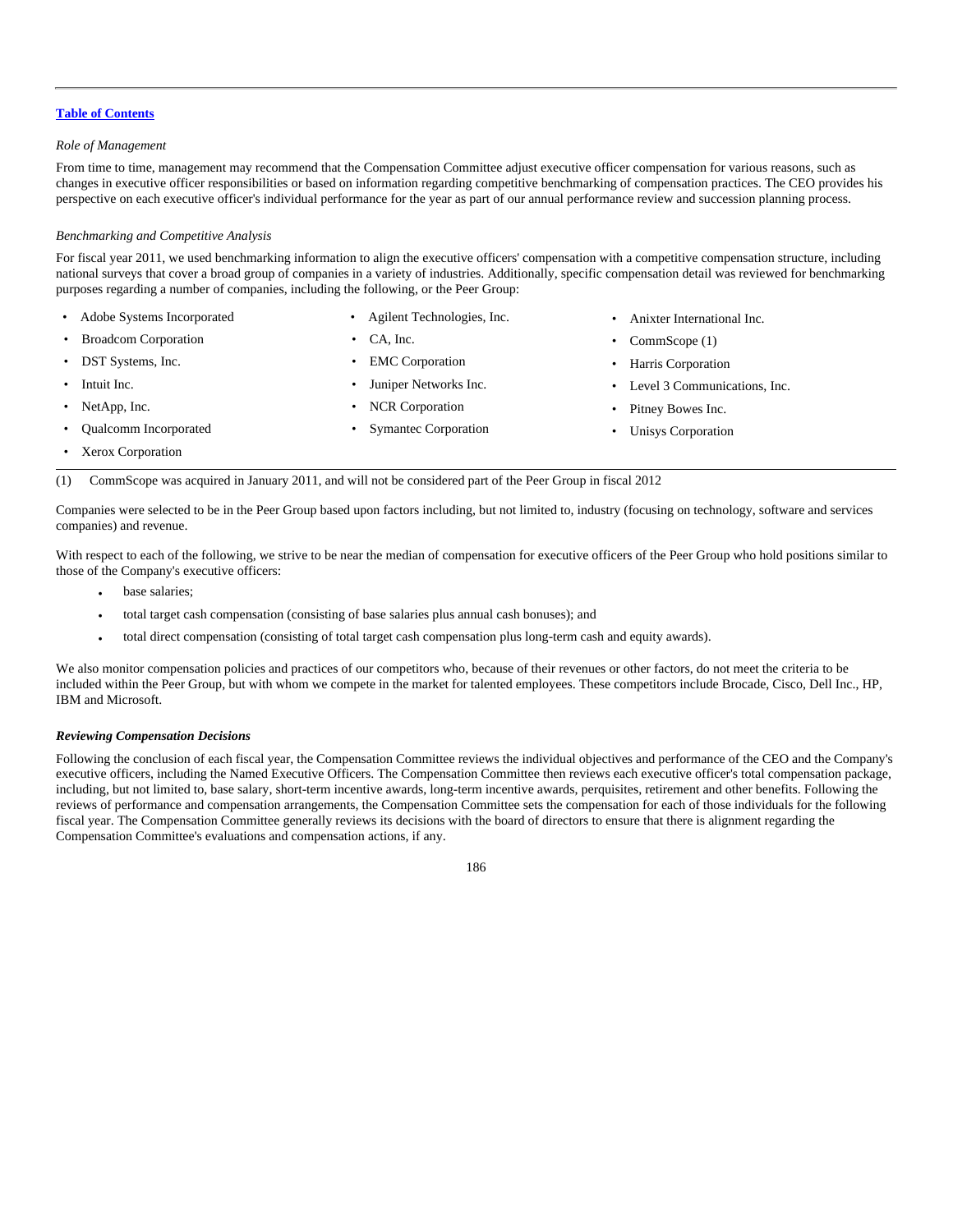[Table of Contents](#)

*Role of Management*

From time to time, management may recommend that the Compensation Committee adjust executive officer compensation for various reasons, such as changes in executive officer responsibilities or based on information regarding competitive benchmarking of compensation practices. The CEO provides his perspective on each executive officer's individual performance for the year as part of our annual performance review and succession planning process.

*Benchmarking and Competitive Analysis*

For fiscal year 2011, we used benchmarking information to align the executive officers' compensation with a competitive compensation structure, including national surveys that cover a broad group of companies in a variety of industries. Additionally, specific compensation detail was reviewed for benchmarking purposes regarding a number of companies, including the following, or the Peer Group:

- Adobe Systems Incorporated
- Agilent Technologies, Inc.
- Anixter International Inc.
- Broadcom Corporation
- CA, Inc.
- CommScope (1)
- DST Systems, Inc.
- EMC Corporation
- Harris Corporation
- Intuit Inc.
- Juniper Networks Inc.
- Level 3 Communications, Inc.
- NetApp, Inc.
- NCR Corporation
- Pitney Bowes Inc.
- Qualcomm Incorporated
- Symantec Corporation
- Unisys Corporation
- Xerox Corporation

(1) CommScope was acquired in January 2011, and will not be considered part of the Peer Group in fiscal 2012

Companies were selected to be in the Peer Group based upon factors including, but not limited to, industry (focusing on technology, software and services companies) and revenue.

With respect to each of the following, we strive to be near the median of compensation for executive officers of the Peer Group who hold positions similar to those of the Company's executive officers:

- base salaries;
- total target cash compensation (consisting of base salaries plus annual cash bonuses); and
- total direct compensation (consisting of total target cash compensation plus long-term cash and equity awards).

We also monitor compensation policies and practices of our competitors who, because of their revenues or other factors, do not meet the criteria to be included within the Peer Group, but with whom we compete in the market for talented employees. These competitors include Brocade, Cisco, Dell Inc., HP, IBM and Microsoft.

***Reviewing Compensation Decisions***

Following the conclusion of each fiscal year, the Compensation Committee reviews the individual objectives and performance of the CEO and the Company's executive officers, including the Named Executive Officers. The Compensation Committee then reviews each executive officer's total compensation package, including, but not limited to, base salary, short-term incentive awards, long-term incentive awards, perquisites, retirement and other benefits. Following the reviews of performance and compensation arrangements, the Compensation Committee sets the compensation for each of those individuals for the following fiscal year. The Compensation Committee generally reviews its decisions with the board of directors to ensure that there is alignment regarding the Compensation Committee's evaluations and compensation actions, if any.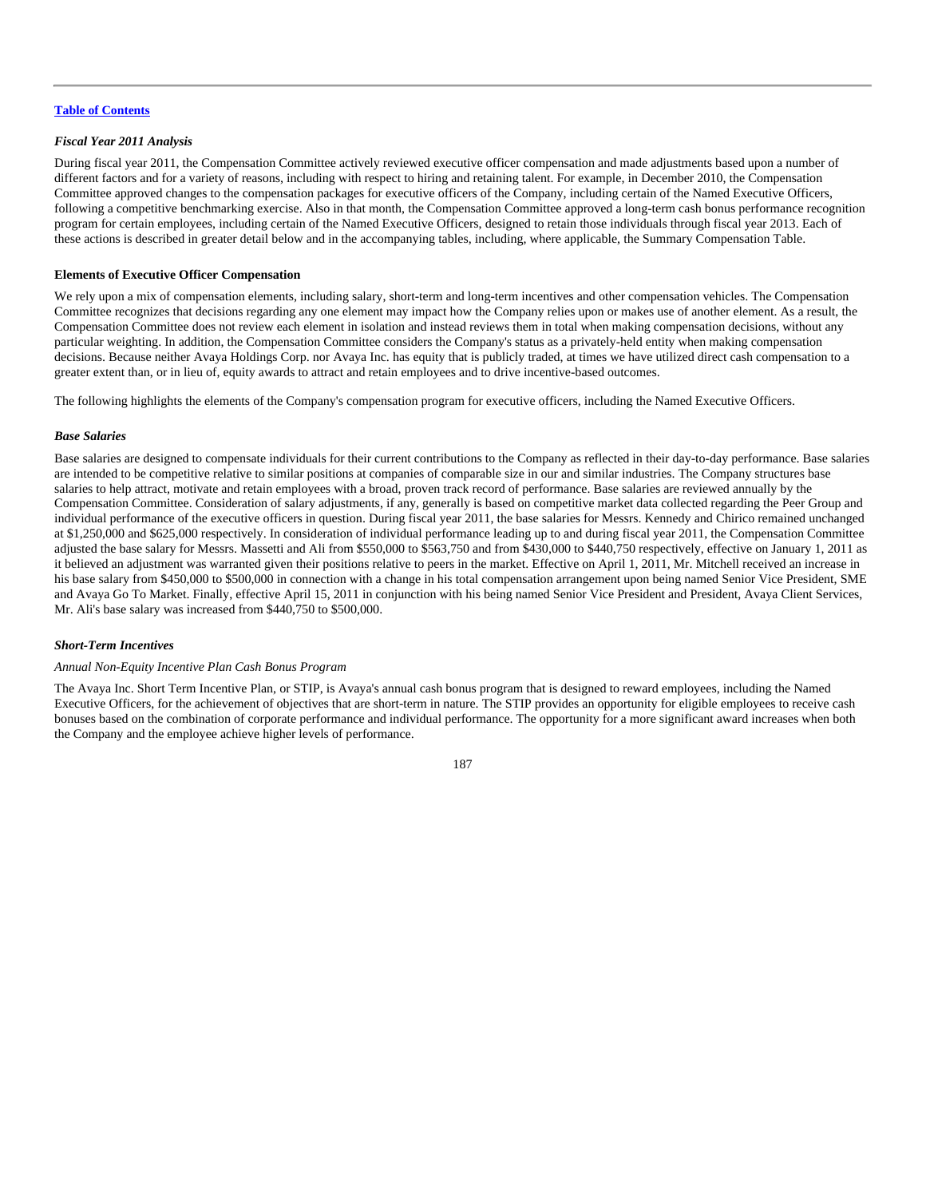[Table of Contents](#)

***Fiscal Year 2011 Analysis***

During fiscal year 2011, the Compensation Committee actively reviewed executive officer compensation and made adjustments based upon a number of different factors and for a variety of reasons, including with respect to hiring and retaining talent. For example, in December 2010, the Compensation Committee approved changes to the compensation packages for executive officers of the Company, including certain of the Named Executive Officers, following a competitive benchmarking exercise. Also in that month, the Compensation Committee approved a long-term cash bonus performance recognition program for certain employees, including certain of the Named Executive Officers, designed to retain those individuals through fiscal year 2013. Each of these actions is described in greater detail below and in the accompanying tables, including, where applicable, the Summary Compensation Table.

**Elements of Executive Officer Compensation**

We rely upon a mix of compensation elements, including salary, short-term and long-term incentives and other compensation vehicles. The Compensation Committee recognizes that decisions regarding any one element may impact how the Company relies upon or makes use of another element. As a result, the Compensation Committee does not review each element in isolation and instead reviews them in total when making compensation decisions, without any particular weighting. In addition, the Compensation Committee considers the Company's status as a privately-held entity when making compensation decisions. Because neither Avaya Holdings Corp. nor Avaya Inc. has equity that is publicly traded, at times we have utilized direct cash compensation to a greater extent than, or in lieu of, equity awards to attract and retain employees and to drive incentive-based outcomes.

The following highlights the elements of the Company's compensation program for executive officers, including the Named Executive Officers.

***Base Salaries***

Base salaries are designed to compensate individuals for their current contributions to the Company as reflected in their day-to-day performance. Base salaries are intended to be competitive relative to similar positions at companies of comparable size in our and similar industries. The Company structures base salaries to help attract, motivate and retain employees with a broad, proven track record of performance. Base salaries are reviewed annually by the Compensation Committee. Consideration of salary adjustments, if any, generally is based on competitive market data collected regarding the Peer Group and individual performance of the executive officers in question. During fiscal year 2011, the base salaries for Messrs. Kennedy and Chirico remained unchanged at $1,250,000 and $625,000 respectively. In consideration of individual performance leading up to and during fiscal year 2011, the Compensation Committee adjusted the base salary for Messrs. Massetti and Ali from $550,000 to $563,750 and from $430,000 to $440,750 respectively, effective on January 1, 2011 as it believed an adjustment was warranted given their positions relative to peers in the market. Effective on April 1, 2011, Mr. Mitchell received an increase in his base salary from $450,000 to $500,000 in connection with a change in his total compensation arrangement upon being named Senior Vice President, SME and Avaya Go To Market. Finally, effective April 15, 2011 in conjunction with his being named Senior Vice President and President, Avaya Client Services, Mr. Ali's base salary was increased from $440,750 to $500,000.

***Short-Term Incentives***

*Annual Non-Equity Incentive Plan Cash Bonus Program*

The Avaya Inc. Short Term Incentive Plan, or STIP, is Avaya's annual cash bonus program that is designed to reward employees, including the Named Executive Officers, for the achievement of objectives that are short-term in nature. The STIP provides an opportunity for eligible employees to receive cash bonuses based on the combination of corporate performance and individual performance. The opportunity for a more significant award increases when both the Company and the employee achieve higher levels of performance.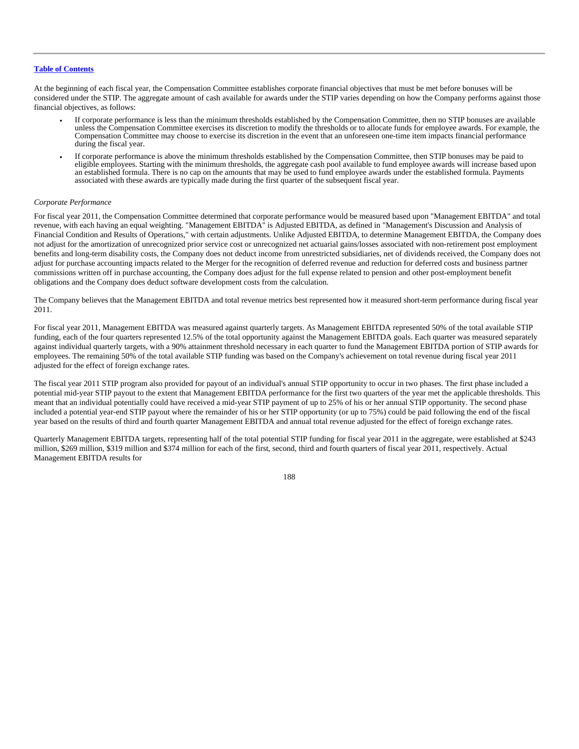At the beginning of each fiscal year, the Compensation Committee establishes corporate financial objectives that must be met before bonuses will be considered under the STIP. The aggregate amount of cash available for awards under the STIP varies depending on how the Company performs against those financial objectives, as follows:

- If corporate performance is less than the minimum thresholds established by the Compensation Committee, then no STIP bonuses are available unless the Compensation Committee exercises its discretion to modify the thresholds or to allocate funds for employee awards. For example, the Compensation Committee may choose to exercise its discretion in the event that an unforeseen one-time item impacts financial performance during the fiscal year.
- If corporate performance is above the minimum thresholds established by the Compensation Committee, then STIP bonuses may be paid to eligible employees. Starting with the minimum thresholds, the aggregate cash pool available to fund employee awards will increase based upon an established formula. There is no cap on the amounts that may be used to fund employee awards under the established formula. Payments associated with these awards are typically made during the first quarter of the subsequent fiscal year.

*Corporate Performance*

For fiscal year 2011, the Compensation Committee determined that corporate performance would be measured based upon "Management EBITDA" and total revenue, with each having an equal weighting. "Management EBITDA" is Adjusted EBITDA, as defined in "Management's Discussion and Analysis of Financial Condition and Results of Operations," with certain adjustments. Unlike Adjusted EBITDA, to determine Management EBITDA, the Company does not adjust for the amortization of unrecognized prior service cost or unrecognized net actuarial gains/losses associated with non-retirement post employment benefits and long-term disability costs, the Company does not deduct income from unrestricted subsidiaries, net of dividends received, the Company does not adjust for purchase accounting impacts related to the Merger for the recognition of deferred revenue and reduction for deferred costs and business partner commissions written off in purchase accounting, the Company does adjust for the full expense related to pension and other post-employment benefit obligations and the Company does deduct software development costs from the calculation.

The Company believes that the Management EBITDA and total revenue metrics best represented how it measured short-term performance during fiscal year 2011.

For fiscal year 2011, Management EBITDA was measured against quarterly targets. As Management EBITDA represented 50% of the total available STIP funding, each of the four quarters represented 12.5% of the total opportunity against the Management EBITDA goals. Each quarter was measured separately against individual quarterly targets, with a 90% attainment threshold necessary in each quarter to fund the Management EBITDA portion of STIP awards for employees. The remaining 50% of the total available STIP funding was based on the Company's achievement on total revenue during fiscal year 2011 adjusted for the effect of foreign exchange rates.

The fiscal year 2011 STIP program also provided for payout of an individual's annual STIP opportunity to occur in two phases. The first phase included a potential mid-year STIP payout to the extent that Management EBITDA performance for the first two quarters of the year met the applicable thresholds. This meant that an individual potentially could have received a mid-year STIP payment of up to 25% of his or her annual STIP opportunity. The second phase included a potential year-end STIP payout where the remainder of his or her STIP opportunity (or up to 75%) could be paid following the end of the fiscal year based on the results of third and fourth quarter Management EBITDA and annual total revenue adjusted for the effect of foreign exchange rates.

Quarterly Management EBITDA targets, representing half of the total potential STIP funding for fiscal year 2011 in the aggregate, were established at $243 million, $269 million, $319 million and $374 million for each of the first, second, third and fourth quarters of fiscal year 2011, respectively. Actual Management EBITDA results for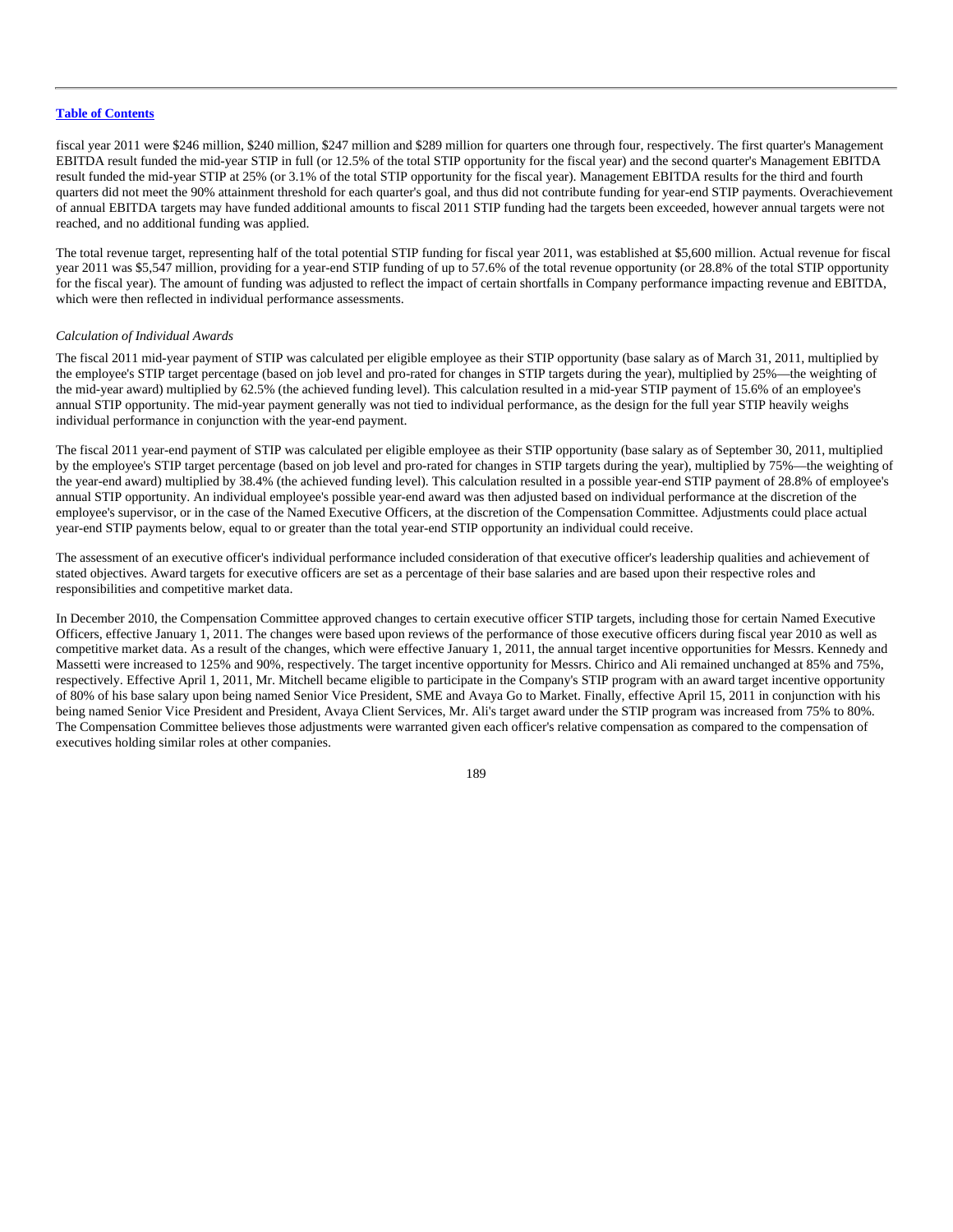fiscal year 2011 were $246 million, $240 million, $247 million and $289 million for quarters one through four, respectively. The first quarter's Management EBITDA result funded the mid-year STIP in full (or 12.5% of the total STIP opportunity for the fiscal year) and the second quarter's Management EBITDA result funded the mid-year STIP at 25% (or 3.1% of the total STIP opportunity for the fiscal year). Management EBITDA results for the third and fourth quarters did not meet the 90% attainment threshold for each quarter's goal, and thus did not contribute funding for year-end STIP payments. Overachievement of annual EBITDA targets may have funded additional amounts to fiscal 2011 STIP funding had the targets been exceeded, however annual targets were not reached, and no additional funding was applied.

The total revenue target, representing half of the total potential STIP funding for fiscal year 2011, was established at $5,600 million. Actual revenue for fiscal year 2011 was $5,547 million, providing for a year-end STIP funding of up to 57.6% of the total revenue opportunity (or 28.8% of the total STIP opportunity for the fiscal year). The amount of funding was adjusted to reflect the impact of certain shortfalls in Company performance impacting revenue and EBITDA, which were then reflected in individual performance assessments.

*Calculation of Individual Awards*

The fiscal 2011 mid-year payment of STIP was calculated per eligible employee as their STIP opportunity (base salary as of March 31, 2011, multiplied by the employee's STIP target percentage (based on job level and pro-rated for changes in STIP targets during the year), multiplied by 25%—the weighting of the mid-year award) multiplied by 62.5% (the achieved funding level). This calculation resulted in a mid-year STIP payment of 15.6% of an employee's annual STIP opportunity. The mid-year payment generally was not tied to individual performance, as the design for the full year STIP heavily weighs individual performance in conjunction with the year-end payment.

The fiscal 2011 year-end payment of STIP was calculated per eligible employee as their STIP opportunity (base salary as of September 30, 2011, multiplied by the employee's STIP target percentage (based on job level and pro-rated for changes in STIP targets during the year), multiplied by 75%—the weighting of the year-end award) multiplied by 38.4% (the achieved funding level). This calculation resulted in a possible year-end STIP payment of 28.8% of employee's annual STIP opportunity. An individual employee's possible year-end award was then adjusted based on individual performance at the discretion of the employee's supervisor, or in the case of the Named Executive Officers, at the discretion of the Compensation Committee. Adjustments could place actual year-end STIP payments below, equal to or greater than the total year-end STIP opportunity an individual could receive.

The assessment of an executive officer's individual performance included consideration of that executive officer's leadership qualities and achievement of stated objectives. Award targets for executive officers are set as a percentage of their base salaries and are based upon their respective roles and responsibilities and competitive market data.

In December 2010, the Compensation Committee approved changes to certain executive officer STIP targets, including those for certain Named Executive Officers, effective January 1, 2011. The changes were based upon reviews of the performance of those executive officers during fiscal year 2010 as well as competitive market data. As a result of the changes, which were effective January 1, 2011, the annual target incentive opportunities for Messrs. Kennedy and Massetti were increased to 125% and 90%, respectively. The target incentive opportunity for Messrs. Chirico and Ali remained unchanged at 85% and 75%, respectively. Effective April 1, 2011, Mr. Mitchell became eligible to participate in the Company's STIP program with an award target incentive opportunity of 80% of his base salary upon being named Senior Vice President, SME and Avaya Go to Market. Finally, effective April 15, 2011 in conjunction with his being named Senior Vice President and President, Avaya Client Services, Mr. Ali's target award under the STIP program was increased from 75% to 80%. The Compensation Committee believes those adjustments were warranted given each officer's relative compensation as compared to the compensation of executives holding similar roles at other companies.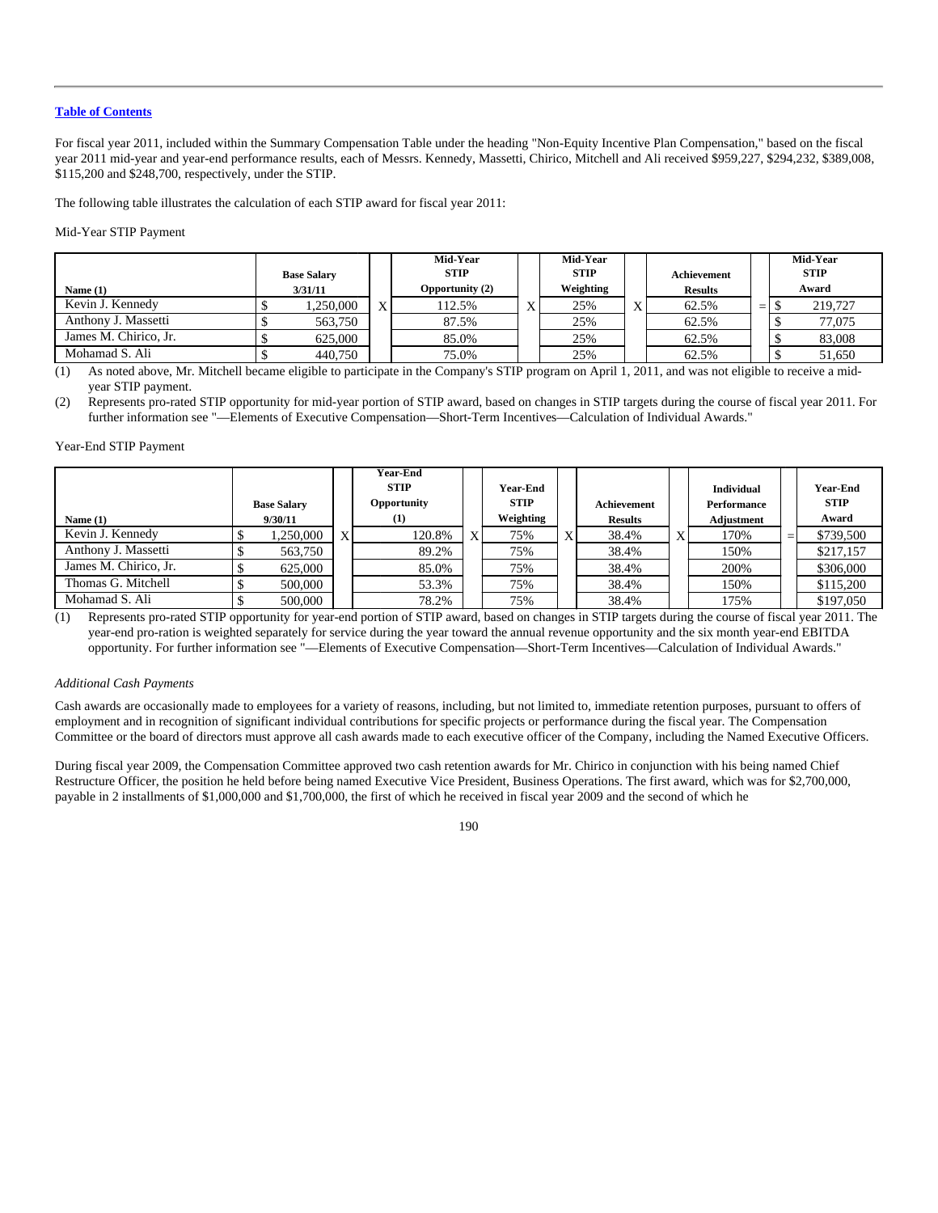**Table of Contents**

For fiscal year 2011, included within the Summary Compensation Table under the heading "Non-Equity Incentive Plan Compensation," based on the fiscal year 2011 mid-year and year-end performance results, each of Messrs. Kennedy, Massetti, Chirico, Mitchell and Ali received $959,227, $294,232, $389,008, $115,200 and $248,700, respectively, under the STIP.

The following table illustrates the calculation of each STIP award for fiscal year 2011:

Mid-Year STIP Payment

| Name (1) | Base Salary 3/31/11 | | Mid-Year STIP Opportunity (2) | | Mid-Year STIP Weighting | | Achievement Results | | Mid-Year STIP Award |
|---|---|---|---|---|---|---|---|---|---|
| Kevin J. Kennedy | $ 1,250,000 | X | 112.5% | X | 25% | X | 62.5% | = | $ 219,727 |
| Anthony J. Massetti | $ 563,750 | | 87.5% | | 25% | | 62.5% | | $ 77,075 |
| James M. Chirico, Jr. | $ 625,000 | | 85.0% | | 25% | | 62.5% | | $ 83,008 |
| Mohamad S. Ali | $ 440,750 | | 75.0% | | 25% | | 62.5% | | $ 51,650 |

(1) As noted above, Mr. Mitchell became eligible to participate in the Company's STIP program on April 1, 2011, and was not eligible to receive a mid-year STIP payment.

(2) Represents pro-rated STIP opportunity for mid-year portion of STIP award, based on changes in STIP targets during the course of fiscal year 2011. For further information see "—Elements of Executive Compensation—Short-Term Incentives—Calculation of Individual Awards."

Year-End STIP Payment

| Name (1) | Base Salary 9/30/11 | | Year-End STIP Opportunity (1) | | Year-End STIP Weighting | | Achievement Results | | Individual Performance Adjustment | | Year-End STIP Award |
|---|---|---|---|---|---|---|---|---|---|---|---|
| Kevin J. Kennedy | $ 1,250,000 | X | 120.8% | X | 75% | X | 38.4% | X | 170% | = | $739,500 |
| Anthony J. Massetti | $ 563,750 | | 89.2% | | 75% | | 38.4% | | 150% | | $217,157 |
| James M. Chirico, Jr. | $ 625,000 | | 85.0% | | 75% | | 38.4% | | 200% | | $306,000 |
| Thomas G. Mitchell | $ 500,000 | | 53.3% | | 75% | | 38.4% | | 150% | | $115,200 |
| Mohamad S. Ali | $ 500,000 | | 78.2% | | 75% | | 38.4% | | 175% | | $197,050 |

(1) Represents pro-rated STIP opportunity for year-end portion of STIP award, based on changes in STIP targets during the course of fiscal year 2011. The year-end pro-ration is weighted separately for service during the year toward the annual revenue opportunity and the six month year-end EBITDA opportunity. For further information see "—Elements of Executive Compensation—Short-Term Incentives—Calculation of Individual Awards."

*Additional Cash Payments*

Cash awards are occasionally made to employees for a variety of reasons, including, but not limited to, immediate retention purposes, pursuant to offers of employment and in recognition of significant individual contributions for specific projects or performance during the fiscal year. The Compensation Committee or the board of directors must approve all cash awards made to each executive officer of the Company, including the Named Executive Officers.

During fiscal year 2009, the Compensation Committee approved two cash retention awards for Mr. Chirico in conjunction with his being named Chief Restructure Officer, the position he held before being named Executive Vice President, Business Operations. The first award, which was for $2,700,000, payable in 2 installments of $1,000,000 and $1,700,000, the first of which he received in fiscal year 2009 and the second of which he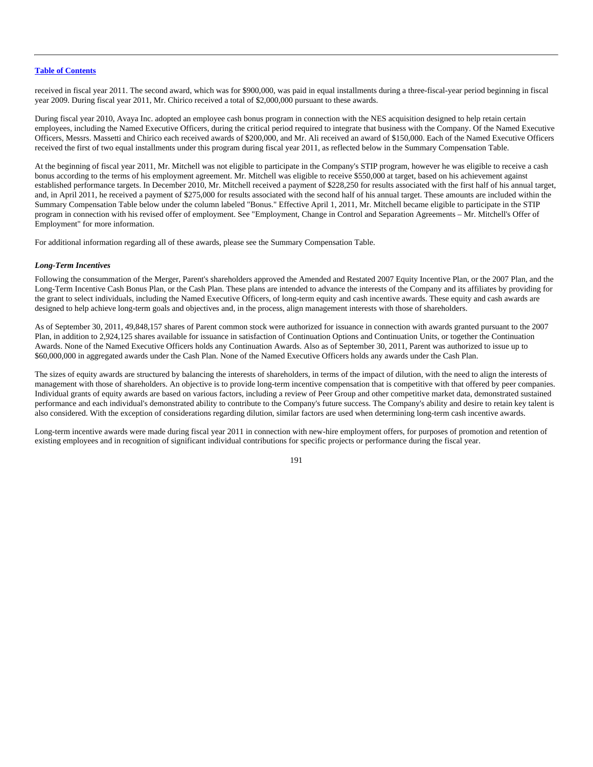received in fiscal year 2011. The second award, which was for $900,000, was paid in equal installments during a three-fiscal-year period beginning in fiscal year 2009. During fiscal year 2011, Mr. Chirico received a total of $2,000,000 pursuant to these awards.

During fiscal year 2010, Avaya Inc. adopted an employee cash bonus program in connection with the NES acquisition designed to help retain certain employees, including the Named Executive Officers, during the critical period required to integrate that business with the Company. Of the Named Executive Officers, Messrs. Massetti and Chirico each received awards of $200,000, and Mr. Ali received an award of $150,000. Each of the Named Executive Officers received the first of two equal installments under this program during fiscal year 2011, as reflected below in the Summary Compensation Table.

At the beginning of fiscal year 2011, Mr. Mitchell was not eligible to participate in the Company's STIP program, however he was eligible to receive a cash bonus according to the terms of his employment agreement. Mr. Mitchell was eligible to receive $550,000 at target, based on his achievement against established performance targets. In December 2010, Mr. Mitchell received a payment of $228,250 for results associated with the first half of his annual target, and, in April 2011, he received a payment of $275,000 for results associated with the second half of his annual target. These amounts are included within the Summary Compensation Table below under the column labeled "Bonus." Effective April 1, 2011, Mr. Mitchell became eligible to participate in the STIP program in connection with his revised offer of employment. See "Employment, Change in Control and Separation Agreements – Mr. Mitchell's Offer of Employment" for more information.

For additional information regarding all of these awards, please see the Summary Compensation Table.

***Long-Term Incentives***

Following the consummation of the Merger, Parent's shareholders approved the Amended and Restated 2007 Equity Incentive Plan, or the 2007 Plan, and the Long-Term Incentive Cash Bonus Plan, or the Cash Plan. These plans are intended to advance the interests of the Company and its affiliates by providing for the grant to select individuals, including the Named Executive Officers, of long-term equity and cash incentive awards. These equity and cash awards are designed to help achieve long-term goals and objectives and, in the process, align management interests with those of shareholders.

As of September 30, 2011, 49,848,157 shares of Parent common stock were authorized for issuance in connection with awards granted pursuant to the 2007 Plan, in addition to 2,924,125 shares available for issuance in satisfaction of Continuation Options and Continuation Units, or together the Continuation Awards. None of the Named Executive Officers holds any Continuation Awards. Also as of September 30, 2011, Parent was authorized to issue up to $60,000,000 in aggregated awards under the Cash Plan. None of the Named Executive Officers holds any awards under the Cash Plan.

The sizes of equity awards are structured by balancing the interests of shareholders, in terms of the impact of dilution, with the need to align the interests of management with those of shareholders. An objective is to provide long-term incentive compensation that is competitive with that offered by peer companies. Individual grants of equity awards are based on various factors, including a review of Peer Group and other competitive market data, demonstrated sustained performance and each individual's demonstrated ability to contribute to the Company's future success. The Company's ability and desire to retain key talent is also considered. With the exception of considerations regarding dilution, similar factors are used when determining long-term cash incentive awards.

Long-term incentive awards were made during fiscal year 2011 in connection with new-hire employment offers, for purposes of promotion and retention of existing employees and in recognition of significant individual contributions for specific projects or performance during the fiscal year.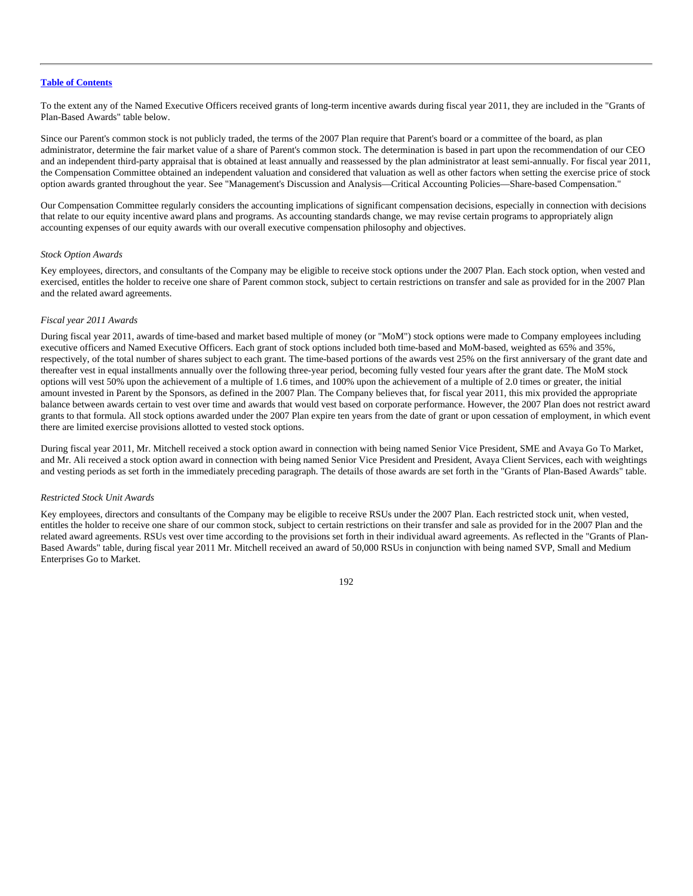To the extent any of the Named Executive Officers received grants of long-term incentive awards during fiscal year 2011, they are included in the "Grants of Plan-Based Awards" table below.

Since our Parent's common stock is not publicly traded, the terms of the 2007 Plan require that Parent's board or a committee of the board, as plan administrator, determine the fair market value of a share of Parent's common stock. The determination is based in part upon the recommendation of our CEO and an independent third-party appraisal that is obtained at least annually and reassessed by the plan administrator at least semi-annually. For fiscal year 2011, the Compensation Committee obtained an independent valuation and considered that valuation as well as other factors when setting the exercise price of stock option awards granted throughout the year. See "Management's Discussion and Analysis—Critical Accounting Policies—Share-based Compensation."

Our Compensation Committee regularly considers the accounting implications of significant compensation decisions, especially in connection with decisions that relate to our equity incentive award plans and programs. As accounting standards change, we may revise certain programs to appropriately align accounting expenses of our equity awards with our overall executive compensation philosophy and objectives.

*Stock Option Awards*

Key employees, directors, and consultants of the Company may be eligible to receive stock options under the 2007 Plan. Each stock option, when vested and exercised, entitles the holder to receive one share of Parent common stock, subject to certain restrictions on transfer and sale as provided for in the 2007 Plan and the related award agreements.

*Fiscal year 2011 Awards*

During fiscal year 2011, awards of time-based and market based multiple of money (or "MoM") stock options were made to Company employees including executive officers and Named Executive Officers. Each grant of stock options included both time-based and MoM-based, weighted as 65% and 35%, respectively, of the total number of shares subject to each grant. The time-based portions of the awards vest 25% on the first anniversary of the grant date and thereafter vest in equal installments annually over the following three-year period, becoming fully vested four years after the grant date. The MoM stock options will vest 50% upon the achievement of a multiple of 1.6 times, and 100% upon the achievement of a multiple of 2.0 times or greater, the initial amount invested in Parent by the Sponsors, as defined in the 2007 Plan. The Company believes that, for fiscal year 2011, this mix provided the appropriate balance between awards certain to vest over time and awards that would vest based on corporate performance. However, the 2007 Plan does not restrict award grants to that formula. All stock options awarded under the 2007 Plan expire ten years from the date of grant or upon cessation of employment, in which event there are limited exercise provisions allotted to vested stock options.

During fiscal year 2011, Mr. Mitchell received a stock option award in connection with being named Senior Vice President, SME and Avaya Go To Market, and Mr. Ali received a stock option award in connection with being named Senior Vice President and President, Avaya Client Services, each with weightings and vesting periods as set forth in the immediately preceding paragraph. The details of those awards are set forth in the "Grants of Plan-Based Awards" table.

*Restricted Stock Unit Awards*

Key employees, directors and consultants of the Company may be eligible to receive RSUs under the 2007 Plan. Each restricted stock unit, when vested, entitles the holder to receive one share of our common stock, subject to certain restrictions on their transfer and sale as provided for in the 2007 Plan and the related award agreements. RSUs vest over time according to the provisions set forth in their individual award agreements. As reflected in the "Grants of Plan-Based Awards" table, during fiscal year 2011 Mr. Mitchell received an award of 50,000 RSUs in conjunction with being named SVP, Small and Medium Enterprises Go to Market.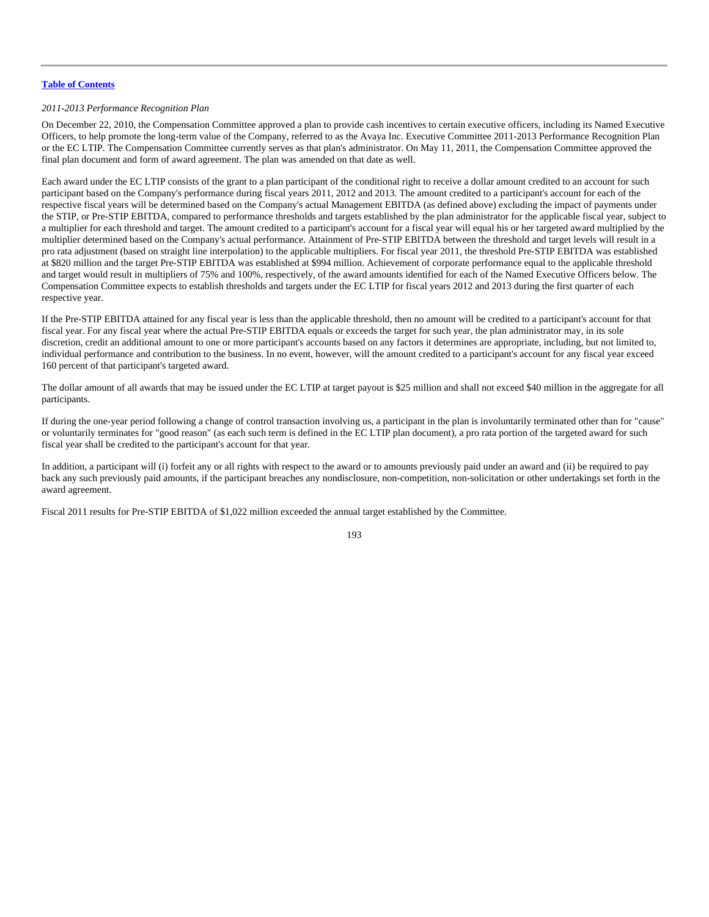*2011-2013 Performance Recognition Plan*

On December 22, 2010, the Compensation Committee approved a plan to provide cash incentives to certain executive officers, including its Named Executive Officers, to help promote the long-term value of the Company, referred to as the Avaya Inc. Executive Committee 2011-2013 Performance Recognition Plan or the EC LTIP. The Compensation Committee currently serves as that plan's administrator. On May 11, 2011, the Compensation Committee approved the final plan document and form of award agreement. The plan was amended on that date as well.

Each award under the EC LTIP consists of the grant to a plan participant of the conditional right to receive a dollar amount credited to an account for such participant based on the Company's performance during fiscal years 2011, 2012 and 2013. The amount credited to a participant's account for each of the respective fiscal years will be determined based on the Company's actual Management EBITDA (as defined above) excluding the impact of payments under the STIP, or Pre-STIP EBITDA, compared to performance thresholds and targets established by the plan administrator for the applicable fiscal year, subject to a multiplier for each threshold and target. The amount credited to a participant's account for a fiscal year will equal his or her targeted award multiplied by the multiplier determined based on the Company's actual performance. Attainment of Pre-STIP EBITDA between the threshold and target levels will result in a pro rata adjustment (based on straight line interpolation) to the applicable multipliers. For fiscal year 2011, the threshold Pre-STIP EBITDA was established at $820 million and the target Pre-STIP EBITDA was established at $994 million. Achievement of corporate performance equal to the applicable threshold and target would result in multipliers of 75% and 100%, respectively, of the award amounts identified for each of the Named Executive Officers below. The Compensation Committee expects to establish thresholds and targets under the EC LTIP for fiscal years 2012 and 2013 during the first quarter of each respective year.

If the Pre-STIP EBITDA attained for any fiscal year is less than the applicable threshold, then no amount will be credited to a participant's account for that fiscal year. For any fiscal year where the actual Pre-STIP EBITDA equals or exceeds the target for such year, the plan administrator may, in its sole discretion, credit an additional amount to one or more participant's accounts based on any factors it determines are appropriate, including, but not limited to, individual performance and contribution to the business. In no event, however, will the amount credited to a participant's account for any fiscal year exceed 160 percent of that participant's targeted award.

The dollar amount of all awards that may be issued under the EC LTIP at target payout is $25 million and shall not exceed $40 million in the aggregate for all participants.

If during the one-year period following a change of control transaction involving us, a participant in the plan is involuntarily terminated other than for "cause" or voluntarily terminates for "good reason" (as each such term is defined in the EC LTIP plan document), a pro rata portion of the targeted award for such fiscal year shall be credited to the participant's account for that year.

In addition, a participant will (i) forfeit any or all rights with respect to the award or to amounts previously paid under an award and (ii) be required to pay back any such previously paid amounts, if the participant breaches any nondisclosure, non-competition, non-solicitation or other undertakings set forth in the award agreement.

Fiscal 2011 results for Pre-STIP EBITDA of $1,022 million exceeded the annual target established by the Committee.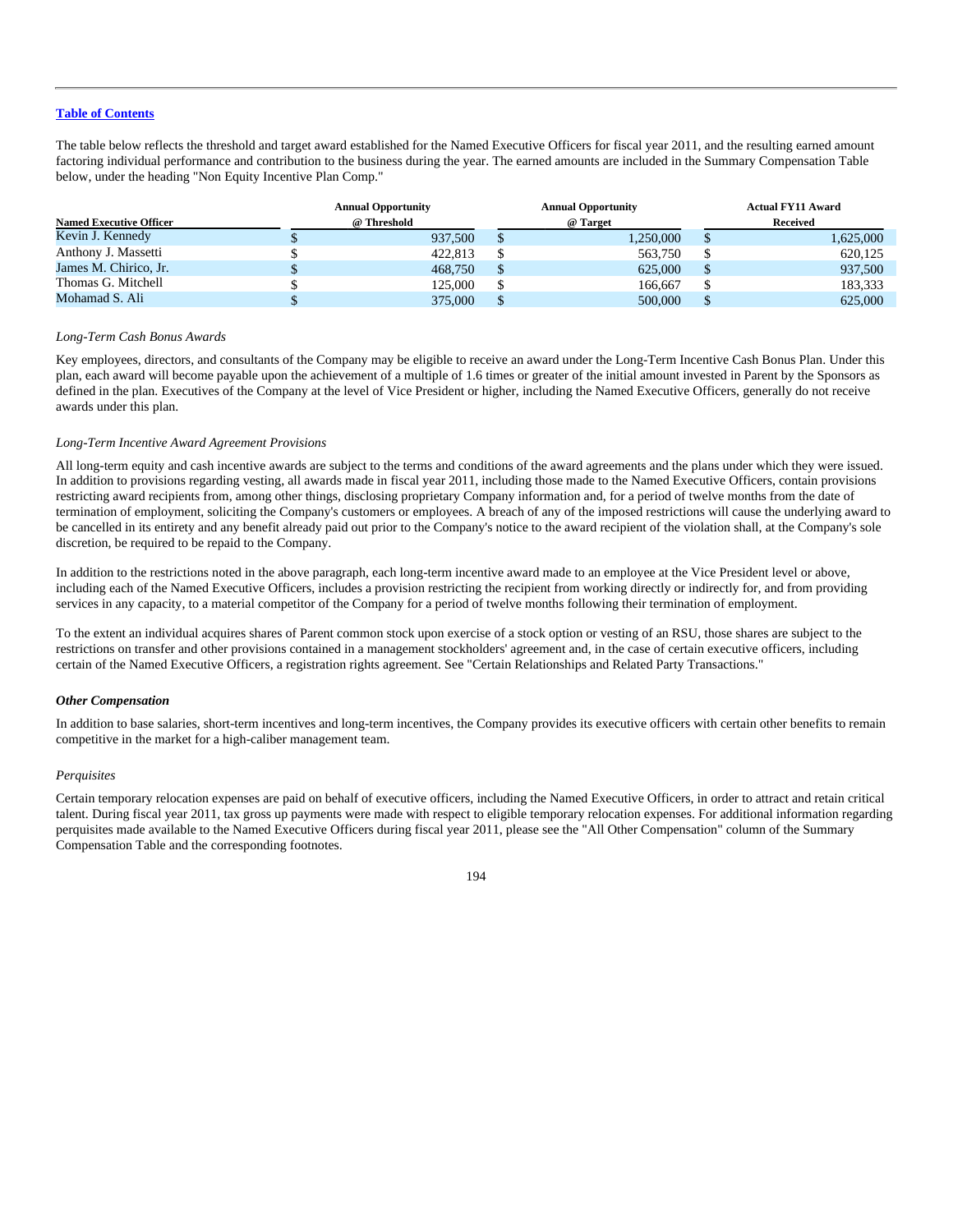[Table of Contents](#)

The table below reflects the threshold and target award established for the Named Executive Officers for fiscal year 2011, and the resulting earned amount factoring individual performance and contribution to the business during the year. The earned amounts are included in the Summary Compensation Table below, under the heading "Non Equity Incentive Plan Comp."

| Named Executive Officer | Annual Opportunity @ Threshold | Annual Opportunity @ Target | Actual FY11 Award Received |
|---|---|---|---|
| Kevin J. Kennedy | $ 937,500 | $ 1,250,000 | $ 1,625,000 |
| Anthony J. Massetti | $ 422,813 | $ 563,750 | $ 620,125 |
| James M. Chirico, Jr. | $ 468,750 | $ 625,000 | $ 937,500 |
| Thomas G. Mitchell | $ 125,000 | $ 166,667 | $ 183,333 |
| Mohamad S. Ali | $ 375,000 | $ 500,000 | $ 625,000 |

*Long-Term Cash Bonus Awards*

Key employees, directors, and consultants of the Company may be eligible to receive an award under the Long-Term Incentive Cash Bonus Plan. Under this plan, each award will become payable upon the achievement of a multiple of 1.6 times or greater of the initial amount invested in Parent by the Sponsors as defined in the plan. Executives of the Company at the level of Vice President or higher, including the Named Executive Officers, generally do not receive awards under this plan.

*Long-Term Incentive Award Agreement Provisions*

All long-term equity and cash incentive awards are subject to the terms and conditions of the award agreements and the plans under which they were issued. In addition to provisions regarding vesting, all awards made in fiscal year 2011, including those made to the Named Executive Officers, contain provisions restricting award recipients from, among other things, disclosing proprietary Company information and, for a period of twelve months from the date of termination of employment, soliciting the Company's customers or employees. A breach of any of the imposed restrictions will cause the underlying award to be cancelled in its entirety and any benefit already paid out prior to the Company's notice to the award recipient of the violation shall, at the Company's sole discretion, be required to be repaid to the Company.

In addition to the restrictions noted in the above paragraph, each long-term incentive award made to an employee at the Vice President level or above, including each of the Named Executive Officers, includes a provision restricting the recipient from working directly or indirectly for, and from providing services in any capacity, to a material competitor of the Company for a period of twelve months following their termination of employment.

To the extent an individual acquires shares of Parent common stock upon exercise of a stock option or vesting of an RSU, those shares are subject to the restrictions on transfer and other provisions contained in a management stockholders' agreement and, in the case of certain executive officers, including certain of the Named Executive Officers, a registration rights agreement. See "Certain Relationships and Related Party Transactions."

***Other Compensation***

In addition to base salaries, short-term incentives and long-term incentives, the Company provides its executive officers with certain other benefits to remain competitive in the market for a high-caliber management team.

*Perquisites*

Certain temporary relocation expenses are paid on behalf of executive officers, including the Named Executive Officers, in order to attract and retain critical talent. During fiscal year 2011, tax gross up payments were made with respect to eligible temporary relocation expenses. For additional information regarding perquisites made available to the Named Executive Officers during fiscal year 2011, please see the "All Other Compensation" column of the Summary Compensation Table and the corresponding footnotes.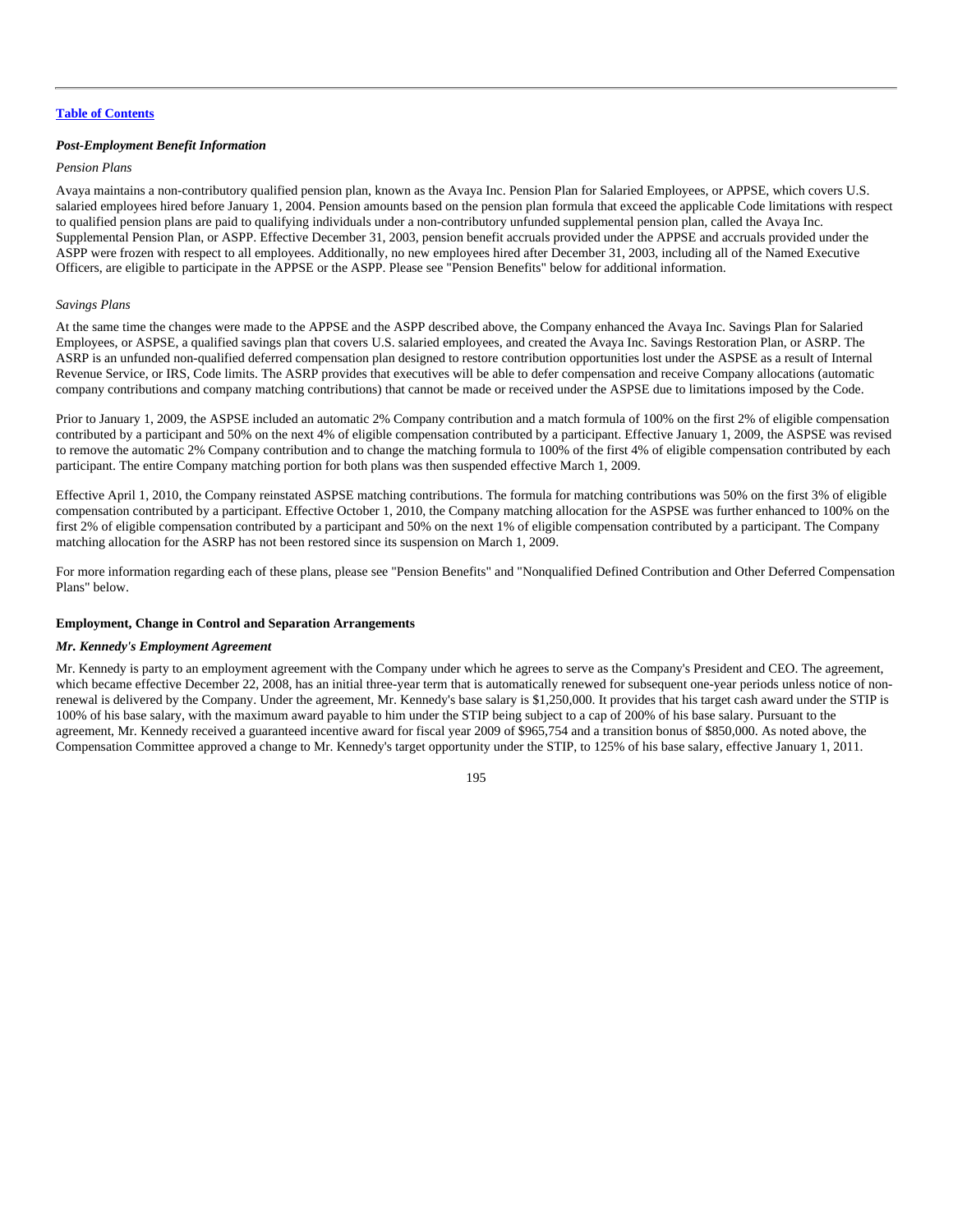[Table of Contents](#)

***Post-Employment Benefit Information***

*Pension Plans*

Avaya maintains a non-contributory qualified pension plan, known as the Avaya Inc. Pension Plan for Salaried Employees, or APPSE, which covers U.S. salaried employees hired before January 1, 2004. Pension amounts based on the pension plan formula that exceed the applicable Code limitations with respect to qualified pension plans are paid to qualifying individuals under a non-contributory unfunded supplemental pension plan, called the Avaya Inc. Supplemental Pension Plan, or ASPP. Effective December 31, 2003, pension benefit accruals provided under the APPSE and accruals provided under the ASPP were frozen with respect to all employees. Additionally, no new employees hired after December 31, 2003, including all of the Named Executive Officers, are eligible to participate in the APPSE or the ASPP. Please see "Pension Benefits" below for additional information.

*Savings Plans*

At the same time the changes were made to the APPSE and the ASPP described above, the Company enhanced the Avaya Inc. Savings Plan for Salaried Employees, or ASPSE, a qualified savings plan that covers U.S. salaried employees, and created the Avaya Inc. Savings Restoration Plan, or ASRP. The ASRP is an unfunded non-qualified deferred compensation plan designed to restore contribution opportunities lost under the ASPSE as a result of Internal Revenue Service, or IRS, Code limits. The ASRP provides that executives will be able to defer compensation and receive Company allocations (automatic company contributions and company matching contributions) that cannot be made or received under the ASPSE due to limitations imposed by the Code.

Prior to January 1, 2009, the ASPSE included an automatic 2% Company contribution and a match formula of 100% on the first 2% of eligible compensation contributed by a participant and 50% on the next 4% of eligible compensation contributed by a participant. Effective January 1, 2009, the ASPSE was revised to remove the automatic 2% Company contribution and to change the matching formula to 100% of the first 4% of eligible compensation contributed by each participant. The entire Company matching portion for both plans was then suspended effective March 1, 2009.

Effective April 1, 2010, the Company reinstated ASPSE matching contributions. The formula for matching contributions was 50% on the first 3% of eligible compensation contributed by a participant. Effective October 1, 2010, the Company matching allocation for the ASPSE was further enhanced to 100% on the first 2% of eligible compensation contributed by a participant and 50% on the next 1% of eligible compensation contributed by a participant. The Company matching allocation for the ASRP has not been restored since its suspension on March 1, 2009.

For more information regarding each of these plans, please see "Pension Benefits" and "Nonqualified Defined Contribution and Other Deferred Compensation Plans" below.

**Employment, Change in Control and Separation Arrangements**

***Mr. Kennedy's Employment Agreement***

Mr. Kennedy is party to an employment agreement with the Company under which he agrees to serve as the Company's President and CEO. The agreement, which became effective December 22, 2008, has an initial three-year term that is automatically renewed for subsequent one-year periods unless notice of non-renewal is delivered by the Company. Under the agreement, Mr. Kennedy's base salary is $1,250,000. It provides that his target cash award under the STIP is 100% of his base salary, with the maximum award payable to him under the STIP being subject to a cap of 200% of his base salary. Pursuant to the agreement, Mr. Kennedy received a guaranteed incentive award for fiscal year 2009 of $965,754 and a transition bonus of $850,000. As noted above, the Compensation Committee approved a change to Mr. Kennedy's target opportunity under the STIP, to 125% of his base salary, effective January 1, 2011.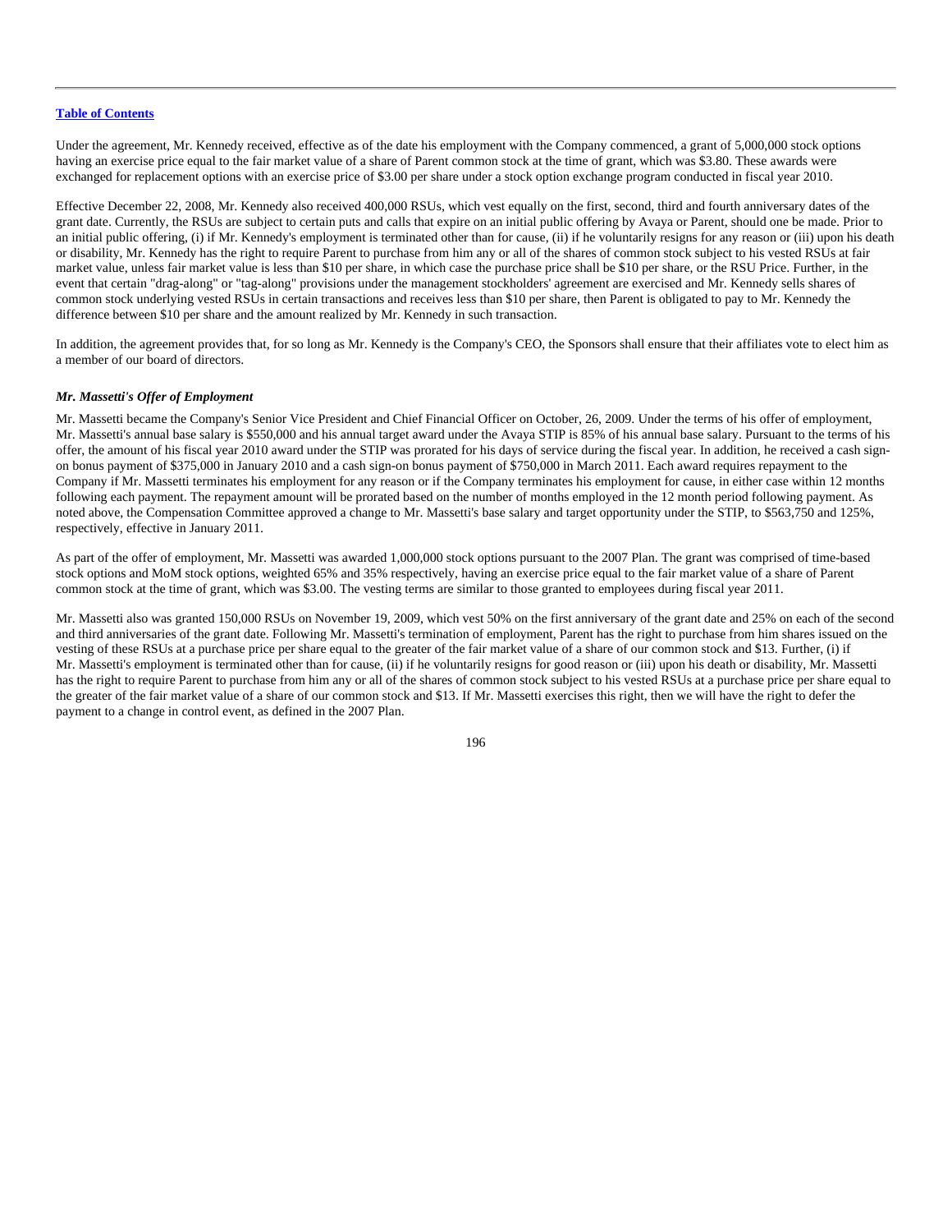Under the agreement, Mr. Kennedy received, effective as of the date his employment with the Company commenced, a grant of 5,000,000 stock options having an exercise price equal to the fair market value of a share of Parent common stock at the time of grant, which was $3.80. These awards were exchanged for replacement options with an exercise price of $3.00 per share under a stock option exchange program conducted in fiscal year 2010.

Effective December 22, 2008, Mr. Kennedy also received 400,000 RSUs, which vest equally on the first, second, third and fourth anniversary dates of the grant date. Currently, the RSUs are subject to certain puts and calls that expire on an initial public offering by Avaya or Parent, should one be made. Prior to an initial public offering, (i) if Mr. Kennedy's employment is terminated other than for cause, (ii) if he voluntarily resigns for any reason or (iii) upon his death or disability, Mr. Kennedy has the right to require Parent to purchase from him any or all of the shares of common stock subject to his vested RSUs at fair market value, unless fair market value is less than $10 per share, in which case the purchase price shall be $10 per share, or the RSU Price. Further, in the event that certain "drag-along" or "tag-along" provisions under the management stockholders' agreement are exercised and Mr. Kennedy sells shares of common stock underlying vested RSUs in certain transactions and receives less than $10 per share, then Parent is obligated to pay to Mr. Kennedy the difference between $10 per share and the amount realized by Mr. Kennedy in such transaction.

In addition, the agreement provides that, for so long as Mr. Kennedy is the Company's CEO, the Sponsors shall ensure that their affiliates vote to elect him as a member of our board of directors.

***Mr. Massetti's Offer of Employment***

Mr. Massetti became the Company's Senior Vice President and Chief Financial Officer on October, 26, 2009. Under the terms of his offer of employment, Mr. Massetti's annual base salary is $550,000 and his annual target award under the Avaya STIP is 85% of his annual base salary. Pursuant to the terms of his offer, the amount of his fiscal year 2010 award under the STIP was prorated for his days of service during the fiscal year. In addition, he received a cash sign-on bonus payment of $375,000 in January 2010 and a cash sign-on bonus payment of $750,000 in March 2011. Each award requires repayment to the Company if Mr. Massetti terminates his employment for any reason or if the Company terminates his employment for cause, in either case within 12 months following each payment. The repayment amount will be prorated based on the number of months employed in the 12 month period following payment. As noted above, the Compensation Committee approved a change to Mr. Massetti's base salary and target opportunity under the STIP, to $563,750 and 125%, respectively, effective in January 2011.

As part of the offer of employment, Mr. Massetti was awarded 1,000,000 stock options pursuant to the 2007 Plan. The grant was comprised of time-based stock options and MoM stock options, weighted 65% and 35% respectively, having an exercise price equal to the fair market value of a share of Parent common stock at the time of grant, which was $3.00. The vesting terms are similar to those granted to employees during fiscal year 2011.

Mr. Massetti also was granted 150,000 RSUs on November 19, 2009, which vest 50% on the first anniversary of the grant date and 25% on each of the second and third anniversaries of the grant date. Following Mr. Massetti's termination of employment, Parent has the right to purchase from him shares issued on the vesting of these RSUs at a purchase price per share equal to the greater of the fair market value of a share of our common stock and $13. Further, (i) if Mr. Massetti's employment is terminated other than for cause, (ii) if he voluntarily resigns for good reason or (iii) upon his death or disability, Mr. Massetti has the right to require Parent to purchase from him any or all of the shares of common stock subject to his vested RSUs at a purchase price per share equal to the greater of the fair market value of a share of our common stock and $13. If Mr. Massetti exercises this right, then we will have the right to defer the payment to a change in control event, as defined in the 2007 Plan.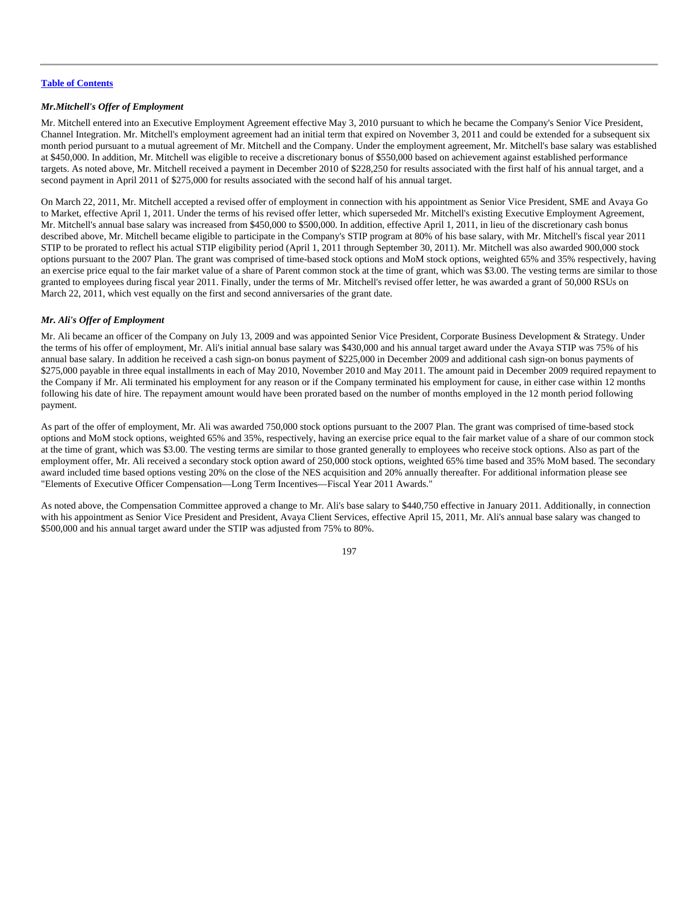***Mr.Mitchell's Offer of Employment***

Mr. Mitchell entered into an Executive Employment Agreement effective May 3, 2010 pursuant to which he became the Company's Senior Vice President, Channel Integration. Mr. Mitchell's employment agreement had an initial term that expired on November 3, 2011 and could be extended for a subsequent six month period pursuant to a mutual agreement of Mr. Mitchell and the Company. Under the employment agreement, Mr. Mitchell's base salary was established at $450,000. In addition, Mr. Mitchell was eligible to receive a discretionary bonus of $550,000 based on achievement against established performance targets. As noted above, Mr. Mitchell received a payment in December 2010 of $228,250 for results associated with the first half of his annual target, and a second payment in April 2011 of $275,000 for results associated with the second half of his annual target.

On March 22, 2011, Mr. Mitchell accepted a revised offer of employment in connection with his appointment as Senior Vice President, SME and Avaya Go to Market, effective April 1, 2011. Under the terms of his revised offer letter, which superseded Mr. Mitchell's existing Executive Employment Agreement, Mr. Mitchell's annual base salary was increased from $450,000 to $500,000. In addition, effective April 1, 2011, in lieu of the discretionary cash bonus described above, Mr. Mitchell became eligible to participate in the Company's STIP program at 80% of his base salary, with Mr. Mitchell's fiscal year 2011 STIP to be prorated to reflect his actual STIP eligibility period (April 1, 2011 through September 30, 2011). Mr. Mitchell was also awarded 900,000 stock options pursuant to the 2007 Plan. The grant was comprised of time-based stock options and MoM stock options, weighted 65% and 35% respectively, having an exercise price equal to the fair market value of a share of Parent common stock at the time of grant, which was $3.00. The vesting terms are similar to those granted to employees during fiscal year 2011. Finally, under the terms of Mr. Mitchell's revised offer letter, he was awarded a grant of 50,000 RSUs on March 22, 2011, which vest equally on the first and second anniversaries of the grant date.

***Mr. Ali's Offer of Employment***

Mr. Ali became an officer of the Company on July 13, 2009 and was appointed Senior Vice President, Corporate Business Development & Strategy. Under the terms of his offer of employment, Mr. Ali's initial annual base salary was $430,000 and his annual target award under the Avaya STIP was 75% of his annual base salary. In addition he received a cash sign-on bonus payment of $225,000 in December 2009 and additional cash sign-on bonus payments of $275,000 payable in three equal installments in each of May 2010, November 2010 and May 2011. The amount paid in December 2009 required repayment to the Company if Mr. Ali terminated his employment for any reason or if the Company terminated his employment for cause, in either case within 12 months following his date of hire. The repayment amount would have been prorated based on the number of months employed in the 12 month period following payment.

As part of the offer of employment, Mr. Ali was awarded 750,000 stock options pursuant to the 2007 Plan. The grant was comprised of time-based stock options and MoM stock options, weighted 65% and 35%, respectively, having an exercise price equal to the fair market value of a share of our common stock at the time of grant, which was $3.00. The vesting terms are similar to those granted generally to employees who receive stock options. Also as part of the employment offer, Mr. Ali received a secondary stock option award of 250,000 stock options, weighted 65% time based and 35% MoM based. The secondary award included time based options vesting 20% on the close of the NES acquisition and 20% annually thereafter. For additional information please see "Elements of Executive Officer Compensation—Long Term Incentives—Fiscal Year 2011 Awards."

As noted above, the Compensation Committee approved a change to Mr. Ali's base salary to $440,750 effective in January 2011. Additionally, in connection with his appointment as Senior Vice President and President, Avaya Client Services, effective April 15, 2011, Mr. Ali's annual base salary was changed to $500,000 and his annual target award under the STIP was adjusted from 75% to 80%.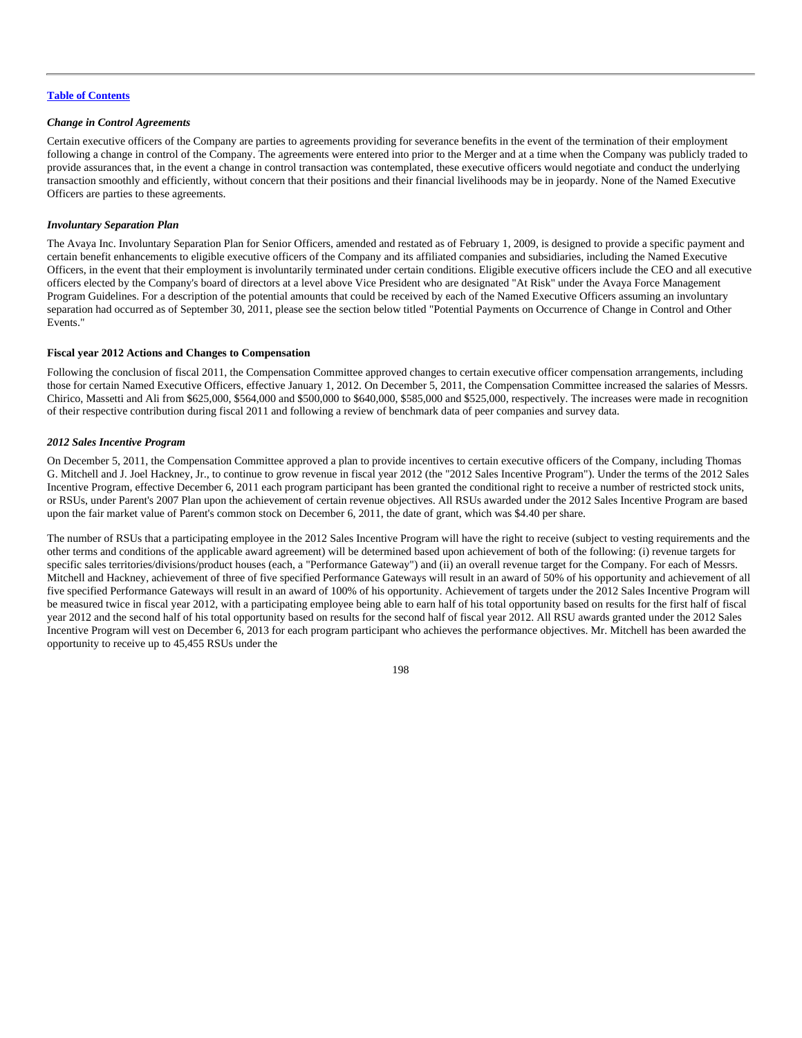[Table of Contents](#)

### *Change in Control Agreements*

Certain executive officers of the Company are parties to agreements providing for severance benefits in the event of the termination of their employment following a change in control of the Company. The agreements were entered into prior to the Merger and at a time when the Company was publicly traded to provide assurances that, in the event a change in control transaction was contemplated, these executive officers would negotiate and conduct the underlying transaction smoothly and efficiently, without concern that their positions and their financial livelihoods may be in jeopardy. None of the Named Executive Officers are parties to these agreements.

### *Involuntary Separation Plan*

The Avaya Inc. Involuntary Separation Plan for Senior Officers, amended and restated as of February 1, 2009, is designed to provide a specific payment and certain benefit enhancements to eligible executive officers of the Company and its affiliated companies and subsidiaries, including the Named Executive Officers, in the event that their employment is involuntarily terminated under certain conditions. Eligible executive officers include the CEO and all executive officers elected by the Company's board of directors at a level above Vice President who are designated "At Risk" under the Avaya Force Management Program Guidelines. For a description of the potential amounts that could be received by each of the Named Executive Officers assuming an involuntary separation had occurred as of September 30, 2011, please see the section below titled "Potential Payments on Occurrence of Change in Control and Other Events."

### **Fiscal year 2012 Actions and Changes to Compensation**

Following the conclusion of fiscal 2011, the Compensation Committee approved changes to certain executive officer compensation arrangements, including those for certain Named Executive Officers, effective January 1, 2012. On December 5, 2011, the Compensation Committee increased the salaries of Messrs. Chirico, Massetti and Ali from $625,000, $564,000 and $500,000 to $640,000, $585,000 and $525,000, respectively. The increases were made in recognition of their respective contribution during fiscal 2011 and following a review of benchmark data of peer companies and survey data.

### *2012 Sales Incentive Program*

On December 5, 2011, the Compensation Committee approved a plan to provide incentives to certain executive officers of the Company, including Thomas G. Mitchell and J. Joel Hackney, Jr., to continue to grow revenue in fiscal year 2012 (the "2012 Sales Incentive Program"). Under the terms of the 2012 Sales Incentive Program, effective December 6, 2011 each program participant has been granted the conditional right to receive a number of restricted stock units, or RSUs, under Parent's 2007 Plan upon the achievement of certain revenue objectives. All RSUs awarded under the 2012 Sales Incentive Program are based upon the fair market value of Parent's common stock on December 6, 2011, the date of grant, which was $4.40 per share.

The number of RSUs that a participating employee in the 2012 Sales Incentive Program will have the right to receive (subject to vesting requirements and the other terms and conditions of the applicable award agreement) will be determined based upon achievement of both of the following: (i) revenue targets for specific sales territories/divisions/product houses (each, a "Performance Gateway") and (ii) an overall revenue target for the Company. For each of Messrs. Mitchell and Hackney, achievement of three of five specified Performance Gateways will result in an award of 50% of his opportunity and achievement of all five specified Performance Gateways will result in an award of 100% of his opportunity. Achievement of targets under the 2012 Sales Incentive Program will be measured twice in fiscal year 2012, with a participating employee being able to earn half of his total opportunity based on results for the first half of fiscal year 2012 and the second half of his total opportunity based on results for the second half of fiscal year 2012. All RSU awards granted under the 2012 Sales Incentive Program will vest on December 6, 2013 for each program participant who achieves the performance objectives. Mr. Mitchell has been awarded the opportunity to receive up to 45,455 RSUs under the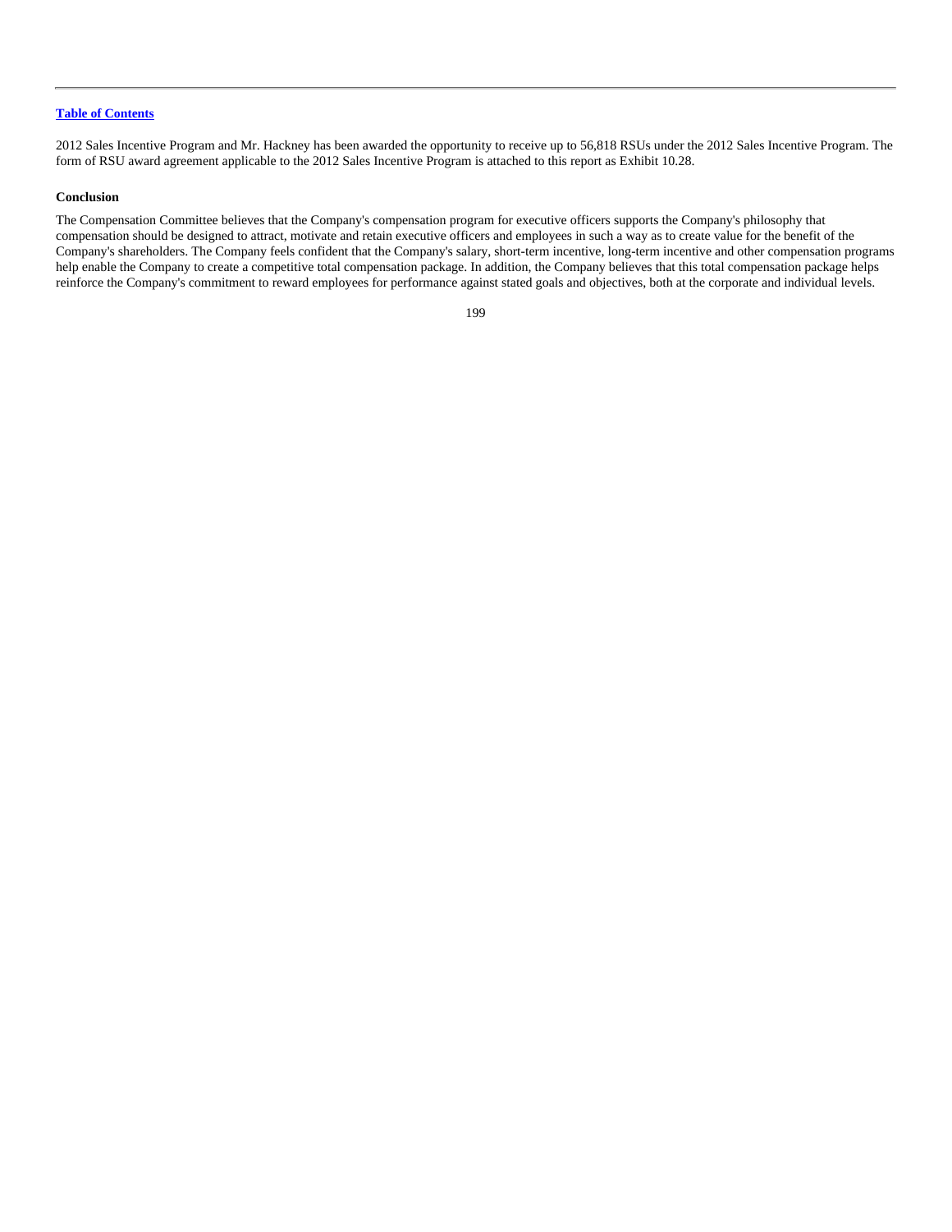2012 Sales Incentive Program and Mr. Hackney has been awarded the opportunity to receive up to 56,818 RSUs under the 2012 Sales Incentive Program. The form of RSU award agreement applicable to the 2012 Sales Incentive Program is attached to this report as Exhibit 10.28.

**Conclusion**

The Compensation Committee believes that the Company's compensation program for executive officers supports the Company's philosophy that compensation should be designed to attract, motivate and retain executive officers and employees in such a way as to create value for the benefit of the Company's shareholders. The Company feels confident that the Company's salary, short-term incentive, long-term incentive and other compensation programs help enable the Company to create a competitive total compensation package. In addition, the Company believes that this total compensation package helps reinforce the Company's commitment to reward employees for performance against stated goals and objectives, both at the corporate and individual levels.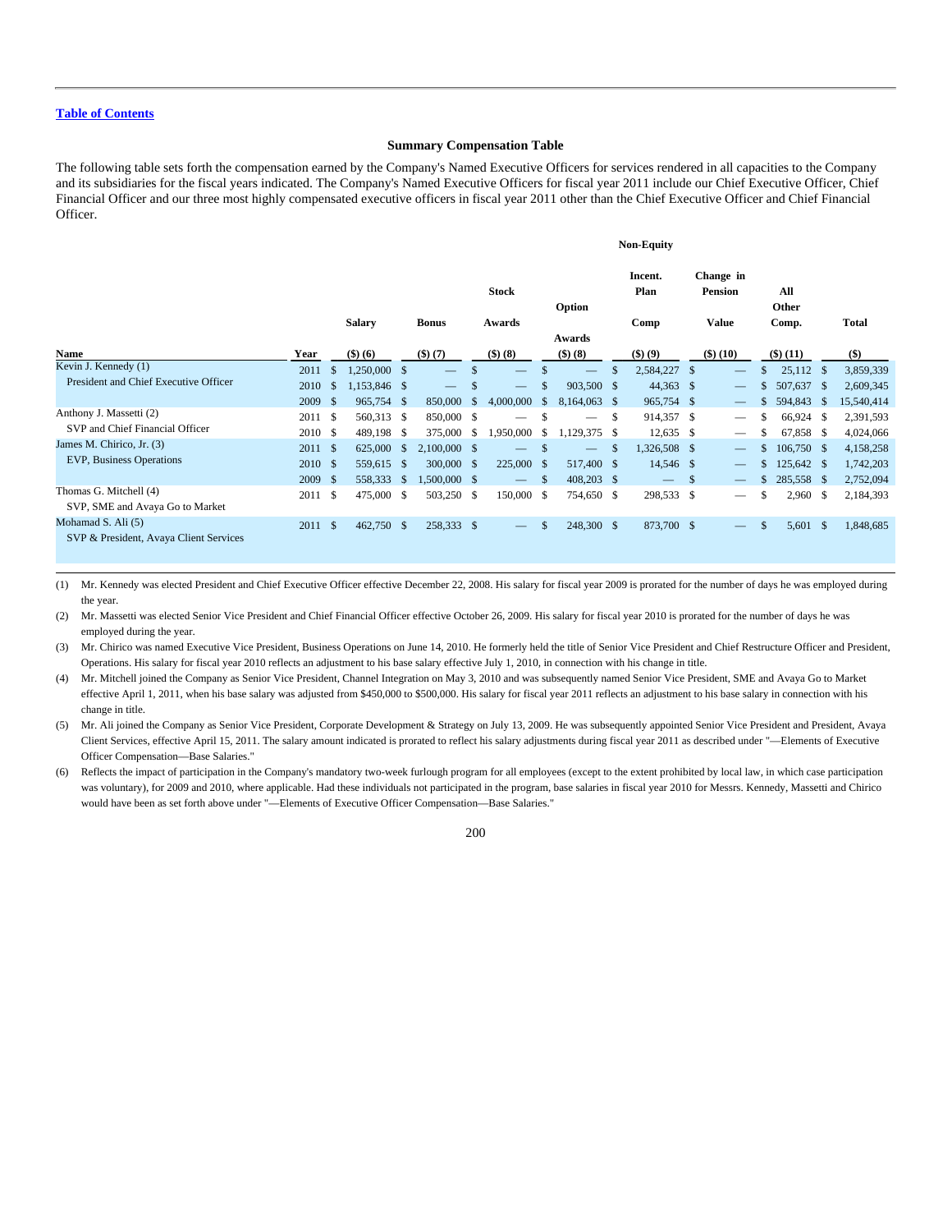[Table of Contents](#)

### Summary Compensation Table

The following table sets forth the compensation earned by the Company's Named Executive Officers for services rendered in all capacities to the Company and its subsidiaries for the fiscal years indicated. The Company's Named Executive Officers for fiscal year 2011 include our Chief Executive Officer, Chief Financial Officer and our three most highly compensated executive officers in fiscal year 2011 other than the Chief Executive Officer and Chief Financial Officer.

| Name | Year | Salary ($) (6) | Bonus ($) (7) | Stock Awards ($) (8) | Option Awards ($) (8) | Non-Equity Incent. Plan Comp ($) (9) | Change in Pension Value ($) (10) | All Other Comp. ($) (11) | Total ($) |
|---|---|---|---|---|---|---|---|---|---|
| Kevin J. Kennedy (1) | 2011 | $ 1,250,000 | $ — | $ — | $ — | $ 2,584,227 | $ — | $ 25,112 | $ 3,859,339 |
| President and Chief Executive Officer | 2010 | $ 1,153,846 | $ — | $ — | $ 903,500 | $ 44,363 | $ — | $ 507,637 | $ 2,609,345 |
| | 2009 | $ 965,754 | $ 850,000 | $ 4,000,000 | $ 8,164,063 | $ 965,754 | $ — | $ 594,843 | $ 15,540,414 |
| Anthony J. Massetti (2) | 2011 | $ 560,313 | $ 850,000 | $ — | $ — | $ 914,357 | $ — | $ 66,924 | $ 2,391,593 |
| SVP and Chief Financial Officer | 2010 | $ 489,198 | $ 375,000 | $ 1,950,000 | $ 1,129,375 | $ 12,635 | $ — | $ 67,858 | $ 4,024,066 |
| James M. Chirico, Jr. (3) | 2011 | $ 625,000 | $ 2,100,000 | $ — | $ — | $ 1,326,508 | $ — | $ 106,750 | $ 4,158,258 |
| EVP, Business Operations | 2010 | $ 559,615 | $ 300,000 | $ 225,000 | $ 517,400 | $ 14,546 | $ — | $ 125,642 | $ 1,742,203 |
| | 2009 | $ 558,333 | $ 1,500,000 | $ — | $ 408,203 | $ — | $ — | $ 285,558 | $ 2,752,094 |
| Thomas G. Mitchell (4)<br>SVP, SME and Avaya Go to Market | 2011 | $ 475,000 | $ 503,250 | $ 150,000 | $ 754,650 | $ 298,533 | $ — | $ 2,960 | $ 2,184,393 |
| Mohamad S. Ali (5)<br>SVP & President, Avaya Client Services | 2011 | $ 462,750 | $ 258,333 | $ — | $ 248,300 | $ 873,700 | $ — | $ 5,601 | $ 1,848,685 |

(1) Mr. Kennedy was elected President and Chief Executive Officer effective December 22, 2008. His salary for fiscal year 2009 is prorated for the number of days he was employed during the year.

(2) Mr. Massetti was elected Senior Vice President and Chief Financial Officer effective October 26, 2009. His salary for fiscal year 2010 is prorated for the number of days he was employed during the year.

(3) Mr. Chirico was named Executive Vice President, Business Operations on June 14, 2010. He formerly held the title of Senior Vice President and Chief Restructure Officer and President, Operations. His salary for fiscal year 2010 reflects an adjustment to his base salary effective July 1, 2010, in connection with his change in title.

(4) Mr. Mitchell joined the Company as Senior Vice President, Channel Integration on May 3, 2010 and was subsequently named Senior Vice President, SME and Avaya Go to Market effective April 1, 2011, when his base salary was adjusted from $450,000 to $500,000. His salary for fiscal year 2011 reflects an adjustment to his base salary in connection with his change in title.

(5) Mr. Ali joined the Company as Senior Vice President, Corporate Development & Strategy on July 13, 2009. He was subsequently appointed Senior Vice President and President, Avaya Client Services, effective April 15, 2011. The salary amount indicated is prorated to reflect his salary adjustments during fiscal year 2011 as described under "—Elements of Executive Officer Compensation—Base Salaries."

(6) Reflects the impact of participation in the Company's mandatory two-week furlough program for all employees (except to the extent prohibited by local law, in which case participation was voluntary), for 2009 and 2010, where applicable. Had these individuals not participated in the program, base salaries in fiscal year 2010 for Messrs. Kennedy, Massetti and Chirico would have been as set forth above under "—Elements of Executive Officer Compensation—Base Salaries."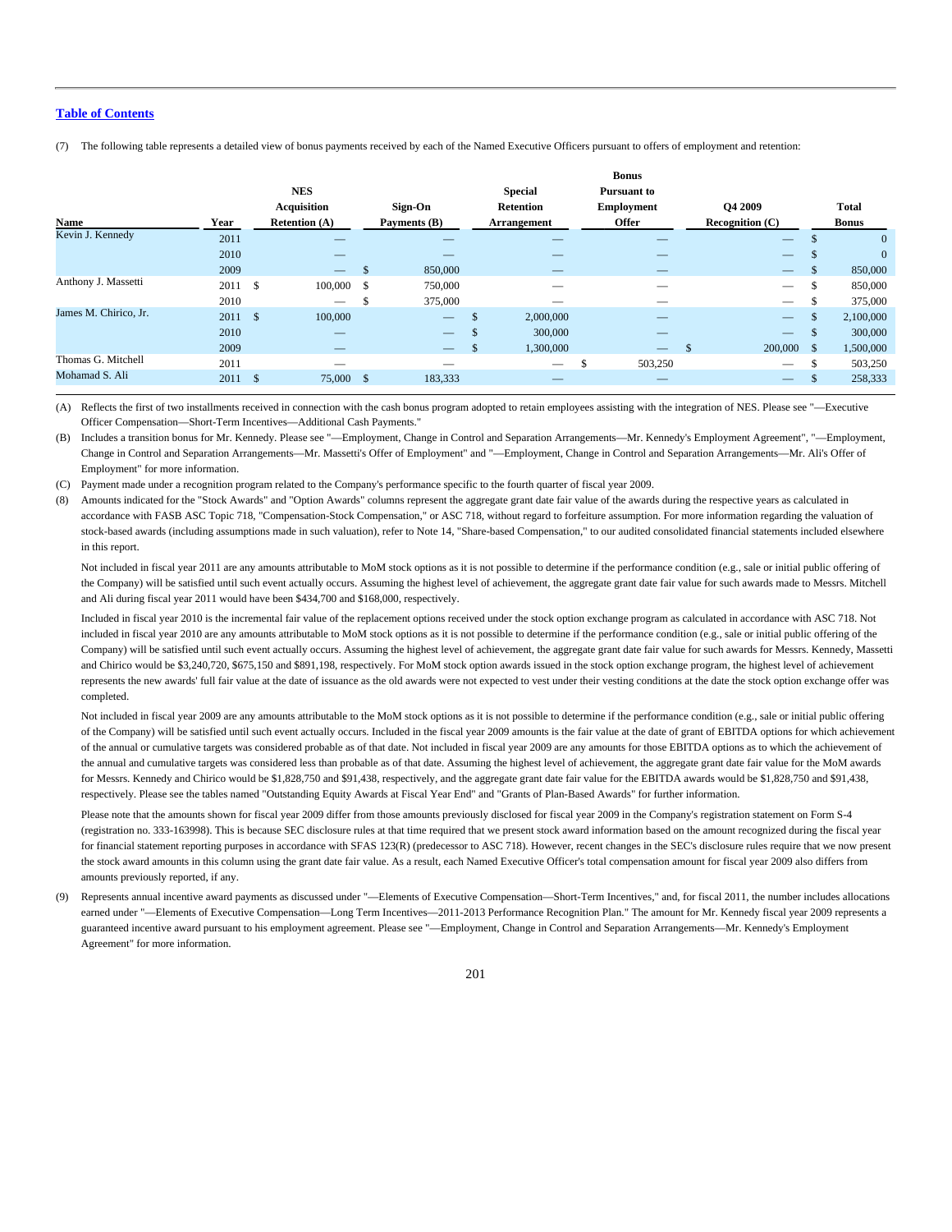[Table of Contents](#)

(7) The following table represents a detailed view of bonus payments received by each of the Named Executive Officers pursuant to offers of employment and retention:

| Name | Year | NES Acquisition Retention (A) | Sign-On Payments (B) | Special Retention Arrangement | Bonus Pursuant to Employment Offer | Q4 2009 Recognition (C) | Total Bonus |
|---|---|---|---|---|---|---|---|
| Kevin J. Kennedy | 2011 | — | — | — | — | — | $ 0 |
| | 2010 | — | — | — | — | — | $ 0 |
| | 2009 | — | $ 850,000 | — | — | — | $ 850,000 |
| Anthony J. Massetti | 2011 | $ 100,000 | $ 750,000 | — | — | — | $ 850,000 |
| | 2010 | — | $ 375,000 | — | — | — | $ 375,000 |
| James M. Chirico, Jr. | 2011 | $ 100,000 | — | $ 2,000,000 | — | — | $ 2,100,000 |
| | 2010 | — | — | $ 300,000 | — | — | $ 300,000 |
| | 2009 | — | — | $ 1,300,000 | — | $ 200,000 | $ 1,500,000 |
| Thomas G. Mitchell | 2011 | — | — | — | $ 503,250 | — | $ 503,250 |
| Mohamad S. Ali | 2011 | $ 75,000 | $ 183,333 | — | — | — | $ 258,333 |

(A) Reflects the first of two installments received in connection with the cash bonus program adopted to retain employees assisting with the integration of NES. Please see "—Executive Officer Compensation—Short-Term Incentives—Additional Cash Payments."

(B) Includes a transition bonus for Mr. Kennedy. Please see "—Employment, Change in Control and Separation Arrangements—Mr. Kennedy's Employment Agreement", "—Employment, Change in Control and Separation Arrangements—Mr. Massetti's Offer of Employment" and "—Employment, Change in Control and Separation Arrangements—Mr. Ali's Offer of Employment" for more information.

(C) Payment made under a recognition program related to the Company's performance specific to the fourth quarter of fiscal year 2009.

(8) Amounts indicated for the "Stock Awards" and "Option Awards" columns represent the aggregate grant date fair value of the awards during the respective years as calculated in accordance with FASB ASC Topic 718, "Compensation-Stock Compensation," or ASC 718, without regard to forfeiture assumption. For more information regarding the valuation of stock-based awards (including assumptions made in such valuation), refer to Note 14, "Share-based Compensation," to our audited consolidated financial statements included elsewhere in this report.

Not included in fiscal year 2011 are any amounts attributable to MoM stock options as it is not possible to determine if the performance condition (e.g., sale or initial public offering of the Company) will be satisfied until such event actually occurs. Assuming the highest level of achievement, the aggregate grant date fair value for such awards made to Messrs. Mitchell and Ali during fiscal year 2011 would have been $434,700 and $168,000, respectively.

Included in fiscal year 2010 is the incremental fair value of the replacement options received under the stock option exchange program as calculated in accordance with ASC 718. Not included in fiscal year 2010 are any amounts attributable to MoM stock options as it is not possible to determine if the performance condition (e.g., sale or initial public offering of the Company) will be satisfied until such event actually occurs. Assuming the highest level of achievement, the aggregate grant date fair value for such awards for Messrs. Kennedy, Massetti and Chirico would be $3,240,720, $675,150 and $891,198, respectively. For MoM stock option awards issued in the stock option exchange program, the highest level of achievement represents the new awards' full fair value at the date of issuance as the old awards were not expected to vest under their vesting conditions at the date the stock option exchange offer was completed.

Not included in fiscal year 2009 are any amounts attributable to the MoM stock options as it is not possible to determine if the performance condition (e.g., sale or initial public offering of the Company) will be satisfied until such event actually occurs. Included in the fiscal year 2009 amounts is the fair value at the date of grant of EBITDA options for which achievement of the annual or cumulative targets was considered probable as of that date. Not included in fiscal year 2009 are any amounts for those EBITDA options as to which the achievement of the annual and cumulative targets was considered less than probable as of that date. Assuming the highest level of achievement, the aggregate grant date fair value for the MoM awards for Messrs. Kennedy and Chirico would be $1,828,750 and $91,438, respectively, and the aggregate grant date fair value for the EBITDA awards would be $1,828,750 and $91,438, respectively. Please see the tables named "Outstanding Equity Awards at Fiscal Year End" and "Grants of Plan-Based Awards" for further information.

Please note that the amounts shown for fiscal year 2009 differ from those amounts previously disclosed for fiscal year 2009 in the Company's registration statement on Form S-4 (registration no. 333-163998). This is because SEC disclosure rules at that time required that we present stock award information based on the amount recognized during the fiscal year for financial statement reporting purposes in accordance with SFAS 123(R) (predecessor to ASC 718). However, recent changes in the SEC's disclosure rules require that we now present the stock award amounts in this column using the grant date fair value. As a result, each Named Executive Officer's total compensation amount for fiscal year 2009 also differs from amounts previously reported, if any.

(9) Represents annual incentive award payments as discussed under "—Elements of Executive Compensation—Short-Term Incentives," and, for fiscal 2011, the number includes allocations earned under "—Elements of Executive Compensation—Long Term Incentives—2011-2013 Performance Recognition Plan." The amount for Mr. Kennedy fiscal year 2009 represents a guaranteed incentive award pursuant to his employment agreement. Please see "—Employment, Change in Control and Separation Arrangements—Mr. Kennedy's Employment Agreement" for more information.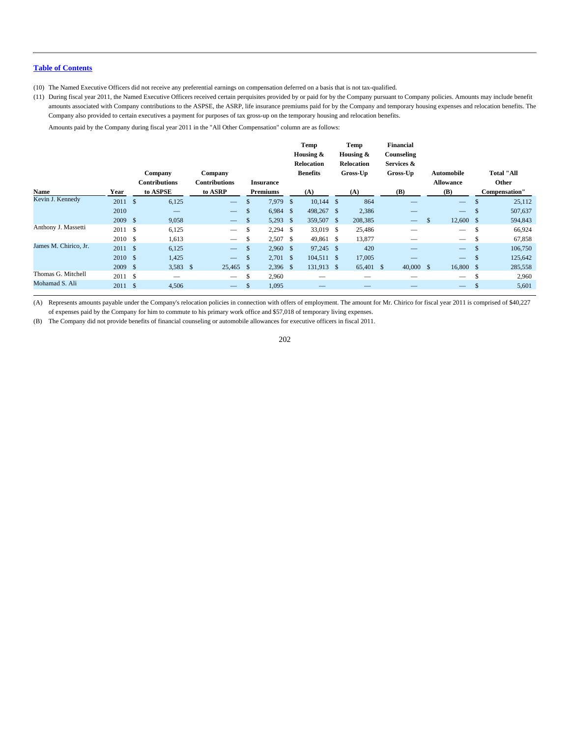[Table of Contents](#)

(10) The Named Executive Officers did not receive any preferential earnings on compensation deferred on a basis that is not tax-qualified.

(11) During fiscal year 2011, the Named Executive Officers received certain perquisites provided by or paid for by the Company pursuant to Company policies. Amounts may include benefit amounts associated with Company contributions to the ASPSE, the ASRP, life insurance premiums paid for by the Company and temporary housing expenses and relocation benefits. The Company also provided to certain executives a payment for purposes of tax gross-up on the temporary housing and relocation benefits.

Amounts paid by the Company during fiscal year 2011 in the "All Other Compensation" column are as follows:

| Name | Year | Company Contributions to ASPSE | Company Contributions to ASRP | Insurance Premiums | Temp Housing & Relocation Benefits (A) | Temp Housing & Relocation Gross-Up (A) | Financial Counseling Services & Gross-Up (B) | Automobile Allowance (B) | Total "All Other Compensation" |
|---|---|---|---|---|---|---|---|---|---|
| Kevin J. Kennedy | 2011 | $ 6,125 | — | $ 7,979 | $ 10,144 | $ 864 | — | — | $ 25,112 |
| | 2010 | — | — | $ 6,984 | $ 498,267 | $ 2,386 | — | — | $ 507,637 |
| | 2009 | $ 9,058 | — | $ 5,293 | $ 359,507 | $ 208,385 | — | $ 12,600 | $ 594,843 |
| Anthony J. Massetti | 2011 | $ 6,125 | — | $ 2,294 | $ 33,019 | $ 25,486 | — | — | $ 66,924 |
| | 2010 | $ 1,613 | — | $ 2,507 | $ 49,861 | $ 13,877 | — | — | $ 67,858 |
| James M. Chirico, Jr. | 2011 | $ 6,125 | — | $ 2,960 | $ 97,245 | $ 420 | — | — | $ 106,750 |
| | 2010 | $ 1,425 | — | $ 2,701 | $ 104,511 | $ 17,005 | — | — | $ 125,642 |
| | 2009 | $ 3,583 | $ 25,465 | $ 2,396 | $ 131,913 | $ 65,401 | $ 40,000 | $ 16,800 | $ 285,558 |
| Thomas G. Mitchell | 2011 | $ — | — | $ 2,960 | — | — | — | — | $ 2,960 |
| Mohamad S. Ali | 2011 | $ 4,506 | — | $ 1,095 | — | — | — | — | $ 5,601 |

(A) Represents amounts payable under the Company's relocation policies in connection with offers of employment. The amount for Mr. Chirico for fiscal year 2011 is comprised of $40,227 of expenses paid by the Company for him to commute to his primary work office and $57,018 of temporary living expenses.

(B) The Company did not provide benefits of financial counseling or automobile allowances for executive officers in fiscal 2011.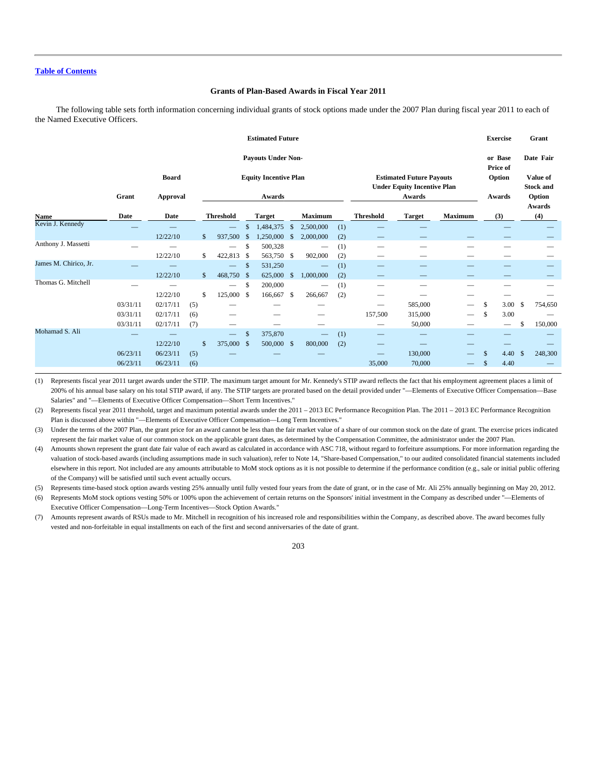[Table of Contents](#)

**Grants of Plan-Based Awards in Fiscal Year 2011**

The following table sets forth information concerning individual grants of stock options made under the 2007 Plan during fiscal year 2011 to each of the Named Executive Officers.

| Name | Grant Date | Board Approval Date | | Estimated Future Payouts Under Non-Equity Incentive Plan Awards — Threshold | Estimated Future Payouts Under Non-Equity Incentive Plan Awards — Target | Estimated Future Payouts Under Non-Equity Incentive Plan Awards — Maximum | | Estimated Future Payouts Under Equity Incentive Plan Awards — Threshold | Estimated Future Payouts Under Equity Incentive Plan Awards — Target | Estimated Future Payouts Under Equity Incentive Plan Awards — Maximum | Exercise or Base Price of Option Awards (3) | Grant Date Fair Value of Stock and Option Awards (4) |
|---|---|---|---|---|---|---|---|---|---|---|---|---|
| Kevin J. Kennedy | — | — | | — | $ 1,484,375 | $ 2,500,000 | (1) | — | — | | — | — |
| | | 12/22/10 | | $ 937,500 | $ 1,250,000 | $ 2,000,000 | (2) | — | — | — | — | — |
| Anthony J. Massetti | — | — | | — | $ 500,328 | — | (1) | — | — | — | — | — |
| | | 12/22/10 | | $ 422,813 | $ 563,750 | $ 902,000 | (2) | — | — | — | — | — |
| James M. Chirico, Jr. | — | — | | — | $ 531,250 | — | (1) | — | — | — | — | — |
| | | 12/22/10 | | $ 468,750 | $ 625,000 | $ 1,000,000 | (2) | — | — | — | — | — |
| Thomas G. Mitchell | — | — | | — | $ 200,000 | — | (1) | — | — | — | — | — |
| | | 12/22/10 | | $ 125,000 | $ 166,667 | $ 266,667 | (2) | — | — | — | — | — |
| | 03/31/11 | 02/17/11 | (5) | — | — | — | | — | 585,000 | — | $ 3.00 | $ 754,650 |
| | 03/31/11 | 02/17/11 | (6) | — | — | — | | 157,500 | 315,000 | — | $ 3.00 | — |
| | 03/31/11 | 02/17/11 | (7) | — | — | — | | — | 50,000 | — | — | $ 150,000 |
| Mohamad S. Ali | — | — | | — | $ 375,870 | — | (1) | — | — | — | — | — |
| | | 12/22/10 | | $ 375,000 | $ 500,000 | $ 800,000 | (2) | — | — | — | — | — |
| | 06/23/11 | 06/23/11 | (5) | — | — | — | | — | 130,000 | — | $ 4.40 | $ 248,300 |
| | 06/23/11 | 06/23/11 | (6) | | | | | 35,000 | 70,000 | — | $ 4.40 | — |

(1) Represents fiscal year 2011 target awards under the STIP. The maximum target amount for Mr. Kennedy's STIP award reflects the fact that his employment agreement places a limit of 200% of his annual base salary on his total STIP award, if any. The STIP targets are prorated based on the detail provided under "—Elements of Executive Officer Compensation—Base Salaries" and "—Elements of Executive Officer Compensation—Short Term Incentives."

(2) Represents fiscal year 2011 threshold, target and maximum potential awards under the 2011 – 2013 EC Performance Recognition Plan. The 2011 – 2013 EC Performance Recognition Plan is discussed above within "—Elements of Executive Officer Compensation—Long Term Incentives."

(3) Under the terms of the 2007 Plan, the grant price for an award cannot be less than the fair market value of a share of our common stock on the date of grant. The exercise prices indicated represent the fair market value of our common stock on the applicable grant dates, as determined by the Compensation Committee, the administrator under the 2007 Plan.

(4) Amounts shown represent the grant date fair value of each award as calculated in accordance with ASC 718, without regard to forfeiture assumptions. For more information regarding the valuation of stock-based awards (including assumptions made in such valuation), refer to Note 14, "Share-based Compensation," to our audited consolidated financial statements included elsewhere in this report. Not included are any amounts attributable to MoM stock options as it is not possible to determine if the performance condition (e.g., sale or initial public offering of the Company) will be satisfied until such event actually occurs.

(5) Represents time-based stock option awards vesting 25% annually until fully vested four years from the date of grant, or in the case of Mr. Ali 25% annually beginning on May 20, 2012.

(6) Represents MoM stock options vesting 50% or 100% upon the achievement of certain returns on the Sponsors' initial investment in the Company as described under "—Elements of Executive Officer Compensation—Long-Term Incentives—Stock Option Awards."

(7) Amounts represent awards of RSUs made to Mr. Mitchell in recognition of his increased role and responsibilities within the Company, as described above. The award becomes fully vested and non-forfeitable in equal installments on each of the first and second anniversaries of the date of grant.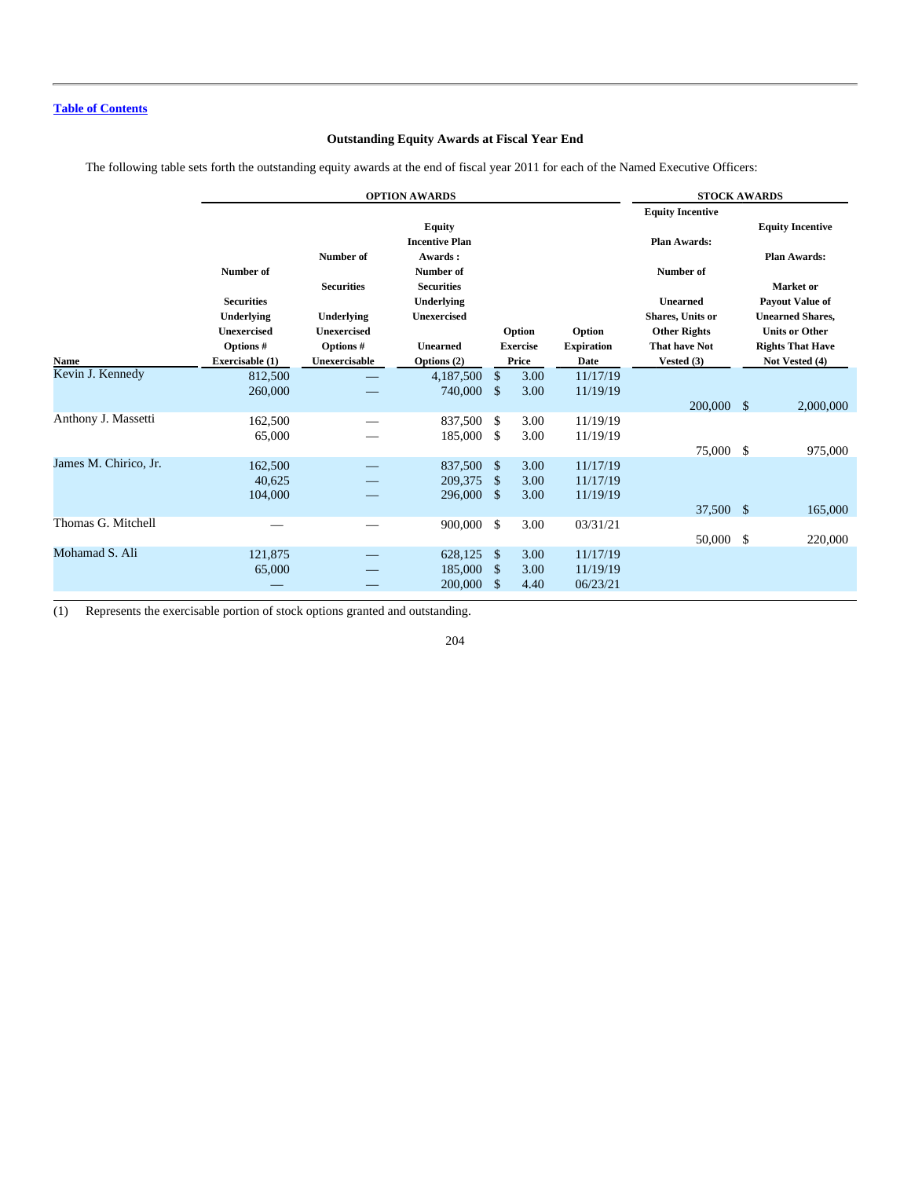[Table of Contents](#)

### Outstanding Equity Awards at Fiscal Year End

The following table sets forth the outstanding equity awards at the end of fiscal year 2011 for each of the Named Executive Officers:

| | OPTION AWARDS | | | | | STOCK AWARDS | |
|---|---|---|---|---|---|---|---|
| Name | Number of Securities Underlying Unexercised Options # Exercisable (1) | Number of Securities Underlying Unexercised Options # Unexercisable | Equity Incentive Plan Awards : Number of Securities Underlying Unexercised Unearned Options (2) | Option Exercise Price | Option Expiration Date | Equity Incentive Plan Awards: Number of Unearned Shares, Units or Other Rights That have Not Vested (3) | Equity Incentive Plan Awards: Market or Payout Value of Unearned Shares, Units or Other Rights That Have Not Vested (4) |
| Kevin J. Kennedy | 812,500 | — | 4,187,500 | $ 3.00 | 11/17/19 | | |
| | 260,000 | — | 740,000 | $ 3.00 | 11/19/19 | | |
| | | | | | | 200,000 | $ 2,000,000 |
| Anthony J. Massetti | 162,500 | — | 837,500 | $ 3.00 | 11/19/19 | | |
| | 65,000 | — | 185,000 | $ 3.00 | 11/19/19 | | |
| | | | | | | 75,000 | $ 975,000 |
| James M. Chirico, Jr. | 162,500 | — | 837,500 | $ 3.00 | 11/17/19 | | |
| | 40,625 | — | 209,375 | $ 3.00 | 11/17/19 | | |
| | 104,000 | — | 296,000 | $ 3.00 | 11/19/19 | | |
| | | | | | | 37,500 | $ 165,000 |
| Thomas G. Mitchell | — | — | 900,000 | $ 3.00 | 03/31/21 | | |
| | | | | | | 50,000 | $ 220,000 |
| Mohamad S. Ali | 121,875 | — | 628,125 | $ 3.00 | 11/17/19 | | |
| | 65,000 | — | 185,000 | $ 3.00 | 11/19/19 | | |
| | — | — | 200,000 | $ 4.40 | 06/23/21 | | |

(1) Represents the exercisable portion of stock options granted and outstanding.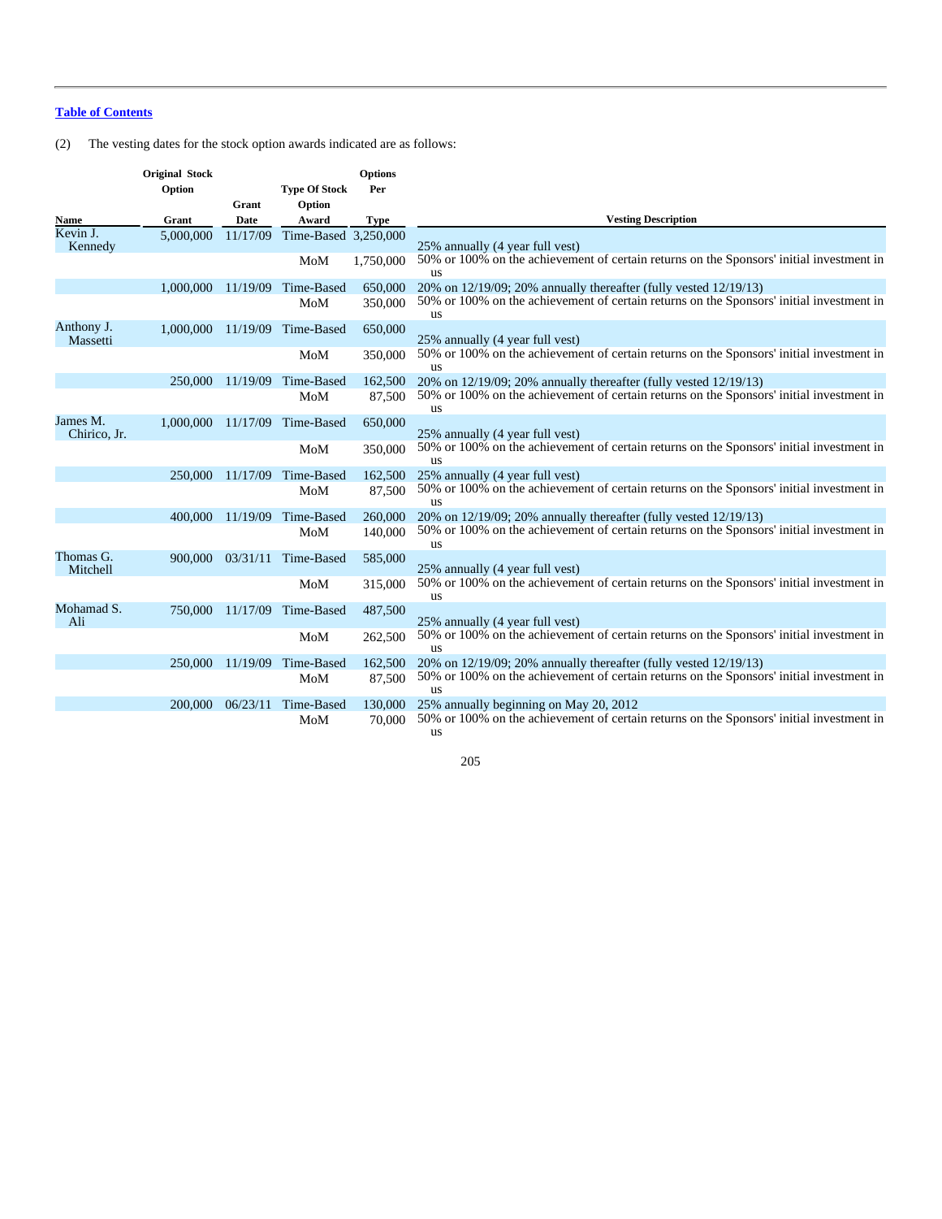[Table of Contents](#)

(2) The vesting dates for the stock option awards indicated are as follows:

| Name | Original Stock Option Grant | Grant Date | Type Of Stock Option Award | Options Per Type | Vesting Description |
|---|---|---|---|---|---|
| Kevin J. Kennedy | 5,000,000 | 11/17/09 | Time-Based | 3,250,000 | 25% annually (4 year full vest) |
| | | | MoM | 1,750,000 | 50% or 100% on the achievement of certain returns on the Sponsors' initial investment in us |
| | 1,000,000 | 11/19/09 | Time-Based | 650,000 | 20% on 12/19/09; 20% annually thereafter (fully vested 12/19/13) |
| | | | MoM | 350,000 | 50% or 100% on the achievement of certain returns on the Sponsors' initial investment in us |
| Anthony J. Massetti | 1,000,000 | 11/19/09 | Time-Based | 650,000 | 25% annually (4 year full vest) |
| | | | MoM | 350,000 | 50% or 100% on the achievement of certain returns on the Sponsors' initial investment in us |
| | 250,000 | 11/19/09 | Time-Based | 162,500 | 20% on 12/19/09; 20% annually thereafter (fully vested 12/19/13) |
| | | | MoM | 87,500 | 50% or 100% on the achievement of certain returns on the Sponsors' initial investment in us |
| James M. Chirico, Jr. | 1,000,000 | 11/17/09 | Time-Based | 650,000 | 25% annually (4 year full vest) |
| | | | MoM | 350,000 | 50% or 100% on the achievement of certain returns on the Sponsors' initial investment in us |
| | 250,000 | 11/17/09 | Time-Based | 162,500 | 25% annually (4 year full vest) |
| | | | MoM | 87,500 | 50% or 100% on the achievement of certain returns on the Sponsors' initial investment in us |
| | 400,000 | 11/19/09 | Time-Based | 260,000 | 20% on 12/19/09; 20% annually thereafter (fully vested 12/19/13) |
| | | | MoM | 140,000 | 50% or 100% on the achievement of certain returns on the Sponsors' initial investment in us |
| Thomas G. Mitchell | 900,000 | 03/31/11 | Time-Based | 585,000 | 25% annually (4 year full vest) |
| | | | MoM | 315,000 | 50% or 100% on the achievement of certain returns on the Sponsors' initial investment in us |
| Mohamad S. Ali | 750,000 | 11/17/09 | Time-Based | 487,500 | 25% annually (4 year full vest) |
| | | | MoM | 262,500 | 50% or 100% on the achievement of certain returns on the Sponsors' initial investment in us |
| | 250,000 | 11/19/09 | Time-Based | 162,500 | 20% on 12/19/09; 20% annually thereafter (fully vested 12/19/13) |
| | | | MoM | 87,500 | 50% or 100% on the achievement of certain returns on the Sponsors' initial investment in us |
| | 200,000 | 06/23/11 | Time-Based | 130,000 | 25% annually beginning on May 20, 2012 |
| | | | MoM | 70,000 | 50% or 100% on the achievement of certain returns on the Sponsors' initial investment in us |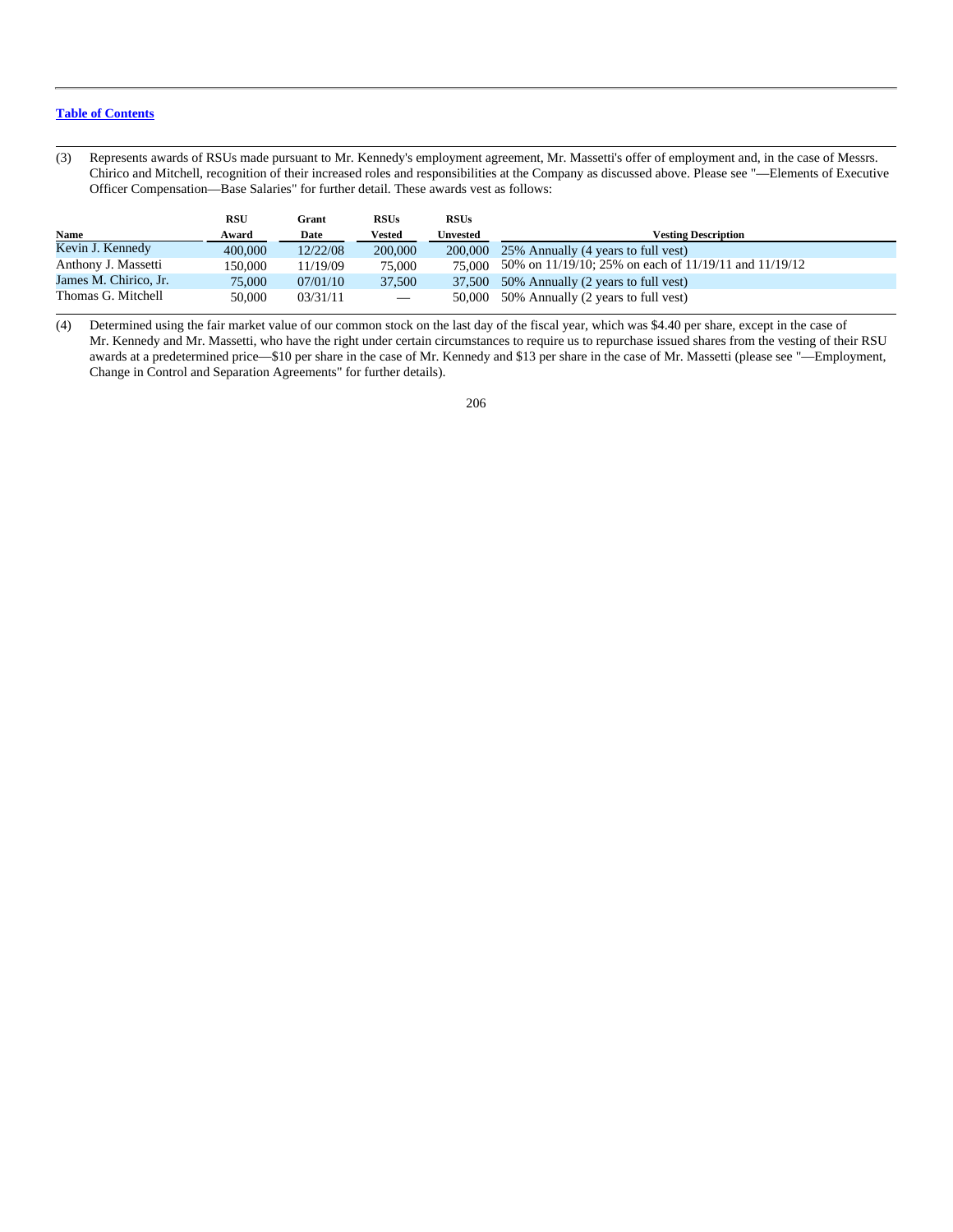[Table of Contents](#)

(3) Represents awards of RSUs made pursuant to Mr. Kennedy's employment agreement, Mr. Massetti's offer of employment and, in the case of Messrs. Chirico and Mitchell, recognition of their increased roles and responsibilities at the Company as discussed above. Please see "—Elements of Executive Officer Compensation—Base Salaries" for further detail. These awards vest as follows:

| Name | RSU Award | Grant Date | RSUs Vested | RSUs Unvested | Vesting Description |
|---|---|---|---|---|---|
| Kevin J. Kennedy | 400,000 | 12/22/08 | 200,000 | 200,000 | 25% Annually (4 years to full vest) |
| Anthony J. Massetti | 150,000 | 11/19/09 | 75,000 | 75,000 | 50% on 11/19/10; 25% on each of 11/19/11 and 11/19/12 |
| James M. Chirico, Jr. | 75,000 | 07/01/10 | 37,500 | 37,500 | 50% Annually (2 years to full vest) |
| Thomas G. Mitchell | 50,000 | 03/31/11 | — | 50,000 | 50% Annually (2 years to full vest) |

(4) Determined using the fair market value of our common stock on the last day of the fiscal year, which was $4.40 per share, except in the case of Mr. Kennedy and Mr. Massetti, who have the right under certain circumstances to require us to repurchase issued shares from the vesting of their RSU awards at a predetermined price—$10 per share in the case of Mr. Kennedy and $13 per share in the case of Mr. Massetti (please see "—Employment, Change in Control and Separation Agreements" for further details).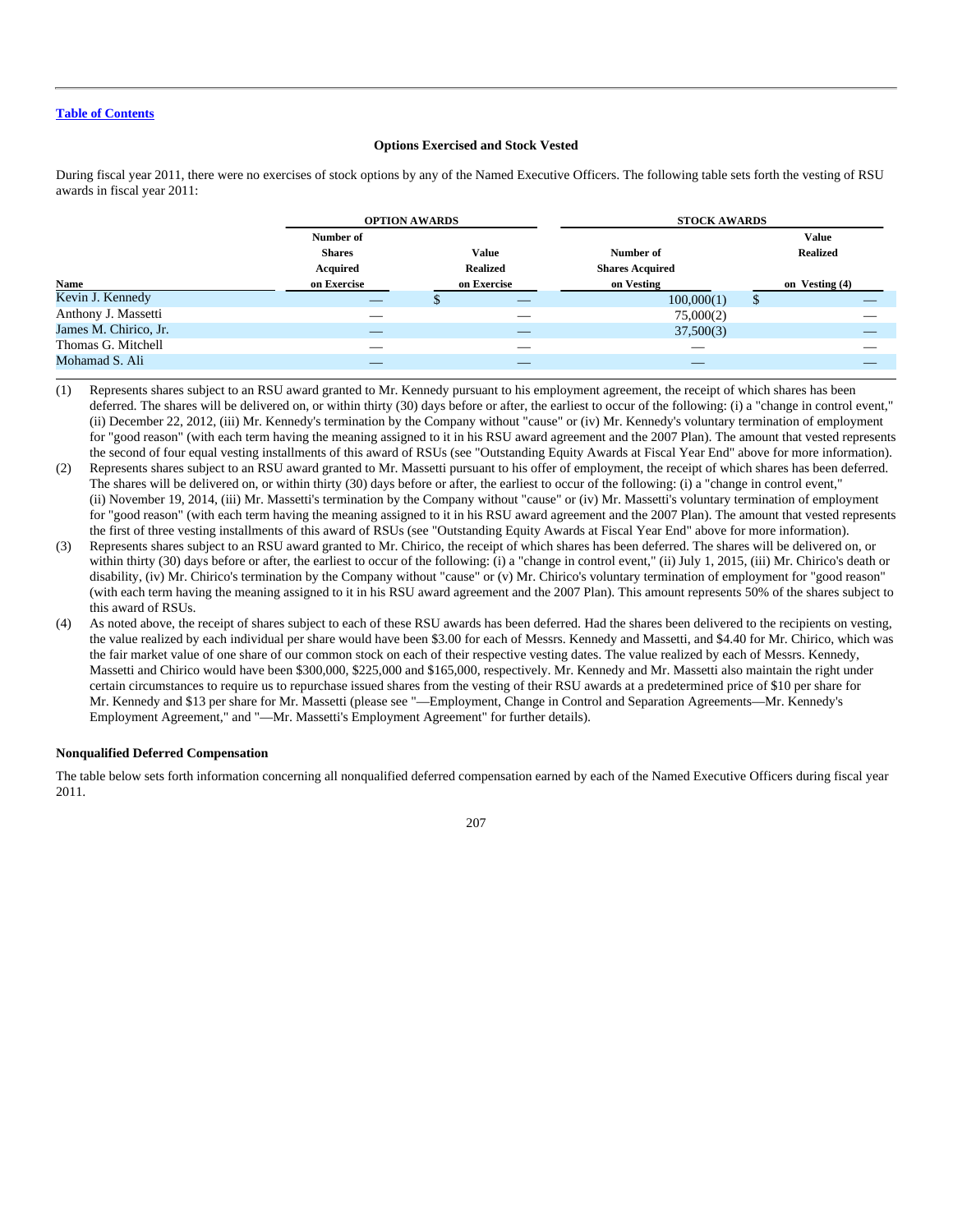[Table of Contents](#)

### Options Exercised and Stock Vested

During fiscal year 2011, there were no exercises of stock options by any of the Named Executive Officers. The following table sets forth the vesting of RSU awards in fiscal year 2011:

| | OPTION AWARDS | | STOCK AWARDS | |
|---|---|---|---|---|
| Name | Number of Shares Acquired on Exercise | Value Realized on Exercise | Number of Shares Acquired on Vesting | Value Realized on Vesting (4) |
| Kevin J. Kennedy | — | $ — | 100,000(1) | $ — |
| Anthony J. Massetti | — | — | 75,000(2) | — |
| James M. Chirico, Jr. | — | — | 37,500(3) | — |
| Thomas G. Mitchell | — | — | — | — |
| Mohamad S. Ali | — | — | — | — |

(1) Represents shares subject to an RSU award granted to Mr. Kennedy pursuant to his employment agreement, the receipt of which shares has been deferred. The shares will be delivered on, or within thirty (30) days before or after, the earliest to occur of the following: (i) a "change in control event," (ii) December 22, 2012, (iii) Mr. Kennedy's termination by the Company without "cause" or (iv) Mr. Kennedy's voluntary termination of employment for "good reason" (with each term having the meaning assigned to it in his RSU award agreement and the 2007 Plan). The amount that vested represents the second of four equal vesting installments of this award of RSUs (see "Outstanding Equity Awards at Fiscal Year End" above for more information).

(2) Represents shares subject to an RSU award granted to Mr. Massetti pursuant to his offer of employment, the receipt of which shares has been deferred. The shares will be delivered on, or within thirty (30) days before or after, the earliest to occur of the following: (i) a "change in control event," (ii) November 19, 2014, (iii) Mr. Massetti's termination by the Company without "cause" or (iv) Mr. Massetti's voluntary termination of employment for "good reason" (with each term having the meaning assigned to it in his RSU award agreement and the 2007 Plan). The amount that vested represents the first of three vesting installments of this award of RSUs (see "Outstanding Equity Awards at Fiscal Year End" above for more information).

(3) Represents shares subject to an RSU award granted to Mr. Chirico, the receipt of which shares has been deferred. The shares will be delivered on, or within thirty (30) days before or after, the earliest to occur of the following: (i) a "change in control event," (ii) July 1, 2015, (iii) Mr. Chirico's death or disability, (iv) Mr. Chirico's termination by the Company without "cause" or (v) Mr. Chirico's voluntary termination of employment for "good reason" (with each term having the meaning assigned to it in his RSU award agreement and the 2007 Plan). This amount represents 50% of the shares subject to this award of RSUs.

(4) As noted above, the receipt of shares subject to each of these RSU awards has been deferred. Had the shares been delivered to the recipients on vesting, the value realized by each individual per share would have been $3.00 for each of Messrs. Kennedy and Massetti, and $4.40 for Mr. Chirico, which was the fair market value of one share of our common stock on each of their respective vesting dates. The value realized by each of Messrs. Kennedy, Massetti and Chirico would have been $300,000, $225,000 and $165,000, respectively. Mr. Kennedy and Mr. Massetti also maintain the right under certain circumstances to require us to repurchase issued shares from the vesting of their RSU awards at a predetermined price of $10 per share for Mr. Kennedy and $13 per share for Mr. Massetti (please see "—Employment, Change in Control and Separation Agreements—Mr. Kennedy's Employment Agreement," and "—Mr. Massetti's Employment Agreement" for further details).

### Nonqualified Deferred Compensation

The table below sets forth information concerning all nonqualified deferred compensation earned by each of the Named Executive Officers during fiscal year 2011.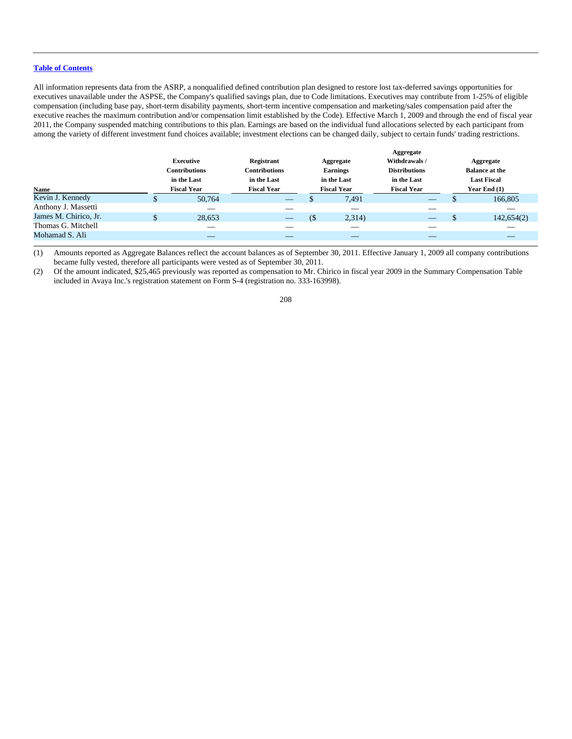Table of Contents

All information represents data from the ASRP, a nonqualified defined contribution plan designed to restore lost tax-deferred savings opportunities for executives unavailable under the ASPSE, the Company's qualified savings plan, due to Code limitations. Executives may contribute from 1-25% of eligible compensation (including base pay, short-term disability payments, short-term incentive compensation and marketing/sales compensation paid after the executive reaches the maximum contribution and/or compensation limit established by the Code). Effective March 1, 2009 and through the end of fiscal year 2011, the Company suspended matching contributions to this plan. Earnings are based on the individual fund allocations selected by each participant from among the variety of different investment fund choices available; investment elections can be changed daily, subject to certain funds' trading restrictions.

| Name | Executive Contributions in the Last Fiscal Year | Registrant Contributions in the Last Fiscal Year | Aggregate Earnings in the Last Fiscal Year | Aggregate Withdrawals / Distributions in the Last Fiscal Year | Aggregate Balance at the Last Fiscal Year End (1) |
|---|---|---|---|---|---|
| Kevin J. Kennedy | $ 50,764 | — | $ 7,491 | — | $ 166,805 |
| Anthony J. Massetti | — | — | — | — | — |
| James M. Chirico, Jr. | $ 28,653 | — | ($ 2,314) | — | $ 142,654(2) |
| Thomas G. Mitchell | — | — | — | — | — |
| Mohamad S. Ali | — | — | — | — | — |

(1) Amounts reported as Aggregate Balances reflect the account balances as of September 30, 2011. Effective January 1, 2009 all company contributions became fully vested, therefore all participants were vested as of September 30, 2011.

(2) Of the amount indicated, $25,465 previously was reported as compensation to Mr. Chirico in fiscal year 2009 in the Summary Compensation Table included in Avaya Inc.'s registration statement on Form S-4 (registration no. 333-163998).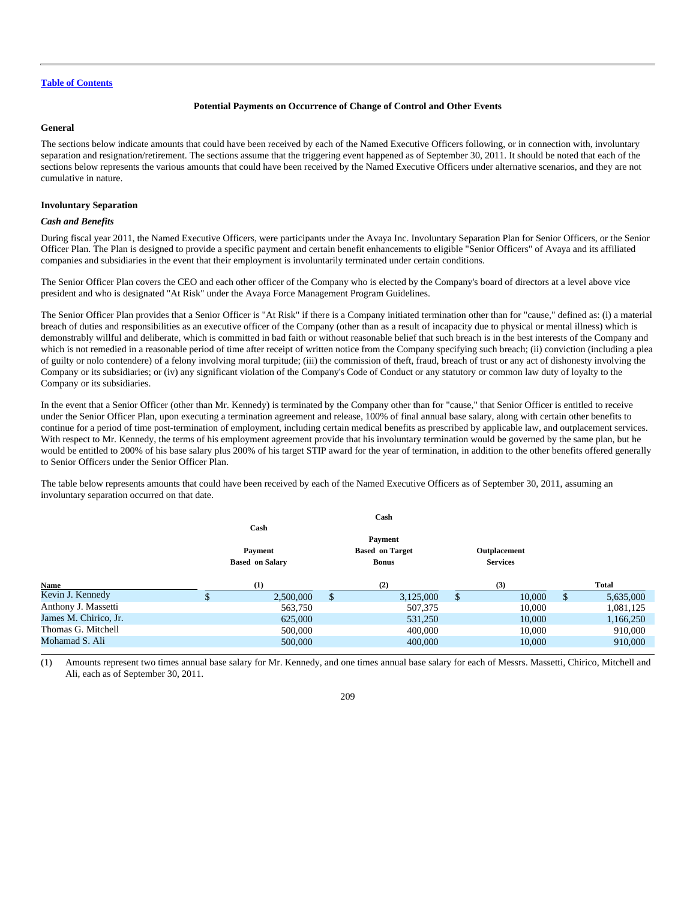[Table of Contents](#)

## Potential Payments on Occurrence of Change of Control and Other Events

### General

The sections below indicate amounts that could have been received by each of the Named Executive Officers following, or in connection with, involuntary separation and resignation/retirement. The sections assume that the triggering event happened as of September 30, 2011. It should be noted that each of the sections below represents the various amounts that could have been received by the Named Executive Officers under alternative scenarios, and they are not cumulative in nature.

### Involuntary Separation

***Cash and Benefits***

During fiscal year 2011, the Named Executive Officers, were participants under the Avaya Inc. Involuntary Separation Plan for Senior Officers, or the Senior Officer Plan. The Plan is designed to provide a specific payment and certain benefit enhancements to eligible "Senior Officers" of Avaya and its affiliated companies and subsidiaries in the event that their employment is involuntarily terminated under certain conditions.

The Senior Officer Plan covers the CEO and each other officer of the Company who is elected by the Company's board of directors at a level above vice president and who is designated "At Risk" under the Avaya Force Management Program Guidelines.

The Senior Officer Plan provides that a Senior Officer is "At Risk" if there is a Company initiated termination other than for "cause," defined as: (i) a material breach of duties and responsibilities as an executive officer of the Company (other than as a result of incapacity due to physical or mental illness) which is demonstrably willful and deliberate, which is committed in bad faith or without reasonable belief that such breach is in the best interests of the Company and which is not remedied in a reasonable period of time after receipt of written notice from the Company specifying such breach; (ii) conviction (including a plea of guilty or nolo contendere) of a felony involving moral turpitude; (iii) the commission of theft, fraud, breach of trust or any act of dishonesty involving the Company or its subsidiaries; or (iv) any significant violation of the Company's Code of Conduct or any statutory or common law duty of loyalty to the Company or its subsidiaries.

In the event that a Senior Officer (other than Mr. Kennedy) is terminated by the Company other than for "cause," that Senior Officer is entitled to receive under the Senior Officer Plan, upon executing a termination agreement and release, 100% of final annual base salary, along with certain other benefits to continue for a period of time post-termination of employment, including certain medical benefits as prescribed by applicable law, and outplacement services. With respect to Mr. Kennedy, the terms of his employment agreement provide that his involuntary termination would be governed by the same plan, but he would be entitled to 200% of his base salary plus 200% of his target STIP award for the year of termination, in addition to the other benefits offered generally to Senior Officers under the Senior Officer Plan.

The table below represents amounts that could have been received by each of the Named Executive Officers as of September 30, 2011, assuming an involuntary separation occurred on that date.

| Name | Cash Payment Based on Salary (1) | Cash Payment Based on Target Bonus (2) | Outplacement Services (3) | Total |
|---|---|---|---|---|
| Kevin J. Kennedy | $ 2,500,000 | $ 3,125,000 | $ 10,000 | $ 5,635,000 |
| Anthony J. Massetti | 563,750 | 507,375 | 10,000 | 1,081,125 |
| James M. Chirico, Jr. | 625,000 | 531,250 | 10,000 | 1,166,250 |
| Thomas G. Mitchell | 500,000 | 400,000 | 10,000 | 910,000 |
| Mohamad S. Ali | 500,000 | 400,000 | 10,000 | 910,000 |

(1) Amounts represent two times annual base salary for Mr. Kennedy, and one times annual base salary for each of Messrs. Massetti, Chirico, Mitchell and Ali, each as of September 30, 2011.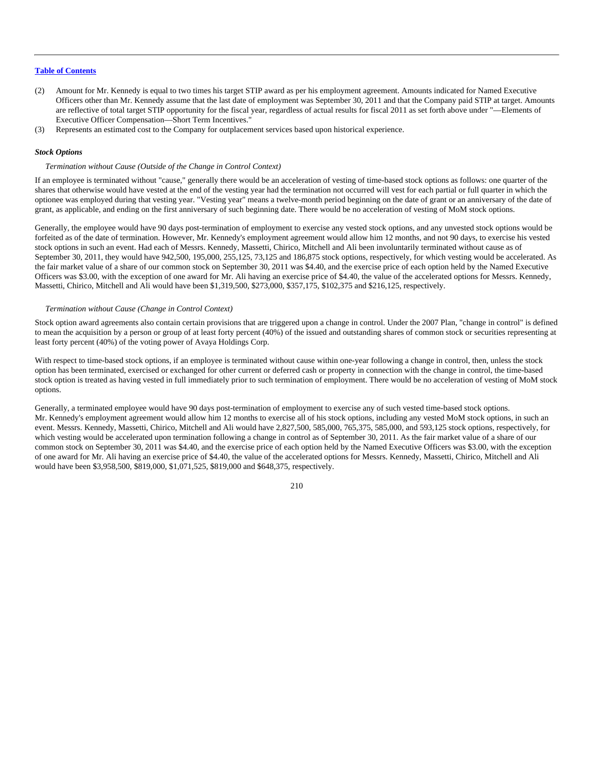Table of Contents

(2) Amount for Mr. Kennedy is equal to two times his target STIP award as per his employment agreement. Amounts indicated for Named Executive Officers other than Mr. Kennedy assume that the last date of employment was September 30, 2011 and that the Company paid STIP at target. Amounts are reflective of total target STIP opportunity for the fiscal year, regardless of actual results for fiscal 2011 as set forth above under "—Elements of Executive Officer Compensation—Short Term Incentives."

(3) Represents an estimated cost to the Company for outplacement services based upon historical experience.

***Stock Options***

*Termination without Cause (Outside of the Change in Control Context)*

If an employee is terminated without "cause," generally there would be an acceleration of vesting of time-based stock options as follows: one quarter of the shares that otherwise would have vested at the end of the vesting year had the termination not occurred will vest for each partial or full quarter in which the optionee was employed during that vesting year. "Vesting year" means a twelve-month period beginning on the date of grant or an anniversary of the date of grant, as applicable, and ending on the first anniversary of such beginning date. There would be no acceleration of vesting of MoM stock options.

Generally, the employee would have 90 days post-termination of employment to exercise any vested stock options, and any unvested stock options would be forfeited as of the date of termination. However, Mr. Kennedy's employment agreement would allow him 12 months, and not 90 days, to exercise his vested stock options in such an event. Had each of Messrs. Kennedy, Massetti, Chirico, Mitchell and Ali been involuntarily terminated without cause as of September 30, 2011, they would have 942,500, 195,000, 255,125, 73,125 and 186,875 stock options, respectively, for which vesting would be accelerated. As the fair market value of a share of our common stock on September 30, 2011 was $4.40, and the exercise price of each option held by the Named Executive Officers was $3.00, with the exception of one award for Mr. Ali having an exercise price of $4.40, the value of the accelerated options for Messrs. Kennedy, Massetti, Chirico, Mitchell and Ali would have been $1,319,500, $273,000, $357,175, $102,375 and $216,125, respectively.

*Termination without Cause (Change in Control Context)*

Stock option award agreements also contain certain provisions that are triggered upon a change in control. Under the 2007 Plan, "change in control" is defined to mean the acquisition by a person or group of at least forty percent (40%) of the issued and outstanding shares of common stock or securities representing at least forty percent (40%) of the voting power of Avaya Holdings Corp.

With respect to time-based stock options, if an employee is terminated without cause within one-year following a change in control, then, unless the stock option has been terminated, exercised or exchanged for other current or deferred cash or property in connection with the change in control, the time-based stock option is treated as having vested in full immediately prior to such termination of employment. There would be no acceleration of vesting of MoM stock options.

Generally, a terminated employee would have 90 days post-termination of employment to exercise any of such vested time-based stock options. Mr. Kennedy's employment agreement would allow him 12 months to exercise all of his stock options, including any vested MoM stock options, in such an event. Messrs. Kennedy, Massetti, Chirico, Mitchell and Ali would have 2,827,500, 585,000, 765,375, 585,000, and 593,125 stock options, respectively, for which vesting would be accelerated upon termination following a change in control as of September 30, 2011. As the fair market value of a share of our common stock on September 30, 2011 was $4.40, and the exercise price of each option held by the Named Executive Officers was $3.00, with the exception of one award for Mr. Ali having an exercise price of $4.40, the value of the accelerated options for Messrs. Kennedy, Massetti, Chirico, Mitchell and Ali would have been $3,958,500, $819,000, $1,071,525, $819,000 and $648,375, respectively.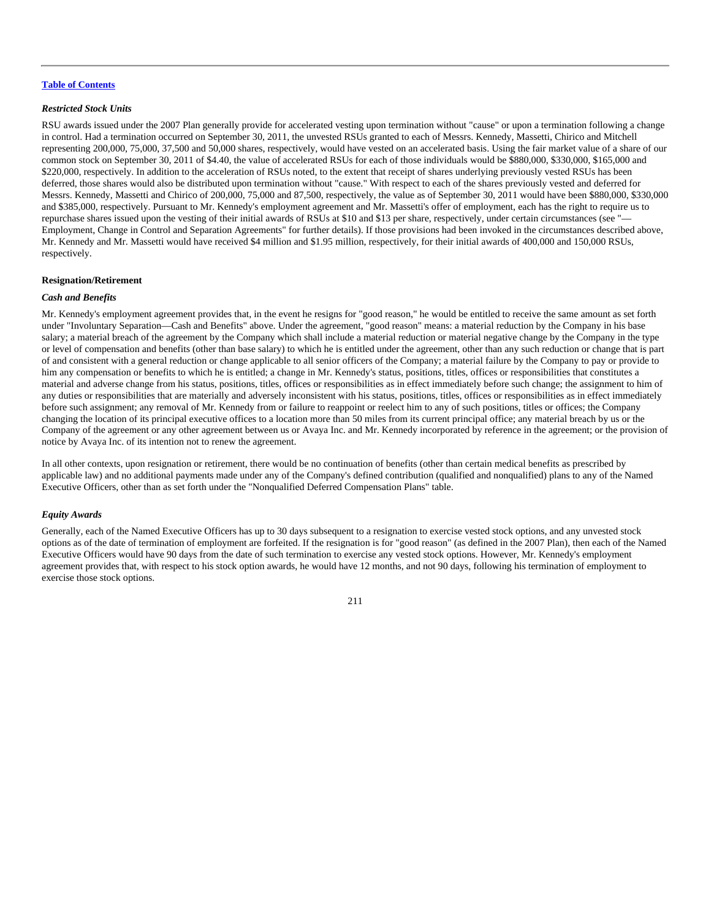*Restricted Stock Units*

RSU awards issued under the 2007 Plan generally provide for accelerated vesting upon termination without "cause" or upon a termination following a change in control. Had a termination occurred on September 30, 2011, the unvested RSUs granted to each of Messrs. Kennedy, Massetti, Chirico and Mitchell representing 200,000, 75,000, 37,500 and 50,000 shares, respectively, would have vested on an accelerated basis. Using the fair market value of a share of our common stock on September 30, 2011 of $4.40, the value of accelerated RSUs for each of those individuals would be $880,000, $330,000, $165,000 and $220,000, respectively. In addition to the acceleration of RSUs noted, to the extent that receipt of shares underlying previously vested RSUs has been deferred, those shares would also be distributed upon termination without "cause." With respect to each of the shares previously vested and deferred for Messrs. Kennedy, Massetti and Chirico of 200,000, 75,000 and 87,500, respectively, the value as of September 30, 2011 would have been $880,000, $330,000 and $385,000, respectively. Pursuant to Mr. Kennedy's employment agreement and Mr. Massetti's offer of employment, each has the right to require us to repurchase shares issued upon the vesting of their initial awards of RSUs at $10 and $13 per share, respectively, under certain circumstances (see "—Employment, Change in Control and Separation Agreements" for further details). If those provisions had been invoked in the circumstances described above, Mr. Kennedy and Mr. Massetti would have received $4 million and $1.95 million, respectively, for their initial awards of 400,000 and 150,000 RSUs, respectively.

**Resignation/Retirement**

*Cash and Benefits*

Mr. Kennedy's employment agreement provides that, in the event he resigns for "good reason," he would be entitled to receive the same amount as set forth under "Involuntary Separation—Cash and Benefits" above. Under the agreement, "good reason" means: a material reduction by the Company in his base salary; a material breach of the agreement by the Company which shall include a material reduction or material negative change by the Company in the type or level of compensation and benefits (other than base salary) to which he is entitled under the agreement, other than any such reduction or change that is part of and consistent with a general reduction or change applicable to all senior officers of the Company; a material failure by the Company to pay or provide to him any compensation or benefits to which he is entitled; a change in Mr. Kennedy's status, positions, titles, offices or responsibilities that constitutes a material and adverse change from his status, positions, titles, offices or responsibilities as in effect immediately before such change; the assignment to him of any duties or responsibilities that are materially and adversely inconsistent with his status, positions, titles, offices or responsibilities as in effect immediately before such assignment; any removal of Mr. Kennedy from or failure to reappoint or reelect him to any of such positions, titles or offices; the Company changing the location of its principal executive offices to a location more than 50 miles from its current principal office; any material breach by us or the Company of the agreement or any other agreement between us or Avaya Inc. and Mr. Kennedy incorporated by reference in the agreement; or the provision of notice by Avaya Inc. of its intention not to renew the agreement.

In all other contexts, upon resignation or retirement, there would be no continuation of benefits (other than certain medical benefits as prescribed by applicable law) and no additional payments made under any of the Company's defined contribution (qualified and nonqualified) plans to any of the Named Executive Officers, other than as set forth under the "Nonqualified Deferred Compensation Plans" table.

*Equity Awards*

Generally, each of the Named Executive Officers has up to 30 days subsequent to a resignation to exercise vested stock options, and any unvested stock options as of the date of termination of employment are forfeited. If the resignation is for "good reason" (as defined in the 2007 Plan), then each of the Named Executive Officers would have 90 days from the date of such termination to exercise any vested stock options. However, Mr. Kennedy's employment agreement provides that, with respect to his stock option awards, he would have 12 months, and not 90 days, following his termination of employment to exercise those stock options.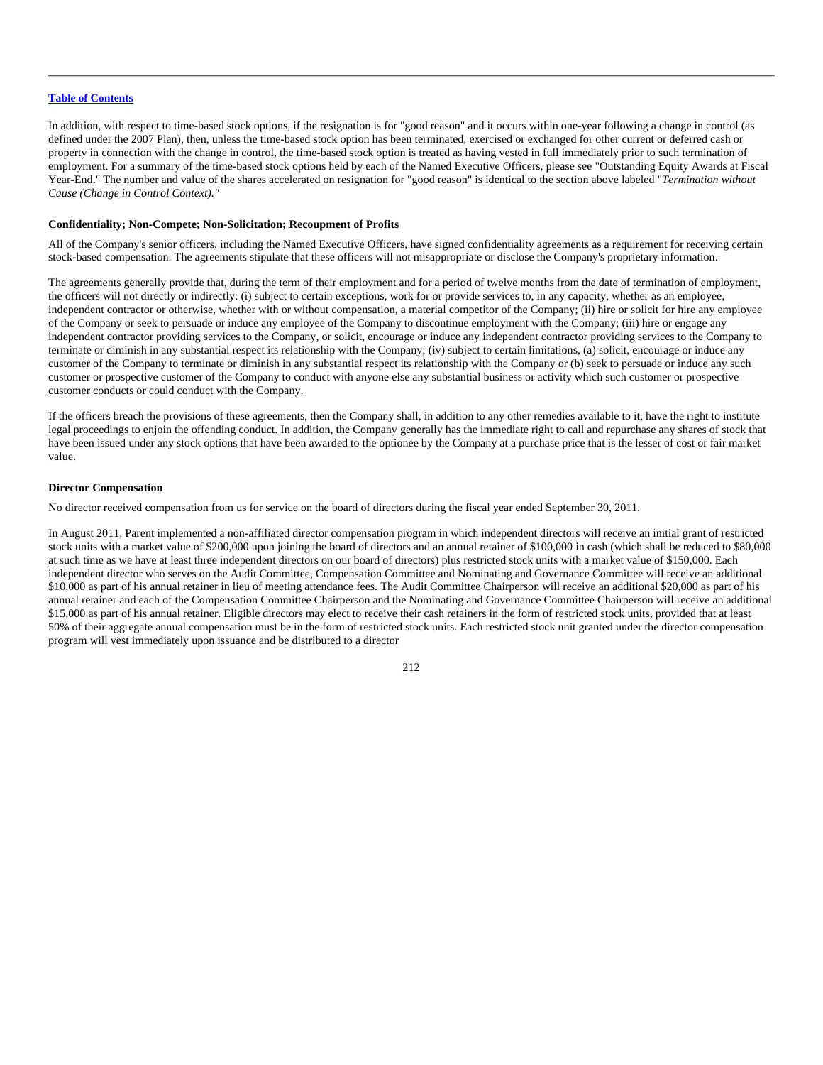In addition, with respect to time-based stock options, if the resignation is for "good reason" and it occurs within one-year following a change in control (as defined under the 2007 Plan), then, unless the time-based stock option has been terminated, exercised or exchanged for other current or deferred cash or property in connection with the change in control, the time-based stock option is treated as having vested in full immediately prior to such termination of employment. For a summary of the time-based stock options held by each of the Named Executive Officers, please see "Outstanding Equity Awards at Fiscal Year-End." The number and value of the shares accelerated on resignation for "good reason" is identical to the section above labeled "*Termination without Cause (Change in Control Context)."*

**Confidentiality; Non-Compete; Non-Solicitation; Recoupment of Profits**

All of the Company's senior officers, including the Named Executive Officers, have signed confidentiality agreements as a requirement for receiving certain stock-based compensation. The agreements stipulate that these officers will not misappropriate or disclose the Company's proprietary information.

The agreements generally provide that, during the term of their employment and for a period of twelve months from the date of termination of employment, the officers will not directly or indirectly: (i) subject to certain exceptions, work for or provide services to, in any capacity, whether as an employee, independent contractor or otherwise, whether with or without compensation, a material competitor of the Company; (ii) hire or solicit for hire any employee of the Company or seek to persuade or induce any employee of the Company to discontinue employment with the Company; (iii) hire or engage any independent contractor providing services to the Company, or solicit, encourage or induce any independent contractor providing services to the Company to terminate or diminish in any substantial respect its relationship with the Company; (iv) subject to certain limitations, (a) solicit, encourage or induce any customer of the Company to terminate or diminish in any substantial respect its relationship with the Company or (b) seek to persuade or induce any such customer or prospective customer of the Company to conduct with anyone else any substantial business or activity which such customer or prospective customer conducts or could conduct with the Company.

If the officers breach the provisions of these agreements, then the Company shall, in addition to any other remedies available to it, have the right to institute legal proceedings to enjoin the offending conduct. In addition, the Company generally has the immediate right to call and repurchase any shares of stock that have been issued under any stock options that have been awarded to the optionee by the Company at a purchase price that is the lesser of cost or fair market value.

**Director Compensation**

No director received compensation from us for service on the board of directors during the fiscal year ended September 30, 2011.

In August 2011, Parent implemented a non-affiliated director compensation program in which independent directors will receive an initial grant of restricted stock units with a market value of $200,000 upon joining the board of directors and an annual retainer of $100,000 in cash (which shall be reduced to $80,000 at such time as we have at least three independent directors on our board of directors) plus restricted stock units with a market value of $150,000. Each independent director who serves on the Audit Committee, Compensation Committee and Nominating and Governance Committee will receive an additional $10,000 as part of his annual retainer in lieu of meeting attendance fees. The Audit Committee Chairperson will receive an additional $20,000 as part of his annual retainer and each of the Compensation Committee Chairperson and the Nominating and Governance Committee Chairperson will receive an additional $15,000 as part of his annual retainer. Eligible directors may elect to receive their cash retainers in the form of restricted stock units, provided that at least 50% of their aggregate annual compensation must be in the form of restricted stock units. Each restricted stock unit granted under the director compensation program will vest immediately upon issuance and be distributed to a director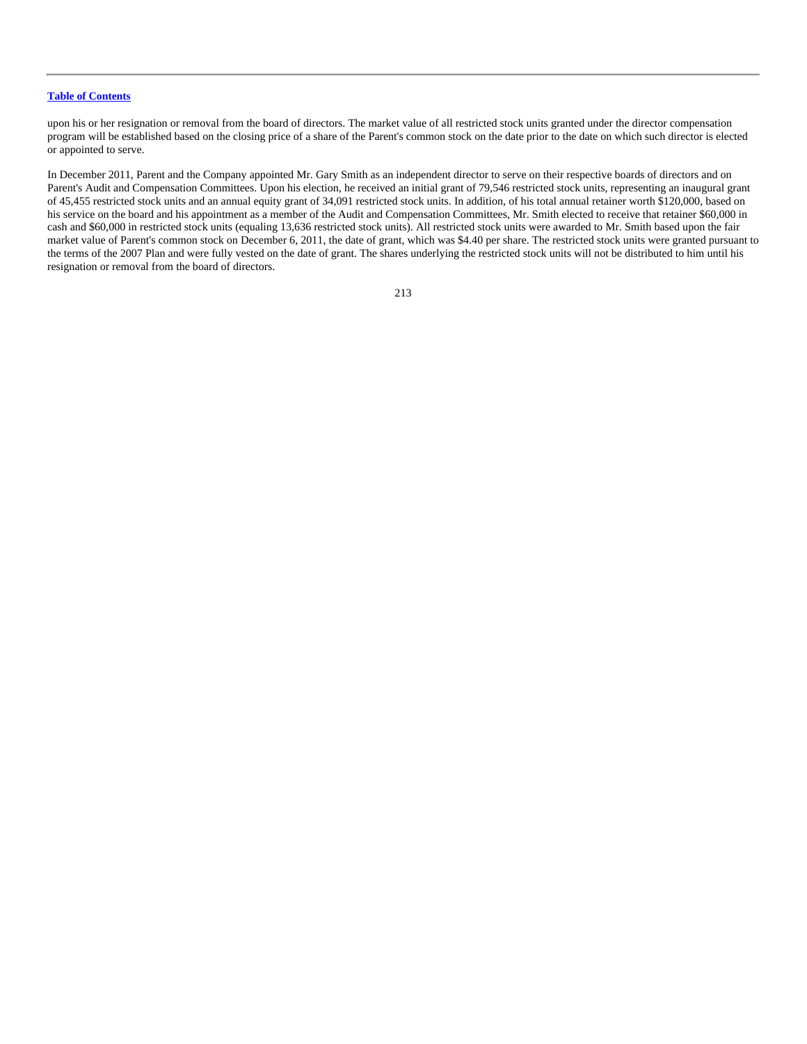upon his or her resignation or removal from the board of directors. The market value of all restricted stock units granted under the director compensation program will be established based on the closing price of a share of the Parent's common stock on the date prior to the date on which such director is elected or appointed to serve.

In December 2011, Parent and the Company appointed Mr. Gary Smith as an independent director to serve on their respective boards of directors and on Parent's Audit and Compensation Committees. Upon his election, he received an initial grant of 79,546 restricted stock units, representing an inaugural grant of 45,455 restricted stock units and an annual equity grant of 34,091 restricted stock units. In addition, of his total annual retainer worth $120,000, based on his service on the board and his appointment as a member of the Audit and Compensation Committees, Mr. Smith elected to receive that retainer $60,000 in cash and $60,000 in restricted stock units (equaling 13,636 restricted stock units). All restricted stock units were awarded to Mr. Smith based upon the fair market value of Parent's common stock on December 6, 2011, the date of grant, which was $4.40 per share. The restricted stock units were granted pursuant to the terms of the 2007 Plan and were fully vested on the date of grant. The shares underlying the restricted stock units will not be distributed to him until his resignation or removal from the board of directors.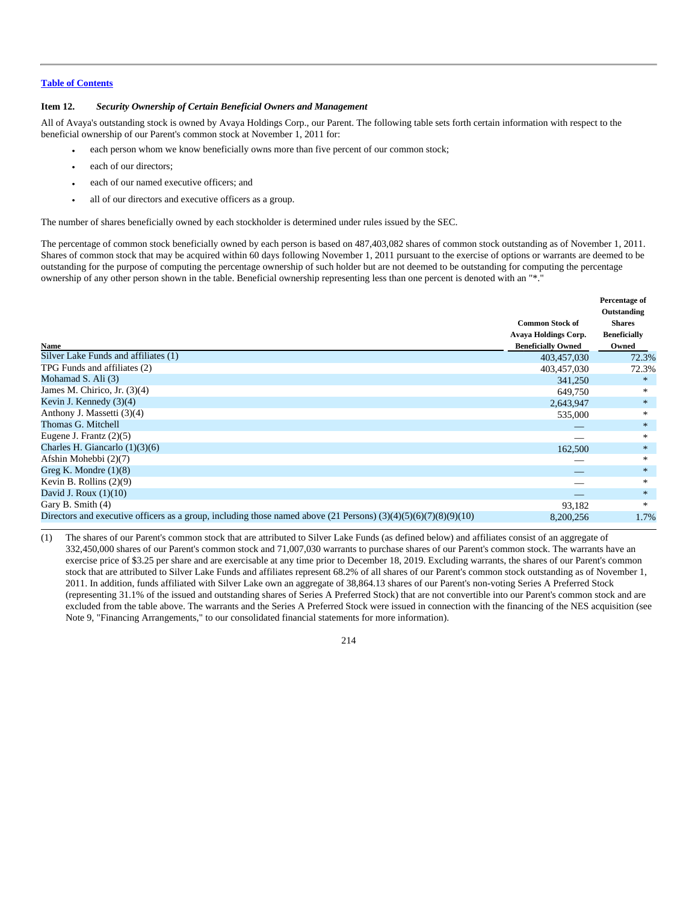[Table of Contents](#)

**Item 12.** ***Security Ownership of Certain Beneficial Owners and Management***

All of Avaya's outstanding stock is owned by Avaya Holdings Corp., our Parent. The following table sets forth certain information with respect to the beneficial ownership of our Parent's common stock at November 1, 2011 for:

- each person whom we know beneficially owns more than five percent of our common stock;
- each of our directors;
- each of our named executive officers; and
- all of our directors and executive officers as a group.

The number of shares beneficially owned by each stockholder is determined under rules issued by the SEC.

The percentage of common stock beneficially owned by each person is based on 487,403,082 shares of common stock outstanding as of November 1, 2011. Shares of common stock that may be acquired within 60 days following November 1, 2011 pursuant to the exercise of options or warrants are deemed to be outstanding for the purpose of computing the percentage ownership of such holder but are not deemed to be outstanding for computing the percentage ownership of any other person shown in the table. Beneficial ownership representing less than one percent is denoted with an "*."

| Name | Common Stock of Avaya Holdings Corp. Beneficially Owned | Percentage of Outstanding Shares Beneficially Owned |
|---|---|---|
| Silver Lake Funds and affiliates (1) | 403,457,030 | 72.3% |
| TPG Funds and affiliates (2) | 403,457,030 | 72.3% |
| Mohamad S. Ali (3) | 341,250 | * |
| James M. Chirico, Jr. (3)(4) | 649,750 | * |
| Kevin J. Kennedy (3)(4) | 2,643,947 | * |
| Anthony J. Massetti (3)(4) | 535,000 | * |
| Thomas G. Mitchell | — | * |
| Eugene J. Frantz (2)(5) | — | * |
| Charles H. Giancarlo (1)(3)(6) | 162,500 | * |
| Afshin Mohebbi (2)(7) | — | * |
| Greg K. Mondre (1)(8) | — | * |
| Kevin B. Rollins (2)(9) | — | * |
| David J. Roux (1)(10) | — | * |
| Gary B. Smith (4) | 93,182 | * |
| Directors and executive officers as a group, including those named above (21 Persons) (3)(4)(5)(6)(7)(8)(9)(10) | 8,200,256 | 1.7% |

(1) The shares of our Parent's common stock that are attributed to Silver Lake Funds (as defined below) and affiliates consist of an aggregate of 332,450,000 shares of our Parent's common stock and 71,007,030 warrants to purchase shares of our Parent's common stock. The warrants have an exercise price of $3.25 per share and are exercisable at any time prior to December 18, 2019. Excluding warrants, the shares of our Parent's common stock that are attributed to Silver Lake Funds and affiliates represent 68.2% of all shares of our Parent's common stock outstanding as of November 1, 2011. In addition, funds affiliated with Silver Lake own an aggregate of 38,864.13 shares of our Parent's non-voting Series A Preferred Stock (representing 31.1% of the issued and outstanding shares of Series A Preferred Stock) that are not convertible into our Parent's common stock and are excluded from the table above. The warrants and the Series A Preferred Stock were issued in connection with the financing of the NES acquisition (see Note 9, "Financing Arrangements," to our consolidated financial statements for more information).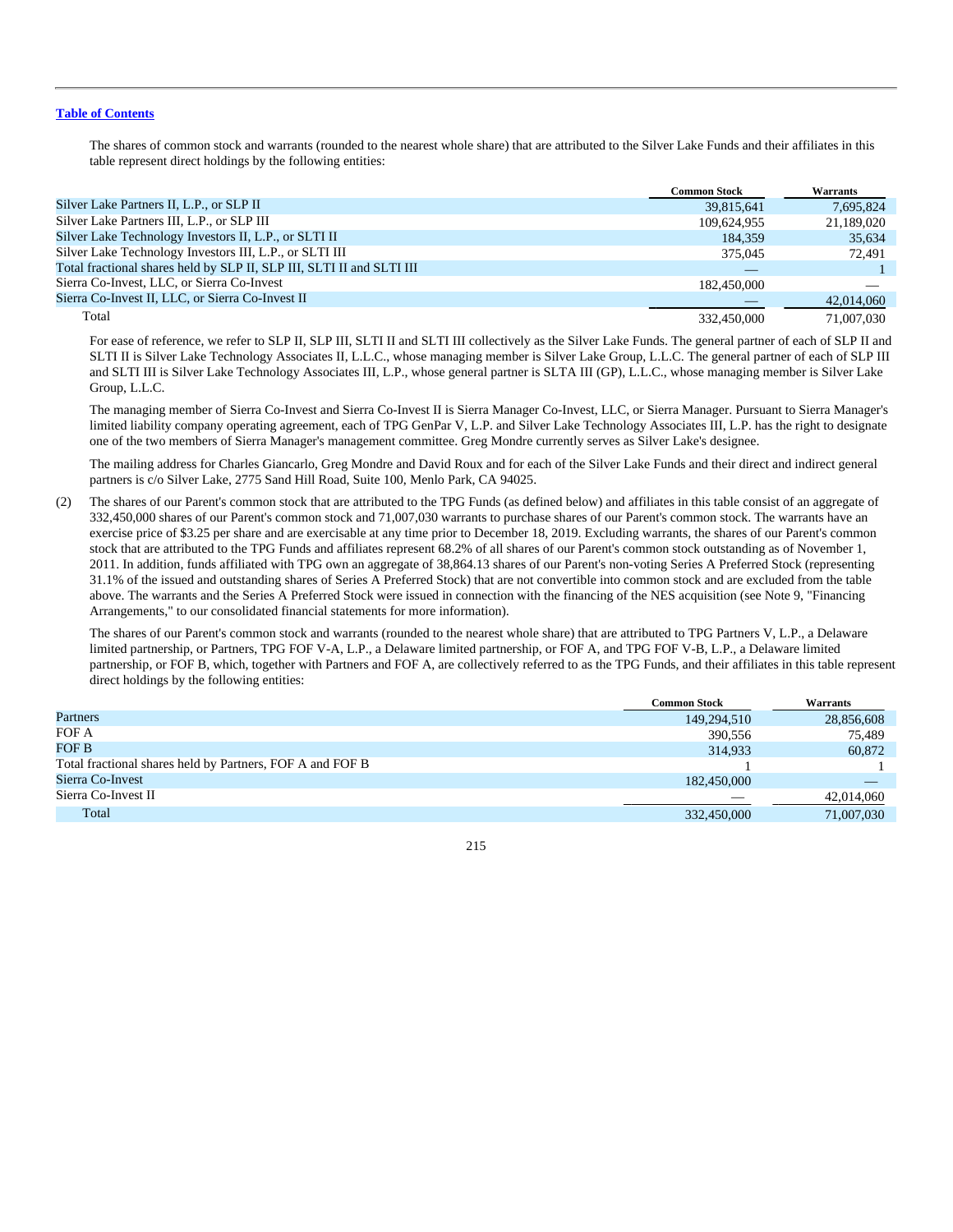[Table of Contents](#)

The shares of common stock and warrants (rounded to the nearest whole share) that are attributed to the Silver Lake Funds and their affiliates in this table represent direct holdings by the following entities:

| | Common Stock | Warrants |
|---|---|---|
| Silver Lake Partners II, L.P., or SLP II | 39,815,641 | 7,695,824 |
| Silver Lake Partners III, L.P., or SLP III | 109,624,955 | 21,189,020 |
| Silver Lake Technology Investors II, L.P., or SLTI II | 184,359 | 35,634 |
| Silver Lake Technology Investors III, L.P., or SLTI III | 375,045 | 72,491 |
| Total fractional shares held by SLP II, SLP III, SLTI II and SLTI III | — | 1 |
| Sierra Co-Invest, LLC, or Sierra Co-Invest | 182,450,000 | — |
| Sierra Co-Invest II, LLC, or Sierra Co-Invest II | — | 42,014,060 |
| Total | 332,450,000 | 71,007,030 |

For ease of reference, we refer to SLP II, SLP III, SLTI II and SLTI III collectively as the Silver Lake Funds. The general partner of each of SLP II and SLTI II is Silver Lake Technology Associates II, L.L.C., whose managing member is Silver Lake Group, L.L.C. The general partner of each of SLP III and SLTI III is Silver Lake Technology Associates III, L.P., whose general partner is SLTA III (GP), L.L.C., whose managing member is Silver Lake Group, L.L.C.

The managing member of Sierra Co-Invest and Sierra Co-Invest II is Sierra Manager Co-Invest, LLC, or Sierra Manager. Pursuant to Sierra Manager's limited liability company operating agreement, each of TPG GenPar V, L.P. and Silver Lake Technology Associates III, L.P. has the right to designate one of the two members of Sierra Manager's management committee. Greg Mondre currently serves as Silver Lake's designee.

The mailing address for Charles Giancarlo, Greg Mondre and David Roux and for each of the Silver Lake Funds and their direct and indirect general partners is c/o Silver Lake, 2775 Sand Hill Road, Suite 100, Menlo Park, CA 94025.

(2) The shares of our Parent's common stock that are attributed to the TPG Funds (as defined below) and affiliates in this table consist of an aggregate of 332,450,000 shares of our Parent's common stock and 71,007,030 warrants to purchase shares of our Parent's common stock. The warrants have an exercise price of $3.25 per share and are exercisable at any time prior to December 18, 2019. Excluding warrants, the shares of our Parent's common stock that are attributed to the TPG Funds and affiliates represent 68.2% of all shares of our Parent's common stock outstanding as of November 1, 2011. In addition, funds affiliated with TPG own an aggregate of 38,864.13 shares of our Parent's non-voting Series A Preferred Stock (representing 31.1% of the issued and outstanding shares of Series A Preferred Stock) that are not convertible into common stock and are excluded from the table above. The warrants and the Series A Preferred Stock were issued in connection with the financing of the NES acquisition (see Note 9, "Financing Arrangements," to our consolidated financial statements for more information).

The shares of our Parent's common stock and warrants (rounded to the nearest whole share) that are attributed to TPG Partners V, L.P., a Delaware limited partnership, or Partners, TPG FOF V-A, L.P., a Delaware limited partnership, or FOF A, and TPG FOF V-B, L.P., a Delaware limited partnership, or FOF B, which, together with Partners and FOF A, are collectively referred to as the TPG Funds, and their affiliates in this table represent direct holdings by the following entities:

| | Common Stock | Warrants |
|---|---|---|
| Partners | 149,294,510 | 28,856,608 |
| FOF A | 390,556 | 75,489 |
| FOF B | 314,933 | 60,872 |
| Total fractional shares held by Partners, FOF A and FOF B | 1 | 1 |
| Sierra Co-Invest | 182,450,000 | — |
| Sierra Co-Invest II | — | 42,014,060 |
| Total | 332,450,000 | 71,007,030 |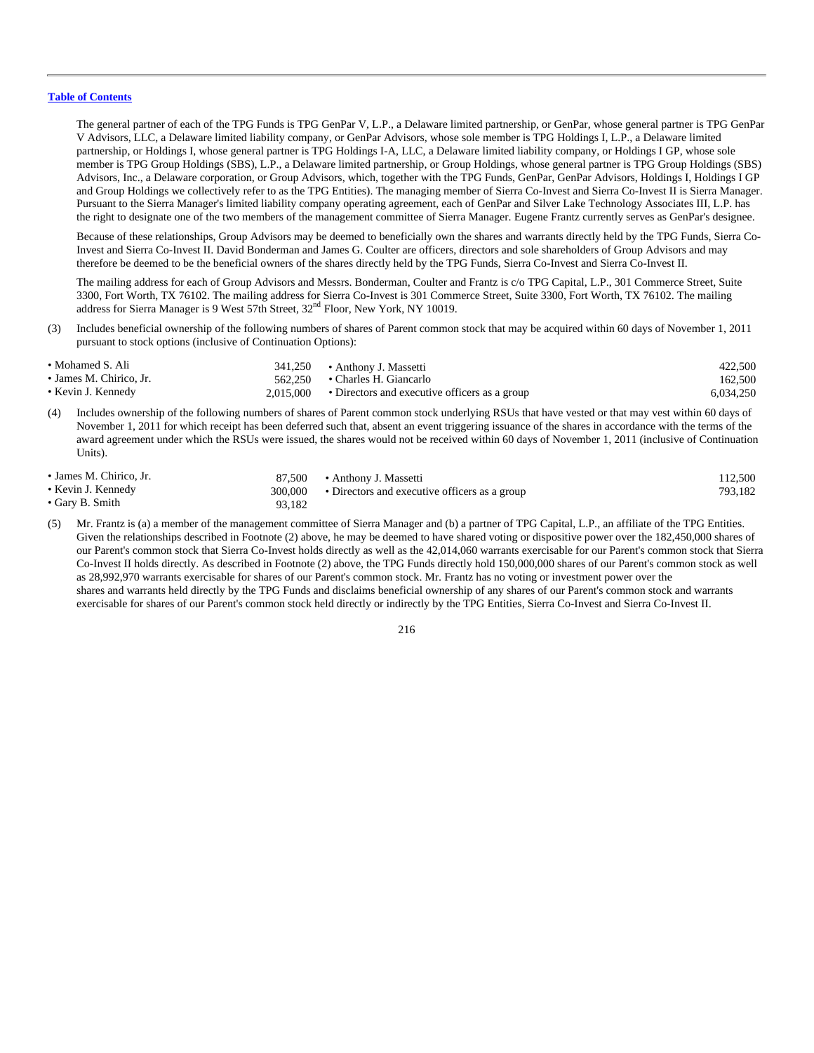The general partner of each of the TPG Funds is TPG GenPar V, L.P., a Delaware limited partnership, or GenPar, whose general partner is TPG GenPar V Advisors, LLC, a Delaware limited liability company, or GenPar Advisors, whose sole member is TPG Holdings I, L.P., a Delaware limited partnership, or Holdings I, whose general partner is TPG Holdings I-A, LLC, a Delaware limited liability company, or Holdings I GP, whose sole member is TPG Group Holdings (SBS), L.P., a Delaware limited partnership, or Group Holdings, whose general partner is TPG Group Holdings (SBS) Advisors, Inc., a Delaware corporation, or Group Advisors, which, together with the TPG Funds, GenPar, GenPar Advisors, Holdings I, Holdings I GP and Group Holdings we collectively refer to as the TPG Entities). The managing member of Sierra Co-Invest and Sierra Co-Invest II is Sierra Manager. Pursuant to the Sierra Manager's limited liability company operating agreement, each of GenPar and Silver Lake Technology Associates III, L.P. has the right to designate one of the two members of the management committee of Sierra Manager. Eugene Frantz currently serves as GenPar's designee.

Because of these relationships, Group Advisors may be deemed to beneficially own the shares and warrants directly held by the TPG Funds, Sierra Co-Invest and Sierra Co-Invest II. David Bonderman and James G. Coulter are officers, directors and sole shareholders of Group Advisors and may therefore be deemed to be the beneficial owners of the shares directly held by the TPG Funds, Sierra Co-Invest and Sierra Co-Invest II.

The mailing address for each of Group Advisors and Messrs. Bonderman, Coulter and Frantz is c/o TPG Capital, L.P., 301 Commerce Street, Suite 3300, Fort Worth, TX 76102. The mailing address for Sierra Co-Invest is 301 Commerce Street, Suite 3300, Fort Worth, TX 76102. The mailing address for Sierra Manager is 9 West 57th Street, 32nd Floor, New York, NY 10019.

(3) Includes beneficial ownership of the following numbers of shares of Parent common stock that may be acquired within 60 days of November 1, 2011 pursuant to stock options (inclusive of Continuation Options):

| | | | |
|---|---|---|---|
| • Mohamed S. Ali | 341,250 | • Anthony J. Massetti | 422,500 |
| • James M. Chirico, Jr. | 562,250 | • Charles H. Giancarlo | 162,500 |
| • Kevin J. Kennedy | 2,015,000 | • Directors and executive officers as a group | 6,034,250 |

(4) Includes ownership of the following numbers of shares of Parent common stock underlying RSUs that have vested or that may vest within 60 days of November 1, 2011 for which receipt has been deferred such that, absent an event triggering issuance of the shares in accordance with the terms of the award agreement under which the RSUs were issued, the shares would not be received within 60 days of November 1, 2011 (inclusive of Continuation Units).

| | | | |
|---|---|---|---|
| • James M. Chirico, Jr. | 87,500 | • Anthony J. Massetti | 112,500 |
| • Kevin J. Kennedy | 300,000 | • Directors and executive officers as a group | 793,182 |
| • Gary B. Smith | 93,182 | | |

(5) Mr. Frantz is (a) a member of the management committee of Sierra Manager and (b) a partner of TPG Capital, L.P., an affiliate of the TPG Entities. Given the relationships described in Footnote (2) above, he may be deemed to have shared voting or dispositive power over the 182,450,000 shares of our Parent's common stock that Sierra Co-Invest holds directly as well as the 42,014,060 warrants exercisable for our Parent's common stock that Sierra Co-Invest II holds directly. As described in Footnote (2) above, the TPG Funds directly hold 150,000,000 shares of our Parent's common stock as well as 28,992,970 warrants exercisable for shares of our Parent's common stock. Mr. Frantz has no voting or investment power over the shares and warrants held directly by the TPG Funds and disclaims beneficial ownership of any shares of our Parent's common stock and warrants exercisable for shares of our Parent's common stock held directly or indirectly by the TPG Entities, Sierra Co-Invest and Sierra Co-Invest II.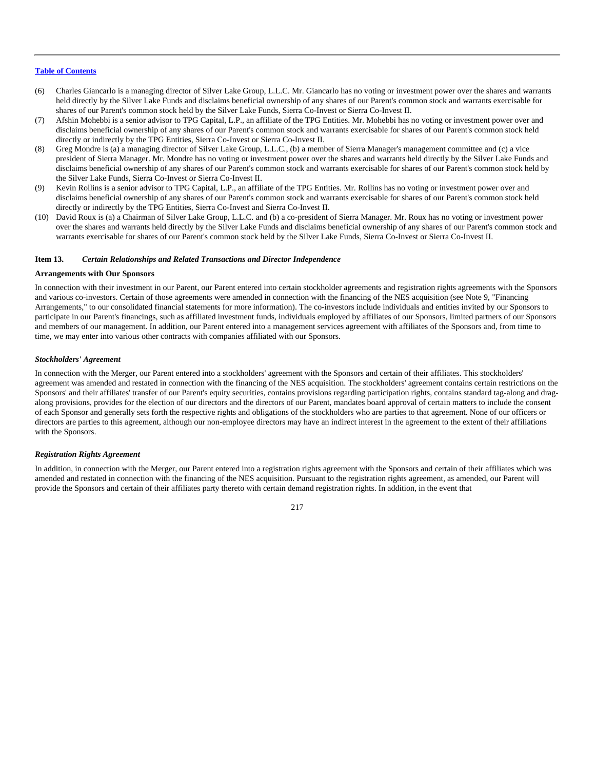(6) Charles Giancarlo is a managing director of Silver Lake Group, L.L.C. Mr. Giancarlo has no voting or investment power over the shares and warrants held directly by the Silver Lake Funds and disclaims beneficial ownership of any shares of our Parent's common stock and warrants exercisable for shares of our Parent's common stock held by the Silver Lake Funds, Sierra Co-Invest or Sierra Co-Invest II.

(7) Afshin Mohebbi is a senior advisor to TPG Capital, L.P., an affiliate of the TPG Entities. Mr. Mohebbi has no voting or investment power over and disclaims beneficial ownership of any shares of our Parent's common stock and warrants exercisable for shares of our Parent's common stock held directly or indirectly by the TPG Entities, Sierra Co-Invest or Sierra Co-Invest II.

(8) Greg Mondre is (a) a managing director of Silver Lake Group, L.L.C., (b) a member of Sierra Manager's management committee and (c) a vice president of Sierra Manager. Mr. Mondre has no voting or investment power over the shares and warrants held directly by the Silver Lake Funds and disclaims beneficial ownership of any shares of our Parent's common stock and warrants exercisable for shares of our Parent's common stock held by the Silver Lake Funds, Sierra Co-Invest or Sierra Co-Invest II.

(9) Kevin Rollins is a senior advisor to TPG Capital, L.P., an affiliate of the TPG Entities. Mr. Rollins has no voting or investment power over and disclaims beneficial ownership of any shares of our Parent's common stock and warrants exercisable for shares of our Parent's common stock held directly or indirectly by the TPG Entities, Sierra Co-Invest and Sierra Co-Invest II.

(10) David Roux is (a) a Chairman of Silver Lake Group, L.L.C. and (b) a co-president of Sierra Manager. Mr. Roux has no voting or investment power over the shares and warrants held directly by the Silver Lake Funds and disclaims beneficial ownership of any shares of our Parent's common stock and warrants exercisable for shares of our Parent's common stock held by the Silver Lake Funds, Sierra Co-Invest or Sierra Co-Invest II.

## Item 13. *Certain Relationships and Related Transactions and Director Independence*

### Arrangements with Our Sponsors

In connection with their investment in our Parent, our Parent entered into certain stockholder agreements and registration rights agreements with the Sponsors and various co-investors. Certain of those agreements were amended in connection with the financing of the NES acquisition (see Note 9, "Financing Arrangements," to our consolidated financial statements for more information). The co-investors include individuals and entities invited by our Sponsors to participate in our Parent's financings, such as affiliated investment funds, individuals employed by affiliates of our Sponsors, limited partners of our Sponsors and members of our management. In addition, our Parent entered into a management services agreement with affiliates of the Sponsors and, from time to time, we may enter into various other contracts with companies affiliated with our Sponsors.

#### *Stockholders' Agreement*

In connection with the Merger, our Parent entered into a stockholders' agreement with the Sponsors and certain of their affiliates. This stockholders' agreement was amended and restated in connection with the financing of the NES acquisition. The stockholders' agreement contains certain restrictions on the Sponsors' and their affiliates' transfer of our Parent's equity securities, contains provisions regarding participation rights, contains standard tag-along and drag-along provisions, provides for the election of our directors and the directors of our Parent, mandates board approval of certain matters to include the consent of each Sponsor and generally sets forth the respective rights and obligations of the stockholders who are parties to that agreement. None of our officers or directors are parties to this agreement, although our non-employee directors may have an indirect interest in the agreement to the extent of their affiliations with the Sponsors.

#### *Registration Rights Agreement*

In addition, in connection with the Merger, our Parent entered into a registration rights agreement with the Sponsors and certain of their affiliates which was amended and restated in connection with the financing of the NES acquisition. Pursuant to the registration rights agreement, as amended, our Parent will provide the Sponsors and certain of their affiliates party thereto with certain demand registration rights. In addition, in the event that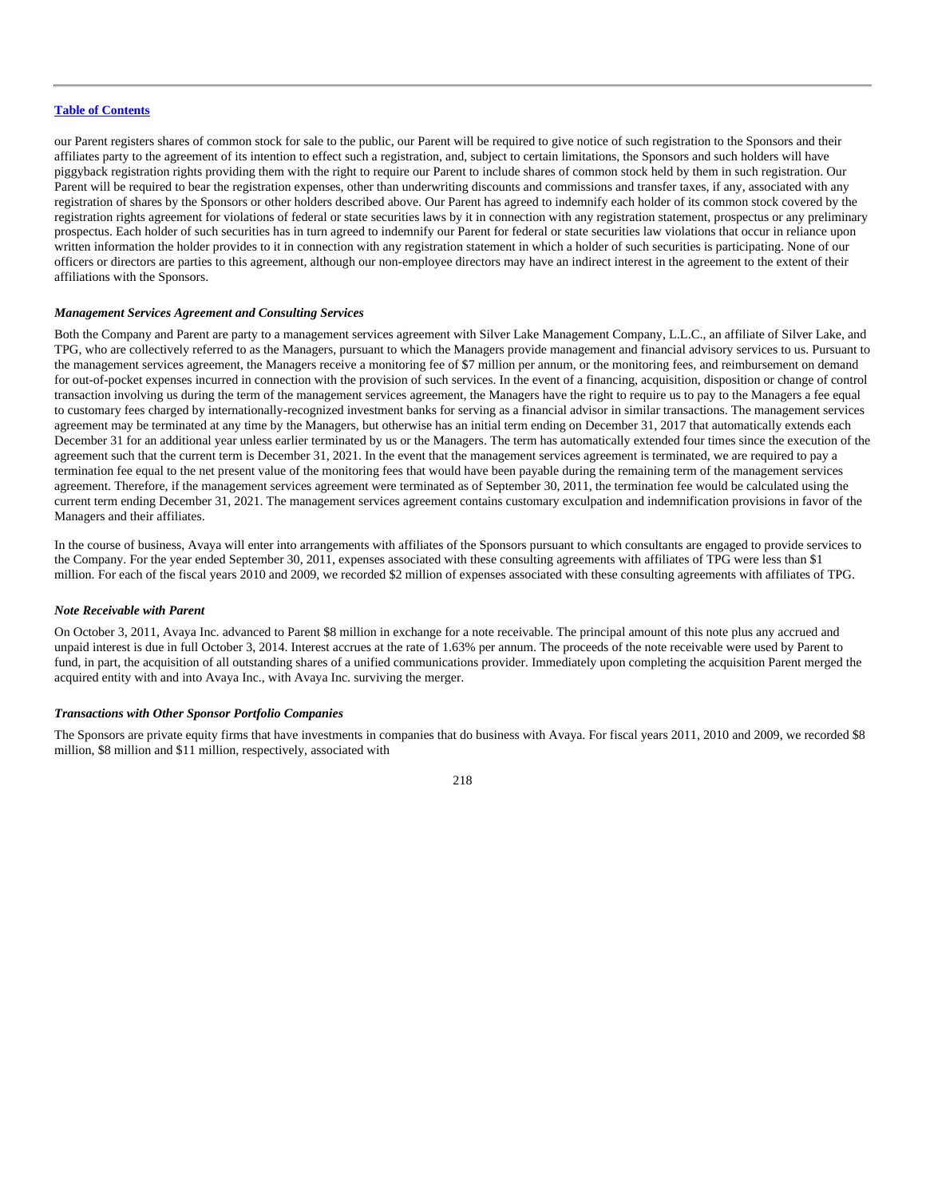our Parent registers shares of common stock for sale to the public, our Parent will be required to give notice of such registration to the Sponsors and their affiliates party to the agreement of its intention to effect such a registration, and, subject to certain limitations, the Sponsors and such holders will have piggyback registration rights providing them with the right to require our Parent to include shares of common stock held by them in such registration. Our Parent will be required to bear the registration expenses, other than underwriting discounts and commissions and transfer taxes, if any, associated with any registration of shares by the Sponsors or other holders described above. Our Parent has agreed to indemnify each holder of its common stock covered by the registration rights agreement for violations of federal or state securities laws by it in connection with any registration statement, prospectus or any preliminary prospectus. Each holder of such securities has in turn agreed to indemnify our Parent for federal or state securities law violations that occur in reliance upon written information the holder provides to it in connection with any registration statement in which a holder of such securities is participating. None of our officers or directors are parties to this agreement, although our non-employee directors may have an indirect interest in the agreement to the extent of their affiliations with the Sponsors.

***Management Services Agreement and Consulting Services***

Both the Company and Parent are party to a management services agreement with Silver Lake Management Company, L.L.C., an affiliate of Silver Lake, and TPG, who are collectively referred to as the Managers, pursuant to which the Managers provide management and financial advisory services to us. Pursuant to the management services agreement, the Managers receive a monitoring fee of $7 million per annum, or the monitoring fees, and reimbursement on demand for out-of-pocket expenses incurred in connection with the provision of such services. In the event of a financing, acquisition, disposition or change of control transaction involving us during the term of the management services agreement, the Managers have the right to require us to pay to the Managers a fee equal to customary fees charged by internationally-recognized investment banks for serving as a financial advisor in similar transactions. The management services agreement may be terminated at any time by the Managers, but otherwise has an initial term ending on December 31, 2017 that automatically extends each December 31 for an additional year unless earlier terminated by us or the Managers. The term has automatically extended four times since the execution of the agreement such that the current term is December 31, 2021. In the event that the management services agreement is terminated, we are required to pay a termination fee equal to the net present value of the monitoring fees that would have been payable during the remaining term of the management services agreement. Therefore, if the management services agreement were terminated as of September 30, 2011, the termination fee would be calculated using the current term ending December 31, 2021. The management services agreement contains customary exculpation and indemnification provisions in favor of the Managers and their affiliates.

In the course of business, Avaya will enter into arrangements with affiliates of the Sponsors pursuant to which consultants are engaged to provide services to the Company. For the year ended September 30, 2011, expenses associated with these consulting agreements with affiliates of TPG were less than $1 million. For each of the fiscal years 2010 and 2009, we recorded $2 million of expenses associated with these consulting agreements with affiliates of TPG.

***Note Receivable with Parent***

On October 3, 2011, Avaya Inc. advanced to Parent $8 million in exchange for a note receivable. The principal amount of this note plus any accrued and unpaid interest is due in full October 3, 2014. Interest accrues at the rate of 1.63% per annum. The proceeds of the note receivable were used by Parent to fund, in part, the acquisition of all outstanding shares of a unified communications provider. Immediately upon completing the acquisition Parent merged the acquired entity with and into Avaya Inc., with Avaya Inc. surviving the merger.

***Transactions with Other Sponsor Portfolio Companies***

The Sponsors are private equity firms that have investments in companies that do business with Avaya. For fiscal years 2011, 2010 and 2009, we recorded $8 million, $8 million and $11 million, respectively, associated with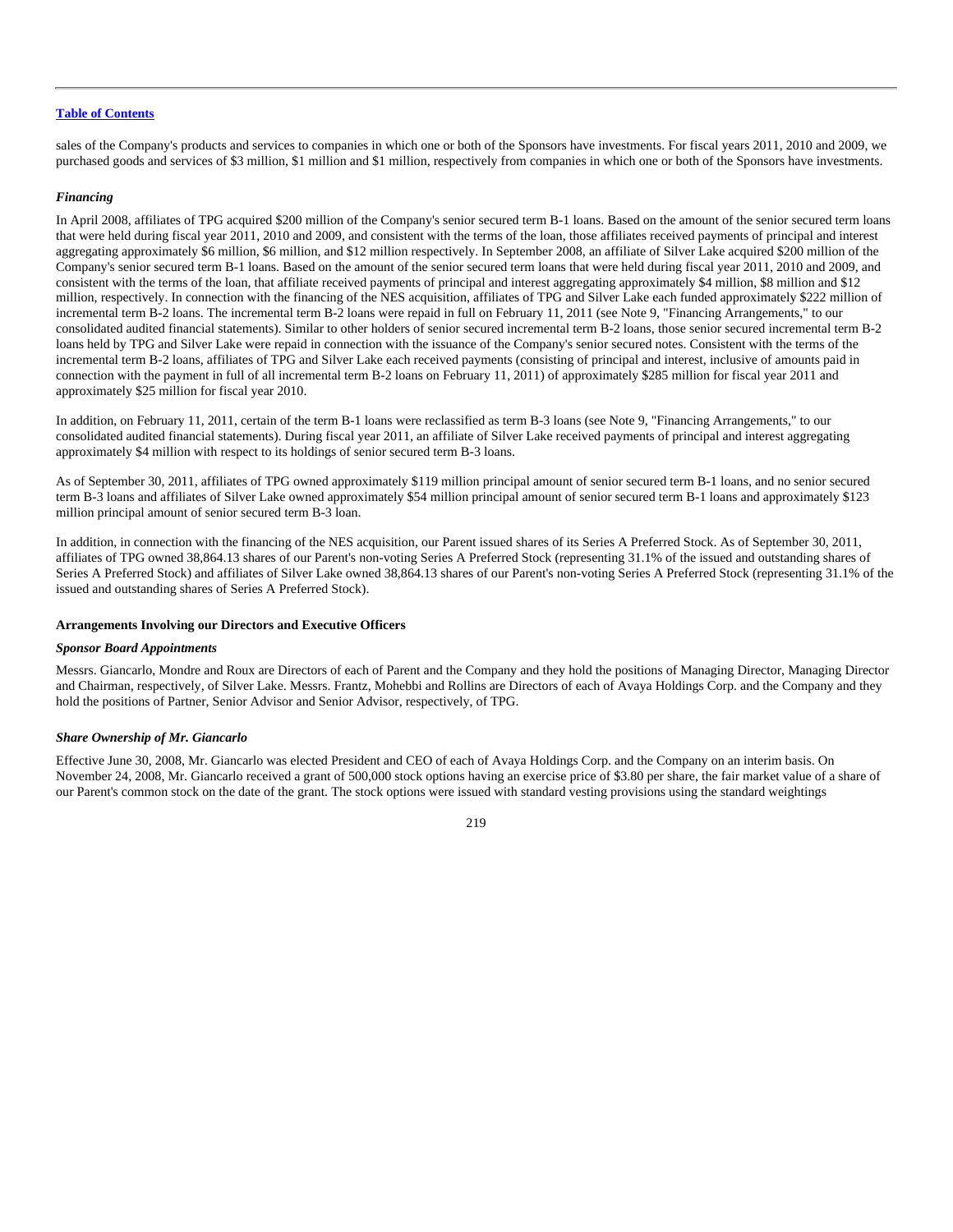sales of the Company's products and services to companies in which one or both of the Sponsors have investments. For fiscal years 2011, 2010 and 2009, we purchased goods and services of $3 million, $1 million and $1 million, respectively from companies in which one or both of the Sponsors have investments.

*Financing*

In April 2008, affiliates of TPG acquired $200 million of the Company's senior secured term B-1 loans. Based on the amount of the senior secured term loans that were held during fiscal year 2011, 2010 and 2009, and consistent with the terms of the loan, those affiliates received payments of principal and interest aggregating approximately $6 million, $6 million, and $12 million respectively. In September 2008, an affiliate of Silver Lake acquired $200 million of the Company's senior secured term B-1 loans. Based on the amount of the senior secured term loans that were held during fiscal year 2011, 2010 and 2009, and consistent with the terms of the loan, that affiliate received payments of principal and interest aggregating approximately $4 million, $8 million and $12 million, respectively. In connection with the financing of the NES acquisition, affiliates of TPG and Silver Lake each funded approximately $222 million of incremental term B-2 loans. The incremental term B-2 loans were repaid in full on February 11, 2011 (see Note 9, "Financing Arrangements," to our consolidated audited financial statements). Similar to other holders of senior secured incremental term B-2 loans, those senior secured incremental term B-2 loans held by TPG and Silver Lake were repaid in connection with the issuance of the Company's senior secured notes. Consistent with the terms of the incremental term B-2 loans, affiliates of TPG and Silver Lake each received payments (consisting of principal and interest, inclusive of amounts paid in connection with the payment in full of all incremental term B-2 loans on February 11, 2011) of approximately $285 million for fiscal year 2011 and approximately $25 million for fiscal year 2010.

In addition, on February 11, 2011, certain of the term B-1 loans were reclassified as term B-3 loans (see Note 9, "Financing Arrangements," to our consolidated audited financial statements). During fiscal year 2011, an affiliate of Silver Lake received payments of principal and interest aggregating approximately $4 million with respect to its holdings of senior secured term B-3 loans.

As of September 30, 2011, affiliates of TPG owned approximately $119 million principal amount of senior secured term B-1 loans, and no senior secured term B-3 loans and affiliates of Silver Lake owned approximately $54 million principal amount of senior secured term B-1 loans and approximately $123 million principal amount of senior secured term B-3 loan.

In addition, in connection with the financing of the NES acquisition, our Parent issued shares of its Series A Preferred Stock. As of September 30, 2011, affiliates of TPG owned 38,864.13 shares of our Parent's non-voting Series A Preferred Stock (representing 31.1% of the issued and outstanding shares of Series A Preferred Stock) and affiliates of Silver Lake owned 38,864.13 shares of our Parent's non-voting Series A Preferred Stock (representing 31.1% of the issued and outstanding shares of Series A Preferred Stock).

**Arrangements Involving our Directors and Executive Officers**

*Sponsor Board Appointments*

Messrs. Giancarlo, Mondre and Roux are Directors of each of Parent and the Company and they hold the positions of Managing Director, Managing Director and Chairman, respectively, of Silver Lake. Messrs. Frantz, Mohebbi and Rollins are Directors of each of Avaya Holdings Corp. and the Company and they hold the positions of Partner, Senior Advisor and Senior Advisor, respectively, of TPG.

*Share Ownership of Mr. Giancarlo*

Effective June 30, 2008, Mr. Giancarlo was elected President and CEO of each of Avaya Holdings Corp. and the Company on an interim basis. On November 24, 2008, Mr. Giancarlo received a grant of 500,000 stock options having an exercise price of $3.80 per share, the fair market value of a share of our Parent's common stock on the date of the grant. The stock options were issued with standard vesting provisions using the standard weightings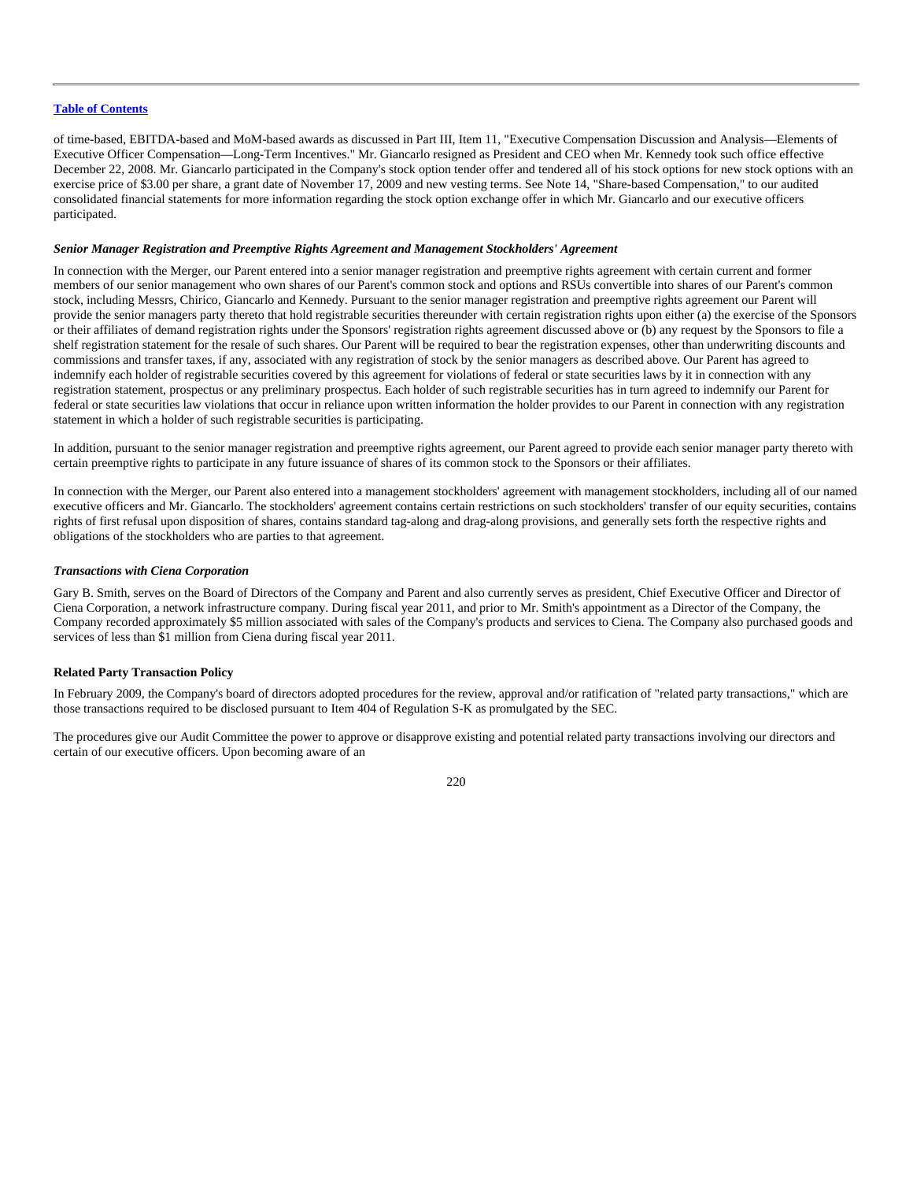of time-based, EBITDA-based and MoM-based awards as discussed in Part III, Item 11, "Executive Compensation Discussion and Analysis—Elements of Executive Officer Compensation—Long-Term Incentives." Mr. Giancarlo resigned as President and CEO when Mr. Kennedy took such office effective December 22, 2008. Mr. Giancarlo participated in the Company's stock option tender offer and tendered all of his stock options for new stock options with an exercise price of $3.00 per share, a grant date of November 17, 2009 and new vesting terms. See Note 14, "Share-based Compensation," to our audited consolidated financial statements for more information regarding the stock option exchange offer in which Mr. Giancarlo and our executive officers participated.

***Senior Manager Registration and Preemptive Rights Agreement and Management Stockholders' Agreement***

In connection with the Merger, our Parent entered into a senior manager registration and preemptive rights agreement with certain current and former members of our senior management who own shares of our Parent's common stock and options and RSUs convertible into shares of our Parent's common stock, including Messrs, Chirico, Giancarlo and Kennedy. Pursuant to the senior manager registration and preemptive rights agreement our Parent will provide the senior managers party thereto that hold registrable securities thereunder with certain registration rights upon either (a) the exercise of the Sponsors or their affiliates of demand registration rights under the Sponsors' registration rights agreement discussed above or (b) any request by the Sponsors to file a shelf registration statement for the resale of such shares. Our Parent will be required to bear the registration expenses, other than underwriting discounts and commissions and transfer taxes, if any, associated with any registration of stock by the senior managers as described above. Our Parent has agreed to indemnify each holder of registrable securities covered by this agreement for violations of federal or state securities laws by it in connection with any registration statement, prospectus or any preliminary prospectus. Each holder of such registrable securities has in turn agreed to indemnify our Parent for federal or state securities law violations that occur in reliance upon written information the holder provides to our Parent in connection with any registration statement in which a holder of such registrable securities is participating.

In addition, pursuant to the senior manager registration and preemptive rights agreement, our Parent agreed to provide each senior manager party thereto with certain preemptive rights to participate in any future issuance of shares of its common stock to the Sponsors or their affiliates.

In connection with the Merger, our Parent also entered into a management stockholders' agreement with management stockholders, including all of our named executive officers and Mr. Giancarlo. The stockholders' agreement contains certain restrictions on such stockholders' transfer of our equity securities, contains rights of first refusal upon disposition of shares, contains standard tag-along and drag-along provisions, and generally sets forth the respective rights and obligations of the stockholders who are parties to that agreement.

***Transactions with Ciena Corporation***

Gary B. Smith, serves on the Board of Directors of the Company and Parent and also currently serves as president, Chief Executive Officer and Director of Ciena Corporation, a network infrastructure company. During fiscal year 2011, and prior to Mr. Smith's appointment as a Director of the Company, the Company recorded approximately $5 million associated with sales of the Company's products and services to Ciena. The Company also purchased goods and services of less than $1 million from Ciena during fiscal year 2011.

**Related Party Transaction Policy**

In February 2009, the Company's board of directors adopted procedures for the review, approval and/or ratification of "related party transactions," which are those transactions required to be disclosed pursuant to Item 404 of Regulation S-K as promulgated by the SEC.

The procedures give our Audit Committee the power to approve or disapprove existing and potential related party transactions involving our directors and certain of our executive officers. Upon becoming aware of an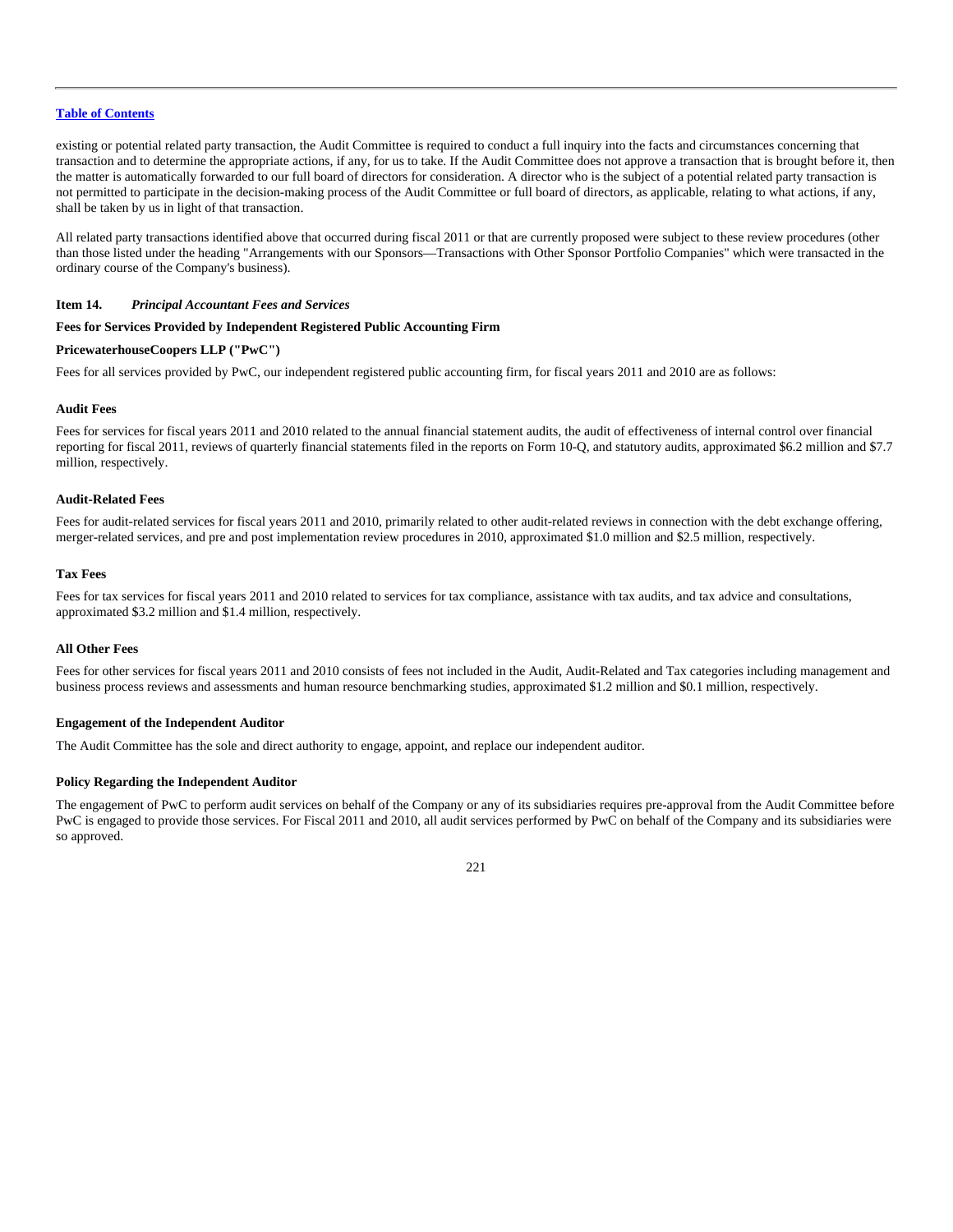existing or potential related party transaction, the Audit Committee is required to conduct a full inquiry into the facts and circumstances concerning that transaction and to determine the appropriate actions, if any, for us to take. If the Audit Committee does not approve a transaction that is brought before it, then the matter is automatically forwarded to our full board of directors for consideration. A director who is the subject of a potential related party transaction is not permitted to participate in the decision-making process of the Audit Committee or full board of directors, as applicable, relating to what actions, if any, shall be taken by us in light of that transaction.

All related party transactions identified above that occurred during fiscal 2011 or that are currently proposed were subject to these review procedures (other than those listed under the heading "Arrangements with our Sponsors—Transactions with Other Sponsor Portfolio Companies" which were transacted in the ordinary course of the Company's business).

## Item 14. *Principal Accountant Fees and Services*

### Fees for Services Provided by Independent Registered Public Accounting Firm

### PricewaterhouseCoopers LLP ("PwC")

Fees for all services provided by PwC, our independent registered public accounting firm, for fiscal years 2011 and 2010 are as follows:

#### Audit Fees

Fees for services for fiscal years 2011 and 2010 related to the annual financial statement audits, the audit of effectiveness of internal control over financial reporting for fiscal 2011, reviews of quarterly financial statements filed in the reports on Form 10-Q, and statutory audits, approximated $6.2 million and $7.7 million, respectively.

#### Audit-Related Fees

Fees for audit-related services for fiscal years 2011 and 2010, primarily related to other audit-related reviews in connection with the debt exchange offering, merger-related services, and pre and post implementation review procedures in 2010, approximated $1.0 million and $2.5 million, respectively.

#### Tax Fees

Fees for tax services for fiscal years 2011 and 2010 related to services for tax compliance, assistance with tax audits, and tax advice and consultations, approximated $3.2 million and $1.4 million, respectively.

#### All Other Fees

Fees for other services for fiscal years 2011 and 2010 consists of fees not included in the Audit, Audit-Related and Tax categories including management and business process reviews and assessments and human resource benchmarking studies, approximated $1.2 million and $0.1 million, respectively.

### Engagement of the Independent Auditor

The Audit Committee has the sole and direct authority to engage, appoint, and replace our independent auditor.

### Policy Regarding the Independent Auditor

The engagement of PwC to perform audit services on behalf of the Company or any of its subsidiaries requires pre-approval from the Audit Committee before PwC is engaged to provide those services. For Fiscal 2011 and 2010, all audit services performed by PwC on behalf of the Company and its subsidiaries were so approved.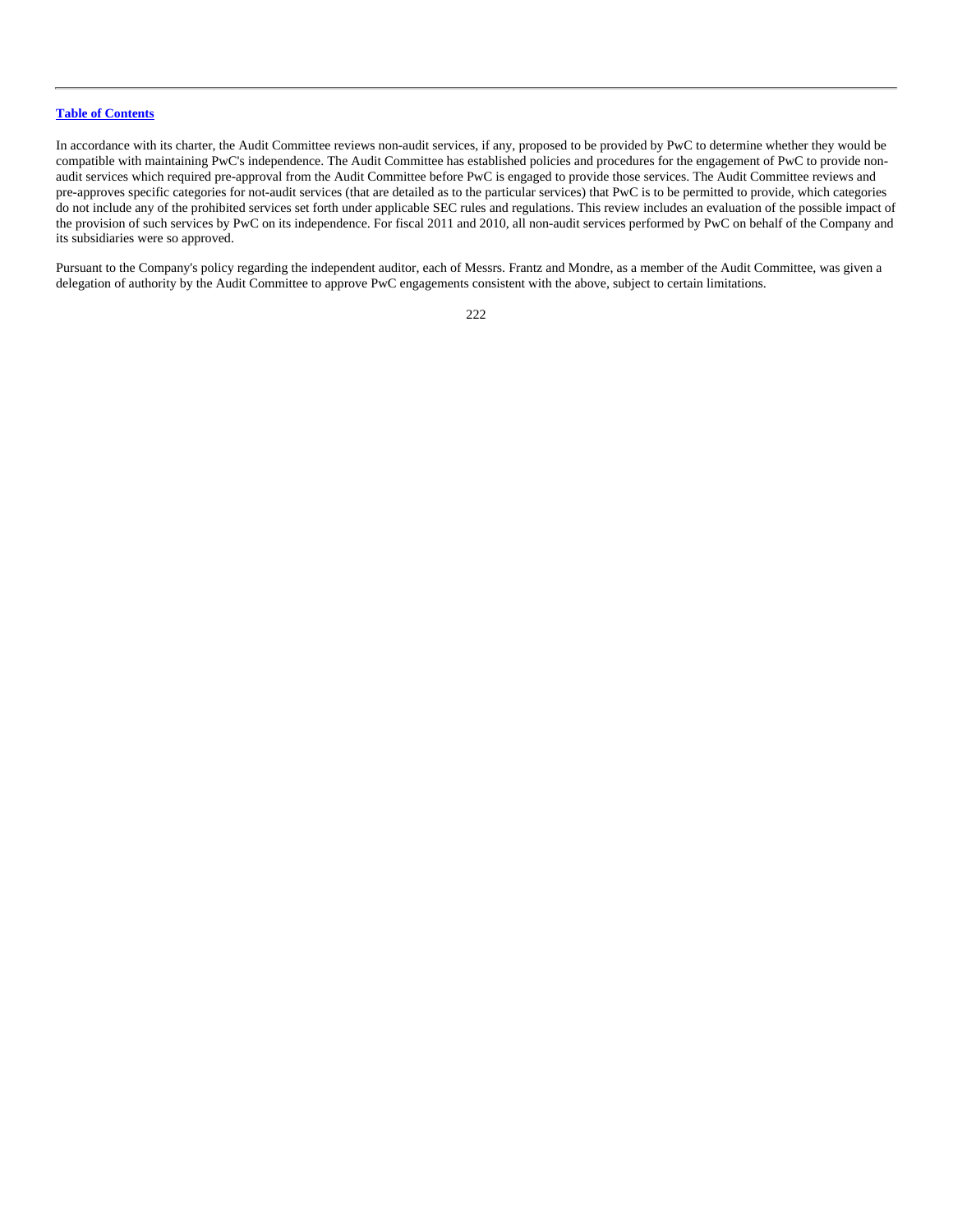In accordance with its charter, the Audit Committee reviews non-audit services, if any, proposed to be provided by PwC to determine whether they would be compatible with maintaining PwC's independence. The Audit Committee has established policies and procedures for the engagement of PwC to provide non-audit services which required pre-approval from the Audit Committee before PwC is engaged to provide those services. The Audit Committee reviews and pre-approves specific categories for not-audit services (that are detailed as to the particular services) that PwC is to be permitted to provide, which categories do not include any of the prohibited services set forth under applicable SEC rules and regulations. This review includes an evaluation of the possible impact of the provision of such services by PwC on its independence. For fiscal 2011 and 2010, all non-audit services performed by PwC on behalf of the Company and its subsidiaries were so approved.

Pursuant to the Company's policy regarding the independent auditor, each of Messrs. Frantz and Mondre, as a member of the Audit Committee, was given a delegation of authority by the Audit Committee to approve PwC engagements consistent with the above, subject to certain limitations.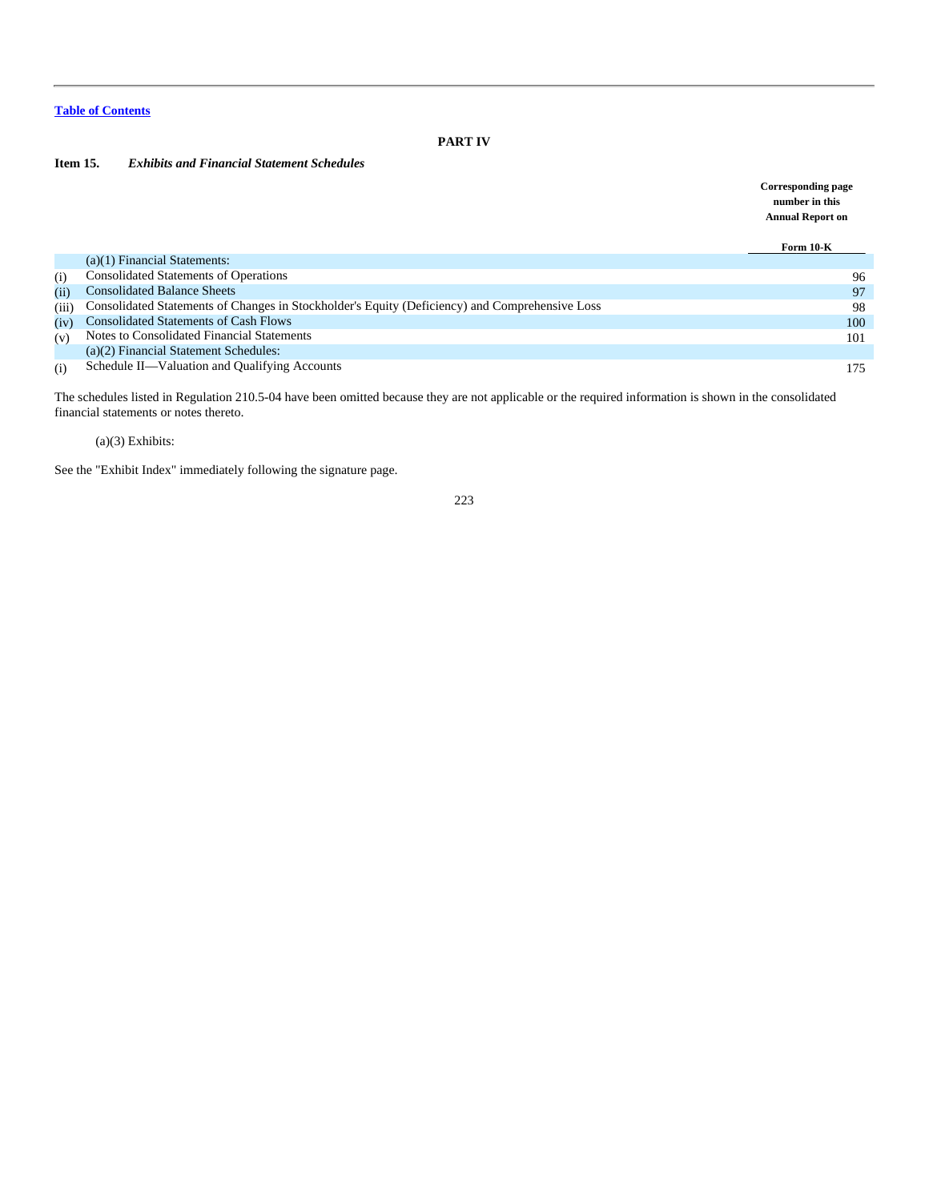[Table of Contents](#)

# PART IV

## Item 15. *Exhibits and Financial Statement Schedules*

| | | Corresponding page number in this Annual Report on Form 10-K |
|---|---|---|
| | (a)(1) Financial Statements: | |
| (i) | Consolidated Statements of Operations | 96 |
| (ii) | Consolidated Balance Sheets | 97 |
| (iii) | Consolidated Statements of Changes in Stockholder's Equity (Deficiency) and Comprehensive Loss | 98 |
| (iv) | Consolidated Statements of Cash Flows | 100 |
| (v) | Notes to Consolidated Financial Statements | 101 |
| | (a)(2) Financial Statement Schedules: | |
| (i) | Schedule II—Valuation and Qualifying Accounts | 175 |

The schedules listed in Regulation 210.5-04 have been omitted because they are not applicable or the required information is shown in the consolidated financial statements or notes thereto.

(a)(3) Exhibits:

See the "Exhibit Index" immediately following the signature page.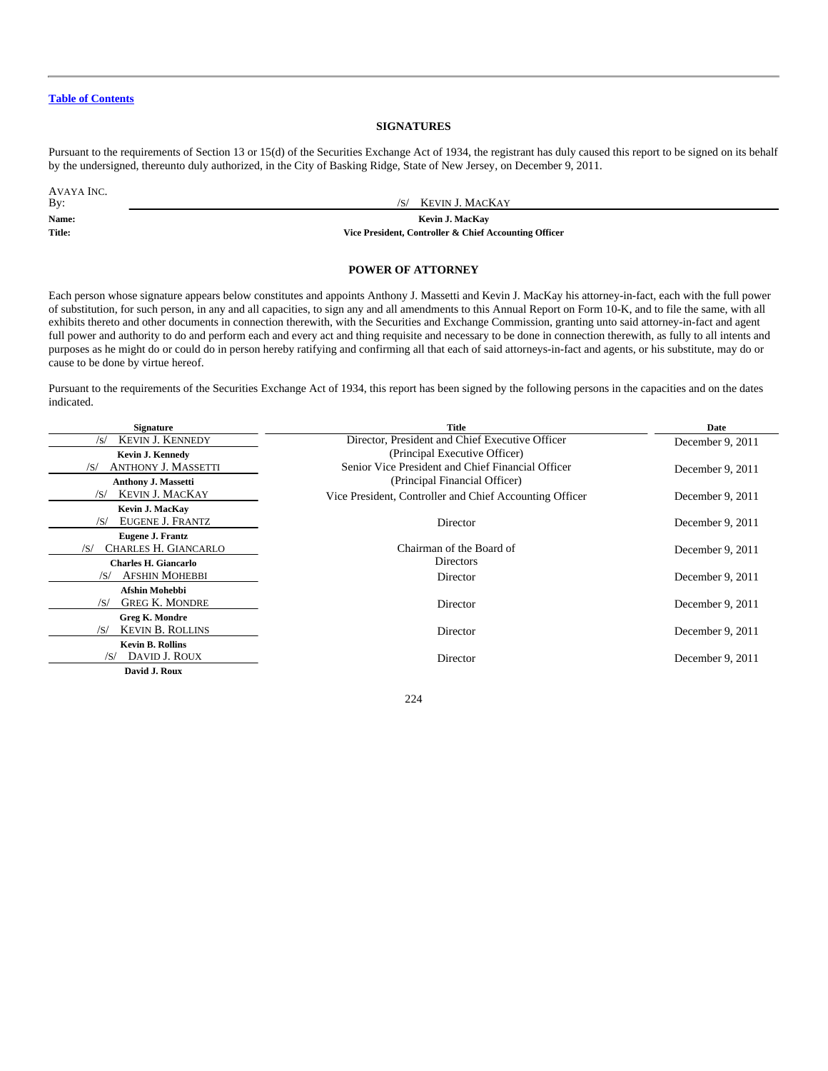[Table of Contents](#)

## SIGNATURES

Pursuant to the requirements of Section 13 or 15(d) of the Securities Exchange Act of 1934, the registrant has duly caused this report to be signed on its behalf by the undersigned, thereunto duly authorized, in the City of Basking Ridge, State of New Jersey, on December 9, 2011.

AVAYA INC.

| | |
|---|---|
| By: | /S/ KEVIN J. MACKAY |
| **Name:** | **Kevin J. MacKay** |
| **Title:** | **Vice President, Controller & Chief Accounting Officer** |

## POWER OF ATTORNEY

Each person whose signature appears below constitutes and appoints Anthony J. Massetti and Kevin J. MacKay his attorney-in-fact, each with the full power of substitution, for such person, in any and all capacities, to sign any and all amendments to this Annual Report on Form 10-K, and to file the same, with all exhibits thereto and other documents in connection therewith, with the Securities and Exchange Commission, granting unto said attorney-in-fact and agent full power and authority to do and perform each and every act and thing requisite and necessary to be done in connection therewith, as fully to all intents and purposes as he might do or could do in person hereby ratifying and confirming all that each of said attorneys-in-fact and agents, or his substitute, may do or cause to be done by virtue hereof.

Pursuant to the requirements of the Securities Exchange Act of 1934, this report has been signed by the following persons in the capacities and on the dates indicated.

| Signature | Title | Date |
|---|---|---|
| /S/ KEVIN J. KENNEDY<br>**Kevin J. Kennedy** | Director, President and Chief Executive Officer (Principal Executive Officer) | December 9, 2011 |
| /S/ ANTHONY J. MASSETTI<br>**Anthony J. Massetti** | Senior Vice President and Chief Financial Officer (Principal Financial Officer) | December 9, 2011 |
| /S/ KEVIN J. MACKAY<br>**Kevin J. MacKay** | Vice President, Controller and Chief Accounting Officer | December 9, 2011 |
| /S/ EUGENE J. FRANTZ<br>**Eugene J. Frantz** | Director | December 9, 2011 |
| /S/ CHARLES H. GIANCARLO<br>**Charles H. Giancarlo** | Chairman of the Board of Directors | December 9, 2011 |
| /S/ AFSHIN MOHEBBI<br>**Afshin Mohebbi** | Director | December 9, 2011 |
| /S/ GREG K. MONDRE<br>**Greg K. Mondre** | Director | December 9, 2011 |
| /S/ KEVIN B. ROLLINS<br>**Kevin B. Rollins** | Director | December 9, 2011 |
| /S/ DAVID J. ROUX<br>**David J. Roux** | Director | December 9, 2011 |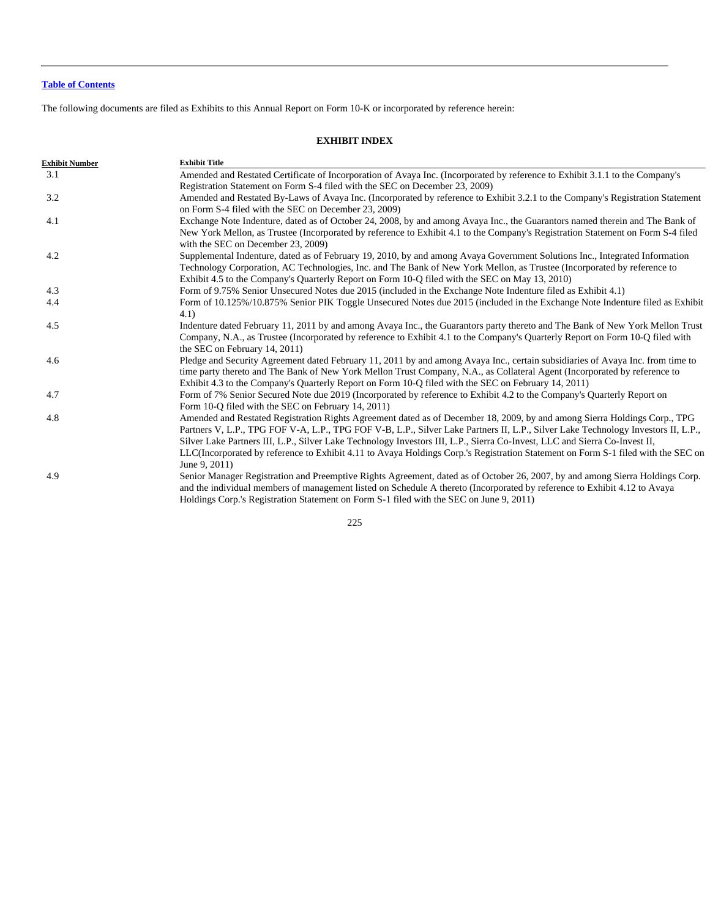[Table of Contents](#)

The following documents are filed as Exhibits to this Annual Report on Form 10-K or incorporated by reference herein:

**EXHIBIT INDEX**

| Exhibit Number | Exhibit Title |
|---|---|
| 3.1 | Amended and Restated Certificate of Incorporation of Avaya Inc. (Incorporated by reference to Exhibit 3.1.1 to the Company's Registration Statement on Form S-4 filed with the SEC on December 23, 2009) |
| 3.2 | Amended and Restated By-Laws of Avaya Inc. (Incorporated by reference to Exhibit 3.2.1 to the Company's Registration Statement on Form S-4 filed with the SEC on December 23, 2009) |
| 4.1 | Exchange Note Indenture, dated as of October 24, 2008, by and among Avaya Inc., the Guarantors named therein and The Bank of New York Mellon, as Trustee (Incorporated by reference to Exhibit 4.1 to the Company's Registration Statement on Form S-4 filed with the SEC on December 23, 2009) |
| 4.2 | Supplemental Indenture, dated as of February 19, 2010, by and among Avaya Government Solutions Inc., Integrated Information Technology Corporation, AC Technologies, Inc. and The Bank of New York Mellon, as Trustee (Incorporated by reference to Exhibit 4.5 to the Company's Quarterly Report on Form 10-Q filed with the SEC on May 13, 2010) |
| 4.3 | Form of 9.75% Senior Unsecured Notes due 2015 (included in the Exchange Note Indenture filed as Exhibit 4.1) |
| 4.4 | Form of 10.125%/10.875% Senior PIK Toggle Unsecured Notes due 2015 (included in the Exchange Note Indenture filed as Exhibit 4.1) |
| 4.5 | Indenture dated February 11, 2011 by and among Avaya Inc., the Guarantors party thereto and The Bank of New York Mellon Trust Company, N.A., as Trustee (Incorporated by reference to Exhibit 4.1 to the Company's Quarterly Report on Form 10-Q filed with the SEC on February 14, 2011) |
| 4.6 | Pledge and Security Agreement dated February 11, 2011 by and among Avaya Inc., certain subsidiaries of Avaya Inc. from time to time party thereto and The Bank of New York Mellon Trust Company, N.A., as Collateral Agent (Incorporated by reference to Exhibit 4.3 to the Company's Quarterly Report on Form 10-Q filed with the SEC on February 14, 2011) |
| 4.7 | Form of 7% Senior Secured Note due 2019 (Incorporated by reference to Exhibit 4.2 to the Company's Quarterly Report on Form 10-Q filed with the SEC on February 14, 2011) |
| 4.8 | Amended and Restated Registration Rights Agreement dated as of December 18, 2009, by and among Sierra Holdings Corp., TPG Partners V, L.P., TPG FOF V-A, L.P., TPG FOF V-B, L.P., Silver Lake Partners II, L.P., Silver Lake Technology Investors II, L.P., Silver Lake Partners III, L.P., Silver Lake Technology Investors III, L.P., Sierra Co-Invest, LLC and Sierra Co-Invest II, LLC(Incorporated by reference to Exhibit 4.11 to Avaya Holdings Corp.'s Registration Statement on Form S-1 filed with the SEC on June 9, 2011) |
| 4.9 | Senior Manager Registration and Preemptive Rights Agreement, dated as of October 26, 2007, by and among Sierra Holdings Corp. and the individual members of management listed on Schedule A thereto (Incorporated by reference to Exhibit 4.12 to Avaya Holdings Corp.'s Registration Statement on Form S-1 filed with the SEC on June 9, 2011) |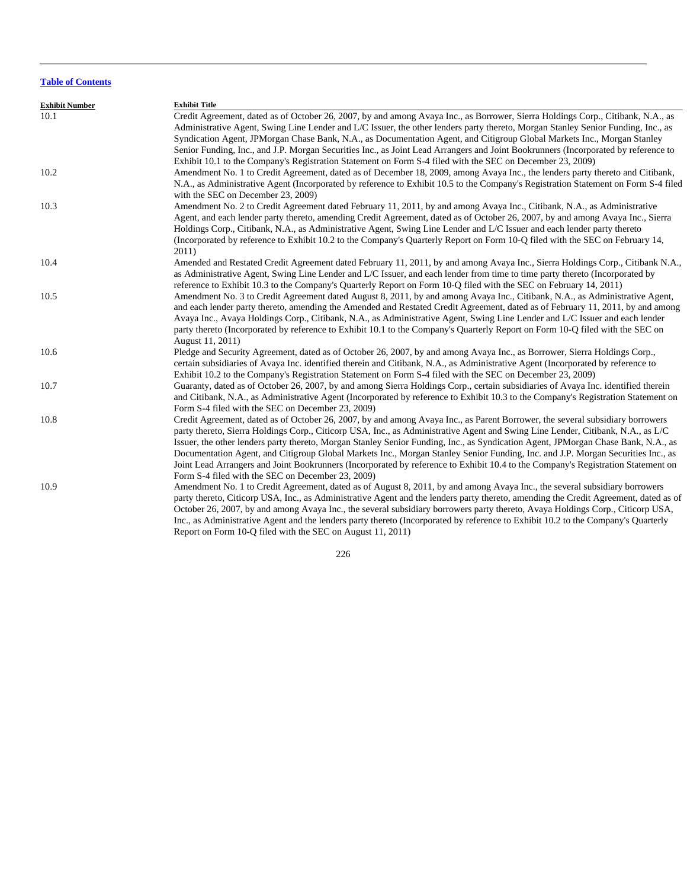[Table of Contents](#)

| Exhibit Number | Exhibit Title |
| --- | --- |
| 10.1 | Credit Agreement, dated as of October 26, 2007, by and among Avaya Inc., as Borrower, Sierra Holdings Corp., Citibank, N.A., as Administrative Agent, Swing Line Lender and L/C Issuer, the other lenders party thereto, Morgan Stanley Senior Funding, Inc., as Syndication Agent, JPMorgan Chase Bank, N.A., as Documentation Agent, and Citigroup Global Markets Inc., Morgan Stanley Senior Funding, Inc., and J.P. Morgan Securities Inc., as Joint Lead Arrangers and Joint Bookrunners (Incorporated by reference to Exhibit 10.1 to the Company's Registration Statement on Form S-4 filed with the SEC on December 23, 2009) |
| 10.2 | Amendment No. 1 to Credit Agreement, dated as of December 18, 2009, among Avaya Inc., the lenders party thereto and Citibank, N.A., as Administrative Agent (Incorporated by reference to Exhibit 10.5 to the Company's Registration Statement on Form S-4 filed with the SEC on December 23, 2009) |
| 10.3 | Amendment No. 2 to Credit Agreement dated February 11, 2011, by and among Avaya Inc., Citibank, N.A., as Administrative Agent, and each lender party thereto, amending Credit Agreement, dated as of October 26, 2007, by and among Avaya Inc., Sierra Holdings Corp., Citibank, N.A., as Administrative Agent, Swing Line Lender and L/C Issuer and each lender party thereto (Incorporated by reference to Exhibit 10.2 to the Company's Quarterly Report on Form 10-Q filed with the SEC on February 14, 2011) |
| 10.4 | Amended and Restated Credit Agreement dated February 11, 2011, by and among Avaya Inc., Sierra Holdings Corp., Citibank N.A., as Administrative Agent, Swing Line Lender and L/C Issuer, and each lender from time to time party thereto (Incorporated by reference to Exhibit 10.3 to the Company's Quarterly Report on Form 10-Q filed with the SEC on February 14, 2011) |
| 10.5 | Amendment No. 3 to Credit Agreement dated August 8, 2011, by and among Avaya Inc., Citibank, N.A., as Administrative Agent, and each lender party thereto, amending the Amended and Restated Credit Agreement, dated as of February 11, 2011, by and among Avaya Inc., Avaya Holdings Corp., Citibank, N.A., as Administrative Agent, Swing Line Lender and L/C Issuer and each lender party thereto (Incorporated by reference to Exhibit 10.1 to the Company's Quarterly Report on Form 10-Q filed with the SEC on August 11, 2011) |
| 10.6 | Pledge and Security Agreement, dated as of October 26, 2007, by and among Avaya Inc., as Borrower, Sierra Holdings Corp., certain subsidiaries of Avaya Inc. identified therein and Citibank, N.A., as Administrative Agent (Incorporated by reference to Exhibit 10.2 to the Company's Registration Statement on Form S-4 filed with the SEC on December 23, 2009) |
| 10.7 | Guaranty, dated as of October 26, 2007, by and among Sierra Holdings Corp., certain subsidiaries of Avaya Inc. identified therein and Citibank, N.A., as Administrative Agent (Incorporated by reference to Exhibit 10.3 to the Company's Registration Statement on Form S-4 filed with the SEC on December 23, 2009) |
| 10.8 | Credit Agreement, dated as of October 26, 2007, by and among Avaya Inc., as Parent Borrower, the several subsidiary borrowers party thereto, Sierra Holdings Corp., Citicorp USA, Inc., as Administrative Agent and Swing Line Lender, Citibank, N.A., as L/C Issuer, the other lenders party thereto, Morgan Stanley Senior Funding, Inc., as Syndication Agent, JPMorgan Chase Bank, N.A., as Documentation Agent, and Citigroup Global Markets Inc., Morgan Stanley Senior Funding, Inc. and J.P. Morgan Securities Inc., as Joint Lead Arrangers and Joint Bookrunners (Incorporated by reference to Exhibit 10.4 to the Company's Registration Statement on Form S-4 filed with the SEC on December 23, 2009) |
| 10.9 | Amendment No. 1 to Credit Agreement, dated as of August 8, 2011, by and among Avaya Inc., the several subsidiary borrowers party thereto, Citicorp USA, Inc., as Administrative Agent and the lenders party thereto, amending the Credit Agreement, dated as of October 26, 2007, by and among Avaya Inc., the several subsidiary borrowers party thereto, Avaya Holdings Corp., Citicorp USA, Inc., as Administrative Agent and the lenders party thereto (Incorporated by reference to Exhibit 10.2 to the Company's Quarterly Report on Form 10-Q filed with the SEC on August 11, 2011) |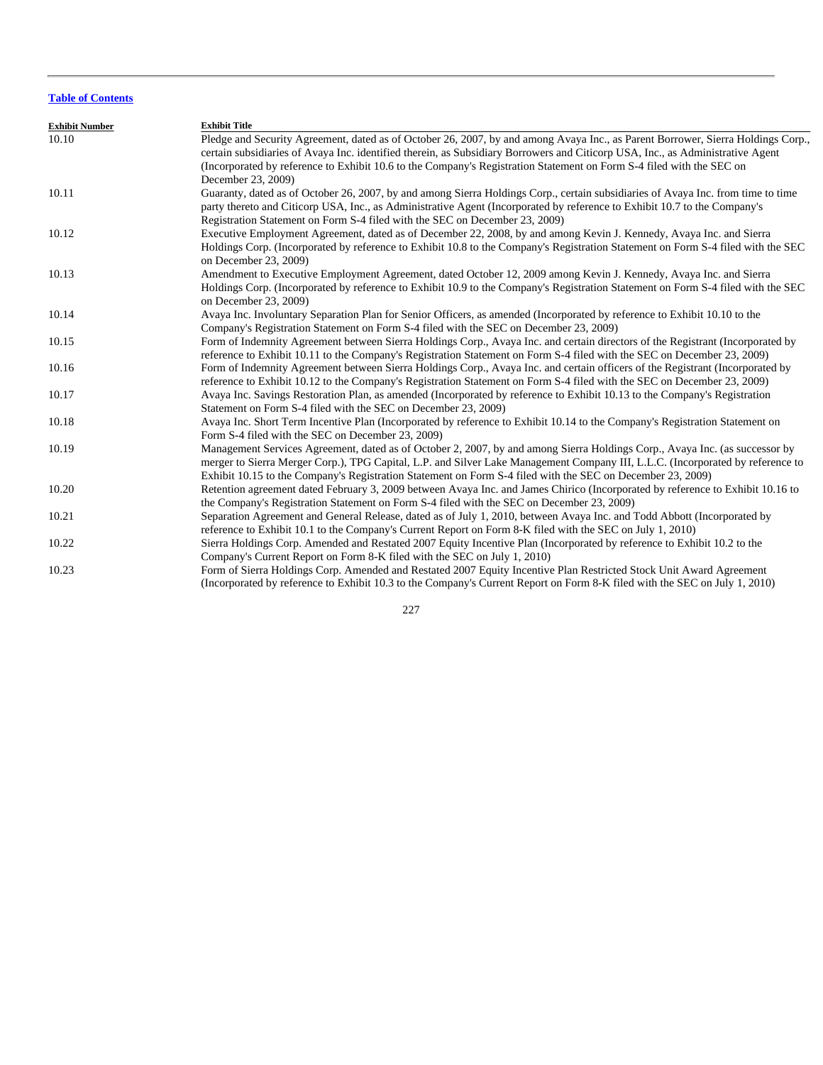[Table of Contents](#)

| Exhibit Number | Exhibit Title |
|---|---|
| 10.10 | Pledge and Security Agreement, dated as of October 26, 2007, by and among Avaya Inc., as Parent Borrower, Sierra Holdings Corp., certain subsidiaries of Avaya Inc. identified therein, as Subsidiary Borrowers and Citicorp USA, Inc., as Administrative Agent (Incorporated by reference to Exhibit 10.6 to the Company's Registration Statement on Form S-4 filed with the SEC on December 23, 2009) |
| 10.11 | Guaranty, dated as of October 26, 2007, by and among Sierra Holdings Corp., certain subsidiaries of Avaya Inc. from time to time party thereto and Citicorp USA, Inc., as Administrative Agent (Incorporated by reference to Exhibit 10.7 to the Company's Registration Statement on Form S-4 filed with the SEC on December 23, 2009) |
| 10.12 | Executive Employment Agreement, dated as of December 22, 2008, by and among Kevin J. Kennedy, Avaya Inc. and Sierra Holdings Corp. (Incorporated by reference to Exhibit 10.8 to the Company's Registration Statement on Form S-4 filed with the SEC on December 23, 2009) |
| 10.13 | Amendment to Executive Employment Agreement, dated October 12, 2009 among Kevin J. Kennedy, Avaya Inc. and Sierra Holdings Corp. (Incorporated by reference to Exhibit 10.9 to the Company's Registration Statement on Form S-4 filed with the SEC on December 23, 2009) |
| 10.14 | Avaya Inc. Involuntary Separation Plan for Senior Officers, as amended (Incorporated by reference to Exhibit 10.10 to the Company's Registration Statement on Form S-4 filed with the SEC on December 23, 2009) |
| 10.15 | Form of Indemnity Agreement between Sierra Holdings Corp., Avaya Inc. and certain directors of the Registrant (Incorporated by reference to Exhibit 10.11 to the Company's Registration Statement on Form S-4 filed with the SEC on December 23, 2009) |
| 10.16 | Form of Indemnity Agreement between Sierra Holdings Corp., Avaya Inc. and certain officers of the Registrant (Incorporated by reference to Exhibit 10.12 to the Company's Registration Statement on Form S-4 filed with the SEC on December 23, 2009) |
| 10.17 | Avaya Inc. Savings Restoration Plan, as amended (Incorporated by reference to Exhibit 10.13 to the Company's Registration Statement on Form S-4 filed with the SEC on December 23, 2009) |
| 10.18 | Avaya Inc. Short Term Incentive Plan (Incorporated by reference to Exhibit 10.14 to the Company's Registration Statement on Form S-4 filed with the SEC on December 23, 2009) |
| 10.19 | Management Services Agreement, dated as of October 2, 2007, by and among Sierra Holdings Corp., Avaya Inc. (as successor by merger to Sierra Merger Corp.), TPG Capital, L.P. and Silver Lake Management Company III, L.L.C. (Incorporated by reference to Exhibit 10.15 to the Company's Registration Statement on Form S-4 filed with the SEC on December 23, 2009) |
| 10.20 | Retention agreement dated February 3, 2009 between Avaya Inc. and James Chirico (Incorporated by reference to Exhibit 10.16 to the Company's Registration Statement on Form S-4 filed with the SEC on December 23, 2009) |
| 10.21 | Separation Agreement and General Release, dated as of July 1, 2010, between Avaya Inc. and Todd Abbott (Incorporated by reference to Exhibit 10.1 to the Company's Current Report on Form 8-K filed with the SEC on July 1, 2010) |
| 10.22 | Sierra Holdings Corp. Amended and Restated 2007 Equity Incentive Plan (Incorporated by reference to Exhibit 10.2 to the Company's Current Report on Form 8-K filed with the SEC on July 1, 2010) |
| 10.23 | Form of Sierra Holdings Corp. Amended and Restated 2007 Equity Incentive Plan Restricted Stock Unit Award Agreement (Incorporated by reference to Exhibit 10.3 to the Company's Current Report on Form 8-K filed with the SEC on July 1, 2010) |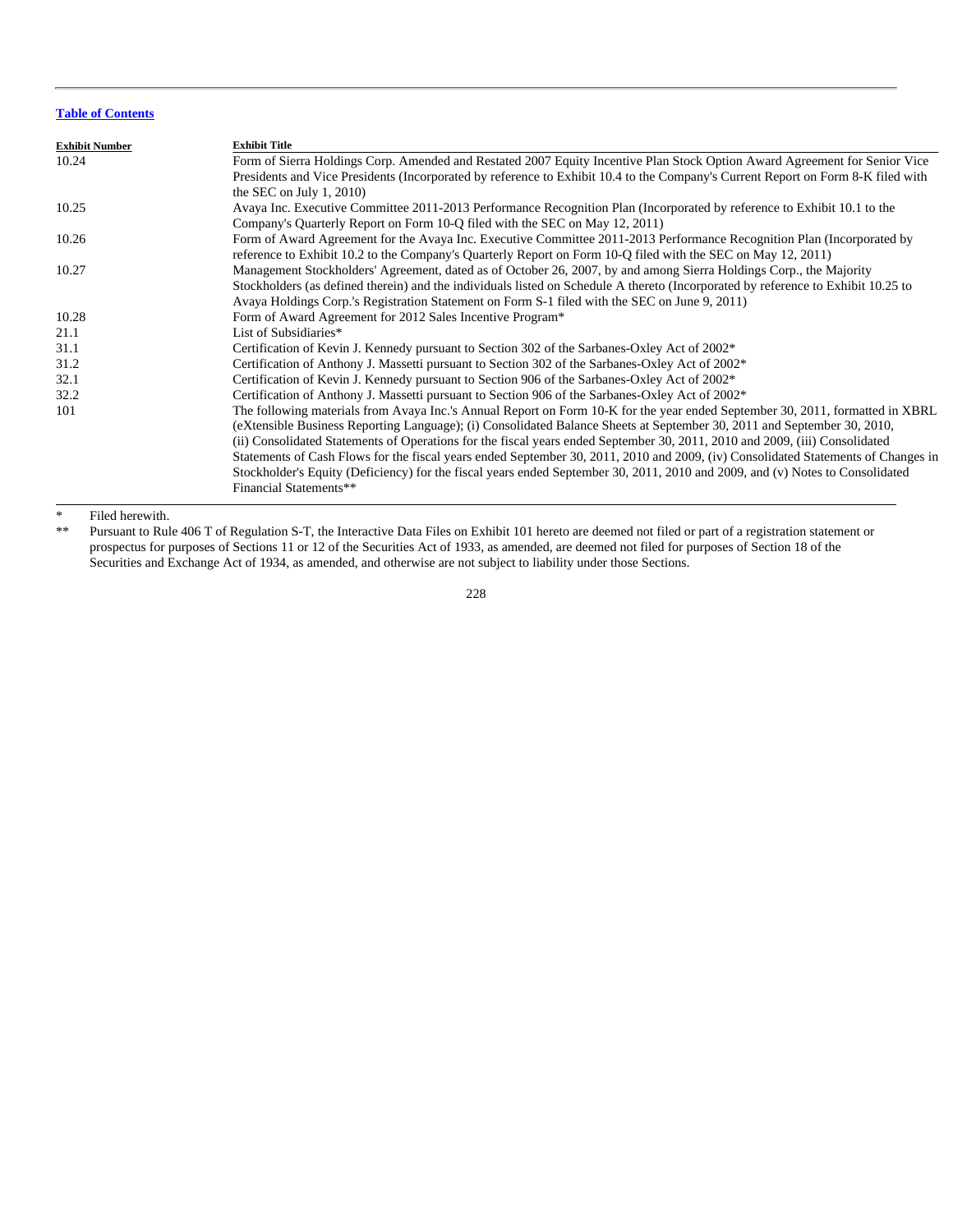[Table of Contents](#)

| Exhibit Number | Exhibit Title |
|---|---|
| 10.24 | Form of Sierra Holdings Corp. Amended and Restated 2007 Equity Incentive Plan Stock Option Award Agreement for Senior Vice Presidents and Vice Presidents (Incorporated by reference to Exhibit 10.4 to the Company's Current Report on Form 8-K filed with the SEC on July 1, 2010) |
| 10.25 | Avaya Inc. Executive Committee 2011-2013 Performance Recognition Plan (Incorporated by reference to Exhibit 10.1 to the Company's Quarterly Report on Form 10-Q filed with the SEC on May 12, 2011) |
| 10.26 | Form of Award Agreement for the Avaya Inc. Executive Committee 2011-2013 Performance Recognition Plan (Incorporated by reference to Exhibit 10.2 to the Company's Quarterly Report on Form 10-Q filed with the SEC on May 12, 2011) |
| 10.27 | Management Stockholders' Agreement, dated as of October 26, 2007, by and among Sierra Holdings Corp., the Majority Stockholders (as defined therein) and the individuals listed on Schedule A thereto (Incorporated by reference to Exhibit 10.25 to Avaya Holdings Corp.'s Registration Statement on Form S-1 filed with the SEC on June 9, 2011) |
| 10.28 | Form of Award Agreement for 2012 Sales Incentive Program* |
| 21.1 | List of Subsidiaries* |
| 31.1 | Certification of Kevin J. Kennedy pursuant to Section 302 of the Sarbanes-Oxley Act of 2002* |
| 31.2 | Certification of Anthony J. Massetti pursuant to Section 302 of the Sarbanes-Oxley Act of 2002* |
| 32.1 | Certification of Kevin J. Kennedy pursuant to Section 906 of the Sarbanes-Oxley Act of 2002* |
| 32.2 | Certification of Anthony J. Massetti pursuant to Section 906 of the Sarbanes-Oxley Act of 2002* |
| 101 | The following materials from Avaya Inc.'s Annual Report on Form 10-K for the year ended September 30, 2011, formatted in XBRL (eXtensible Business Reporting Language); (i) Consolidated Balance Sheets at September 30, 2011 and September 30, 2010, (ii) Consolidated Statements of Operations for the fiscal years ended September 30, 2011, 2010 and 2009, (iii) Consolidated Statements of Cash Flows for the fiscal years ended September 30, 2011, 2010 and 2009, (iv) Consolidated Statements of Changes in Stockholder's Equity (Deficiency) for the fiscal years ended September 30, 2011, 2010 and 2009, and (v) Notes to Consolidated Financial Statements** |

\* Filed herewith.

** Pursuant to Rule 406 T of Regulation S-T, the Interactive Data Files on Exhibit 101 hereto are deemed not filed or part of a registration statement or prospectus for purposes of Sections 11 or 12 of the Securities Act of 1933, as amended, are deemed not filed for purposes of Section 18 of the Securities and Exchange Act of 1934, as amended, and otherwise are not subject to liability under those Sections.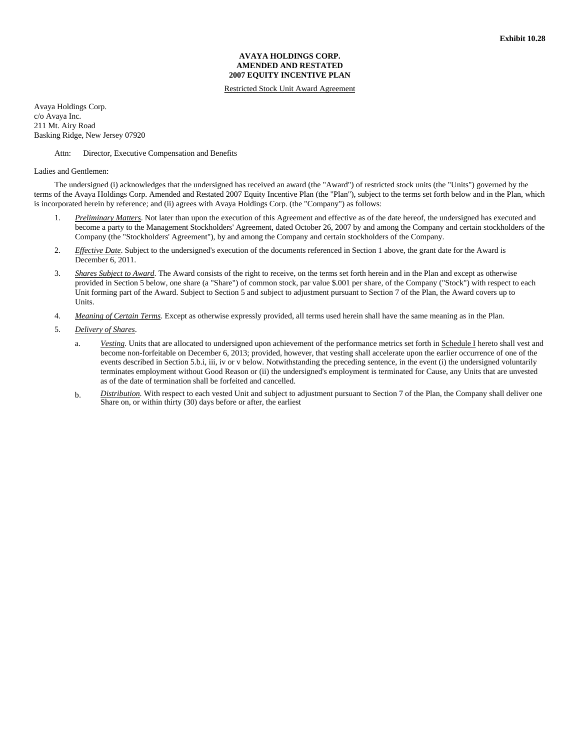Exhibit 10.28

**AVAYA HOLDINGS CORP.**
**AMENDED AND RESTATED**
**2007 EQUITY INCENTIVE PLAN**

Restricted Stock Unit Award Agreement

Avaya Holdings Corp.
c/o Avaya Inc.
211 Mt. Airy Road
Basking Ridge, New Jersey 07920

Attn: Director, Executive Compensation and Benefits

Ladies and Gentlemen:

The undersigned (i) acknowledges that the undersigned has received an award (the "Award") of restricted stock units (the "Units") governed by the terms of the Avaya Holdings Corp. Amended and Restated 2007 Equity Incentive Plan (the "Plan"), subject to the terms set forth below and in the Plan, which is incorporated herein by reference; and (ii) agrees with Avaya Holdings Corp. (the "Company") as follows:

1. *Preliminary Matters*. Not later than upon the execution of this Agreement and effective as of the date hereof, the undersigned has executed and become a party to the Management Stockholders' Agreement, dated October 26, 2007 by and among the Company and certain stockholders of the Company (the "Stockholders' Agreement"), by and among the Company and certain stockholders of the Company.

2. *Effective Date*. Subject to the undersigned's execution of the documents referenced in Section 1 above, the grant date for the Award is December 6, 2011.

3. *Shares Subject to Award*. The Award consists of the right to receive, on the terms set forth herein and in the Plan and except as otherwise provided in Section 5 below, one share (a "Share") of common stock, par value $.001 per share, of the Company ("Stock") with respect to each Unit forming part of the Award. Subject to Section 5 and subject to adjustment pursuant to Section 7 of the Plan, the Award covers up to Units.

4. *Meaning of Certain Terms*. Except as otherwise expressly provided, all terms used herein shall have the same meaning as in the Plan.

5. *Delivery of Shares*.

   a. *Vesting.* Units that are allocated to undersigned upon achievement of the performance metrics set forth in Schedule I hereto shall vest and become non-forfeitable on December 6, 2013; provided, however, that vesting shall accelerate upon the earlier occurrence of one of the events described in Section 5.b.i, iii, iv or v below. Notwithstanding the preceding sentence, in the event (i) the undersigned voluntarily terminates employment without Good Reason or (ii) the undersigned's employment is terminated for Cause, any Units that are unvested as of the date of termination shall be forfeited and cancelled.

   b. *Distribution.* With respect to each vested Unit and subject to adjustment pursuant to Section 7 of the Plan, the Company shall deliver one Share on, or within thirty (30) days before or after, the earliest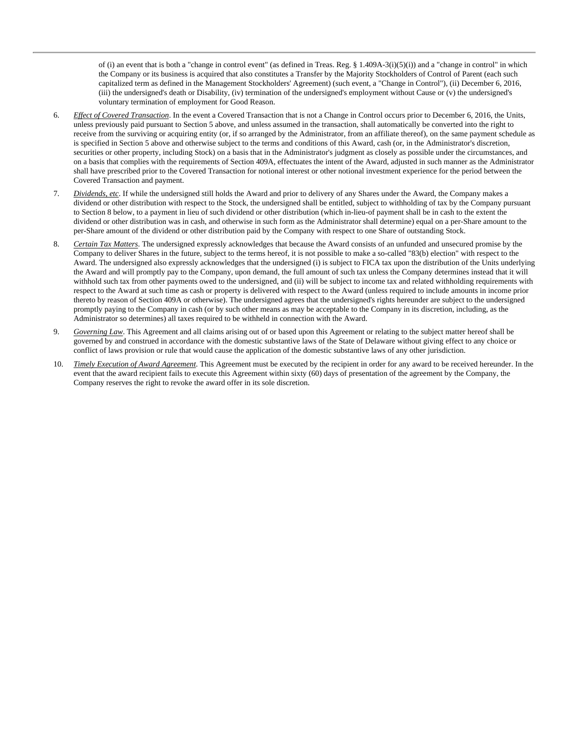of (i) an event that is both a "change in control event" (as defined in Treas. Reg. § 1.409A-3(i)(5)(i)) and a "change in control" in which the Company or its business is acquired that also constitutes a Transfer by the Majority Stockholders of Control of Parent (each such capitalized term as defined in the Management Stockholders' Agreement) (such event, a "Change in Control"), (ii) December 6, 2016, (iii) the undersigned's death or Disability, (iv) termination of the undersigned's employment without Cause or (v) the undersigned's voluntary termination of employment for Good Reason.

6. *Effect of Covered Transaction*. In the event a Covered Transaction that is not a Change in Control occurs prior to December 6, 2016, the Units, unless previously paid pursuant to Section 5 above, and unless assumed in the transaction, shall automatically be converted into the right to receive from the surviving or acquiring entity (or, if so arranged by the Administrator, from an affiliate thereof), on the same payment schedule as is specified in Section 5 above and otherwise subject to the terms and conditions of this Award, cash (or, in the Administrator's discretion, securities or other property, including Stock) on a basis that in the Administrator's judgment as closely as possible under the circumstances, and on a basis that complies with the requirements of Section 409A, effectuates the intent of the Award, adjusted in such manner as the Administrator shall have prescribed prior to the Covered Transaction for notional interest or other notional investment experience for the period between the Covered Transaction and payment.

7. *Dividends, etc*. If while the undersigned still holds the Award and prior to delivery of any Shares under the Award, the Company makes a dividend or other distribution with respect to the Stock, the undersigned shall be entitled, subject to withholding of tax by the Company pursuant to Section 8 below, to a payment in lieu of such dividend or other distribution (which in-lieu-of payment shall be in cash to the extent the dividend or other distribution was in cash, and otherwise in such form as the Administrator shall determine) equal on a per-Share amount to the per-Share amount of the dividend or other distribution paid by the Company with respect to one Share of outstanding Stock.

8. *Certain Tax Matters*. The undersigned expressly acknowledges that because the Award consists of an unfunded and unsecured promise by the Company to deliver Shares in the future, subject to the terms hereof, it is not possible to make a so-called "83(b) election" with respect to the Award. The undersigned also expressly acknowledges that the undersigned (i) is subject to FICA tax upon the distribution of the Units underlying the Award and will promptly pay to the Company, upon demand, the full amount of such tax unless the Company determines instead that it will withhold such tax from other payments owed to the undersigned, and (ii) will be subject to income tax and related withholding requirements with respect to the Award at such time as cash or property is delivered with respect to the Award (unless required to include amounts in income prior thereto by reason of Section 409A or otherwise). The undersigned agrees that the undersigned's rights hereunder are subject to the undersigned promptly paying to the Company in cash (or by such other means as may be acceptable to the Company in its discretion, including, as the Administrator so determines) all taxes required to be withheld in connection with the Award.

9. *Governing Law*. This Agreement and all claims arising out of or based upon this Agreement or relating to the subject matter hereof shall be governed by and construed in accordance with the domestic substantive laws of the State of Delaware without giving effect to any choice or conflict of laws provision or rule that would cause the application of the domestic substantive laws of any other jurisdiction.

10. *Timely Execution of Award Agreement*. This Agreement must be executed by the recipient in order for any award to be received hereunder. In the event that the award recipient fails to execute this Agreement within sixty (60) days of presentation of the agreement by the Company, the Company reserves the right to revoke the award offer in its sole discretion.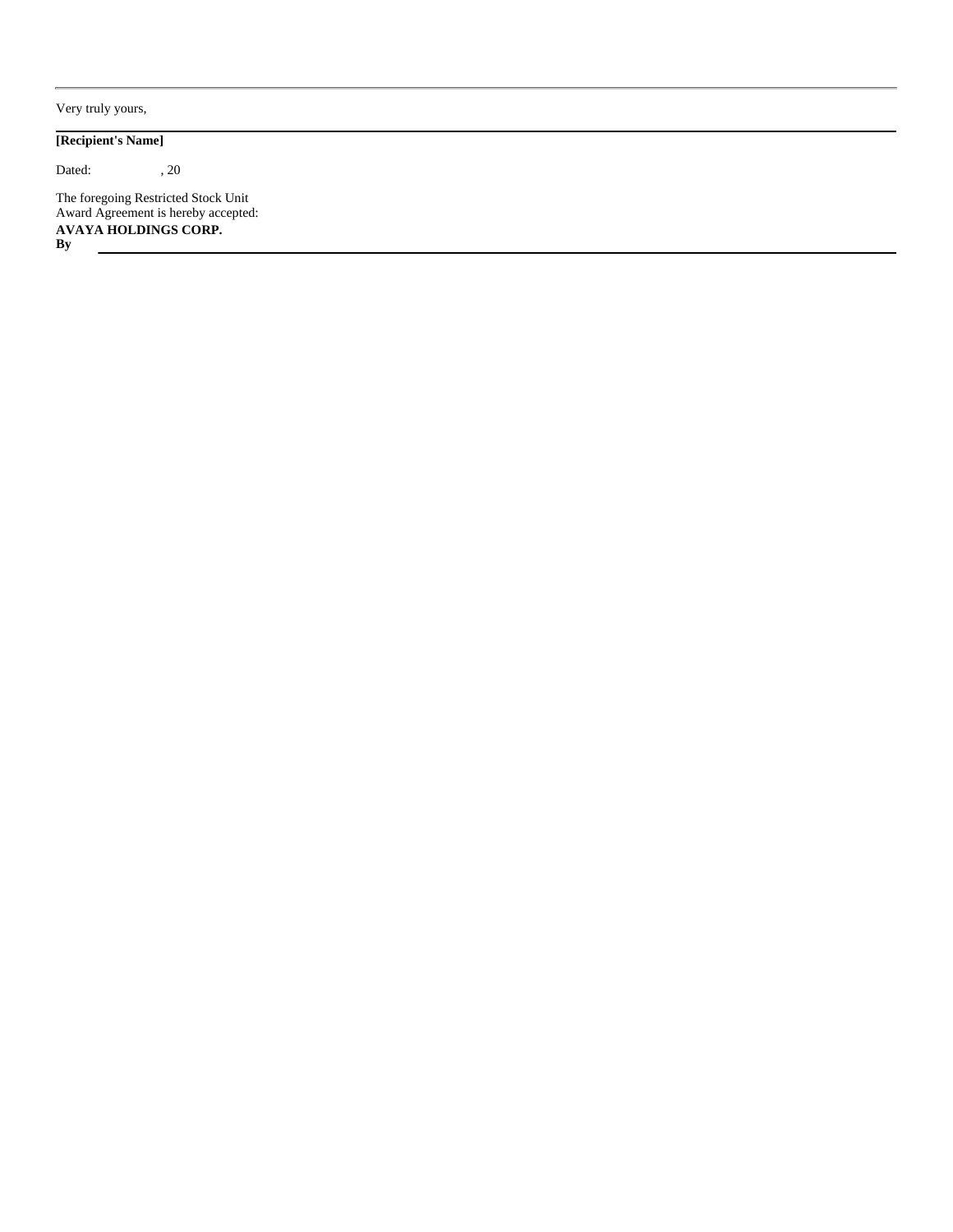Very truly yours,

---

**[Recipient's Name]**

Dated: , 20

The foregoing Restricted Stock Unit
Award Agreement is hereby accepted:

**AVAYA HOLDINGS CORP.**

**By** \_\_\_\_\_\_\_\_\_\_\_\_\_\_\_\_\_\_\_\_\_\_\_\_\_\_\_\_\_\_\_\_\_\_\_\_\_\_\_\_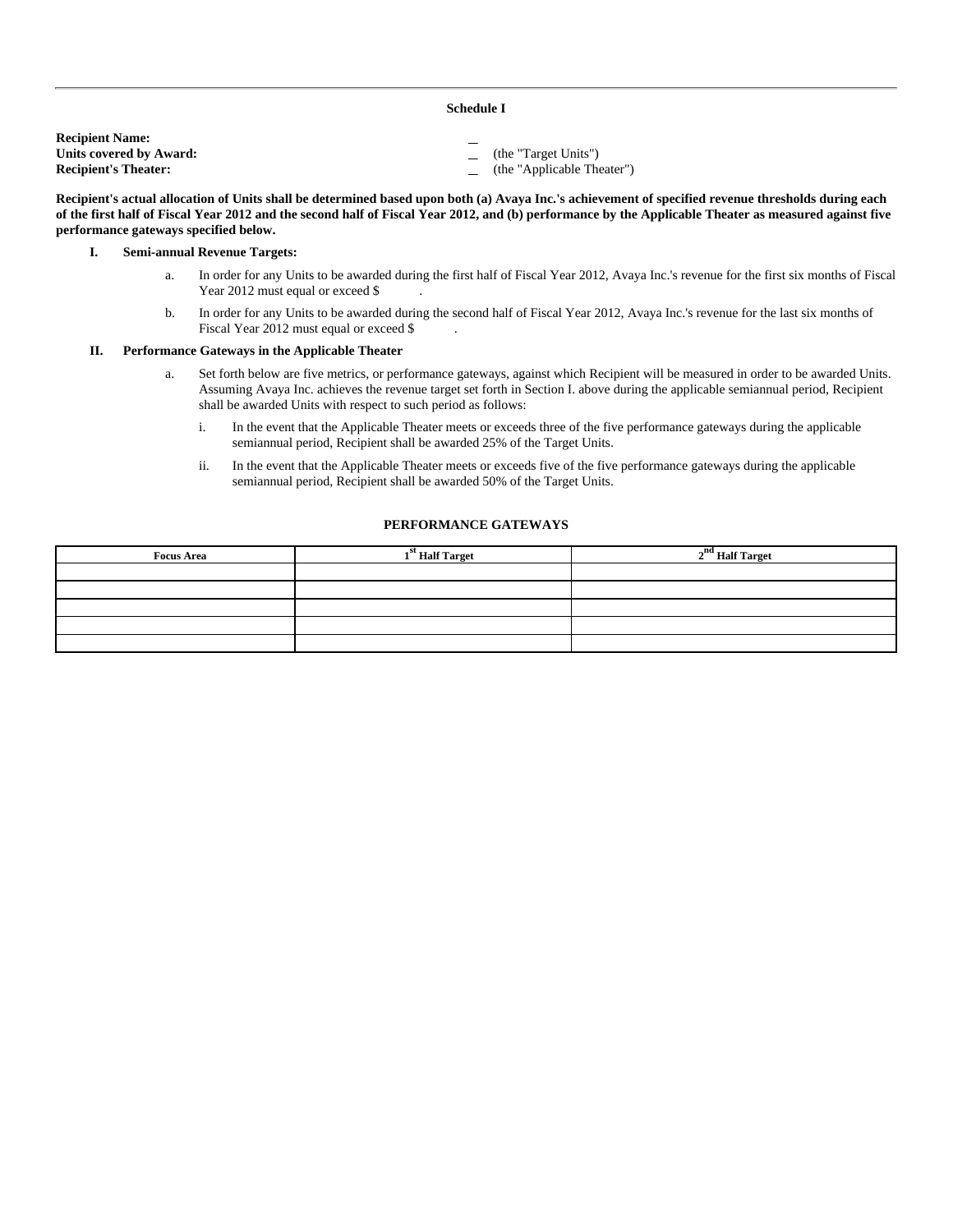**Schedule I**

**Recipient Name:** _

**Units covered by Award:** _ (the "Target Units")

**Recipient's Theater:** _ (the "Applicable Theater")

**Recipient's actual allocation of Units shall be determined based upon both (a) Avaya Inc.'s achievement of specified revenue thresholds during each of the first half of Fiscal Year 2012 and the second half of Fiscal Year 2012, and (b) performance by the Applicable Theater as measured against five performance gateways specified below.**

**I. Semi-annual Revenue Targets:**

a. In order for any Units to be awarded during the first half of Fiscal Year 2012, Avaya Inc.'s revenue for the first six months of Fiscal Year 2012 must equal or exceed $ .

b. In order for any Units to be awarded during the second half of Fiscal Year 2012, Avaya Inc.'s revenue for the last six months of Fiscal Year 2012 must equal or exceed $ .

**II. Performance Gateways in the Applicable Theater**

a. Set forth below are five metrics, or performance gateways, against which Recipient will be measured in order to be awarded Units. Assuming Avaya Inc. achieves the revenue target set forth in Section I. above during the applicable semiannual period, Recipient shall be awarded Units with respect to such period as follows:

i. In the event that the Applicable Theater meets or exceeds three of the five performance gateways during the applicable semiannual period, Recipient shall be awarded 25% of the Target Units.

ii. In the event that the Applicable Theater meets or exceeds five of the five performance gateways during the applicable semiannual period, Recipient shall be awarded 50% of the Target Units.

**PERFORMANCE GATEWAYS**

| Focus Area | 1st Half Target | 2nd Half Target |
|---|---|---|
| | | |
| | | |
| | | |
| | | |
| | | |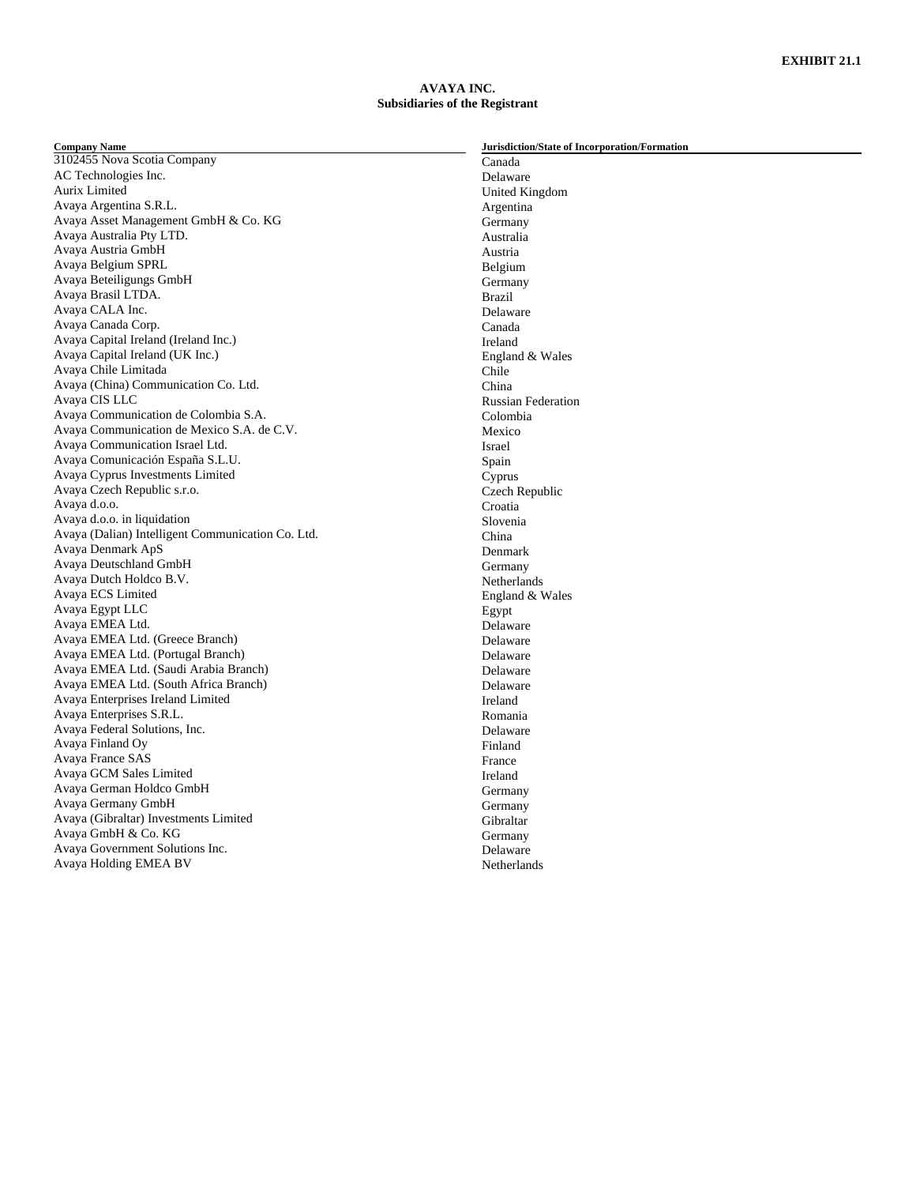**EXHIBIT 21.1**

**AVAYA INC.**
**Subsidiaries of the Registrant**

| Company Name | Jurisdiction/State of Incorporation/Formation |
|---|---|
| 3102455 Nova Scotia Company | Canada |
| AC Technologies Inc. | Delaware |
| Aurix Limited | United Kingdom |
| Avaya Argentina S.R.L. | Argentina |
| Avaya Asset Management GmbH & Co. KG | Germany |
| Avaya Australia Pty LTD. | Australia |
| Avaya Austria GmbH | Austria |
| Avaya Belgium SPRL | Belgium |
| Avaya Beteiligungs GmbH | Germany |
| Avaya Brasil LTDA. | Brazil |
| Avaya CALA Inc. | Delaware |
| Avaya Canada Corp. | Canada |
| Avaya Capital Ireland (Ireland Inc.) | Ireland |
| Avaya Capital Ireland (UK Inc.) | England & Wales |
| Avaya Chile Limitada | Chile |
| Avaya (China) Communication Co. Ltd. | China |
| Avaya CIS LLC | Russian Federation |
| Avaya Communication de Colombia S.A. | Colombia |
| Avaya Communication de Mexico S.A. de C.V. | Mexico |
| Avaya Communication Israel Ltd. | Israel |
| Avaya Comunicación España S.L.U. | Spain |
| Avaya Cyprus Investments Limited | Cyprus |
| Avaya Czech Republic s.r.o. | Czech Republic |
| Avaya d.o.o. | Croatia |
| Avaya d.o.o. in liquidation | Slovenia |
| Avaya (Dalian) Intelligent Communication Co. Ltd. | China |
| Avaya Denmark ApS | Denmark |
| Avaya Deutschland GmbH | Germany |
| Avaya Dutch Holdco B.V. | Netherlands |
| Avaya ECS Limited | England & Wales |
| Avaya Egypt LLC | Egypt |
| Avaya EMEA Ltd. | Delaware |
| Avaya EMEA Ltd. (Greece Branch) | Delaware |
| Avaya EMEA Ltd. (Portugal Branch) | Delaware |
| Avaya EMEA Ltd. (Saudi Arabia Branch) | Delaware |
| Avaya EMEA Ltd. (South Africa Branch) | Delaware |
| Avaya Enterprises Ireland Limited | Ireland |
| Avaya Enterprises S.R.L. | Romania |
| Avaya Federal Solutions, Inc. | Delaware |
| Avaya Finland Oy | Finland |
| Avaya France SAS | France |
| Avaya GCM Sales Limited | Ireland |
| Avaya German Holdco GmbH | Germany |
| Avaya Germany GmbH | Germany |
| Avaya (Gibraltar) Investments Limited | Gibraltar |
| Avaya GmbH & Co. KG | Germany |
| Avaya Government Solutions Inc. | Delaware |
| Avaya Holding EMEA BV | Netherlands |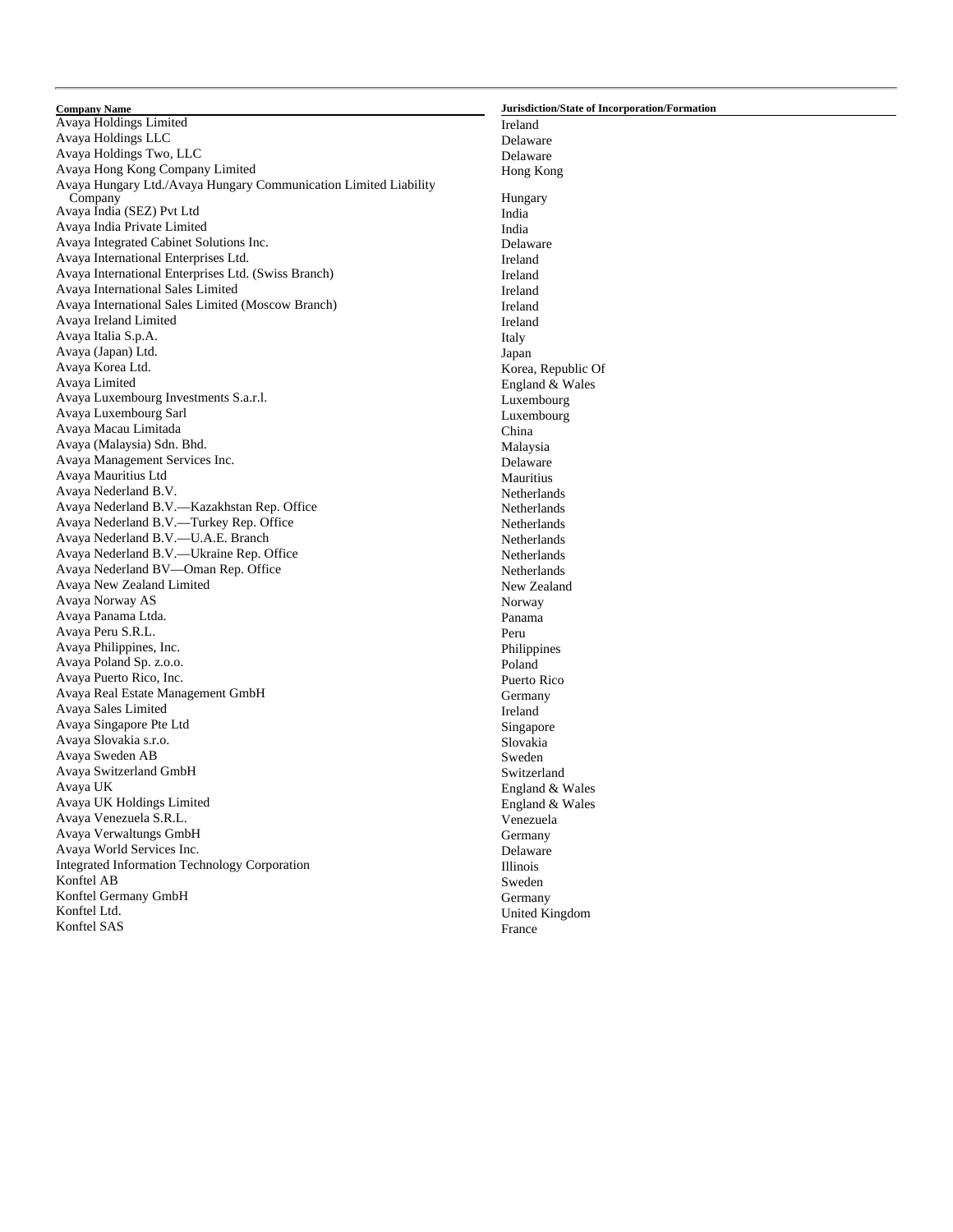| Company Name | Jurisdiction/State of Incorporation/Formation |
| --- | --- |
| Avaya Holdings Limited | Ireland |
| Avaya Holdings LLC | Delaware |
| Avaya Holdings Two, LLC | Delaware |
| Avaya Hong Kong Company Limited | Hong Kong |
| Avaya Hungary Ltd./Avaya Hungary Communication Limited Liability Company | Hungary |
| Avaya India (SEZ) Pvt Ltd | India |
| Avaya India Private Limited | India |
| Avaya Integrated Cabinet Solutions Inc. | Delaware |
| Avaya International Enterprises Ltd. | Ireland |
| Avaya International Enterprises Ltd. (Swiss Branch) | Ireland |
| Avaya International Sales Limited | Ireland |
| Avaya International Sales Limited (Moscow Branch) | Ireland |
| Avaya Ireland Limited | Ireland |
| Avaya Italia S.p.A. | Italy |
| Avaya (Japan) Ltd. | Japan |
| Avaya Korea Ltd. | Korea, Republic Of |
| Avaya Limited | England & Wales |
| Avaya Luxembourg Investments S.a.r.l. | Luxembourg |
| Avaya Luxembourg Sarl | Luxembourg |
| Avaya Macau Limitada | China |
| Avaya (Malaysia) Sdn. Bhd. | Malaysia |
| Avaya Management Services Inc. | Delaware |
| Avaya Mauritius Ltd | Mauritius |
| Avaya Nederland B.V. | Netherlands |
| Avaya Nederland B.V.—Kazakhstan Rep. Office | Netherlands |
| Avaya Nederland B.V.—Turkey Rep. Office | Netherlands |
| Avaya Nederland B.V.—U.A.E. Branch | Netherlands |
| Avaya Nederland B.V.—Ukraine Rep. Office | Netherlands |
| Avaya Nederland BV—Oman Rep. Office | Netherlands |
| Avaya New Zealand Limited | New Zealand |
| Avaya Norway AS | Norway |
| Avaya Panama Ltda. | Panama |
| Avaya Peru S.R.L. | Peru |
| Avaya Philippines, Inc. | Philippines |
| Avaya Poland Sp. z.o.o. | Poland |
| Avaya Puerto Rico, Inc. | Puerto Rico |
| Avaya Real Estate Management GmbH | Germany |
| Avaya Sales Limited | Ireland |
| Avaya Singapore Pte Ltd | Singapore |
| Avaya Slovakia s.r.o. | Slovakia |
| Avaya Sweden AB | Sweden |
| Avaya Switzerland GmbH | Switzerland |
| Avaya UK | England & Wales |
| Avaya UK Holdings Limited | England & Wales |
| Avaya Venezuela S.R.L. | Venezuela |
| Avaya Verwaltungs GmbH | Germany |
| Avaya World Services Inc. | Delaware |
| Integrated Information Technology Corporation | Illinois |
| Konftel AB | Sweden |
| Konftel Germany GmbH | Germany |
| Konftel Ltd. | United Kingdom |
| Konftel SAS | France |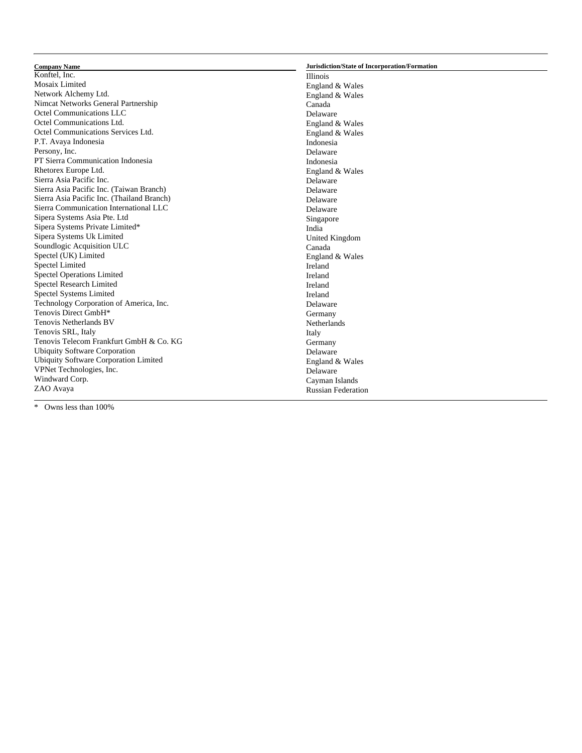| Company Name | Jurisdiction/State of Incorporation/Formation |
| --- | --- |
| Konftel, Inc. | Illinois |
| Mosaix Limited | England & Wales |
| Network Alchemy Ltd. | England & Wales |
| Nimcat Networks General Partnership | Canada |
| Octel Communications LLC | Delaware |
| Octel Communications Ltd. | England & Wales |
| Octel Communications Services Ltd. | England & Wales |
| P.T. Avaya Indonesia | Indonesia |
| Persony, Inc. | Delaware |
| PT Sierra Communication Indonesia | Indonesia |
| Rhetorex Europe Ltd. | England & Wales |
| Sierra Asia Pacific Inc. | Delaware |
| Sierra Asia Pacific Inc. (Taiwan Branch) | Delaware |
| Sierra Asia Pacific Inc. (Thailand Branch) | Delaware |
| Sierra Communication International LLC | Delaware |
| Sipera Systems Asia Pte. Ltd | Singapore |
| Sipera Systems Private Limited* | India |
| Sipera Systems Uk Limited | United Kingdom |
| Soundlogic Acquisition ULC | Canada |
| Spectel (UK) Limited | England & Wales |
| Spectel Limited | Ireland |
| Spectel Operations Limited | Ireland |
| Spectel Research Limited | Ireland |
| Spectel Systems Limited | Ireland |
| Technology Corporation of America, Inc. | Delaware |
| Tenovis Direct GmbH* | Germany |
| Tenovis Netherlands BV | Netherlands |
| Tenovis SRL, Italy | Italy |
| Tenovis Telecom Frankfurt GmbH & Co. KG | Germany |
| Ubiquity Software Corporation | Delaware |
| Ubiquity Software Corporation Limited | England & Wales |
| VPNet Technologies, Inc. | Delaware |
| Windward Corp. | Cayman Islands |
| ZAO Avaya | Russian Federation |

\* Owns less than 100%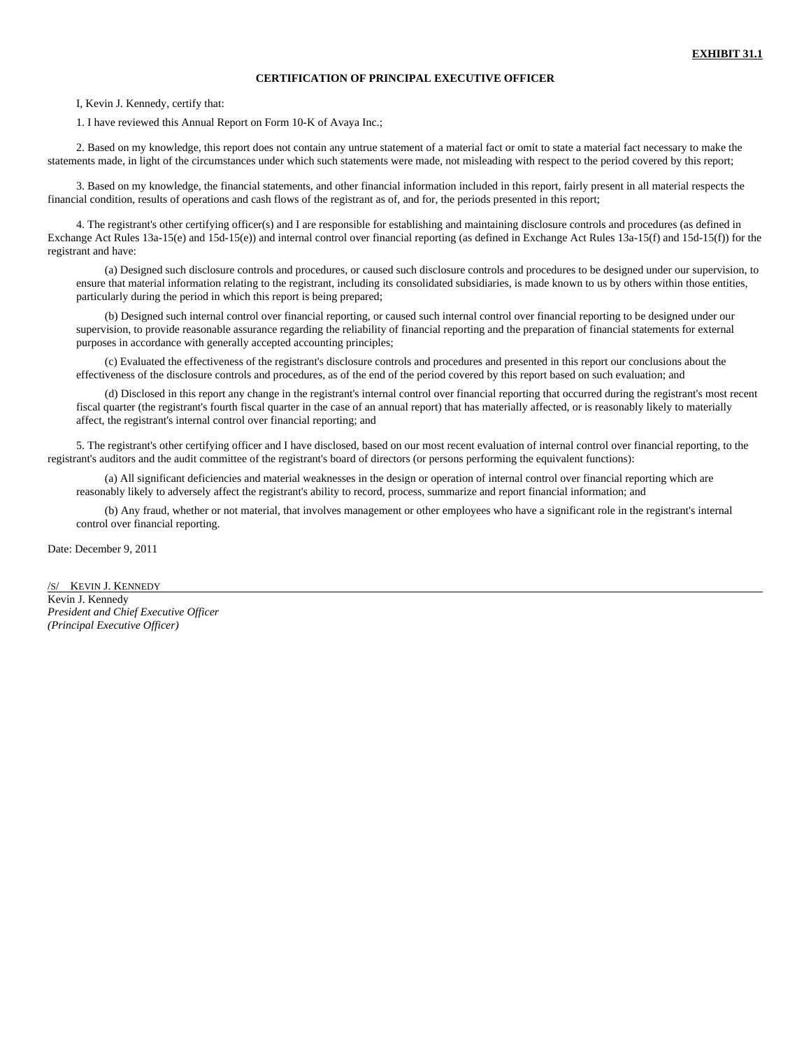**EXHIBIT 31.1**

**CERTIFICATION OF PRINCIPAL EXECUTIVE OFFICER**

I, Kevin J. Kennedy, certify that:

1. I have reviewed this Annual Report on Form 10-K of Avaya Inc.;

2. Based on my knowledge, this report does not contain any untrue statement of a material fact or omit to state a material fact necessary to make the statements made, in light of the circumstances under which such statements were made, not misleading with respect to the period covered by this report;

3. Based on my knowledge, the financial statements, and other financial information included in this report, fairly present in all material respects the financial condition, results of operations and cash flows of the registrant as of, and for, the periods presented in this report;

4. The registrant's other certifying officer(s) and I are responsible for establishing and maintaining disclosure controls and procedures (as defined in Exchange Act Rules 13a-15(e) and 15d-15(e)) and internal control over financial reporting (as defined in Exchange Act Rules 13a-15(f) and 15d-15(f)) for the registrant and have:

(a) Designed such disclosure controls and procedures, or caused such disclosure controls and procedures to be designed under our supervision, to ensure that material information relating to the registrant, including its consolidated subsidiaries, is made known to us by others within those entities, particularly during the period in which this report is being prepared;

(b) Designed such internal control over financial reporting, or caused such internal control over financial reporting to be designed under our supervision, to provide reasonable assurance regarding the reliability of financial reporting and the preparation of financial statements for external purposes in accordance with generally accepted accounting principles;

(c) Evaluated the effectiveness of the registrant's disclosure controls and procedures and presented in this report our conclusions about the effectiveness of the disclosure controls and procedures, as of the end of the period covered by this report based on such evaluation; and

(d) Disclosed in this report any change in the registrant's internal control over financial reporting that occurred during the registrant's most recent fiscal quarter (the registrant's fourth fiscal quarter in the case of an annual report) that has materially affected, or is reasonably likely to materially affect, the registrant's internal control over financial reporting; and

5. The registrant's other certifying officer and I have disclosed, based on our most recent evaluation of internal control over financial reporting, to the registrant's auditors and the audit committee of the registrant's board of directors (or persons performing the equivalent functions):

(a) All significant deficiencies and material weaknesses in the design or operation of internal control over financial reporting which are reasonably likely to adversely affect the registrant's ability to record, process, summarize and report financial information; and

(b) Any fraud, whether or not material, that involves management or other employees who have a significant role in the registrant's internal control over financial reporting.

Date: December 9, 2011

/S/ KEVIN J. KENNEDY

Kevin J. Kennedy
*President and Chief Executive Officer*
*(Principal Executive Officer)*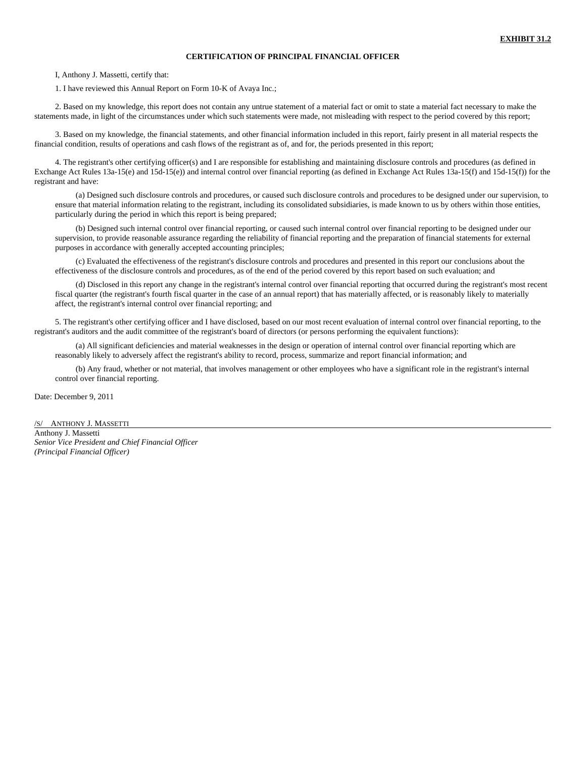**EXHIBIT 31.2**

**CERTIFICATION OF PRINCIPAL FINANCIAL OFFICER**

I, Anthony J. Massetti, certify that:

1. I have reviewed this Annual Report on Form 10-K of Avaya Inc.;

2. Based on my knowledge, this report does not contain any untrue statement of a material fact or omit to state a material fact necessary to make the statements made, in light of the circumstances under which such statements were made, not misleading with respect to the period covered by this report;

3. Based on my knowledge, the financial statements, and other financial information included in this report, fairly present in all material respects the financial condition, results of operations and cash flows of the registrant as of, and for, the periods presented in this report;

4. The registrant's other certifying officer(s) and I are responsible for establishing and maintaining disclosure controls and procedures (as defined in Exchange Act Rules 13a-15(e) and 15d-15(e)) and internal control over financial reporting (as defined in Exchange Act Rules 13a-15(f) and 15d-15(f)) for the registrant and have:

(a) Designed such disclosure controls and procedures, or caused such disclosure controls and procedures to be designed under our supervision, to ensure that material information relating to the registrant, including its consolidated subsidiaries, is made known to us by others within those entities, particularly during the period in which this report is being prepared;

(b) Designed such internal control over financial reporting, or caused such internal control over financial reporting to be designed under our supervision, to provide reasonable assurance regarding the reliability of financial reporting and the preparation of financial statements for external purposes in accordance with generally accepted accounting principles;

(c) Evaluated the effectiveness of the registrant's disclosure controls and procedures and presented in this report our conclusions about the effectiveness of the disclosure controls and procedures, as of the end of the period covered by this report based on such evaluation; and

(d) Disclosed in this report any change in the registrant's internal control over financial reporting that occurred during the registrant's most recent fiscal quarter (the registrant's fourth fiscal quarter in the case of an annual report) that has materially affected, or is reasonably likely to materially affect, the registrant's internal control over financial reporting; and

5. The registrant's other certifying officer and I have disclosed, based on our most recent evaluation of internal control over financial reporting, to the registrant's auditors and the audit committee of the registrant's board of directors (or persons performing the equivalent functions):

(a) All significant deficiencies and material weaknesses in the design or operation of internal control over financial reporting which are reasonably likely to adversely affect the registrant's ability to record, process, summarize and report financial information; and

(b) Any fraud, whether or not material, that involves management or other employees who have a significant role in the registrant's internal control over financial reporting.

Date: December 9, 2011

/S/ ANTHONY J. MASSETTI

Anthony J. Massetti

*Senior Vice President and Chief Financial Officer*

*(Principal Financial Officer)*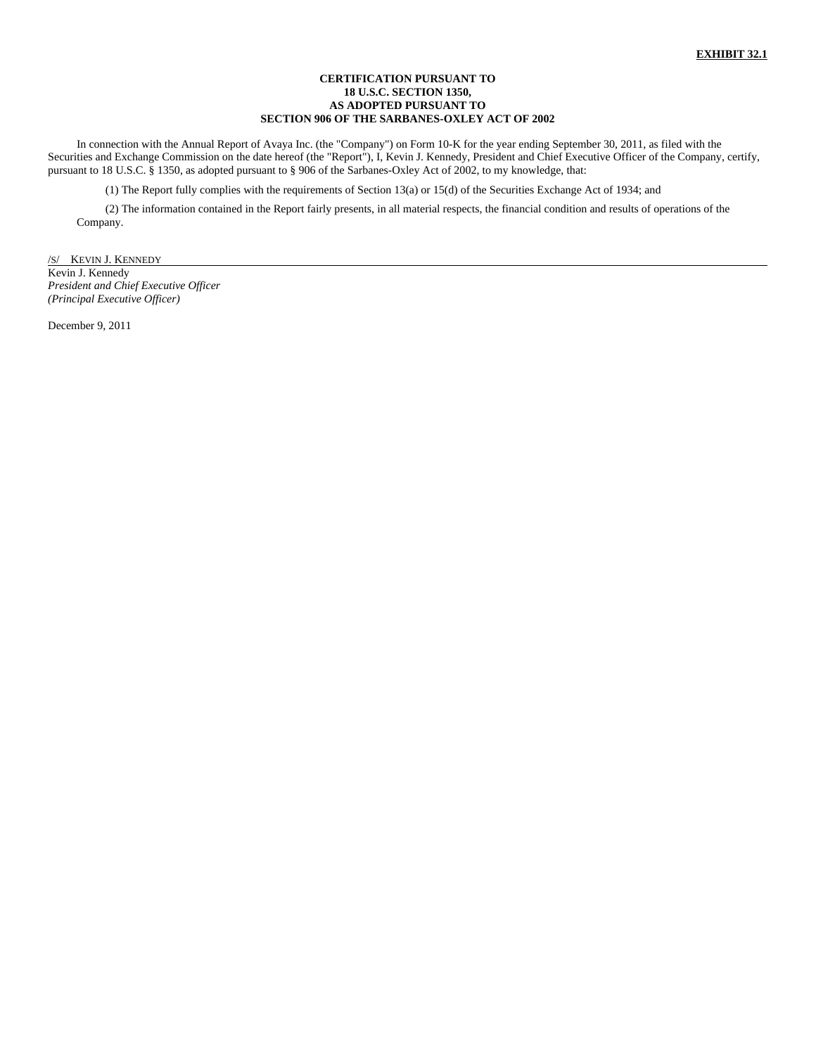**EXHIBIT 32.1**

**CERTIFICATION PURSUANT TO**
**18 U.S.C. SECTION 1350,**
**AS ADOPTED PURSUANT TO**
**SECTION 906 OF THE SARBANES-OXLEY ACT OF 2002**

In connection with the Annual Report of Avaya Inc. (the "Company") on Form 10-K for the year ending September 30, 2011, as filed with the Securities and Exchange Commission on the date hereof (the "Report"), I, Kevin J. Kennedy, President and Chief Executive Officer of the Company, certify, pursuant to 18 U.S.C. § 1350, as adopted pursuant to § 906 of the Sarbanes-Oxley Act of 2002, to my knowledge, that:

(1) The Report fully complies with the requirements of Section 13(a) or 15(d) of the Securities Exchange Act of 1934; and

(2) The information contained in the Report fairly presents, in all material respects, the financial condition and results of operations of the Company.

/S/ KEVIN J. KENNEDY
Kevin J. Kennedy
*President and Chief Executive Officer*
*(Principal Executive Officer)*

December 9, 2011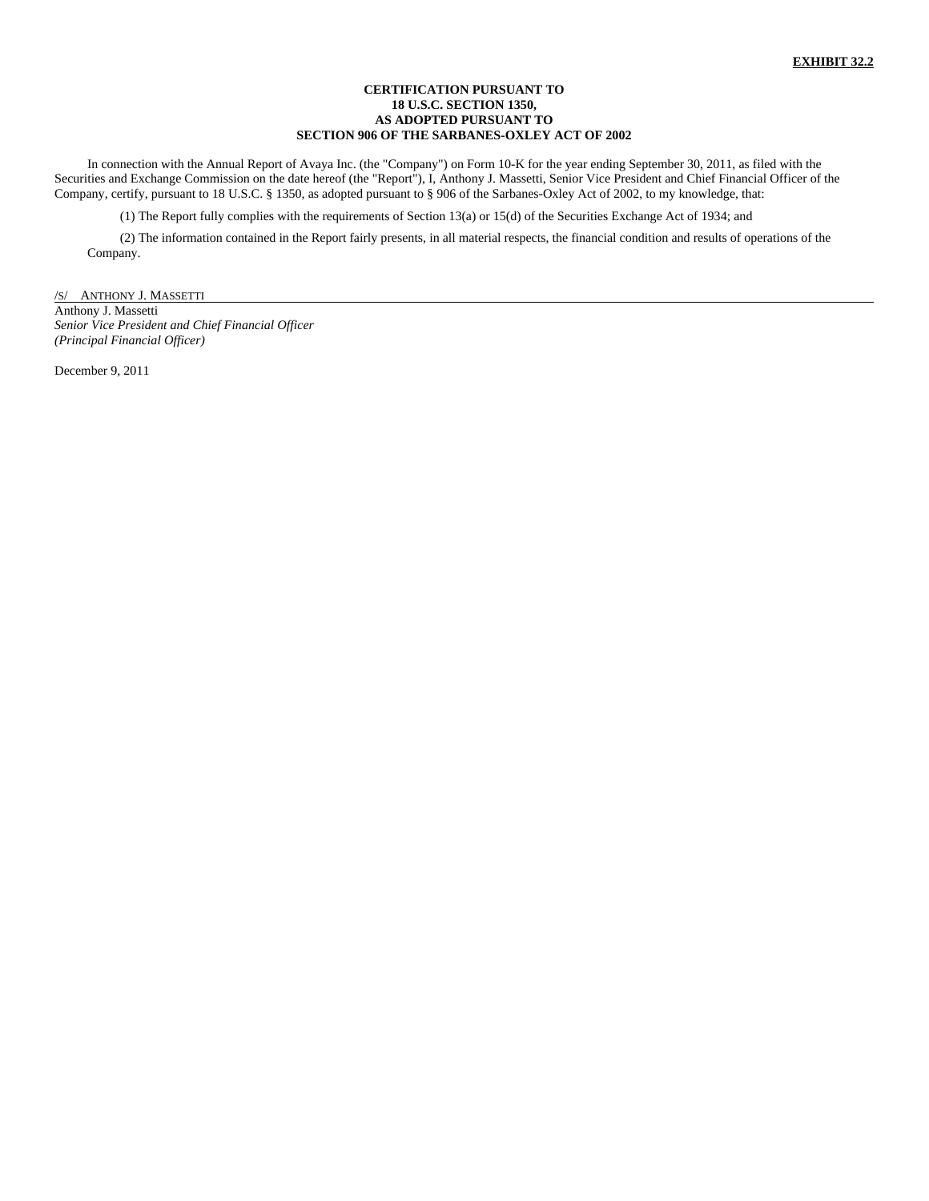**EXHIBIT 32.2**

**CERTIFICATION PURSUANT TO**
**18 U.S.C. SECTION 1350,**
**AS ADOPTED PURSUANT TO**
**SECTION 906 OF THE SARBANES-OXLEY ACT OF 2002**

In connection with the Annual Report of Avaya Inc. (the "Company") on Form 10-K for the year ending September 30, 2011, as filed with the Securities and Exchange Commission on the date hereof (the "Report"), I, Anthony J. Massetti, Senior Vice President and Chief Financial Officer of the Company, certify, pursuant to 18 U.S.C. § 1350, as adopted pursuant to § 906 of the Sarbanes-Oxley Act of 2002, to my knowledge, that:

(1) The Report fully complies with the requirements of Section 13(a) or 15(d) of the Securities Exchange Act of 1934; and

(2) The information contained in the Report fairly presents, in all material respects, the financial condition and results of operations of the Company.

/S/ ANTHONY J. MASSETTI

Anthony J. Massetti
*Senior Vice President and Chief Financial Officer*
*(Principal Financial Officer)*

December 9, 2011